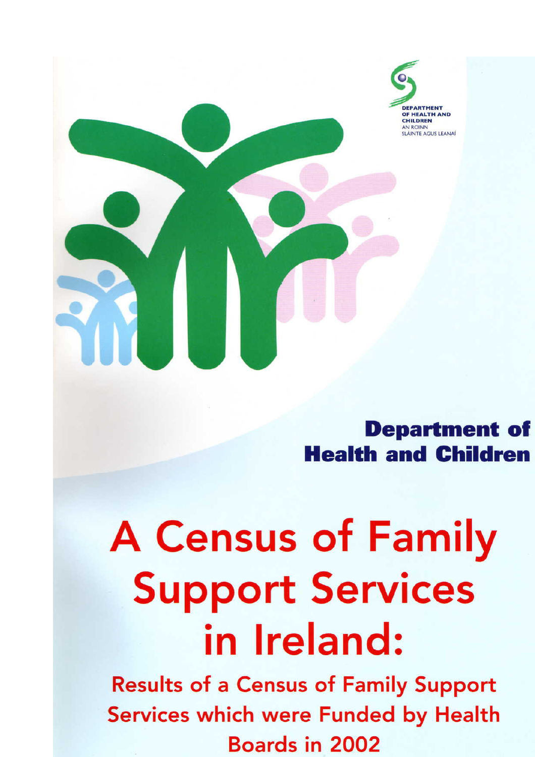DEPARTMENT OF HEALTH AND CHILDREN
AN ROINN SLÁINTE AGUS LEANAÍ

**Department of Health and Children**

# A Census of Family Support Services in Ireland:

## Results of a Census of Family Support Services which were Funded by Health Boards in 2002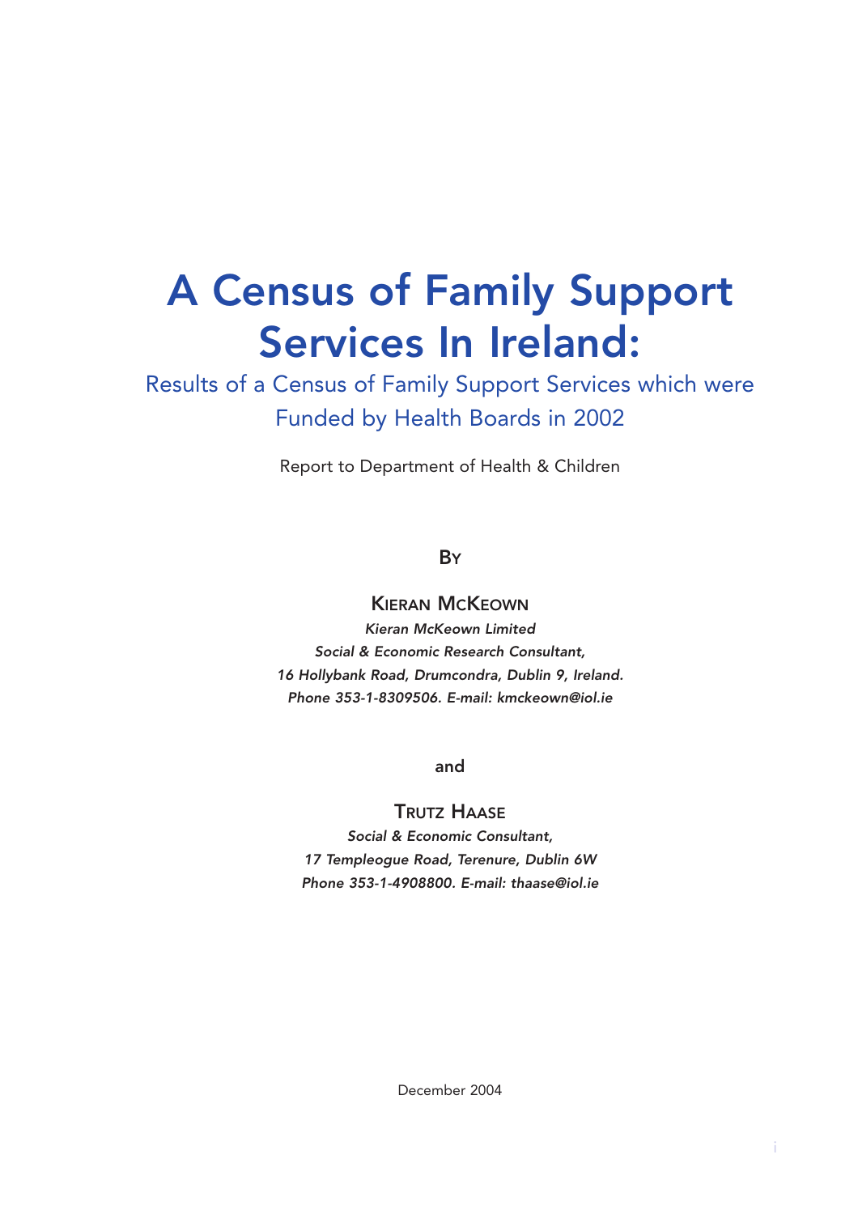# A Census of Family Support Services In Ireland:

## Results of a Census of Family Support Services which were Funded by Health Boards in 2002

Report to Department of Health & Children

BY

KIERAN MCKEOWN

*Kieran McKeown Limited*
*Social & Economic Research Consultant,*
*16 Hollybank Road, Drumcondra, Dublin 9, Ireland.*
*Phone 353-1-8309506. E-mail: kmckeown@iol.ie*

and

TRUTZ HAASE

*Social & Economic Consultant,*
*17 Templeogue Road, Terenure, Dublin 6W*
*Phone 353-1-4908800. E-mail: thaase@iol.ie*

December 2004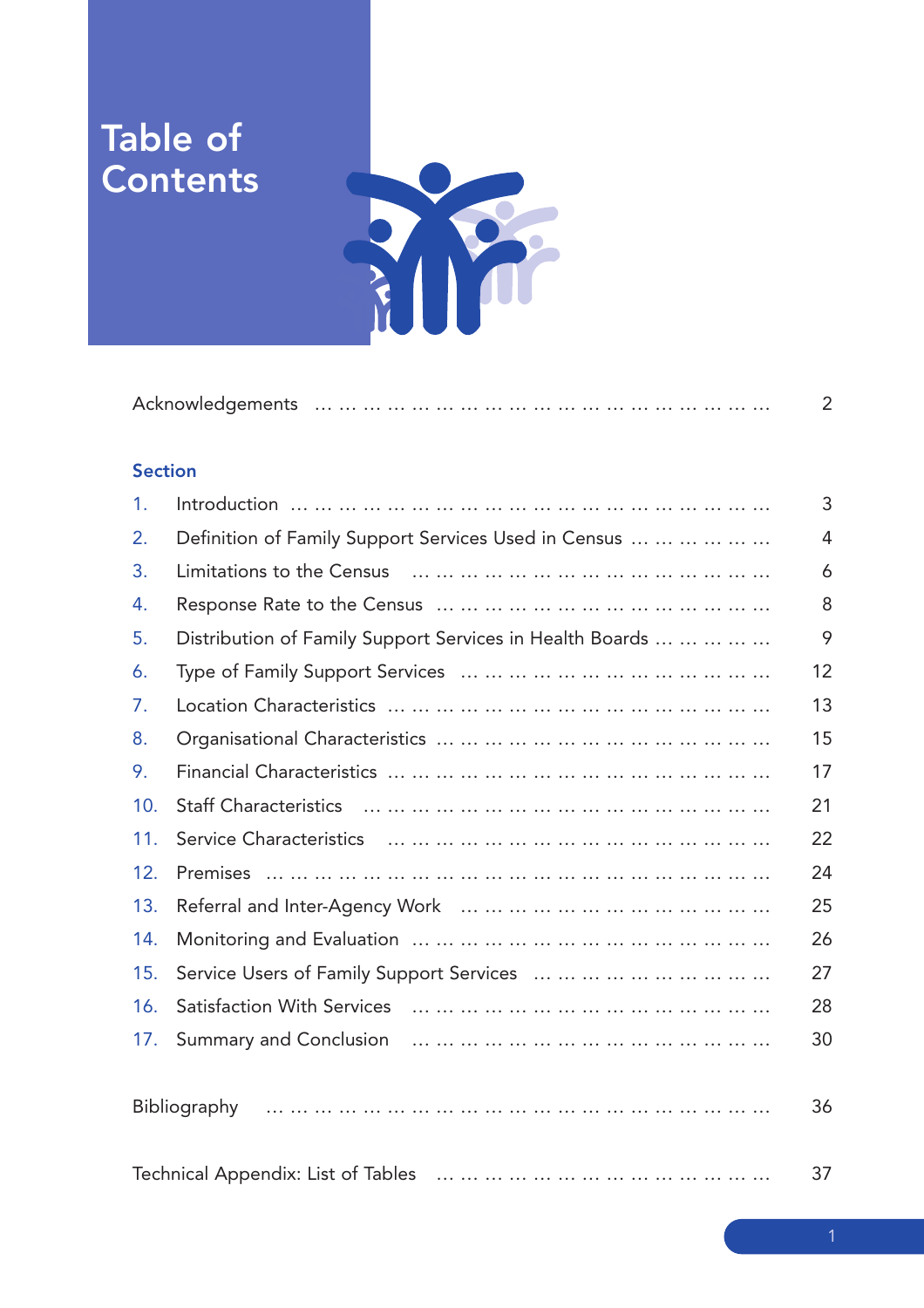# Table of Contents

| | | |
|---|---|---|
| Acknowledgements | | 2 |
| **Section** | | |
| 1. | Introduction | 3 |
| 2. | Definition of Family Support Services Used in Census | 4 |
| 3. | Limitations to the Census | 6 |
| 4. | Response Rate to the Census | 8 |
| 5. | Distribution of Family Support Services in Health Boards | 9 |
| 6. | Type of Family Support Services | 12 |
| 7. | Location Characteristics | 13 |
| 8. | Organisational Characteristics | 15 |
| 9. | Financial Characteristics | 17 |
| 10. | Staff Characteristics | 21 |
| 11. | Service Characteristics | 22 |
| 12. | Premises | 24 |
| 13. | Referral and Inter-Agency Work | 25 |
| 14. | Monitoring and Evaluation | 26 |
| 15. | Service Users of Family Support Services | 27 |
| 16. | Satisfaction With Services | 28 |
| 17. | Summary and Conclusion | 30 |
| Bibliography | | 36 |
| Technical Appendix: List of Tables | | 37 |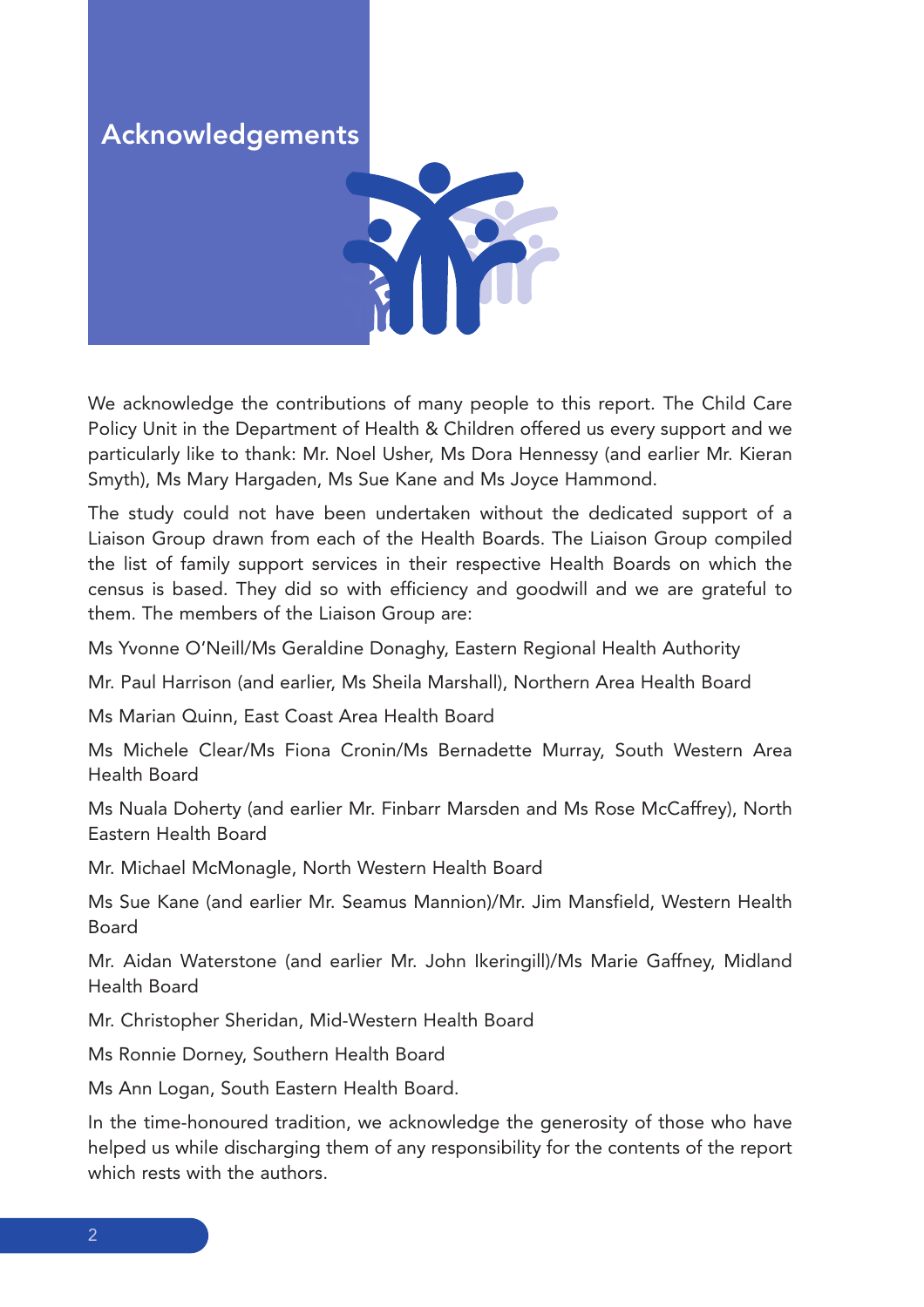# Acknowledgements

We acknowledge the contributions of many people to this report. The Child Care Policy Unit in the Department of Health & Children offered us every support and we particularly like to thank: Mr. Noel Usher, Ms Dora Hennessy (and earlier Mr. Kieran Smyth), Ms Mary Hargaden, Ms Sue Kane and Ms Joyce Hammond.

The study could not have been undertaken without the dedicated support of a Liaison Group drawn from each of the Health Boards. The Liaison Group compiled the list of family support services in their respective Health Boards on which the census is based. They did so with efficiency and goodwill and we are grateful to them. The members of the Liaison Group are:

Ms Yvonne O'Neill/Ms Geraldine Donaghy, Eastern Regional Health Authority

Mr. Paul Harrison (and earlier, Ms Sheila Marshall), Northern Area Health Board

Ms Marian Quinn, East Coast Area Health Board

Ms Michele Clear/Ms Fiona Cronin/Ms Bernadette Murray, South Western Area Health Board

Ms Nuala Doherty (and earlier Mr. Finbarr Marsden and Ms Rose McCaffrey), North Eastern Health Board

Mr. Michael McMonagle, North Western Health Board

Ms Sue Kane (and earlier Mr. Seamus Mannion)/Mr. Jim Mansfield, Western Health Board

Mr. Aidan Waterstone (and earlier Mr. John Ikeringill)/Ms Marie Gaffney, Midland Health Board

Mr. Christopher Sheridan, Mid-Western Health Board

Ms Ronnie Dorney, Southern Health Board

Ms Ann Logan, South Eastern Health Board.

In the time-honoured tradition, we acknowledge the generosity of those who have helped us while discharging them of any responsibility for the contents of the report which rests with the authors.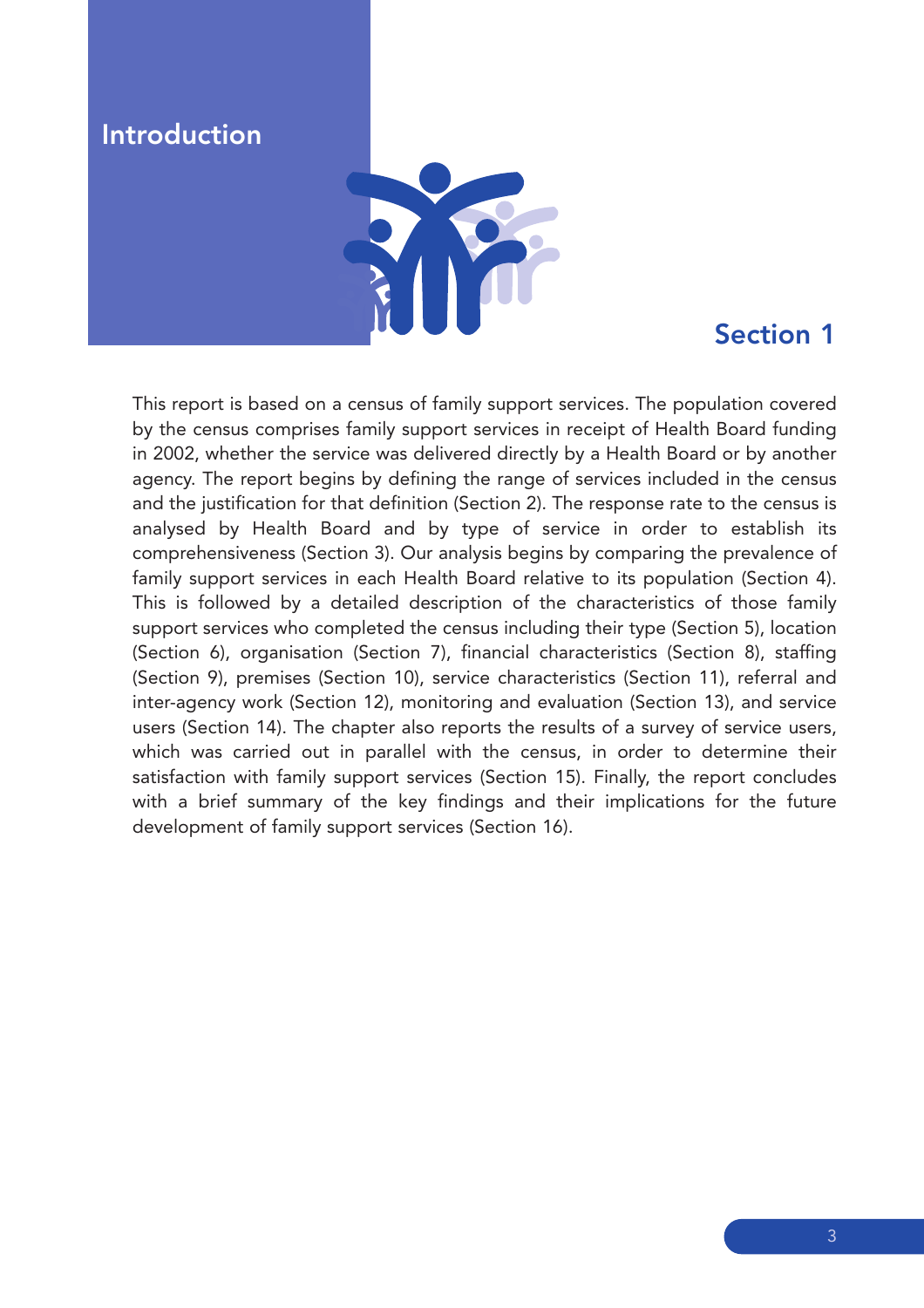# Introduction

## Section 1

This report is based on a census of family support services. The population covered by the census comprises family support services in receipt of Health Board funding in 2002, whether the service was delivered directly by a Health Board or by another agency. The report begins by defining the range of services included in the census and the justification for that definition (Section 2). The response rate to the census is analysed by Health Board and by type of service in order to establish its comprehensiveness (Section 3). Our analysis begins by comparing the prevalence of family support services in each Health Board relative to its population (Section 4). This is followed by a detailed description of the characteristics of those family support services who completed the census including their type (Section 5), location (Section 6), organisation (Section 7), financial characteristics (Section 8), staffing (Section 9), premises (Section 10), service characteristics (Section 11), referral and inter-agency work (Section 12), monitoring and evaluation (Section 13), and service users (Section 14). The chapter also reports the results of a survey of service users, which was carried out in parallel with the census, in order to determine their satisfaction with family support services (Section 15). Finally, the report concludes with a brief summary of the key findings and their implications for the future development of family support services (Section 16).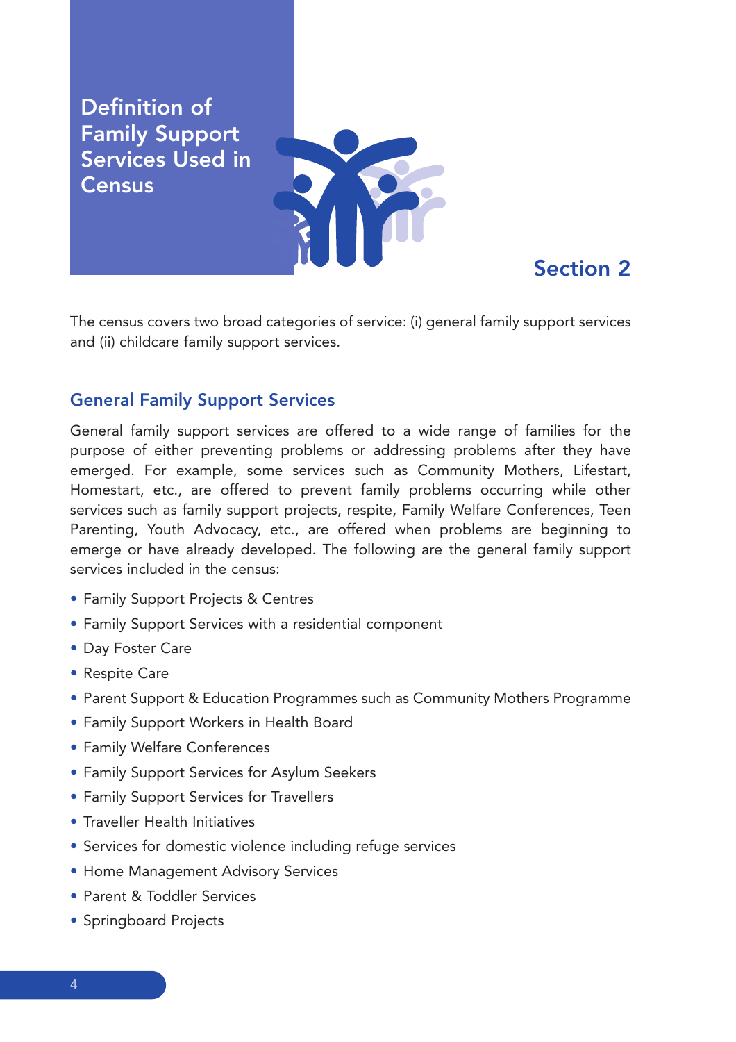# Definition of Family Support Services Used in Census

## Section 2

The census covers two broad categories of service: (i) general family support services and (ii) childcare family support services.

### General Family Support Services

General family support services are offered to a wide range of families for the purpose of either preventing problems or addressing problems after they have emerged. For example, some services such as Community Mothers, Lifestart, Homestart, etc., are offered to prevent family problems occurring while other services such as family support projects, respite, Family Welfare Conferences, Teen Parenting, Youth Advocacy, etc., are offered when problems are beginning to emerge or have already developed. The following are the general family support services included in the census:

- Family Support Projects & Centres
- Family Support Services with a residential component
- Day Foster Care
- Respite Care
- Parent Support & Education Programmes such as Community Mothers Programme
- Family Support Workers in Health Board
- Family Welfare Conferences
- Family Support Services for Asylum Seekers
- Family Support Services for Travellers
- Traveller Health Initiatives
- Services for domestic violence including refuge services
- Home Management Advisory Services
- Parent & Toddler Services
- Springboard Projects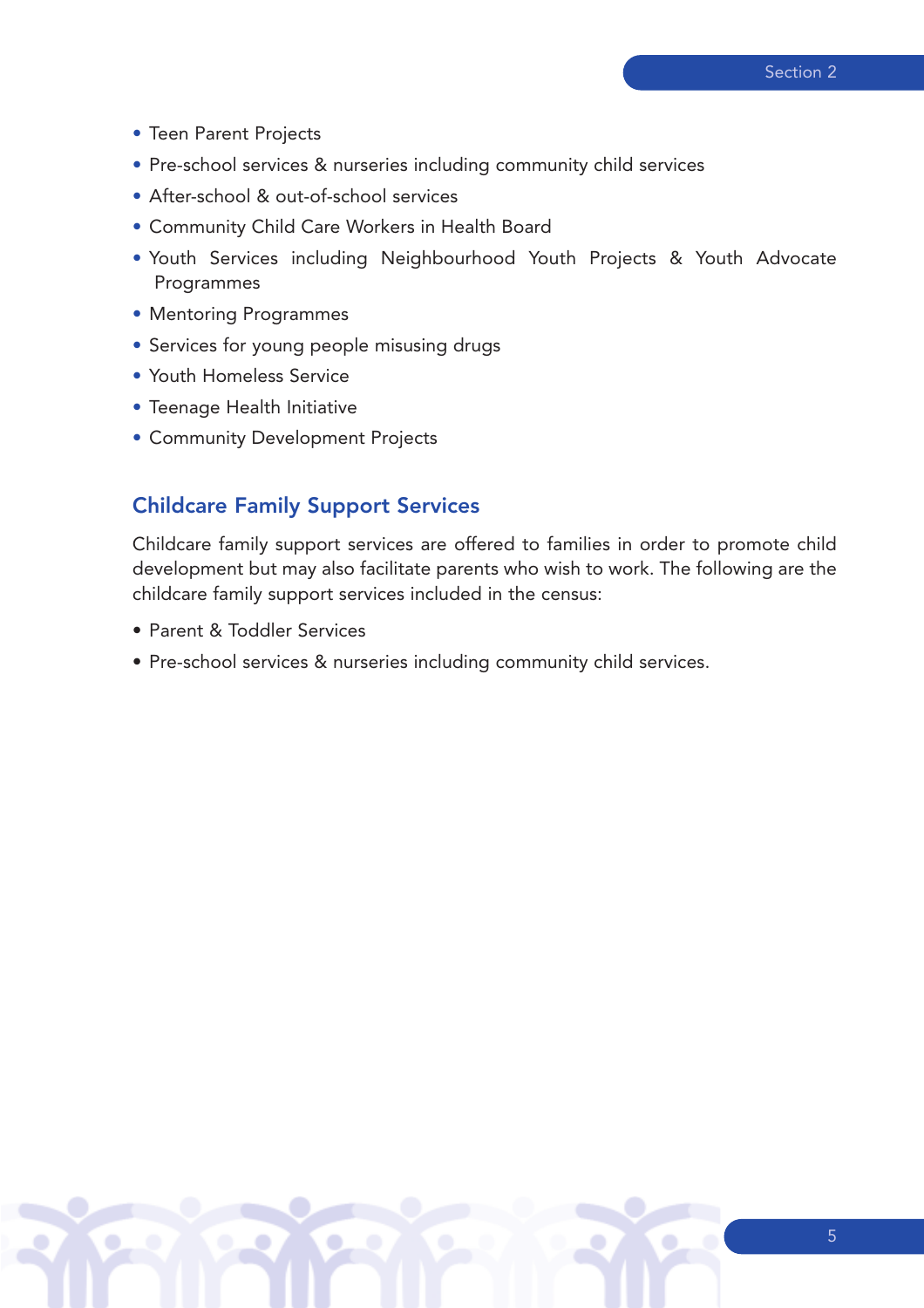- Teen Parent Projects
- Pre-school services & nurseries including community child services
- After-school & out-of-school services
- Community Child Care Workers in Health Board
- Youth Services including Neighbourhood Youth Projects & Youth Advocate Programmes
- Mentoring Programmes
- Services for young people misusing drugs
- Youth Homeless Service
- Teenage Health Initiative
- Community Development Projects

## Childcare Family Support Services

Childcare family support services are offered to families in order to promote child development but may also facilitate parents who wish to work. The following are the childcare family support services included in the census:

- Parent & Toddler Services
- Pre-school services & nurseries including community child services.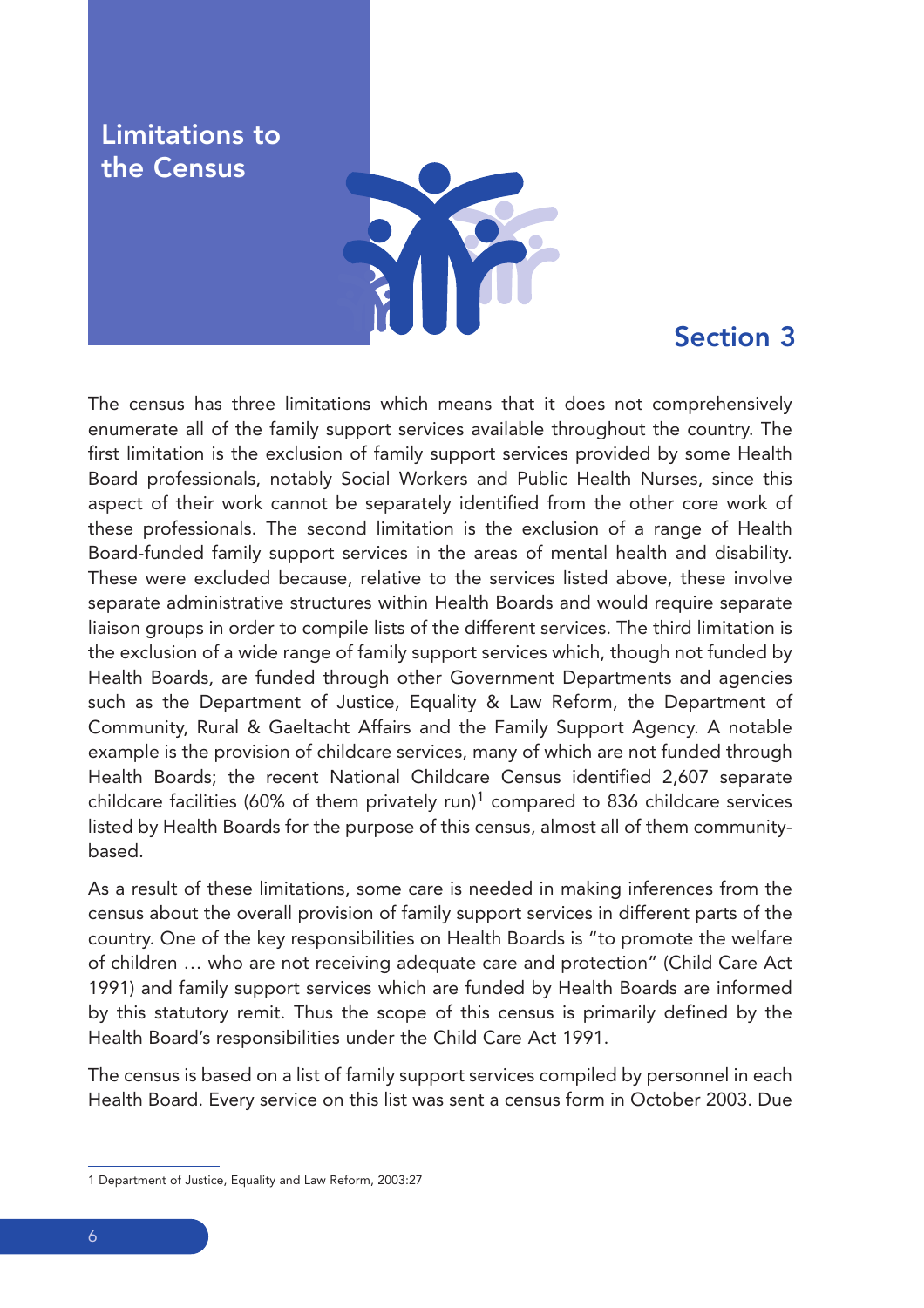# Limitations to the Census

## Section 3

The census has three limitations which means that it does not comprehensively enumerate all of the family support services available throughout the country. The first limitation is the exclusion of family support services provided by some Health Board professionals, notably Social Workers and Public Health Nurses, since this aspect of their work cannot be separately identified from the other core work of these professionals. The second limitation is the exclusion of a range of Health Board-funded family support services in the areas of mental health and disability. These were excluded because, relative to the services listed above, these involve separate administrative structures within Health Boards and would require separate liaison groups in order to compile lists of the different services. The third limitation is the exclusion of a wide range of family support services which, though not funded by Health Boards, are funded through other Government Departments and agencies such as the Department of Justice, Equality & Law Reform, the Department of Community, Rural & Gaeltacht Affairs and the Family Support Agency. A notable example is the provision of childcare services, many of which are not funded through Health Boards; the recent National Childcare Census identified 2,607 separate childcare facilities (60% of them privately run)[1] compared to 836 childcare services listed by Health Boards for the purpose of this census, almost all of them community-based.

As a result of these limitations, some care is needed in making inferences from the census about the overall provision of family support services in different parts of the country. One of the key responsibilities on Health Boards is "to promote the welfare of children … who are not receiving adequate care and protection" (Child Care Act 1991) and family support services which are funded by Health Boards are informed by this statutory remit. Thus the scope of this census is primarily defined by the Health Board's responsibilities under the Child Care Act 1991.

The census is based on a list of family support services compiled by personnel in each Health Board. Every service on this list was sent a census form in October 2003. Due

---

1 Department of Justice, Equality and Law Reform, 2003:27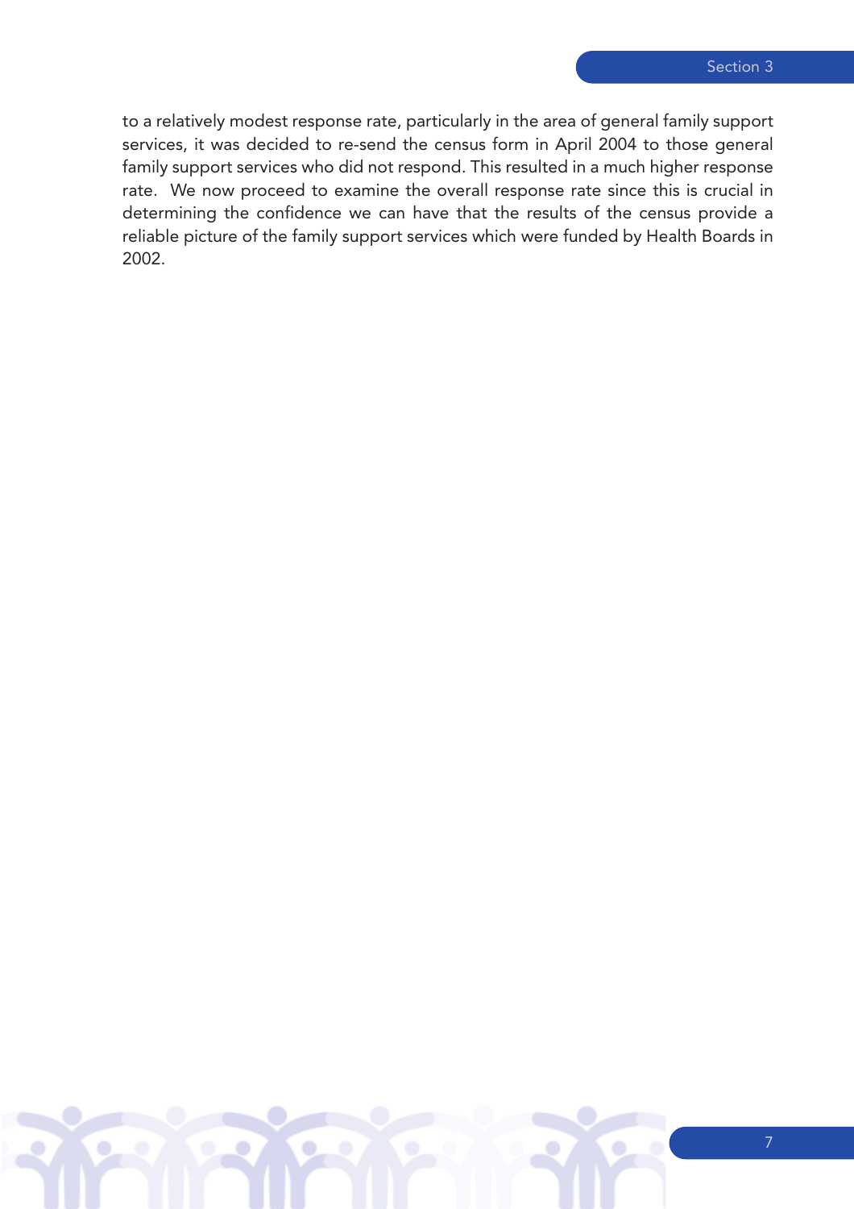to a relatively modest response rate, particularly in the area of general family support services, it was decided to re-send the census form in April 2004 to those general family support services who did not respond. This resulted in a much higher response rate. We now proceed to examine the overall response rate since this is crucial in determining the confidence we can have that the results of the census provide a reliable picture of the family support services which were funded by Health Boards in 2002.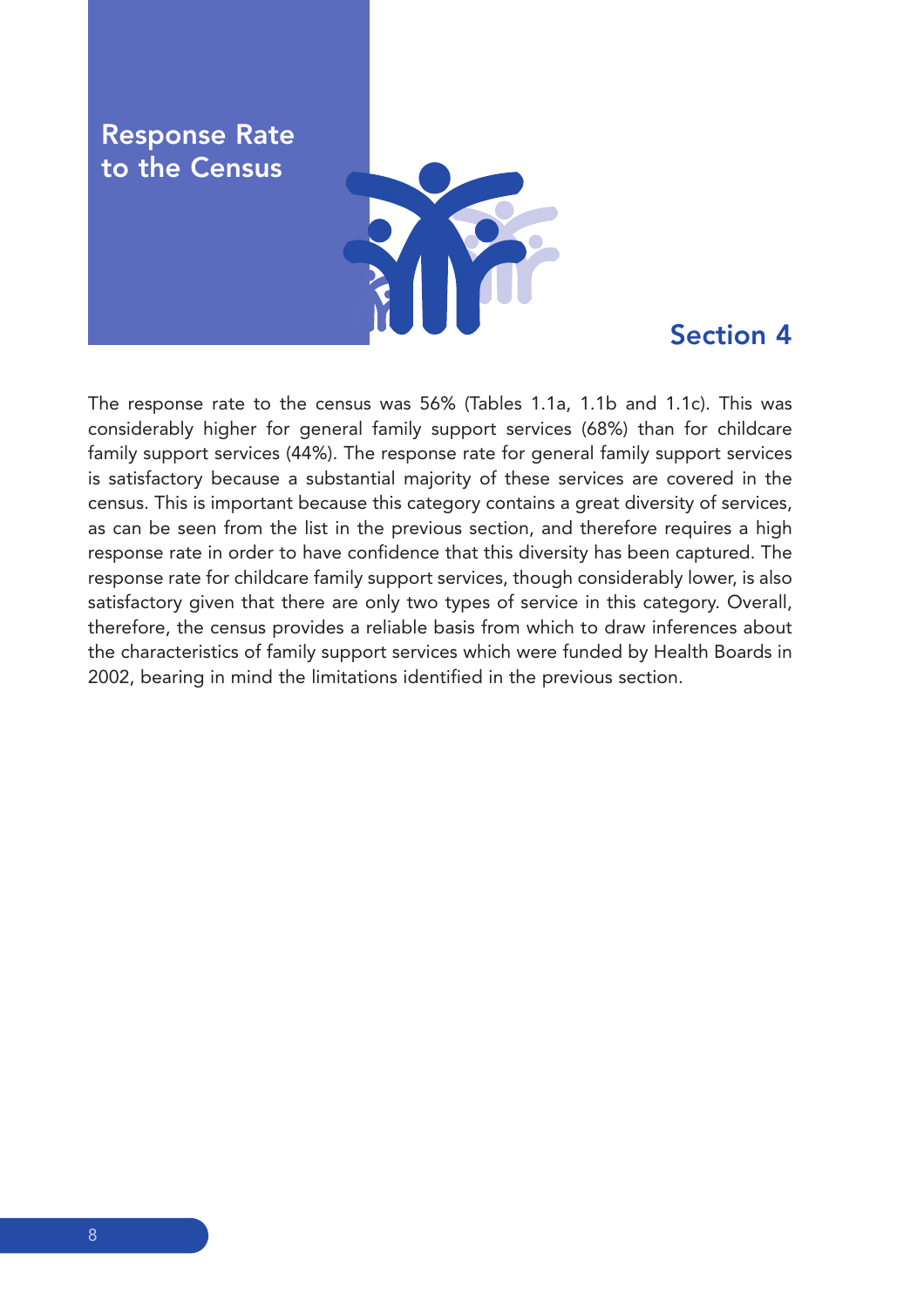# Response Rate to the Census

## Section 4

The response rate to the census was 56% (Tables 1.1a, 1.1b and 1.1c). This was considerably higher for general family support services (68%) than for childcare family support services (44%). The response rate for general family support services is satisfactory because a substantial majority of these services are covered in the census. This is important because this category contains a great diversity of services, as can be seen from the list in the previous section, and therefore requires a high response rate in order to have confidence that this diversity has been captured. The response rate for childcare family support services, though considerably lower, is also satisfactory given that there are only two types of service in this category. Overall, therefore, the census provides a reliable basis from which to draw inferences about the characteristics of family support services which were funded by Health Boards in 2002, bearing in mind the limitations identified in the previous section.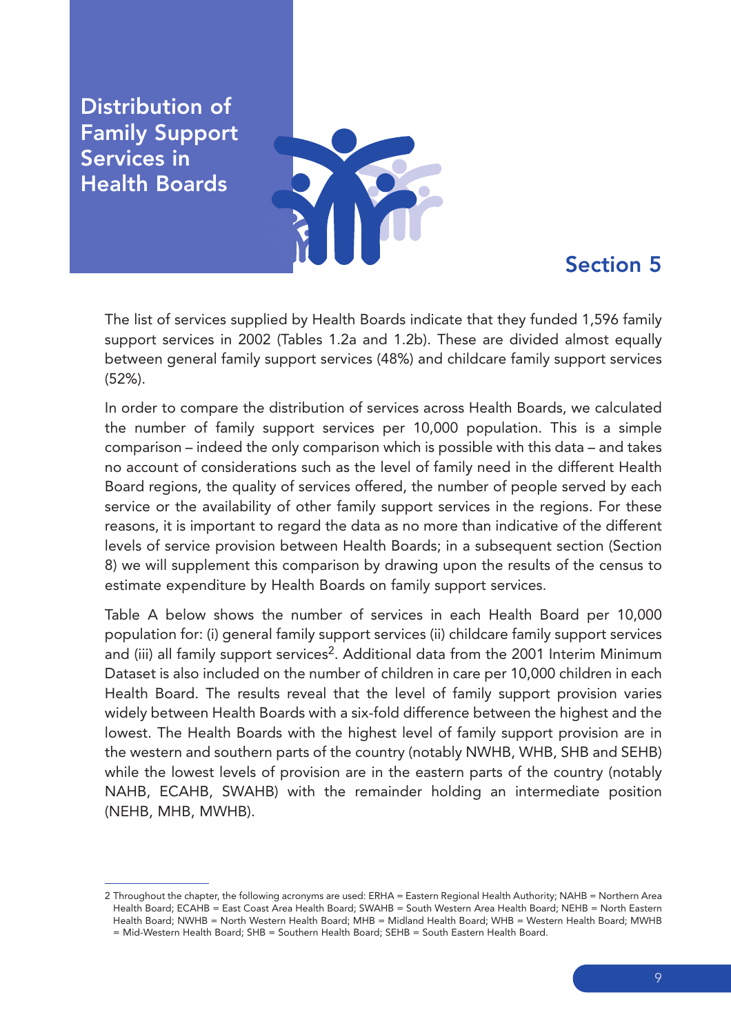# Distribution of Family Support Services in Health Boards

## Section 5

The list of services supplied by Health Boards indicate that they funded 1,596 family support services in 2002 (Tables 1.2a and 1.2b). These are divided almost equally between general family support services (48%) and childcare family support services (52%).

In order to compare the distribution of services across Health Boards, we calculated the number of family support services per 10,000 population. This is a simple comparison – indeed the only comparison which is possible with this data – and takes no account of considerations such as the level of family need in the different Health Board regions, the quality of services offered, the number of people served by each service or the availability of other family support services in the regions. For these reasons, it is important to regard the data as no more than indicative of the different levels of service provision between Health Boards; in a subsequent section (Section 8) we will supplement this comparison by drawing upon the results of the census to estimate expenditure by Health Boards on family support services.

Table A below shows the number of services in each Health Board per 10,000 population for: (i) general family support services (ii) childcare family support services and (iii) all family support services[2]. Additional data from the 2001 Interim Minimum Dataset is also included on the number of children in care per 10,000 children in each Health Board. The results reveal that the level of family support provision varies widely between Health Boards with a six-fold difference between the highest and the lowest. The Health Boards with the highest level of family support provision are in the western and southern parts of the country (notably NWHB, WHB, SHB and SEHB) while the lowest levels of provision are in the eastern parts of the country (notably NAHB, ECAHB, SWAHB) with the remainder holding an intermediate position (NEHB, MHB, MWHB).

---

2 Throughout the chapter, the following acronyms are used: ERHA = Eastern Regional Health Authority; NAHB = Northern Area Health Board; ECAHB = East Coast Area Health Board; SWAHB = South Western Area Health Board; NEHB = North Eastern Health Board; NWHB = North Western Health Board; MHB = Midland Health Board; WHB = Western Health Board; MWHB = Mid-Western Health Board; SHB = Southern Health Board; SEHB = South Eastern Health Board.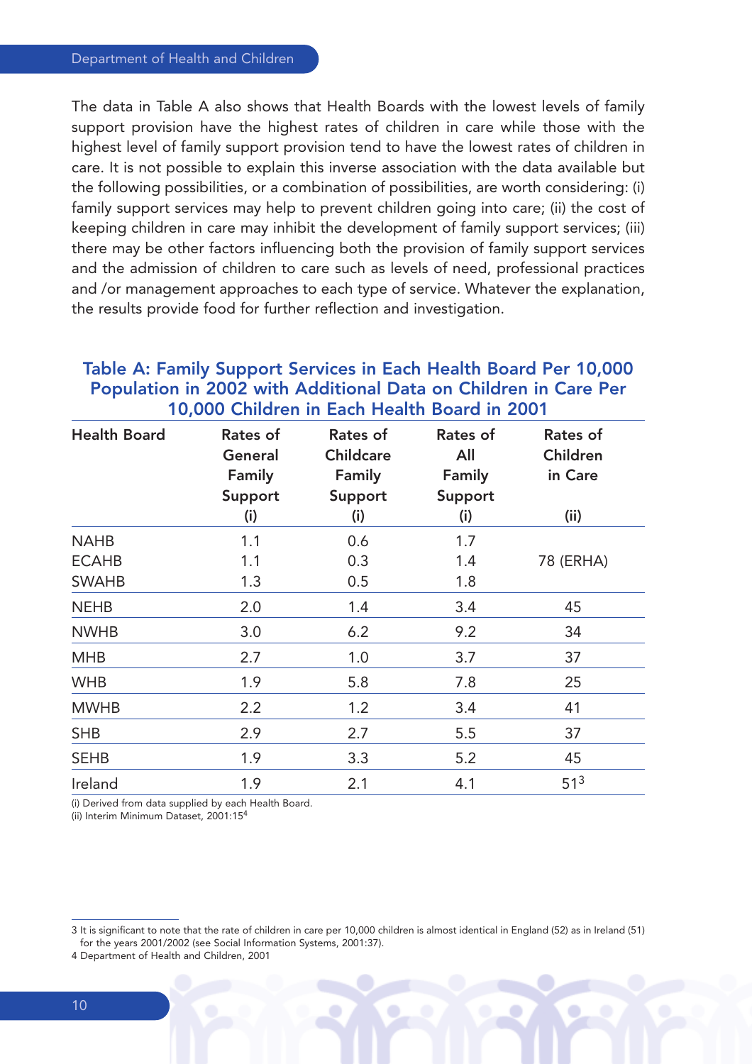The data in Table A also shows that Health Boards with the lowest levels of family support provision have the highest rates of children in care while those with the highest level of family support provision tend to have the lowest rates of children in care. It is not possible to explain this inverse association with the data available but the following possibilities, or a combination of possibilities, are worth considering: (i) family support services may help to prevent children going into care; (ii) the cost of keeping children in care may inhibit the development of family support services; (iii) there may be other factors influencing both the provision of family support services and the admission of children to care such as levels of need, professional practices and /or management approaches to each type of service. Whatever the explanation, the results provide food for further reflection and investigation.

### Table A: Family Support Services in Each Health Board Per 10,000 Population in 2002 with Additional Data on Children in Care Per 10,000 Children in Each Health Board in 2001

| Health Board | Rates of General Family Support (i) | Rates of Childcare Family Support (i) | Rates of All Family Support (i) | Rates of Children in Care (ii) |
|---|---|---|---|---|
| NAHB | 1.1 | 0.6 | 1.7 | |
| ECAHB | 1.1 | 0.3 | 1.4 | 78 (ERHA) |
| SWAHB | 1.3 | 0.5 | 1.8 | |
| NEHB | 2.0 | 1.4 | 3.4 | 45 |
| NWHB | 3.0 | 6.2 | 9.2 | 34 |
| MHB | 2.7 | 1.0 | 3.7 | 37 |
| WHB | 1.9 | 5.8 | 7.8 | 25 |
| MWHB | 2.2 | 1.2 | 3.4 | 41 |
| SHB | 2.9 | 2.7 | 5.5 | 37 |
| SEHB | 1.9 | 3.3 | 5.2 | 45 |
| Ireland | 1.9 | 2.1 | 4.1 | 51[3] |

(i) Derived from data supplied by each Health Board.
(ii) Interim Minimum Dataset, 2001:15[4]

3 It is significant to note that the rate of children in care per 10,000 children is almost identical in England (52) as in Ireland (51) for the years 2001/2002 (see Social Information Systems, 2001:37).

4 Department of Health and Children, 2001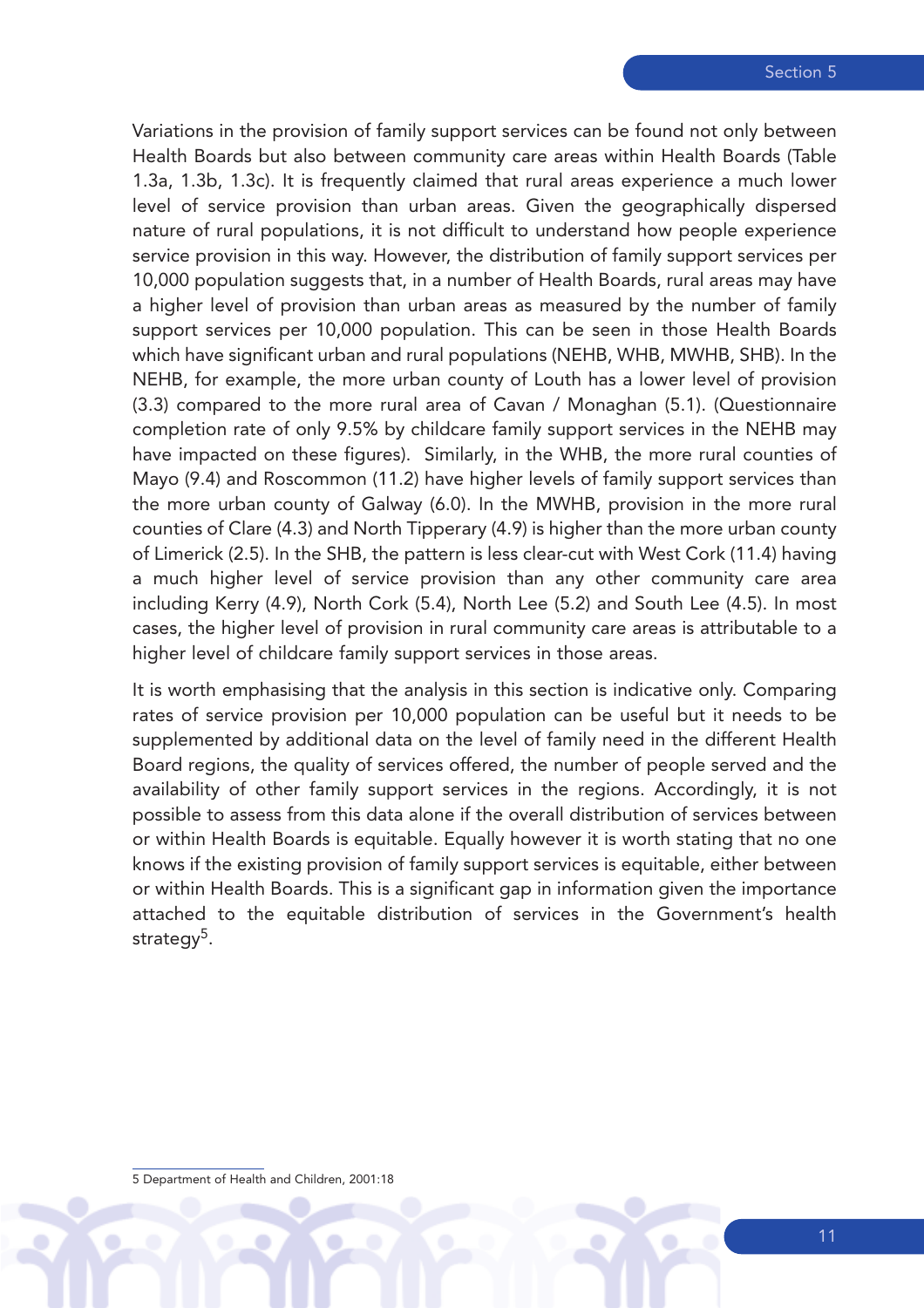Variations in the provision of family support services can be found not only between Health Boards but also between community care areas within Health Boards (Table 1.3a, 1.3b, 1.3c). It is frequently claimed that rural areas experience a much lower level of service provision than urban areas. Given the geographically dispersed nature of rural populations, it is not difficult to understand how people experience service provision in this way. However, the distribution of family support services per 10,000 population suggests that, in a number of Health Boards, rural areas may have a higher level of provision than urban areas as measured by the number of family support services per 10,000 population. This can be seen in those Health Boards which have significant urban and rural populations (NEHB, WHB, MWHB, SHB). In the NEHB, for example, the more urban county of Louth has a lower level of provision (3.3) compared to the more rural area of Cavan / Monaghan (5.1). (Questionnaire completion rate of only 9.5% by childcare family support services in the NEHB may have impacted on these figures). Similarly, in the WHB, the more rural counties of Mayo (9.4) and Roscommon (11.2) have higher levels of family support services than the more urban county of Galway (6.0). In the MWHB, provision in the more rural counties of Clare (4.3) and North Tipperary (4.9) is higher than the more urban county of Limerick (2.5). In the SHB, the pattern is less clear-cut with West Cork (11.4) having a much higher level of service provision than any other community care area including Kerry (4.9), North Cork (5.4), North Lee (5.2) and South Lee (4.5). In most cases, the higher level of provision in rural community care areas is attributable to a higher level of childcare family support services in those areas.

It is worth emphasising that the analysis in this section is indicative only. Comparing rates of service provision per 10,000 population can be useful but it needs to be supplemented by additional data on the level of family need in the different Health Board regions, the quality of services offered, the number of people served and the availability of other family support services in the regions. Accordingly, it is not possible to assess from this data alone if the overall distribution of services between or within Health Boards is equitable. Equally however it is worth stating that no one knows if the existing provision of family support services is equitable, either between or within Health Boards. This is a significant gap in information given the importance attached to the equitable distribution of services in the Government's health strategy[5].

5 Department of Health and Children, 2001:18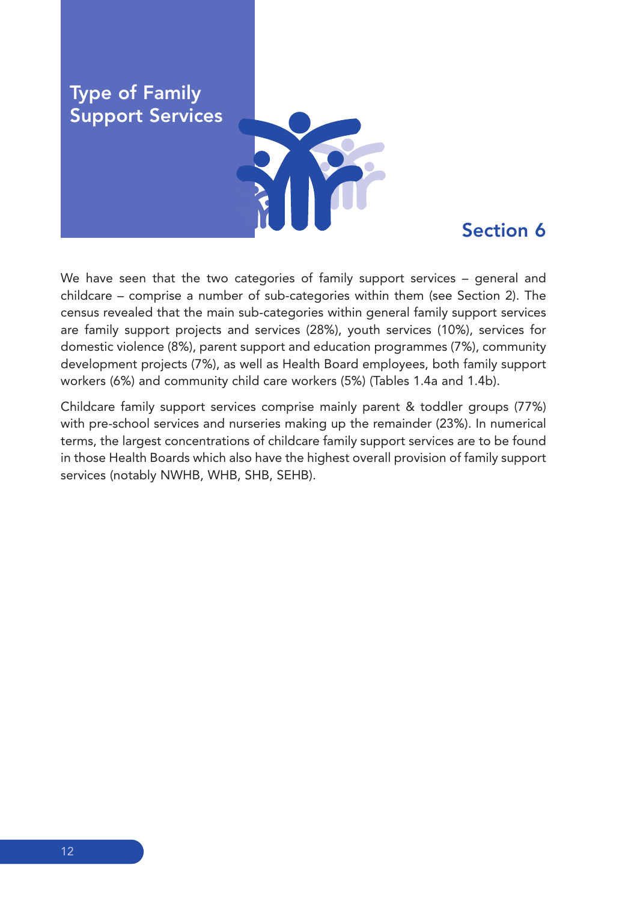# Type of Family Support Services

## Section 6

We have seen that the two categories of family support services – general and childcare – comprise a number of sub-categories within them (see Section 2). The census revealed that the main sub-categories within general family support services are family support projects and services (28%), youth services (10%), services for domestic violence (8%), parent support and education programmes (7%), community development projects (7%), as well as Health Board employees, both family support workers (6%) and community child care workers (5%) (Tables 1.4a and 1.4b).

Childcare family support services comprise mainly parent & toddler groups (77%) with pre-school services and nurseries making up the remainder (23%). In numerical terms, the largest concentrations of childcare family support services are to be found in those Health Boards which also have the highest overall provision of family support services (notably NWHB, WHB, SHB, SEHB).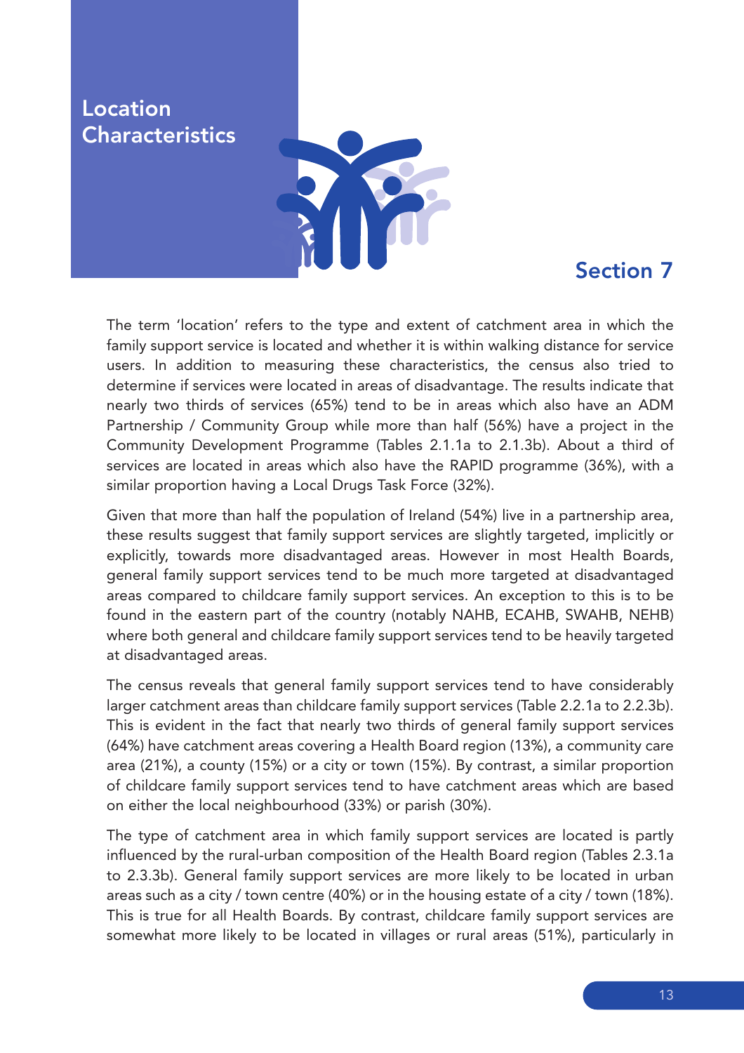# Section 7

## Location Characteristics

The term 'location' refers to the type and extent of catchment area in which the family support service is located and whether it is within walking distance for service users. In addition to measuring these characteristics, the census also tried to determine if services were located in areas of disadvantage. The results indicate that nearly two thirds of services (65%) tend to be in areas which also have an ADM Partnership / Community Group while more than half (56%) have a project in the Community Development Programme (Tables 2.1.1a to 2.1.3b). About a third of services are located in areas which also have the RAPID programme (36%), with a similar proportion having a Local Drugs Task Force (32%).

Given that more than half the population of Ireland (54%) live in a partnership area, these results suggest that family support services are slightly targeted, implicitly or explicitly, towards more disadvantaged areas. However in most Health Boards, general family support services tend to be much more targeted at disadvantaged areas compared to childcare family support services. An exception to this is to be found in the eastern part of the country (notably NAHB, ECAHB, SWAHB, NEHB) where both general and childcare family support services tend to be heavily targeted at disadvantaged areas.

The census reveals that general family support services tend to have considerably larger catchment areas than childcare family support services (Table 2.2.1a to 2.2.3b). This is evident in the fact that nearly two thirds of general family support services (64%) have catchment areas covering a Health Board region (13%), a community care area (21%), a county (15%) or a city or town (15%). By contrast, a similar proportion of childcare family support services tend to have catchment areas which are based on either the local neighbourhood (33%) or parish (30%).

The type of catchment area in which family support services are located is partly influenced by the rural-urban composition of the Health Board region (Tables 2.3.1a to 2.3.3b). General family support services are more likely to be located in urban areas such as a city / town centre (40%) or in the housing estate of a city / town (18%). This is true for all Health Boards. By contrast, childcare family support services are somewhat more likely to be located in villages or rural areas (51%), particularly in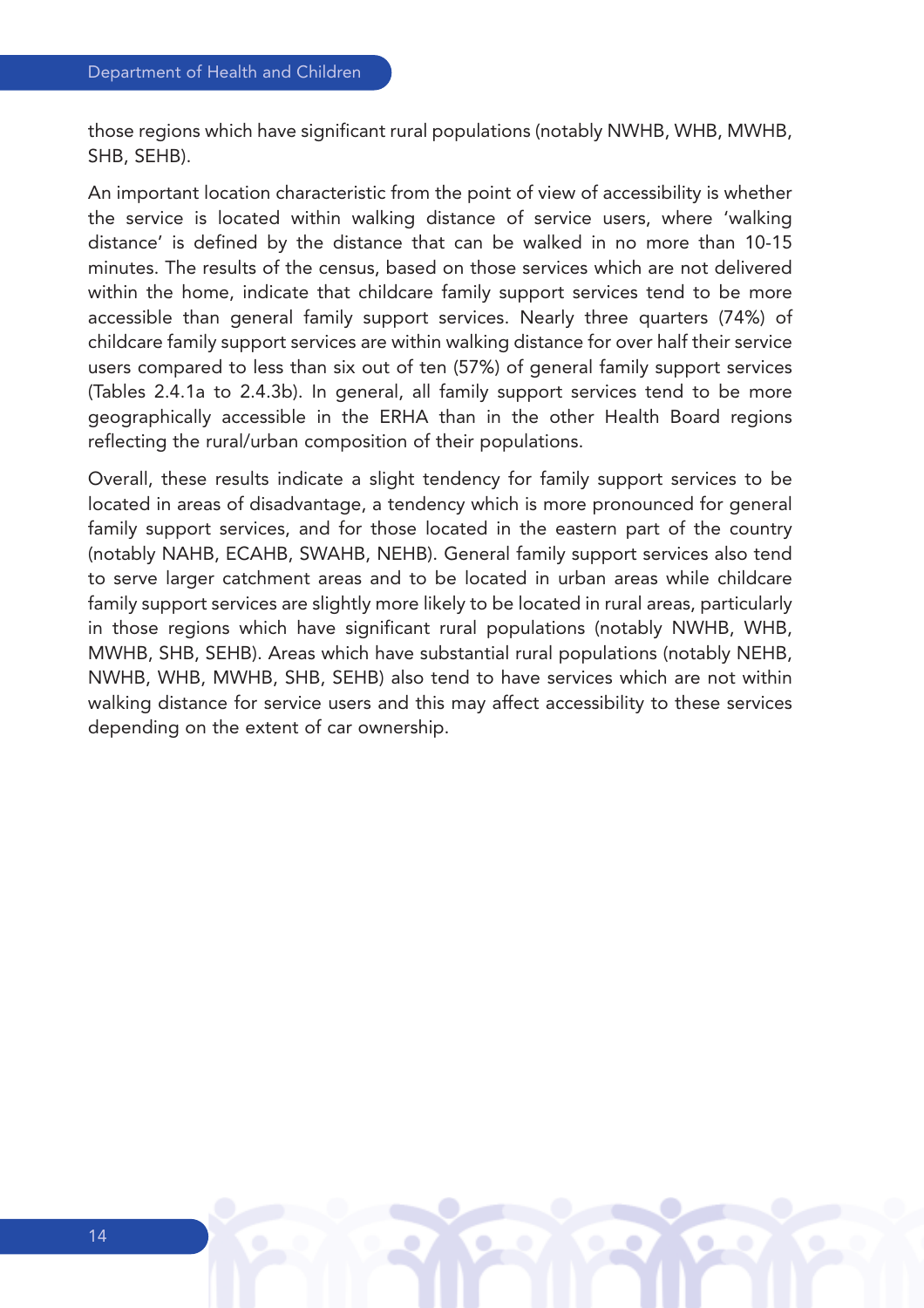those regions which have significant rural populations (notably NWHB, WHB, MWHB, SHB, SEHB).

An important location characteristic from the point of view of accessibility is whether the service is located within walking distance of service users, where 'walking distance' is defined by the distance that can be walked in no more than 10-15 minutes. The results of the census, based on those services which are not delivered within the home, indicate that childcare family support services tend to be more accessible than general family support services. Nearly three quarters (74%) of childcare family support services are within walking distance for over half their service users compared to less than six out of ten (57%) of general family support services (Tables 2.4.1a to 2.4.3b). In general, all family support services tend to be more geographically accessible in the ERHA than in the other Health Board regions reflecting the rural/urban composition of their populations.

Overall, these results indicate a slight tendency for family support services to be located in areas of disadvantage, a tendency which is more pronounced for general family support services, and for those located in the eastern part of the country (notably NAHB, ECAHB, SWAHB, NEHB). General family support services also tend to serve larger catchment areas and to be located in urban areas while childcare family support services are slightly more likely to be located in rural areas, particularly in those regions which have significant rural populations (notably NWHB, WHB, MWHB, SHB, SEHB). Areas which have substantial rural populations (notably NEHB, NWHB, WHB, MWHB, SHB, SEHB) also tend to have services which are not within walking distance for service users and this may affect accessibility to these services depending on the extent of car ownership.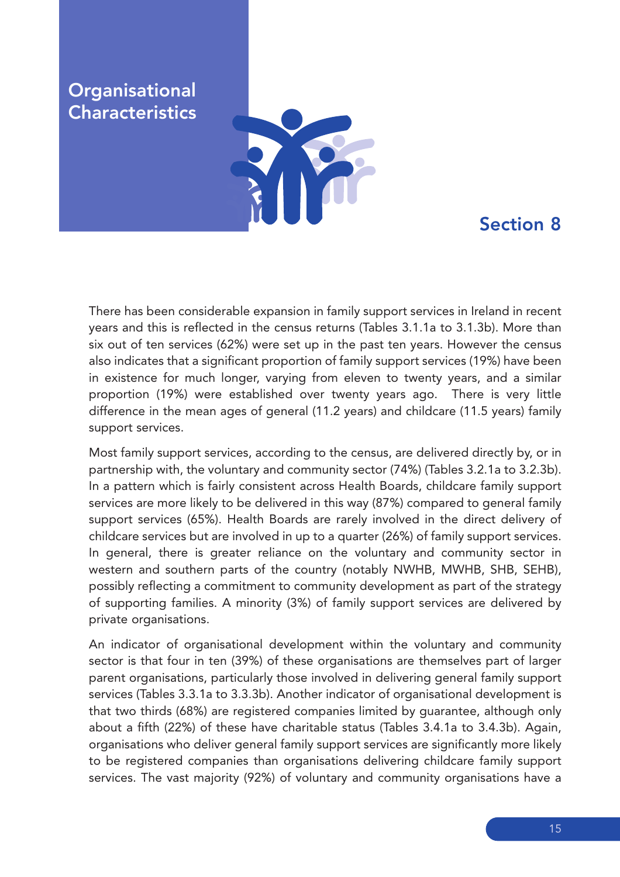# Organisational Characteristics

## Section 8

There has been considerable expansion in family support services in Ireland in recent years and this is reflected in the census returns (Tables 3.1.1a to 3.1.3b). More than six out of ten services (62%) were set up in the past ten years. However the census also indicates that a significant proportion of family support services (19%) have been in existence for much longer, varying from eleven to twenty years, and a similar proportion (19%) were established over twenty years ago. There is very little difference in the mean ages of general (11.2 years) and childcare (11.5 years) family support services.

Most family support services, according to the census, are delivered directly by, or in partnership with, the voluntary and community sector (74%) (Tables 3.2.1a to 3.2.3b). In a pattern which is fairly consistent across Health Boards, childcare family support services are more likely to be delivered in this way (87%) compared to general family support services (65%). Health Boards are rarely involved in the direct delivery of childcare services but are involved in up to a quarter (26%) of family support services. In general, there is greater reliance on the voluntary and community sector in western and southern parts of the country (notably NWHB, MWHB, SHB, SEHB), possibly reflecting a commitment to community development as part of the strategy of supporting families. A minority (3%) of family support services are delivered by private organisations.

An indicator of organisational development within the voluntary and community sector is that four in ten (39%) of these organisations are themselves part of larger parent organisations, particularly those involved in delivering general family support services (Tables 3.3.1a to 3.3.3b). Another indicator of organisational development is that two thirds (68%) are registered companies limited by guarantee, although only about a fifth (22%) of these have charitable status (Tables 3.4.1a to 3.4.3b). Again, organisations who deliver general family support services are significantly more likely to be registered companies than organisations delivering childcare family support services. The vast majority (92%) of voluntary and community organisations have a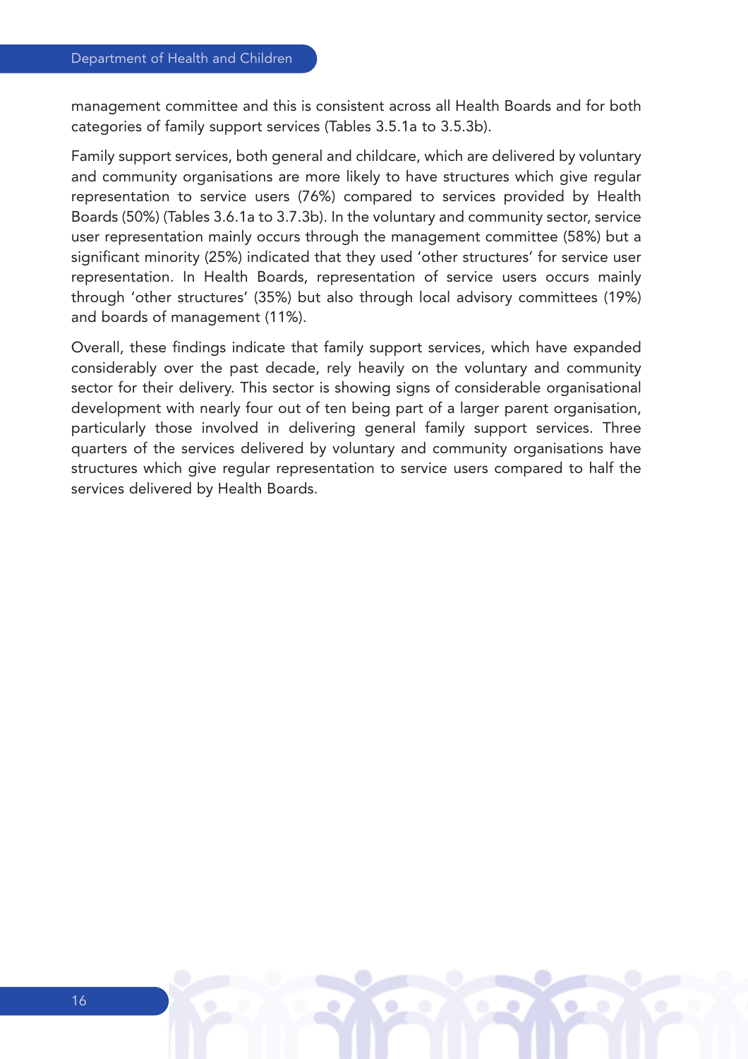management committee and this is consistent across all Health Boards and for both categories of family support services (Tables 3.5.1a to 3.5.3b).

Family support services, both general and childcare, which are delivered by voluntary and community organisations are more likely to have structures which give regular representation to service users (76%) compared to services provided by Health Boards (50%) (Tables 3.6.1a to 3.7.3b). In the voluntary and community sector, service user representation mainly occurs through the management committee (58%) but a significant minority (25%) indicated that they used 'other structures' for service user representation. In Health Boards, representation of service users occurs mainly through 'other structures' (35%) but also through local advisory committees (19%) and boards of management (11%).

Overall, these findings indicate that family support services, which have expanded considerably over the past decade, rely heavily on the voluntary and community sector for their delivery. This sector is showing signs of considerable organisational development with nearly four out of ten being part of a larger parent organisation, particularly those involved in delivering general family support services. Three quarters of the services delivered by voluntary and community organisations have structures which give regular representation to service users compared to half the services delivered by Health Boards.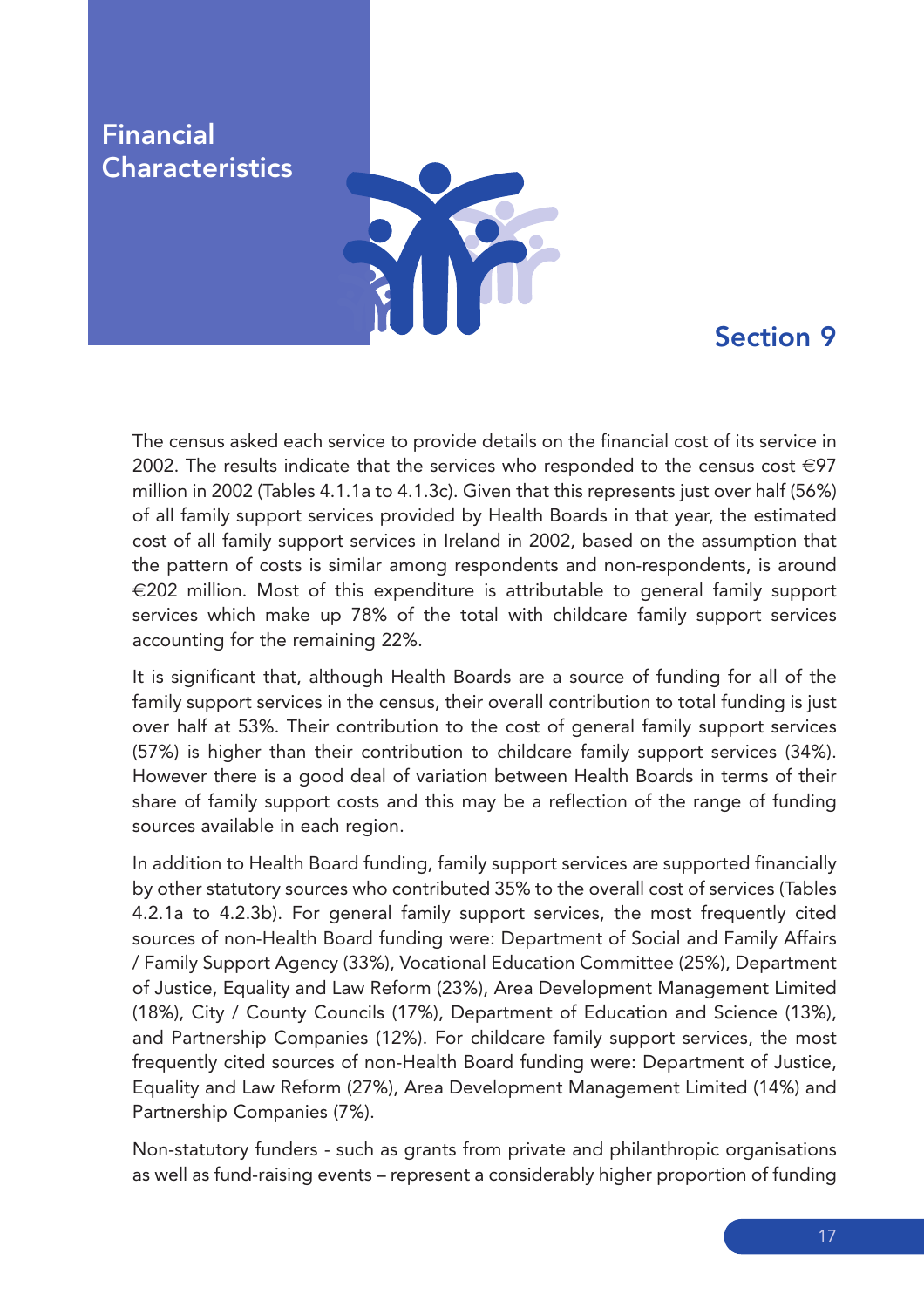# Financial Characteristics

## Section 9

The census asked each service to provide details on the financial cost of its service in 2002. The results indicate that the services who responded to the census cost €97 million in 2002 (Tables 4.1.1a to 4.1.3c). Given that this represents just over half (56%) of all family support services provided by Health Boards in that year, the estimated cost of all family support services in Ireland in 2002, based on the assumption that the pattern of costs is similar among respondents and non-respondents, is around €202 million. Most of this expenditure is attributable to general family support services which make up 78% of the total with childcare family support services accounting for the remaining 22%.

It is significant that, although Health Boards are a source of funding for all of the family support services in the census, their overall contribution to total funding is just over half at 53%. Their contribution to the cost of general family support services (57%) is higher than their contribution to childcare family support services (34%). However there is a good deal of variation between Health Boards in terms of their share of family support costs and this may be a reflection of the range of funding sources available in each region.

In addition to Health Board funding, family support services are supported financially by other statutory sources who contributed 35% to the overall cost of services (Tables 4.2.1a to 4.2.3b). For general family support services, the most frequently cited sources of non-Health Board funding were: Department of Social and Family Affairs / Family Support Agency (33%), Vocational Education Committee (25%), Department of Justice, Equality and Law Reform (23%), Area Development Management Limited (18%), City / County Councils (17%), Department of Education and Science (13%), and Partnership Companies (12%). For childcare family support services, the most frequently cited sources of non-Health Board funding were: Department of Justice, Equality and Law Reform (27%), Area Development Management Limited (14%) and Partnership Companies (7%).

Non-statutory funders - such as grants from private and philanthropic organisations as well as fund-raising events – represent a considerably higher proportion of funding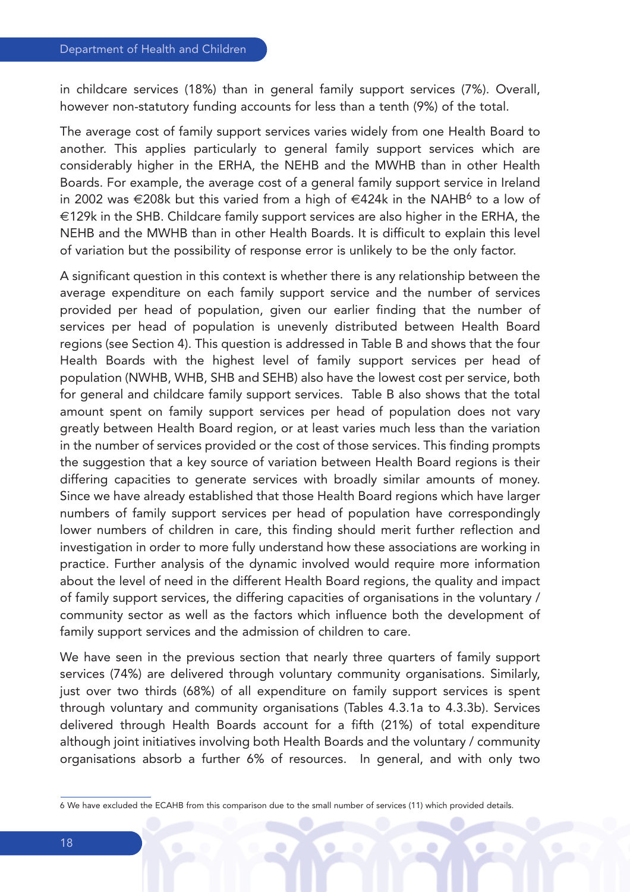in childcare services (18%) than in general family support services (7%). Overall, however non-statutory funding accounts for less than a tenth (9%) of the total.

The average cost of family support services varies widely from one Health Board to another. This applies particularly to general family support services which are considerably higher in the ERHA, the NEHB and the MWHB than in other Health Boards. For example, the average cost of a general family support service in Ireland in 2002 was €208k but this varied from a high of €424k in the NAHB[6] to a low of €129k in the SHB. Childcare family support services are also higher in the ERHA, the NEHB and the MWHB than in other Health Boards. It is difficult to explain this level of variation but the possibility of response error is unlikely to be the only factor.

A significant question in this context is whether there is any relationship between the average expenditure on each family support service and the number of services provided per head of population, given our earlier finding that the number of services per head of population is unevenly distributed between Health Board regions (see Section 4). This question is addressed in Table B and shows that the four Health Boards with the highest level of family support services per head of population (NWHB, WHB, SHB and SEHB) also have the lowest cost per service, both for general and childcare family support services. Table B also shows that the total amount spent on family support services per head of population does not vary greatly between Health Board region, or at least varies much less than the variation in the number of services provided or the cost of those services. This finding prompts the suggestion that a key source of variation between Health Board regions is their differing capacities to generate services with broadly similar amounts of money. Since we have already established that those Health Board regions which have larger numbers of family support services per head of population have correspondingly lower numbers of children in care, this finding should merit further reflection and investigation in order to more fully understand how these associations are working in practice. Further analysis of the dynamic involved would require more information about the level of need in the different Health Board regions, the quality and impact of family support services, the differing capacities of organisations in the voluntary / community sector as well as the factors which influence both the development of family support services and the admission of children to care.

We have seen in the previous section that nearly three quarters of family support services (74%) are delivered through voluntary community organisations. Similarly, just over two thirds (68%) of all expenditure on family support services is spent through voluntary and community organisations (Tables 4.3.1a to 4.3.3b). Services delivered through Health Boards account for a fifth (21%) of total expenditure although joint initiatives involving both Health Boards and the voluntary / community organisations absorb a further 6% of resources. In general, and with only two

---

6 We have excluded the ECAHB from this comparison due to the small number of services (11) which provided details.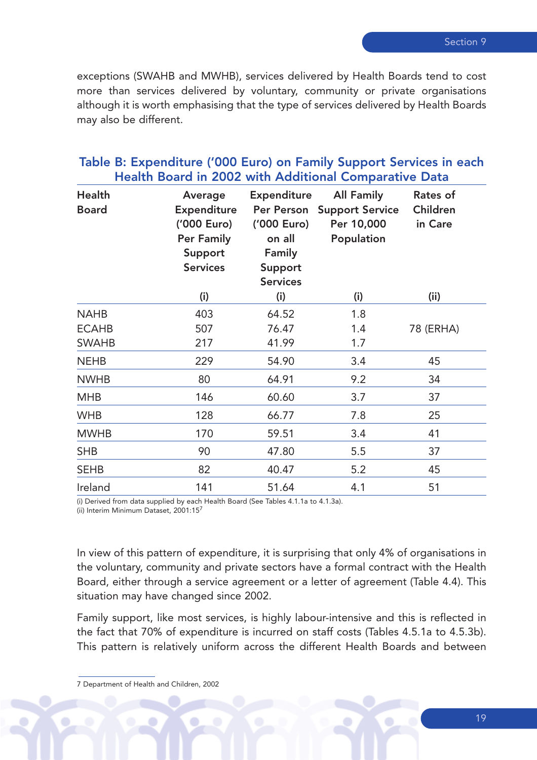exceptions (SWAHB and MWHB), services delivered by Health Boards tend to cost more than services delivered by voluntary, community or private organisations although it is worth emphasising that the type of services delivered by Health Boards may also be different.

### Table B: Expenditure ('000 Euro) on Family Support Services in each Health Board in 2002 with Additional Comparative Data

| Health Board | Average Expenditure ('000 Euro) Per Family Support Services (i) | Expenditure Per Person ('000 Euro) on all Family Support Services (i) | All Family Support Service Per 10,000 Population (i) | Rates of Children in Care (ii) |
|---|---|---|---|---|
| NAHB | 403 | 64.52 | 1.8 | |
| ECAHB | 507 | 76.47 | 1.4 | 78 (ERHA) |
| SWAHB | 217 | 41.99 | 1.7 | |
| NEHB | 229 | 54.90 | 3.4 | 45 |
| NWHB | 80 | 64.91 | 9.2 | 34 |
| MHB | 146 | 60.60 | 3.7 | 37 |
| WHB | 128 | 66.77 | 7.8 | 25 |
| MWHB | 170 | 59.51 | 3.4 | 41 |
| SHB | 90 | 47.80 | 5.5 | 37 |
| SEHB | 82 | 40.47 | 5.2 | 45 |
| Ireland | 141 | 51.64 | 4.1 | 51 |

(i) Derived from data supplied by each Health Board (See Tables 4.1.1a to 4.1.3a).
(ii) Interim Minimum Dataset, 2001:15[7]

In view of this pattern of expenditure, it is surprising that only 4% of organisations in the voluntary, community and private sectors have a formal contract with the Health Board, either through a service agreement or a letter of agreement (Table 4.4). This situation may have changed since 2002.

Family support, like most services, is highly labour-intensive and this is reflected in the fact that 70% of expenditure is incurred on staff costs (Tables 4.5.1a to 4.5.3b). This pattern is relatively uniform across the different Health Boards and between

7 Department of Health and Children, 2002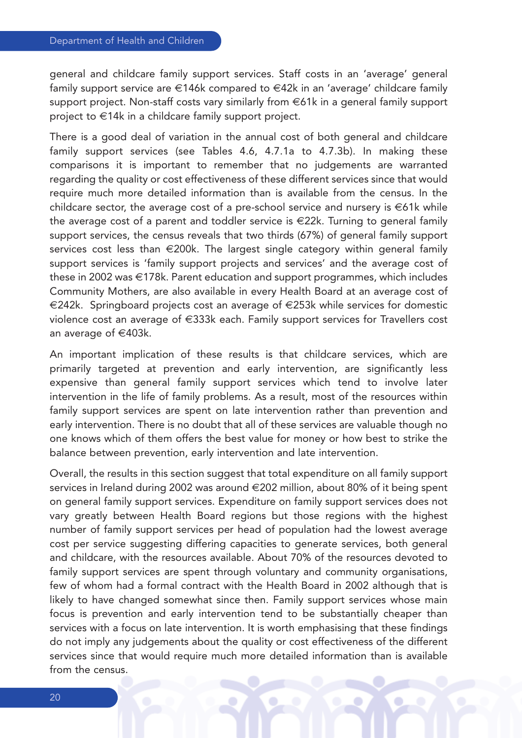general and childcare family support services. Staff costs in an 'average' general family support service are €146k compared to €42k in an 'average' childcare family support project. Non-staff costs vary similarly from €61k in a general family support project to €14k in a childcare family support project.

There is a good deal of variation in the annual cost of both general and childcare family support services (see Tables 4.6, 4.7.1a to 4.7.3b). In making these comparisons it is important to remember that no judgements are warranted regarding the quality or cost effectiveness of these different services since that would require much more detailed information than is available from the census. In the childcare sector, the average cost of a pre-school service and nursery is €61k while the average cost of a parent and toddler service is €22k. Turning to general family support services, the census reveals that two thirds (67%) of general family support services cost less than €200k. The largest single category within general family support services is 'family support projects and services' and the average cost of these in 2002 was €178k. Parent education and support programmes, which includes Community Mothers, are also available in every Health Board at an average cost of €242k. Springboard projects cost an average of €253k while services for domestic violence cost an average of €333k each. Family support services for Travellers cost an average of €403k.

An important implication of these results is that childcare services, which are primarily targeted at prevention and early intervention, are significantly less expensive than general family support services which tend to involve later intervention in the life of family problems. As a result, most of the resources within family support services are spent on late intervention rather than prevention and early intervention. There is no doubt that all of these services are valuable though no one knows which of them offers the best value for money or how best to strike the balance between prevention, early intervention and late intervention.

Overall, the results in this section suggest that total expenditure on all family support services in Ireland during 2002 was around €202 million, about 80% of it being spent on general family support services. Expenditure on family support services does not vary greatly between Health Board regions but those regions with the highest number of family support services per head of population had the lowest average cost per service suggesting differing capacities to generate services, both general and childcare, with the resources available. About 70% of the resources devoted to family support services are spent through voluntary and community organisations, few of whom had a formal contract with the Health Board in 2002 although that is likely to have changed somewhat since then. Family support services whose main focus is prevention and early intervention tend to be substantially cheaper than services with a focus on late intervention. It is worth emphasising that these findings do not imply any judgements about the quality or cost effectiveness of the different services since that would require much more detailed information than is available from the census.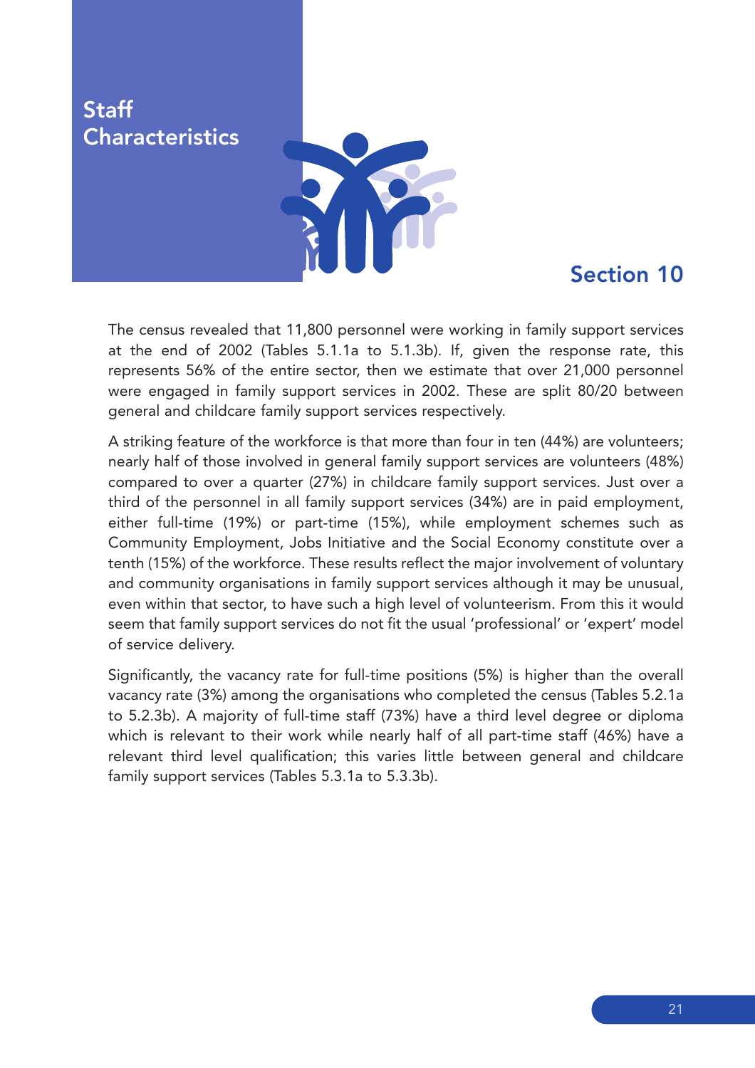# Staff Characteristics

## Section 10

The census revealed that 11,800 personnel were working in family support services at the end of 2002 (Tables 5.1.1a to 5.1.3b). If, given the response rate, this represents 56% of the entire sector, then we estimate that over 21,000 personnel were engaged in family support services in 2002. These are split 80/20 between general and childcare family support services respectively.

A striking feature of the workforce is that more than four in ten (44%) are volunteers; nearly half of those involved in general family support services are volunteers (48%) compared to over a quarter (27%) in childcare family support services. Just over a third of the personnel in all family support services (34%) are in paid employment, either full-time (19%) or part-time (15%), while employment schemes such as Community Employment, Jobs Initiative and the Social Economy constitute over a tenth (15%) of the workforce. These results reflect the major involvement of voluntary and community organisations in family support services although it may be unusual, even within that sector, to have such a high level of volunteerism. From this it would seem that family support services do not fit the usual 'professional' or 'expert' model of service delivery.

Significantly, the vacancy rate for full-time positions (5%) is higher than the overall vacancy rate (3%) among the organisations who completed the census (Tables 5.2.1a to 5.2.3b). A majority of full-time staff (73%) have a third level degree or diploma which is relevant to their work while nearly half of all part-time staff (46%) have a relevant third level qualification; this varies little between general and childcare family support services (Tables 5.3.1a to 5.3.3b).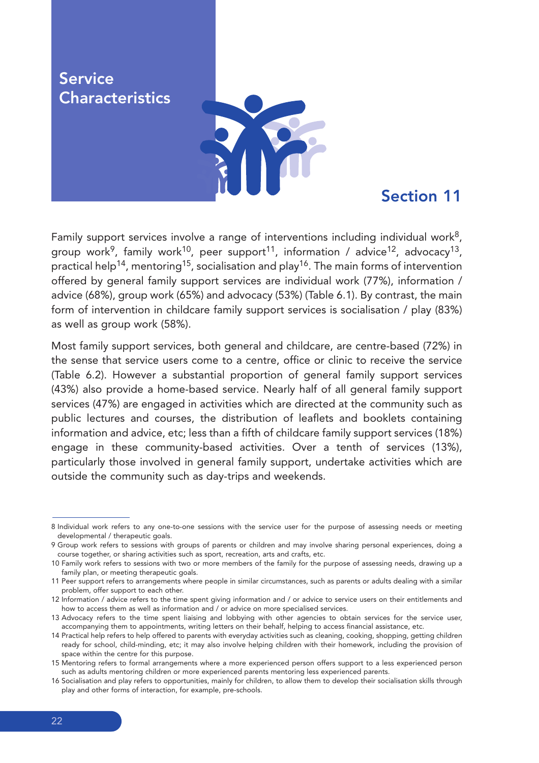# Service Characteristics

## Section 11

Family support services involve a range of interventions including individual work[8], group work[9], family work[10], peer support[11], information / advice[12], advocacy[13], practical help[14], mentoring[15], socialisation and play[16]. The main forms of intervention offered by general family support services are individual work (77%), information / advice (68%), group work (65%) and advocacy (53%) (Table 6.1). By contrast, the main form of intervention in childcare family support services is socialisation / play (83%) as well as group work (58%).

Most family support services, both general and childcare, are centre-based (72%) in the sense that service users come to a centre, office or clinic to receive the service (Table 6.2). However a substantial proportion of general family support services (43%) also provide a home-based service. Nearly half of all general family support services (47%) are engaged in activities which are directed at the community such as public lectures and courses, the distribution of leaflets and booklets containing information and advice, etc; less than a fifth of childcare family support services (18%) engage in these community-based activities. Over a tenth of services (13%), particularly those involved in general family support, undertake activities which are outside the community such as day-trips and weekends.

---

8 Individual work refers to any one-to-one sessions with the service user for the purpose of assessing needs or meeting developmental / therapeutic goals.

9 Group work refers to sessions with groups of parents or children and may involve sharing personal experiences, doing a course together, or sharing activities such as sport, recreation, arts and crafts, etc.

10 Family work refers to sessions with two or more members of the family for the purpose of assessing needs, drawing up a family plan, or meeting therapeutic goals.

11 Peer support refers to arrangements where people in similar circumstances, such as parents or adults dealing with a similar problem, offer support to each other.

12 Information / advice refers to the time spent giving information and / or advice to service users on their entitlements and how to access them as well as information and / or advice on more specialised services.

13 Advocacy refers to the time spent liaising and lobbying with other agencies to obtain services for the service user, accompanying them to appointments, writing letters on their behalf, helping to access financial assistance, etc.

14 Practical help refers to help offered to parents with everyday activities such as cleaning, cooking, shopping, getting children ready for school, child-minding, etc; it may also involve helping children with their homework, including the provision of space within the centre for this purpose.

15 Mentoring refers to formal arrangements where a more experienced person offers support to a less experienced person such as adults mentoring children or more experienced parents mentoring less experienced parents.

16 Socialisation and play refers to opportunities, mainly for children, to allow them to develop their socialisation skills through play and other forms of interaction, for example, pre-schools.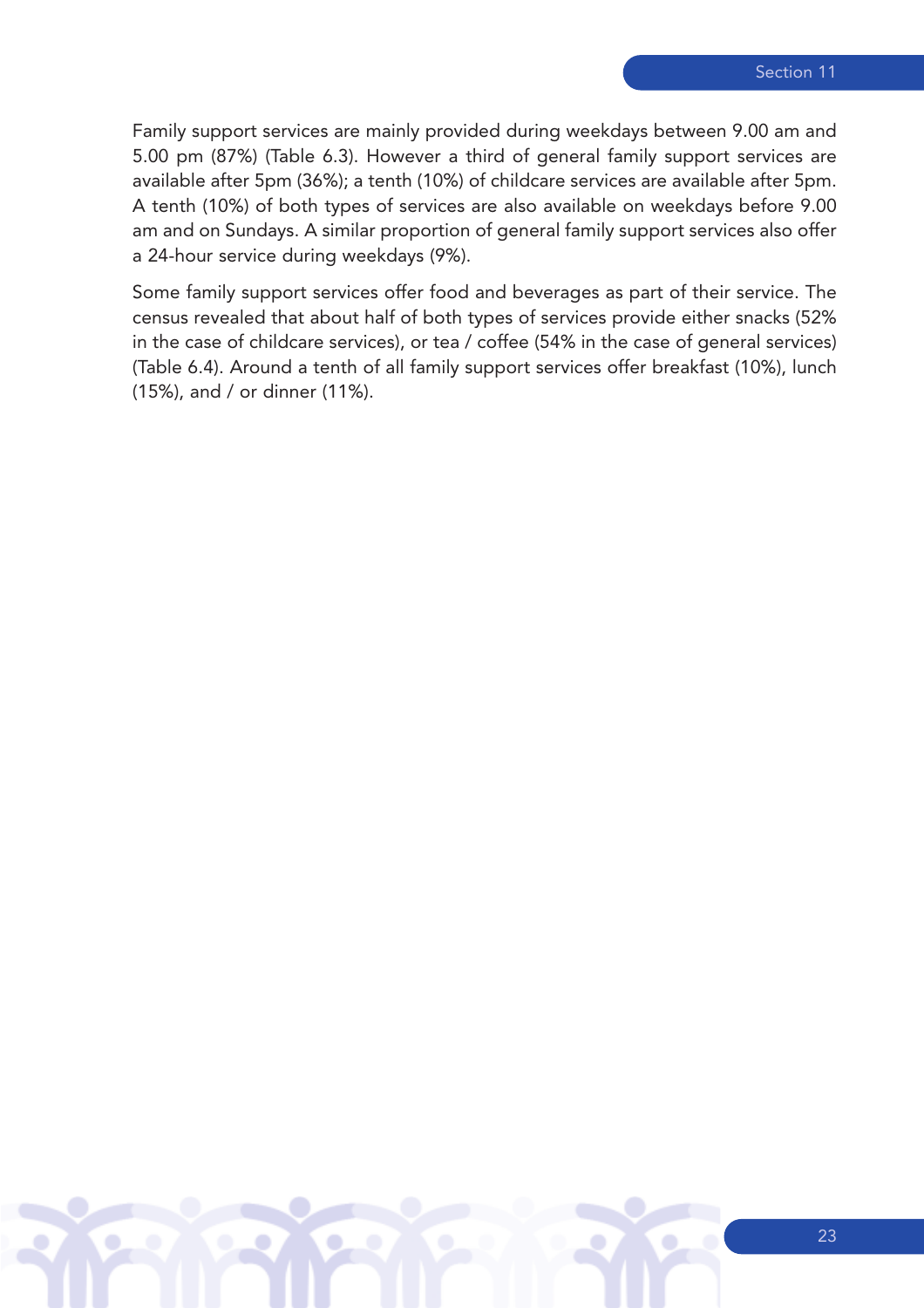Family support services are mainly provided during weekdays between 9.00 am and 5.00 pm (87%) (Table 6.3). However a third of general family support services are available after 5pm (36%); a tenth (10%) of childcare services are available after 5pm. A tenth (10%) of both types of services are also available on weekdays before 9.00 am and on Sundays. A similar proportion of general family support services also offer a 24-hour service during weekdays (9%).

Some family support services offer food and beverages as part of their service. The census revealed that about half of both types of services provide either snacks (52% in the case of childcare services), or tea / coffee (54% in the case of general services) (Table 6.4). Around a tenth of all family support services offer breakfast (10%), lunch (15%), and / or dinner (11%).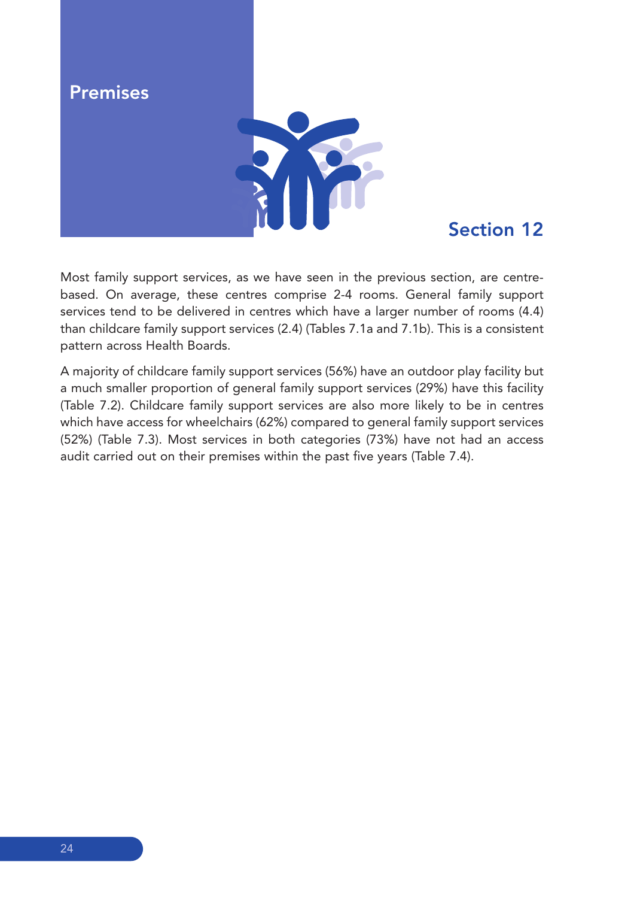# Premises

## Section 12

Most family support services, as we have seen in the previous section, are centre-based. On average, these centres comprise 2-4 rooms. General family support services tend to be delivered in centres which have a larger number of rooms (4.4) than childcare family support services (2.4) (Tables 7.1a and 7.1b). This is a consistent pattern across Health Boards.

A majority of childcare family support services (56%) have an outdoor play facility but a much smaller proportion of general family support services (29%) have this facility (Table 7.2). Childcare family support services are also more likely to be in centres which have access for wheelchairs (62%) compared to general family support services (52%) (Table 7.3). Most services in both categories (73%) have not had an access audit carried out on their premises within the past five years (Table 7.4).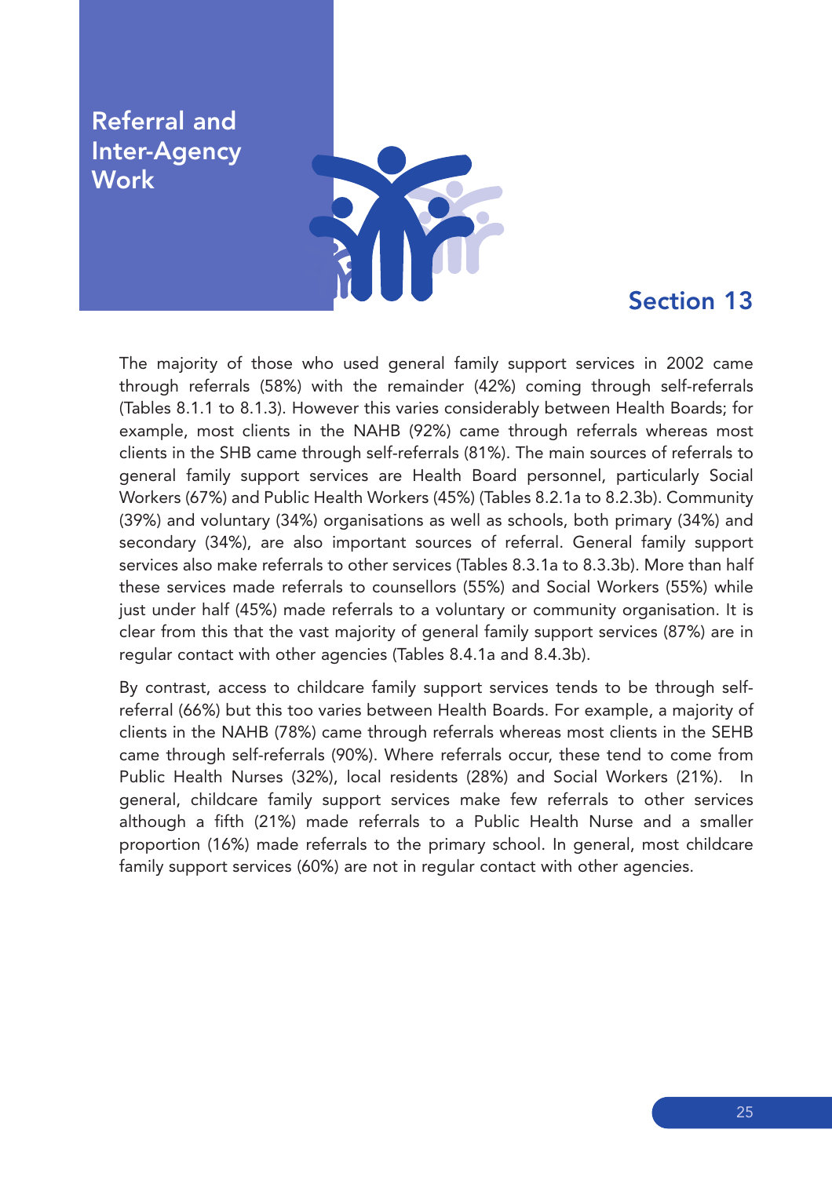# Referral and Inter-Agency Work

## Section 13

The majority of those who used general family support services in 2002 came through referrals (58%) with the remainder (42%) coming through self-referrals (Tables 8.1.1 to 8.1.3). However this varies considerably between Health Boards; for example, most clients in the NAHB (92%) came through referrals whereas most clients in the SHB came through self-referrals (81%). The main sources of referrals to general family support services are Health Board personnel, particularly Social Workers (67%) and Public Health Workers (45%) (Tables 8.2.1a to 8.2.3b). Community (39%) and voluntary (34%) organisations as well as schools, both primary (34%) and secondary (34%), are also important sources of referral. General family support services also make referrals to other services (Tables 8.3.1a to 8.3.3b). More than half these services made referrals to counsellors (55%) and Social Workers (55%) while just under half (45%) made referrals to a voluntary or community organisation. It is clear from this that the vast majority of general family support services (87%) are in regular contact with other agencies (Tables 8.4.1a and 8.4.3b).

By contrast, access to childcare family support services tends to be through self-referral (66%) but this too varies between Health Boards. For example, a majority of clients in the NAHB (78%) came through referrals whereas most clients in the SEHB came through self-referrals (90%). Where referrals occur, these tend to come from Public Health Nurses (32%), local residents (28%) and Social Workers (21%). In general, childcare family support services make few referrals to other services although a fifth (21%) made referrals to a Public Health Nurse and a smaller proportion (16%) made referrals to the primary school. In general, most childcare family support services (60%) are not in regular contact with other agencies.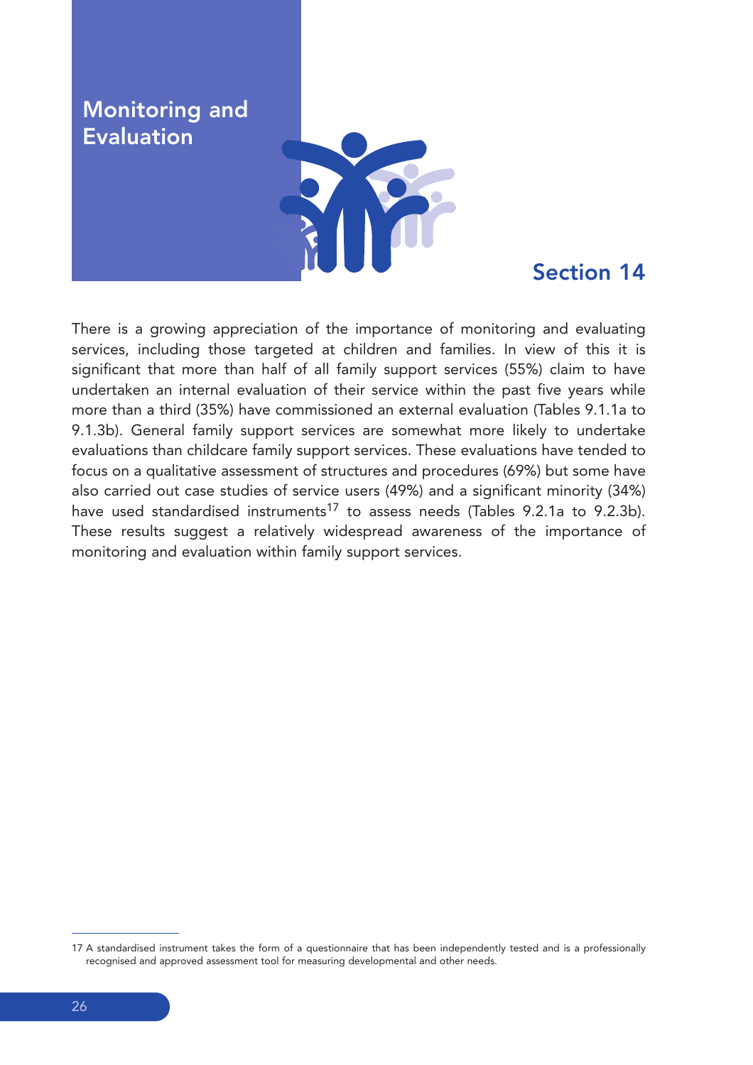# Monitoring and Evaluation

## Section 14

There is a growing appreciation of the importance of monitoring and evaluating services, including those targeted at children and families. In view of this it is significant that more than half of all family support services (55%) claim to have undertaken an internal evaluation of their service within the past five years while more than a third (35%) have commissioned an external evaluation (Tables 9.1.1a to 9.1.3b). General family support services are somewhat more likely to undertake evaluations than childcare family support services. These evaluations have tended to focus on a qualitative assessment of structures and procedures (69%) but some have also carried out case studies of service users (49%) and a significant minority (34%) have used standardised instruments[17] to assess needs (Tables 9.2.1a to 9.2.3b). These results suggest a relatively widespread awareness of the importance of monitoring and evaluation within family support services.

---

17 A standardised instrument takes the form of a questionnaire that has been independently tested and is a professionally recognised and approved assessment tool for measuring developmental and other needs.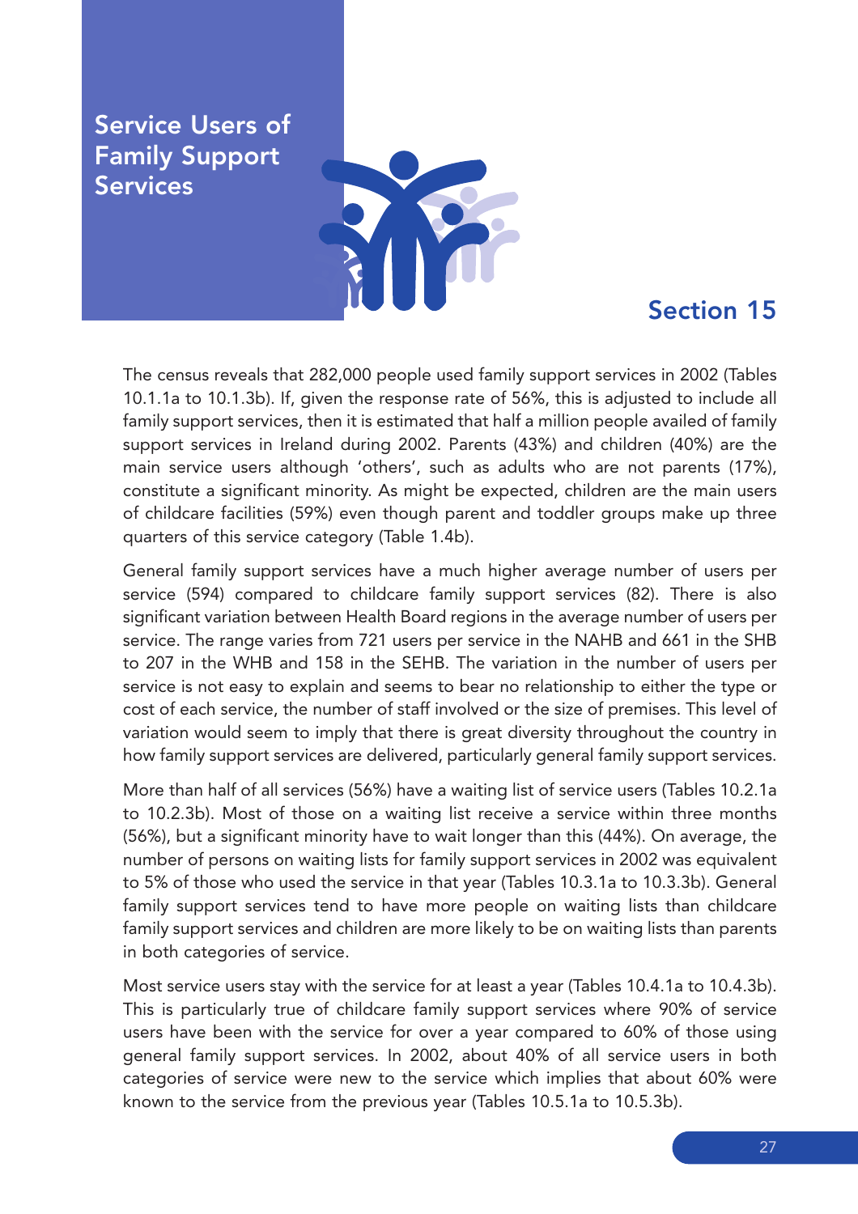# Service Users of Family Support Services

## Section 15

The census reveals that 282,000 people used family support services in 2002 (Tables 10.1.1a to 10.1.3b). If, given the response rate of 56%, this is adjusted to include all family support services, then it is estimated that half a million people availed of family support services in Ireland during 2002. Parents (43%) and children (40%) are the main service users although 'others', such as adults who are not parents (17%), constitute a significant minority. As might be expected, children are the main users of childcare facilities (59%) even though parent and toddler groups make up three quarters of this service category (Table 1.4b).

General family support services have a much higher average number of users per service (594) compared to childcare family support services (82). There is also significant variation between Health Board regions in the average number of users per service. The range varies from 721 users per service in the NAHB and 661 in the SHB to 207 in the WHB and 158 in the SEHB. The variation in the number of users per service is not easy to explain and seems to bear no relationship to either the type or cost of each service, the number of staff involved or the size of premises. This level of variation would seem to imply that there is great diversity throughout the country in how family support services are delivered, particularly general family support services.

More than half of all services (56%) have a waiting list of service users (Tables 10.2.1a to 10.2.3b). Most of those on a waiting list receive a service within three months (56%), but a significant minority have to wait longer than this (44%). On average, the number of persons on waiting lists for family support services in 2002 was equivalent to 5% of those who used the service in that year (Tables 10.3.1a to 10.3.3b). General family support services tend to have more people on waiting lists than childcare family support services and children are more likely to be on waiting lists than parents in both categories of service.

Most service users stay with the service for at least a year (Tables 10.4.1a to 10.4.3b). This is particularly true of childcare family support services where 90% of service users have been with the service for over a year compared to 60% of those using general family support services. In 2002, about 40% of all service users in both categories of service were new to the service which implies that about 60% were known to the service from the previous year (Tables 10.5.1a to 10.5.3b).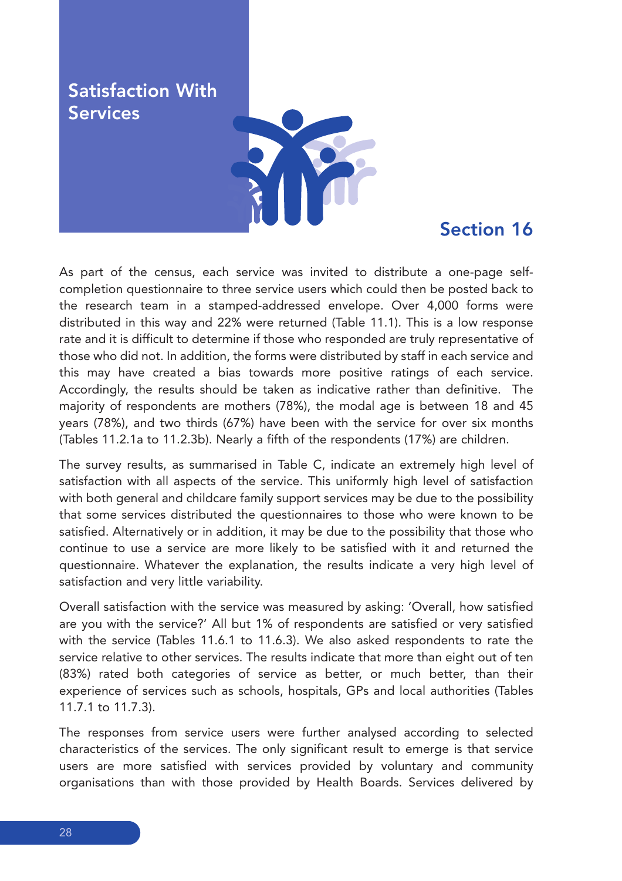# Satisfaction With Services

## Section 16

As part of the census, each service was invited to distribute a one-page self-completion questionnaire to three service users which could then be posted back to the research team in a stamped-addressed envelope. Over 4,000 forms were distributed in this way and 22% were returned (Table 11.1). This is a low response rate and it is difficult to determine if those who responded are truly representative of those who did not. In addition, the forms were distributed by staff in each service and this may have created a bias towards more positive ratings of each service. Accordingly, the results should be taken as indicative rather than definitive. The majority of respondents are mothers (78%), the modal age is between 18 and 45 years (78%), and two thirds (67%) have been with the service for over six months (Tables 11.2.1a to 11.2.3b). Nearly a fifth of the respondents (17%) are children.

The survey results, as summarised in Table C, indicate an extremely high level of satisfaction with all aspects of the service. This uniformly high level of satisfaction with both general and childcare family support services may be due to the possibility that some services distributed the questionnaires to those who were known to be satisfied. Alternatively or in addition, it may be due to the possibility that those who continue to use a service are more likely to be satisfied with it and returned the questionnaire. Whatever the explanation, the results indicate a very high level of satisfaction and very little variability.

Overall satisfaction with the service was measured by asking: 'Overall, how satisfied are you with the service?' All but 1% of respondents are satisfied or very satisfied with the service (Tables 11.6.1 to 11.6.3). We also asked respondents to rate the service relative to other services. The results indicate that more than eight out of ten (83%) rated both categories of service as better, or much better, than their experience of services such as schools, hospitals, GPs and local authorities (Tables 11.7.1 to 11.7.3).

The responses from service users were further analysed according to selected characteristics of the services. The only significant result to emerge is that service users are more satisfied with services provided by voluntary and community organisations than with those provided by Health Boards. Services delivered by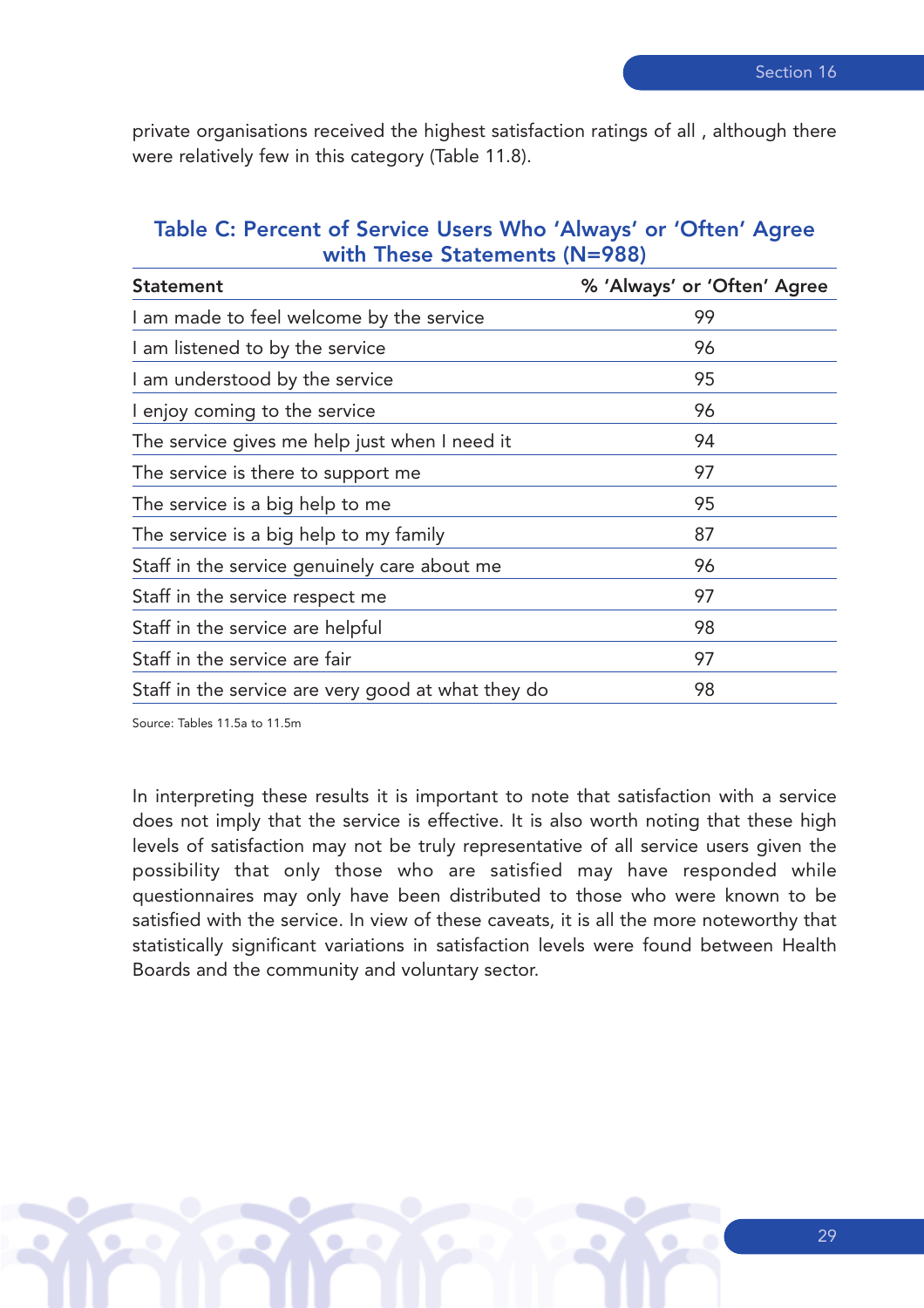private organisations received the highest satisfaction ratings of all , although there were relatively few in this category (Table 11.8).

### Table C: Percent of Service Users Who 'Always' or 'Often' Agree with These Statements (N=988)

| Statement | % 'Always' or 'Often' Agree |
|---|---|
| I am made to feel welcome by the service | 99 |
| I am listened to by the service | 96 |
| I am understood by the service | 95 |
| I enjoy coming to the service | 96 |
| The service gives me help just when I need it | 94 |
| The service is there to support me | 97 |
| The service is a big help to me | 95 |
| The service is a big help to my family | 87 |
| Staff in the service genuinely care about me | 96 |
| Staff in the service respect me | 97 |
| Staff in the service are helpful | 98 |
| Staff in the service are fair | 97 |
| Staff in the service are very good at what they do | 98 |

Source: Tables 11.5a to 11.5m

In interpreting these results it is important to note that satisfaction with a service does not imply that the service is effective. It is also worth noting that these high levels of satisfaction may not be truly representative of all service users given the possibility that only those who are satisfied may have responded while questionnaires may only have been distributed to those who were known to be satisfied with the service. In view of these caveats, it is all the more noteworthy that statistically significant variations in satisfaction levels were found between Health Boards and the community and voluntary sector.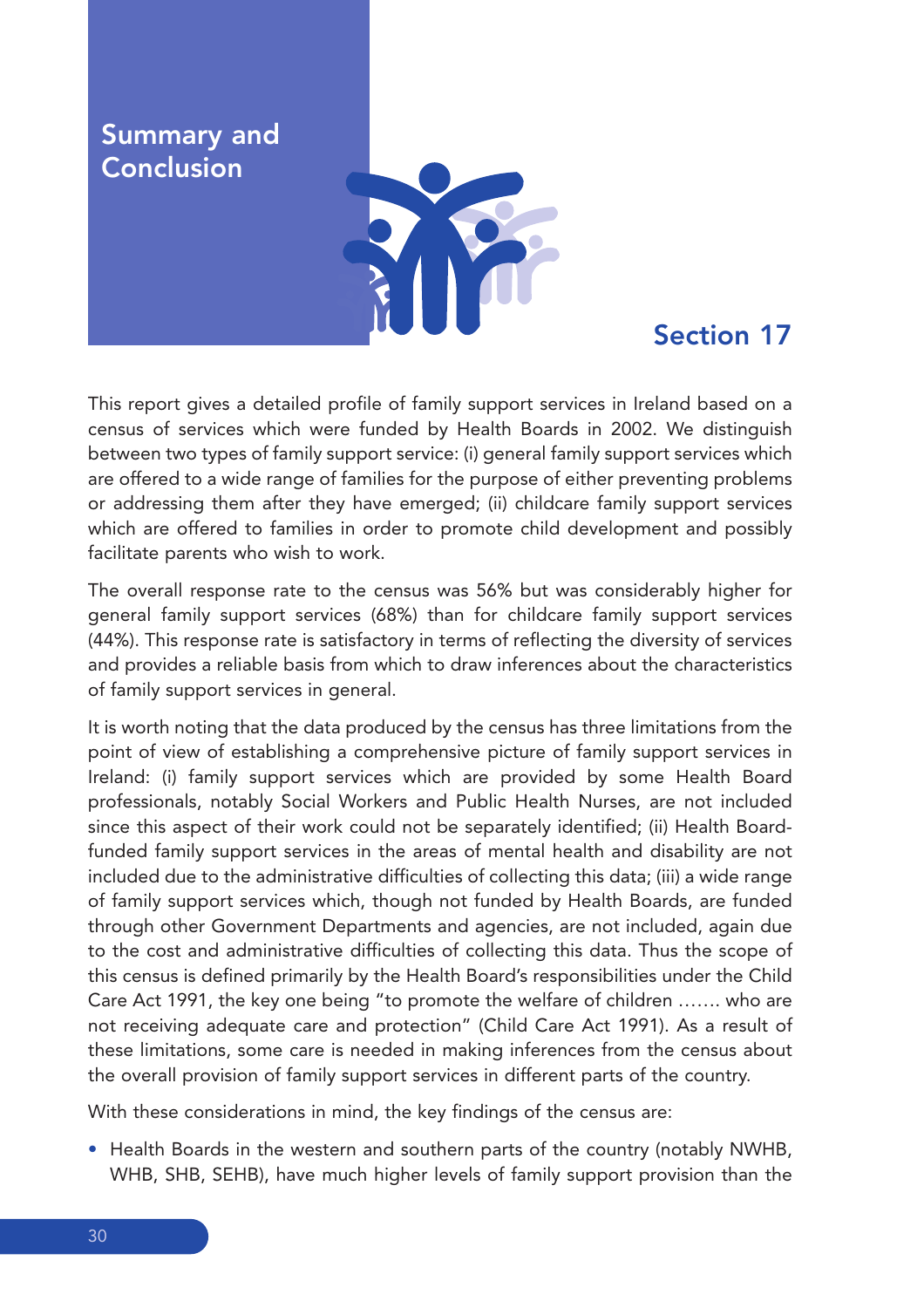# Summary and Conclusion

## Section 17

This report gives a detailed profile of family support services in Ireland based on a census of services which were funded by Health Boards in 2002. We distinguish between two types of family support service: (i) general family support services which are offered to a wide range of families for the purpose of either preventing problems or addressing them after they have emerged; (ii) childcare family support services which are offered to families in order to promote child development and possibly facilitate parents who wish to work.

The overall response rate to the census was 56% but was considerably higher for general family support services (68%) than for childcare family support services (44%). This response rate is satisfactory in terms of reflecting the diversity of services and provides a reliable basis from which to draw inferences about the characteristics of family support services in general.

It is worth noting that the data produced by the census has three limitations from the point of view of establishing a comprehensive picture of family support services in Ireland: (i) family support services which are provided by some Health Board professionals, notably Social Workers and Public Health Nurses, are not included since this aspect of their work could not be separately identified; (ii) Health Board-funded family support services in the areas of mental health and disability are not included due to the administrative difficulties of collecting this data; (iii) a wide range of family support services which, though not funded by Health Boards, are funded through other Government Departments and agencies, are not included, again due to the cost and administrative difficulties of collecting this data. Thus the scope of this census is defined primarily by the Health Board's responsibilities under the Child Care Act 1991, the key one being "to promote the welfare of children ……. who are not receiving adequate care and protection" (Child Care Act 1991). As a result of these limitations, some care is needed in making inferences from the census about the overall provision of family support services in different parts of the country.

With these considerations in mind, the key findings of the census are:

- Health Boards in the western and southern parts of the country (notably NWHB, WHB, SHB, SEHB), have much higher levels of family support provision than the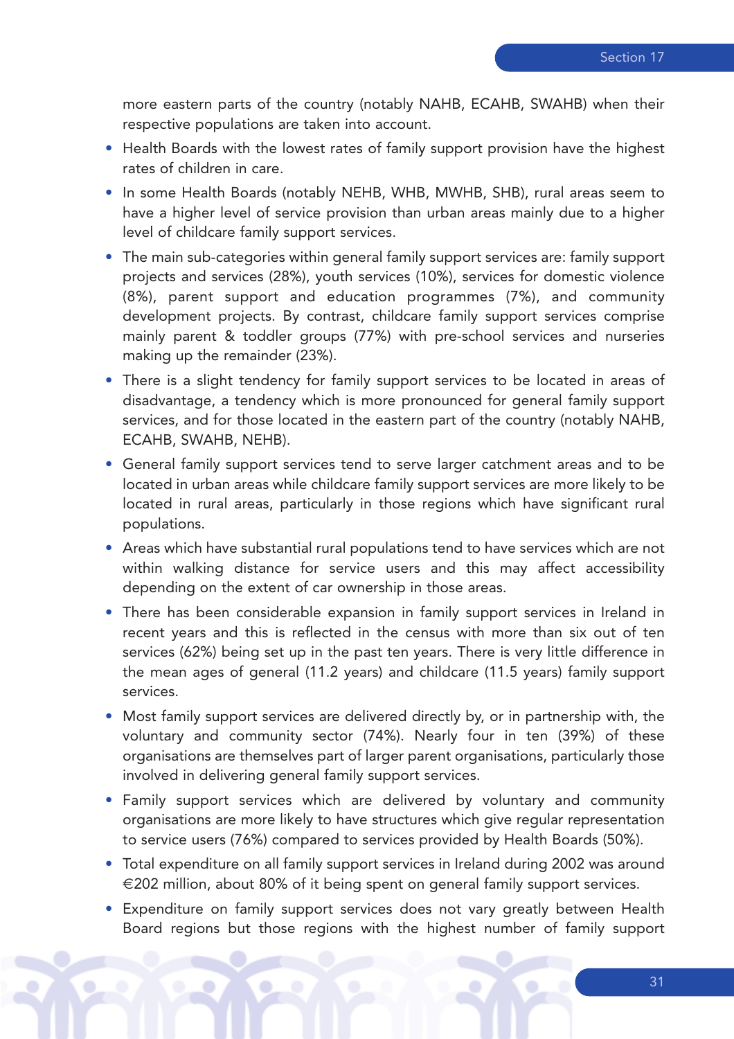more eastern parts of the country (notably NAHB, ECAHB, SWAHB) when their respective populations are taken into account.

- Health Boards with the lowest rates of family support provision have the highest rates of children in care.
- In some Health Boards (notably NEHB, WHB, MWHB, SHB), rural areas seem to have a higher level of service provision than urban areas mainly due to a higher level of childcare family support services.
- The main sub-categories within general family support services are: family support projects and services (28%), youth services (10%), services for domestic violence (8%), parent support and education programmes (7%), and community development projects. By contrast, childcare family support services comprise mainly parent & toddler groups (77%) with pre-school services and nurseries making up the remainder (23%).
- There is a slight tendency for family support services to be located in areas of disadvantage, a tendency which is more pronounced for general family support services, and for those located in the eastern part of the country (notably NAHB, ECAHB, SWAHB, NEHB).
- General family support services tend to serve larger catchment areas and to be located in urban areas while childcare family support services are more likely to be located in rural areas, particularly in those regions which have significant rural populations.
- Areas which have substantial rural populations tend to have services which are not within walking distance for service users and this may affect accessibility depending on the extent of car ownership in those areas.
- There has been considerable expansion in family support services in Ireland in recent years and this is reflected in the census with more than six out of ten services (62%) being set up in the past ten years. There is very little difference in the mean ages of general (11.2 years) and childcare (11.5 years) family support services.
- Most family support services are delivered directly by, or in partnership with, the voluntary and community sector (74%). Nearly four in ten (39%) of these organisations are themselves part of larger parent organisations, particularly those involved in delivering general family support services.
- Family support services which are delivered by voluntary and community organisations are more likely to have structures which give regular representation to service users (76%) compared to services provided by Health Boards (50%).
- Total expenditure on all family support services in Ireland during 2002 was around €202 million, about 80% of it being spent on general family support services.
- Expenditure on family support services does not vary greatly between Health Board regions but those regions with the highest number of family support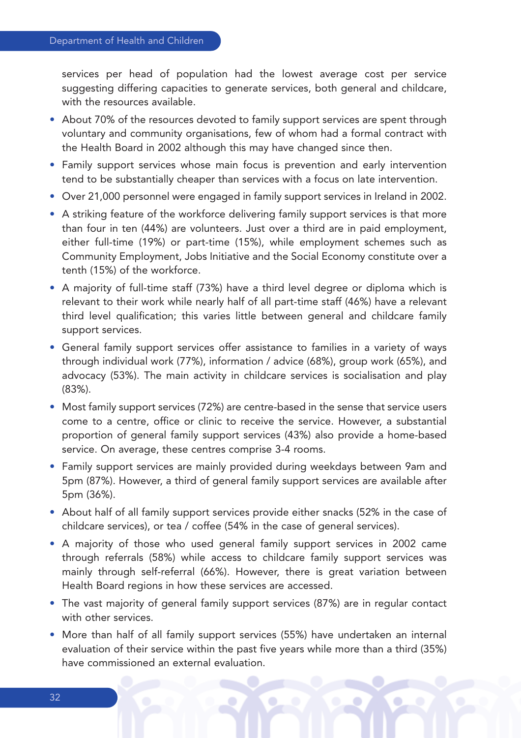services per head of population had the lowest average cost per service suggesting differing capacities to generate services, both general and childcare, with the resources available.

- About 70% of the resources devoted to family support services are spent through voluntary and community organisations, few of whom had a formal contract with the Health Board in 2002 although this may have changed since then.
- Family support services whose main focus is prevention and early intervention tend to be substantially cheaper than services with a focus on late intervention.
- Over 21,000 personnel were engaged in family support services in Ireland in 2002.
- A striking feature of the workforce delivering family support services is that more than four in ten (44%) are volunteers. Just over a third are in paid employment, either full-time (19%) or part-time (15%), while employment schemes such as Community Employment, Jobs Initiative and the Social Economy constitute over a tenth (15%) of the workforce.
- A majority of full-time staff (73%) have a third level degree or diploma which is relevant to their work while nearly half of all part-time staff (46%) have a relevant third level qualification; this varies little between general and childcare family support services.
- General family support services offer assistance to families in a variety of ways through individual work (77%), information / advice (68%), group work (65%), and advocacy (53%). The main activity in childcare services is socialisation and play (83%).
- Most family support services (72%) are centre-based in the sense that service users come to a centre, office or clinic to receive the service. However, a substantial proportion of general family support services (43%) also provide a home-based service. On average, these centres comprise 3-4 rooms.
- Family support services are mainly provided during weekdays between 9am and 5pm (87%). However, a third of general family support services are available after 5pm (36%).
- About half of all family support services provide either snacks (52% in the case of childcare services), or tea / coffee (54% in the case of general services).
- A majority of those who used general family support services in 2002 came through referrals (58%) while access to childcare family support services was mainly through self-referral (66%). However, there is great variation between Health Board regions in how these services are accessed.
- The vast majority of general family support services (87%) are in regular contact with other services.
- More than half of all family support services (55%) have undertaken an internal evaluation of their service within the past five years while more than a third (35%) have commissioned an external evaluation.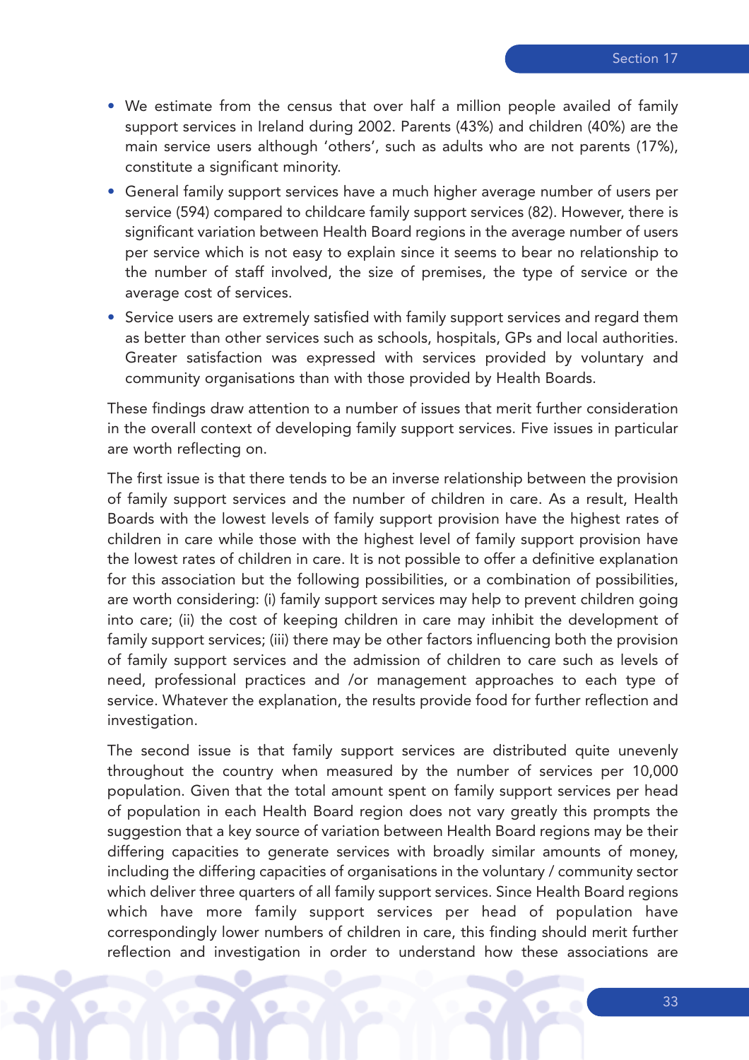- We estimate from the census that over half a million people availed of family support services in Ireland during 2002. Parents (43%) and children (40%) are the main service users although 'others', such as adults who are not parents (17%), constitute a significant minority.
- General family support services have a much higher average number of users per service (594) compared to childcare family support services (82). However, there is significant variation between Health Board regions in the average number of users per service which is not easy to explain since it seems to bear no relationship to the number of staff involved, the size of premises, the type of service or the average cost of services.
- Service users are extremely satisfied with family support services and regard them as better than other services such as schools, hospitals, GPs and local authorities. Greater satisfaction was expressed with services provided by voluntary and community organisations than with those provided by Health Boards.

These findings draw attention to a number of issues that merit further consideration in the overall context of developing family support services. Five issues in particular are worth reflecting on.

The first issue is that there tends to be an inverse relationship between the provision of family support services and the number of children in care. As a result, Health Boards with the lowest levels of family support provision have the highest rates of children in care while those with the highest level of family support provision have the lowest rates of children in care. It is not possible to offer a definitive explanation for this association but the following possibilities, or a combination of possibilities, are worth considering: (i) family support services may help to prevent children going into care; (ii) the cost of keeping children in care may inhibit the development of family support services; (iii) there may be other factors influencing both the provision of family support services and the admission of children to care such as levels of need, professional practices and /or management approaches to each type of service. Whatever the explanation, the results provide food for further reflection and investigation.

The second issue is that family support services are distributed quite unevenly throughout the country when measured by the number of services per 10,000 population. Given that the total amount spent on family support services per head of population in each Health Board region does not vary greatly this prompts the suggestion that a key source of variation between Health Board regions may be their differing capacities to generate services with broadly similar amounts of money, including the differing capacities of organisations in the voluntary / community sector which deliver three quarters of all family support services. Since Health Board regions which have more family support services per head of population have correspondingly lower numbers of children in care, this finding should merit further reflection and investigation in order to understand how these associations are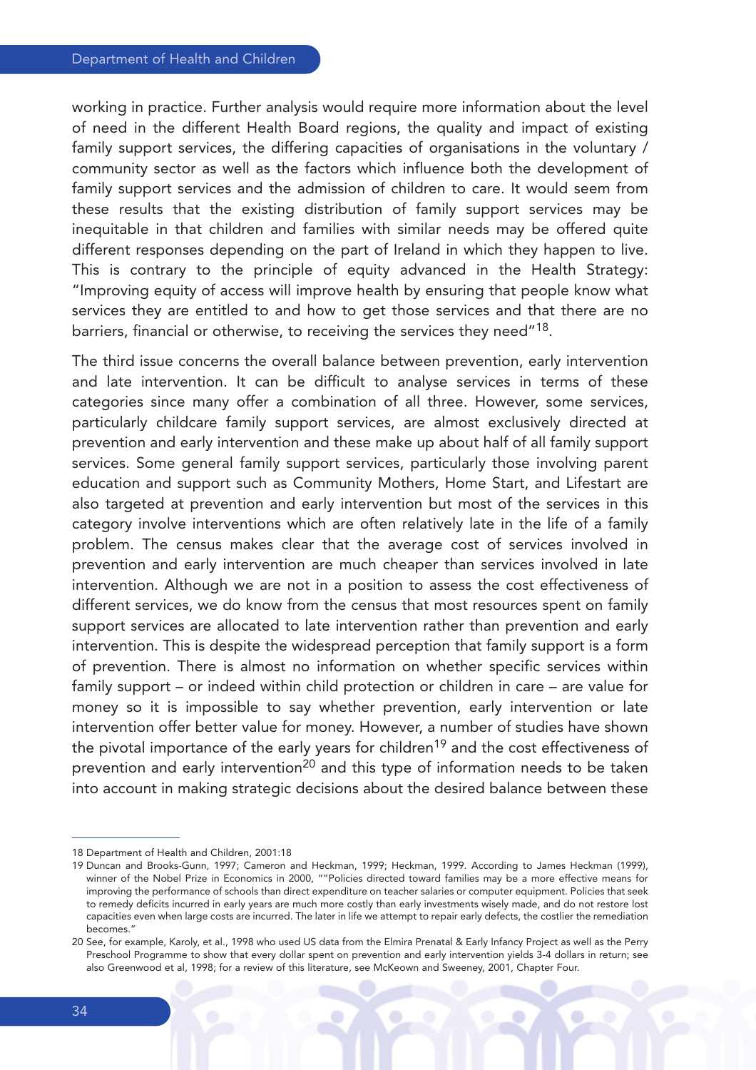working in practice. Further analysis would require more information about the level of need in the different Health Board regions, the quality and impact of existing family support services, the differing capacities of organisations in the voluntary / community sector as well as the factors which influence both the development of family support services and the admission of children to care. It would seem from these results that the existing distribution of family support services may be inequitable in that children and families with similar needs may be offered quite different responses depending on the part of Ireland in which they happen to live. This is contrary to the principle of equity advanced in the Health Strategy: "Improving equity of access will improve health by ensuring that people know what services they are entitled to and how to get those services and that there are no barriers, financial or otherwise, to receiving the services they need"[18].

The third issue concerns the overall balance between prevention, early intervention and late intervention. It can be difficult to analyse services in terms of these categories since many offer a combination of all three. However, some services, particularly childcare family support services, are almost exclusively directed at prevention and early intervention and these make up about half of all family support services. Some general family support services, particularly those involving parent education and support such as Community Mothers, Home Start, and Lifestart are also targeted at prevention and early intervention but most of the services in this category involve interventions which are often relatively late in the life of a family problem. The census makes clear that the average cost of services involved in prevention and early intervention are much cheaper than services involved in late intervention. Although we are not in a position to assess the cost effectiveness of different services, we do know from the census that most resources spent on family support services are allocated to late intervention rather than prevention and early intervention. This is despite the widespread perception that family support is a form of prevention. There is almost no information on whether specific services within family support – or indeed within child protection or children in care – are value for money so it is impossible to say whether prevention, early intervention or late intervention offer better value for money. However, a number of studies have shown the pivotal importance of the early years for children[19] and the cost effectiveness of prevention and early intervention[20] and this type of information needs to be taken into account in making strategic decisions about the desired balance between these

---

18 Department of Health and Children, 2001:18

19 Duncan and Brooks-Gunn, 1997; Cameron and Heckman, 1999; Heckman, 1999. According to James Heckman (1999), winner of the Nobel Prize in Economics in 2000, ""Policies directed toward families may be a more effective means for improving the performance of schools than direct expenditure on teacher salaries or computer equipment. Policies that seek to remedy deficits incurred in early years are much more costly than early investments wisely made, and do not restore lost capacities even when large costs are incurred. The later in life we attempt to repair early defects, the costlier the remediation becomes."

20 See, for example, Karoly, et al., 1998 who used US data from the Elmira Prenatal & Early Infancy Project as well as the Perry Preschool Programme to show that every dollar spent on prevention and early intervention yields 3-4 dollars in return; see also Greenwood et al, 1998; for a review of this literature, see McKeown and Sweeney, 2001, Chapter Four.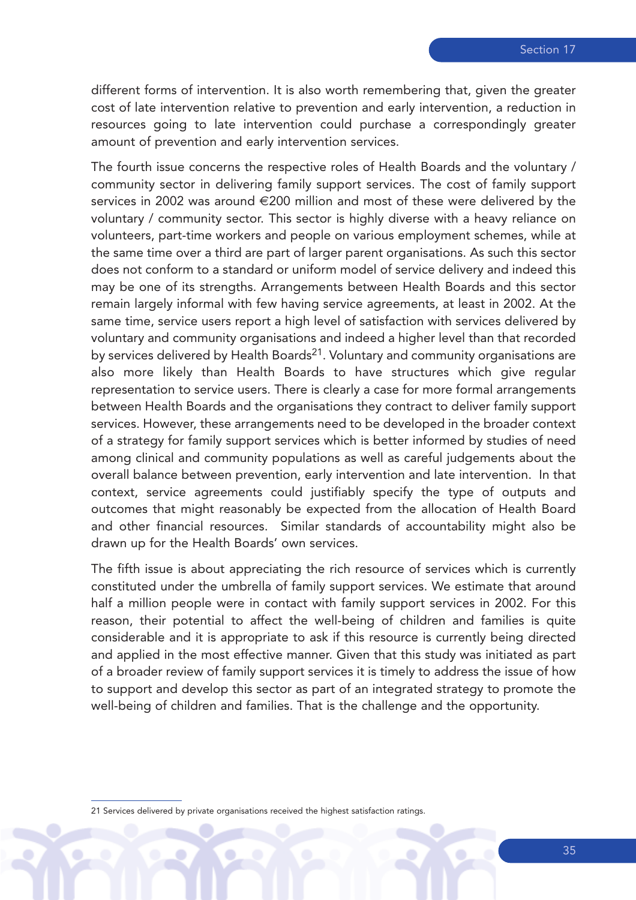different forms of intervention. It is also worth remembering that, given the greater cost of late intervention relative to prevention and early intervention, a reduction in resources going to late intervention could purchase a correspondingly greater amount of prevention and early intervention services.

The fourth issue concerns the respective roles of Health Boards and the voluntary / community sector in delivering family support services. The cost of family support services in 2002 was around €200 million and most of these were delivered by the voluntary / community sector. This sector is highly diverse with a heavy reliance on volunteers, part-time workers and people on various employment schemes, while at the same time over a third are part of larger parent organisations. As such this sector does not conform to a standard or uniform model of service delivery and indeed this may be one of its strengths. Arrangements between Health Boards and this sector remain largely informal with few having service agreements, at least in 2002. At the same time, service users report a high level of satisfaction with services delivered by voluntary and community organisations and indeed a higher level than that recorded by services delivered by Health Boards[21]. Voluntary and community organisations are also more likely than Health Boards to have structures which give regular representation to service users. There is clearly a case for more formal arrangements between Health Boards and the organisations they contract to deliver family support services. However, these arrangements need to be developed in the broader context of a strategy for family support services which is better informed by studies of need among clinical and community populations as well as careful judgements about the overall balance between prevention, early intervention and late intervention. In that context, service agreements could justifiably specify the type of outputs and outcomes that might reasonably be expected from the allocation of Health Board and other financial resources. Similar standards of accountability might also be drawn up for the Health Boards' own services.

The fifth issue is about appreciating the rich resource of services which is currently constituted under the umbrella of family support services. We estimate that around half a million people were in contact with family support services in 2002. For this reason, their potential to affect the well-being of children and families is quite considerable and it is appropriate to ask if this resource is currently being directed and applied in the most effective manner. Given that this study was initiated as part of a broader review of family support services it is timely to address the issue of how to support and develop this sector as part of an integrated strategy to promote the well-being of children and families. That is the challenge and the opportunity.

21 Services delivered by private organisations received the highest satisfaction ratings.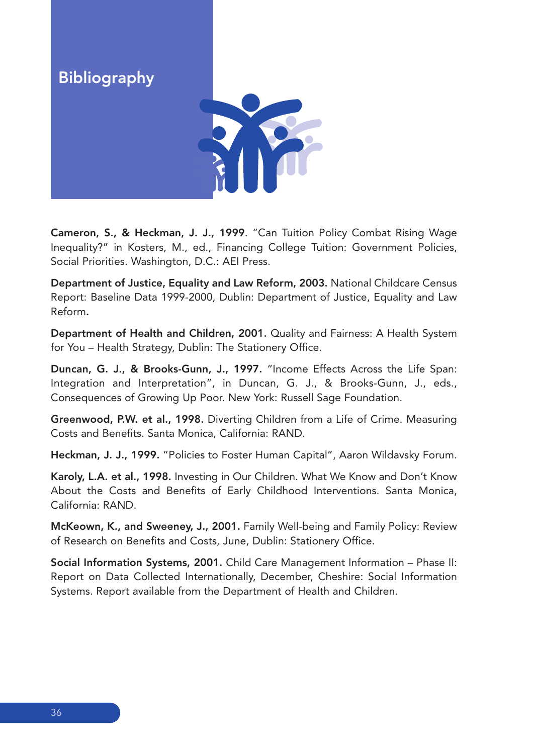# Bibliography

**Cameron, S., & Heckman, J. J., 1999**. "Can Tuition Policy Combat Rising Wage Inequality?" in Kosters, M., ed., Financing College Tuition: Government Policies, Social Priorities. Washington, D.C.: AEI Press.

**Department of Justice, Equality and Law Reform, 2003.** National Childcare Census Report: Baseline Data 1999-2000, Dublin: Department of Justice, Equality and Law Reform**.**

**Department of Health and Children, 2001.** Quality and Fairness: A Health System for You – Health Strategy, Dublin: The Stationery Office.

**Duncan, G. J., & Brooks-Gunn, J., 1997.** "Income Effects Across the Life Span: Integration and Interpretation", in Duncan, G. J., & Brooks-Gunn, J., eds., Consequences of Growing Up Poor. New York: Russell Sage Foundation.

**Greenwood, P.W. et al., 1998.** Diverting Children from a Life of Crime. Measuring Costs and Benefits. Santa Monica, California: RAND.

**Heckman, J. J., 1999.** "Policies to Foster Human Capital", Aaron Wildavsky Forum.

**Karoly, L.A. et al., 1998.** Investing in Our Children. What We Know and Don't Know About the Costs and Benefits of Early Childhood Interventions. Santa Monica, California: RAND.

**McKeown, K., and Sweeney, J., 2001.** Family Well-being and Family Policy: Review of Research on Benefits and Costs, June, Dublin: Stationery Office.

**Social Information Systems, 2001.** Child Care Management Information – Phase II: Report on Data Collected Internationally, December, Cheshire: Social Information Systems. Report available from the Department of Health and Children.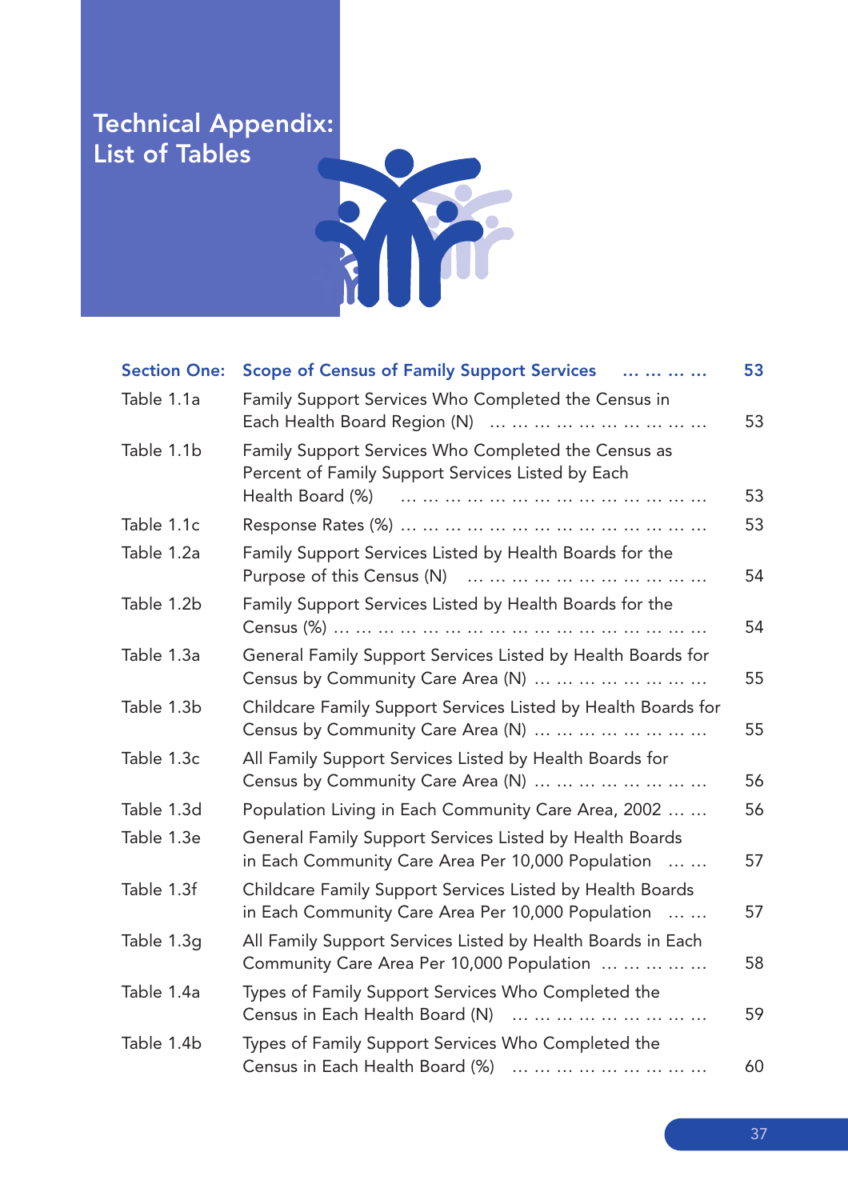# Technical Appendix: List of Tables

| | | |
|---|---|---|
| **Section One:** | **Scope of Census of Family Support Services** | **53** |
| Table 1.1a | Family Support Services Who Completed the Census in Each Health Board Region (N) | 53 |
| Table 1.1b | Family Support Services Who Completed the Census as Percent of Family Support Services Listed by Each Health Board (%) | 53 |
| Table 1.1c | Response Rates (%) | 53 |
| Table 1.2a | Family Support Services Listed by Health Boards for the Purpose of this Census (N) | 54 |
| Table 1.2b | Family Support Services Listed by Health Boards for the Census (%) | 54 |
| Table 1.3a | General Family Support Services Listed by Health Boards for Census by Community Care Area (N) | 55 |
| Table 1.3b | Childcare Family Support Services Listed by Health Boards for Census by Community Care Area (N) | 55 |
| Table 1.3c | All Family Support Services Listed by Health Boards for Census by Community Care Area (N) | 56 |
| Table 1.3d | Population Living in Each Community Care Area, 2002 | 56 |
| Table 1.3e | General Family Support Services Listed by Health Boards in Each Community Care Area Per 10,000 Population | 57 |
| Table 1.3f | Childcare Family Support Services Listed by Health Boards in Each Community Care Area Per 10,000 Population | 57 |
| Table 1.3g | All Family Support Services Listed by Health Boards in Each Community Care Area Per 10,000 Population | 58 |
| Table 1.4a | Types of Family Support Services Who Completed the Census in Each Health Board (N) | 59 |
| Table 1.4b | Types of Family Support Services Who Completed the Census in Each Health Board (%) | 60 |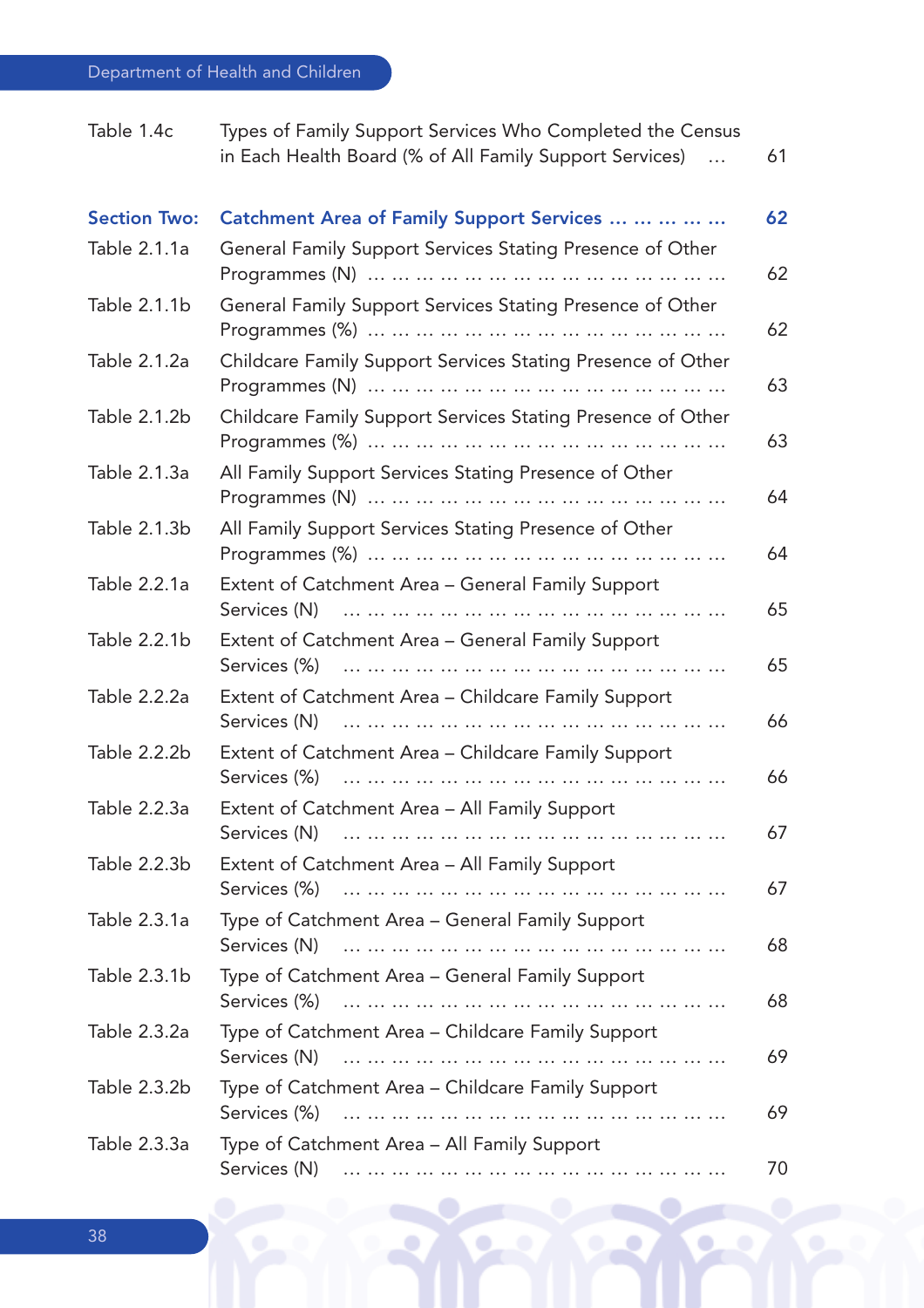| | | |
|---|---|---|
| Table 1.4c | Types of Family Support Services Who Completed the Census in Each Health Board (% of All Family Support Services) … | 61 |
| **Section Two:** | **Catchment Area of Family Support Services … … … … …** | **62** |
| Table 2.1.1a | General Family Support Services Stating Presence of Other Programmes (N) … … … … … … … … … … … … … … … | 62 |
| Table 2.1.1b | General Family Support Services Stating Presence of Other Programmes (%) … … … … … … … … … … … … … … … | 62 |
| Table 2.1.2a | Childcare Family Support Services Stating Presence of Other Programmes (N) … … … … … … … … … … … … … … … | 63 |
| Table 2.1.2b | Childcare Family Support Services Stating Presence of Other Programmes (%) … … … … … … … … … … … … … … … | 63 |
| Table 2.1.3a | All Family Support Services Stating Presence of Other Programmes (N) … … … … … … … … … … … … … … … | 64 |
| Table 2.1.3b | All Family Support Services Stating Presence of Other Programmes (%) … … … … … … … … … … … … … … … | 64 |
| Table 2.2.1a | Extent of Catchment Area – General Family Support Services (N) … … … … … … … … … … … … … … … … | 65 |
| Table 2.2.1b | Extent of Catchment Area – General Family Support Services (%) … … … … … … … … … … … … … … … … | 65 |
| Table 2.2.2a | Extent of Catchment Area – Childcare Family Support Services (N) … … … … … … … … … … … … … … … … | 66 |
| Table 2.2.2b | Extent of Catchment Area – Childcare Family Support Services (%) … … … … … … … … … … … … … … … … | 66 |
| Table 2.2.3a | Extent of Catchment Area – All Family Support Services (N) … … … … … … … … … … … … … … … … | 67 |
| Table 2.2.3b | Extent of Catchment Area – All Family Support Services (%) … … … … … … … … … … … … … … … … | 67 |
| Table 2.3.1a | Type of Catchment Area – General Family Support Services (N) … … … … … … … … … … … … … … … … | 68 |
| Table 2.3.1b | Type of Catchment Area – General Family Support Services (%) … … … … … … … … … … … … … … … … | 68 |
| Table 2.3.2a | Type of Catchment Area – Childcare Family Support Services (N) … … … … … … … … … … … … … … … … | 69 |
| Table 2.3.2b | Type of Catchment Area – Childcare Family Support Services (%) … … … … … … … … … … … … … … … … | 69 |
| Table 2.3.3a | Type of Catchment Area – All Family Support Services (N) … … … … … … … … … … … … … … … … | 70 |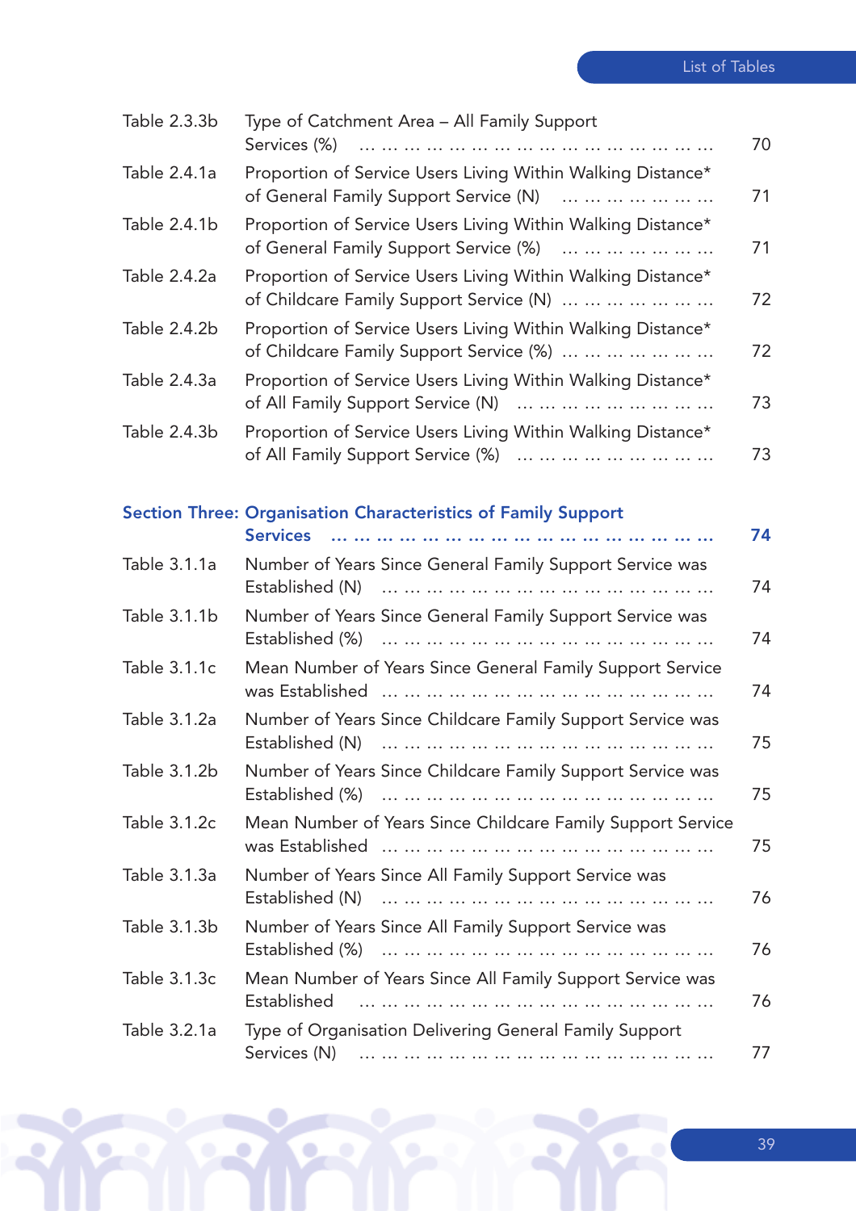| | | |
|---|---|---|
| Table 2.3.3b | Type of Catchment Area – All Family Support Services (%) | 70 |
| Table 2.4.1a | Proportion of Service Users Living Within Walking Distance* of General Family Support Service (N) | 71 |
| Table 2.4.1b | Proportion of Service Users Living Within Walking Distance* of General Family Support Service (%) | 71 |
| Table 2.4.2a | Proportion of Service Users Living Within Walking Distance* of Childcare Family Support Service (N) | 72 |
| Table 2.4.2b | Proportion of Service Users Living Within Walking Distance* of Childcare Family Support Service (%) | 72 |
| Table 2.4.3a | Proportion of Service Users Living Within Walking Distance* of All Family Support Service (N) | 73 |
| Table 2.4.3b | Proportion of Service Users Living Within Walking Distance* of All Family Support Service (%) | 73 |

## Section Three: Organisation Characteristics of Family Support Services ... 74

| | | |
|---|---|---|
| Table 3.1.1a | Number of Years Since General Family Support Service was Established (N) | 74 |
| Table 3.1.1b | Number of Years Since General Family Support Service was Established (%) | 74 |
| Table 3.1.1c | Mean Number of Years Since General Family Support Service was Established | 74 |
| Table 3.1.2a | Number of Years Since Childcare Family Support Service was Established (N) | 75 |
| Table 3.1.2b | Number of Years Since Childcare Family Support Service was Established (%) | 75 |
| Table 3.1.2c | Mean Number of Years Since Childcare Family Support Service was Established | 75 |
| Table 3.1.3a | Number of Years Since All Family Support Service was Established (N) | 76 |
| Table 3.1.3b | Number of Years Since All Family Support Service was Established (%) | 76 |
| Table 3.1.3c | Mean Number of Years Since All Family Support Service was Established | 76 |
| Table 3.2.1a | Type of Organisation Delivering General Family Support Services (N) | 77 |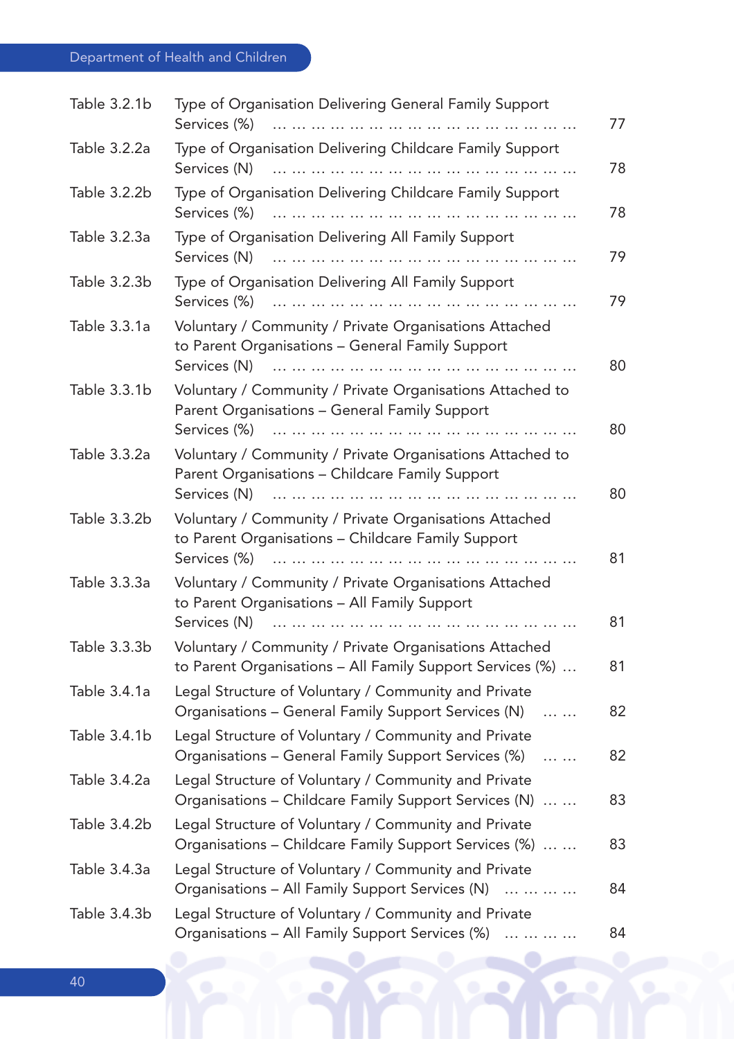| | | |
|---|---|---|
| Table 3.2.1b | Type of Organisation Delivering General Family Support Services (%) | 77 |
| Table 3.2.2a | Type of Organisation Delivering Childcare Family Support Services (N) | 78 |
| Table 3.2.2b | Type of Organisation Delivering Childcare Family Support Services (%) | 78 |
| Table 3.2.3a | Type of Organisation Delivering All Family Support Services (N) | 79 |
| Table 3.2.3b | Type of Organisation Delivering All Family Support Services (%) | 79 |
| Table 3.3.1a | Voluntary / Community / Private Organisations Attached to Parent Organisations – General Family Support Services (N) | 80 |
| Table 3.3.1b | Voluntary / Community / Private Organisations Attached to Parent Organisations – General Family Support Services (%) | 80 |
| Table 3.3.2a | Voluntary / Community / Private Organisations Attached to Parent Organisations – Childcare Family Support Services (N) | 80 |
| Table 3.3.2b | Voluntary / Community / Private Organisations Attached to Parent Organisations – Childcare Family Support Services (%) | 81 |
| Table 3.3.3a | Voluntary / Community / Private Organisations Attached to Parent Organisations – All Family Support Services (N) | 81 |
| Table 3.3.3b | Voluntary / Community / Private Organisations Attached to Parent Organisations – All Family Support Services (%) | 81 |
| Table 3.4.1a | Legal Structure of Voluntary / Community and Private Organisations – General Family Support Services (N) | 82 |
| Table 3.4.1b | Legal Structure of Voluntary / Community and Private Organisations – General Family Support Services (%) | 82 |
| Table 3.4.2a | Legal Structure of Voluntary / Community and Private Organisations – Childcare Family Support Services (N) | 83 |
| Table 3.4.2b | Legal Structure of Voluntary / Community and Private Organisations – Childcare Family Support Services (%) | 83 |
| Table 3.4.3a | Legal Structure of Voluntary / Community and Private Organisations – All Family Support Services (N) | 84 |
| Table 3.4.3b | Legal Structure of Voluntary / Community and Private Organisations – All Family Support Services (%) | 84 |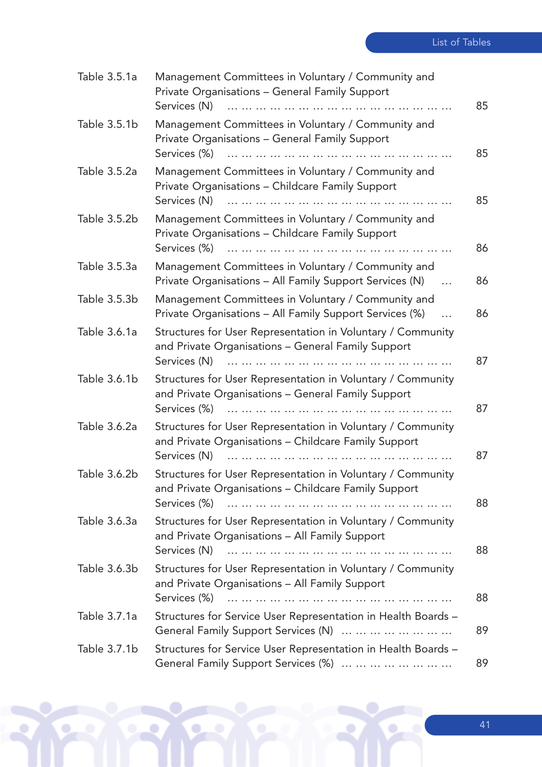| | | |
|---|---|---|
| Table 3.5.1a | Management Committees in Voluntary / Community and Private Organisations – General Family Support Services (N) | 85 |
| Table 3.5.1b | Management Committees in Voluntary / Community and Private Organisations – General Family Support Services (%) | 85 |
| Table 3.5.2a | Management Committees in Voluntary / Community and Private Organisations – Childcare Family Support Services (N) | 85 |
| Table 3.5.2b | Management Committees in Voluntary / Community and Private Organisations – Childcare Family Support Services (%) | 86 |
| Table 3.5.3a | Management Committees in Voluntary / Community and Private Organisations – All Family Support Services (N) | 86 |
| Table 3.5.3b | Management Committees in Voluntary / Community and Private Organisations – All Family Support Services (%) | 86 |
| Table 3.6.1a | Structures for User Representation in Voluntary / Community and Private Organisations – General Family Support Services (N) | 87 |
| Table 3.6.1b | Structures for User Representation in Voluntary / Community and Private Organisations – General Family Support Services (%) | 87 |
| Table 3.6.2a | Structures for User Representation in Voluntary / Community and Private Organisations – Childcare Family Support Services (N) | 87 |
| Table 3.6.2b | Structures for User Representation in Voluntary / Community and Private Organisations – Childcare Family Support Services (%) | 88 |
| Table 3.6.3a | Structures for User Representation in Voluntary / Community and Private Organisations – All Family Support Services (N) | 88 |
| Table 3.6.3b | Structures for User Representation in Voluntary / Community and Private Organisations – All Family Support Services (%) | 88 |
| Table 3.7.1a | Structures for Service User Representation in Health Boards – General Family Support Services (N) | 89 |
| Table 3.7.1b | Structures for Service User Representation in Health Boards – General Family Support Services (%) | 89 |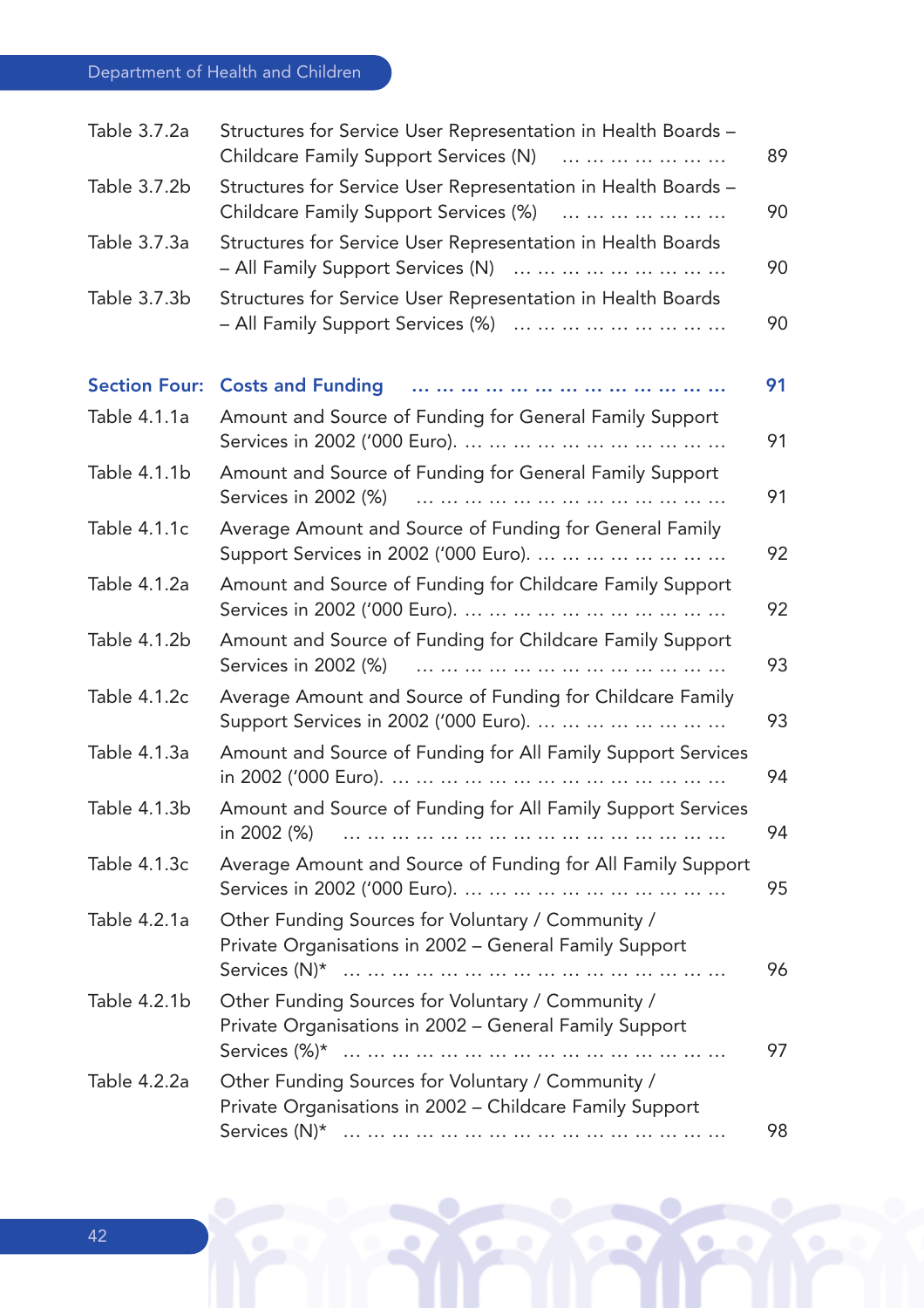| | | |
|---|---|---|
| Table 3.7.2a | Structures for Service User Representation in Health Boards – Childcare Family Support Services (N) | 89 |
| Table 3.7.2b | Structures for Service User Representation in Health Boards – Childcare Family Support Services (%) | 90 |
| Table 3.7.3a | Structures for Service User Representation in Health Boards – All Family Support Services (N) | 90 |
| Table 3.7.3b | Structures for Service User Representation in Health Boards – All Family Support Services (%) | 90 |
| **Section Four:** | **Costs and Funding** | **91** |
| Table 4.1.1a | Amount and Source of Funding for General Family Support Services in 2002 ('000 Euro). | 91 |
| Table 4.1.1b | Amount and Source of Funding for General Family Support Services in 2002 (%) | 91 |
| Table 4.1.1c | Average Amount and Source of Funding for General Family Support Services in 2002 ('000 Euro). | 92 |
| Table 4.1.2a | Amount and Source of Funding for Childcare Family Support Services in 2002 ('000 Euro). | 92 |
| Table 4.1.2b | Amount and Source of Funding for Childcare Family Support Services in 2002 (%) | 93 |
| Table 4.1.2c | Average Amount and Source of Funding for Childcare Family Support Services in 2002 ('000 Euro). | 93 |
| Table 4.1.3a | Amount and Source of Funding for All Family Support Services in 2002 ('000 Euro). | 94 |
| Table 4.1.3b | Amount and Source of Funding for All Family Support Services in 2002 (%) | 94 |
| Table 4.1.3c | Average Amount and Source of Funding for All Family Support Services in 2002 ('000 Euro). | 95 |
| Table 4.2.1a | Other Funding Sources for Voluntary / Community / Private Organisations in 2002 – General Family Support Services (N)* | 96 |
| Table 4.2.1b | Other Funding Sources for Voluntary / Community / Private Organisations in 2002 – General Family Support Services (%)* | 97 |
| Table 4.2.2a | Other Funding Sources for Voluntary / Community / Private Organisations in 2002 – Childcare Family Support Services (N)* | 98 |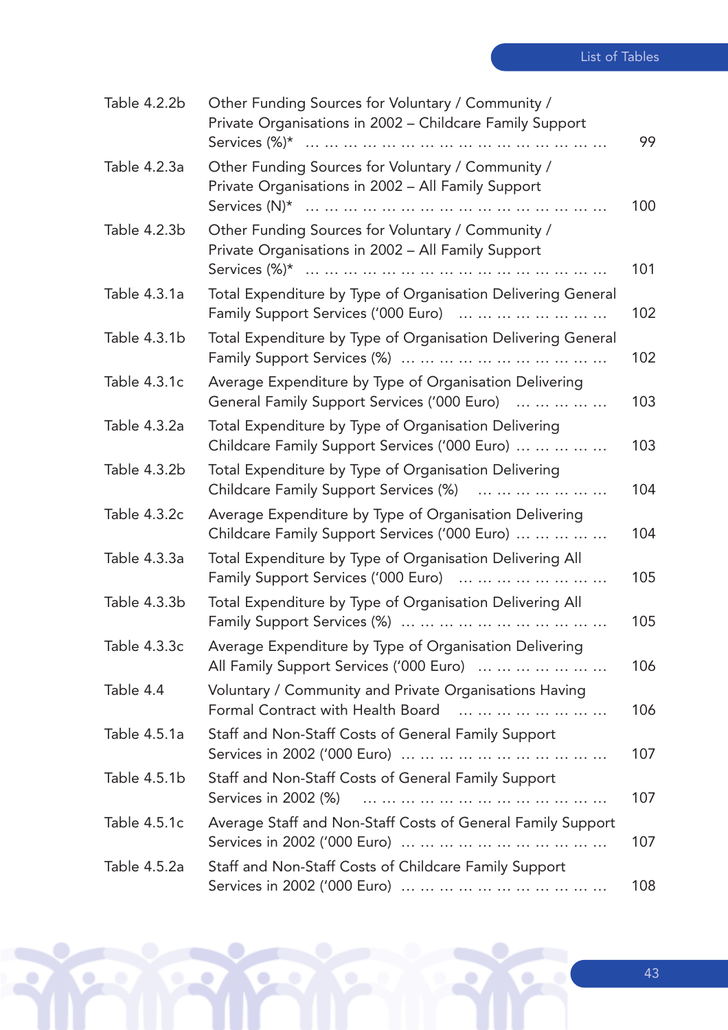| | | |
|---|---|---|
| Table 4.2.2b | Other Funding Sources for Voluntary / Community / Private Organisations in 2002 – Childcare Family Support Services (%)* | 99 |
| Table 4.2.3a | Other Funding Sources for Voluntary / Community / Private Organisations in 2002 – All Family Support Services (N)* | 100 |
| Table 4.2.3b | Other Funding Sources for Voluntary / Community / Private Organisations in 2002 – All Family Support Services (%)* | 101 |
| Table 4.3.1a | Total Expenditure by Type of Organisation Delivering General Family Support Services ('000 Euro) | 102 |
| Table 4.3.1b | Total Expenditure by Type of Organisation Delivering General Family Support Services (%) | 102 |
| Table 4.3.1c | Average Expenditure by Type of Organisation Delivering General Family Support Services ('000 Euro) | 103 |
| Table 4.3.2a | Total Expenditure by Type of Organisation Delivering Childcare Family Support Services ('000 Euro) | 103 |
| Table 4.3.2b | Total Expenditure by Type of Organisation Delivering Childcare Family Support Services (%) | 104 |
| Table 4.3.2c | Average Expenditure by Type of Organisation Delivering Childcare Family Support Services ('000 Euro) | 104 |
| Table 4.3.3a | Total Expenditure by Type of Organisation Delivering All Family Support Services ('000 Euro) | 105 |
| Table 4.3.3b | Total Expenditure by Type of Organisation Delivering All Family Support Services (%) | 105 |
| Table 4.3.3c | Average Expenditure by Type of Organisation Delivering All Family Support Services ('000 Euro) | 106 |
| Table 4.4 | Voluntary / Community and Private Organisations Having Formal Contract with Health Board | 106 |
| Table 4.5.1a | Staff and Non-Staff Costs of General Family Support Services in 2002 ('000 Euro) | 107 |
| Table 4.5.1b | Staff and Non-Staff Costs of General Family Support Services in 2002 (%) | 107 |
| Table 4.5.1c | Average Staff and Non-Staff Costs of General Family Support Services in 2002 ('000 Euro) | 107 |
| Table 4.5.2a | Staff and Non-Staff Costs of Childcare Family Support Services in 2002 ('000 Euro) | 108 |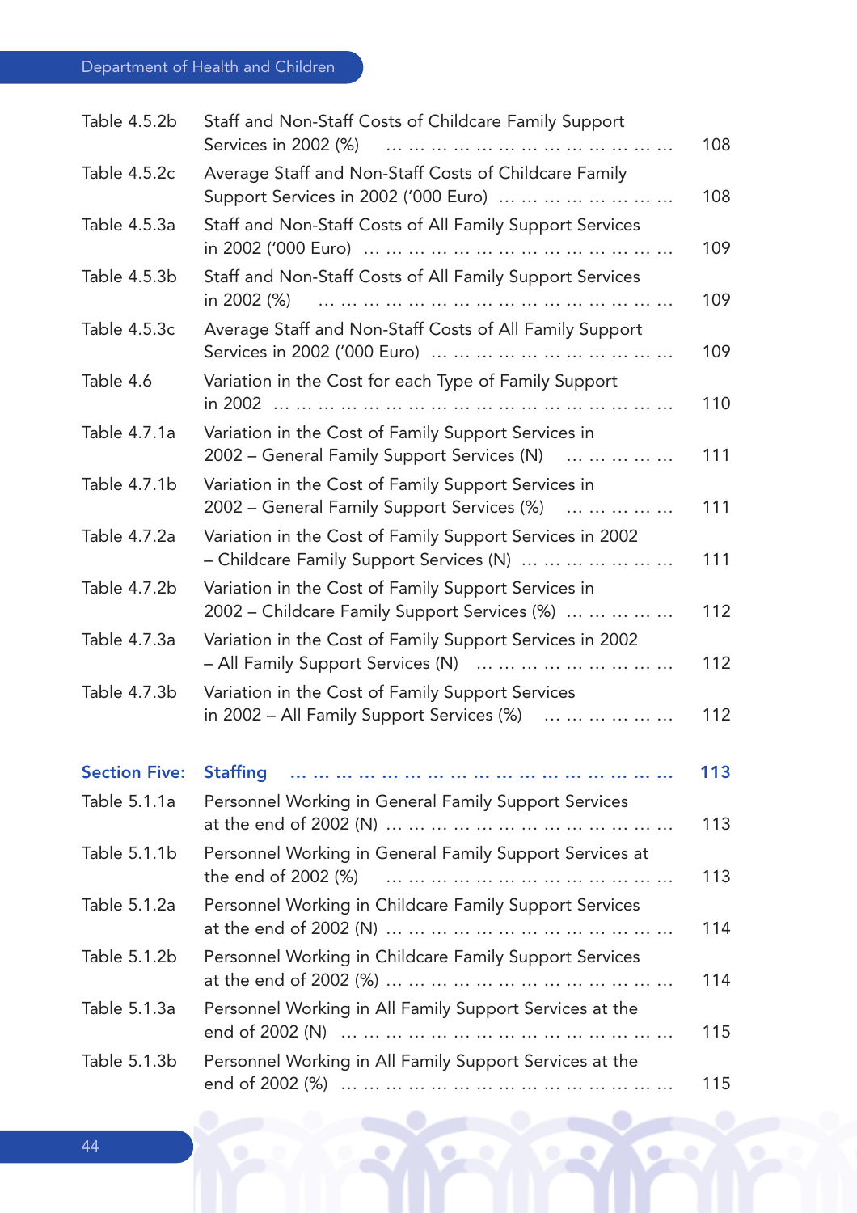| | | |
|---|---|---|
| Table 4.5.2b | Staff and Non-Staff Costs of Childcare Family Support Services in 2002 (%) | 108 |
| Table 4.5.2c | Average Staff and Non-Staff Costs of Childcare Family Support Services in 2002 ('000 Euro) | 108 |
| Table 4.5.3a | Staff and Non-Staff Costs of All Family Support Services in 2002 ('000 Euro) | 109 |
| Table 4.5.3b | Staff and Non-Staff Costs of All Family Support Services in 2002 (%) | 109 |
| Table 4.5.3c | Average Staff and Non-Staff Costs of All Family Support Services in 2002 ('000 Euro) | 109 |
| Table 4.6 | Variation in the Cost for each Type of Family Support in 2002 | 110 |
| Table 4.7.1a | Variation in the Cost of Family Support Services in 2002 – General Family Support Services (N) | 111 |
| Table 4.7.1b | Variation in the Cost of Family Support Services in 2002 – General Family Support Services (%) | 111 |
| Table 4.7.2a | Variation in the Cost of Family Support Services in 2002 – Childcare Family Support Services (N) | 111 |
| Table 4.7.2b | Variation in the Cost of Family Support Services in 2002 – Childcare Family Support Services (%) | 112 |
| Table 4.7.3a | Variation in the Cost of Family Support Services in 2002 – All Family Support Services (N) | 112 |
| Table 4.7.3b | Variation in the Cost of Family Support Services in 2002 – All Family Support Services (%) | 112 |
| **Section Five:** | **Staffing** | **113** |
| Table 5.1.1a | Personnel Working in General Family Support Services at the end of 2002 (N) | 113 |
| Table 5.1.1b | Personnel Working in General Family Support Services at the end of 2002 (%) | 113 |
| Table 5.1.2a | Personnel Working in Childcare Family Support Services at the end of 2002 (N) | 114 |
| Table 5.1.2b | Personnel Working in Childcare Family Support Services at the end of 2002 (%) | 114 |
| Table 5.1.3a | Personnel Working in All Family Support Services at the end of 2002 (N) | 115 |
| Table 5.1.3b | Personnel Working in All Family Support Services at the end of 2002 (%) | 115 |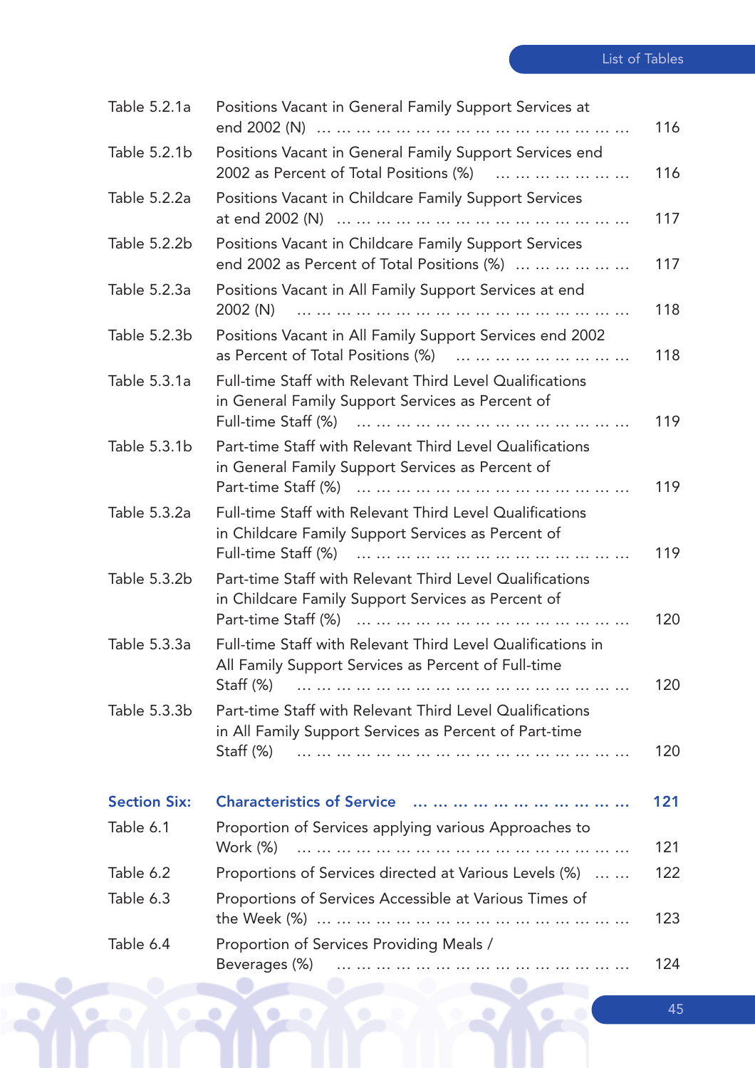| | | |
|---|---|---|
| Table 5.2.1a | Positions Vacant in General Family Support Services at end 2002 (N) | 116 |
| Table 5.2.1b | Positions Vacant in General Family Support Services end 2002 as Percent of Total Positions (%) | 116 |
| Table 5.2.2a | Positions Vacant in Childcare Family Support Services at end 2002 (N) | 117 |
| Table 5.2.2b | Positions Vacant in Childcare Family Support Services end 2002 as Percent of Total Positions (%) | 117 |
| Table 5.2.3a | Positions Vacant in All Family Support Services at end 2002 (N) | 118 |
| Table 5.2.3b | Positions Vacant in All Family Support Services end 2002 as Percent of Total Positions (%) | 118 |
| Table 5.3.1a | Full-time Staff with Relevant Third Level Qualifications in General Family Support Services as Percent of Full-time Staff (%) | 119 |
| Table 5.3.1b | Part-time Staff with Relevant Third Level Qualifications in General Family Support Services as Percent of Part-time Staff (%) | 119 |
| Table 5.3.2a | Full-time Staff with Relevant Third Level Qualifications in Childcare Family Support Services as Percent of Full-time Staff (%) | 119 |
| Table 5.3.2b | Part-time Staff with Relevant Third Level Qualifications in Childcare Family Support Services as Percent of Part-time Staff (%) | 120 |
| Table 5.3.3a | Full-time Staff with Relevant Third Level Qualifications in All Family Support Services as Percent of Full-time Staff (%) | 120 |
| Table 5.3.3b | Part-time Staff with Relevant Third Level Qualifications in All Family Support Services as Percent of Part-time Staff (%) | 120 |
| **Section Six:** | **Characteristics of Service** | **121** |
| Table 6.1 | Proportion of Services applying various Approaches to Work (%) | 121 |
| Table 6.2 | Proportions of Services directed at Various Levels (%) | 122 |
| Table 6.3 | Proportions of Services Accessible at Various Times of the Week (%) | 123 |
| Table 6.4 | Proportion of Services Providing Meals / Beverages (%) | 124 |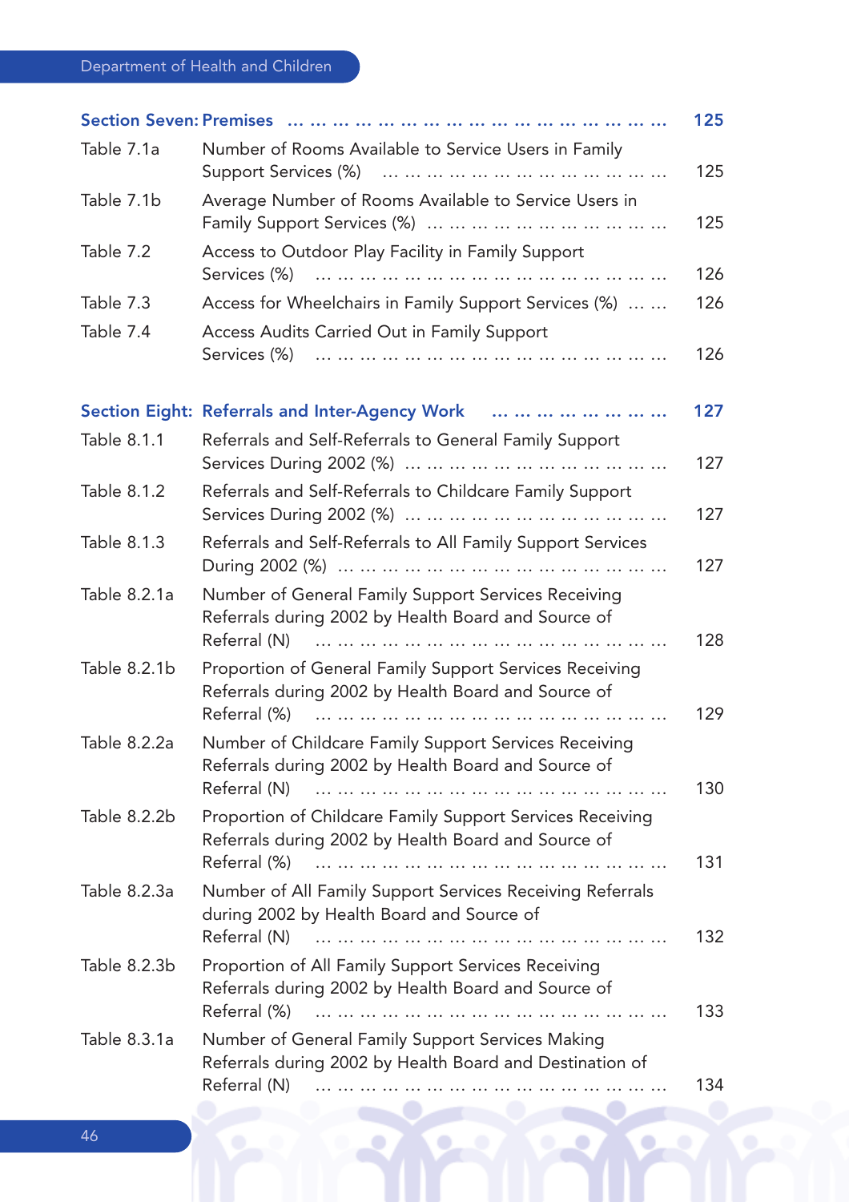| | | |
|---|---|---|
| **Section Seven:** | **Premises** | **125** |
| Table 7.1a | Number of Rooms Available to Service Users in Family Support Services (%) | 125 |
| Table 7.1b | Average Number of Rooms Available to Service Users in Family Support Services (%) | 125 |
| Table 7.2 | Access to Outdoor Play Facility in Family Support Services (%) | 126 |
| Table 7.3 | Access for Wheelchairs in Family Support Services (%) | 126 |
| Table 7.4 | Access Audits Carried Out in Family Support Services (%) | 126 |
| **Section Eight:** | **Referrals and Inter-Agency Work** | **127** |
| Table 8.1.1 | Referrals and Self-Referrals to General Family Support Services During 2002 (%) | 127 |
| Table 8.1.2 | Referrals and Self-Referrals to Childcare Family Support Services During 2002 (%) | 127 |
| Table 8.1.3 | Referrals and Self-Referrals to All Family Support Services During 2002 (%) | 127 |
| Table 8.2.1a | Number of General Family Support Services Receiving Referrals during 2002 by Health Board and Source of Referral (N) | 128 |
| Table 8.2.1b | Proportion of General Family Support Services Receiving Referrals during 2002 by Health Board and Source of Referral (%) | 129 |
| Table 8.2.2a | Number of Childcare Family Support Services Receiving Referrals during 2002 by Health Board and Source of Referral (N) | 130 |
| Table 8.2.2b | Proportion of Childcare Family Support Services Receiving Referrals during 2002 by Health Board and Source of Referral (%) | 131 |
| Table 8.2.3a | Number of All Family Support Services Receiving Referrals during 2002 by Health Board and Source of Referral (N) | 132 |
| Table 8.2.3b | Proportion of All Family Support Services Receiving Referrals during 2002 by Health Board and Source of Referral (%) | 133 |
| Table 8.3.1a | Number of General Family Support Services Making Referrals during 2002 by Health Board and Destination of Referral (N) | 134 |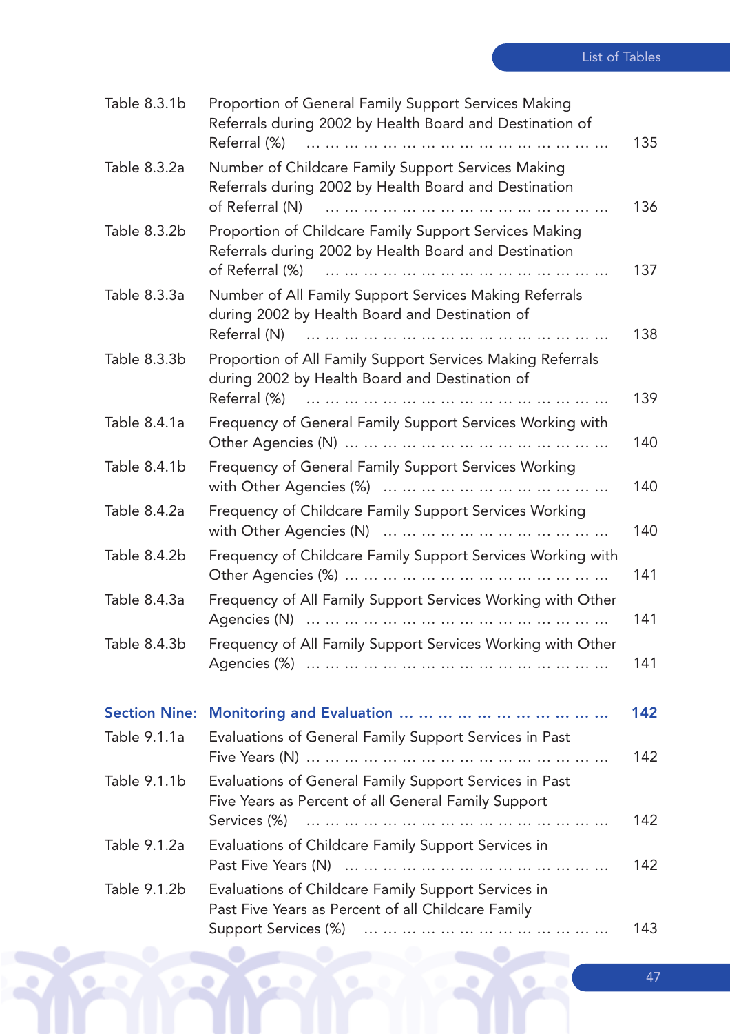| | | |
|---|---|---|
| Table 8.3.1b | Proportion of General Family Support Services Making Referrals during 2002 by Health Board and Destination of Referral (%) | 135 |
| Table 8.3.2a | Number of Childcare Family Support Services Making Referrals during 2002 by Health Board and Destination of Referral (N) | 136 |
| Table 8.3.2b | Proportion of Childcare Family Support Services Making Referrals during 2002 by Health Board and Destination of Referral (%) | 137 |
| Table 8.3.3a | Number of All Family Support Services Making Referrals during 2002 by Health Board and Destination of Referral (N) | 138 |
| Table 8.3.3b | Proportion of All Family Support Services Making Referrals during 2002 by Health Board and Destination of Referral (%) | 139 |
| Table 8.4.1a | Frequency of General Family Support Services Working with Other Agencies (N) | 140 |
| Table 8.4.1b | Frequency of General Family Support Services Working with Other Agencies (%) | 140 |
| Table 8.4.2a | Frequency of Childcare Family Support Services Working with Other Agencies (N) | 140 |
| Table 8.4.2b | Frequency of Childcare Family Support Services Working with Other Agencies (%) | 141 |
| Table 8.4.3a | Frequency of All Family Support Services Working with Other Agencies (N) | 141 |
| Table 8.4.3b | Frequency of All Family Support Services Working with Other Agencies (%) | 141 |
| **Section Nine:** | **Monitoring and Evaluation** | **142** |
| Table 9.1.1a | Evaluations of General Family Support Services in Past Five Years (N) | 142 |
| Table 9.1.1b | Evaluations of General Family Support Services in Past Five Years as Percent of all General Family Support Services (%) | 142 |
| Table 9.1.2a | Evaluations of Childcare Family Support Services in Past Five Years (N) | 142 |
| Table 9.1.2b | Evaluations of Childcare Family Support Services in Past Five Years as Percent of all Childcare Family Support Services (%) | 143 |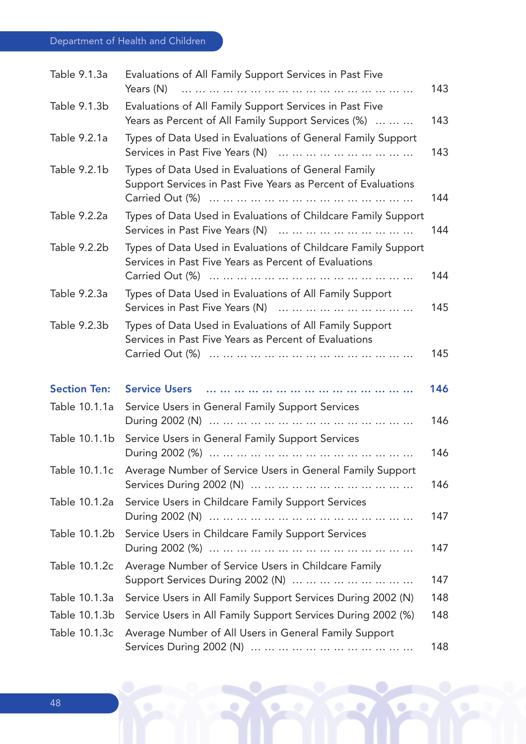| | | |
|---|---|---|
| Table 9.1.3a | Evaluations of All Family Support Services in Past Five Years (N) | 143 |
| Table 9.1.3b | Evaluations of All Family Support Services in Past Five Years as Percent of All Family Support Services (%) | 143 |
| Table 9.2.1a | Types of Data Used in Evaluations of General Family Support Services in Past Five Years (N) | 143 |
| Table 9.2.1b | Types of Data Used in Evaluations of General Family Support Services in Past Five Years as Percent of Evaluations Carried Out (%) | 144 |
| Table 9.2.2a | Types of Data Used in Evaluations of Childcare Family Support Services in Past Five Years (N) | 144 |
| Table 9.2.2b | Types of Data Used in Evaluations of Childcare Family Support Services in Past Five Years as Percent of Evaluations Carried Out (%) | 144 |
| Table 9.2.3a | Types of Data Used in Evaluations of All Family Support Services in Past Five Years (N) | 145 |
| Table 9.2.3b | Types of Data Used in Evaluations of All Family Support Services in Past Five Years as Percent of Evaluations Carried Out (%) | 145 |
| **Section Ten:** | **Service Users** | **146** |
| Table 10.1.1a | Service Users in General Family Support Services During 2002 (N) | 146 |
| Table 10.1.1b | Service Users in General Family Support Services During 2002 (%) | 146 |
| Table 10.1.1c | Average Number of Service Users in General Family Support Services During 2002 (N) | 146 |
| Table 10.1.2a | Service Users in Childcare Family Support Services During 2002 (N) | 147 |
| Table 10.1.2b | Service Users in Childcare Family Support Services During 2002 (%) | 147 |
| Table 10.1.2c | Average Number of Service Users in Childcare Family Support Services During 2002 (N) | 147 |
| Table 10.1.3a | Service Users in All Family Support Services During 2002 (N) | 148 |
| Table 10.1.3b | Service Users in All Family Support Services During 2002 (%) | 148 |
| Table 10.1.3c | Average Number of All Users in General Family Support Services During 2002 (N) | 148 |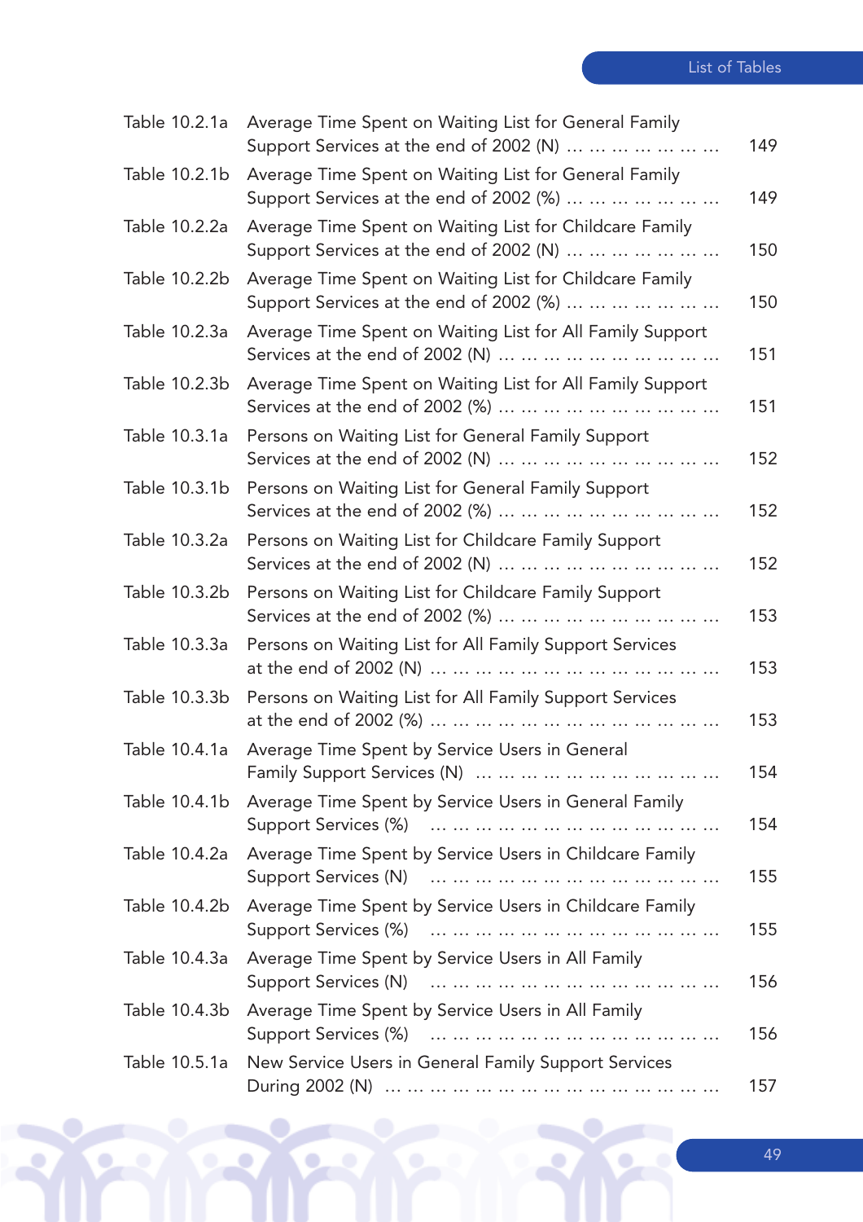| | | |
|---|---|---|
| Table 10.2.1a | Average Time Spent on Waiting List for General Family Support Services at the end of 2002 (N) | 149 |
| Table 10.2.1b | Average Time Spent on Waiting List for General Family Support Services at the end of 2002 (%) | 149 |
| Table 10.2.2a | Average Time Spent on Waiting List for Childcare Family Support Services at the end of 2002 (N) | 150 |
| Table 10.2.2b | Average Time Spent on Waiting List for Childcare Family Support Services at the end of 2002 (%) | 150 |
| Table 10.2.3a | Average Time Spent on Waiting List for All Family Support Services at the end of 2002 (N) | 151 |
| Table 10.2.3b | Average Time Spent on Waiting List for All Family Support Services at the end of 2002 (%) | 151 |
| Table 10.3.1a | Persons on Waiting List for General Family Support Services at the end of 2002 (N) | 152 |
| Table 10.3.1b | Persons on Waiting List for General Family Support Services at the end of 2002 (%) | 152 |
| Table 10.3.2a | Persons on Waiting List for Childcare Family Support Services at the end of 2002 (N) | 152 |
| Table 10.3.2b | Persons on Waiting List for Childcare Family Support Services at the end of 2002 (%) | 153 |
| Table 10.3.3a | Persons on Waiting List for All Family Support Services at the end of 2002 (N) | 153 |
| Table 10.3.3b | Persons on Waiting List for All Family Support Services at the end of 2002 (%) | 153 |
| Table 10.4.1a | Average Time Spent by Service Users in General Family Support Services (N) | 154 |
| Table 10.4.1b | Average Time Spent by Service Users in General Family Support Services (%) | 154 |
| Table 10.4.2a | Average Time Spent by Service Users in Childcare Family Support Services (N) | 155 |
| Table 10.4.2b | Average Time Spent by Service Users in Childcare Family Support Services (%) | 155 |
| Table 10.4.3a | Average Time Spent by Service Users in All Family Support Services (N) | 156 |
| Table 10.4.3b | Average Time Spent by Service Users in All Family Support Services (%) | 156 |
| Table 10.5.1a | New Service Users in General Family Support Services During 2002 (N) | 157 |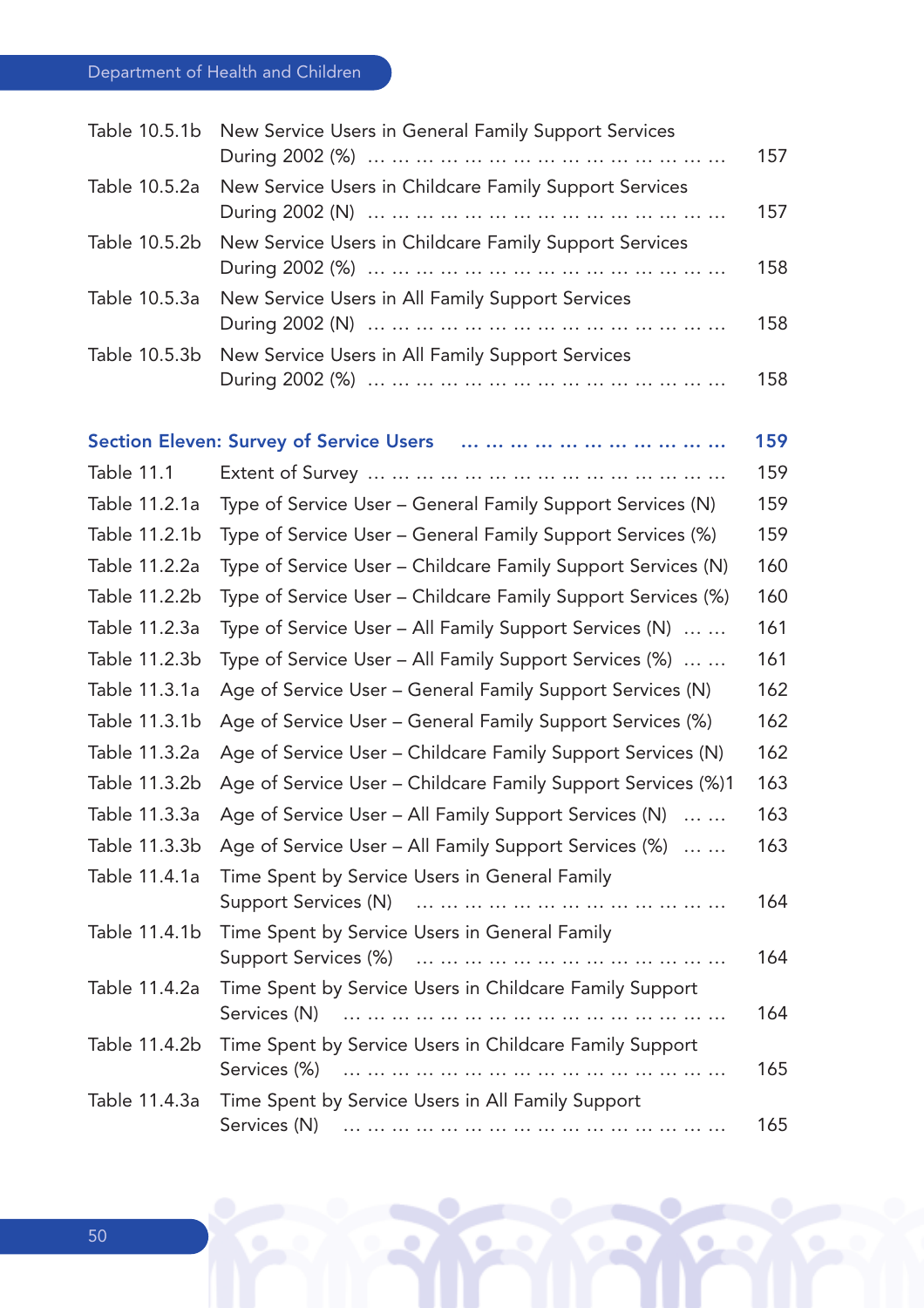| | | |
|---|---|---|
| Table 10.5.1b | New Service Users in General Family Support Services During 2002 (%) | 157 |
| Table 10.5.2a | New Service Users in Childcare Family Support Services During 2002 (N) | 157 |
| Table 10.5.2b | New Service Users in Childcare Family Support Services During 2002 (%) | 158 |
| Table 10.5.3a | New Service Users in All Family Support Services During 2002 (N) | 158 |
| Table 10.5.3b | New Service Users in All Family Support Services During 2002 (%) | 158 |

## Section Eleven: Survey of Service Users ... 159

| | | |
|---|---|---|
| Table 11.1 | Extent of Survey | 159 |
| Table 11.2.1a | Type of Service User – General Family Support Services (N) | 159 |
| Table 11.2.1b | Type of Service User – General Family Support Services (%) | 159 |
| Table 11.2.2a | Type of Service User – Childcare Family Support Services (N) | 160 |
| Table 11.2.2b | Type of Service User – Childcare Family Support Services (%) | 160 |
| Table 11.2.3a | Type of Service User – All Family Support Services (N) | 161 |
| Table 11.2.3b | Type of Service User – All Family Support Services (%) | 161 |
| Table 11.3.1a | Age of Service User – General Family Support Services (N) | 162 |
| Table 11.3.1b | Age of Service User – General Family Support Services (%) | 162 |
| Table 11.3.2a | Age of Service User – Childcare Family Support Services (N) | 162 |
| Table 11.3.2b | Age of Service User – Childcare Family Support Services (%)1 | 163 |
| Table 11.3.3a | Age of Service User – All Family Support Services (N) | 163 |
| Table 11.3.3b | Age of Service User – All Family Support Services (%) | 163 |
| Table 11.4.1a | Time Spent by Service Users in General Family Support Services (N) | 164 |
| Table 11.4.1b | Time Spent by Service Users in General Family Support Services (%) | 164 |
| Table 11.4.2a | Time Spent by Service Users in Childcare Family Support Services (N) | 164 |
| Table 11.4.2b | Time Spent by Service Users in Childcare Family Support Services (%) | 165 |
| Table 11.4.3a | Time Spent by Service Users in All Family Support Services (N) | 165 |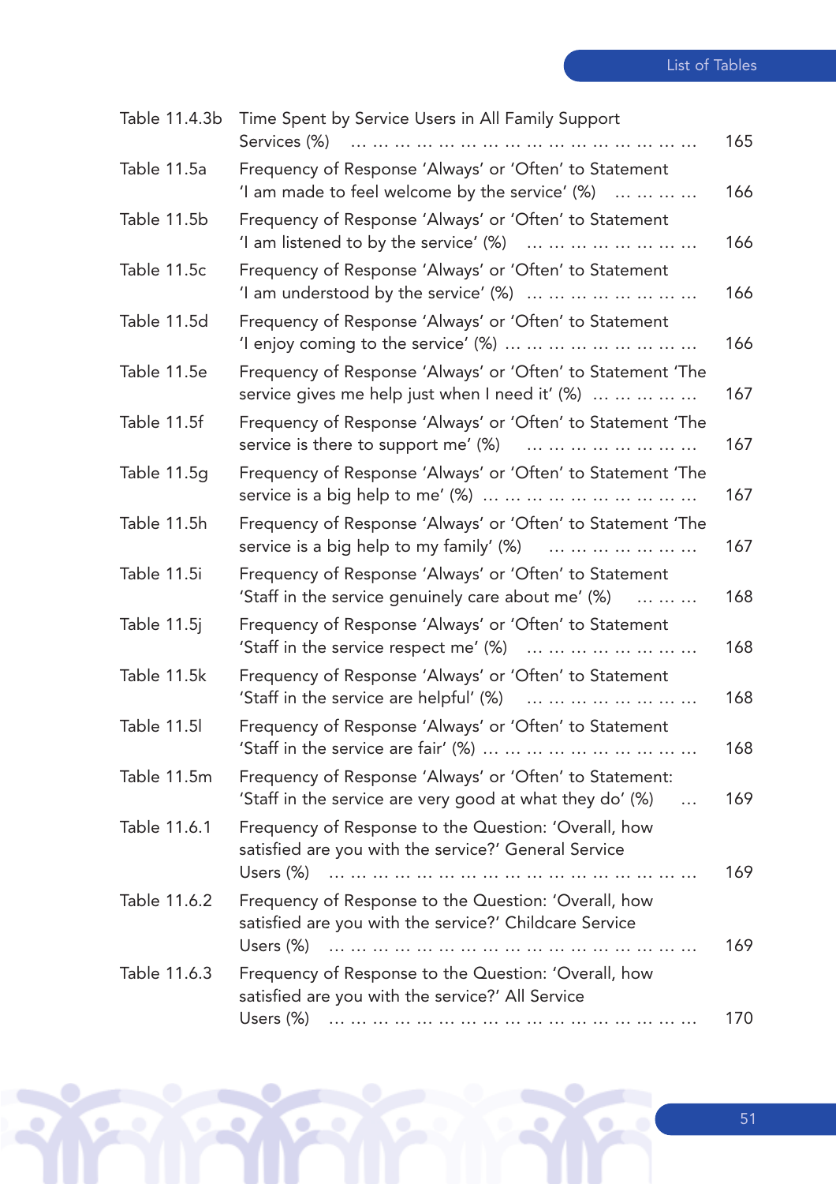| | | |
|---|---|---|
| Table 11.4.3b | Time Spent by Service Users in All Family Support Services (%) | 165 |
| Table 11.5a | Frequency of Response 'Always' or 'Often' to Statement 'I am made to feel welcome by the service' (%) | 166 |
| Table 11.5b | Frequency of Response 'Always' or 'Often' to Statement 'I am listened to by the service' (%) | 166 |
| Table 11.5c | Frequency of Response 'Always' or 'Often' to Statement 'I am understood by the service' (%) | 166 |
| Table 11.5d | Frequency of Response 'Always' or 'Often' to Statement 'I enjoy coming to the service' (%) | 166 |
| Table 11.5e | Frequency of Response 'Always' or 'Often' to Statement 'The service gives me help just when I need it' (%) | 167 |
| Table 11.5f | Frequency of Response 'Always' or 'Often' to Statement 'The service is there to support me' (%) | 167 |
| Table 11.5g | Frequency of Response 'Always' or 'Often' to Statement 'The service is a big help to me' (%) | 167 |
| Table 11.5h | Frequency of Response 'Always' or 'Often' to Statement 'The service is a big help to my family' (%) | 167 |
| Table 11.5i | Frequency of Response 'Always' or 'Often' to Statement 'Staff in the service genuinely care about me' (%) | 168 |
| Table 11.5j | Frequency of Response 'Always' or 'Often' to Statement 'Staff in the service respect me' (%) | 168 |
| Table 11.5k | Frequency of Response 'Always' or 'Often' to Statement 'Staff in the service are helpful' (%) | 168 |
| Table 11.5l | Frequency of Response 'Always' or 'Often' to Statement 'Staff in the service are fair' (%) | 168 |
| Table 11.5m | Frequency of Response 'Always' or 'Often' to Statement: 'Staff in the service are very good at what they do' (%) | 169 |
| Table 11.6.1 | Frequency of Response to the Question: 'Overall, how satisfied are you with the service?' General Service Users (%) | 169 |
| Table 11.6.2 | Frequency of Response to the Question: 'Overall, how satisfied are you with the service?' Childcare Service Users (%) | 169 |
| Table 11.6.3 | Frequency of Response to the Question: 'Overall, how satisfied are you with the service?' All Service Users (%) | 170 |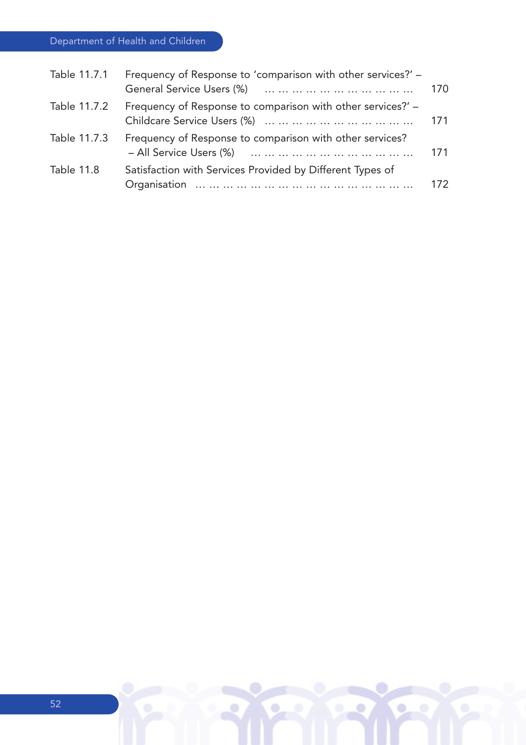| | | |
|---|---|---|
| Table 11.7.1 | Frequency of Response to 'comparison with other services?' – General Service Users (%) | 170 |
| Table 11.7.2 | Frequency of Response to comparison with other services?' – Childcare Service Users (%) | 171 |
| Table 11.7.3 | Frequency of Response to comparison with other services? – All Service Users (%) | 171 |
| Table 11.8 | Satisfaction with Services Provided by Different Types of Organisation | 172 |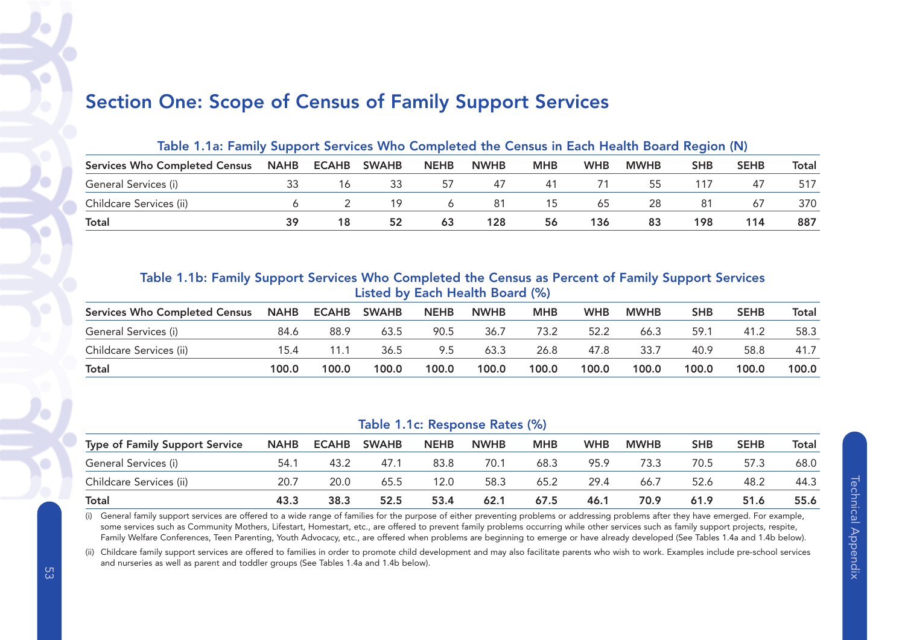# Section One: Scope of Census of Family Support Services

**Table 1.1a: Family Support Services Who Completed the Census in Each Health Board Region (N)**

| Services Who Completed Census | NAHB | ECAHB | SWAHB | NEHB | NWHB | MHB | WHB | MWHB | SHB | SEHB | Total |
|---|---|---|---|---|---|---|---|---|---|---|---|
| General Services (i) | 33 | 16 | 33 | 57 | 47 | 41 | 71 | 55 | 117 | 47 | 517 |
| Childcare Services (ii) | 6 | 2 | 19 | 6 | 81 | 15 | 65 | 28 | 81 | 67 | 370 |
| **Total** | **39** | **18** | **52** | **63** | **128** | **56** | **136** | **83** | **198** | **114** | **887** |

**Table 1.1b: Family Support Services Who Completed the Census as Percent of Family Support Services Listed by Each Health Board (%)**

| Services Who Completed Census | NAHB | ECAHB | SWAHB | NEHB | NWHB | MHB | WHB | MWHB | SHB | SEHB | Total |
|---|---|---|---|---|---|---|---|---|---|---|---|
| General Services (i) | 84.6 | 88.9 | 63.5 | 90.5 | 36.7 | 73.2 | 52.2 | 66.3 | 59.1 | 41.2 | 58.3 |
| Childcare Services (ii) | 15.4 | 11.1 | 36.5 | 9.5 | 63.3 | 26.8 | 47.8 | 33.7 | 40.9 | 58.8 | 41.7 |
| **Total** | **100.0** | **100.0** | **100.0** | **100.0** | **100.0** | **100.0** | **100.0** | **100.0** | **100.0** | **100.0** | **100.0** |

**Table 1.1c: Response Rates (%)**

| Type of Family Support Service | NAHB | ECAHB | SWAHB | NEHB | NWHB | MHB | WHB | MWHB | SHB | SEHB | Total |
|---|---|---|---|---|---|---|---|---|---|---|---|
| General Services (i) | 54.1 | 43.2 | 47.1 | 83.8 | 70.1 | 68.3 | 95.9 | 73.3 | 70.5 | 57.3 | 68.0 |
| Childcare Services (ii) | 20.7 | 20.0 | 65.5 | 12.0 | 58.3 | 65.2 | 29.4 | 66.7 | 52.6 | 48.2 | 44.3 |
| **Total** | **43.3** | **38.3** | **52.5** | **53.4** | **62.1** | **67.5** | **46.1** | **70.9** | **61.9** | **51.6** | **55.6** |

(i) General family support services are offered to a wide range of families for the purpose of either preventing problems or addressing problems after they have emerged. For example, some services such as Community Mothers, Lifestart, Homestart, etc., are offered to prevent family problems occurring while other services such as family support projects, respite, Family Welfare Conferences, Teen Parenting, Youth Advocacy, etc., are offered when problems are beginning to emerge or have already developed (See Tables 1.4a and 1.4b below).

(ii) Childcare family support services are offered to families in order to promote child development and may also facilitate parents who wish to work. Examples include pre-school services and nurseries as well as parent and toddler groups (See Tables 1.4a and 1.4b below).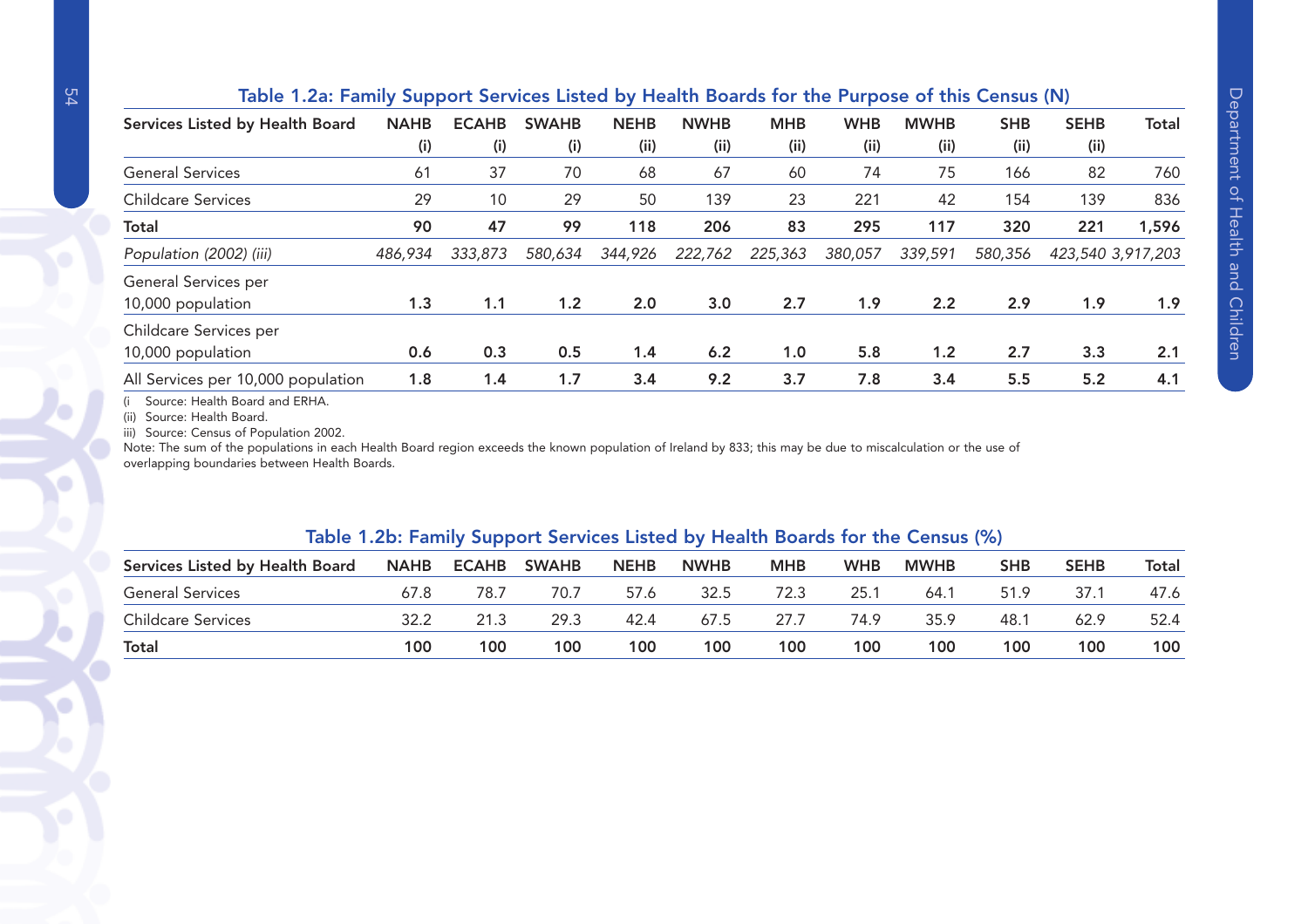### Table 1.2a: Family Support Services Listed by Health Boards for the Purpose of this Census (N)

| Services Listed by Health Board | NAHB (i) | ECAHB (i) | SWAHB (i) | NEHB (ii) | NWHB (ii) | MHB (ii) | WHB (ii) | MWHB (ii) | SHB (ii) | SEHB (ii) | Total |
|---|---|---|---|---|---|---|---|---|---|---|---|
| General Services | 61 | 37 | 70 | 68 | 67 | 60 | 74 | 75 | 166 | 82 | 760 |
| Childcare Services | 29 | 10 | 29 | 50 | 139 | 23 | 221 | 42 | 154 | 139 | 836 |
| **Total** | **90** | **47** | **99** | **118** | **206** | **83** | **295** | **117** | **320** | **221** | **1,596** |
| *Population (2002) (iii)* | *486,934* | *333,873* | *580,634* | *344,926* | *222,762* | *225,363* | *380,057* | *339,591* | *580,356* | *423,540* | *3,917,203* |
| General Services per 10,000 population | **1.3** | **1.1** | **1.2** | **2.0** | **3.0** | **2.7** | **1.9** | **2.2** | **2.9** | **1.9** | **1.9** |
| Childcare Services per 10,000 population | **0.6** | **0.3** | **0.5** | **1.4** | **6.2** | **1.0** | **5.8** | **1.2** | **2.7** | **3.3** | **2.1** |
| All Services per 10,000 population | **1.8** | **1.4** | **1.7** | **3.4** | **9.2** | **3.7** | **7.8** | **3.4** | **5.5** | **5.2** | **4.1** |

(i  Source: Health Board and ERHA.
(ii)  Source: Health Board.
iii)  Source: Census of Population 2002.
Note: The sum of the populations in each Health Board region exceeds the known population of Ireland by 833; this may be due to miscalculation or the use of overlapping boundaries between Health Boards.

### Table 1.2b: Family Support Services Listed by Health Boards for the Census (%)

| Services Listed by Health Board | NAHB | ECAHB | SWAHB | NEHB | NWHB | MHB | WHB | MWHB | SHB | SEHB | Total |
|---|---|---|---|---|---|---|---|---|---|---|---|
| General Services | 67.8 | 78.7 | 70.7 | 57.6 | 32.5 | 72.3 | 25.1 | 64.1 | 51.9 | 37.1 | 47.6 |
| Childcare Services | 32.2 | 21.3 | 29.3 | 42.4 | 67.5 | 27.7 | 74.9 | 35.9 | 48.1 | 62.9 | 52.4 |
| **Total** | **100** | **100** | **100** | **100** | **100** | **100** | **100** | **100** | **100** | **100** | **100** |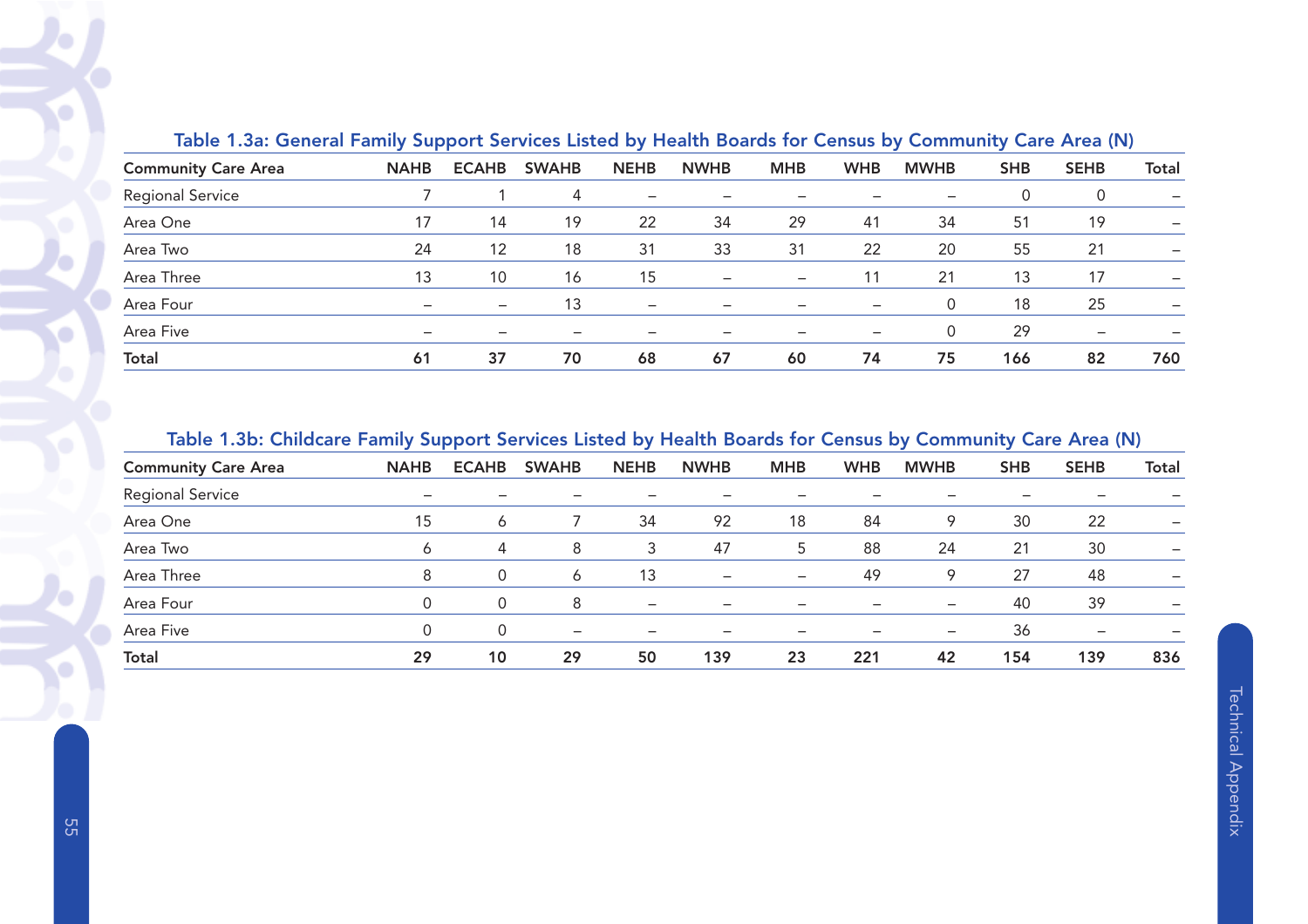**Table 1.3a: General Family Support Services Listed by Health Boards for Census by Community Care Area (N)**

| Community Care Area | NAHB | ECAHB | SWAHB | NEHB | NWHB | MHB | WHB | MWHB | SHB | SEHB | Total |
|---|---|---|---|---|---|---|---|---|---|---|---|
| Regional Service | 7 | 1 | 4 | – | – | – | – | – | 0 | 0 | – |
| Area One | 17 | 14 | 19 | 22 | 34 | 29 | 41 | 34 | 51 | 19 | – |
| Area Two | 24 | 12 | 18 | 31 | 33 | 31 | 22 | 20 | 55 | 21 | – |
| Area Three | 13 | 10 | 16 | 15 | – | – | 11 | 21 | 13 | 17 | – |
| Area Four | – | – | 13 | – | – | – | – | 0 | 18 | 25 | – |
| Area Five | – | – | – | – | – | – | – | 0 | 29 | – | – |
| **Total** | **61** | **37** | **70** | **68** | **67** | **60** | **74** | **75** | **166** | **82** | **760** |

**Table 1.3b: Childcare Family Support Services Listed by Health Boards for Census by Community Care Area (N)**

| Community Care Area | NAHB | ECAHB | SWAHB | NEHB | NWHB | MHB | WHB | MWHB | SHB | SEHB | Total |
|---|---|---|---|---|---|---|---|---|---|---|---|
| Regional Service | – | – | – | – | – | – | – | – | – | – | – |
| Area One | 15 | 6 | 7 | 34 | 92 | 18 | 84 | 9 | 30 | 22 | – |
| Area Two | 6 | 4 | 8 | 3 | 47 | 5 | 88 | 24 | 21 | 30 | – |
| Area Three | 8 | 0 | 6 | 13 | – | – | 49 | 9 | 27 | 48 | – |
| Area Four | 0 | 0 | 8 | – | – | – | – | – | 40 | 39 | – |
| Area Five | 0 | 0 | – | – | – | – | – | – | 36 | – | – |
| **Total** | **29** | **10** | **29** | **50** | **139** | **23** | **221** | **42** | **154** | **139** | **836** |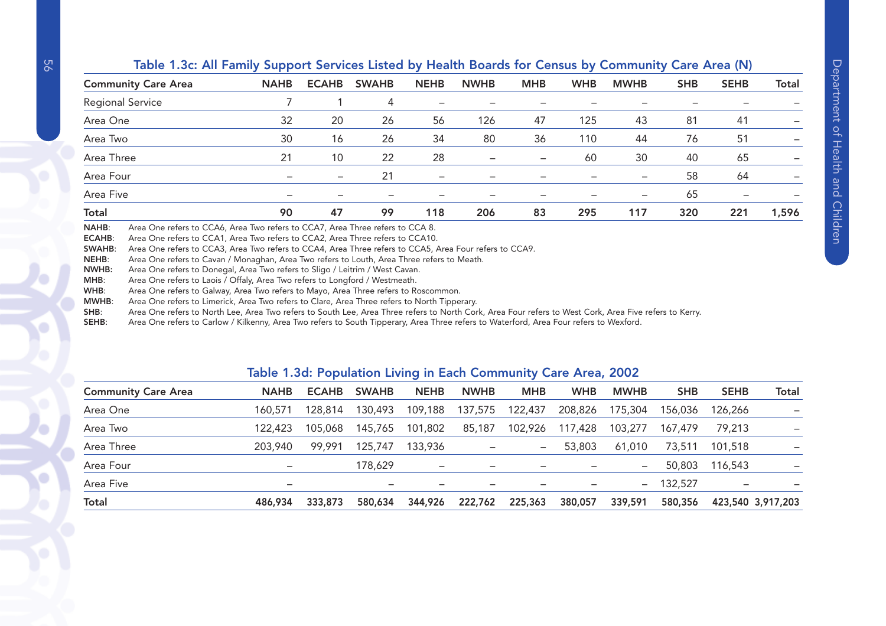## Table 1.3c: All Family Support Services Listed by Health Boards for Census by Community Care Area (N)

| Community Care Area | NAHB | ECAHB | SWAHB | NEHB | NWHB | MHB | WHB | MWHB | SHB | SEHB | Total |
|---|---|---|---|---|---|---|---|---|---|---|---|
| Regional Service | 7 | 1 | 4 | – | – | – | – | – | – | – | – |
| Area One | 32 | 20 | 26 | 56 | 126 | 47 | 125 | 43 | 81 | 41 | – |
| Area Two | 30 | 16 | 26 | 34 | 80 | 36 | 110 | 44 | 76 | 51 | – |
| Area Three | 21 | 10 | 22 | 28 | – | – | 60 | 30 | 40 | 65 | – |
| Area Four | – | – | 21 | – | – | – | – | – | 58 | 64 | – |
| Area Five | – | – | – | – | – | – | – | – | 65 | – | – |
| **Total** | **90** | **47** | **99** | **118** | **206** | **83** | **295** | **117** | **320** | **221** | **1,596** |

**NAHB**: Area One refers to CCA6, Area Two refers to CCA7, Area Three refers to CCA 8.
**ECAHB**: Area One refers to CCA1, Area Two refers to CCA2, Area Three refers to CCA10.
**SWAHB**: Area One refers to CCA3, Area Two refers to CCA4, Area Three refers to CCA5, Area Four refers to CCA9.
**NEHB**: Area One refers to Cavan / Monaghan, Area Two refers to Louth, Area Three refers to Meath.
**NWHB**: Area One refers to Donegal, Area Two refers to Sligo / Leitrim / West Cavan.
**MHB**: Area One refers to Laois / Offaly, Area Two refers to Longford / Westmeath.
**WHB**: Area One refers to Galway, Area Two refers to Mayo, Area Three refers to Roscommon.
**MWHB**: Area One refers to Limerick, Area Two refers to Clare, Area Three refers to North Tipperary.
**SHB**: Area One refers to North Lee, Area Two refers to South Lee, Area Three refers to North Cork, Area Four refers to West Cork, Area Five refers to Kerry.
**SEHB**: Area One refers to Carlow / Kilkenny, Area Two refers to South Tipperary, Area Three refers to Waterford, Area Four refers to Wexford.

## Table 1.3d: Population Living in Each Community Care Area, 2002

| Community Care Area | NAHB | ECAHB | SWAHB | NEHB | NWHB | MHB | WHB | MWHB | SHB | SEHB | Total |
|---|---|---|---|---|---|---|---|---|---|---|---|
| Area One | 160,571 | 128,814 | 130,493 | 109,188 | 137,575 | 122,437 | 208,826 | 175,304 | 156,036 | 126,266 | – |
| Area Two | 122,423 | 105,068 | 145,765 | 101,802 | 85,187 | 102,926 | 117,428 | 103,277 | 167,479 | 79,213 | – |
| Area Three | 203,940 | 99,991 | 125,747 | 133,936 | – | – | 53,803 | 61,010 | 73,511 | 101,518 | – |
| Area Four | – | | 178,629 | – | – | – | – | – | 50,803 | 116,543 | – |
| Area Five | – | | – | – | – | – | – | – | 132,527 | – | – |
| **Total** | **486,934** | **333,873** | **580,634** | **344,926** | **222,762** | **225,363** | **380,057** | **339,591** | **580,356** | **423,540** | **3,917,203** |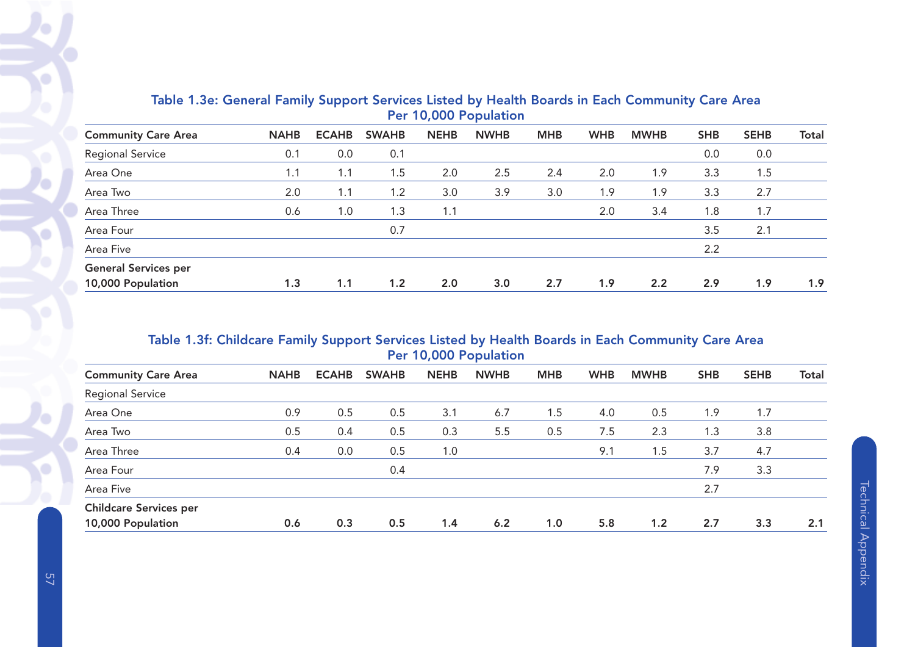### Table 1.3e: General Family Support Services Listed by Health Boards in Each Community Care Area Per 10,000 Population

| Community Care Area | NAHB | ECAHB | SWAHB | NEHB | NWHB | MHB | WHB | MWHB | SHB | SEHB | Total |
|---|---|---|---|---|---|---|---|---|---|---|---|
| Regional Service | 0.1 | 0.0 | 0.1 | | | | | | 0.0 | 0.0 | |
| Area One | 1.1 | 1.1 | 1.5 | 2.0 | 2.5 | 2.4 | 2.0 | 1.9 | 3.3 | 1.5 | |
| Area Two | 2.0 | 1.1 | 1.2 | 3.0 | 3.9 | 3.0 | 1.9 | 1.9 | 3.3 | 2.7 | |
| Area Three | 0.6 | 1.0 | 1.3 | 1.1 | | | 2.0 | 3.4 | 1.8 | 1.7 | |
| Area Four | | | 0.7 | | | | | | 3.5 | 2.1 | |
| Area Five | | | | | | | | | 2.2 | | |
| **General Services per 10,000 Population** | **1.3** | **1.1** | **1.2** | **2.0** | **3.0** | **2.7** | **1.9** | **2.2** | **2.9** | **1.9** | **1.9** |

### Table 1.3f: Childcare Family Support Services Listed by Health Boards in Each Community Care Area Per 10,000 Population

| Community Care Area | NAHB | ECAHB | SWAHB | NEHB | NWHB | MHB | WHB | MWHB | SHB | SEHB | Total |
|---|---|---|---|---|---|---|---|---|---|---|---|
| Regional Service | | | | | | | | | | | |
| Area One | 0.9 | 0.5 | 0.5 | 3.1 | 6.7 | 1.5 | 4.0 | 0.5 | 1.9 | 1.7 | |
| Area Two | 0.5 | 0.4 | 0.5 | 0.3 | 5.5 | 0.5 | 7.5 | 2.3 | 1.3 | 3.8 | |
| Area Three | 0.4 | 0.0 | 0.5 | 1.0 | | | 9.1 | 1.5 | 3.7 | 4.7 | |
| Area Four | | | 0.4 | | | | | | 7.9 | 3.3 | |
| Area Five | | | | | | | | | 2.7 | | |
| **Childcare Services per 10,000 Population** | **0.6** | **0.3** | **0.5** | **1.4** | **6.2** | **1.0** | **5.8** | **1.2** | **2.7** | **3.3** | **2.1** |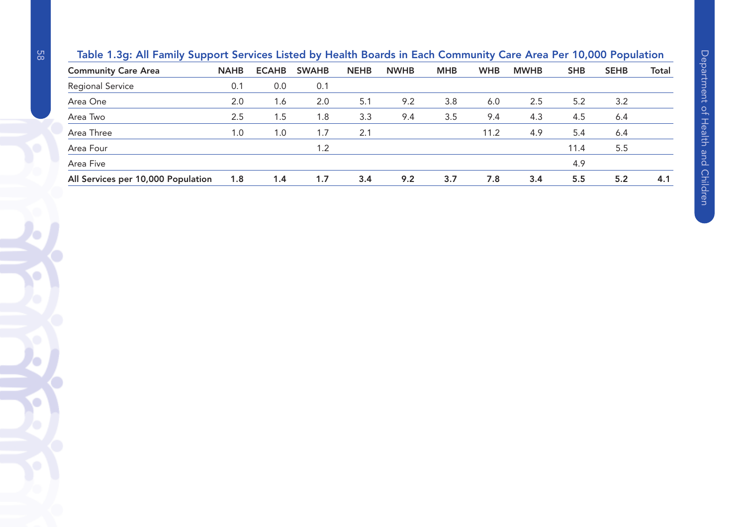### Table 1.3g: All Family Support Services Listed by Health Boards in Each Community Care Area Per 10,000 Population

| Community Care Area | NAHB | ECAHB | SWAHB | NEHB | NWHB | MHB | WHB | MWHB | SHB | SEHB | Total |
|---|---|---|---|---|---|---|---|---|---|---|---|
| Regional Service | 0.1 | 0.0 | 0.1 | | | | | | | | |
| Area One | 2.0 | 1.6 | 2.0 | 5.1 | 9.2 | 3.8 | 6.0 | 2.5 | 5.2 | 3.2 | |
| Area Two | 2.5 | 1.5 | 1.8 | 3.3 | 9.4 | 3.5 | 9.4 | 4.3 | 4.5 | 6.4 | |
| Area Three | 1.0 | 1.0 | 1.7 | 2.1 | | | 11.2 | 4.9 | 5.4 | 6.4 | |
| Area Four | | | 1.2 | | | | | | 11.4 | 5.5 | |
| Area Five | | | | | | | | | 4.9 | | |
| **All Services per 10,000 Population** | **1.8** | **1.4** | **1.7** | **3.4** | **9.2** | **3.7** | **7.8** | **3.4** | **5.5** | **5.2** | **4.1** |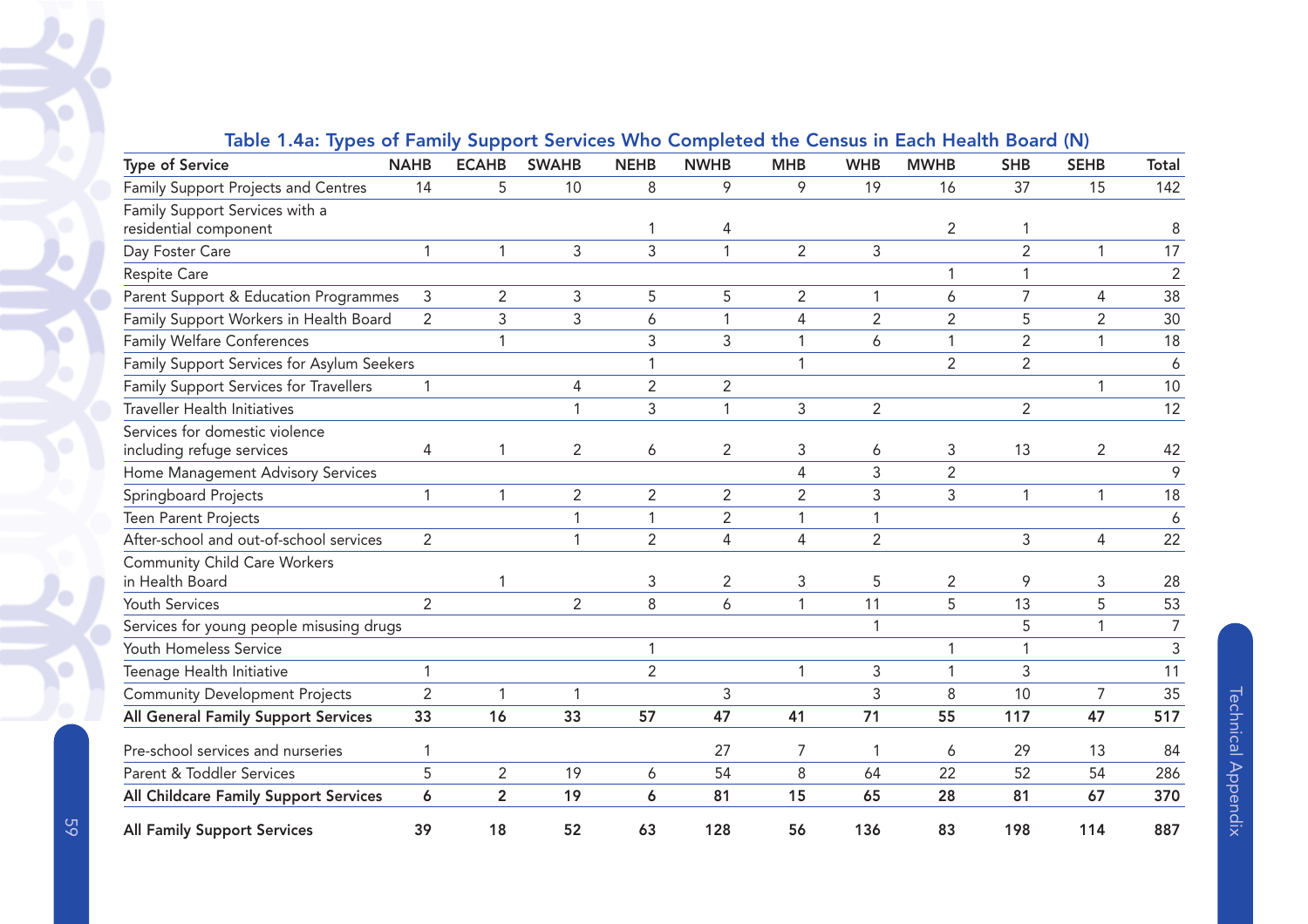### Table 1.4a: Types of Family Support Services Who Completed the Census in Each Health Board (N)

| Type of Service | NAHB | ECAHB | SWAHB | NEHB | NWHB | MHB | WHB | MWHB | SHB | SEHB | Total |
|---|---|---|---|---|---|---|---|---|---|---|---|
| Family Support Projects and Centres | 14 | 5 | 10 | 8 | 9 | 9 | 19 | 16 | 37 | 15 | 142 |
| Family Support Services with a residential component | | | | 1 | 4 | | | 2 | 1 | | 8 |
| Day Foster Care | 1 | 1 | 3 | 3 | 1 | 2 | 3 | | 2 | 1 | 17 |
| Respite Care | | | | | | | | 1 | 1 | | 2 |
| Parent Support & Education Programmes | 3 | 2 | 3 | 5 | 5 | 2 | 1 | 6 | 7 | 4 | 38 |
| Family Support Workers in Health Board | 2 | 3 | 3 | 6 | 1 | 4 | 2 | 2 | 5 | 2 | 30 |
| Family Welfare Conferences | | 1 | | 3 | 3 | 1 | 6 | 1 | 2 | 1 | 18 |
| Family Support Services for Asylum Seekers | | | | 1 | | 1 | | 2 | 2 | | 6 |
| Family Support Services for Travellers | 1 | | 4 | 2 | 2 | | | | | 1 | 10 |
| Traveller Health Initiatives | | | 1 | 3 | 1 | 3 | 2 | | 2 | | 12 |
| Services for domestic violence including refuge services | 4 | 1 | 2 | 6 | 2 | 3 | 6 | 3 | 13 | 2 | 42 |
| Home Management Advisory Services | | | | | | 4 | 3 | 2 | | | 9 |
| Springboard Projects | 1 | 1 | 2 | 2 | 2 | 2 | 3 | 3 | 1 | 1 | 18 |
| Teen Parent Projects | | | 1 | 1 | 2 | 1 | 1 | | | | 6 |
| After-school and out-of-school services | 2 | | 1 | 2 | 4 | 4 | 2 | | 3 | 4 | 22 |
| Community Child Care Workers in Health Board | | 1 | | 3 | 2 | 3 | 5 | 2 | 9 | 3 | 28 |
| Youth Services | 2 | | 2 | 8 | 6 | 1 | 11 | 5 | 13 | 5 | 53 |
| Services for young people misusing drugs | | | | | | | 1 | | 5 | 1 | 7 |
| Youth Homeless Service | | | | 1 | | | | 1 | 1 | | 3 |
| Teenage Health Initiative | 1 | | | 2 | | 1 | 3 | 1 | 3 | | 11 |
| Community Development Projects | 2 | 1 | 1 | | 3 | | 3 | 8 | 10 | 7 | 35 |
| **All General Family Support Services** | **33** | **16** | **33** | **57** | **47** | **41** | **71** | **55** | **117** | **47** | **517** |
| Pre-school services and nurseries | 1 | | | | 27 | 7 | 1 | 6 | 29 | 13 | 84 |
| Parent & Toddler Services | 5 | 2 | 19 | 6 | 54 | 8 | 64 | 22 | 52 | 54 | 286 |
| **All Childcare Family Support Services** | **6** | **2** | **19** | **6** | **81** | **15** | **65** | **28** | **81** | **67** | **370** |
| **All Family Support Services** | **39** | **18** | **52** | **63** | **128** | **56** | **136** | **83** | **198** | **114** | **887** |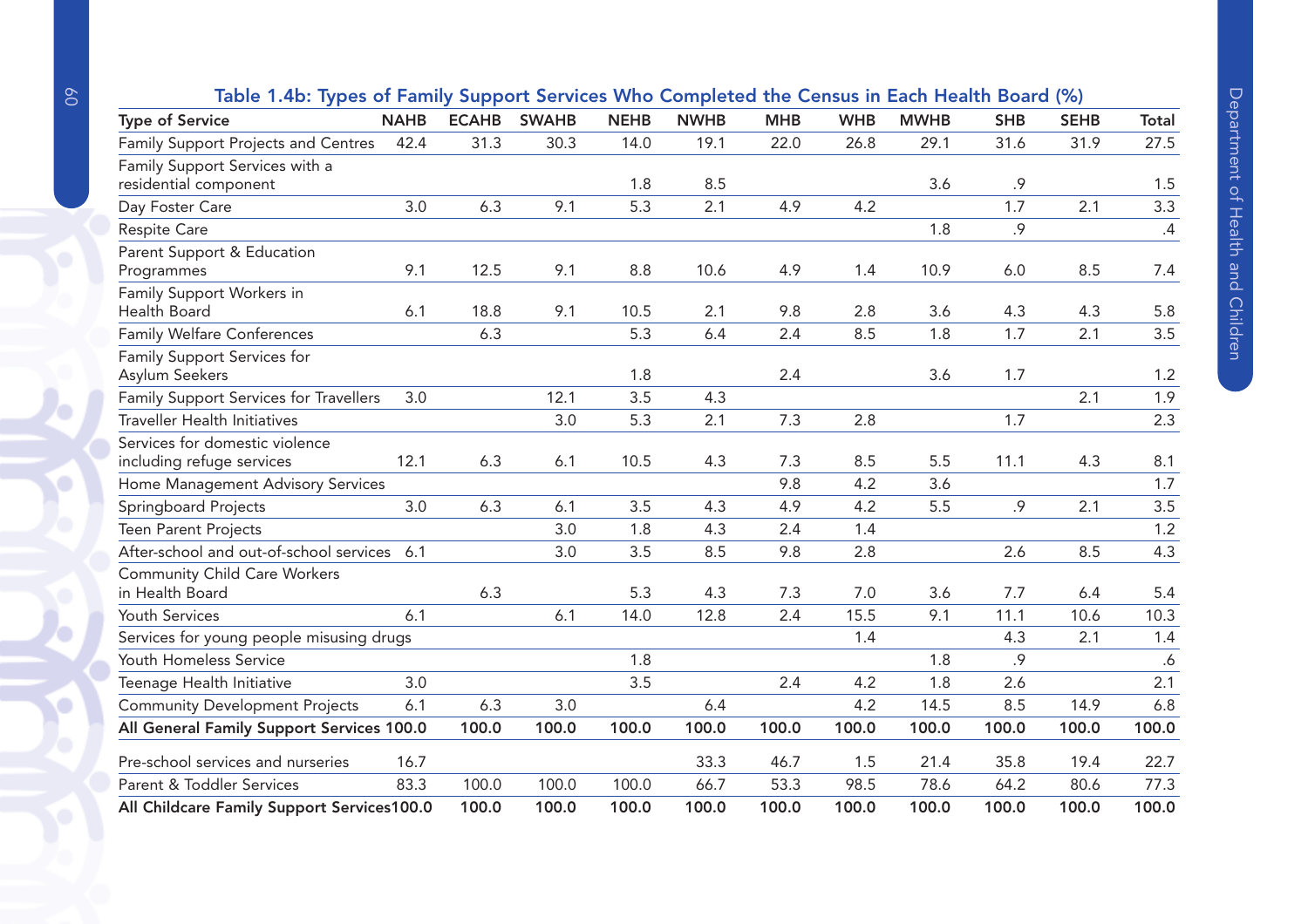**Table 1.4b: Types of Family Support Services Who Completed the Census in Each Health Board (%)**

| Type of Service | NAHB | ECAHB | SWAHB | NEHB | NWHB | MHB | WHB | MWHB | SHB | SEHB | Total |
|---|---|---|---|---|---|---|---|---|---|---|---|
| Family Support Projects and Centres | 42.4 | 31.3 | 30.3 | 14.0 | 19.1 | 22.0 | 26.8 | 29.1 | 31.6 | 31.9 | 27.5 |
| Family Support Services with a residential component | | | | 1.8 | 8.5 | | | 3.6 | .9 | | 1.5 |
| Day Foster Care | 3.0 | 6.3 | 9.1 | 5.3 | 2.1 | 4.9 | 4.2 | | 1.7 | 2.1 | 3.3 |
| Respite Care | | | | | | | | 1.8 | .9 | | .4 |
| Parent Support & Education Programmes | 9.1 | 12.5 | 9.1 | 8.8 | 10.6 | 4.9 | 1.4 | 10.9 | 6.0 | 8.5 | 7.4 |
| Family Support Workers in Health Board | 6.1 | 18.8 | 9.1 | 10.5 | 2.1 | 9.8 | 2.8 | 3.6 | 4.3 | 4.3 | 5.8 |
| Family Welfare Conferences | | 6.3 | | 5.3 | 6.4 | 2.4 | 8.5 | 1.8 | 1.7 | 2.1 | 3.5 |
| Family Support Services for Asylum Seekers | | | | 1.8 | | 2.4 | | 3.6 | 1.7 | | 1.2 |
| Family Support Services for Travellers | 3.0 | | 12.1 | 3.5 | 4.3 | | | | | 2.1 | 1.9 |
| Traveller Health Initiatives | | | 3.0 | 5.3 | 2.1 | 7.3 | 2.8 | | 1.7 | | 2.3 |
| Services for domestic violence including refuge services | 12.1 | 6.3 | 6.1 | 10.5 | 4.3 | 7.3 | 8.5 | 5.5 | 11.1 | 4.3 | 8.1 |
| Home Management Advisory Services | | | | | | 9.8 | 4.2 | 3.6 | | | 1.7 |
| Springboard Projects | 3.0 | 6.3 | 6.1 | 3.5 | 4.3 | 4.9 | 4.2 | 5.5 | .9 | 2.1 | 3.5 |
| Teen Parent Projects | | | 3.0 | 1.8 | 4.3 | 2.4 | 1.4 | | | | 1.2 |
| After-school and out-of-school services | 6.1 | | 3.0 | 3.5 | 8.5 | 9.8 | 2.8 | | 2.6 | 8.5 | 4.3 |
| Community Child Care Workers in Health Board | | 6.3 | | 5.3 | 4.3 | 7.3 | 7.0 | 3.6 | 7.7 | 6.4 | 5.4 |
| Youth Services | 6.1 | | 6.1 | 14.0 | 12.8 | 2.4 | 15.5 | 9.1 | 11.1 | 10.6 | 10.3 |
| Services for young people misusing drugs | | | | | | | 1.4 | | 4.3 | 2.1 | 1.4 |
| Youth Homeless Service | | | | 1.8 | | | | 1.8 | .9 | | .6 |
| Teenage Health Initiative | 3.0 | | | 3.5 | | 2.4 | 4.2 | 1.8 | 2.6 | | 2.1 |
| Community Development Projects | 6.1 | 6.3 | 3.0 | | 6.4 | | 4.2 | 14.5 | 8.5 | 14.9 | 6.8 |
| **All General Family Support Services** | **100.0** | **100.0** | **100.0** | **100.0** | **100.0** | **100.0** | **100.0** | **100.0** | **100.0** | **100.0** | **100.0** |
| Pre-school services and nurseries | 16.7 | | | | 33.3 | 46.7 | 1.5 | 21.4 | 35.8 | 19.4 | 22.7 |
| Parent & Toddler Services | 83.3 | 100.0 | 100.0 | 100.0 | 66.7 | 53.3 | 98.5 | 78.6 | 64.2 | 80.6 | 77.3 |
| **All Childcare Family Support Services** | **100.0** | **100.0** | **100.0** | **100.0** | **100.0** | **100.0** | **100.0** | **100.0** | **100.0** | **100.0** | **100.0** |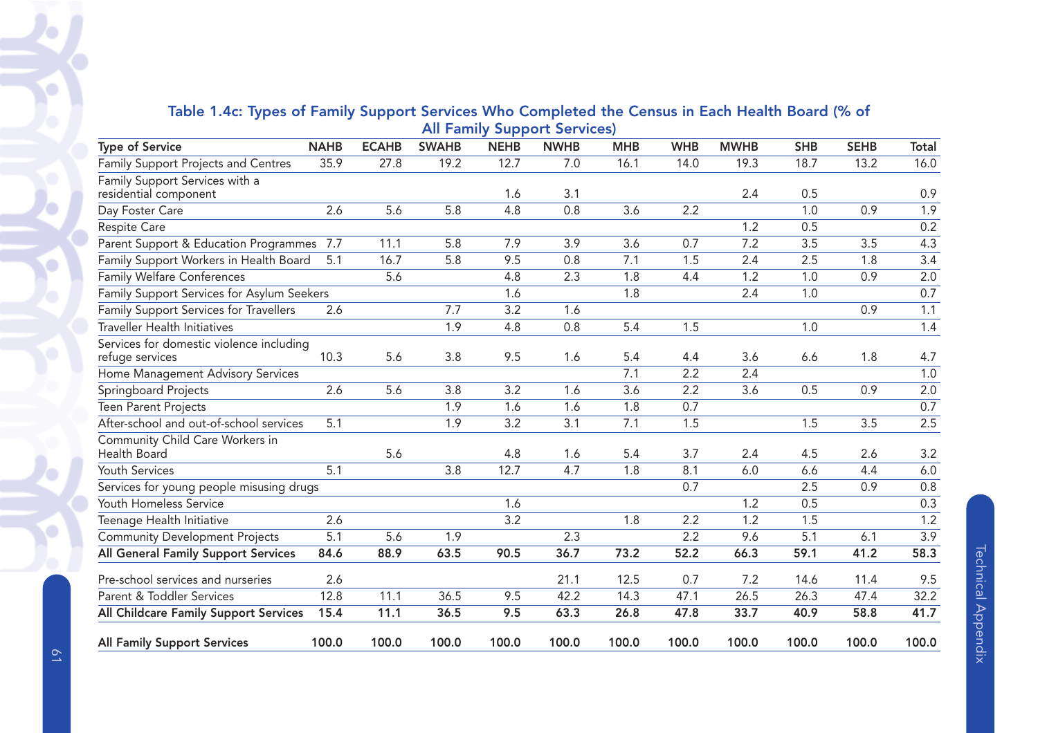### Table 1.4c: Types of Family Support Services Who Completed the Census in Each Health Board (% of All Family Support Services)

| Type of Service | NAHB | ECAHB | SWAHB | NEHB | NWHB | MHB | WHB | MWHB | SHB | SEHB | Total |
|---|---|---|---|---|---|---|---|---|---|---|---|
| Family Support Projects and Centres | 35.9 | 27.8 | 19.2 | 12.7 | 7.0 | 16.1 | 14.0 | 19.3 | 18.7 | 13.2 | 16.0 |
| Family Support Services with a residential component | | | | 1.6 | 3.1 | | | 2.4 | 0.5 | | 0.9 |
| Day Foster Care | 2.6 | 5.6 | 5.8 | 4.8 | 0.8 | 3.6 | 2.2 | | 1.0 | 0.9 | 1.9 |
| Respite Care | | | | | | | | 1.2 | 0.5 | | 0.2 |
| Parent Support & Education Programmes | 7.7 | 11.1 | 5.8 | 7.9 | 3.9 | 3.6 | 0.7 | 7.2 | 3.5 | 3.5 | 4.3 |
| Family Support Workers in Health Board | 5.1 | 16.7 | 5.8 | 9.5 | 0.8 | 7.1 | 1.5 | 2.4 | 2.5 | 1.8 | 3.4 |
| Family Welfare Conferences | | 5.6 | | 4.8 | 2.3 | 1.8 | 4.4 | 1.2 | 1.0 | 0.9 | 2.0 |
| Family Support Services for Asylum Seekers | | | | 1.6 | | 1.8 | | 2.4 | 1.0 | | 0.7 |
| Family Support Services for Travellers | 2.6 | | 7.7 | 3.2 | 1.6 | | | | | 0.9 | 1.1 |
| Traveller Health Initiatives | | | 1.9 | 4.8 | 0.8 | 5.4 | 1.5 | | 1.0 | | 1.4 |
| Services for domestic violence including refuge services | 10.3 | 5.6 | 3.8 | 9.5 | 1.6 | 5.4 | 4.4 | 3.6 | 6.6 | 1.8 | 4.7 |
| Home Management Advisory Services | | | | | | 7.1 | 2.2 | 2.4 | | | 1.0 |
| Springboard Projects | 2.6 | 5.6 | 3.8 | 3.2 | 1.6 | 3.6 | 2.2 | 3.6 | 0.5 | 0.9 | 2.0 |
| Teen Parent Projects | | | 1.9 | 1.6 | 1.6 | 1.8 | 0.7 | | | | 0.7 |
| After-school and out-of-school services | 5.1 | | 1.9 | 3.2 | 3.1 | 7.1 | 1.5 | | 1.5 | 3.5 | 2.5 |
| Community Child Care Workers in Health Board | | 5.6 | | 4.8 | 1.6 | 5.4 | 3.7 | 2.4 | 4.5 | 2.6 | 3.2 |
| Youth Services | 5.1 | | 3.8 | 12.7 | 4.7 | 1.8 | 8.1 | 6.0 | 6.6 | 4.4 | 6.0 |
| Services for young people misusing drugs | | | | | | | 0.7 | | 2.5 | 0.9 | 0.8 |
| Youth Homeless Service | | | | 1.6 | | | | 1.2 | 0.5 | | 0.3 |
| Teenage Health Initiative | 2.6 | | | 3.2 | | 1.8 | 2.2 | 1.2 | 1.5 | | 1.2 |
| Community Development Projects | 5.1 | 5.6 | 1.9 | | 2.3 | | 2.2 | 9.6 | 5.1 | 6.1 | 3.9 |
| **All General Family Support Services** | **84.6** | **88.9** | **63.5** | **90.5** | **36.7** | **73.2** | **52.2** | **66.3** | **59.1** | **41.2** | **58.3** |
| Pre-school services and nurseries | 2.6 | | | | 21.1 | 12.5 | 0.7 | 7.2 | 14.6 | 11.4 | 9.5 |
| Parent & Toddler Services | 12.8 | 11.1 | 36.5 | 9.5 | 42.2 | 14.3 | 47.1 | 26.5 | 26.3 | 47.4 | 32.2 |
| **All Childcare Family Support Services** | **15.4** | **11.1** | **36.5** | **9.5** | **63.3** | **26.8** | **47.8** | **33.7** | **40.9** | **58.8** | **41.7** |
| **All Family Support Services** | **100.0** | **100.0** | **100.0** | **100.0** | **100.0** | **100.0** | **100.0** | **100.0** | **100.0** | **100.0** | **100.0** |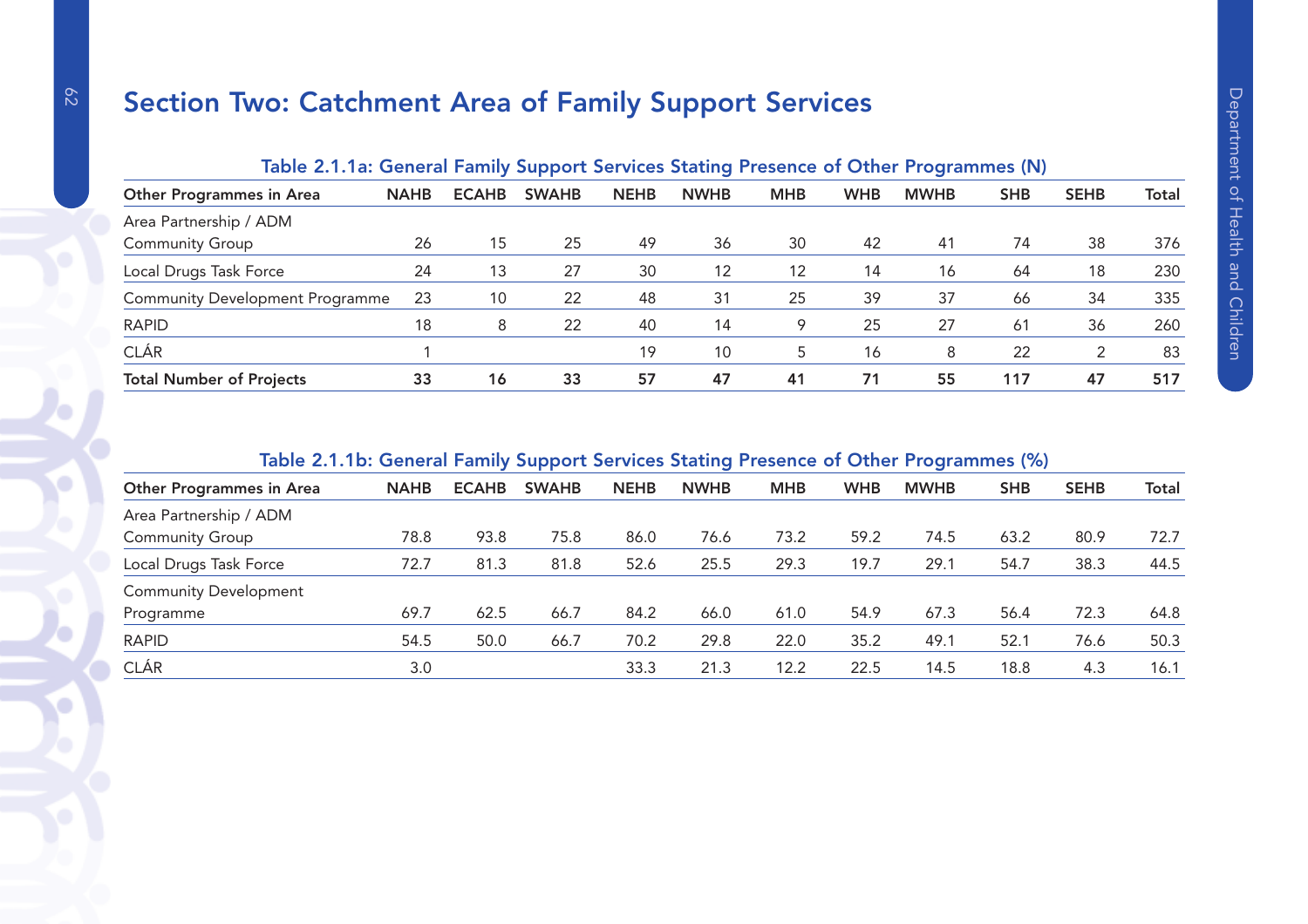## Section Two: Catchment Area of Family Support Services

### Table 2.1.1a: General Family Support Services Stating Presence of Other Programmes (N)

| Other Programmes in Area | NAHB | ECAHB | SWAHB | NEHB | NWHB | MHB | WHB | MWHB | SHB | SEHB | Total |
|---|---|---|---|---|---|---|---|---|---|---|---|
| Area Partnership / ADM Community Group | 26 | 15 | 25 | 49 | 36 | 30 | 42 | 41 | 74 | 38 | 376 |
| Local Drugs Task Force | 24 | 13 | 27 | 30 | 12 | 12 | 14 | 16 | 64 | 18 | 230 |
| Community Development Programme | 23 | 10 | 22 | 48 | 31 | 25 | 39 | 37 | 66 | 34 | 335 |
| RAPID | 18 | 8 | 22 | 40 | 14 | 9 | 25 | 27 | 61 | 36 | 260 |
| CLÁR | 1 | | | 19 | 10 | 5 | 16 | 8 | 22 | 2 | 83 |
| **Total Number of Projects** | **33** | **16** | **33** | **57** | **47** | **41** | **71** | **55** | **117** | **47** | **517** |

### Table 2.1.1b: General Family Support Services Stating Presence of Other Programmes (%)

| Other Programmes in Area | NAHB | ECAHB | SWAHB | NEHB | NWHB | MHB | WHB | MWHB | SHB | SEHB | Total |
|---|---|---|---|---|---|---|---|---|---|---|---|
| Area Partnership / ADM Community Group | 78.8 | 93.8 | 75.8 | 86.0 | 76.6 | 73.2 | 59.2 | 74.5 | 63.2 | 80.9 | 72.7 |
| Local Drugs Task Force | 72.7 | 81.3 | 81.8 | 52.6 | 25.5 | 29.3 | 19.7 | 29.1 | 54.7 | 38.3 | 44.5 |
| Community Development Programme | 69.7 | 62.5 | 66.7 | 84.2 | 66.0 | 61.0 | 54.9 | 67.3 | 56.4 | 72.3 | 64.8 |
| RAPID | 54.5 | 50.0 | 66.7 | 70.2 | 29.8 | 22.0 | 35.2 | 49.1 | 52.1 | 76.6 | 50.3 |
| CLÁR | 3.0 | | | 33.3 | 21.3 | 12.2 | 22.5 | 14.5 | 18.8 | 4.3 | 16.1 |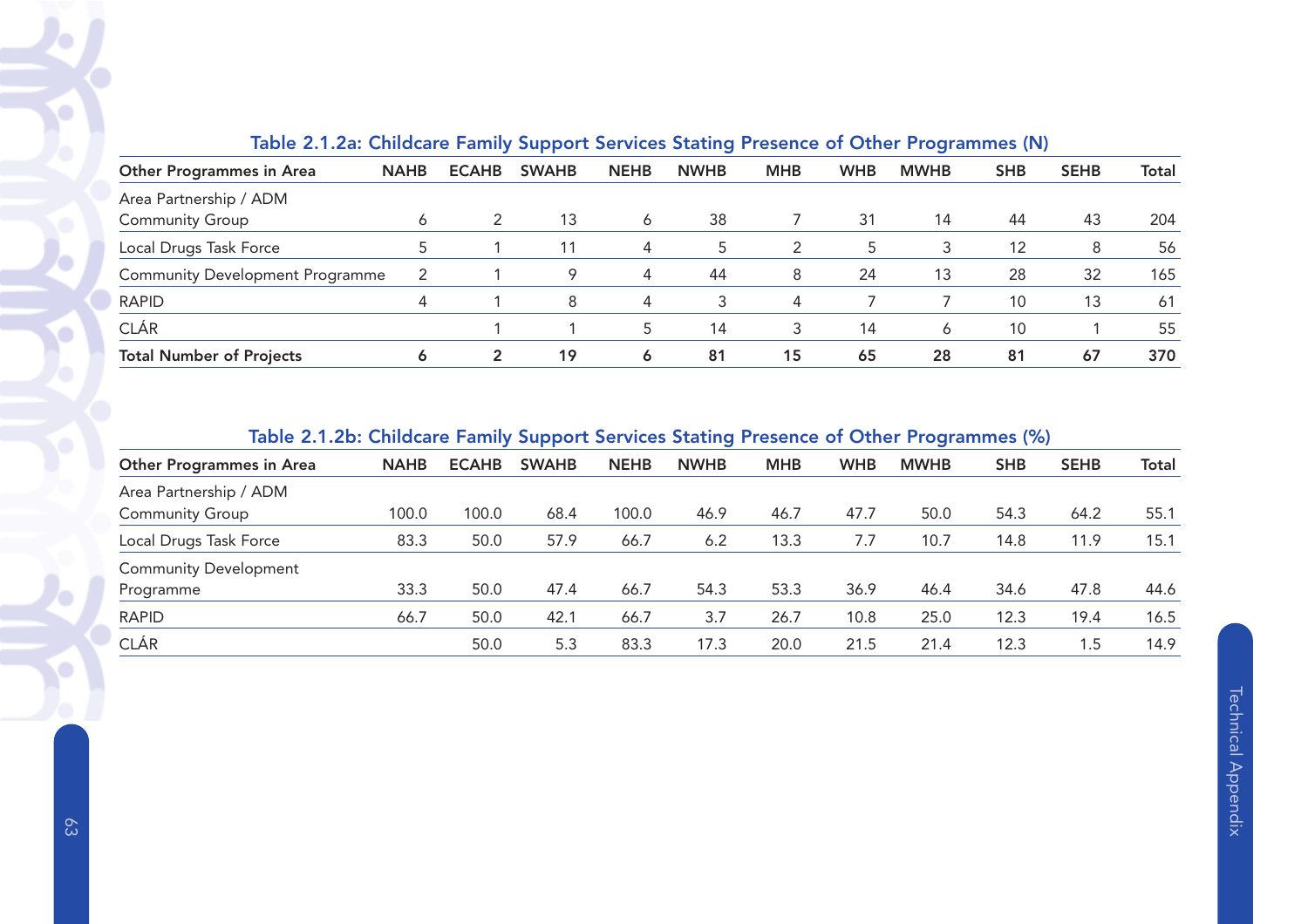### Table 2.1.2a: Childcare Family Support Services Stating Presence of Other Programmes (N)

| Other Programmes in Area | NAHB | ECAHB | SWAHB | NEHB | NWHB | MHB | WHB | MWHB | SHB | SEHB | Total |
|---|---|---|---|---|---|---|---|---|---|---|---|
| Area Partnership / ADM Community Group | 6 | 2 | 13 | 6 | 38 | 7 | 31 | 14 | 44 | 43 | 204 |
| Local Drugs Task Force | 5 | 1 | 11 | 4 | 5 | 2 | 5 | 3 | 12 | 8 | 56 |
| Community Development Programme | 2 | 1 | 9 | 4 | 44 | 8 | 24 | 13 | 28 | 32 | 165 |
| RAPID | 4 | 1 | 8 | 4 | 3 | 4 | 7 | 7 | 10 | 13 | 61 |
| CLÁR | | 1 | 1 | 5 | 14 | 3 | 14 | 6 | 10 | 1 | 55 |
| **Total Number of Projects** | **6** | **2** | **19** | **6** | **81** | **15** | **65** | **28** | **81** | **67** | **370** |

### Table 2.1.2b: Childcare Family Support Services Stating Presence of Other Programmes (%)

| Other Programmes in Area | NAHB | ECAHB | SWAHB | NEHB | NWHB | MHB | WHB | MWHB | SHB | SEHB | Total |
|---|---|---|---|---|---|---|---|---|---|---|---|
| Area Partnership / ADM Community Group | 100.0 | 100.0 | 68.4 | 100.0 | 46.9 | 46.7 | 47.7 | 50.0 | 54.3 | 64.2 | 55.1 |
| Local Drugs Task Force | 83.3 | 50.0 | 57.9 | 66.7 | 6.2 | 13.3 | 7.7 | 10.7 | 14.8 | 11.9 | 15.1 |
| Community Development Programme | 33.3 | 50.0 | 47.4 | 66.7 | 54.3 | 53.3 | 36.9 | 46.4 | 34.6 | 47.8 | 44.6 |
| RAPID | 66.7 | 50.0 | 42.1 | 66.7 | 3.7 | 26.7 | 10.8 | 25.0 | 12.3 | 19.4 | 16.5 |
| CLÁR | | 50.0 | 5.3 | 83.3 | 17.3 | 20.0 | 21.5 | 21.4 | 12.3 | 1.5 | 14.9 |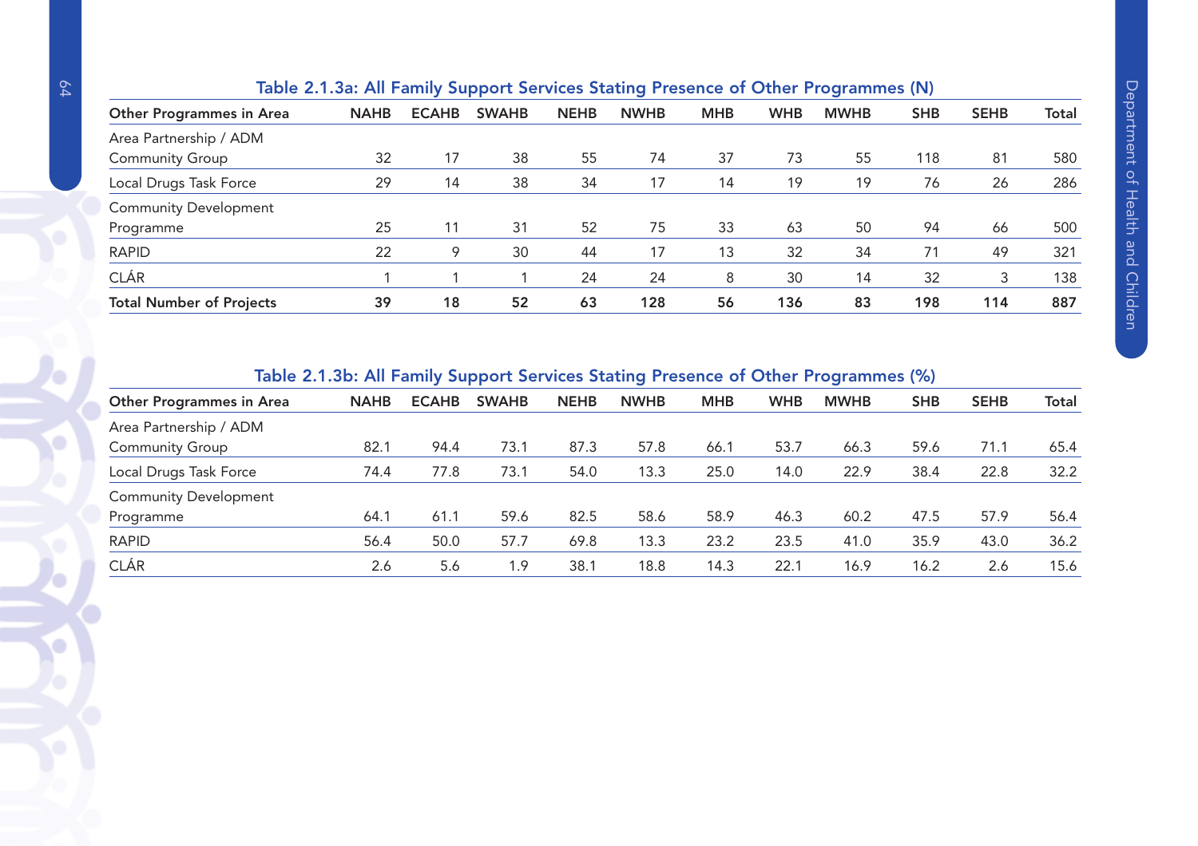### Table 2.1.3a: All Family Support Services Stating Presence of Other Programmes (N)

| Other Programmes in Area | NAHB | ECAHB | SWAHB | NEHB | NWHB | MHB | WHB | MWHB | SHB | SEHB | Total |
|---|---|---|---|---|---|---|---|---|---|---|---|
| Area Partnership / ADM Community Group | 32 | 17 | 38 | 55 | 74 | 37 | 73 | 55 | 118 | 81 | 580 |
| Local Drugs Task Force | 29 | 14 | 38 | 34 | 17 | 14 | 19 | 19 | 76 | 26 | 286 |
| Community Development Programme | 25 | 11 | 31 | 52 | 75 | 33 | 63 | 50 | 94 | 66 | 500 |
| RAPID | 22 | 9 | 30 | 44 | 17 | 13 | 32 | 34 | 71 | 49 | 321 |
| CLÁR | 1 | 1 | 1 | 24 | 24 | 8 | 30 | 14 | 32 | 3 | 138 |
| **Total Number of Projects** | **39** | **18** | **52** | **63** | **128** | **56** | **136** | **83** | **198** | **114** | **887** |

### Table 2.1.3b: All Family Support Services Stating Presence of Other Programmes (%)

| Other Programmes in Area | NAHB | ECAHB | SWAHB | NEHB | NWHB | MHB | WHB | MWHB | SHB | SEHB | Total |
|---|---|---|---|---|---|---|---|---|---|---|---|
| Area Partnership / ADM Community Group | 82.1 | 94.4 | 73.1 | 87.3 | 57.8 | 66.1 | 53.7 | 66.3 | 59.6 | 71.1 | 65.4 |
| Local Drugs Task Force | 74.4 | 77.8 | 73.1 | 54.0 | 13.3 | 25.0 | 14.0 | 22.9 | 38.4 | 22.8 | 32.2 |
| Community Development Programme | 64.1 | 61.1 | 59.6 | 82.5 | 58.6 | 58.9 | 46.3 | 60.2 | 47.5 | 57.9 | 56.4 |
| RAPID | 56.4 | 50.0 | 57.7 | 69.8 | 13.3 | 23.2 | 23.5 | 41.0 | 35.9 | 43.0 | 36.2 |
| CLÁR | 2.6 | 5.6 | 1.9 | 38.1 | 18.8 | 14.3 | 22.1 | 16.9 | 16.2 | 2.6 | 15.6 |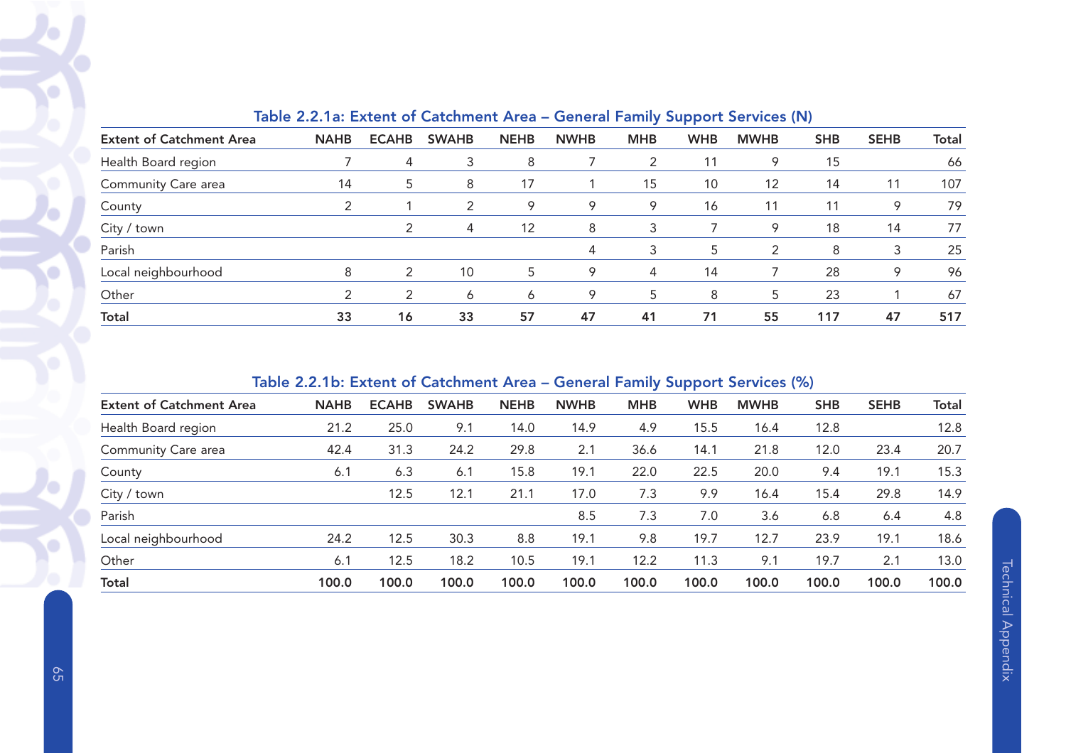### Table 2.2.1a: Extent of Catchment Area – General Family Support Services (N)

| Extent of Catchment Area | NAHB | ECAHB | SWAHB | NEHB | NWHB | MHB | WHB | MWHB | SHB | SEHB | Total |
|---|---|---|---|---|---|---|---|---|---|---|---|
| Health Board region | 7 | 4 | 3 | 8 | 7 | 2 | 11 | 9 | 15 | | 66 |
| Community Care area | 14 | 5 | 8 | 17 | 1 | 15 | 10 | 12 | 14 | 11 | 107 |
| County | 2 | 1 | 2 | 9 | 9 | 9 | 16 | 11 | 11 | 9 | 79 |
| City / town | | 2 | 4 | 12 | 8 | 3 | 7 | 9 | 18 | 14 | 77 |
| Parish | | | | | 4 | 3 | 5 | 2 | 8 | 3 | 25 |
| Local neighbourhood | 8 | 2 | 10 | 5 | 9 | 4 | 14 | 7 | 28 | 9 | 96 |
| Other | 2 | 2 | 6 | 6 | 9 | 5 | 8 | 5 | 23 | 1 | 67 |
| **Total** | **33** | **16** | **33** | **57** | **47** | **41** | **71** | **55** | **117** | **47** | **517** |

### Table 2.2.1b: Extent of Catchment Area – General Family Support Services (%)

| Extent of Catchment Area | NAHB | ECAHB | SWAHB | NEHB | NWHB | MHB | WHB | MWHB | SHB | SEHB | Total |
|---|---|---|---|---|---|---|---|---|---|---|---|
| Health Board region | 21.2 | 25.0 | 9.1 | 14.0 | 14.9 | 4.9 | 15.5 | 16.4 | 12.8 | | 12.8 |
| Community Care area | 42.4 | 31.3 | 24.2 | 29.8 | 2.1 | 36.6 | 14.1 | 21.8 | 12.0 | 23.4 | 20.7 |
| County | 6.1 | 6.3 | 6.1 | 15.8 | 19.1 | 22.0 | 22.5 | 20.0 | 9.4 | 19.1 | 15.3 |
| City / town | | 12.5 | 12.1 | 21.1 | 17.0 | 7.3 | 9.9 | 16.4 | 15.4 | 29.8 | 14.9 |
| Parish | | | | | 8.5 | 7.3 | 7.0 | 3.6 | 6.8 | 6.4 | 4.8 |
| Local neighbourhood | 24.2 | 12.5 | 30.3 | 8.8 | 19.1 | 9.8 | 19.7 | 12.7 | 23.9 | 19.1 | 18.6 |
| Other | 6.1 | 12.5 | 18.2 | 10.5 | 19.1 | 12.2 | 11.3 | 9.1 | 19.7 | 2.1 | 13.0 |
| **Total** | **100.0** | **100.0** | **100.0** | **100.0** | **100.0** | **100.0** | **100.0** | **100.0** | **100.0** | **100.0** | **100.0** |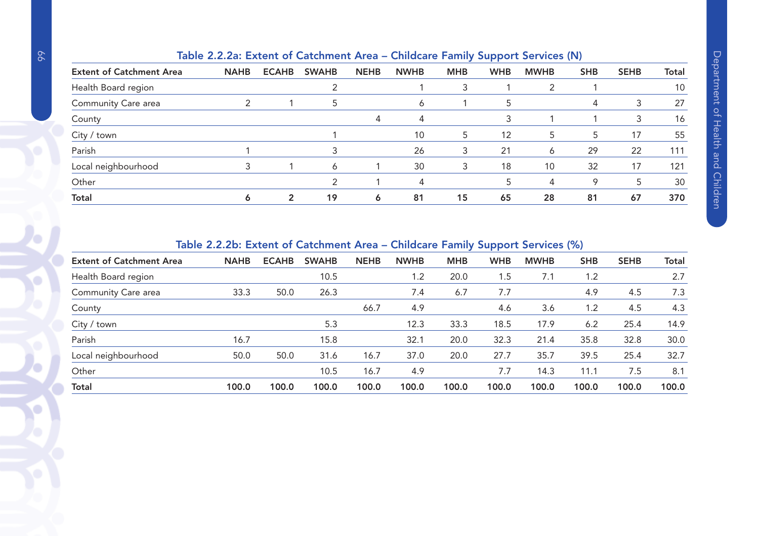### Table 2.2.2a: Extent of Catchment Area – Childcare Family Support Services (N)

| Extent of Catchment Area | NAHB | ECAHB | SWAHB | NEHB | NWHB | MHB | WHB | MWHB | SHB | SEHB | Total |
|---|---|---|---|---|---|---|---|---|---|---|---|
| Health Board region | | | 2 | | 1 | 3 | 1 | 2 | 1 | | 10 |
| Community Care area | 2 | 1 | 5 | | 6 | 1 | 5 | | 4 | 3 | 27 |
| County | | | | 4 | 4 | | 3 | 1 | 1 | 3 | 16 |
| City / town | | | 1 | | 10 | 5 | 12 | 5 | 5 | 17 | 55 |
| Parish | 1 | | 3 | | 26 | 3 | 21 | 6 | 29 | 22 | 111 |
| Local neighbourhood | 3 | 1 | 6 | 1 | 30 | 3 | 18 | 10 | 32 | 17 | 121 |
| Other | | | 2 | 1 | 4 | | 5 | 4 | 9 | 5 | 30 |
| **Total** | **6** | **2** | **19** | **6** | **81** | **15** | **65** | **28** | **81** | **67** | **370** |

### Table 2.2.2b: Extent of Catchment Area – Childcare Family Support Services (%)

| Extent of Catchment Area | NAHB | ECAHB | SWAHB | NEHB | NWHB | MHB | WHB | MWHB | SHB | SEHB | Total |
|---|---|---|---|---|---|---|---|---|---|---|---|
| Health Board region | | | 10.5 | | 1.2 | 20.0 | 1.5 | 7.1 | 1.2 | | 2.7 |
| Community Care area | 33.3 | 50.0 | 26.3 | | 7.4 | 6.7 | 7.7 | | 4.9 | 4.5 | 7.3 |
| County | | | | 66.7 | 4.9 | | 4.6 | 3.6 | 1.2 | 4.5 | 4.3 |
| City / town | | | 5.3 | | 12.3 | 33.3 | 18.5 | 17.9 | 6.2 | 25.4 | 14.9 |
| Parish | 16.7 | | 15.8 | | 32.1 | 20.0 | 32.3 | 21.4 | 35.8 | 32.8 | 30.0 |
| Local neighbourhood | 50.0 | 50.0 | 31.6 | 16.7 | 37.0 | 20.0 | 27.7 | 35.7 | 39.5 | 25.4 | 32.7 |
| Other | | | 10.5 | 16.7 | 4.9 | | 7.7 | 14.3 | 11.1 | 7.5 | 8.1 |
| **Total** | **100.0** | **100.0** | **100.0** | **100.0** | **100.0** | **100.0** | **100.0** | **100.0** | **100.0** | **100.0** | **100.0** |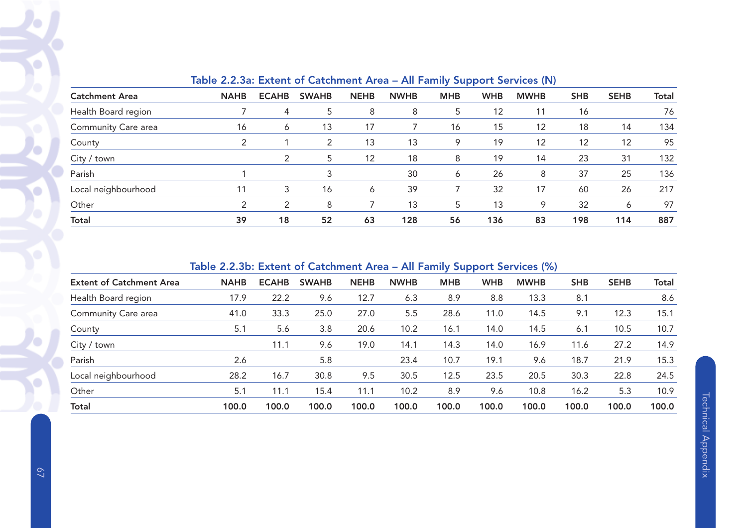### Table 2.2.3a: Extent of Catchment Area – All Family Support Services (N)

| Catchment Area | NAHB | ECAHB | SWAHB | NEHB | NWHB | MHB | WHB | MWHB | SHB | SEHB | Total |
|---|---|---|---|---|---|---|---|---|---|---|---|
| Health Board region | 7 | 4 | 5 | 8 | 8 | 5 | 12 | 11 | 16 | | 76 |
| Community Care area | 16 | 6 | 13 | 17 | 7 | 16 | 15 | 12 | 18 | 14 | 134 |
| County | 2 | 1 | 2 | 13 | 13 | 9 | 19 | 12 | 12 | 12 | 95 |
| City / town | | 2 | 5 | 12 | 18 | 8 | 19 | 14 | 23 | 31 | 132 |
| Parish | 1 | | 3 | | 30 | 6 | 26 | 8 | 37 | 25 | 136 |
| Local neighbourhood | 11 | 3 | 16 | 6 | 39 | 7 | 32 | 17 | 60 | 26 | 217 |
| Other | 2 | 2 | 8 | 7 | 13 | 5 | 13 | 9 | 32 | 6 | 97 |
| **Total** | **39** | **18** | **52** | **63** | **128** | **56** | **136** | **83** | **198** | **114** | **887** |

### Table 2.2.3b: Extent of Catchment Area – All Family Support Services (%)

| Extent of Catchment Area | NAHB | ECAHB | SWAHB | NEHB | NWHB | MHB | WHB | MWHB | SHB | SEHB | Total |
|---|---|---|---|---|---|---|---|---|---|---|---|
| Health Board region | 17.9 | 22.2 | 9.6 | 12.7 | 6.3 | 8.9 | 8.8 | 13.3 | 8.1 | | 8.6 |
| Community Care area | 41.0 | 33.3 | 25.0 | 27.0 | 5.5 | 28.6 | 11.0 | 14.5 | 9.1 | 12.3 | 15.1 |
| County | 5.1 | 5.6 | 3.8 | 20.6 | 10.2 | 16.1 | 14.0 | 14.5 | 6.1 | 10.5 | 10.7 |
| City / town | | 11.1 | 9.6 | 19.0 | 14.1 | 14.3 | 14.0 | 16.9 | 11.6 | 27.2 | 14.9 |
| Parish | 2.6 | | 5.8 | | 23.4 | 10.7 | 19.1 | 9.6 | 18.7 | 21.9 | 15.3 |
| Local neighbourhood | 28.2 | 16.7 | 30.8 | 9.5 | 30.5 | 12.5 | 23.5 | 20.5 | 30.3 | 22.8 | 24.5 |
| Other | 5.1 | 11.1 | 15.4 | 11.1 | 10.2 | 8.9 | 9.6 | 10.8 | 16.2 | 5.3 | 10.9 |
| **Total** | **100.0** | **100.0** | **100.0** | **100.0** | **100.0** | **100.0** | **100.0** | **100.0** | **100.0** | **100.0** | **100.0** |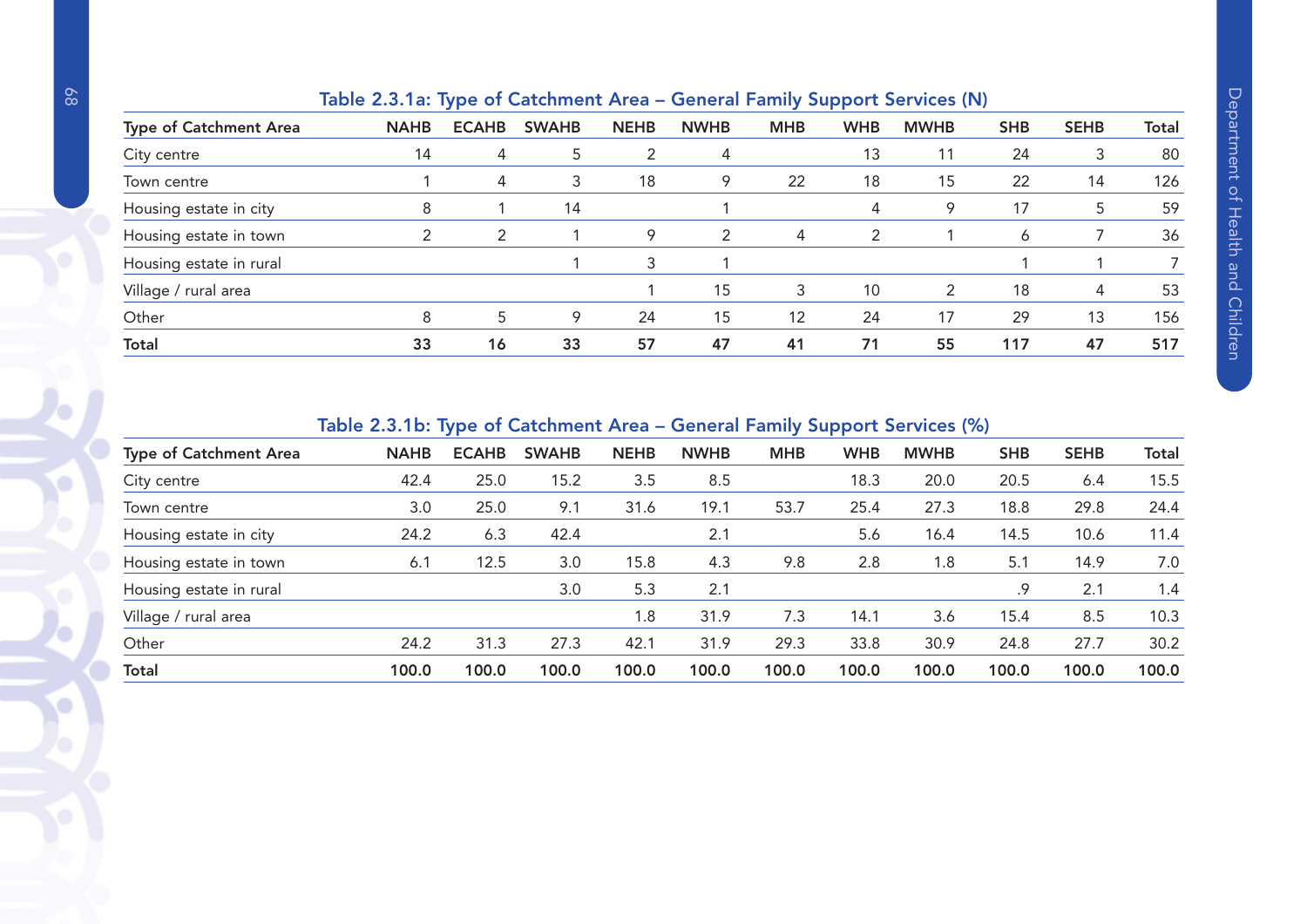**Table 2.3.1a: Type of Catchment Area – General Family Support Services (N)**

| Type of Catchment Area | NAHB | ECAHB | SWAHB | NEHB | NWHB | MHB | WHB | MWHB | SHB | SEHB | Total |
|---|---|---|---|---|---|---|---|---|---|---|---|
| City centre | 14 | 4 | 5 | 2 | 4 | | 13 | 11 | 24 | 3 | 80 |
| Town centre | 1 | 4 | 3 | 18 | 9 | 22 | 18 | 15 | 22 | 14 | 126 |
| Housing estate in city | 8 | 1 | 14 | | 1 | | 4 | 9 | 17 | 5 | 59 |
| Housing estate in town | 2 | 2 | 1 | 9 | 2 | 4 | 2 | 1 | 6 | 7 | 36 |
| Housing estate in rural | | | 1 | 3 | 1 | | | | 1 | 1 | 7 |
| Village / rural area | | | | 1 | 15 | 3 | 10 | 2 | 18 | 4 | 53 |
| Other | 8 | 5 | 9 | 24 | 15 | 12 | 24 | 17 | 29 | 13 | 156 |
| **Total** | **33** | **16** | **33** | **57** | **47** | **41** | **71** | **55** | **117** | **47** | **517** |

**Table 2.3.1b: Type of Catchment Area – General Family Support Services (%)**

| Type of Catchment Area | NAHB | ECAHB | SWAHB | NEHB | NWHB | MHB | WHB | MWHB | SHB | SEHB | Total |
|---|---|---|---|---|---|---|---|---|---|---|---|
| City centre | 42.4 | 25.0 | 15.2 | 3.5 | 8.5 | | 18.3 | 20.0 | 20.5 | 6.4 | 15.5 |
| Town centre | 3.0 | 25.0 | 9.1 | 31.6 | 19.1 | 53.7 | 25.4 | 27.3 | 18.8 | 29.8 | 24.4 |
| Housing estate in city | 24.2 | 6.3 | 42.4 | | 2.1 | | 5.6 | 16.4 | 14.5 | 10.6 | 11.4 |
| Housing estate in town | 6.1 | 12.5 | 3.0 | 15.8 | 4.3 | 9.8 | 2.8 | 1.8 | 5.1 | 14.9 | 7.0 |
| Housing estate in rural | | | 3.0 | 5.3 | 2.1 | | | | .9 | 2.1 | 1.4 |
| Village / rural area | | | | 1.8 | 31.9 | 7.3 | 14.1 | 3.6 | 15.4 | 8.5 | 10.3 |
| Other | 24.2 | 31.3 | 27.3 | 42.1 | 31.9 | 29.3 | 33.8 | 30.9 | 24.8 | 27.7 | 30.2 |
| **Total** | **100.0** | **100.0** | **100.0** | **100.0** | **100.0** | **100.0** | **100.0** | **100.0** | **100.0** | **100.0** | **100.0** |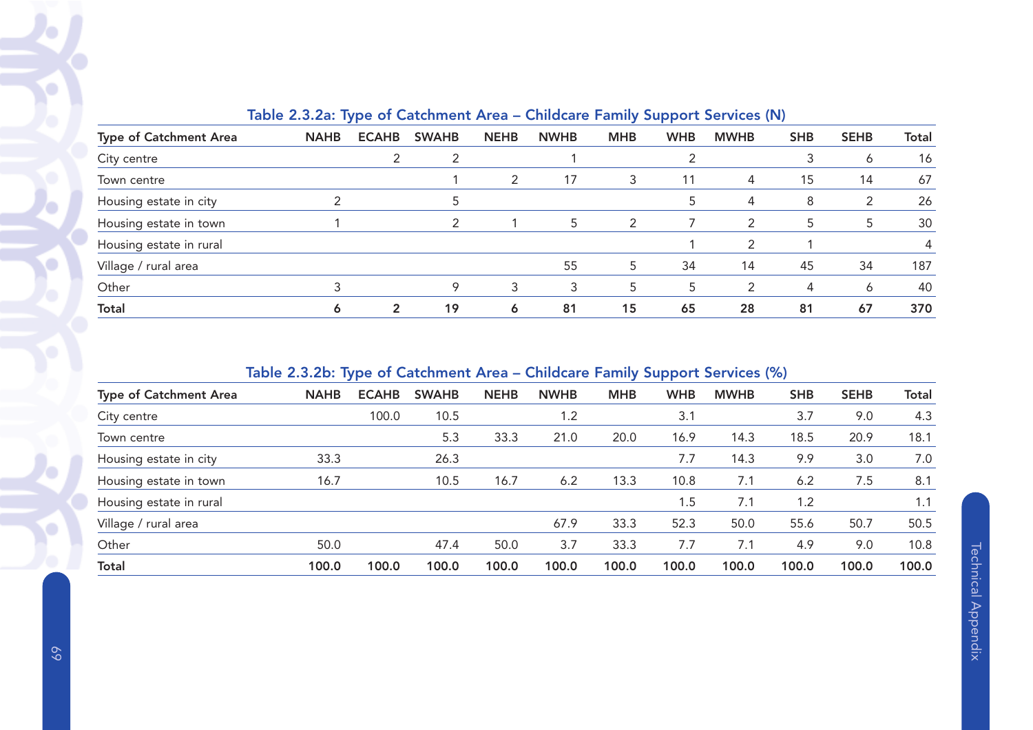### Table 2.3.2a: Type of Catchment Area – Childcare Family Support Services (N)

| Type of Catchment Area | NAHB | ECAHB | SWAHB | NEHB | NWHB | MHB | WHB | MWHB | SHB | SEHB | Total |
|---|---|---|---|---|---|---|---|---|---|---|---|
| City centre | | 2 | 2 | | 1 | | 2 | | 3 | 6 | 16 |
| Town centre | | | 1 | 2 | 17 | 3 | 11 | 4 | 15 | 14 | 67 |
| Housing estate in city | 2 | | 5 | | | | 5 | 4 | 8 | 2 | 26 |
| Housing estate in town | 1 | | 2 | 1 | 5 | 2 | 7 | 2 | 5 | 5 | 30 |
| Housing estate in rural | | | | | | | 1 | 2 | 1 | | 4 |
| Village / rural area | | | | | 55 | 5 | 34 | 14 | 45 | 34 | 187 |
| Other | 3 | | 9 | 3 | 3 | 5 | 5 | 2 | 4 | 6 | 40 |
| **Total** | **6** | **2** | **19** | **6** | **81** | **15** | **65** | **28** | **81** | **67** | **370** |

### Table 2.3.2b: Type of Catchment Area – Childcare Family Support Services (%)

| Type of Catchment Area | NAHB | ECAHB | SWAHB | NEHB | NWHB | MHB | WHB | MWHB | SHB | SEHB | Total |
|---|---|---|---|---|---|---|---|---|---|---|---|
| City centre | | 100.0 | 10.5 | | 1.2 | | 3.1 | | 3.7 | 9.0 | 4.3 |
| Town centre | | | 5.3 | 33.3 | 21.0 | 20.0 | 16.9 | 14.3 | 18.5 | 20.9 | 18.1 |
| Housing estate in city | 33.3 | | 26.3 | | | | 7.7 | 14.3 | 9.9 | 3.0 | 7.0 |
| Housing estate in town | 16.7 | | 10.5 | 16.7 | 6.2 | 13.3 | 10.8 | 7.1 | 6.2 | 7.5 | 8.1 |
| Housing estate in rural | | | | | | | 1.5 | 7.1 | 1.2 | | 1.1 |
| Village / rural area | | | | | 67.9 | 33.3 | 52.3 | 50.0 | 55.6 | 50.7 | 50.5 |
| Other | 50.0 | | 47.4 | 50.0 | 3.7 | 33.3 | 7.7 | 7.1 | 4.9 | 9.0 | 10.8 |
| **Total** | **100.0** | **100.0** | **100.0** | **100.0** | **100.0** | **100.0** | **100.0** | **100.0** | **100.0** | **100.0** | **100.0** |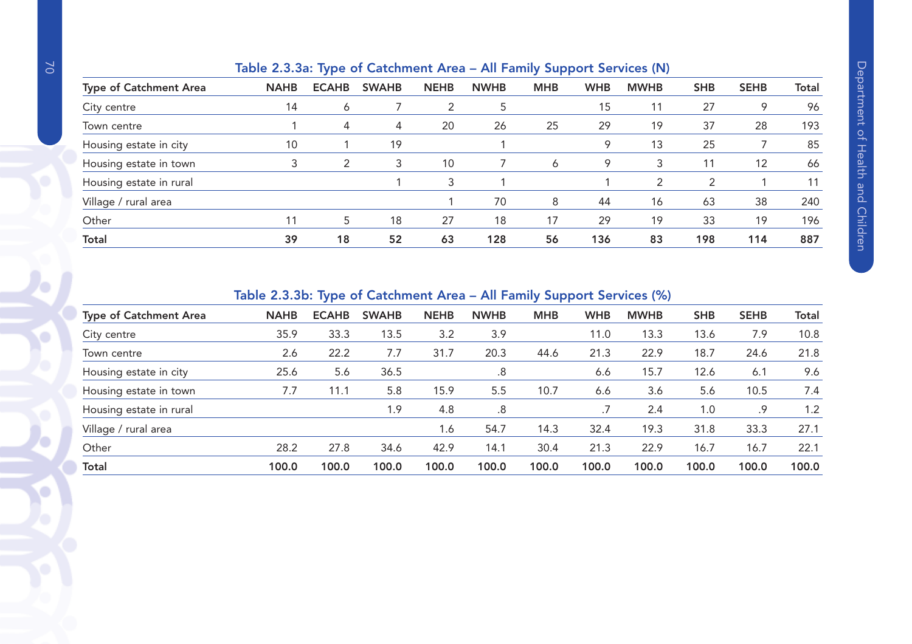### Table 2.3.3a: Type of Catchment Area – All Family Support Services (N)

| Type of Catchment Area | NAHB | ECAHB | SWAHB | NEHB | NWHB | MHB | WHB | MWHB | SHB | SEHB | Total |
|---|---|---|---|---|---|---|---|---|---|---|---|
| City centre | 14 | 6 | 7 | 2 | 5 | | 15 | 11 | 27 | 9 | 96 |
| Town centre | 1 | 4 | 4 | 20 | 26 | 25 | 29 | 19 | 37 | 28 | 193 |
| Housing estate in city | 10 | 1 | 19 | | 1 | | 9 | 13 | 25 | 7 | 85 |
| Housing estate in town | 3 | 2 | 3 | 10 | 7 | 6 | 9 | 3 | 11 | 12 | 66 |
| Housing estate in rural | | | 1 | 3 | 1 | | 1 | 2 | 2 | 1 | 11 |
| Village / rural area | | | | 1 | 70 | 8 | 44 | 16 | 63 | 38 | 240 |
| Other | 11 | 5 | 18 | 27 | 18 | 17 | 29 | 19 | 33 | 19 | 196 |
| **Total** | **39** | **18** | **52** | **63** | **128** | **56** | **136** | **83** | **198** | **114** | **887** |

### Table 2.3.3b: Type of Catchment Area – All Family Support Services (%)

| Type of Catchment Area | NAHB | ECAHB | SWAHB | NEHB | NWHB | MHB | WHB | MWHB | SHB | SEHB | Total |
|---|---|---|---|---|---|---|---|---|---|---|---|
| City centre | 35.9 | 33.3 | 13.5 | 3.2 | 3.9 | | 11.0 | 13.3 | 13.6 | 7.9 | 10.8 |
| Town centre | 2.6 | 22.2 | 7.7 | 31.7 | 20.3 | 44.6 | 21.3 | 22.9 | 18.7 | 24.6 | 21.8 |
| Housing estate in city | 25.6 | 5.6 | 36.5 | | .8 | | 6.6 | 15.7 | 12.6 | 6.1 | 9.6 |
| Housing estate in town | 7.7 | 11.1 | 5.8 | 15.9 | 5.5 | 10.7 | 6.6 | 3.6 | 5.6 | 10.5 | 7.4 |
| Housing estate in rural | | | 1.9 | 4.8 | .8 | | .7 | 2.4 | 1.0 | .9 | 1.2 |
| Village / rural area | | | | 1.6 | 54.7 | 14.3 | 32.4 | 19.3 | 31.8 | 33.3 | 27.1 |
| Other | 28.2 | 27.8 | 34.6 | 42.9 | 14.1 | 30.4 | 21.3 | 22.9 | 16.7 | 16.7 | 22.1 |
| **Total** | **100.0** | **100.0** | **100.0** | **100.0** | **100.0** | **100.0** | **100.0** | **100.0** | **100.0** | **100.0** | **100.0** |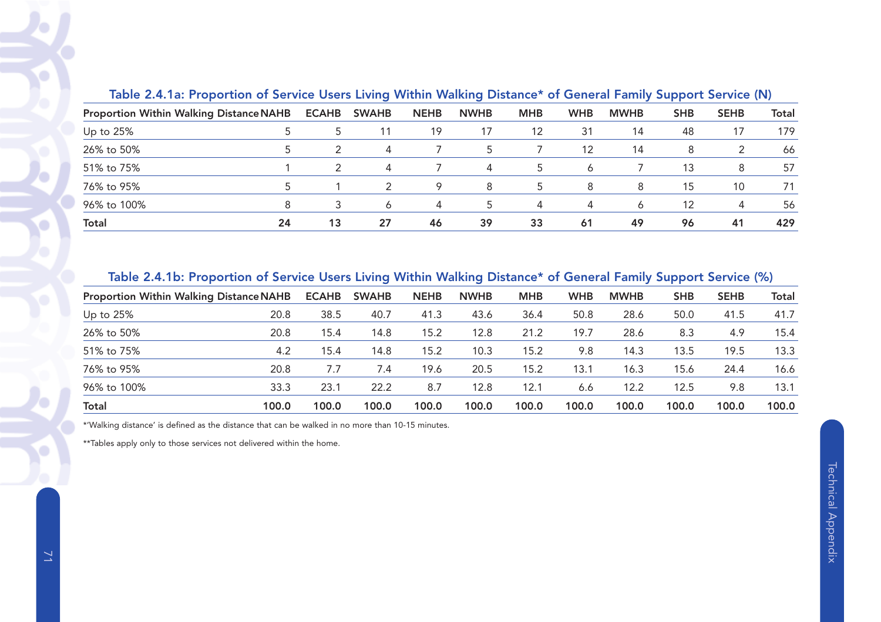### Table 2.4.1a: Proportion of Service Users Living Within Walking Distance* of General Family Support Service (N)

| Proportion Within Walking Distance | NAHB | ECAHB | SWAHB | NEHB | NWHB | MHB | WHB | MWHB | SHB | SEHB | Total |
|---|---|---|---|---|---|---|---|---|---|---|---|
| Up to 25% | 5 | 5 | 11 | 19 | 17 | 12 | 31 | 14 | 48 | 17 | 179 |
| 26% to 50% | 5 | 2 | 4 | 7 | 5 | 7 | 12 | 14 | 8 | 2 | 66 |
| 51% to 75% | 1 | 2 | 4 | 7 | 4 | 5 | 6 | 7 | 13 | 8 | 57 |
| 76% to 95% | 5 | 1 | 2 | 9 | 8 | 5 | 8 | 8 | 15 | 10 | 71 |
| 96% to 100% | 8 | 3 | 6 | 4 | 5 | 4 | 4 | 6 | 12 | 4 | 56 |
| **Total** | **24** | **13** | **27** | **46** | **39** | **33** | **61** | **49** | **96** | **41** | **429** |

### Table 2.4.1b: Proportion of Service Users Living Within Walking Distance* of General Family Support Service (%)

| Proportion Within Walking Distance | NAHB | ECAHB | SWAHB | NEHB | NWHB | MHB | WHB | MWHB | SHB | SEHB | Total |
|---|---|---|---|---|---|---|---|---|---|---|---|
| Up to 25% | 20.8 | 38.5 | 40.7 | 41.3 | 43.6 | 36.4 | 50.8 | 28.6 | 50.0 | 41.5 | 41.7 |
| 26% to 50% | 20.8 | 15.4 | 14.8 | 15.2 | 12.8 | 21.2 | 19.7 | 28.6 | 8.3 | 4.9 | 15.4 |
| 51% to 75% | 4.2 | 15.4 | 14.8 | 15.2 | 10.3 | 15.2 | 9.8 | 14.3 | 13.5 | 19.5 | 13.3 |
| 76% to 95% | 20.8 | 7.7 | 7.4 | 19.6 | 20.5 | 15.2 | 13.1 | 16.3 | 15.6 | 24.4 | 16.6 |
| 96% to 100% | 33.3 | 23.1 | 22.2 | 8.7 | 12.8 | 12.1 | 6.6 | 12.2 | 12.5 | 9.8 | 13.1 |
| **Total** | **100.0** | **100.0** | **100.0** | **100.0** | **100.0** | **100.0** | **100.0** | **100.0** | **100.0** | **100.0** | **100.0** |

*'Walking distance' is defined as the distance that can be walked in no more than 10-15 minutes.

**Tables apply only to those services not delivered within the home.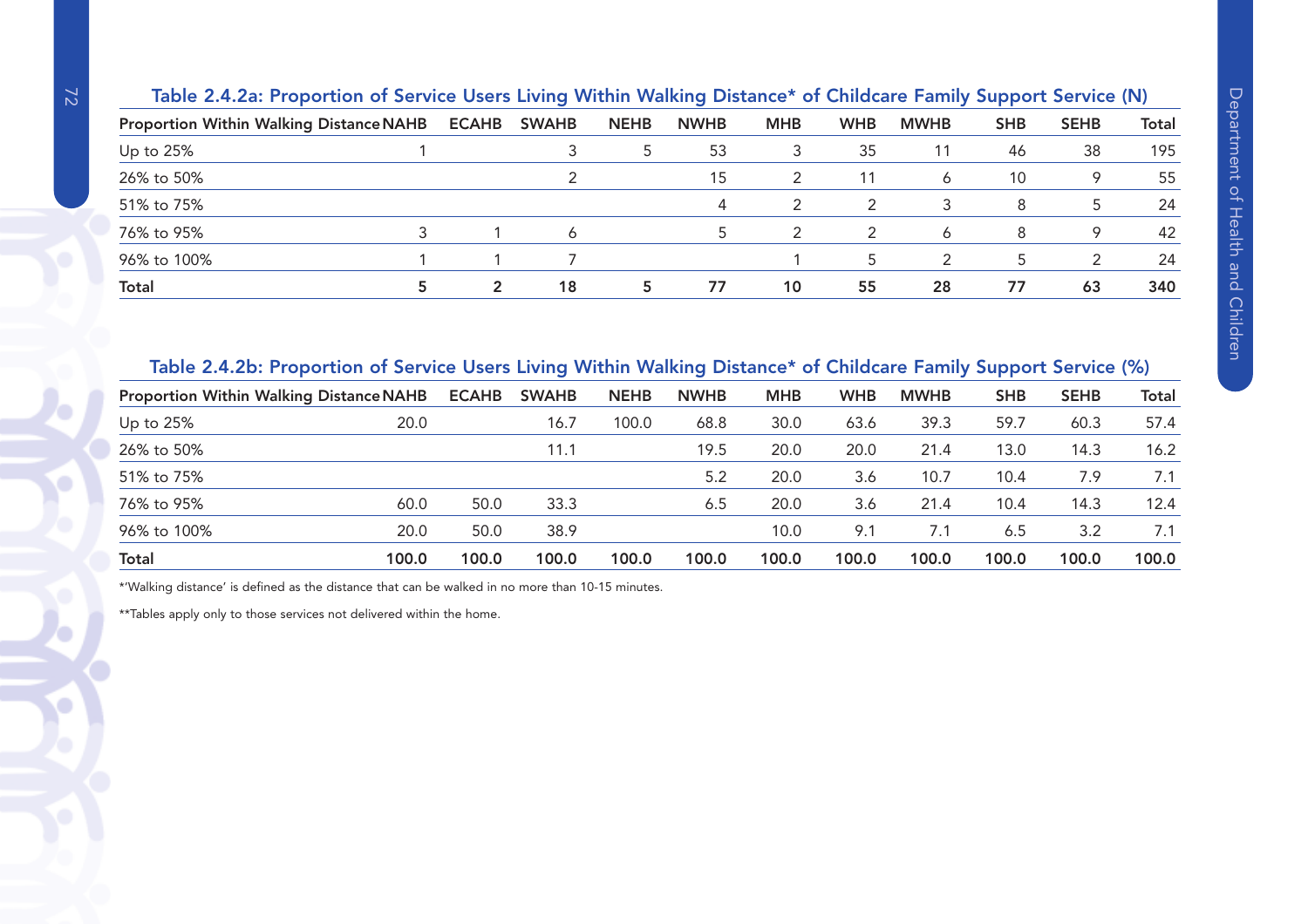### Table 2.4.2a: Proportion of Service Users Living Within Walking Distance* of Childcare Family Support Service (N)

| Proportion Within Walking Distance | NAHB | ECAHB | SWAHB | NEHB | NWHB | MHB | WHB | MWHB | SHB | SEHB | Total |
|---|---|---|---|---|---|---|---|---|---|---|---|
| Up to 25% | 1 | | 3 | 5 | 53 | 3 | 35 | 11 | 46 | 38 | 195 |
| 26% to 50% | | | 2 | | 15 | 2 | 11 | 6 | 10 | 9 | 55 |
| 51% to 75% | | | | | 4 | 2 | 2 | 3 | 8 | 5 | 24 |
| 76% to 95% | 3 | 1 | 6 | | 5 | 2 | 2 | 6 | 8 | 9 | 42 |
| 96% to 100% | 1 | 1 | 7 | | | 1 | 5 | 2 | 5 | 2 | 24 |
| **Total** | **5** | **2** | **18** | **5** | **77** | **10** | **55** | **28** | **77** | **63** | **340** |

### Table 2.4.2b: Proportion of Service Users Living Within Walking Distance* of Childcare Family Support Service (%)

| Proportion Within Walking Distance | NAHB | ECAHB | SWAHB | NEHB | NWHB | MHB | WHB | MWHB | SHB | SEHB | Total |
|---|---|---|---|---|---|---|---|---|---|---|---|
| Up to 25% | 20.0 | | 16.7 | 100.0 | 68.8 | 30.0 | 63.6 | 39.3 | 59.7 | 60.3 | 57.4 |
| 26% to 50% | | | 11.1 | | 19.5 | 20.0 | 20.0 | 21.4 | 13.0 | 14.3 | 16.2 |
| 51% to 75% | | | | | 5.2 | 20.0 | 3.6 | 10.7 | 10.4 | 7.9 | 7.1 |
| 76% to 95% | 60.0 | 50.0 | 33.3 | | 6.5 | 20.0 | 3.6 | 21.4 | 10.4 | 14.3 | 12.4 |
| 96% to 100% | 20.0 | 50.0 | 38.9 | | | 10.0 | 9.1 | 7.1 | 6.5 | 3.2 | 7.1 |
| **Total** | **100.0** | **100.0** | **100.0** | **100.0** | **100.0** | **100.0** | **100.0** | **100.0** | **100.0** | **100.0** | **100.0** |

*'Walking distance' is defined as the distance that can be walked in no more than 10-15 minutes.

**Tables apply only to those services not delivered within the home.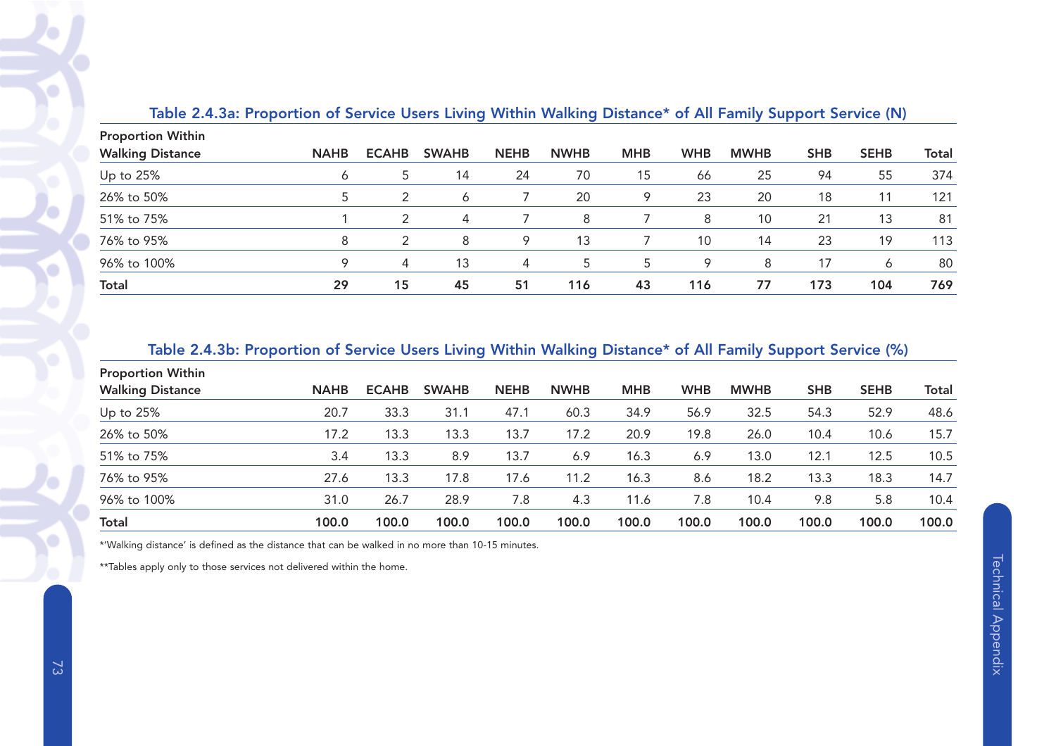### Table 2.4.3a: Proportion of Service Users Living Within Walking Distance* of All Family Support Service (N)

| Proportion Within Walking Distance | NAHB | ECAHB | SWAHB | NEHB | NWHB | MHB | WHB | MWHB | SHB | SEHB | Total |
|---|---|---|---|---|---|---|---|---|---|---|---|
| Up to 25% | 6 | 5 | 14 | 24 | 70 | 15 | 66 | 25 | 94 | 55 | 374 |
| 26% to 50% | 5 | 2 | 6 | 7 | 20 | 9 | 23 | 20 | 18 | 11 | 121 |
| 51% to 75% | 1 | 2 | 4 | 7 | 8 | 7 | 8 | 10 | 21 | 13 | 81 |
| 76% to 95% | 8 | 2 | 8 | 9 | 13 | 7 | 10 | 14 | 23 | 19 | 113 |
| 96% to 100% | 9 | 4 | 13 | 4 | 5 | 5 | 9 | 8 | 17 | 6 | 80 |
| **Total** | **29** | **15** | **45** | **51** | **116** | **43** | **116** | **77** | **173** | **104** | **769** |

### Table 2.4.3b: Proportion of Service Users Living Within Walking Distance* of All Family Support Service (%)

| Proportion Within Walking Distance | NAHB | ECAHB | SWAHB | NEHB | NWHB | MHB | WHB | MWHB | SHB | SEHB | Total |
|---|---|---|---|---|---|---|---|---|---|---|---|
| Up to 25% | 20.7 | 33.3 | 31.1 | 47.1 | 60.3 | 34.9 | 56.9 | 32.5 | 54.3 | 52.9 | 48.6 |
| 26% to 50% | 17.2 | 13.3 | 13.3 | 13.7 | 17.2 | 20.9 | 19.8 | 26.0 | 10.4 | 10.6 | 15.7 |
| 51% to 75% | 3.4 | 13.3 | 8.9 | 13.7 | 6.9 | 16.3 | 6.9 | 13.0 | 12.1 | 12.5 | 10.5 |
| 76% to 95% | 27.6 | 13.3 | 17.8 | 17.6 | 11.2 | 16.3 | 8.6 | 18.2 | 13.3 | 18.3 | 14.7 |
| 96% to 100% | 31.0 | 26.7 | 28.9 | 7.8 | 4.3 | 11.6 | 7.8 | 10.4 | 9.8 | 5.8 | 10.4 |
| **Total** | **100.0** | **100.0** | **100.0** | **100.0** | **100.0** | **100.0** | **100.0** | **100.0** | **100.0** | **100.0** | **100.0** |

*'Walking distance' is defined as the distance that can be walked in no more than 10-15 minutes.

**Tables apply only to those services not delivered within the home.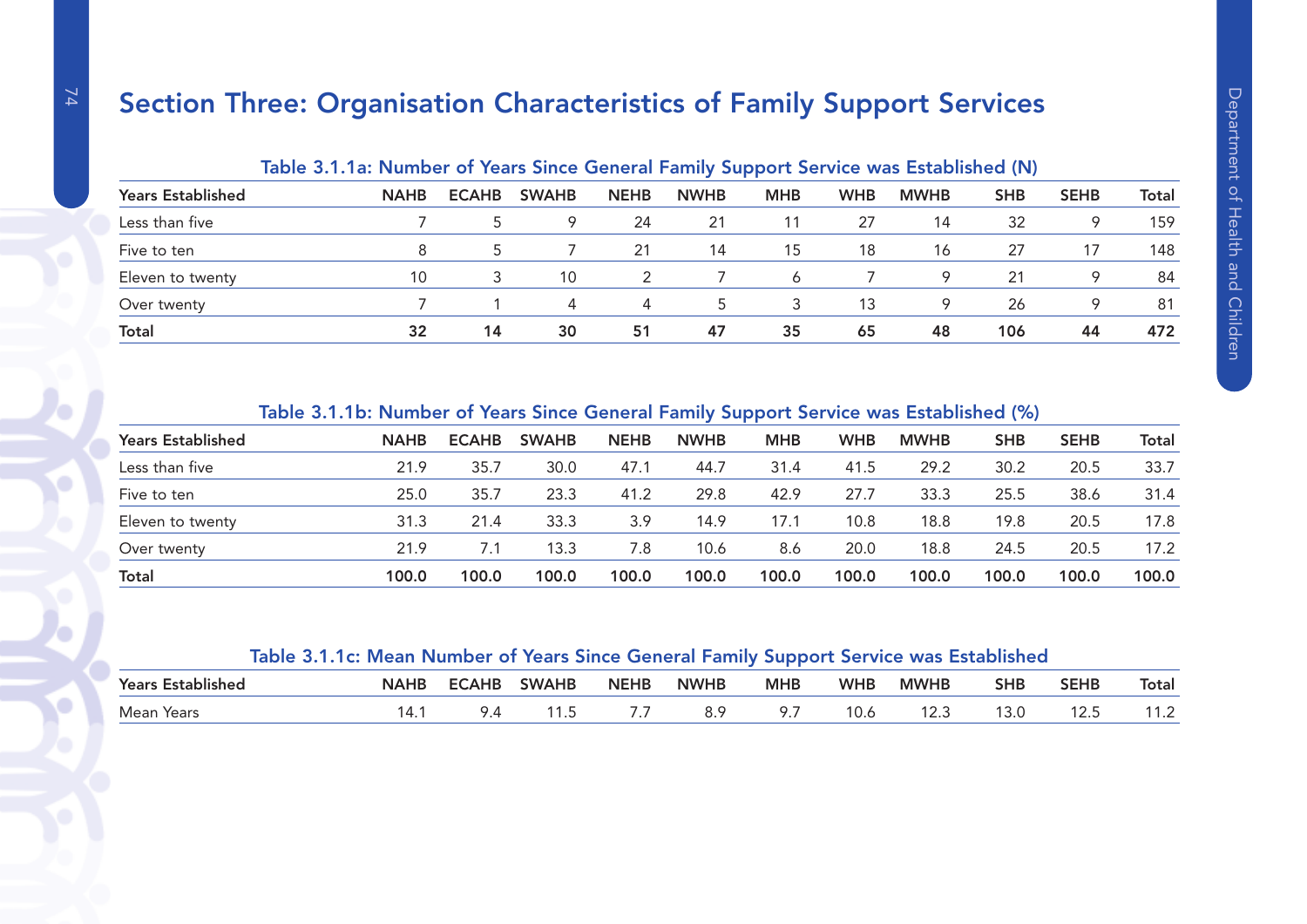# Section Three: Organisation Characteristics of Family Support Services

**Table 3.1.1a: Number of Years Since General Family Support Service was Established (N)**

| Years Established | NAHB | ECAHB | SWAHB | NEHB | NWHB | MHB | WHB | MWHB | SHB | SEHB | Total |
|---|---|---|---|---|---|---|---|---|---|---|---|
| Less than five | 7 | 5 | 9 | 24 | 21 | 11 | 27 | 14 | 32 | 9 | 159 |
| Five to ten | 8 | 5 | 7 | 21 | 14 | 15 | 18 | 16 | 27 | 17 | 148 |
| Eleven to twenty | 10 | 3 | 10 | 2 | 7 | 6 | 7 | 9 | 21 | 9 | 84 |
| Over twenty | 7 | 1 | 4 | 4 | 5 | 3 | 13 | 9 | 26 | 9 | 81 |
| **Total** | **32** | **14** | **30** | **51** | **47** | **35** | **65** | **48** | **106** | **44** | **472** |

**Table 3.1.1b: Number of Years Since General Family Support Service was Established (%)**

| Years Established | NAHB | ECAHB | SWAHB | NEHB | NWHB | MHB | WHB | MWHB | SHB | SEHB | Total |
|---|---|---|---|---|---|---|---|---|---|---|---|
| Less than five | 21.9 | 35.7 | 30.0 | 47.1 | 44.7 | 31.4 | 41.5 | 29.2 | 30.2 | 20.5 | 33.7 |
| Five to ten | 25.0 | 35.7 | 23.3 | 41.2 | 29.8 | 42.9 | 27.7 | 33.3 | 25.5 | 38.6 | 31.4 |
| Eleven to twenty | 31.3 | 21.4 | 33.3 | 3.9 | 14.9 | 17.1 | 10.8 | 18.8 | 19.8 | 20.5 | 17.8 |
| Over twenty | 21.9 | 7.1 | 13.3 | 7.8 | 10.6 | 8.6 | 20.0 | 18.8 | 24.5 | 20.5 | 17.2 |
| **Total** | **100.0** | **100.0** | **100.0** | **100.0** | **100.0** | **100.0** | **100.0** | **100.0** | **100.0** | **100.0** | **100.0** |

**Table 3.1.1c: Mean Number of Years Since General Family Support Service was Established**

| Years Established | NAHB | ECAHB | SWAHB | NEHB | NWHB | MHB | WHB | MWHB | SHB | SEHB | Total |
|---|---|---|---|---|---|---|---|---|---|---|---|
| Mean Years | 14.1 | 9.4 | 11.5 | 7.7 | 8.9 | 9.7 | 10.6 | 12.3 | 13.0 | 12.5 | 11.2 |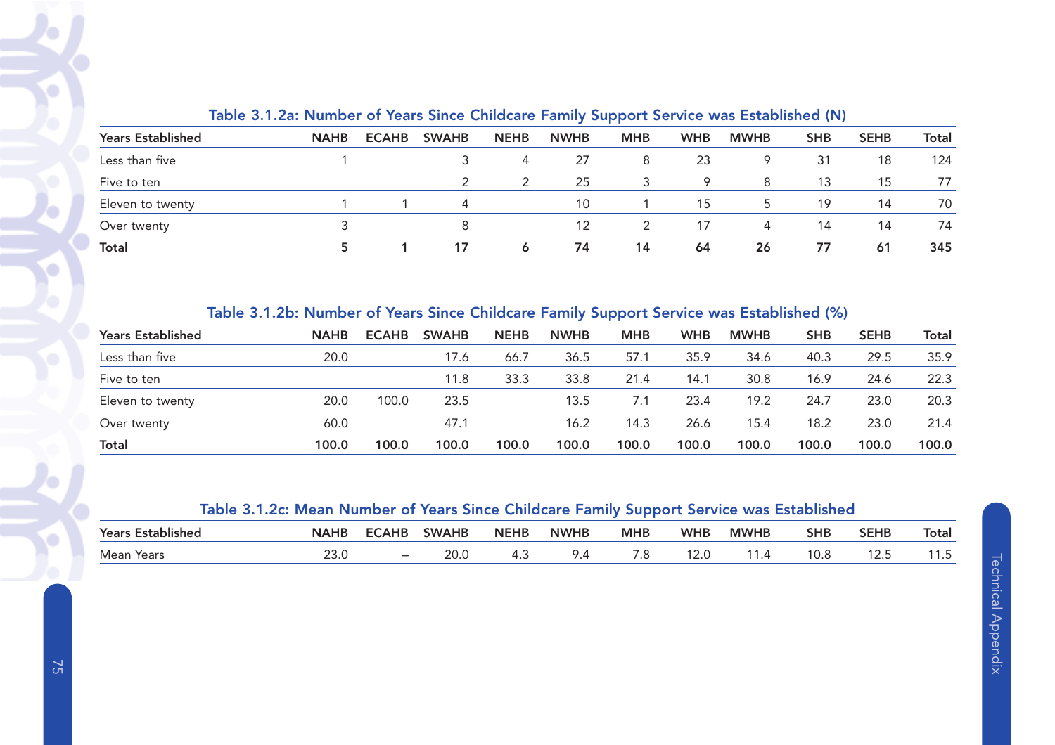### Table 3.1.2a: Number of Years Since Childcare Family Support Service was Established (N)

| Years Established | NAHB | ECAHB | SWAHB | NEHB | NWHB | MHB | WHB | MWHB | SHB | SEHB | Total |
|---|---|---|---|---|---|---|---|---|---|---|---|
| Less than five | 1 | | 3 | 4 | 27 | 8 | 23 | 9 | 31 | 18 | 124 |
| Five to ten | | | 2 | 2 | 25 | 3 | 9 | 8 | 13 | 15 | 77 |
| Eleven to twenty | 1 | 1 | 4 | | 10 | 1 | 15 | 5 | 19 | 14 | 70 |
| Over twenty | 3 | | 8 | | 12 | 2 | 17 | 4 | 14 | 14 | 74 |
| **Total** | **5** | **1** | **17** | **6** | **74** | **14** | **64** | **26** | **77** | **61** | **345** |

### Table 3.1.2b: Number of Years Since Childcare Family Support Service was Established (%)

| Years Established | NAHB | ECAHB | SWAHB | NEHB | NWHB | MHB | WHB | MWHB | SHB | SEHB | Total |
|---|---|---|---|---|---|---|---|---|---|---|---|
| Less than five | 20.0 | | 17.6 | 66.7 | 36.5 | 57.1 | 35.9 | 34.6 | 40.3 | 29.5 | 35.9 |
| Five to ten | | | 11.8 | 33.3 | 33.8 | 21.4 | 14.1 | 30.8 | 16.9 | 24.6 | 22.3 |
| Eleven to twenty | 20.0 | 100.0 | 23.5 | | 13.5 | 7.1 | 23.4 | 19.2 | 24.7 | 23.0 | 20.3 |
| Over twenty | 60.0 | | 47.1 | | 16.2 | 14.3 | 26.6 | 15.4 | 18.2 | 23.0 | 21.4 |
| **Total** | **100.0** | **100.0** | **100.0** | **100.0** | **100.0** | **100.0** | **100.0** | **100.0** | **100.0** | **100.0** | **100.0** |

### Table 3.1.2c: Mean Number of Years Since Childcare Family Support Service was Established

| Years Established | NAHB | ECAHB | SWAHB | NEHB | NWHB | MHB | WHB | MWHB | SHB | SEHB | Total |
|---|---|---|---|---|---|---|---|---|---|---|---|
| Mean Years | 23.0 | – | 20.0 | 4.3 | 9.4 | 7.8 | 12.0 | 11.4 | 10.8 | 12.5 | 11.5 |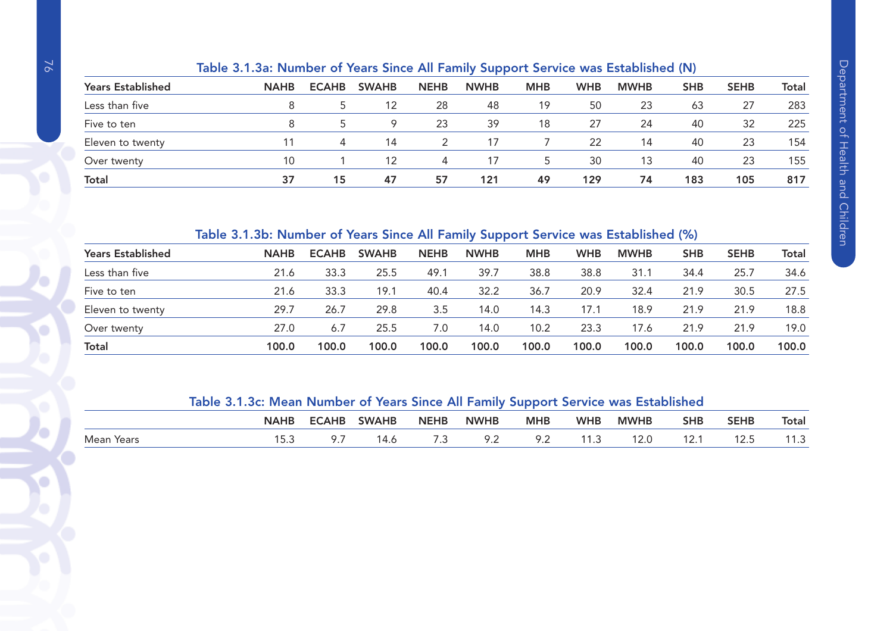### Table 3.1.3a: Number of Years Since All Family Support Service was Established (N)

| Years Established | NAHB | ECAHB | SWAHB | NEHB | NWHB | MHB | WHB | MWHB | SHB | SEHB | Total |
|---|---|---|---|---|---|---|---|---|---|---|---|
| Less than five | 8 | 5 | 12 | 28 | 48 | 19 | 50 | 23 | 63 | 27 | 283 |
| Five to ten | 8 | 5 | 9 | 23 | 39 | 18 | 27 | 24 | 40 | 32 | 225 |
| Eleven to twenty | 11 | 4 | 14 | 2 | 17 | 7 | 22 | 14 | 40 | 23 | 154 |
| Over twenty | 10 | 1 | 12 | 4 | 17 | 5 | 30 | 13 | 40 | 23 | 155 |
| **Total** | **37** | **15** | **47** | **57** | **121** | **49** | **129** | **74** | **183** | **105** | **817** |

### Table 3.1.3b: Number of Years Since All Family Support Service was Established (%)

| Years Established | NAHB | ECAHB | SWAHB | NEHB | NWHB | MHB | WHB | MWHB | SHB | SEHB | Total |
|---|---|---|---|---|---|---|---|---|---|---|---|
| Less than five | 21.6 | 33.3 | 25.5 | 49.1 | 39.7 | 38.8 | 38.8 | 31.1 | 34.4 | 25.7 | 34.6 |
| Five to ten | 21.6 | 33.3 | 19.1 | 40.4 | 32.2 | 36.7 | 20.9 | 32.4 | 21.9 | 30.5 | 27.5 |
| Eleven to twenty | 29.7 | 26.7 | 29.8 | 3.5 | 14.0 | 14.3 | 17.1 | 18.9 | 21.9 | 21.9 | 18.8 |
| Over twenty | 27.0 | 6.7 | 25.5 | 7.0 | 14.0 | 10.2 | 23.3 | 17.6 | 21.9 | 21.9 | 19.0 |
| **Total** | **100.0** | **100.0** | **100.0** | **100.0** | **100.0** | **100.0** | **100.0** | **100.0** | **100.0** | **100.0** | **100.0** |

### Table 3.1.3c: Mean Number of Years Since All Family Support Service was Established

| | NAHB | ECAHB | SWAHB | NEHB | NWHB | MHB | WHB | MWHB | SHB | SEHB | Total |
|---|---|---|---|---|---|---|---|---|---|---|---|
| Mean Years | 15.3 | 9.7 | 14.6 | 7.3 | 9.2 | 9.2 | 11.3 | 12.0 | 12.1 | 12.5 | 11.3 |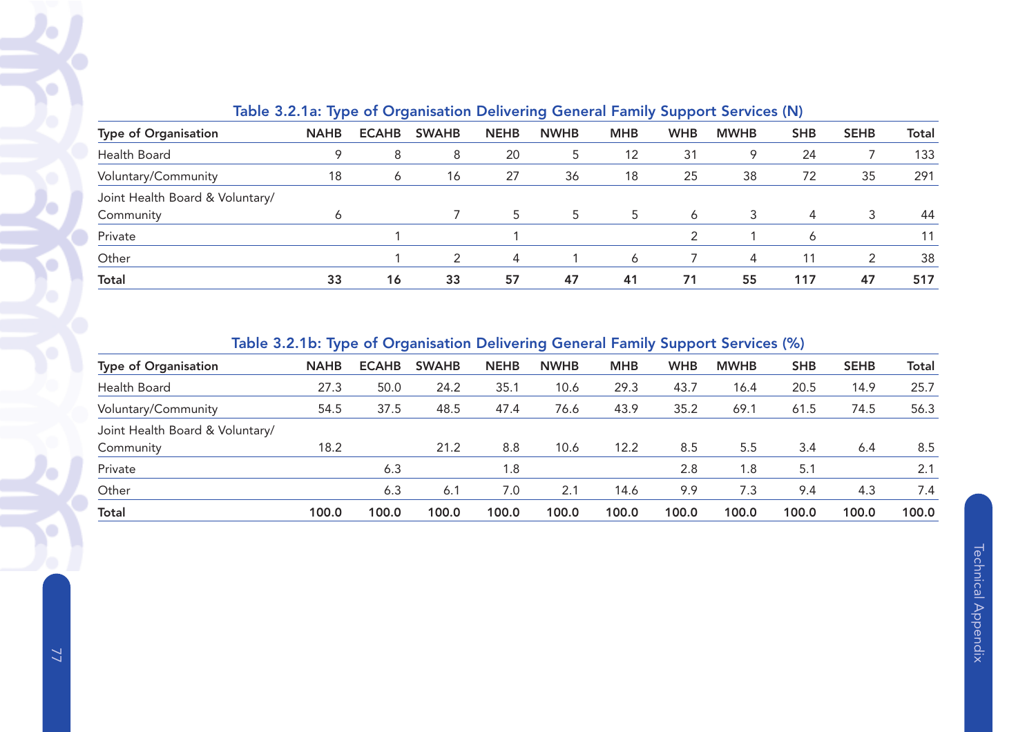### Table 3.2.1a: Type of Organisation Delivering General Family Support Services (N)

| Type of Organisation | NAHB | ECAHB | SWAHB | NEHB | NWHB | MHB | WHB | MWHB | SHB | SEHB | Total |
|---|---|---|---|---|---|---|---|---|---|---|---|
| Health Board | 9 | 8 | 8 | 20 | 5 | 12 | 31 | 9 | 24 | 7 | 133 |
| Voluntary/Community | 18 | 6 | 16 | 27 | 36 | 18 | 25 | 38 | 72 | 35 | 291 |
| Joint Health Board & Voluntary/ Community | 6 | | 7 | 5 | 5 | 5 | 6 | 3 | 4 | 3 | 44 |
| Private | | 1 | | 1 | | | 2 | 1 | 6 | | 11 |
| Other | | 1 | 2 | 4 | 1 | 6 | 7 | 4 | 11 | 2 | 38 |
| **Total** | **33** | **16** | **33** | **57** | **47** | **41** | **71** | **55** | **117** | **47** | **517** |

### Table 3.2.1b: Type of Organisation Delivering General Family Support Services (%)

| Type of Organisation | NAHB | ECAHB | SWAHB | NEHB | NWHB | MHB | WHB | MWHB | SHB | SEHB | Total |
|---|---|---|---|---|---|---|---|---|---|---|---|
| Health Board | 27.3 | 50.0 | 24.2 | 35.1 | 10.6 | 29.3 | 43.7 | 16.4 | 20.5 | 14.9 | 25.7 |
| Voluntary/Community | 54.5 | 37.5 | 48.5 | 47.4 | 76.6 | 43.9 | 35.2 | 69.1 | 61.5 | 74.5 | 56.3 |
| Joint Health Board & Voluntary/ Community | 18.2 | | 21.2 | 8.8 | 10.6 | 12.2 | 8.5 | 5.5 | 3.4 | 6.4 | 8.5 |
| Private | | 6.3 | | 1.8 | | | 2.8 | 1.8 | 5.1 | | 2.1 |
| Other | | 6.3 | 6.1 | 7.0 | 2.1 | 14.6 | 9.9 | 7.3 | 9.4 | 4.3 | 7.4 |
| **Total** | **100.0** | **100.0** | **100.0** | **100.0** | **100.0** | **100.0** | **100.0** | **100.0** | **100.0** | **100.0** | **100.0** |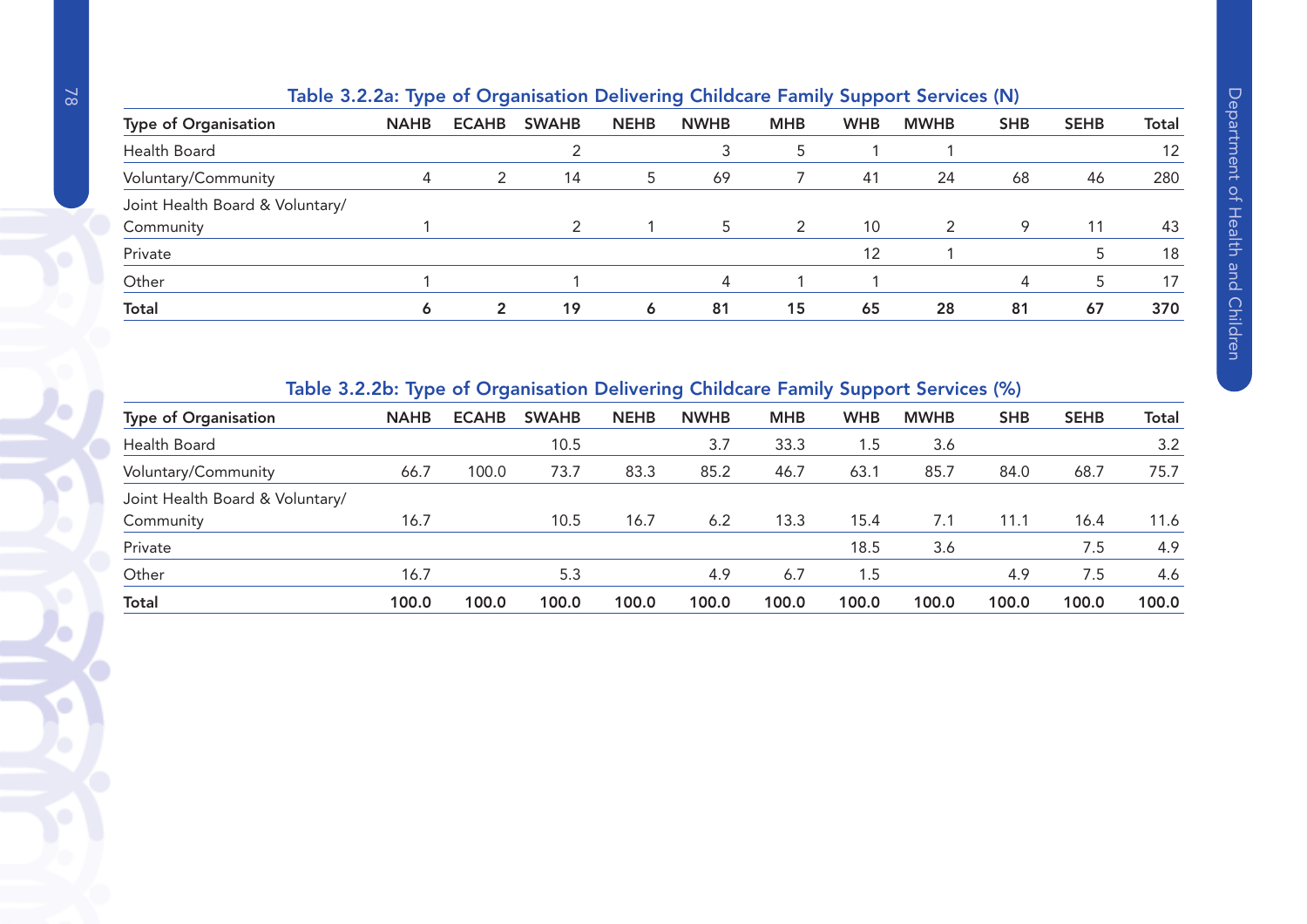### Table 3.2.2a: Type of Organisation Delivering Childcare Family Support Services (N)

| Type of Organisation | NAHB | ECAHB | SWAHB | NEHB | NWHB | MHB | WHB | MWHB | SHB | SEHB | Total |
|---|---|---|---|---|---|---|---|---|---|---|---|
| Health Board | | | 2 | | 3 | 5 | 1 | 1 | | | 12 |
| Voluntary/Community | 4 | 2 | 14 | 5 | 69 | 7 | 41 | 24 | 68 | 46 | 280 |
| Joint Health Board & Voluntary/ Community | 1 | | 2 | 1 | 5 | 2 | 10 | 2 | 9 | 11 | 43 |
| Private | | | | | | | 12 | 1 | | 5 | 18 |
| Other | 1 | | 1 | | 4 | 1 | 1 | | 4 | 5 | 17 |
| **Total** | **6** | **2** | **19** | **6** | **81** | **15** | **65** | **28** | **81** | **67** | **370** |

### Table 3.2.2b: Type of Organisation Delivering Childcare Family Support Services (%)

| Type of Organisation | NAHB | ECAHB | SWAHB | NEHB | NWHB | MHB | WHB | MWHB | SHB | SEHB | Total |
|---|---|---|---|---|---|---|---|---|---|---|---|
| Health Board | | | 10.5 | | 3.7 | 33.3 | 1.5 | 3.6 | | | 3.2 |
| Voluntary/Community | 66.7 | 100.0 | 73.7 | 83.3 | 85.2 | 46.7 | 63.1 | 85.7 | 84.0 | 68.7 | 75.7 |
| Joint Health Board & Voluntary/ Community | 16.7 | | 10.5 | 16.7 | 6.2 | 13.3 | 15.4 | 7.1 | 11.1 | 16.4 | 11.6 |
| Private | | | | | | | 18.5 | 3.6 | | 7.5 | 4.9 |
| Other | 16.7 | | 5.3 | | 4.9 | 6.7 | 1.5 | | 4.9 | 7.5 | 4.6 |
| **Total** | **100.0** | **100.0** | **100.0** | **100.0** | **100.0** | **100.0** | **100.0** | **100.0** | **100.0** | **100.0** | **100.0** |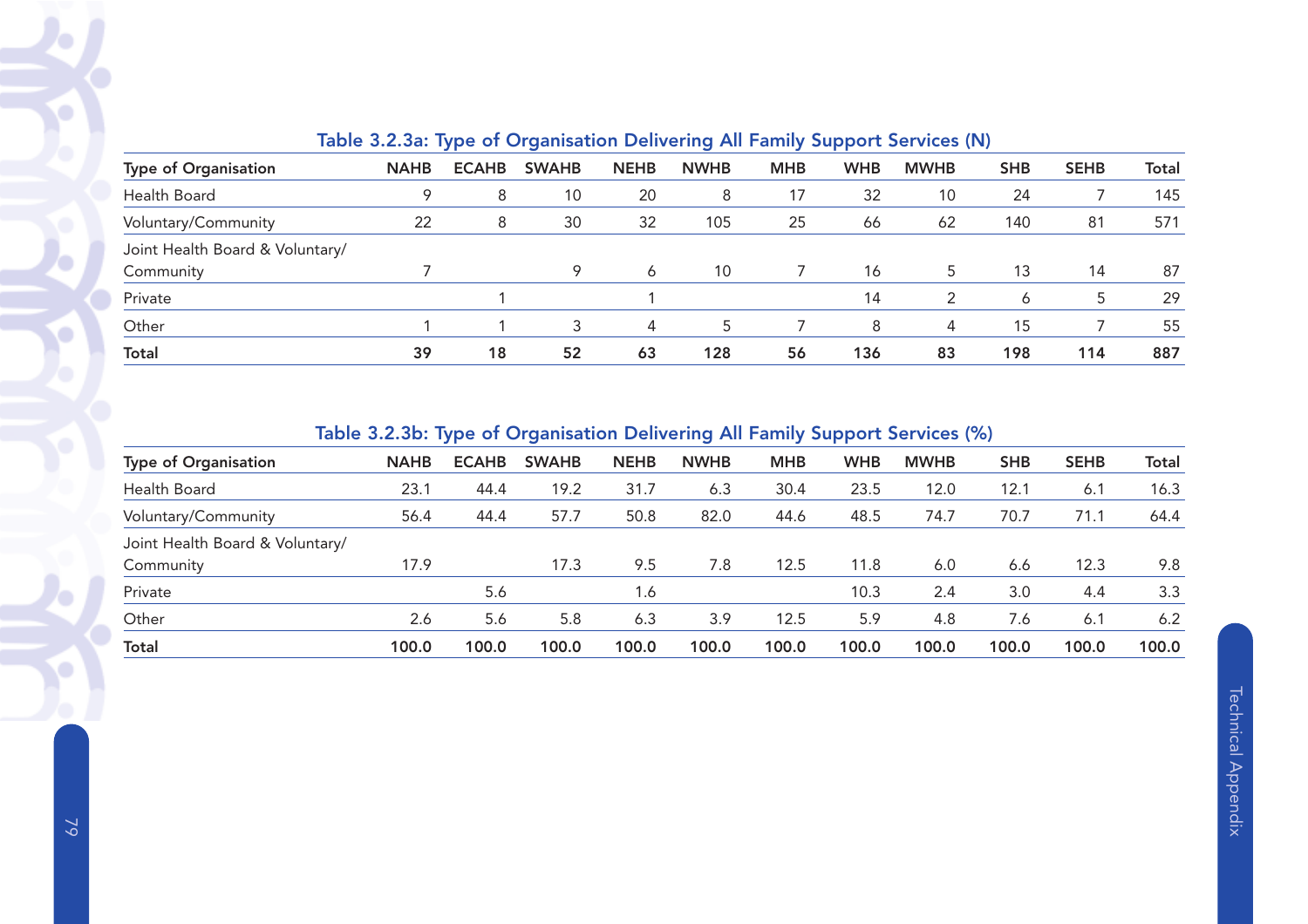### Table 3.2.3a: Type of Organisation Delivering All Family Support Services (N)

| Type of Organisation | NAHB | ECAHB | SWAHB | NEHB | NWHB | MHB | WHB | MWHB | SHB | SEHB | Total |
|---|---|---|---|---|---|---|---|---|---|---|---|
| Health Board | 9 | 8 | 10 | 20 | 8 | 17 | 32 | 10 | 24 | 7 | 145 |
| Voluntary/Community | 22 | 8 | 30 | 32 | 105 | 25 | 66 | 62 | 140 | 81 | 571 |
| Joint Health Board & Voluntary/ Community | 7 | | 9 | 6 | 10 | 7 | 16 | 5 | 13 | 14 | 87 |
| Private | | 1 | | 1 | | | 14 | 2 | 6 | 5 | 29 |
| Other | 1 | 1 | 3 | 4 | 5 | 7 | 8 | 4 | 15 | 7 | 55 |
| **Total** | **39** | **18** | **52** | **63** | **128** | **56** | **136** | **83** | **198** | **114** | **887** |

### Table 3.2.3b: Type of Organisation Delivering All Family Support Services (%)

| Type of Organisation | NAHB | ECAHB | SWAHB | NEHB | NWHB | MHB | WHB | MWHB | SHB | SEHB | Total |
|---|---|---|---|---|---|---|---|---|---|---|---|
| Health Board | 23.1 | 44.4 | 19.2 | 31.7 | 6.3 | 30.4 | 23.5 | 12.0 | 12.1 | 6.1 | 16.3 |
| Voluntary/Community | 56.4 | 44.4 | 57.7 | 50.8 | 82.0 | 44.6 | 48.5 | 74.7 | 70.7 | 71.1 | 64.4 |
| Joint Health Board & Voluntary/ Community | 17.9 | | 17.3 | 9.5 | 7.8 | 12.5 | 11.8 | 6.0 | 6.6 | 12.3 | 9.8 |
| Private | | 5.6 | | 1.6 | | | 10.3 | 2.4 | 3.0 | 4.4 | 3.3 |
| Other | 2.6 | 5.6 | 5.8 | 6.3 | 3.9 | 12.5 | 5.9 | 4.8 | 7.6 | 6.1 | 6.2 |
| **Total** | **100.0** | **100.0** | **100.0** | **100.0** | **100.0** | **100.0** | **100.0** | **100.0** | **100.0** | **100.0** | **100.0** |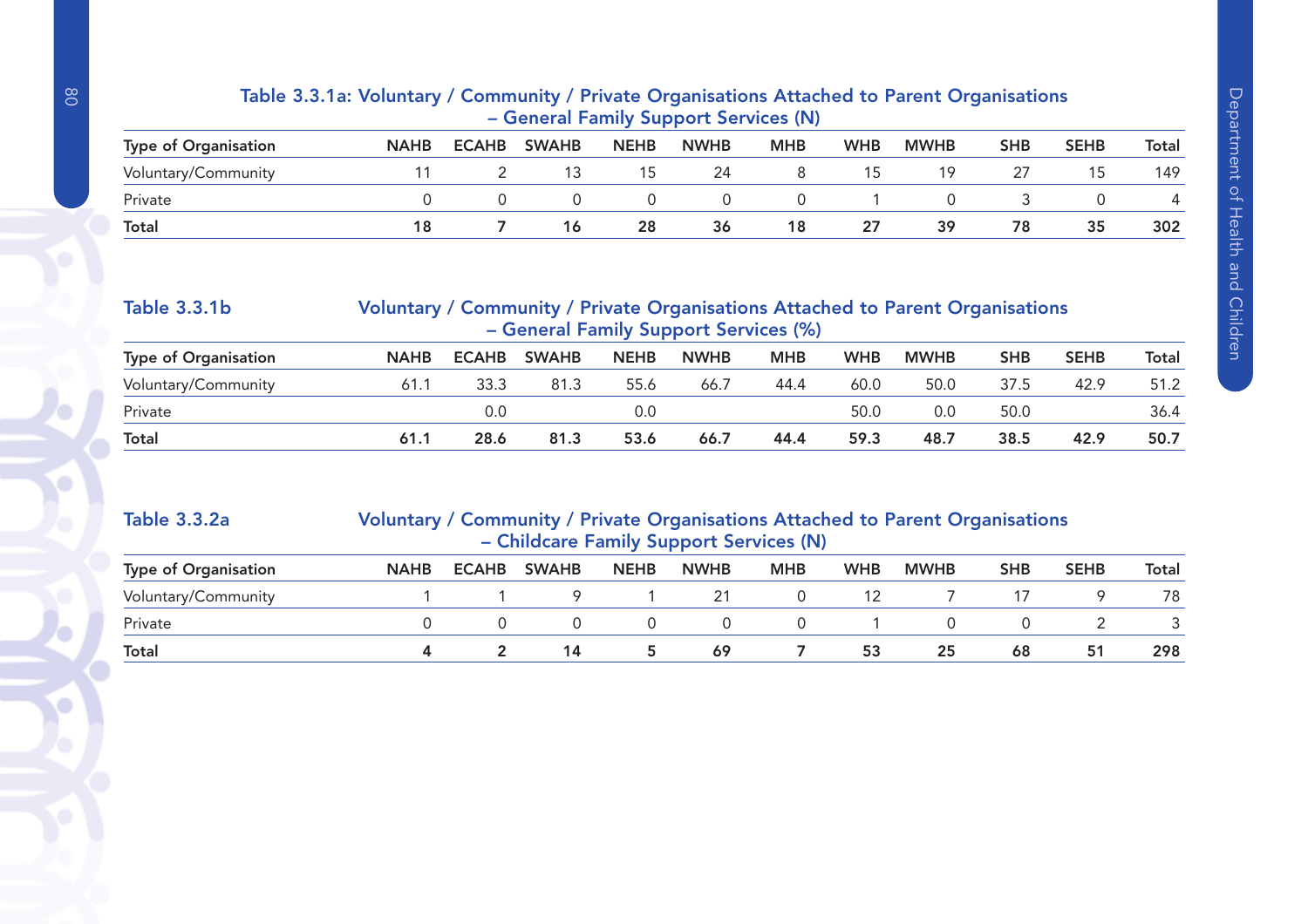**Table 3.3.1a: Voluntary / Community / Private Organisations Attached to Parent Organisations – General Family Support Services (N)**

| Type of Organisation | NAHB | ECAHB | SWAHB | NEHB | NWHB | MHB | WHB | MWHB | SHB | SEHB | Total |
|---|---|---|---|---|---|---|---|---|---|---|---|
| Voluntary/Community | 11 | 2 | 13 | 15 | 24 | 8 | 15 | 19 | 27 | 15 | 149 |
| Private | 0 | 0 | 0 | 0 | 0 | 0 | 1 | 0 | 3 | 0 | 4 |
| **Total** | **18** | **7** | **16** | **28** | **36** | **18** | **27** | **39** | **78** | **35** | **302** |

**Table 3.3.1b Voluntary / Community / Private Organisations Attached to Parent Organisations – General Family Support Services (%)**

| Type of Organisation | NAHB | ECAHB | SWAHB | NEHB | NWHB | MHB | WHB | MWHB | SHB | SEHB | Total |
|---|---|---|---|---|---|---|---|---|---|---|---|
| Voluntary/Community | 61.1 | 33.3 | 81.3 | 55.6 | 66.7 | 44.4 | 60.0 | 50.0 | 37.5 | 42.9 | 51.2 |
| Private | | 0.0 | | 0.0 | | | 50.0 | 0.0 | 50.0 | | 36.4 |
| **Total** | **61.1** | **28.6** | **81.3** | **53.6** | **66.7** | **44.4** | **59.3** | **48.7** | **38.5** | **42.9** | **50.7** |

**Table 3.3.2a Voluntary / Community / Private Organisations Attached to Parent Organisations – Childcare Family Support Services (N)**

| Type of Organisation | NAHB | ECAHB | SWAHB | NEHB | NWHB | MHB | WHB | MWHB | SHB | SEHB | Total |
|---|---|---|---|---|---|---|---|---|---|---|---|
| Voluntary/Community | 1 | 1 | 9 | 1 | 21 | 0 | 12 | 7 | 17 | 9 | 78 |
| Private | 0 | 0 | 0 | 0 | 0 | 0 | 1 | 0 | 0 | 2 | 3 |
| **Total** | **4** | **2** | **14** | **5** | **69** | **7** | **53** | **25** | **68** | **51** | **298** |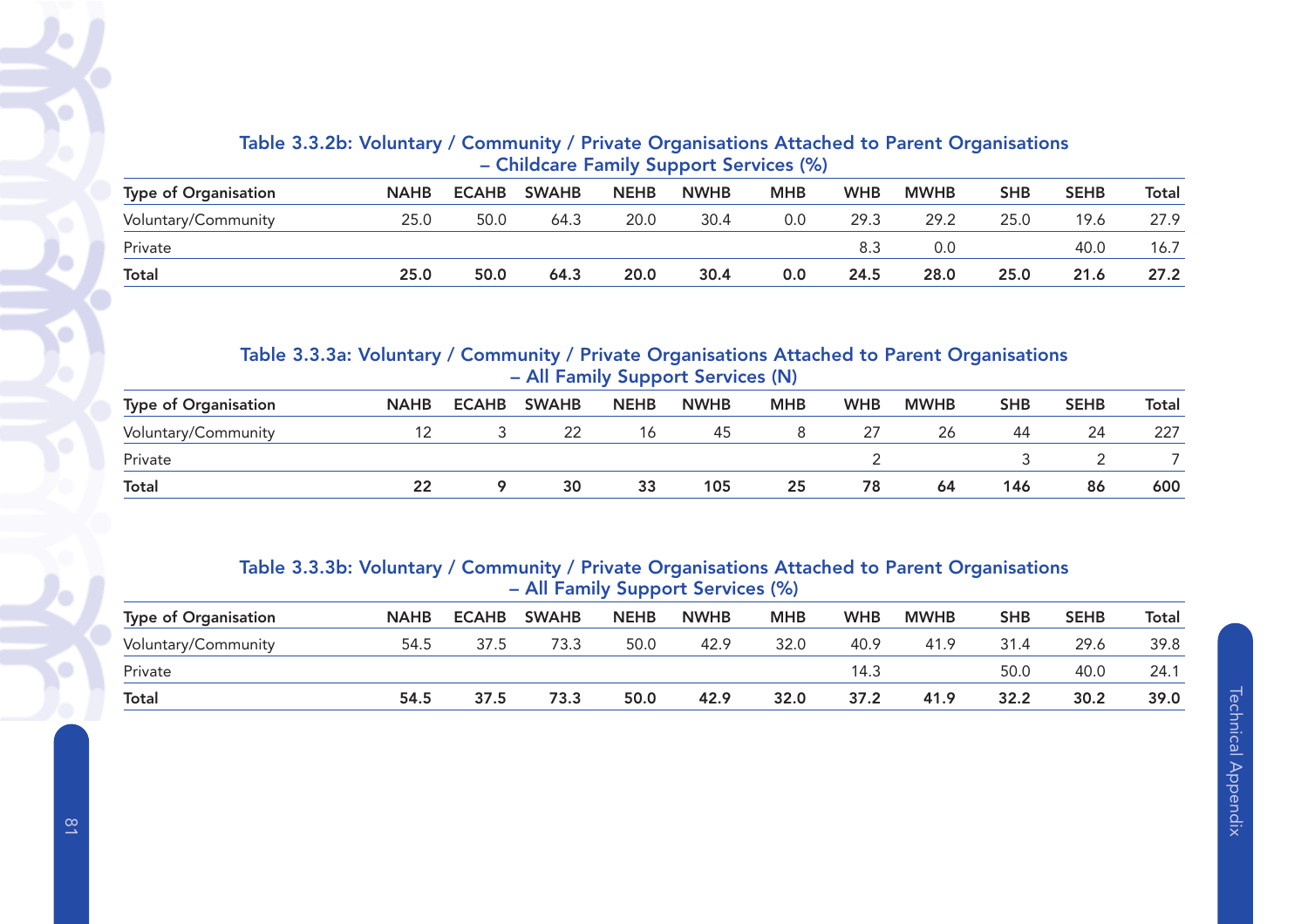### Table 3.3.2b: Voluntary / Community / Private Organisations Attached to Parent Organisations – Childcare Family Support Services (%)

| Type of Organisation | NAHB | ECAHB | SWAHB | NEHB | NWHB | MHB | WHB | MWHB | SHB | SEHB | Total |
|---|---|---|---|---|---|---|---|---|---|---|---|
| Voluntary/Community | 25.0 | 50.0 | 64.3 | 20.0 | 30.4 | 0.0 | 29.3 | 29.2 | 25.0 | 19.6 | 27.9 |
| Private | | | | | | | 8.3 | 0.0 | | 40.0 | 16.7 |
| **Total** | **25.0** | **50.0** | **64.3** | **20.0** | **30.4** | **0.0** | **24.5** | **28.0** | **25.0** | **21.6** | **27.2** |

### Table 3.3.3a: Voluntary / Community / Private Organisations Attached to Parent Organisations – All Family Support Services (N)

| Type of Organisation | NAHB | ECAHB | SWAHB | NEHB | NWHB | MHB | WHB | MWHB | SHB | SEHB | Total |
|---|---|---|---|---|---|---|---|---|---|---|---|
| Voluntary/Community | 12 | 3 | 22 | 16 | 45 | 8 | 27 | 26 | 44 | 24 | 227 |
| Private | | | | | | | 2 | | 3 | 2 | 7 |
| **Total** | **22** | **9** | **30** | **33** | **105** | **25** | **78** | **64** | **146** | **86** | **600** |

### Table 3.3.3b: Voluntary / Community / Private Organisations Attached to Parent Organisations – All Family Support Services (%)

| Type of Organisation | NAHB | ECAHB | SWAHB | NEHB | NWHB | MHB | WHB | MWHB | SHB | SEHB | Total |
|---|---|---|---|---|---|---|---|---|---|---|---|
| Voluntary/Community | 54.5 | 37.5 | 73.3 | 50.0 | 42.9 | 32.0 | 40.9 | 41.9 | 31.4 | 29.6 | 39.8 |
| Private | | | | | | | 14.3 | | 50.0 | 40.0 | 24.1 |
| **Total** | **54.5** | **37.5** | **73.3** | **50.0** | **42.9** | **32.0** | **37.2** | **41.9** | **32.2** | **30.2** | **39.0** |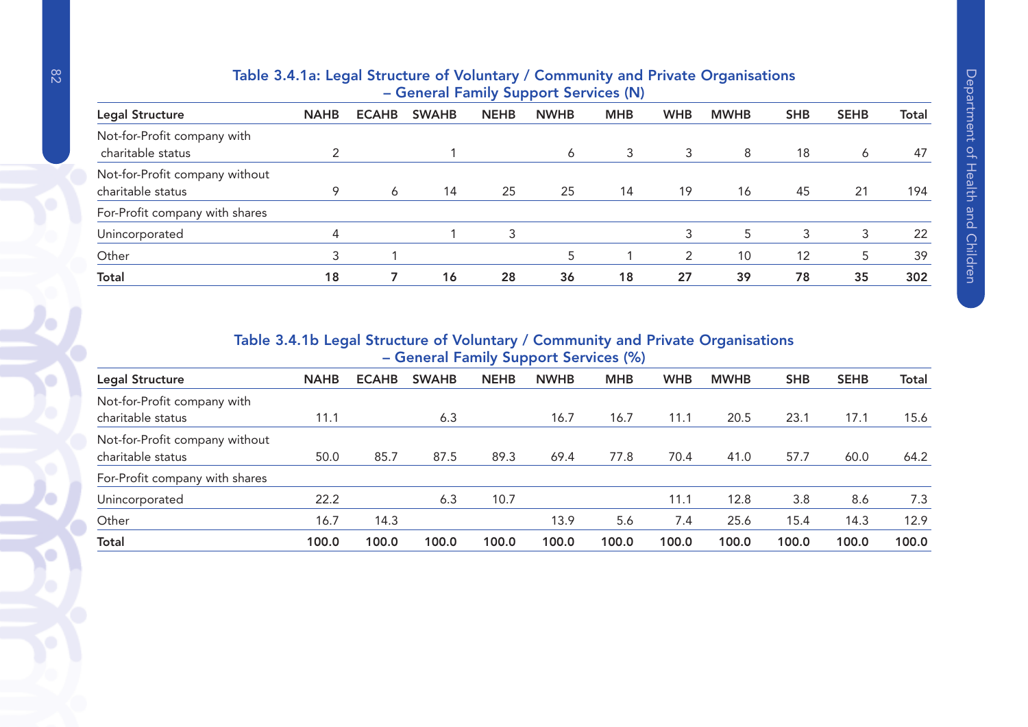## Table 3.4.1a: Legal Structure of Voluntary / Community and Private Organisations – General Family Support Services (N)

| Legal Structure | NAHB | ECAHB | SWAHB | NEHB | NWHB | MHB | WHB | MWHB | SHB | SEHB | Total |
|---|---|---|---|---|---|---|---|---|---|---|---|
| Not-for-Profit company with charitable status | 2 | | 1 | | 6 | 3 | 3 | 8 | 18 | 6 | 47 |
| Not-for-Profit company without charitable status | 9 | 6 | 14 | 25 | 25 | 14 | 19 | 16 | 45 | 21 | 194 |
| For-Profit company with shares | | | | | | | | | | | |
| Unincorporated | 4 | | 1 | 3 | | | 3 | 5 | 3 | 3 | 22 |
| Other | 3 | 1 | | | 5 | 1 | 2 | 10 | 12 | 5 | 39 |
| **Total** | **18** | **7** | **16** | **28** | **36** | **18** | **27** | **39** | **78** | **35** | **302** |

## Table 3.4.1b Legal Structure of Voluntary / Community and Private Organisations – General Family Support Services (%)

| Legal Structure | NAHB | ECAHB | SWAHB | NEHB | NWHB | MHB | WHB | MWHB | SHB | SEHB | Total |
|---|---|---|---|---|---|---|---|---|---|---|---|
| Not-for-Profit company with charitable status | 11.1 | | 6.3 | | 16.7 | 16.7 | 11.1 | 20.5 | 23.1 | 17.1 | 15.6 |
| Not-for-Profit company without charitable status | 50.0 | 85.7 | 87.5 | 89.3 | 69.4 | 77.8 | 70.4 | 41.0 | 57.7 | 60.0 | 64.2 |
| For-Profit company with shares | | | | | | | | | | | |
| Unincorporated | 22.2 | | 6.3 | 10.7 | | | 11.1 | 12.8 | 3.8 | 8.6 | 7.3 |
| Other | 16.7 | 14.3 | | | 13.9 | 5.6 | 7.4 | 25.6 | 15.4 | 14.3 | 12.9 |
| **Total** | **100.0** | **100.0** | **100.0** | **100.0** | **100.0** | **100.0** | **100.0** | **100.0** | **100.0** | **100.0** | **100.0** |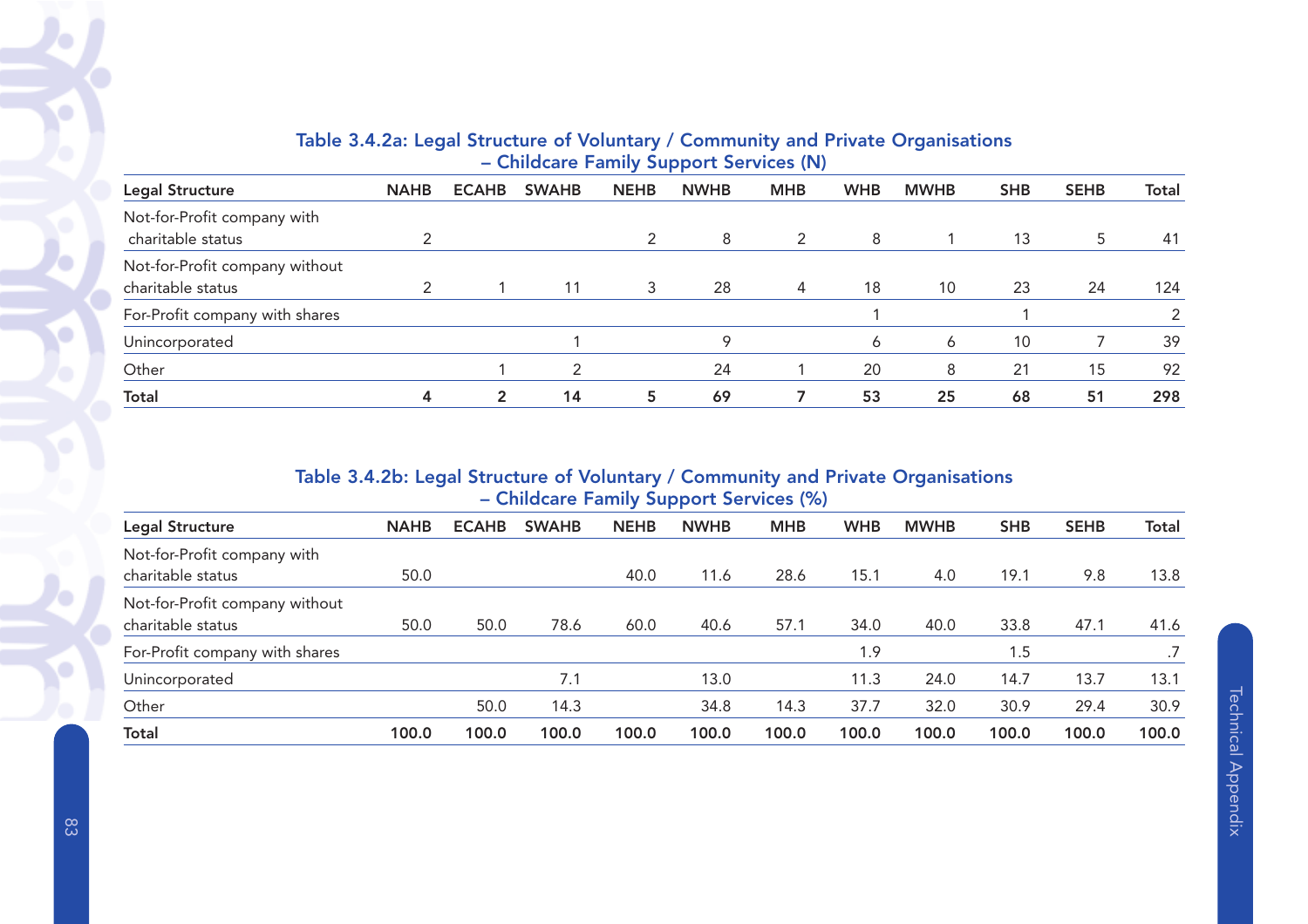### Table 3.4.2a: Legal Structure of Voluntary / Community and Private Organisations – Childcare Family Support Services (N)

| Legal Structure | NAHB | ECAHB | SWAHB | NEHB | NWHB | MHB | WHB | MWHB | SHB | SEHB | Total |
|---|---|---|---|---|---|---|---|---|---|---|---|
| Not-for-Profit company with charitable status | 2 | | | 2 | 8 | 2 | 8 | 1 | 13 | 5 | 41 |
| Not-for-Profit company without charitable status | 2 | 1 | 11 | 3 | 28 | 4 | 18 | 10 | 23 | 24 | 124 |
| For-Profit company with shares | | | | | | | 1 | | 1 | | 2 |
| Unincorporated | | | 1 | | 9 | | 6 | 6 | 10 | 7 | 39 |
| Other | | 1 | 2 | | 24 | 1 | 20 | 8 | 21 | 15 | 92 |
| **Total** | **4** | **2** | **14** | **5** | **69** | **7** | **53** | **25** | **68** | **51** | **298** |

### Table 3.4.2b: Legal Structure of Voluntary / Community and Private Organisations – Childcare Family Support Services (%)

| Legal Structure | NAHB | ECAHB | SWAHB | NEHB | NWHB | MHB | WHB | MWHB | SHB | SEHB | Total |
|---|---|---|---|---|---|---|---|---|---|---|---|
| Not-for-Profit company with charitable status | 50.0 | | | 40.0 | 11.6 | 28.6 | 15.1 | 4.0 | 19.1 | 9.8 | 13.8 |
| Not-for-Profit company without charitable status | 50.0 | 50.0 | 78.6 | 60.0 | 40.6 | 57.1 | 34.0 | 40.0 | 33.8 | 47.1 | 41.6 |
| For-Profit company with shares | | | | | | | 1.9 | | 1.5 | | .7 |
| Unincorporated | | | 7.1 | | 13.0 | | 11.3 | 24.0 | 14.7 | 13.7 | 13.1 |
| Other | | 50.0 | 14.3 | | 34.8 | 14.3 | 37.7 | 32.0 | 30.9 | 29.4 | 30.9 |
| **Total** | **100.0** | **100.0** | **100.0** | **100.0** | **100.0** | **100.0** | **100.0** | **100.0** | **100.0** | **100.0** | **100.0** |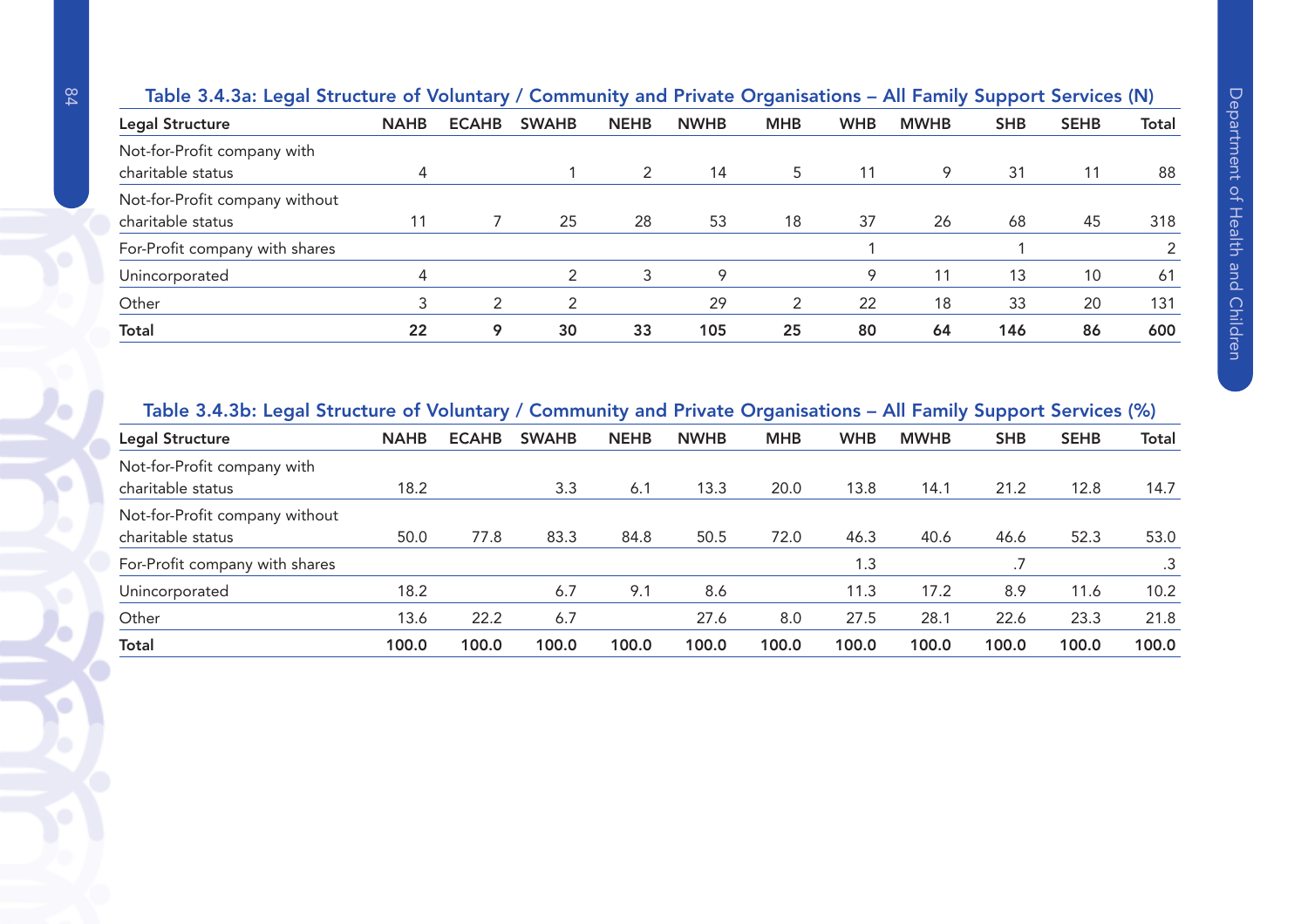### Table 3.4.3a: Legal Structure of Voluntary / Community and Private Organisations – All Family Support Services (N)

| Legal Structure | NAHB | ECAHB | SWAHB | NEHB | NWHB | MHB | WHB | MWHB | SHB | SEHB | Total |
|---|---|---|---|---|---|---|---|---|---|---|---|
| Not-for-Profit company with charitable status | 4 | | 1 | 2 | 14 | 5 | 11 | 9 | 31 | 11 | 88 |
| Not-for-Profit company without charitable status | 11 | 7 | 25 | 28 | 53 | 18 | 37 | 26 | 68 | 45 | 318 |
| For-Profit company with shares | | | | | | | 1 | | 1 | | 2 |
| Unincorporated | 4 | | 2 | 3 | 9 | | 9 | 11 | 13 | 10 | 61 |
| Other | 3 | 2 | 2 | | 29 | 2 | 22 | 18 | 33 | 20 | 131 |
| **Total** | **22** | **9** | **30** | **33** | **105** | **25** | **80** | **64** | **146** | **86** | **600** |

### Table 3.4.3b: Legal Structure of Voluntary / Community and Private Organisations – All Family Support Services (%)

| Legal Structure | NAHB | ECAHB | SWAHB | NEHB | NWHB | MHB | WHB | MWHB | SHB | SEHB | Total |
|---|---|---|---|---|---|---|---|---|---|---|---|
| Not-for-Profit company with charitable status | 18.2 | | 3.3 | 6.1 | 13.3 | 20.0 | 13.8 | 14.1 | 21.2 | 12.8 | 14.7 |
| Not-for-Profit company without charitable status | 50.0 | 77.8 | 83.3 | 84.8 | 50.5 | 72.0 | 46.3 | 40.6 | 46.6 | 52.3 | 53.0 |
| For-Profit company with shares | | | | | | | 1.3 | | .7 | | .3 |
| Unincorporated | 18.2 | | 6.7 | 9.1 | 8.6 | | 11.3 | 17.2 | 8.9 | 11.6 | 10.2 |
| Other | 13.6 | 22.2 | 6.7 | | 27.6 | 8.0 | 27.5 | 28.1 | 22.6 | 23.3 | 21.8 |
| **Total** | **100.0** | **100.0** | **100.0** | **100.0** | **100.0** | **100.0** | **100.0** | **100.0** | **100.0** | **100.0** | **100.0** |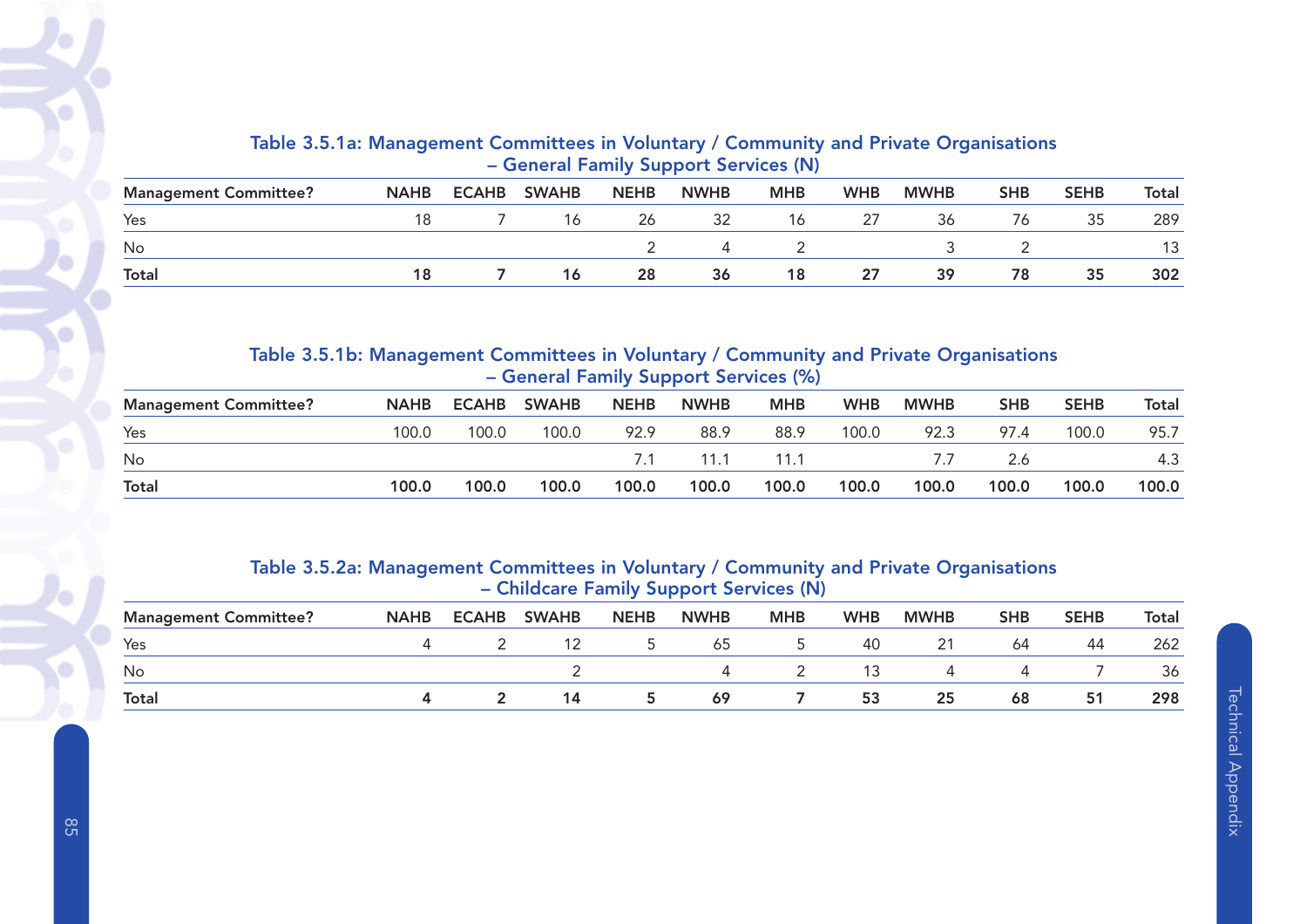### Table 3.5.1a: Management Committees in Voluntary / Community and Private Organisations – General Family Support Services (N)

| Management Committee? | NAHB | ECAHB | SWAHB | NEHB | NWHB | MHB | WHB | MWHB | SHB | SEHB | Total |
|---|---|---|---|---|---|---|---|---|---|---|---|
| Yes | 18 | 7 | 16 | 26 | 32 | 16 | 27 | 36 | 76 | 35 | 289 |
| No | | | | 2 | 4 | 2 | | 3 | 2 | | 13 |
| **Total** | **18** | **7** | **16** | **28** | **36** | **18** | **27** | **39** | **78** | **35** | **302** |

### Table 3.5.1b: Management Committees in Voluntary / Community and Private Organisations – General Family Support Services (%)

| Management Committee? | NAHB | ECAHB | SWAHB | NEHB | NWHB | MHB | WHB | MWHB | SHB | SEHB | Total |
|---|---|---|---|---|---|---|---|---|---|---|---|
| Yes | 100.0 | 100.0 | 100.0 | 92.9 | 88.9 | 88.9 | 100.0 | 92.3 | 97.4 | 100.0 | 95.7 |
| No | | | | 7.1 | 11.1 | 11.1 | | 7.7 | 2.6 | | 4.3 |
| **Total** | **100.0** | **100.0** | **100.0** | **100.0** | **100.0** | **100.0** | **100.0** | **100.0** | **100.0** | **100.0** | **100.0** |

### Table 3.5.2a: Management Committees in Voluntary / Community and Private Organisations – Childcare Family Support Services (N)

| Management Committee? | NAHB | ECAHB | SWAHB | NEHB | NWHB | MHB | WHB | MWHB | SHB | SEHB | Total |
|---|---|---|---|---|---|---|---|---|---|---|---|
| Yes | 4 | 2 | 12 | 5 | 65 | 5 | 40 | 21 | 64 | 44 | 262 |
| No | | | 2 | | 4 | 2 | 13 | 4 | 4 | 7 | 36 |
| **Total** | **4** | **2** | **14** | **5** | **69** | **7** | **53** | **25** | **68** | **51** | **298** |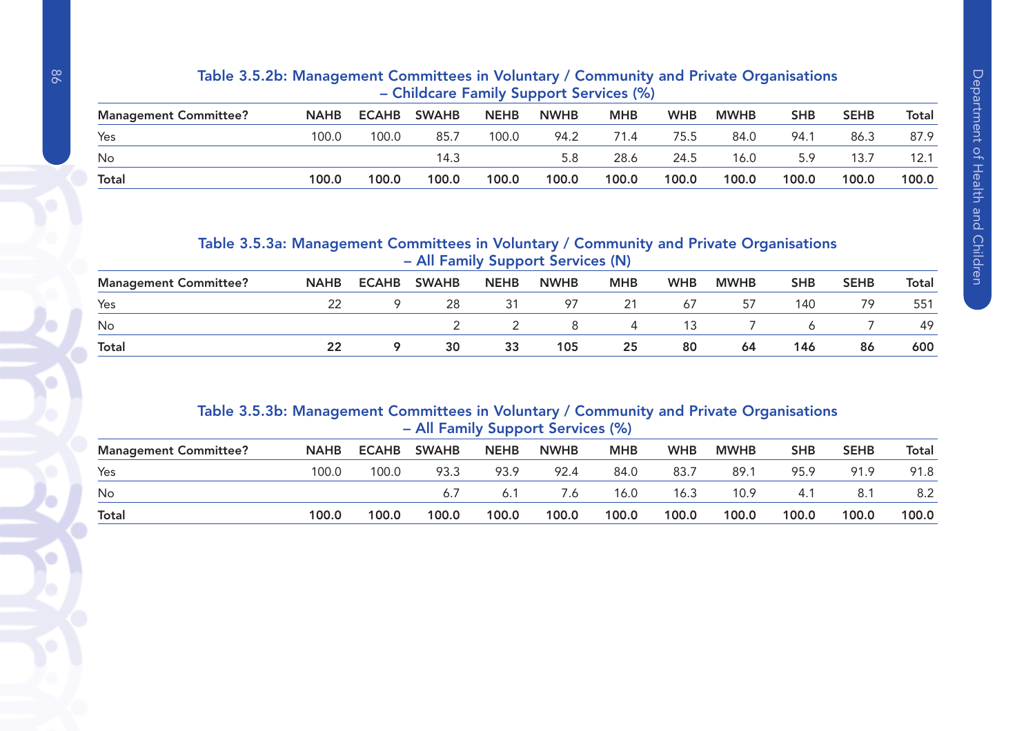### Table 3.5.2b: Management Committees in Voluntary / Community and Private Organisations – Childcare Family Support Services (%)

| Management Committee? | NAHB | ECAHB | SWAHB | NEHB | NWHB | MHB | WHB | MWHB | SHB | SEHB | Total |
|---|---|---|---|---|---|---|---|---|---|---|---|
| Yes | 100.0 | 100.0 | 85.7 | 100.0 | 94.2 | 71.4 | 75.5 | 84.0 | 94.1 | 86.3 | 87.9 |
| No | | | 14.3 | | 5.8 | 28.6 | 24.5 | 16.0 | 5.9 | 13.7 | 12.1 |
| **Total** | **100.0** | **100.0** | **100.0** | **100.0** | **100.0** | **100.0** | **100.0** | **100.0** | **100.0** | **100.0** | **100.0** |

### Table 3.5.3a: Management Committees in Voluntary / Community and Private Organisations – All Family Support Services (N)

| Management Committee? | NAHB | ECAHB | SWAHB | NEHB | NWHB | MHB | WHB | MWHB | SHB | SEHB | Total |
|---|---|---|---|---|---|---|---|---|---|---|---|
| Yes | 22 | 9 | 28 | 31 | 97 | 21 | 67 | 57 | 140 | 79 | 551 |
| No | | | 2 | 2 | 8 | 4 | 13 | 7 | 6 | 7 | 49 |
| **Total** | **22** | **9** | **30** | **33** | **105** | **25** | **80** | **64** | **146** | **86** | **600** |

### Table 3.5.3b: Management Committees in Voluntary / Community and Private Organisations – All Family Support Services (%)

| Management Committee? | NAHB | ECAHB | SWAHB | NEHB | NWHB | MHB | WHB | MWHB | SHB | SEHB | Total |
|---|---|---|---|---|---|---|---|---|---|---|---|
| Yes | 100.0 | 100.0 | 93.3 | 93.9 | 92.4 | 84.0 | 83.7 | 89.1 | 95.9 | 91.9 | 91.8 |
| No | | | 6.7 | 6.1 | 7.6 | 16.0 | 16.3 | 10.9 | 4.1 | 8.1 | 8.2 |
| **Total** | **100.0** | **100.0** | **100.0** | **100.0** | **100.0** | **100.0** | **100.0** | **100.0** | **100.0** | **100.0** | **100.0** |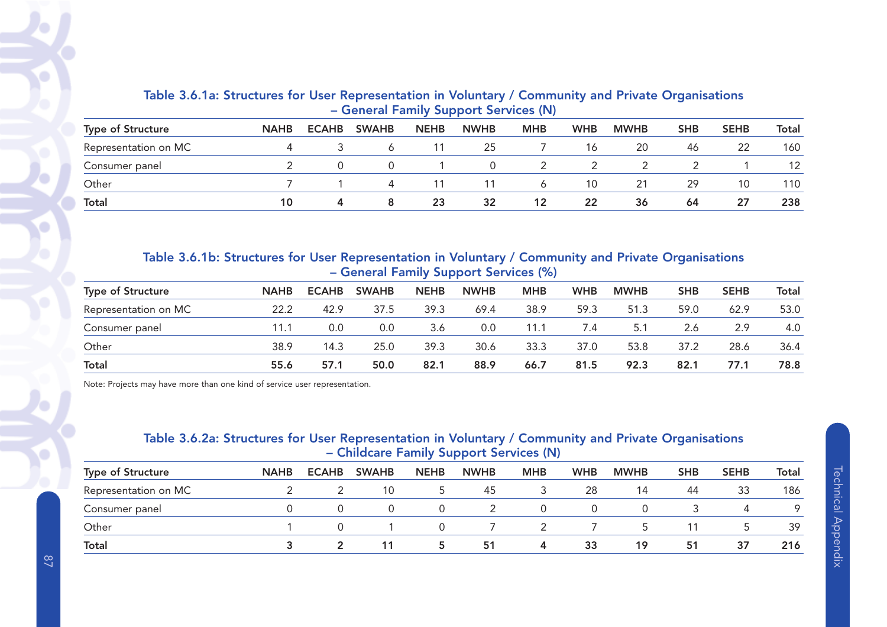### Table 3.6.1a: Structures for User Representation in Voluntary / Community and Private Organisations – General Family Support Services (N)

| Type of Structure | NAHB | ECAHB | SWAHB | NEHB | NWHB | MHB | WHB | MWHB | SHB | SEHB | Total |
|---|---|---|---|---|---|---|---|---|---|---|---|
| Representation on MC | 4 | 3 | 6 | 11 | 25 | 7 | 16 | 20 | 46 | 22 | 160 |
| Consumer panel | 2 | 0 | 0 | 1 | 0 | 2 | 2 | 2 | 2 | 1 | 12 |
| Other | 7 | 1 | 4 | 11 | 11 | 6 | 10 | 21 | 29 | 10 | 110 |
| **Total** | **10** | **4** | **8** | **23** | **32** | **12** | **22** | **36** | **64** | **27** | **238** |

### Table 3.6.1b: Structures for User Representation in Voluntary / Community and Private Organisations – General Family Support Services (%)

| Type of Structure | NAHB | ECAHB | SWAHB | NEHB | NWHB | MHB | WHB | MWHB | SHB | SEHB | Total |
|---|---|---|---|---|---|---|---|---|---|---|---|
| Representation on MC | 22.2 | 42.9 | 37.5 | 39.3 | 69.4 | 38.9 | 59.3 | 51.3 | 59.0 | 62.9 | 53.0 |
| Consumer panel | 11.1 | 0.0 | 0.0 | 3.6 | 0.0 | 11.1 | 7.4 | 5.1 | 2.6 | 2.9 | 4.0 |
| Other | 38.9 | 14.3 | 25.0 | 39.3 | 30.6 | 33.3 | 37.0 | 53.8 | 37.2 | 28.6 | 36.4 |
| **Total** | **55.6** | **57.1** | **50.0** | **82.1** | **88.9** | **66.7** | **81.5** | **92.3** | **82.1** | **77.1** | **78.8** |

Note: Projects may have more than one kind of service user representation.

### Table 3.6.2a: Structures for User Representation in Voluntary / Community and Private Organisations – Childcare Family Support Services (N)

| Type of Structure | NAHB | ECAHB | SWAHB | NEHB | NWHB | MHB | WHB | MWHB | SHB | SEHB | Total |
|---|---|---|---|---|---|---|---|---|---|---|---|
| Representation on MC | 2 | 2 | 10 | 5 | 45 | 3 | 28 | 14 | 44 | 33 | 186 |
| Consumer panel | 0 | 0 | 0 | 0 | 2 | 0 | 0 | 0 | 3 | 4 | 9 |
| Other | 1 | 0 | 1 | 0 | 7 | 2 | 7 | 5 | 11 | 5 | 39 |
| **Total** | **3** | **2** | **11** | **5** | **51** | **4** | **33** | **19** | **51** | **37** | **216** |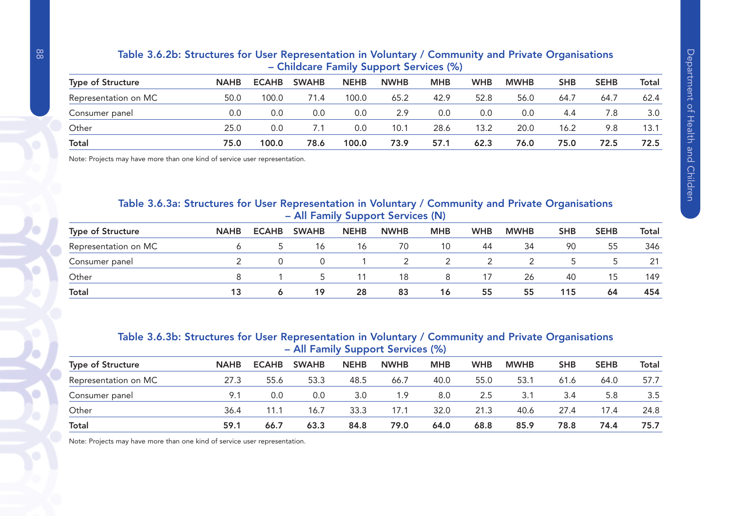### Table 3.6.2b: Structures for User Representation in Voluntary / Community and Private Organisations – Childcare Family Support Services (%)

| Type of Structure | NAHB | ECAHB | SWAHB | NEHB | NWHB | MHB | WHB | MWHB | SHB | SEHB | Total |
|---|---|---|---|---|---|---|---|---|---|---|---|
| Representation on MC | 50.0 | 100.0 | 71.4 | 100.0 | 65.2 | 42.9 | 52.8 | 56.0 | 64.7 | 64.7 | 62.4 |
| Consumer panel | 0.0 | 0.0 | 0.0 | 0.0 | 2.9 | 0.0 | 0.0 | 0.0 | 4.4 | 7.8 | 3.0 |
| Other | 25.0 | 0.0 | 7.1 | 0.0 | 10.1 | 28.6 | 13.2 | 20.0 | 16.2 | 9.8 | 13.1 |
| **Total** | **75.0** | **100.0** | **78.6** | **100.0** | **73.9** | **57.1** | **62.3** | **76.0** | **75.0** | **72.5** | **72.5** |

Note: Projects may have more than one kind of service user representation.

### Table 3.6.3a: Structures for User Representation in Voluntary / Community and Private Organisations – All Family Support Services (N)

| Type of Structure | NAHB | ECAHB | SWAHB | NEHB | NWHB | MHB | WHB | MWHB | SHB | SEHB | Total |
|---|---|---|---|---|---|---|---|---|---|---|---|
| Representation on MC | 6 | 5 | 16 | 16 | 70 | 10 | 44 | 34 | 90 | 55 | 346 |
| Consumer panel | 2 | 0 | 0 | 1 | 2 | 2 | 2 | 2 | 5 | 5 | 21 |
| Other | 8 | 1 | 5 | 11 | 18 | 8 | 17 | 26 | 40 | 15 | 149 |
| **Total** | **13** | **6** | **19** | **28** | **83** | **16** | **55** | **55** | **115** | **64** | **454** |

### Table 3.6.3b: Structures for User Representation in Voluntary / Community and Private Organisations – All Family Support Services (%)

| Type of Structure | NAHB | ECAHB | SWAHB | NEHB | NWHB | MHB | WHB | MWHB | SHB | SEHB | Total |
|---|---|---|---|---|---|---|---|---|---|---|---|
| Representation on MC | 27.3 | 55.6 | 53.3 | 48.5 | 66.7 | 40.0 | 55.0 | 53.1 | 61.6 | 64.0 | 57.7 |
| Consumer panel | 9.1 | 0.0 | 0.0 | 3.0 | 1.9 | 8.0 | 2.5 | 3.1 | 3.4 | 5.8 | 3.5 |
| Other | 36.4 | 11.1 | 16.7 | 33.3 | 17.1 | 32.0 | 21.3 | 40.6 | 27.4 | 17.4 | 24.8 |
| **Total** | **59.1** | **66.7** | **63.3** | **84.8** | **79.0** | **64.0** | **68.8** | **85.9** | **78.8** | **74.4** | **75.7** |

Note: Projects may have more than one kind of service user representation.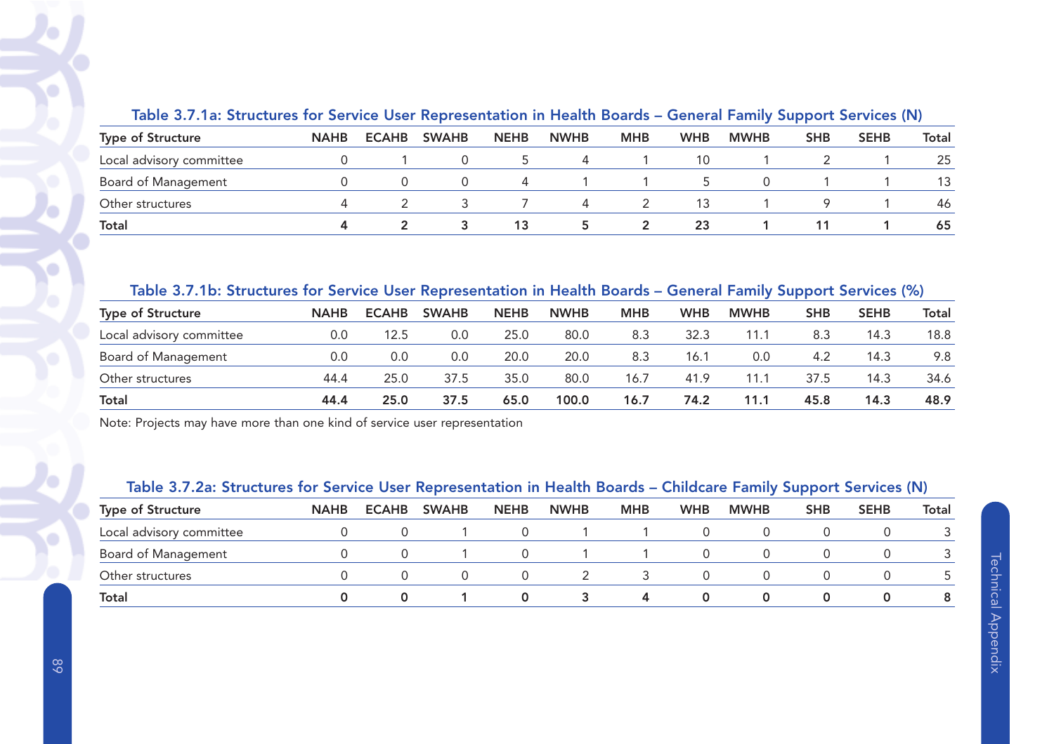### Table 3.7.1a: Structures for Service User Representation in Health Boards – General Family Support Services (N)

| Type of Structure | NAHB | ECAHB | SWAHB | NEHB | NWHB | MHB | WHB | MWHB | SHB | SEHB | Total |
|---|---|---|---|---|---|---|---|---|---|---|---|
| Local advisory committee | 0 | 1 | 0 | 5 | 4 | 1 | 10 | 1 | 2 | 1 | 25 |
| Board of Management | 0 | 0 | 0 | 4 | 1 | 1 | 5 | 0 | 1 | 1 | 13 |
| Other structures | 4 | 2 | 3 | 7 | 4 | 2 | 13 | 1 | 9 | 1 | 46 |
| **Total** | **4** | **2** | **3** | **13** | **5** | **2** | **23** | **1** | **11** | **1** | **65** |

### Table 3.7.1b: Structures for Service User Representation in Health Boards – General Family Support Services (%)

| Type of Structure | NAHB | ECAHB | SWAHB | NEHB | NWHB | MHB | WHB | MWHB | SHB | SEHB | Total |
|---|---|---|---|---|---|---|---|---|---|---|---|
| Local advisory committee | 0.0 | 12.5 | 0.0 | 25.0 | 80.0 | 8.3 | 32.3 | 11.1 | 8.3 | 14.3 | 18.8 |
| Board of Management | 0.0 | 0.0 | 0.0 | 20.0 | 20.0 | 8.3 | 16.1 | 0.0 | 4.2 | 14.3 | 9.8 |
| Other structures | 44.4 | 25.0 | 37.5 | 35.0 | 80.0 | 16.7 | 41.9 | 11.1 | 37.5 | 14.3 | 34.6 |
| **Total** | **44.4** | **25.0** | **37.5** | **65.0** | **100.0** | **16.7** | **74.2** | **11.1** | **45.8** | **14.3** | **48.9** |

Note: Projects may have more than one kind of service user representation

### Table 3.7.2a: Structures for Service User Representation in Health Boards – Childcare Family Support Services (N)

| Type of Structure | NAHB | ECAHB | SWAHB | NEHB | NWHB | MHB | WHB | MWHB | SHB | SEHB | Total |
|---|---|---|---|---|---|---|---|---|---|---|---|
| Local advisory committee | 0 | 0 | 1 | 0 | 1 | 1 | 0 | 0 | 0 | 0 | 3 |
| Board of Management | 0 | 0 | 1 | 0 | 1 | 1 | 0 | 0 | 0 | 0 | 3 |
| Other structures | 0 | 0 | 0 | 0 | 2 | 3 | 0 | 0 | 0 | 0 | 5 |
| **Total** | **0** | **0** | **1** | **0** | **3** | **4** | **0** | **0** | **0** | **0** | **8** |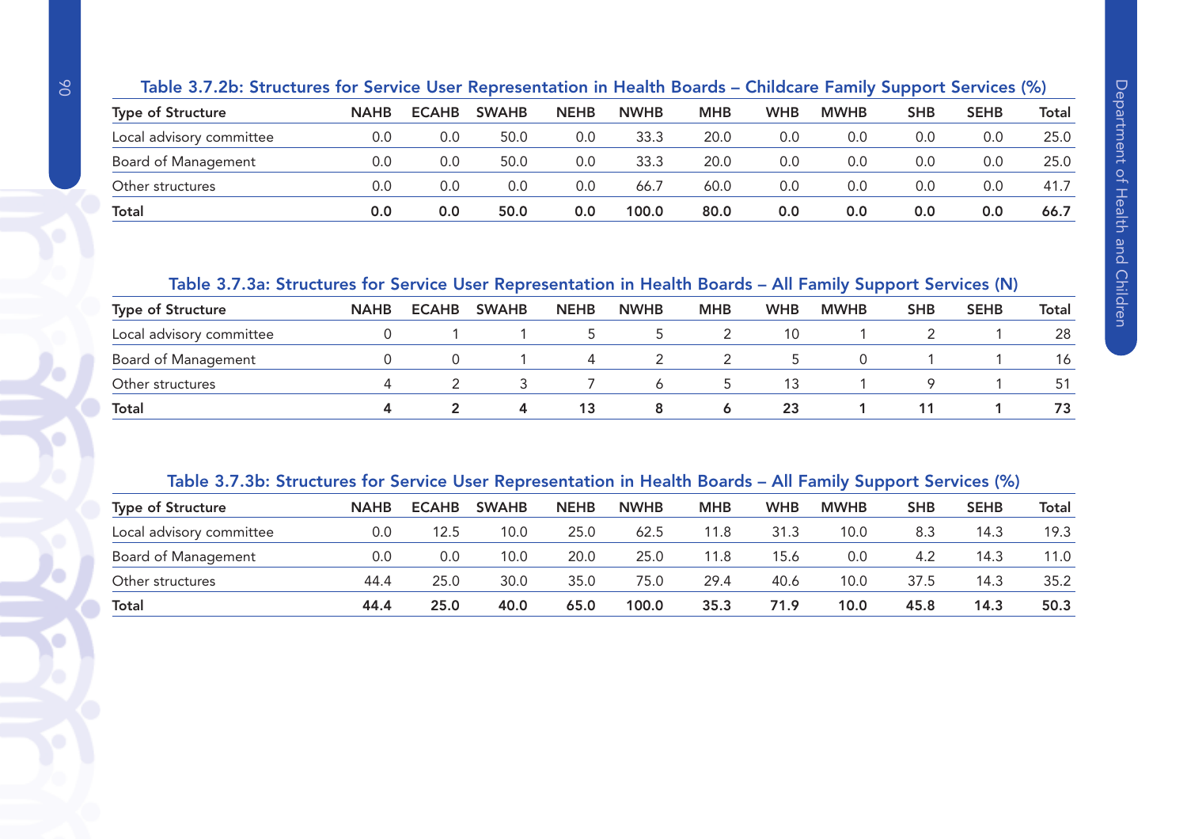### Table 3.7.2b: Structures for Service User Representation in Health Boards – Childcare Family Support Services (%)

| Type of Structure | NAHB | ECAHB | SWAHB | NEHB | NWHB | MHB | WHB | MWHB | SHB | SEHB | Total |
|---|---|---|---|---|---|---|---|---|---|---|---|
| Local advisory committee | 0.0 | 0.0 | 50.0 | 0.0 | 33.3 | 20.0 | 0.0 | 0.0 | 0.0 | 0.0 | 25.0 |
| Board of Management | 0.0 | 0.0 | 50.0 | 0.0 | 33.3 | 20.0 | 0.0 | 0.0 | 0.0 | 0.0 | 25.0 |
| Other structures | 0.0 | 0.0 | 0.0 | 0.0 | 66.7 | 60.0 | 0.0 | 0.0 | 0.0 | 0.0 | 41.7 |
| **Total** | **0.0** | **0.0** | **50.0** | **0.0** | **100.0** | **80.0** | **0.0** | **0.0** | **0.0** | **0.0** | **66.7** |

### Table 3.7.3a: Structures for Service User Representation in Health Boards – All Family Support Services (N)

| Type of Structure | NAHB | ECAHB | SWAHB | NEHB | NWHB | MHB | WHB | MWHB | SHB | SEHB | Total |
|---|---|---|---|---|---|---|---|---|---|---|---|
| Local advisory committee | 0 | 1 | 1 | 5 | 5 | 2 | 10 | 1 | 2 | 1 | 28 |
| Board of Management | 0 | 0 | 1 | 4 | 2 | 2 | 5 | 0 | 1 | 1 | 16 |
| Other structures | 4 | 2 | 3 | 7 | 6 | 5 | 13 | 1 | 9 | 1 | 51 |
| **Total** | **4** | **2** | **4** | **13** | **8** | **6** | **23** | **1** | **11** | **1** | **73** |

### Table 3.7.3b: Structures for Service User Representation in Health Boards – All Family Support Services (%)

| Type of Structure | NAHB | ECAHB | SWAHB | NEHB | NWHB | MHB | WHB | MWHB | SHB | SEHB | Total |
|---|---|---|---|---|---|---|---|---|---|---|---|
| Local advisory committee | 0.0 | 12.5 | 10.0 | 25.0 | 62.5 | 11.8 | 31.3 | 10.0 | 8.3 | 14.3 | 19.3 |
| Board of Management | 0.0 | 0.0 | 10.0 | 20.0 | 25.0 | 11.8 | 15.6 | 0.0 | 4.2 | 14.3 | 11.0 |
| Other structures | 44.4 | 25.0 | 30.0 | 35.0 | 75.0 | 29.4 | 40.6 | 10.0 | 37.5 | 14.3 | 35.2 |
| **Total** | **44.4** | **25.0** | **40.0** | **65.0** | **100.0** | **35.3** | **71.9** | **10.0** | **45.8** | **14.3** | **50.3** |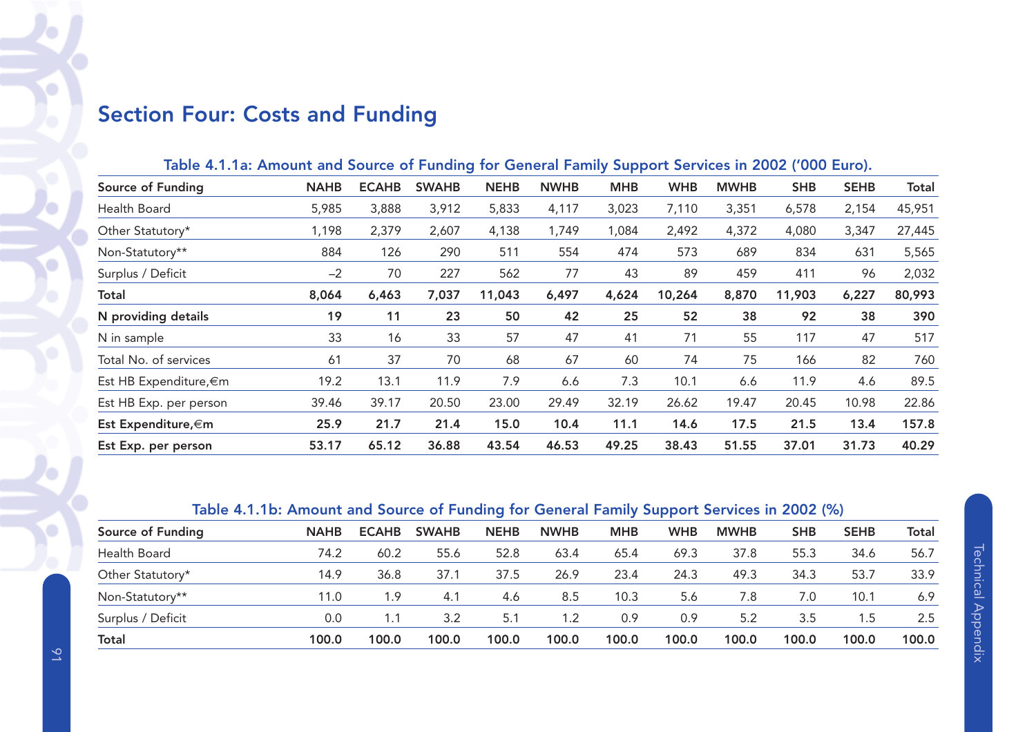## Section Four: Costs and Funding

**Table 4.1.1a: Amount and Source of Funding for General Family Support Services in 2002 ('000 Euro).**

| Source of Funding | NAHB | ECAHB | SWAHB | NEHB | NWHB | MHB | WHB | MWHB | SHB | SEHB | Total |
|---|---|---|---|---|---|---|---|---|---|---|---|
| Health Board | 5,985 | 3,888 | 3,912 | 5,833 | 4,117 | 3,023 | 7,110 | 3,351 | 6,578 | 2,154 | 45,951 |
| Other Statutory* | 1,198 | 2,379 | 2,607 | 4,138 | 1,749 | 1,084 | 2,492 | 4,372 | 4,080 | 3,347 | 27,445 |
| Non-Statutory** | 884 | 126 | 290 | 511 | 554 | 474 | 573 | 689 | 834 | 631 | 5,565 |
| Surplus / Deficit | –2 | 70 | 227 | 562 | 77 | 43 | 89 | 459 | 411 | 96 | 2,032 |
| **Total** | **8,064** | **6,463** | **7,037** | **11,043** | **6,497** | **4,624** | **10,264** | **8,870** | **11,903** | **6,227** | **80,993** |
| **N providing details** | **19** | **11** | **23** | **50** | **42** | **25** | **52** | **38** | **92** | **38** | **390** |
| N in sample | 33 | 16 | 33 | 57 | 47 | 41 | 71 | 55 | 117 | 47 | 517 |
| Total No. of services | 61 | 37 | 70 | 68 | 67 | 60 | 74 | 75 | 166 | 82 | 760 |
| Est HB Expenditure,€m | 19.2 | 13.1 | 11.9 | 7.9 | 6.6 | 7.3 | 10.1 | 6.6 | 11.9 | 4.6 | 89.5 |
| Est HB Exp. per person | 39.46 | 39.17 | 20.50 | 23.00 | 29.49 | 32.19 | 26.62 | 19.47 | 20.45 | 10.98 | 22.86 |
| **Est Expenditure,€m** | **25.9** | **21.7** | **21.4** | **15.0** | **10.4** | **11.1** | **14.6** | **17.5** | **21.5** | **13.4** | **157.8** |
| **Est Exp. per person** | **53.17** | **65.12** | **36.88** | **43.54** | **46.53** | **49.25** | **38.43** | **51.55** | **37.01** | **31.73** | **40.29** |

**Table 4.1.1b: Amount and Source of Funding for General Family Support Services in 2002 (%)**

| Source of Funding | NAHB | ECAHB | SWAHB | NEHB | NWHB | MHB | WHB | MWHB | SHB | SEHB | Total |
|---|---|---|---|---|---|---|---|---|---|---|---|
| Health Board | 74.2 | 60.2 | 55.6 | 52.8 | 63.4 | 65.4 | 69.3 | 37.8 | 55.3 | 34.6 | 56.7 |
| Other Statutory* | 14.9 | 36.8 | 37.1 | 37.5 | 26.9 | 23.4 | 24.3 | 49.3 | 34.3 | 53.7 | 33.9 |
| Non-Statutory** | 11.0 | 1.9 | 4.1 | 4.6 | 8.5 | 10.3 | 5.6 | 7.8 | 7.0 | 10.1 | 6.9 |
| Surplus / Deficit | 0.0 | 1.1 | 3.2 | 5.1 | 1.2 | 0.9 | 0.9 | 5.2 | 3.5 | 1.5 | 2.5 |
| **Total** | **100.0** | **100.0** | **100.0** | **100.0** | **100.0** | **100.0** | **100.0** | **100.0** | **100.0** | **100.0** | **100.0** |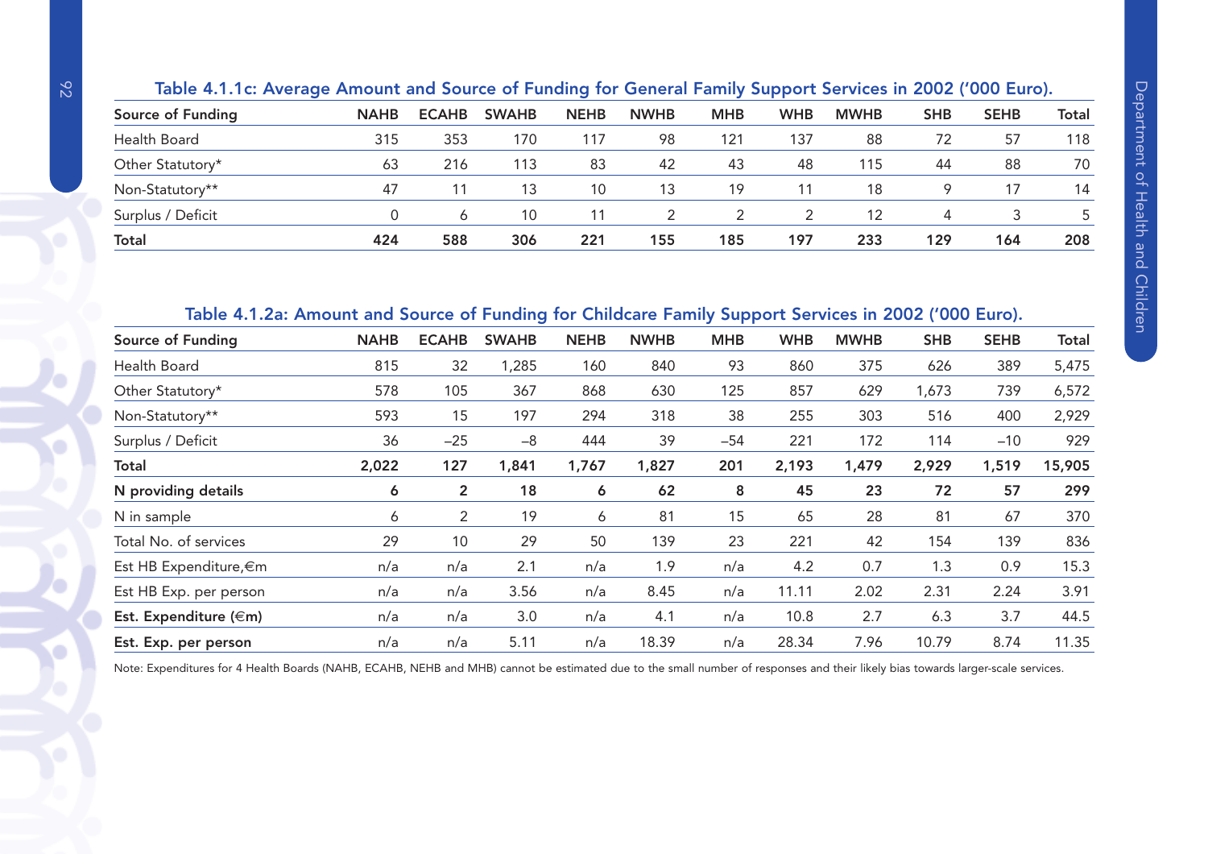### Table 4.1.1c: Average Amount and Source of Funding for General Family Support Services in 2002 ('000 Euro).

| Source of Funding | NAHB | ECAHB | SWAHB | NEHB | NWHB | MHB | WHB | MWHB | SHB | SEHB | Total |
|---|---|---|---|---|---|---|---|---|---|---|---|
| Health Board | 315 | 353 | 170 | 117 | 98 | 121 | 137 | 88 | 72 | 57 | 118 |
| Other Statutory* | 63 | 216 | 113 | 83 | 42 | 43 | 48 | 115 | 44 | 88 | 70 |
| Non-Statutory** | 47 | 11 | 13 | 10 | 13 | 19 | 11 | 18 | 9 | 17 | 14 |
| Surplus / Deficit | 0 | 6 | 10 | 11 | 2 | 2 | 2 | 12 | 4 | 3 | 5 |
| **Total** | **424** | **588** | **306** | **221** | **155** | **185** | **197** | **233** | **129** | **164** | **208** |

### Table 4.1.2a: Amount and Source of Funding for Childcare Family Support Services in 2002 ('000 Euro).

| Source of Funding | NAHB | ECAHB | SWAHB | NEHB | NWHB | MHB | WHB | MWHB | SHB | SEHB | Total |
|---|---|---|---|---|---|---|---|---|---|---|---|
| Health Board | 815 | 32 | 1,285 | 160 | 840 | 93 | 860 | 375 | 626 | 389 | 5,475 |
| Other Statutory* | 578 | 105 | 367 | 868 | 630 | 125 | 857 | 629 | 1,673 | 739 | 6,572 |
| Non-Statutory** | 593 | 15 | 197 | 294 | 318 | 38 | 255 | 303 | 516 | 400 | 2,929 |
| Surplus / Deficit | 36 | –25 | –8 | 444 | 39 | –54 | 221 | 172 | 114 | –10 | 929 |
| **Total** | **2,022** | **127** | **1,841** | **1,767** | **1,827** | **201** | **2,193** | **1,479** | **2,929** | **1,519** | **15,905** |
| **N providing details** | **6** | **2** | **18** | **6** | **62** | **8** | **45** | **23** | **72** | **57** | **299** |
| N in sample | 6 | 2 | 19 | 6 | 81 | 15 | 65 | 28 | 81 | 67 | 370 |
| Total No. of services | 29 | 10 | 29 | 50 | 139 | 23 | 221 | 42 | 154 | 139 | 836 |
| Est HB Expenditure,€m | n/a | n/a | 2.1 | n/a | 1.9 | n/a | 4.2 | 0.7 | 1.3 | 0.9 | 15.3 |
| Est HB Exp. per person | n/a | n/a | 3.56 | n/a | 8.45 | n/a | 11.11 | 2.02 | 2.31 | 2.24 | 3.91 |
| **Est. Expenditure (€m)** | n/a | n/a | 3.0 | n/a | 4.1 | n/a | 10.8 | 2.7 | 6.3 | 3.7 | 44.5 |
| **Est. Exp. per person** | n/a | n/a | 5.11 | n/a | 18.39 | n/a | 28.34 | 7.96 | 10.79 | 8.74 | 11.35 |

Note: Expenditures for 4 Health Boards (NAHB, ECAHB, NEHB and MHB) cannot be estimated due to the small number of responses and their likely bias towards larger-scale services.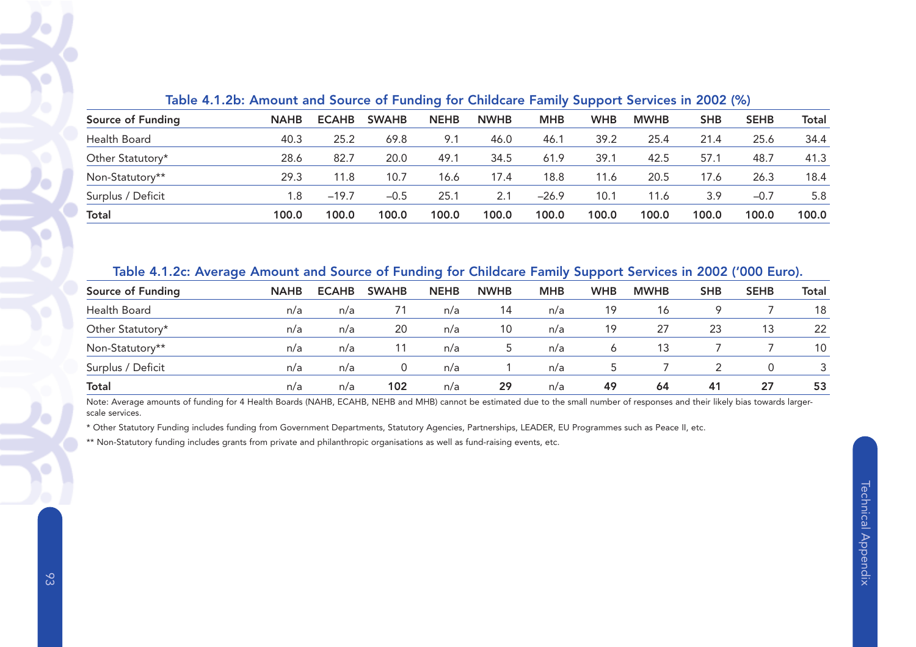### Table 4.1.2b: Amount and Source of Funding for Childcare Family Support Services in 2002 (%)

| Source of Funding | NAHB | ECAHB | SWAHB | NEHB | NWHB | MHB | WHB | MWHB | SHB | SEHB | Total |
|---|---|---|---|---|---|---|---|---|---|---|---|
| Health Board | 40.3 | 25.2 | 69.8 | 9.1 | 46.0 | 46.1 | 39.2 | 25.4 | 21.4 | 25.6 | 34.4 |
| Other Statutory* | 28.6 | 82.7 | 20.0 | 49.1 | 34.5 | 61.9 | 39.1 | 42.5 | 57.1 | 48.7 | 41.3 |
| Non-Statutory** | 29.3 | 11.8 | 10.7 | 16.6 | 17.4 | 18.8 | 11.6 | 20.5 | 17.6 | 26.3 | 18.4 |
| Surplus / Deficit | 1.8 | –19.7 | –0.5 | 25.1 | 2.1 | –26.9 | 10.1 | 11.6 | 3.9 | –0.7 | 5.8 |
| **Total** | **100.0** | **100.0** | **100.0** | **100.0** | **100.0** | **100.0** | **100.0** | **100.0** | **100.0** | **100.0** | **100.0** |

### Table 4.1.2c: Average Amount and Source of Funding for Childcare Family Support Services in 2002 ('000 Euro).

| Source of Funding | NAHB | ECAHB | SWAHB | NEHB | NWHB | MHB | WHB | MWHB | SHB | SEHB | Total |
|---|---|---|---|---|---|---|---|---|---|---|---|
| Health Board | n/a | n/a | 71 | n/a | 14 | n/a | 19 | 16 | 9 | 7 | 18 |
| Other Statutory* | n/a | n/a | 20 | n/a | 10 | n/a | 19 | 27 | 23 | 13 | 22 |
| Non-Statutory** | n/a | n/a | 11 | n/a | 5 | n/a | 6 | 13 | 7 | 7 | 10 |
| Surplus / Deficit | n/a | n/a | 0 | n/a | 1 | n/a | 5 | 7 | 2 | 0 | 3 |
| **Total** | n/a | n/a | **102** | n/a | **29** | n/a | **49** | **64** | **41** | **27** | **53** |

Note: Average amounts of funding for 4 Health Boards (NAHB, ECAHB, NEHB and MHB) cannot be estimated due to the small number of responses and their likely bias towards larger-scale services.

* Other Statutory Funding includes funding from Government Departments, Statutory Agencies, Partnerships, LEADER, EU Programmes such as Peace II, etc.

** Non-Statutory funding includes grants from private and philanthropic organisations as well as fund-raising events, etc.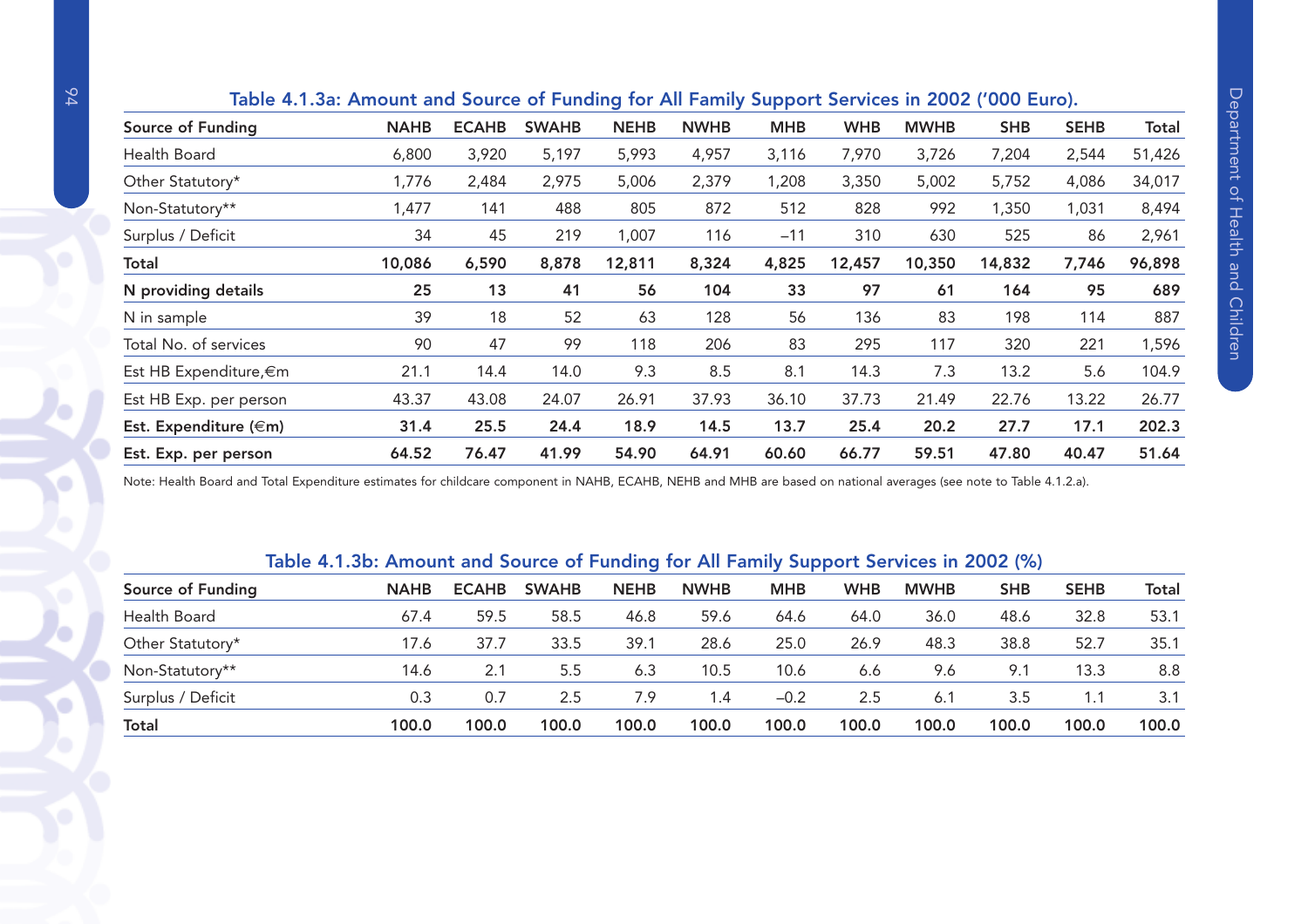### Table 4.1.3a: Amount and Source of Funding for All Family Support Services in 2002 ('000 Euro).

| Source of Funding | NAHB | ECAHB | SWAHB | NEHB | NWHB | MHB | WHB | MWHB | SHB | SEHB | Total |
|---|---|---|---|---|---|---|---|---|---|---|---|
| Health Board | 6,800 | 3,920 | 5,197 | 5,993 | 4,957 | 3,116 | 7,970 | 3,726 | 7,204 | 2,544 | 51,426 |
| Other Statutory* | 1,776 | 2,484 | 2,975 | 5,006 | 2,379 | 1,208 | 3,350 | 5,002 | 5,752 | 4,086 | 34,017 |
| Non-Statutory** | 1,477 | 141 | 488 | 805 | 872 | 512 | 828 | 992 | 1,350 | 1,031 | 8,494 |
| Surplus / Deficit | 34 | 45 | 219 | 1,007 | 116 | –11 | 310 | 630 | 525 | 86 | 2,961 |
| **Total** | **10,086** | **6,590** | **8,878** | **12,811** | **8,324** | **4,825** | **12,457** | **10,350** | **14,832** | **7,746** | **96,898** |
| **N providing details** | **25** | **13** | **41** | **56** | **104** | **33** | **97** | **61** | **164** | **95** | **689** |
| N in sample | 39 | 18 | 52 | 63 | 128 | 56 | 136 | 83 | 198 | 114 | 887 |
| Total No. of services | 90 | 47 | 99 | 118 | 206 | 83 | 295 | 117 | 320 | 221 | 1,596 |
| Est HB Expenditure,€m | 21.1 | 14.4 | 14.0 | 9.3 | 8.5 | 8.1 | 14.3 | 7.3 | 13.2 | 5.6 | 104.9 |
| Est HB Exp. per person | 43.37 | 43.08 | 24.07 | 26.91 | 37.93 | 36.10 | 37.73 | 21.49 | 22.76 | 13.22 | 26.77 |
| **Est. Expenditure (€m)** | **31.4** | **25.5** | **24.4** | **18.9** | **14.5** | **13.7** | **25.4** | **20.2** | **27.7** | **17.1** | **202.3** |
| **Est. Exp. per person** | **64.52** | **76.47** | **41.99** | **54.90** | **64.91** | **60.60** | **66.77** | **59.51** | **47.80** | **40.47** | **51.64** |

Note: Health Board and Total Expenditure estimates for childcare component in NAHB, ECAHB, NEHB and MHB are based on national averages (see note to Table 4.1.2.a).

### Table 4.1.3b: Amount and Source of Funding for All Family Support Services in 2002 (%)

| Source of Funding | NAHB | ECAHB | SWAHB | NEHB | NWHB | MHB | WHB | MWHB | SHB | SEHB | Total |
|---|---|---|---|---|---|---|---|---|---|---|---|
| Health Board | 67.4 | 59.5 | 58.5 | 46.8 | 59.6 | 64.6 | 64.0 | 36.0 | 48.6 | 32.8 | 53.1 |
| Other Statutory* | 17.6 | 37.7 | 33.5 | 39.1 | 28.6 | 25.0 | 26.9 | 48.3 | 38.8 | 52.7 | 35.1 |
| Non-Statutory** | 14.6 | 2.1 | 5.5 | 6.3 | 10.5 | 10.6 | 6.6 | 9.6 | 9.1 | 13.3 | 8.8 |
| Surplus / Deficit | 0.3 | 0.7 | 2.5 | 7.9 | 1.4 | –0.2 | 2.5 | 6.1 | 3.5 | 1.1 | 3.1 |
| **Total** | **100.0** | **100.0** | **100.0** | **100.0** | **100.0** | **100.0** | **100.0** | **100.0** | **100.0** | **100.0** | **100.0** |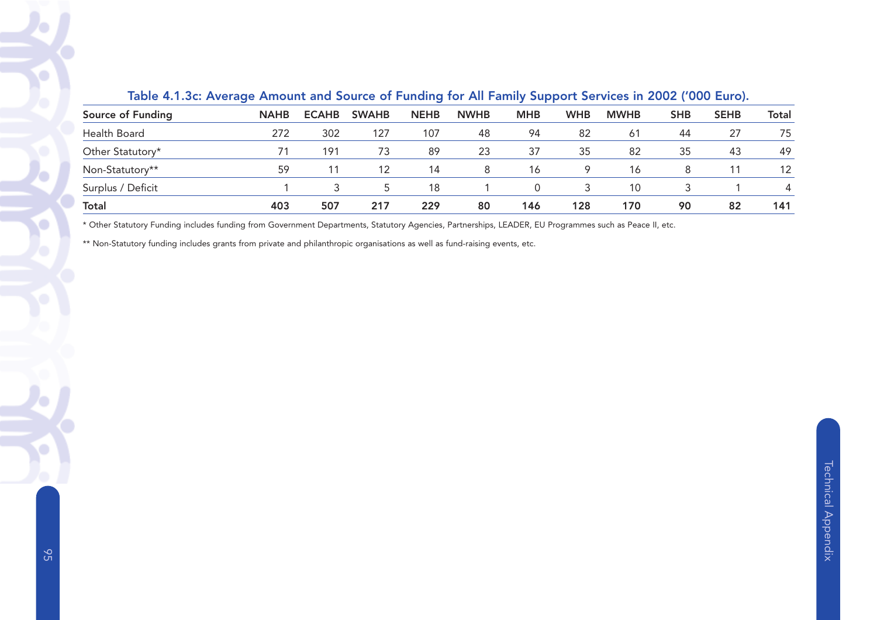### Table 4.1.3c: Average Amount and Source of Funding for All Family Support Services in 2002 ('000 Euro).

| Source of Funding | NAHB | ECAHB | SWAHB | NEHB | NWHB | MHB | WHB | MWHB | SHB | SEHB | Total |
|---|---|---|---|---|---|---|---|---|---|---|---|
| Health Board | 272 | 302 | 127 | 107 | 48 | 94 | 82 | 61 | 44 | 27 | 75 |
| Other Statutory* | 71 | 191 | 73 | 89 | 23 | 37 | 35 | 82 | 35 | 43 | 49 |
| Non-Statutory** | 59 | 11 | 12 | 14 | 8 | 16 | 9 | 16 | 8 | 11 | 12 |
| Surplus / Deficit | 1 | 3 | 5 | 18 | 1 | 0 | 3 | 10 | 3 | 1 | 4 |
| **Total** | **403** | **507** | **217** | **229** | **80** | **146** | **128** | **170** | **90** | **82** | **141** |

\* Other Statutory Funding includes funding from Government Departments, Statutory Agencies, Partnerships, LEADER, EU Programmes such as Peace II, etc.

** Non-Statutory funding includes grants from private and philanthropic organisations as well as fund-raising events, etc.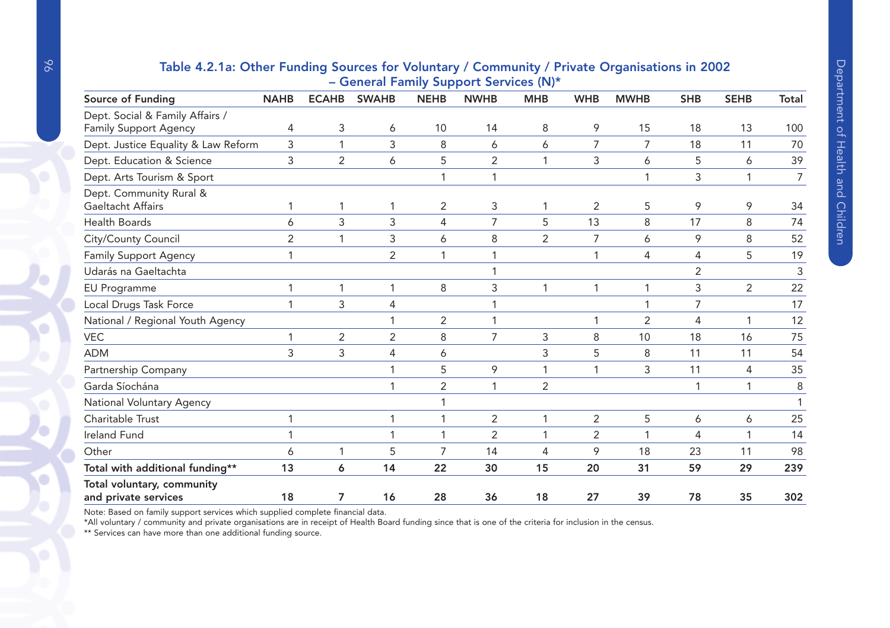## Table 4.2.1a: Other Funding Sources for Voluntary / Community / Private Organisations in 2002 – General Family Support Services (N)*

| Source of Funding | NAHB | ECAHB | SWAHB | NEHB | NWHB | MHB | WHB | MWHB | SHB | SEHB | Total |
|---|---|---|---|---|---|---|---|---|---|---|---|
| Dept. Social & Family Affairs / Family Support Agency | 4 | 3 | 6 | 10 | 14 | 8 | 9 | 15 | 18 | 13 | 100 |
| Dept. Justice Equality & Law Reform | 3 | 1 | 3 | 8 | 6 | 6 | 7 | 7 | 18 | 11 | 70 |
| Dept. Education & Science | 3 | 2 | 6 | 5 | 2 | 1 | 3 | 6 | 5 | 6 | 39 |
| Dept. Arts Tourism & Sport | | | | 1 | 1 | | | 1 | 3 | 1 | 7 |
| Dept. Community Rural & Gaeltacht Affairs | 1 | 1 | 1 | 2 | 3 | 1 | 2 | 5 | 9 | 9 | 34 |
| Health Boards | 6 | 3 | 3 | 4 | 7 | 5 | 13 | 8 | 17 | 8 | 74 |
| City/County Council | 2 | 1 | 3 | 6 | 8 | 2 | 7 | 6 | 9 | 8 | 52 |
| Family Support Agency | 1 | | 2 | 1 | 1 | | 1 | 4 | 4 | 5 | 19 |
| Udarás na Gaeltachta | | | | | 1 | | | | 2 | | 3 |
| EU Programme | 1 | 1 | 1 | 8 | 3 | 1 | 1 | 1 | 3 | 2 | 22 |
| Local Drugs Task Force | 1 | 3 | 4 | | 1 | | | 1 | 7 | | 17 |
| National / Regional Youth Agency | | | 1 | 2 | 1 | | 1 | 2 | 4 | 1 | 12 |
| VEC | 1 | 2 | 2 | 8 | 7 | 3 | 8 | 10 | 18 | 16 | 75 |
| ADM | 3 | 3 | 4 | 6 | | 3 | 5 | 8 | 11 | 11 | 54 |
| Partnership Company | | | 1 | 5 | 9 | 1 | 1 | 3 | 11 | 4 | 35 |
| Garda Síochána | | | 1 | 2 | 1 | 2 | | | 1 | 1 | 8 |
| National Voluntary Agency | | | | 1 | | | | | | | 1 |
| Charitable Trust | 1 | | 1 | 1 | 2 | 1 | 2 | 5 | 6 | 6 | 25 |
| Ireland Fund | 1 | | 1 | 1 | 2 | 1 | 2 | 1 | 4 | 1 | 14 |
| Other | 6 | 1 | 5 | 7 | 14 | 4 | 9 | 18 | 23 | 11 | 98 |
| **Total with additional funding**** | **13** | **6** | **14** | **22** | **30** | **15** | **20** | **31** | **59** | **29** | **239** |
| **Total voluntary, community and private services** | **18** | **7** | **16** | **28** | **36** | **18** | **27** | **39** | **78** | **35** | **302** |

Note: Based on family support services which supplied complete financial data.

*All voluntary / community and private organisations are in receipt of Health Board funding since that is one of the criteria for inclusion in the census.

** Services can have more than one additional funding source.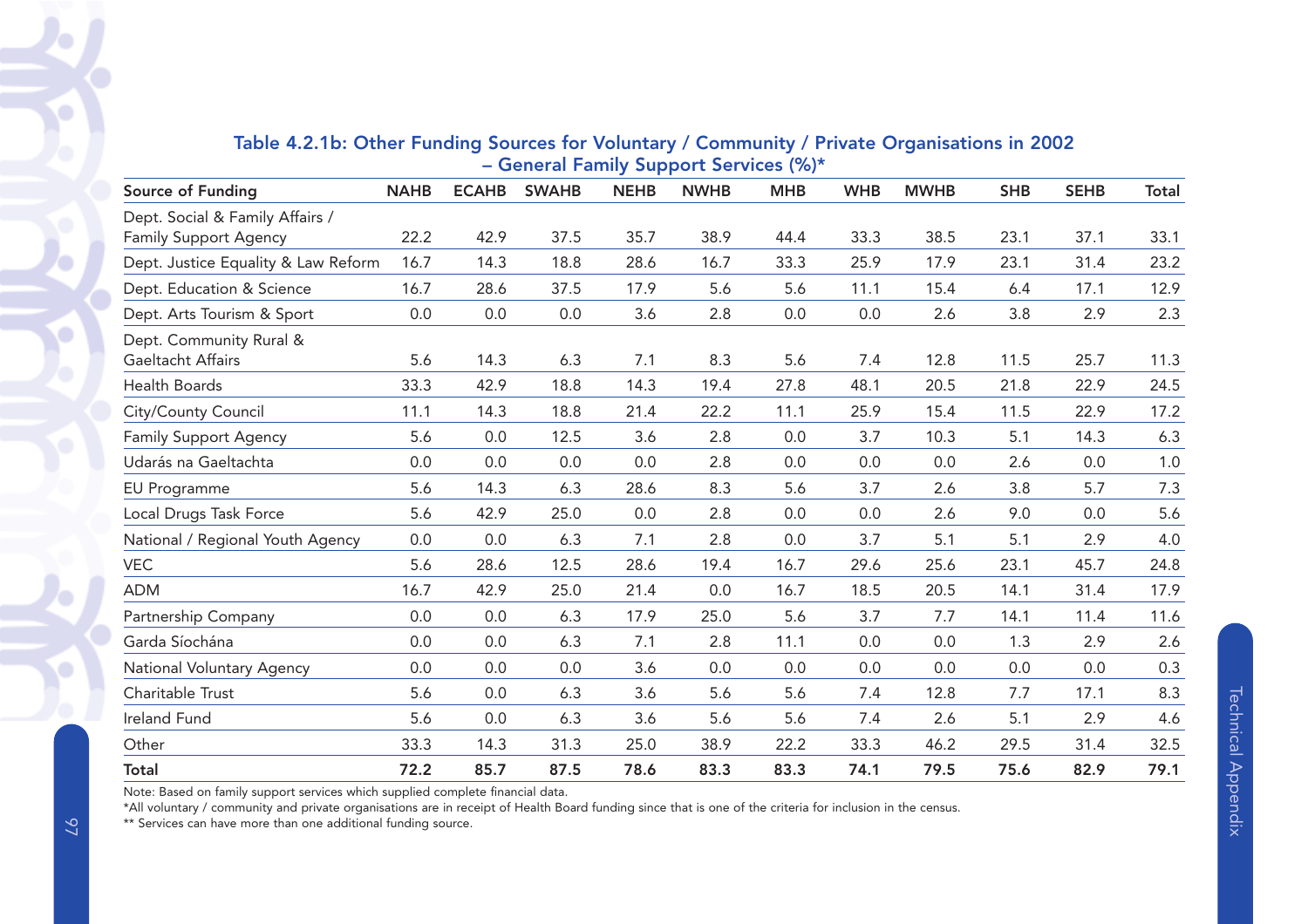### Table 4.2.1b: Other Funding Sources for Voluntary / Community / Private Organisations in 2002 – General Family Support Services (%)*

| Source of Funding | NAHB | ECAHB | SWAHB | NEHB | NWHB | MHB | WHB | MWHB | SHB | SEHB | Total |
|---|---|---|---|---|---|---|---|---|---|---|---|
| Dept. Social & Family Affairs / Family Support Agency | 22.2 | 42.9 | 37.5 | 35.7 | 38.9 | 44.4 | 33.3 | 38.5 | 23.1 | 37.1 | 33.1 |
| Dept. Justice Equality & Law Reform | 16.7 | 14.3 | 18.8 | 28.6 | 16.7 | 33.3 | 25.9 | 17.9 | 23.1 | 31.4 | 23.2 |
| Dept. Education & Science | 16.7 | 28.6 | 37.5 | 17.9 | 5.6 | 5.6 | 11.1 | 15.4 | 6.4 | 17.1 | 12.9 |
| Dept. Arts Tourism & Sport | 0.0 | 0.0 | 0.0 | 3.6 | 2.8 | 0.0 | 0.0 | 2.6 | 3.8 | 2.9 | 2.3 |
| Dept. Community Rural & Gaeltacht Affairs | 5.6 | 14.3 | 6.3 | 7.1 | 8.3 | 5.6 | 7.4 | 12.8 | 11.5 | 25.7 | 11.3 |
| Health Boards | 33.3 | 42.9 | 18.8 | 14.3 | 19.4 | 27.8 | 48.1 | 20.5 | 21.8 | 22.9 | 24.5 |
| City/County Council | 11.1 | 14.3 | 18.8 | 21.4 | 22.2 | 11.1 | 25.9 | 15.4 | 11.5 | 22.9 | 17.2 |
| Family Support Agency | 5.6 | 0.0 | 12.5 | 3.6 | 2.8 | 0.0 | 3.7 | 10.3 | 5.1 | 14.3 | 6.3 |
| Udarás na Gaeltachta | 0.0 | 0.0 | 0.0 | 0.0 | 2.8 | 0.0 | 0.0 | 0.0 | 2.6 | 0.0 | 1.0 |
| EU Programme | 5.6 | 14.3 | 6.3 | 28.6 | 8.3 | 5.6 | 3.7 | 2.6 | 3.8 | 5.7 | 7.3 |
| Local Drugs Task Force | 5.6 | 42.9 | 25.0 | 0.0 | 2.8 | 0.0 | 0.0 | 2.6 | 9.0 | 0.0 | 5.6 |
| National / Regional Youth Agency | 0.0 | 0.0 | 6.3 | 7.1 | 2.8 | 0.0 | 3.7 | 5.1 | 5.1 | 2.9 | 4.0 |
| VEC | 5.6 | 28.6 | 12.5 | 28.6 | 19.4 | 16.7 | 29.6 | 25.6 | 23.1 | 45.7 | 24.8 |
| ADM | 16.7 | 42.9 | 25.0 | 21.4 | 0.0 | 16.7 | 18.5 | 20.5 | 14.1 | 31.4 | 17.9 |
| Partnership Company | 0.0 | 0.0 | 6.3 | 17.9 | 25.0 | 5.6 | 3.7 | 7.7 | 14.1 | 11.4 | 11.6 |
| Garda Síochána | 0.0 | 0.0 | 6.3 | 7.1 | 2.8 | 11.1 | 0.0 | 0.0 | 1.3 | 2.9 | 2.6 |
| National Voluntary Agency | 0.0 | 0.0 | 0.0 | 3.6 | 0.0 | 0.0 | 0.0 | 0.0 | 0.0 | 0.0 | 0.3 |
| Charitable Trust | 5.6 | 0.0 | 6.3 | 3.6 | 5.6 | 5.6 | 7.4 | 12.8 | 7.7 | 17.1 | 8.3 |
| Ireland Fund | 5.6 | 0.0 | 6.3 | 3.6 | 5.6 | 5.6 | 7.4 | 2.6 | 5.1 | 2.9 | 4.6 |
| Other | 33.3 | 14.3 | 31.3 | 25.0 | 38.9 | 22.2 | 33.3 | 46.2 | 29.5 | 31.4 | 32.5 |
| **Total** | **72.2** | **85.7** | **87.5** | **78.6** | **83.3** | **83.3** | **74.1** | **79.5** | **75.6** | **82.9** | **79.1** |

Note: Based on family support services which supplied complete financial data.

*All voluntary / community and private organisations are in receipt of Health Board funding since that is one of the criteria for inclusion in the census.

** Services can have more than one additional funding source.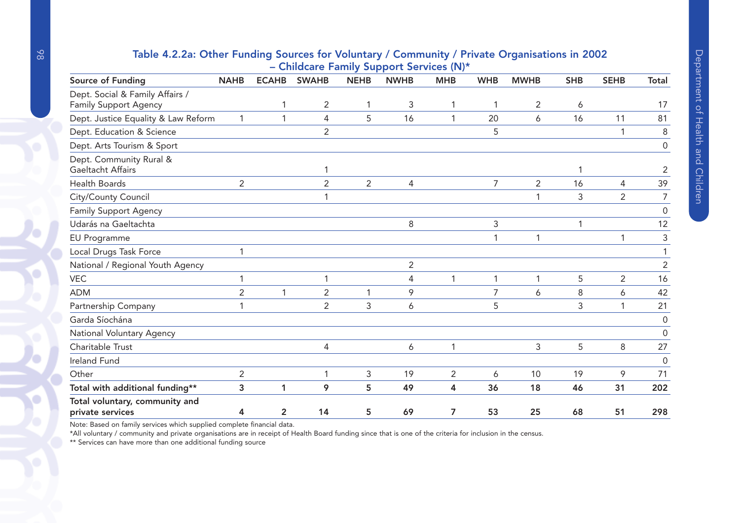## Table 4.2.2a: Other Funding Sources for Voluntary / Community / Private Organisations in 2002 – Childcare Family Support Services (N)*

| Source of Funding | NAHB | ECAHB | SWAHB | NEHB | NWHB | MHB | WHB | MWHB | SHB | SEHB | Total |
|---|---|---|---|---|---|---|---|---|---|---|---|
| Dept. Social & Family Affairs / Family Support Agency | | 1 | 2 | 1 | 3 | 1 | 1 | 2 | 6 | | 17 |
| Dept. Justice Equality & Law Reform | 1 | 1 | 4 | 5 | 16 | 1 | 20 | 6 | 16 | 11 | 81 |
| Dept. Education & Science | | | 2 | | | | 5 | | | 1 | 8 |
| Dept. Arts Tourism & Sport | | | | | | | | | | | 0 |
| Dept. Community Rural & Gaeltacht Affairs | | | 1 | | | | | | 1 | | 2 |
| Health Boards | 2 | | 2 | 2 | 4 | | 7 | 2 | 16 | 4 | 39 |
| City/County Council | | | 1 | | | | | 1 | 3 | 2 | 7 |
| Family Support Agency | | | | | | | | | | | 0 |
| Udarás na Gaeltachta | | | | | 8 | | 3 | | 1 | | 12 |
| EU Programme | | | | | | | 1 | 1 | | 1 | 3 |
| Local Drugs Task Force | 1 | | | | | | | | | | 1 |
| National / Regional Youth Agency | | | | | 2 | | | | | | 2 |
| VEC | 1 | | 1 | | 4 | 1 | 1 | 1 | 5 | 2 | 16 |
| ADM | 2 | 1 | 2 | 1 | 9 | | 7 | 6 | 8 | 6 | 42 |
| Partnership Company | 1 | | 2 | 3 | 6 | | 5 | | 3 | 1 | 21 |
| Garda Síochána | | | | | | | | | | | 0 |
| National Voluntary Agency | | | | | | | | | | | 0 |
| Charitable Trust | | | 4 | | 6 | 1 | | 3 | 5 | 8 | 27 |
| Ireland Fund | | | | | | | | | | | 0 |
| Other | 2 | | 1 | 3 | 19 | 2 | 6 | 10 | 19 | 9 | 71 |
| **Total with additional funding**** | **3** | **1** | **9** | **5** | **49** | **4** | **36** | **18** | **46** | **31** | **202** |
| **Total voluntary, community and private services** | **4** | **2** | **14** | **5** | **69** | **7** | **53** | **25** | **68** | **51** | **298** |

Note: Based on family services which supplied complete financial data.

*All voluntary / community and private organisations are in receipt of Health Board funding since that is one of the criteria for inclusion in the census.

** Services can have more than one additional funding source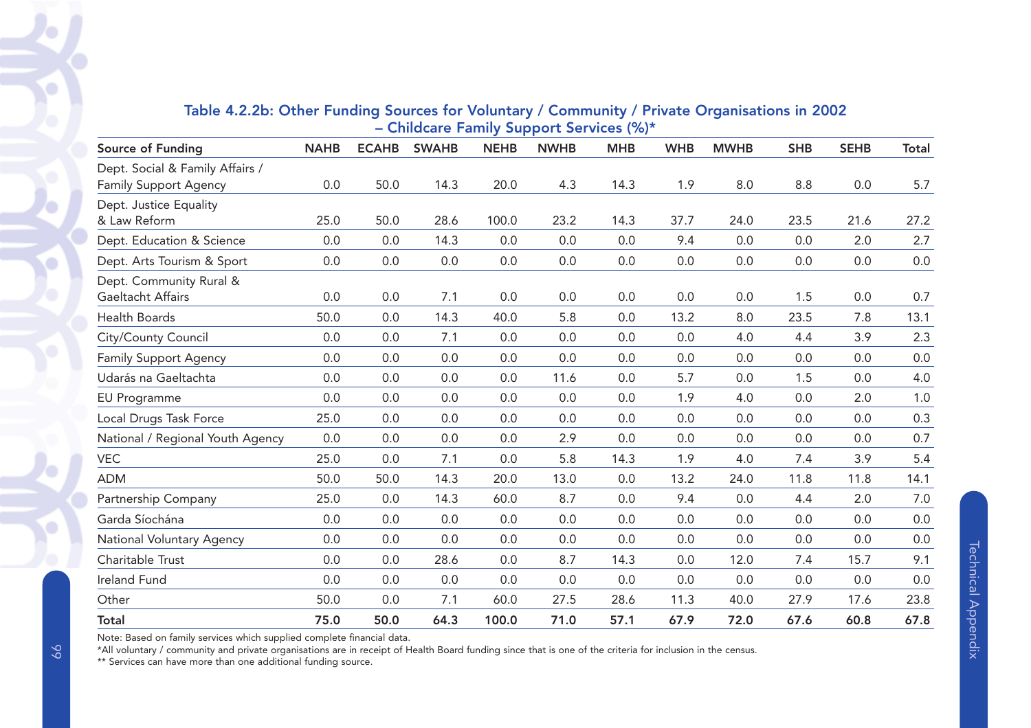### Table 4.2.2b: Other Funding Sources for Voluntary / Community / Private Organisations in 2002 – Childcare Family Support Services (%)*

| Source of Funding | NAHB | ECAHB | SWAHB | NEHB | NWHB | MHB | WHB | MWHB | SHB | SEHB | Total |
|---|---|---|---|---|---|---|---|---|---|---|---|
| Dept. Social & Family Affairs / Family Support Agency | 0.0 | 50.0 | 14.3 | 20.0 | 4.3 | 14.3 | 1.9 | 8.0 | 8.8 | 0.0 | 5.7 |
| Dept. Justice Equality & Law Reform | 25.0 | 50.0 | 28.6 | 100.0 | 23.2 | 14.3 | 37.7 | 24.0 | 23.5 | 21.6 | 27.2 |
| Dept. Education & Science | 0.0 | 0.0 | 14.3 | 0.0 | 0.0 | 0.0 | 9.4 | 0.0 | 0.0 | 2.0 | 2.7 |
| Dept. Arts Tourism & Sport | 0.0 | 0.0 | 0.0 | 0.0 | 0.0 | 0.0 | 0.0 | 0.0 | 0.0 | 0.0 | 0.0 |
| Dept. Community Rural & Gaeltacht Affairs | 0.0 | 0.0 | 7.1 | 0.0 | 0.0 | 0.0 | 0.0 | 0.0 | 1.5 | 0.0 | 0.7 |
| Health Boards | 50.0 | 0.0 | 14.3 | 40.0 | 5.8 | 0.0 | 13.2 | 8.0 | 23.5 | 7.8 | 13.1 |
| City/County Council | 0.0 | 0.0 | 7.1 | 0.0 | 0.0 | 0.0 | 0.0 | 4.0 | 4.4 | 3.9 | 2.3 |
| Family Support Agency | 0.0 | 0.0 | 0.0 | 0.0 | 0.0 | 0.0 | 0.0 | 0.0 | 0.0 | 0.0 | 0.0 |
| Udarás na Gaeltachta | 0.0 | 0.0 | 0.0 | 0.0 | 11.6 | 0.0 | 5.7 | 0.0 | 1.5 | 0.0 | 4.0 |
| EU Programme | 0.0 | 0.0 | 0.0 | 0.0 | 0.0 | 0.0 | 1.9 | 4.0 | 0.0 | 2.0 | 1.0 |
| Local Drugs Task Force | 25.0 | 0.0 | 0.0 | 0.0 | 0.0 | 0.0 | 0.0 | 0.0 | 0.0 | 0.0 | 0.3 |
| National / Regional Youth Agency | 0.0 | 0.0 | 0.0 | 0.0 | 2.9 | 0.0 | 0.0 | 0.0 | 0.0 | 0.0 | 0.7 |
| VEC | 25.0 | 0.0 | 7.1 | 0.0 | 5.8 | 14.3 | 1.9 | 4.0 | 7.4 | 3.9 | 5.4 |
| ADM | 50.0 | 50.0 | 14.3 | 20.0 | 13.0 | 0.0 | 13.2 | 24.0 | 11.8 | 11.8 | 14.1 |
| Partnership Company | 25.0 | 0.0 | 14.3 | 60.0 | 8.7 | 0.0 | 9.4 | 0.0 | 4.4 | 2.0 | 7.0 |
| Garda Síochána | 0.0 | 0.0 | 0.0 | 0.0 | 0.0 | 0.0 | 0.0 | 0.0 | 0.0 | 0.0 | 0.0 |
| National Voluntary Agency | 0.0 | 0.0 | 0.0 | 0.0 | 0.0 | 0.0 | 0.0 | 0.0 | 0.0 | 0.0 | 0.0 |
| Charitable Trust | 0.0 | 0.0 | 28.6 | 0.0 | 8.7 | 14.3 | 0.0 | 12.0 | 7.4 | 15.7 | 9.1 |
| Ireland Fund | 0.0 | 0.0 | 0.0 | 0.0 | 0.0 | 0.0 | 0.0 | 0.0 | 0.0 | 0.0 | 0.0 |
| Other | 50.0 | 0.0 | 7.1 | 60.0 | 27.5 | 28.6 | 11.3 | 40.0 | 27.9 | 17.6 | 23.8 |
| **Total** | **75.0** | **50.0** | **64.3** | **100.0** | **71.0** | **57.1** | **67.9** | **72.0** | **67.6** | **60.8** | **67.8** |

Note: Based on family services which supplied complete financial data.

*All voluntary / community and private organisations are in receipt of Health Board funding since that is one of the criteria for inclusion in the census.

** Services can have more than one additional funding source.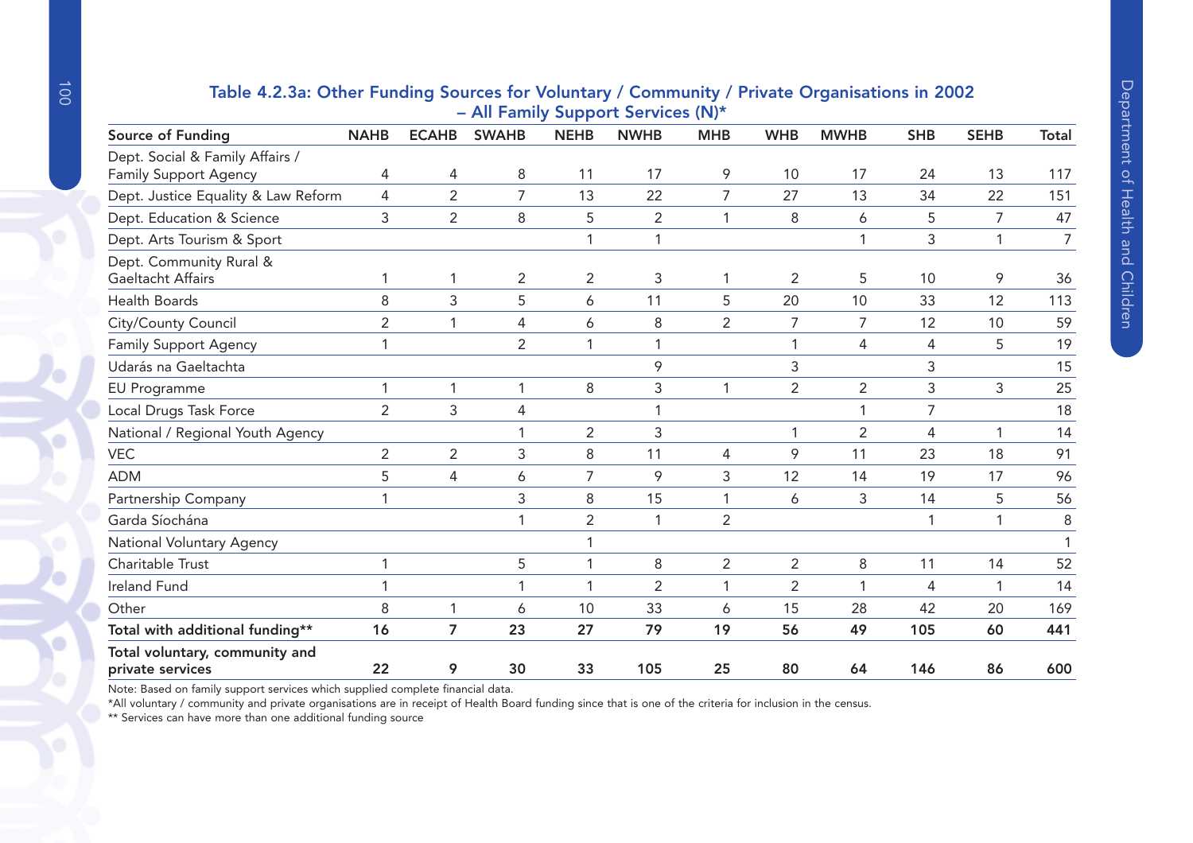## Table 4.2.3a: Other Funding Sources for Voluntary / Community / Private Organisations in 2002 – All Family Support Services (N)*

| Source of Funding | NAHB | ECAHB | SWAHB | NEHB | NWHB | MHB | WHB | MWHB | SHB | SEHB | Total |
|---|---|---|---|---|---|---|---|---|---|---|---|
| Dept. Social & Family Affairs / Family Support Agency | 4 | 4 | 8 | 11 | 17 | 9 | 10 | 17 | 24 | 13 | 117 |
| Dept. Justice Equality & Law Reform | 4 | 2 | 7 | 13 | 22 | 7 | 27 | 13 | 34 | 22 | 151 |
| Dept. Education & Science | 3 | 2 | 8 | 5 | 2 | 1 | 8 | 6 | 5 | 7 | 47 |
| Dept. Arts Tourism & Sport | | | | 1 | 1 | | | 1 | 3 | 1 | 7 |
| Dept. Community Rural & Gaeltacht Affairs | 1 | 1 | 2 | 2 | 3 | 1 | 2 | 5 | 10 | 9 | 36 |
| Health Boards | 8 | 3 | 5 | 6 | 11 | 5 | 20 | 10 | 33 | 12 | 113 |
| City/County Council | 2 | 1 | 4 | 6 | 8 | 2 | 7 | 7 | 12 | 10 | 59 |
| Family Support Agency | 1 | | 2 | 1 | 1 | | 1 | 4 | 4 | 5 | 19 |
| Udarás na Gaeltachta | | | | | 9 | | 3 | | 3 | | 15 |
| EU Programme | 1 | 1 | 1 | 8 | 3 | 1 | 2 | 2 | 3 | 3 | 25 |
| Local Drugs Task Force | 2 | 3 | 4 | | 1 | | | 1 | 7 | | 18 |
| National / Regional Youth Agency | | | 1 | 2 | 3 | | 1 | 2 | 4 | 1 | 14 |
| VEC | 2 | 2 | 3 | 8 | 11 | 4 | 9 | 11 | 23 | 18 | 91 |
| ADM | 5 | 4 | 6 | 7 | 9 | 3 | 12 | 14 | 19 | 17 | 96 |
| Partnership Company | 1 | | 3 | 8 | 15 | 1 | 6 | 3 | 14 | 5 | 56 |
| Garda Síochána | | | 1 | 2 | 1 | 2 | | | 1 | 1 | 8 |
| National Voluntary Agency | | | | 1 | | | | | | | 1 |
| Charitable Trust | 1 | | 5 | 1 | 8 | 2 | 2 | 8 | 11 | 14 | 52 |
| Ireland Fund | 1 | | 1 | 1 | 2 | 1 | 2 | 1 | 4 | 1 | 14 |
| Other | 8 | 1 | 6 | 10 | 33 | 6 | 15 | 28 | 42 | 20 | 169 |
| **Total with additional funding**** | **16** | **7** | **23** | **27** | **79** | **19** | **56** | **49** | **105** | **60** | **441** |
| **Total voluntary, community and private services** | **22** | **9** | **30** | **33** | **105** | **25** | **80** | **64** | **146** | **86** | **600** |

Note: Based on family support services which supplied complete financial data.

*All voluntary / community and private organisations are in receipt of Health Board funding since that is one of the criteria for inclusion in the census.

** Services can have more than one additional funding source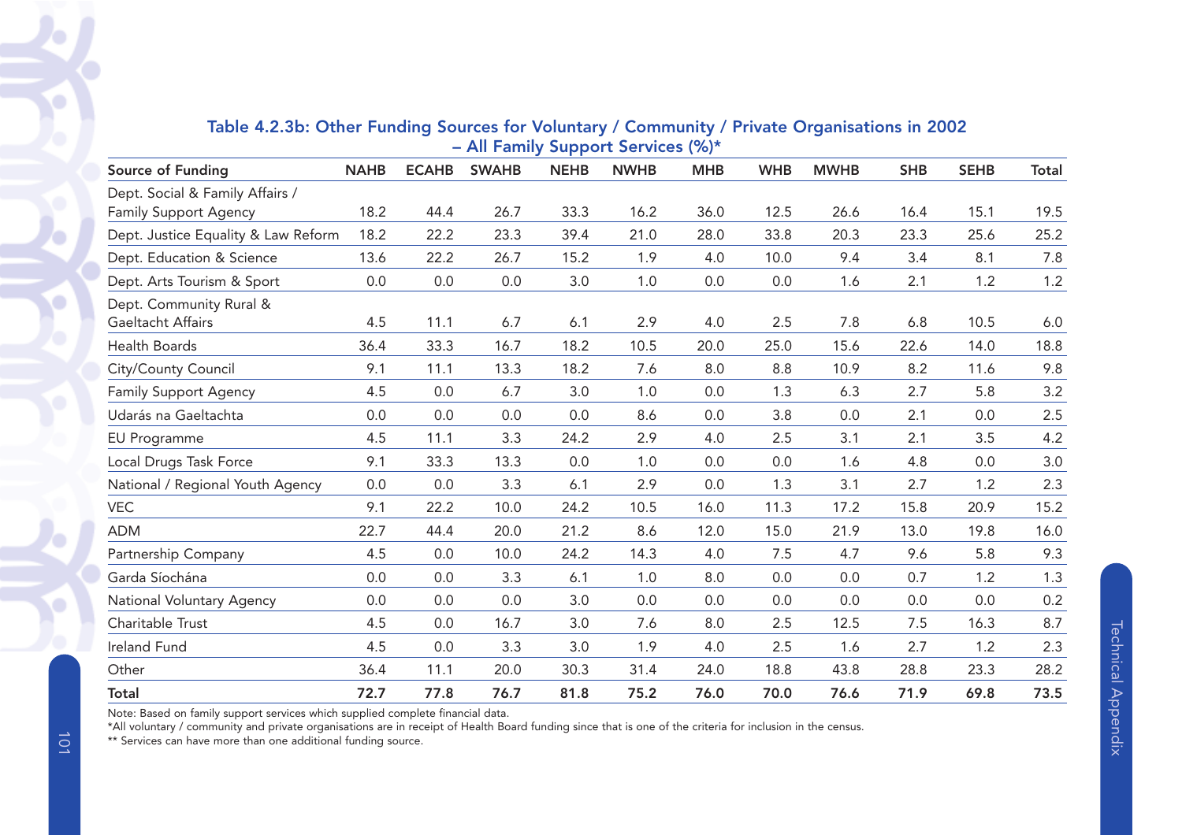### Table 4.2.3b: Other Funding Sources for Voluntary / Community / Private Organisations in 2002 – All Family Support Services (%)*

| Source of Funding | NAHB | ECAHB | SWAHB | NEHB | NWHB | MHB | WHB | MWHB | SHB | SEHB | Total |
|---|---|---|---|---|---|---|---|---|---|---|---|
| Dept. Social & Family Affairs / Family Support Agency | 18.2 | 44.4 | 26.7 | 33.3 | 16.2 | 36.0 | 12.5 | 26.6 | 16.4 | 15.1 | 19.5 |
| Dept. Justice Equality & Law Reform | 18.2 | 22.2 | 23.3 | 39.4 | 21.0 | 28.0 | 33.8 | 20.3 | 23.3 | 25.6 | 25.2 |
| Dept. Education & Science | 13.6 | 22.2 | 26.7 | 15.2 | 1.9 | 4.0 | 10.0 | 9.4 | 3.4 | 8.1 | 7.8 |
| Dept. Arts Tourism & Sport | 0.0 | 0.0 | 0.0 | 3.0 | 1.0 | 0.0 | 0.0 | 1.6 | 2.1 | 1.2 | 1.2 |
| Dept. Community Rural & Gaeltacht Affairs | 4.5 | 11.1 | 6.7 | 6.1 | 2.9 | 4.0 | 2.5 | 7.8 | 6.8 | 10.5 | 6.0 |
| Health Boards | 36.4 | 33.3 | 16.7 | 18.2 | 10.5 | 20.0 | 25.0 | 15.6 | 22.6 | 14.0 | 18.8 |
| City/County Council | 9.1 | 11.1 | 13.3 | 18.2 | 7.6 | 8.0 | 8.8 | 10.9 | 8.2 | 11.6 | 9.8 |
| Family Support Agency | 4.5 | 0.0 | 6.7 | 3.0 | 1.0 | 0.0 | 1.3 | 6.3 | 2.7 | 5.8 | 3.2 |
| Udarás na Gaeltachta | 0.0 | 0.0 | 0.0 | 0.0 | 8.6 | 0.0 | 3.8 | 0.0 | 2.1 | 0.0 | 2.5 |
| EU Programme | 4.5 | 11.1 | 3.3 | 24.2 | 2.9 | 4.0 | 2.5 | 3.1 | 2.1 | 3.5 | 4.2 |
| Local Drugs Task Force | 9.1 | 33.3 | 13.3 | 0.0 | 1.0 | 0.0 | 0.0 | 1.6 | 4.8 | 0.0 | 3.0 |
| National / Regional Youth Agency | 0.0 | 0.0 | 3.3 | 6.1 | 2.9 | 0.0 | 1.3 | 3.1 | 2.7 | 1.2 | 2.3 |
| VEC | 9.1 | 22.2 | 10.0 | 24.2 | 10.5 | 16.0 | 11.3 | 17.2 | 15.8 | 20.9 | 15.2 |
| ADM | 22.7 | 44.4 | 20.0 | 21.2 | 8.6 | 12.0 | 15.0 | 21.9 | 13.0 | 19.8 | 16.0 |
| Partnership Company | 4.5 | 0.0 | 10.0 | 24.2 | 14.3 | 4.0 | 7.5 | 4.7 | 9.6 | 5.8 | 9.3 |
| Garda Síochána | 0.0 | 0.0 | 3.3 | 6.1 | 1.0 | 8.0 | 0.0 | 0.0 | 0.7 | 1.2 | 1.3 |
| National Voluntary Agency | 0.0 | 0.0 | 0.0 | 3.0 | 0.0 | 0.0 | 0.0 | 0.0 | 0.0 | 0.0 | 0.2 |
| Charitable Trust | 4.5 | 0.0 | 16.7 | 3.0 | 7.6 | 8.0 | 2.5 | 12.5 | 7.5 | 16.3 | 8.7 |
| Ireland Fund | 4.5 | 0.0 | 3.3 | 3.0 | 1.9 | 4.0 | 2.5 | 1.6 | 2.7 | 1.2 | 2.3 |
| Other | 36.4 | 11.1 | 20.0 | 30.3 | 31.4 | 24.0 | 18.8 | 43.8 | 28.8 | 23.3 | 28.2 |
| **Total** | **72.7** | **77.8** | **76.7** | **81.8** | **75.2** | **76.0** | **70.0** | **76.6** | **71.9** | **69.8** | **73.5** |

Note: Based on family support services which supplied complete financial data.
*All voluntary / community and private organisations are in receipt of Health Board funding since that is one of the criteria for inclusion in the census.
** Services can have more than one additional funding source.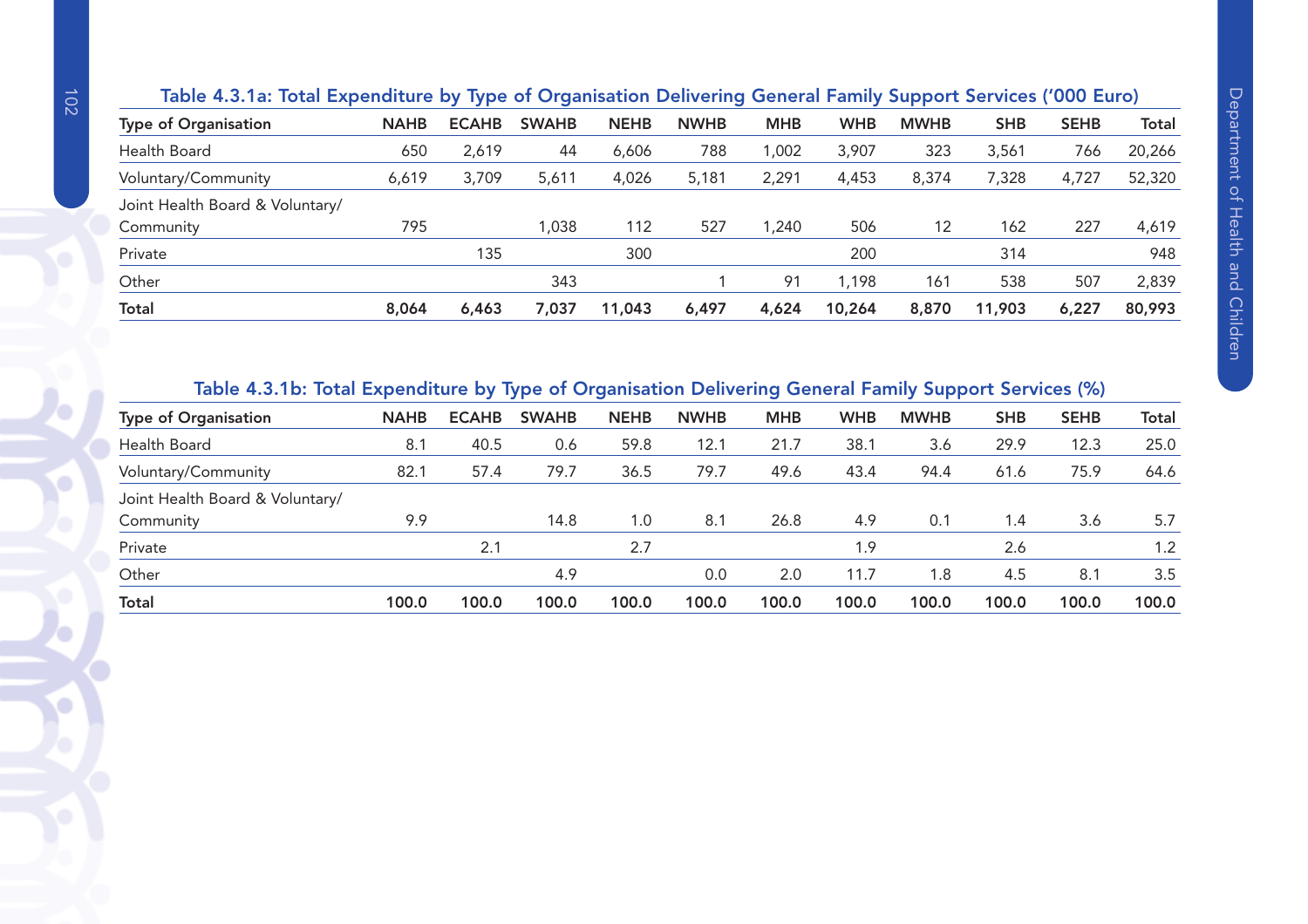### Table 4.3.1a: Total Expenditure by Type of Organisation Delivering General Family Support Services ('000 Euro)

| Type of Organisation | NAHB | ECAHB | SWAHB | NEHB | NWHB | MHB | WHB | MWHB | SHB | SEHB | Total |
|---|---|---|---|---|---|---|---|---|---|---|---|
| Health Board | 650 | 2,619 | 44 | 6,606 | 788 | 1,002 | 3,907 | 323 | 3,561 | 766 | 20,266 |
| Voluntary/Community | 6,619 | 3,709 | 5,611 | 4,026 | 5,181 | 2,291 | 4,453 | 8,374 | 7,328 | 4,727 | 52,320 |
| Joint Health Board & Voluntary/ Community | 795 | | 1,038 | 112 | 527 | 1,240 | 506 | 12 | 162 | 227 | 4,619 |
| Private | | 135 | | 300 | | | 200 | | 314 | | 948 |
| Other | | | 343 | | 1 | 91 | 1,198 | 161 | 538 | 507 | 2,839 |
| **Total** | **8,064** | **6,463** | **7,037** | **11,043** | **6,497** | **4,624** | **10,264** | **8,870** | **11,903** | **6,227** | **80,993** |

### Table 4.3.1b: Total Expenditure by Type of Organisation Delivering General Family Support Services (%)

| Type of Organisation | NAHB | ECAHB | SWAHB | NEHB | NWHB | MHB | WHB | MWHB | SHB | SEHB | Total |
|---|---|---|---|---|---|---|---|---|---|---|---|
| Health Board | 8.1 | 40.5 | 0.6 | 59.8 | 12.1 | 21.7 | 38.1 | 3.6 | 29.9 | 12.3 | 25.0 |
| Voluntary/Community | 82.1 | 57.4 | 79.7 | 36.5 | 79.7 | 49.6 | 43.4 | 94.4 | 61.6 | 75.9 | 64.6 |
| Joint Health Board & Voluntary/ Community | 9.9 | | 14.8 | 1.0 | 8.1 | 26.8 | 4.9 | 0.1 | 1.4 | 3.6 | 5.7 |
| Private | | 2.1 | | 2.7 | | | 1.9 | | 2.6 | | 1.2 |
| Other | | | 4.9 | | 0.0 | 2.0 | 11.7 | 1.8 | 4.5 | 8.1 | 3.5 |
| **Total** | **100.0** | **100.0** | **100.0** | **100.0** | **100.0** | **100.0** | **100.0** | **100.0** | **100.0** | **100.0** | **100.0** |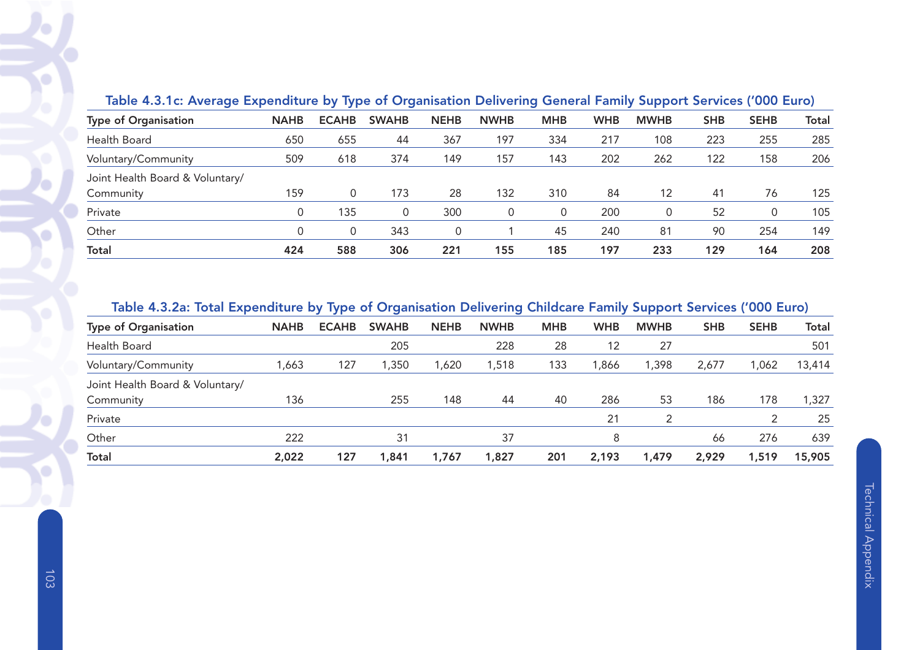### Table 4.3.1c: Average Expenditure by Type of Organisation Delivering General Family Support Services ('000 Euro)

| Type of Organisation | NAHB | ECAHB | SWAHB | NEHB | NWHB | MHB | WHB | MWHB | SHB | SEHB | Total |
|---|---|---|---|---|---|---|---|---|---|---|---|
| Health Board | 650 | 655 | 44 | 367 | 197 | 334 | 217 | 108 | 223 | 255 | 285 |
| Voluntary/Community | 509 | 618 | 374 | 149 | 157 | 143 | 202 | 262 | 122 | 158 | 206 |
| Joint Health Board & Voluntary/ Community | 159 | 0 | 173 | 28 | 132 | 310 | 84 | 12 | 41 | 76 | 125 |
| Private | 0 | 135 | 0 | 300 | 0 | 0 | 200 | 0 | 52 | 0 | 105 |
| Other | 0 | 0 | 343 | 0 | 1 | 45 | 240 | 81 | 90 | 254 | 149 |
| **Total** | **424** | **588** | **306** | **221** | **155** | **185** | **197** | **233** | **129** | **164** | **208** |

### Table 4.3.2a: Total Expenditure by Type of Organisation Delivering Childcare Family Support Services ('000 Euro)

| Type of Organisation | NAHB | ECAHB | SWAHB | NEHB | NWHB | MHB | WHB | MWHB | SHB | SEHB | Total |
|---|---|---|---|---|---|---|---|---|---|---|---|
| Health Board | | | 205 | | 228 | 28 | 12 | 27 | | | 501 |
| Voluntary/Community | 1,663 | 127 | 1,350 | 1,620 | 1,518 | 133 | 1,866 | 1,398 | 2,677 | 1,062 | 13,414 |
| Joint Health Board & Voluntary/ Community | 136 | | 255 | 148 | 44 | 40 | 286 | 53 | 186 | 178 | 1,327 |
| Private | | | | | | | 21 | 2 | | 2 | 25 |
| Other | 222 | | 31 | | 37 | | 8 | | 66 | 276 | 639 |
| **Total** | **2,022** | **127** | **1,841** | **1,767** | **1,827** | **201** | **2,193** | **1,479** | **2,929** | **1,519** | **15,905** |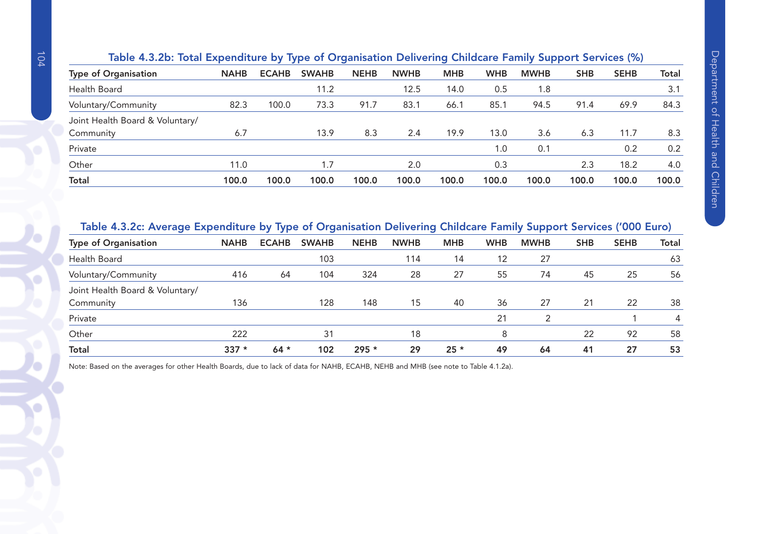### Table 4.3.2b: Total Expenditure by Type of Organisation Delivering Childcare Family Support Services (%)

| Type of Organisation | NAHB | ECAHB | SWAHB | NEHB | NWHB | MHB | WHB | MWHB | SHB | SEHB | Total |
|---|---|---|---|---|---|---|---|---|---|---|---|
| Health Board | | | 11.2 | | 12.5 | 14.0 | 0.5 | 1.8 | | | 3.1 |
| Voluntary/Community | 82.3 | 100.0 | 73.3 | 91.7 | 83.1 | 66.1 | 85.1 | 94.5 | 91.4 | 69.9 | 84.3 |
| Joint Health Board & Voluntary/ Community | 6.7 | | 13.9 | 8.3 | 2.4 | 19.9 | 13.0 | 3.6 | 6.3 | 11.7 | 8.3 |
| Private | | | | | | | 1.0 | 0.1 | | 0.2 | 0.2 |
| Other | 11.0 | | 1.7 | | 2.0 | | 0.3 | | 2.3 | 18.2 | 4.0 |
| **Total** | **100.0** | **100.0** | **100.0** | **100.0** | **100.0** | **100.0** | **100.0** | **100.0** | **100.0** | **100.0** | **100.0** |

### Table 4.3.2c: Average Expenditure by Type of Organisation Delivering Childcare Family Support Services ('000 Euro)

| Type of Organisation | NAHB | ECAHB | SWAHB | NEHB | NWHB | MHB | WHB | MWHB | SHB | SEHB | Total |
|---|---|---|---|---|---|---|---|---|---|---|---|
| Health Board | | | 103 | | 114 | 14 | 12 | 27 | | | 63 |
| Voluntary/Community | 416 | 64 | 104 | 324 | 28 | 27 | 55 | 74 | 45 | 25 | 56 |
| Joint Health Board & Voluntary/ Community | 136 | | 128 | 148 | 15 | 40 | 36 | 27 | 21 | 22 | 38 |
| Private | | | | | | | 21 | 2 | | 1 | 4 |
| Other | 222 | | 31 | | 18 | | 8 | | 22 | 92 | 58 |
| **Total** | **337 *** | **64 *** | **102** | **295 *** | **29** | **25 *** | **49** | **64** | **41** | **27** | **53** |

Note: Based on the averages for other Health Boards, due to lack of data for NAHB, ECAHB, NEHB and MHB (see note to Table 4.1.2a).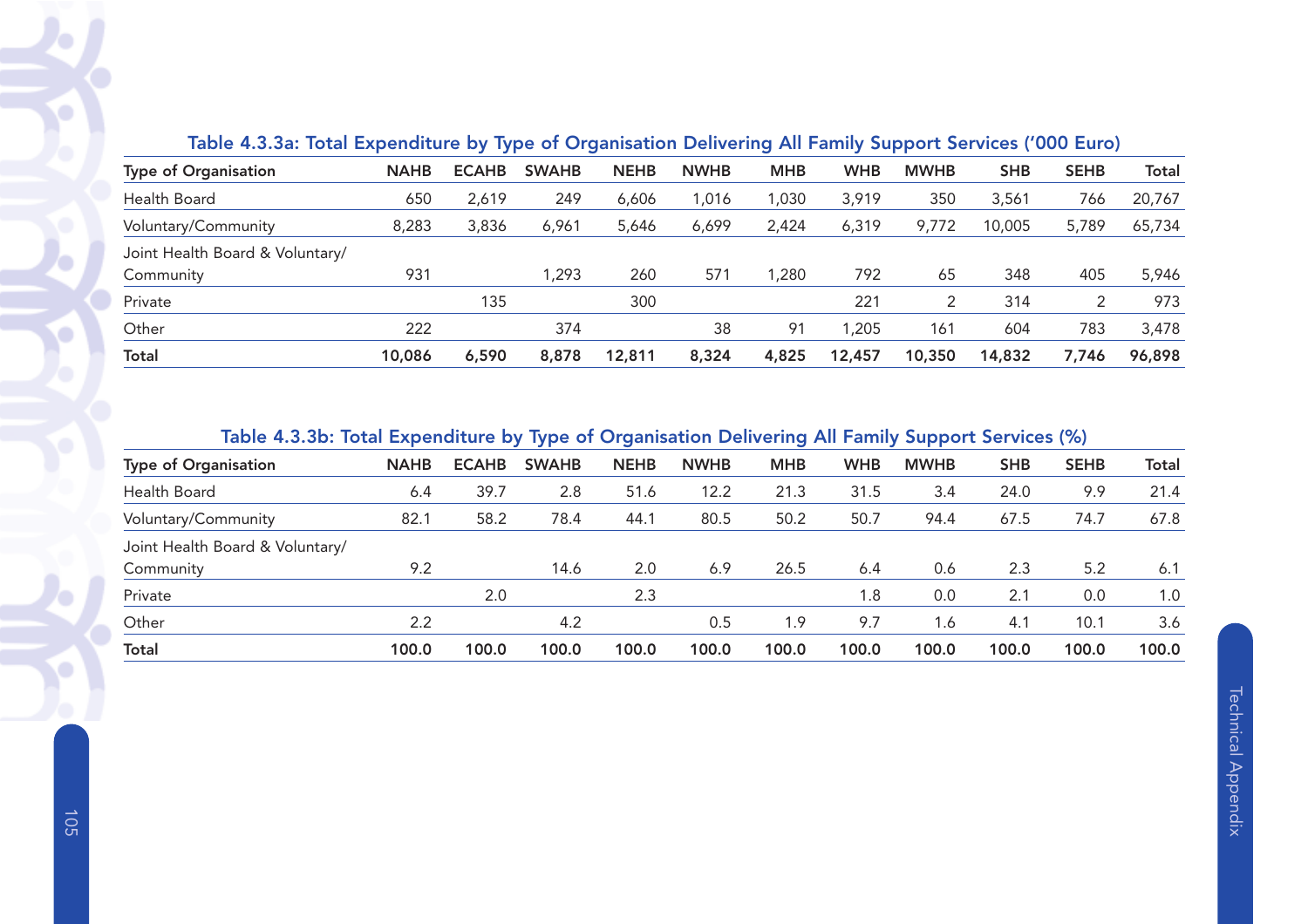### Table 4.3.3a: Total Expenditure by Type of Organisation Delivering All Family Support Services ('000 Euro)

| Type of Organisation | NAHB | ECAHB | SWAHB | NEHB | NWHB | MHB | WHB | MWHB | SHB | SEHB | Total |
|---|---|---|---|---|---|---|---|---|---|---|---|
| Health Board | 650 | 2,619 | 249 | 6,606 | 1,016 | 1,030 | 3,919 | 350 | 3,561 | 766 | 20,767 |
| Voluntary/Community | 8,283 | 3,836 | 6,961 | 5,646 | 6,699 | 2,424 | 6,319 | 9,772 | 10,005 | 5,789 | 65,734 |
| Joint Health Board & Voluntary/ Community | 931 | | 1,293 | 260 | 571 | 1,280 | 792 | 65 | 348 | 405 | 5,946 |
| Private | | 135 | | 300 | | | 221 | 2 | 314 | 2 | 973 |
| Other | 222 | | 374 | | 38 | 91 | 1,205 | 161 | 604 | 783 | 3,478 |
| **Total** | **10,086** | **6,590** | **8,878** | **12,811** | **8,324** | **4,825** | **12,457** | **10,350** | **14,832** | **7,746** | **96,898** |

### Table 4.3.3b: Total Expenditure by Type of Organisation Delivering All Family Support Services (%)

| Type of Organisation | NAHB | ECAHB | SWAHB | NEHB | NWHB | MHB | WHB | MWHB | SHB | SEHB | Total |
|---|---|---|---|---|---|---|---|---|---|---|---|
| Health Board | 6.4 | 39.7 | 2.8 | 51.6 | 12.2 | 21.3 | 31.5 | 3.4 | 24.0 | 9.9 | 21.4 |
| Voluntary/Community | 82.1 | 58.2 | 78.4 | 44.1 | 80.5 | 50.2 | 50.7 | 94.4 | 67.5 | 74.7 | 67.8 |
| Joint Health Board & Voluntary/ Community | 9.2 | | 14.6 | 2.0 | 6.9 | 26.5 | 6.4 | 0.6 | 2.3 | 5.2 | 6.1 |
| Private | | 2.0 | | 2.3 | | | 1.8 | 0.0 | 2.1 | 0.0 | 1.0 |
| Other | 2.2 | | 4.2 | | 0.5 | 1.9 | 9.7 | 1.6 | 4.1 | 10.1 | 3.6 |
| **Total** | **100.0** | **100.0** | **100.0** | **100.0** | **100.0** | **100.0** | **100.0** | **100.0** | **100.0** | **100.0** | **100.0** |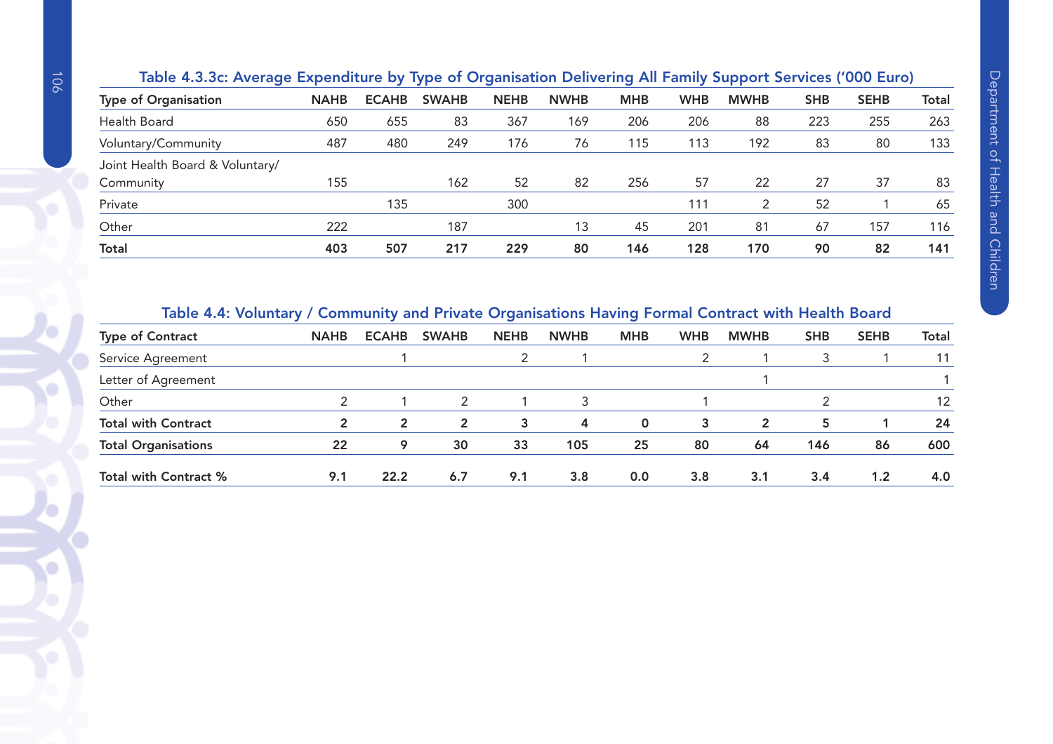### Table 4.3.3c: Average Expenditure by Type of Organisation Delivering All Family Support Services ('000 Euro)

| Type of Organisation | NAHB | ECAHB | SWAHB | NEHB | NWHB | MHB | WHB | MWHB | SHB | SEHB | Total |
|---|---|---|---|---|---|---|---|---|---|---|---|
| Health Board | 650 | 655 | 83 | 367 | 169 | 206 | 206 | 88 | 223 | 255 | 263 |
| Voluntary/Community | 487 | 480 | 249 | 176 | 76 | 115 | 113 | 192 | 83 | 80 | 133 |
| Joint Health Board & Voluntary/ Community | 155 | | 162 | 52 | 82 | 256 | 57 | 22 | 27 | 37 | 83 |
| Private | | 135 | | 300 | | | 111 | 2 | 52 | 1 | 65 |
| Other | 222 | | 187 | | 13 | 45 | 201 | 81 | 67 | 157 | 116 |
| **Total** | **403** | **507** | **217** | **229** | **80** | **146** | **128** | **170** | **90** | **82** | **141** |

### Table 4.4: Voluntary / Community and Private Organisations Having Formal Contract with Health Board

| Type of Contract | NAHB | ECAHB | SWAHB | NEHB | NWHB | MHB | WHB | MWHB | SHB | SEHB | Total |
|---|---|---|---|---|---|---|---|---|---|---|---|
| Service Agreement | | 1 | | 2 | 1 | | 2 | 1 | 3 | 1 | 11 |
| Letter of Agreement | | | | | | | | 1 | | | 1 |
| Other | 2 | 1 | 2 | 1 | 3 | | 1 | | 2 | | 12 |
| **Total with Contract** | **2** | **2** | **2** | **3** | **4** | **0** | **3** | **2** | **5** | **1** | **24** |
| **Total Organisations** | **22** | **9** | **30** | **33** | **105** | **25** | **80** | **64** | **146** | **86** | **600** |
| **Total with Contract %** | **9.1** | **22.2** | **6.7** | **9.1** | **3.8** | **0.0** | **3.8** | **3.1** | **3.4** | **1.2** | **4.0** |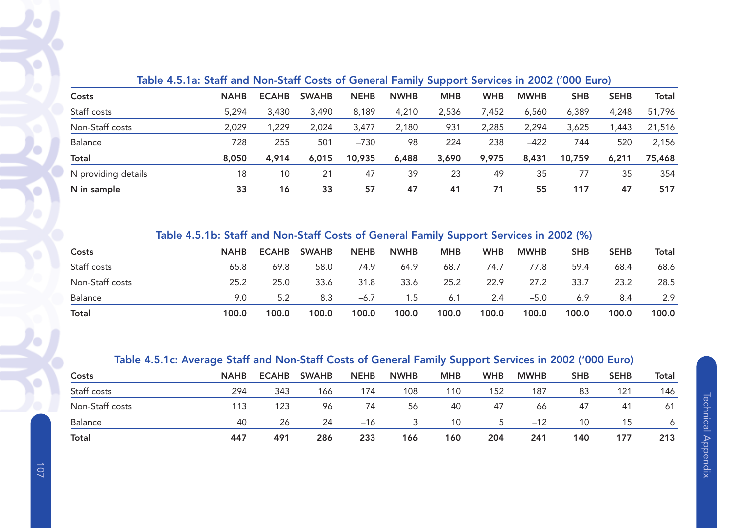### Table 4.5.1a: Staff and Non-Staff Costs of General Family Support Services in 2002 ('000 Euro)

| Costs | NAHB | ECAHB | SWAHB | NEHB | NWHB | MHB | WHB | MWHB | SHB | SEHB | Total |
|---|---|---|---|---|---|---|---|---|---|---|---|
| Staff costs | 5,294 | 3,430 | 3,490 | 8,189 | 4,210 | 2,536 | 7,452 | 6,560 | 6,389 | 4,248 | 51,796 |
| Non-Staff costs | 2,029 | 1,229 | 2,024 | 3,477 | 2,180 | 931 | 2,285 | 2,294 | 3,625 | 1,443 | 21,516 |
| Balance | 728 | 255 | 501 | –730 | 98 | 224 | 238 | –422 | 744 | 520 | 2,156 |
| **Total** | **8,050** | **4,914** | **6,015** | **10,935** | **6,488** | **3,690** | **9,975** | **8,431** | **10,759** | **6,211** | **75,468** |
| N providing details | 18 | 10 | 21 | 47 | 39 | 23 | 49 | 35 | 77 | 35 | 354 |
| **N in sample** | **33** | **16** | **33** | **57** | **47** | **41** | **71** | **55** | **117** | **47** | **517** |

### Table 4.5.1b: Staff and Non-Staff Costs of General Family Support Services in 2002 (%)

| Costs | NAHB | ECAHB | SWAHB | NEHB | NWHB | MHB | WHB | MWHB | SHB | SEHB | Total |
|---|---|---|---|---|---|---|---|---|---|---|---|
| Staff costs | 65.8 | 69.8 | 58.0 | 74.9 | 64.9 | 68.7 | 74.7 | 77.8 | 59.4 | 68.4 | 68.6 |
| Non-Staff costs | 25.2 | 25.0 | 33.6 | 31.8 | 33.6 | 25.2 | 22.9 | 27.2 | 33.7 | 23.2 | 28.5 |
| Balance | 9.0 | 5.2 | 8.3 | –6.7 | 1.5 | 6.1 | 2.4 | –5.0 | 6.9 | 8.4 | 2.9 |
| **Total** | **100.0** | **100.0** | **100.0** | **100.0** | **100.0** | **100.0** | **100.0** | **100.0** | **100.0** | **100.0** | **100.0** |

### Table 4.5.1c: Average Staff and Non-Staff Costs of General Family Support Services in 2002 ('000 Euro)

| Costs | NAHB | ECAHB | SWAHB | NEHB | NWHB | MHB | WHB | MWHB | SHB | SEHB | Total |
|---|---|---|---|---|---|---|---|---|---|---|---|
| Staff costs | 294 | 343 | 166 | 174 | 108 | 110 | 152 | 187 | 83 | 121 | 146 |
| Non-Staff costs | 113 | 123 | 96 | 74 | 56 | 40 | 47 | 66 | 47 | 41 | 61 |
| Balance | 40 | 26 | 24 | –16 | 3 | 10 | 5 | –12 | 10 | 15 | 6 |
| **Total** | **447** | **491** | **286** | **233** | **166** | **160** | **204** | **241** | **140** | **177** | **213** |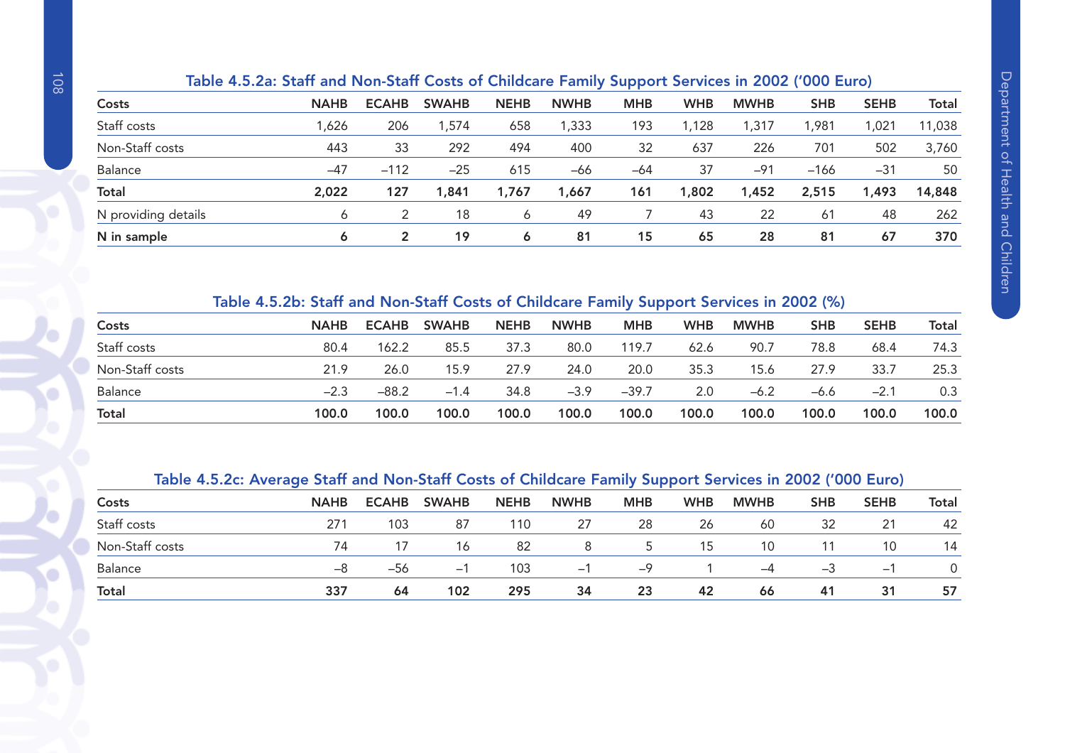### Table 4.5.2a: Staff and Non-Staff Costs of Childcare Family Support Services in 2002 ('000 Euro)

| Costs | NAHB | ECAHB | SWAHB | NEHB | NWHB | MHB | WHB | MWHB | SHB | SEHB | Total |
|---|---|---|---|---|---|---|---|---|---|---|---|
| Staff costs | 1,626 | 206 | 1,574 | 658 | 1,333 | 193 | 1,128 | 1,317 | 1,981 | 1,021 | 11,038 |
| Non-Staff costs | 443 | 33 | 292 | 494 | 400 | 32 | 637 | 226 | 701 | 502 | 3,760 |
| Balance | –47 | –112 | –25 | 615 | –66 | –64 | 37 | –91 | –166 | –31 | 50 |
| **Total** | **2,022** | **127** | **1,841** | **1,767** | **1,667** | **161** | **1,802** | **1,452** | **2,515** | **1,493** | **14,848** |
| N providing details | 6 | 2 | 18 | 6 | 49 | 7 | 43 | 22 | 61 | 48 | 262 |
| **N in sample** | **6** | **2** | **19** | **6** | **81** | **15** | **65** | **28** | **81** | **67** | **370** |

### Table 4.5.2b: Staff and Non-Staff Costs of Childcare Family Support Services in 2002 (%)

| Costs | NAHB | ECAHB | SWAHB | NEHB | NWHB | MHB | WHB | MWHB | SHB | SEHB | Total |
|---|---|---|---|---|---|---|---|---|---|---|---|
| Staff costs | 80.4 | 162.2 | 85.5 | 37.3 | 80.0 | 119.7 | 62.6 | 90.7 | 78.8 | 68.4 | 74.3 |
| Non-Staff costs | 21.9 | 26.0 | 15.9 | 27.9 | 24.0 | 20.0 | 35.3 | 15.6 | 27.9 | 33.7 | 25.3 |
| Balance | –2.3 | –88.2 | –1.4 | 34.8 | –3.9 | –39.7 | 2.0 | –6.2 | –6.6 | –2.1 | 0.3 |
| **Total** | **100.0** | **100.0** | **100.0** | **100.0** | **100.0** | **100.0** | **100.0** | **100.0** | **100.0** | **100.0** | **100.0** |

### Table 4.5.2c: Average Staff and Non-Staff Costs of Childcare Family Support Services in 2002 ('000 Euro)

| Costs | NAHB | ECAHB | SWAHB | NEHB | NWHB | MHB | WHB | MWHB | SHB | SEHB | Total |
|---|---|---|---|---|---|---|---|---|---|---|---|
| Staff costs | 271 | 103 | 87 | 110 | 27 | 28 | 26 | 60 | 32 | 21 | 42 |
| Non-Staff costs | 74 | 17 | 16 | 82 | 8 | 5 | 15 | 10 | 11 | 10 | 14 |
| Balance | –8 | –56 | –1 | 103 | –1 | –9 | 1 | –4 | –3 | –1 | 0 |
| **Total** | **337** | **64** | **102** | **295** | **34** | **23** | **42** | **66** | **41** | **31** | **57** |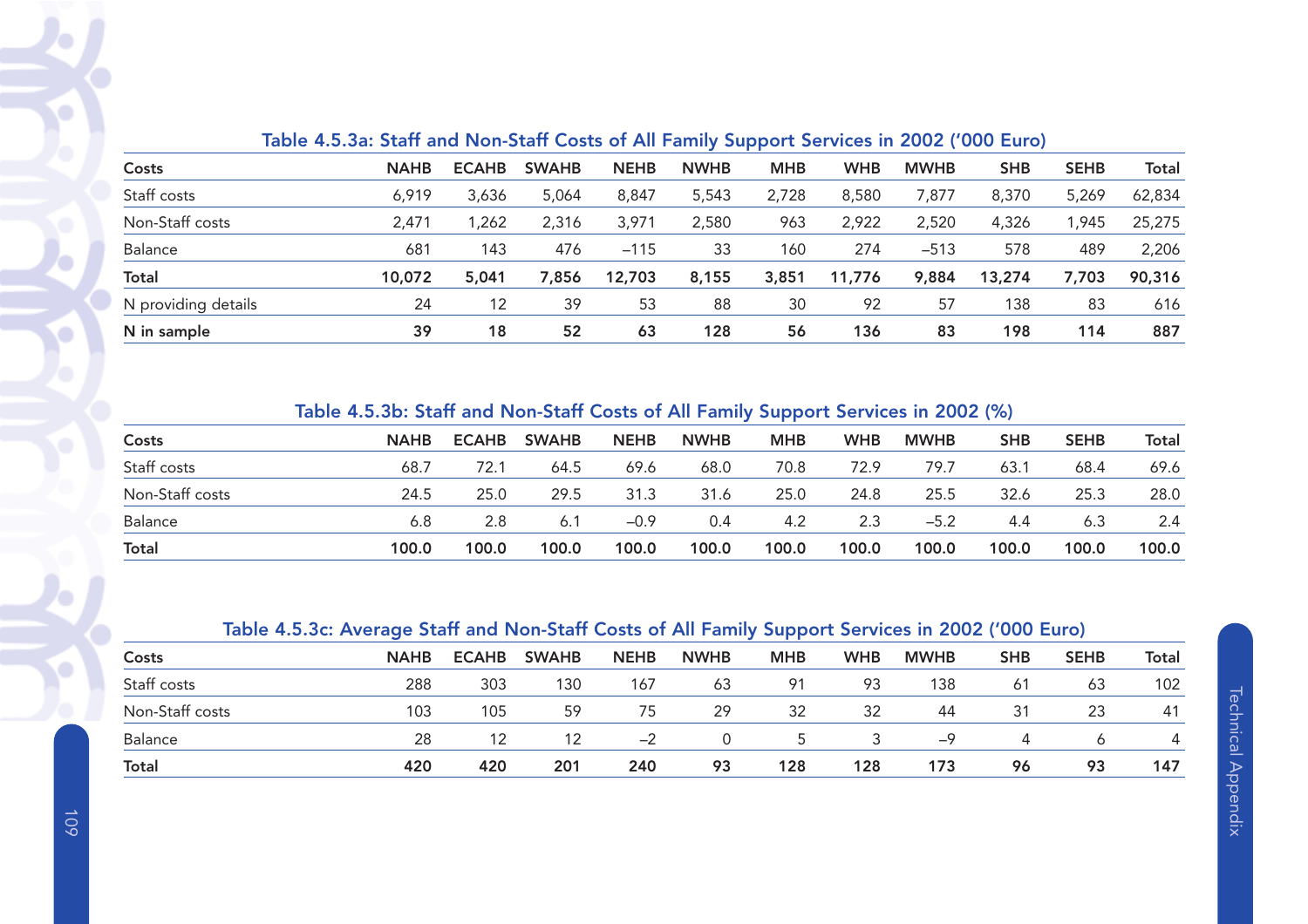### Table 4.5.3a: Staff and Non-Staff Costs of All Family Support Services in 2002 ('000 Euro)

| Costs | NAHB | ECAHB | SWAHB | NEHB | NWHB | MHB | WHB | MWHB | SHB | SEHB | Total |
|---|---|---|---|---|---|---|---|---|---|---|---|
| Staff costs | 6,919 | 3,636 | 5,064 | 8,847 | 5,543 | 2,728 | 8,580 | 7,877 | 8,370 | 5,269 | 62,834 |
| Non-Staff costs | 2,471 | 1,262 | 2,316 | 3,971 | 2,580 | 963 | 2,922 | 2,520 | 4,326 | 1,945 | 25,275 |
| Balance | 681 | 143 | 476 | –115 | 33 | 160 | 274 | –513 | 578 | 489 | 2,206 |
| **Total** | **10,072** | **5,041** | **7,856** | **12,703** | **8,155** | **3,851** | **11,776** | **9,884** | **13,274** | **7,703** | **90,316** |
| N providing details | 24 | 12 | 39 | 53 | 88 | 30 | 92 | 57 | 138 | 83 | 616 |
| **N in sample** | **39** | **18** | **52** | **63** | **128** | **56** | **136** | **83** | **198** | **114** | **887** |

### Table 4.5.3b: Staff and Non-Staff Costs of All Family Support Services in 2002 (%)

| Costs | NAHB | ECAHB | SWAHB | NEHB | NWHB | MHB | WHB | MWHB | SHB | SEHB | Total |
|---|---|---|---|---|---|---|---|---|---|---|---|
| Staff costs | 68.7 | 72.1 | 64.5 | 69.6 | 68.0 | 70.8 | 72.9 | 79.7 | 63.1 | 68.4 | 69.6 |
| Non-Staff costs | 24.5 | 25.0 | 29.5 | 31.3 | 31.6 | 25.0 | 24.8 | 25.5 | 32.6 | 25.3 | 28.0 |
| Balance | 6.8 | 2.8 | 6.1 | –0.9 | 0.4 | 4.2 | 2.3 | –5.2 | 4.4 | 6.3 | 2.4 |
| **Total** | **100.0** | **100.0** | **100.0** | **100.0** | **100.0** | **100.0** | **100.0** | **100.0** | **100.0** | **100.0** | **100.0** |

### Table 4.5.3c: Average Staff and Non-Staff Costs of All Family Support Services in 2002 ('000 Euro)

| Costs | NAHB | ECAHB | SWAHB | NEHB | NWHB | MHB | WHB | MWHB | SHB | SEHB | Total |
|---|---|---|---|---|---|---|---|---|---|---|---|
| Staff costs | 288 | 303 | 130 | 167 | 63 | 91 | 93 | 138 | 61 | 63 | 102 |
| Non-Staff costs | 103 | 105 | 59 | 75 | 29 | 32 | 32 | 44 | 31 | 23 | 41 |
| Balance | 28 | 12 | 12 | –2 | 0 | 5 | 3 | –9 | 4 | 6 | 4 |
| **Total** | **420** | **420** | **201** | **240** | **93** | **128** | **128** | **173** | **96** | **93** | **147** |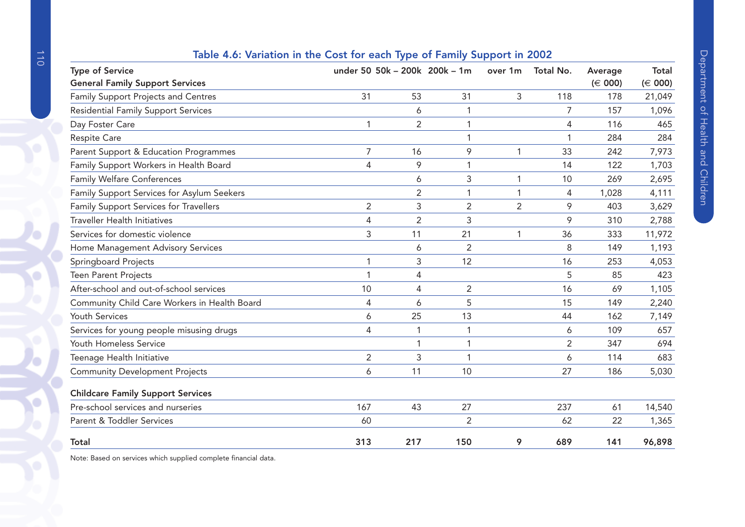## Table 4.6: Variation in the Cost for each Type of Family Support in 2002

| Type of Service | under 50 | 50k – 200k | 200k – 1m | over 1m | Total No. | Average (€ 000) | Total (€ 000) |
|---|---|---|---|---|---|---|---|
| **General Family Support Services** | | | | | | | |
| Family Support Projects and Centres | 31 | 53 | 31 | 3 | 118 | 178 | 21,049 |
| Residential Family Support Services | | 6 | 1 | | 7 | 157 | 1,096 |
| Day Foster Care | 1 | 2 | 1 | | 4 | 116 | 465 |
| Respite Care | | | 1 | | 1 | 284 | 284 |
| Parent Support & Education Programmes | 7 | 16 | 9 | 1 | 33 | 242 | 7,973 |
| Family Support Workers in Health Board | 4 | 9 | 1 | | 14 | 122 | 1,703 |
| Family Welfare Conferences | | 6 | 3 | 1 | 10 | 269 | 2,695 |
| Family Support Services for Asylum Seekers | | 2 | 1 | 1 | 4 | 1,028 | 4,111 |
| Family Support Services for Travellers | 2 | 3 | 2 | 2 | 9 | 403 | 3,629 |
| Traveller Health Initiatives | 4 | 2 | 3 | | 9 | 310 | 2,788 |
| Services for domestic violence | 3 | 11 | 21 | 1 | 36 | 333 | 11,972 |
| Home Management Advisory Services | | 6 | 2 | | 8 | 149 | 1,193 |
| Springboard Projects | 1 | 3 | 12 | | 16 | 253 | 4,053 |
| Teen Parent Projects | 1 | 4 | | | 5 | 85 | 423 |
| After-school and out-of-school services | 10 | 4 | 2 | | 16 | 69 | 1,105 |
| Community Child Care Workers in Health Board | 4 | 6 | 5 | | 15 | 149 | 2,240 |
| Youth Services | 6 | 25 | 13 | | 44 | 162 | 7,149 |
| Services for young people misusing drugs | 4 | 1 | 1 | | 6 | 109 | 657 |
| Youth Homeless Service | | 1 | 1 | | 2 | 347 | 694 |
| Teenage Health Initiative | 2 | 3 | 1 | | 6 | 114 | 683 |
| Community Development Projects | 6 | 11 | 10 | | 27 | 186 | 5,030 |
| **Childcare Family Support Services** | | | | | | | |
| Pre-school services and nurseries | 167 | 43 | 27 | | 237 | 61 | 14,540 |
| Parent & Toddler Services | 60 | | 2 | | 62 | 22 | 1,365 |
| **Total** | **313** | **217** | **150** | **9** | **689** | **141** | **96,898** |

Note: Based on services which supplied complete financial data.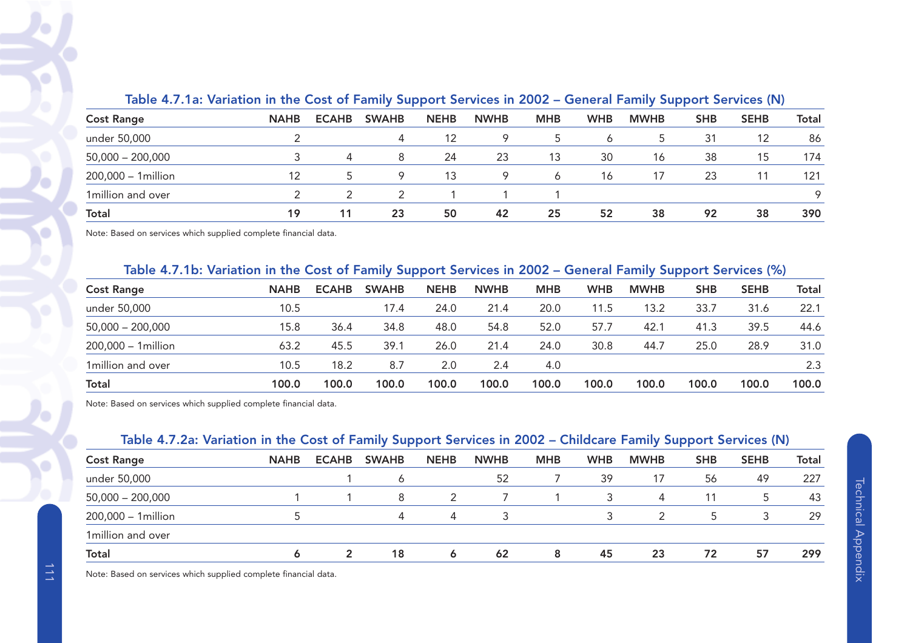### Table 4.7.1a: Variation in the Cost of Family Support Services in 2002 – General Family Support Services (N)

| Cost Range | NAHB | ECAHB | SWAHB | NEHB | NWHB | MHB | WHB | MWHB | SHB | SEHB | Total |
|---|---|---|---|---|---|---|---|---|---|---|---|
| under 50,000 | 2 | | 4 | 12 | 9 | 5 | 6 | 5 | 31 | 12 | 86 |
| 50,000 – 200,000 | 3 | 4 | 8 | 24 | 23 | 13 | 30 | 16 | 38 | 15 | 174 |
| 200,000 – 1million | 12 | 5 | 9 | 13 | 9 | 6 | 16 | 17 | 23 | 11 | 121 |
| 1million and over | 2 | 2 | 2 | 1 | 1 | 1 | | | | | 9 |
| **Total** | **19** | **11** | **23** | **50** | **42** | **25** | **52** | **38** | **92** | **38** | **390** |

Note: Based on services which supplied complete financial data.

### Table 4.7.1b: Variation in the Cost of Family Support Services in 2002 – General Family Support Services (%)

| Cost Range | NAHB | ECAHB | SWAHB | NEHB | NWHB | MHB | WHB | MWHB | SHB | SEHB | Total |
|---|---|---|---|---|---|---|---|---|---|---|---|
| under 50,000 | 10.5 | | 17.4 | 24.0 | 21.4 | 20.0 | 11.5 | 13.2 | 33.7 | 31.6 | 22.1 |
| 50,000 – 200,000 | 15.8 | 36.4 | 34.8 | 48.0 | 54.8 | 52.0 | 57.7 | 42.1 | 41.3 | 39.5 | 44.6 |
| 200,000 – 1million | 63.2 | 45.5 | 39.1 | 26.0 | 21.4 | 24.0 | 30.8 | 44.7 | 25.0 | 28.9 | 31.0 |
| 1million and over | 10.5 | 18.2 | 8.7 | 2.0 | 2.4 | 4.0 | | | | | 2.3 |
| **Total** | **100.0** | **100.0** | **100.0** | **100.0** | **100.0** | **100.0** | **100.0** | **100.0** | **100.0** | **100.0** | **100.0** |

Note: Based on services which supplied complete financial data.

### Table 4.7.2a: Variation in the Cost of Family Support Services in 2002 – Childcare Family Support Services (N)

| Cost Range | NAHB | ECAHB | SWAHB | NEHB | NWHB | MHB | WHB | MWHB | SHB | SEHB | Total |
|---|---|---|---|---|---|---|---|---|---|---|---|
| under 50,000 | | 1 | 6 | | 52 | 7 | 39 | 17 | 56 | 49 | 227 |
| 50,000 – 200,000 | 1 | 1 | 8 | 2 | 7 | 1 | 3 | 4 | 11 | 5 | 43 |
| 200,000 – 1million | 5 | | 4 | 4 | 3 | | 3 | 2 | 5 | 3 | 29 |
| 1million and over | | | | | | | | | | | |
| **Total** | **6** | **2** | **18** | **6** | **62** | **8** | **45** | **23** | **72** | **57** | **299** |

Note: Based on services which supplied complete financial data.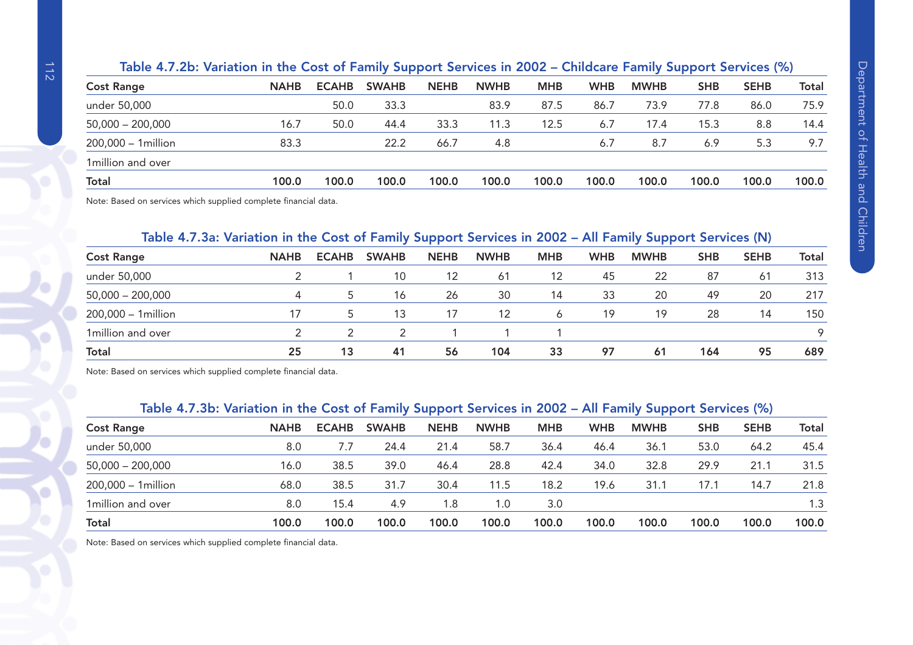### Table 4.7.2b: Variation in the Cost of Family Support Services in 2002 – Childcare Family Support Services (%)

| Cost Range | NAHB | ECAHB | SWAHB | NEHB | NWHB | MHB | WHB | MWHB | SHB | SEHB | Total |
|---|---|---|---|---|---|---|---|---|---|---|---|
| under 50,000 | | 50.0 | 33.3 | | 83.9 | 87.5 | 86.7 | 73.9 | 77.8 | 86.0 | 75.9 |
| 50,000 – 200,000 | 16.7 | 50.0 | 44.4 | 33.3 | 11.3 | 12.5 | 6.7 | 17.4 | 15.3 | 8.8 | 14.4 |
| 200,000 – 1million | 83.3 | | 22.2 | 66.7 | 4.8 | | 6.7 | 8.7 | 6.9 | 5.3 | 9.7 |
| 1million and over | | | | | | | | | | | |
| **Total** | **100.0** | **100.0** | **100.0** | **100.0** | **100.0** | **100.0** | **100.0** | **100.0** | **100.0** | **100.0** | **100.0** |

Note: Based on services which supplied complete financial data.

### Table 4.7.3a: Variation in the Cost of Family Support Services in 2002 – All Family Support Services (N)

| Cost Range | NAHB | ECAHB | SWAHB | NEHB | NWHB | MHB | WHB | MWHB | SHB | SEHB | Total |
|---|---|---|---|---|---|---|---|---|---|---|---|
| under 50,000 | 2 | 1 | 10 | 12 | 61 | 12 | 45 | 22 | 87 | 61 | 313 |
| 50,000 – 200,000 | 4 | 5 | 16 | 26 | 30 | 14 | 33 | 20 | 49 | 20 | 217 |
| 200,000 – 1million | 17 | 5 | 13 | 17 | 12 | 6 | 19 | 19 | 28 | 14 | 150 |
| 1million and over | 2 | 2 | 2 | 1 | 1 | 1 | | | | | 9 |
| **Total** | **25** | **13** | **41** | **56** | **104** | **33** | **97** | **61** | **164** | **95** | **689** |

Note: Based on services which supplied complete financial data.

### Table 4.7.3b: Variation in the Cost of Family Support Services in 2002 – All Family Support Services (%)

| Cost Range | NAHB | ECAHB | SWAHB | NEHB | NWHB | MHB | WHB | MWHB | SHB | SEHB | Total |
|---|---|---|---|---|---|---|---|---|---|---|---|
| under 50,000 | 8.0 | 7.7 | 24.4 | 21.4 | 58.7 | 36.4 | 46.4 | 36.1 | 53.0 | 64.2 | 45.4 |
| 50,000 – 200,000 | 16.0 | 38.5 | 39.0 | 46.4 | 28.8 | 42.4 | 34.0 | 32.8 | 29.9 | 21.1 | 31.5 |
| 200,000 – 1million | 68.0 | 38.5 | 31.7 | 30.4 | 11.5 | 18.2 | 19.6 | 31.1 | 17.1 | 14.7 | 21.8 |
| 1million and over | 8.0 | 15.4 | 4.9 | 1.8 | 1.0 | 3.0 | | | | | 1.3 |
| **Total** | **100.0** | **100.0** | **100.0** | **100.0** | **100.0** | **100.0** | **100.0** | **100.0** | **100.0** | **100.0** | **100.0** |

Note: Based on services which supplied complete financial data.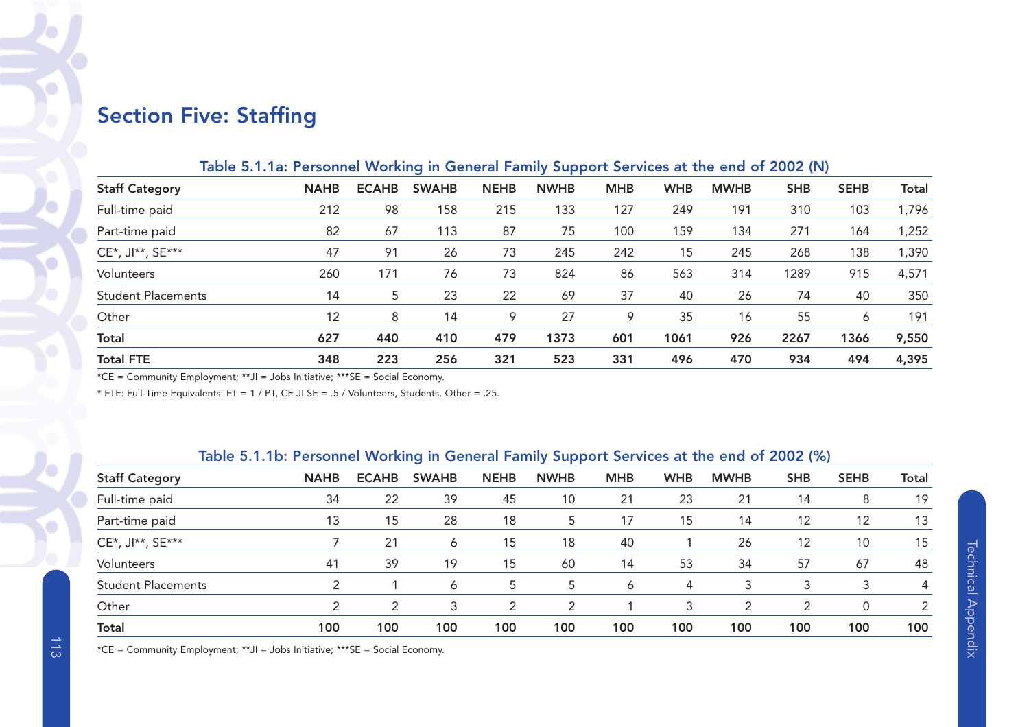# Section Five: Staffing

**Table 5.1.1a: Personnel Working in General Family Support Services at the end of 2002 (N)**

| Staff Category | NAHB | ECAHB | SWAHB | NEHB | NWHB | MHB | WHB | MWHB | SHB | SEHB | Total |
|---|---|---|---|---|---|---|---|---|---|---|---|
| Full-time paid | 212 | 98 | 158 | 215 | 133 | 127 | 249 | 191 | 310 | 103 | 1,796 |
| Part-time paid | 82 | 67 | 113 | 87 | 75 | 100 | 159 | 134 | 271 | 164 | 1,252 |
| CE*, JI**, SE*** | 47 | 91 | 26 | 73 | 245 | 242 | 15 | 245 | 268 | 138 | 1,390 |
| Volunteers | 260 | 171 | 76 | 73 | 824 | 86 | 563 | 314 | 1289 | 915 | 4,571 |
| Student Placements | 14 | 5 | 23 | 22 | 69 | 37 | 40 | 26 | 74 | 40 | 350 |
| Other | 12 | 8 | 14 | 9 | 27 | 9 | 35 | 16 | 55 | 6 | 191 |
| **Total** | **627** | **440** | **410** | **479** | **1373** | **601** | **1061** | **926** | **2267** | **1366** | **9,550** |
| **Total FTE** | **348** | **223** | **256** | **321** | **523** | **331** | **496** | **470** | **934** | **494** | **4,395** |

*CE = Community Employment; **JI = Jobs Initiative; ***SE = Social Economy.

* FTE: Full-Time Equivalents: FT = 1 / PT, CE JI SE = .5 / Volunteers, Students, Other = .25.

**Table 5.1.1b: Personnel Working in General Family Support Services at the end of 2002 (%)**

| Staff Category | NAHB | ECAHB | SWAHB | NEHB | NWHB | MHB | WHB | MWHB | SHB | SEHB | Total |
|---|---|---|---|---|---|---|---|---|---|---|---|
| Full-time paid | 34 | 22 | 39 | 45 | 10 | 21 | 23 | 21 | 14 | 8 | 19 |
| Part-time paid | 13 | 15 | 28 | 18 | 5 | 17 | 15 | 14 | 12 | 12 | 13 |
| CE*, JI**, SE*** | 7 | 21 | 6 | 15 | 18 | 40 | 1 | 26 | 12 | 10 | 15 |
| Volunteers | 41 | 39 | 19 | 15 | 60 | 14 | 53 | 34 | 57 | 67 | 48 |
| Student Placements | 2 | 1 | 6 | 5 | 5 | 6 | 4 | 3 | 3 | 3 | 4 |
| Other | 2 | 2 | 3 | 2 | 2 | 1 | 3 | 2 | 2 | 0 | 2 |
| **Total** | **100** | **100** | **100** | **100** | **100** | **100** | **100** | **100** | **100** | **100** | **100** |

*CE = Community Employment; **JI = Jobs Initiative; ***SE = Social Economy.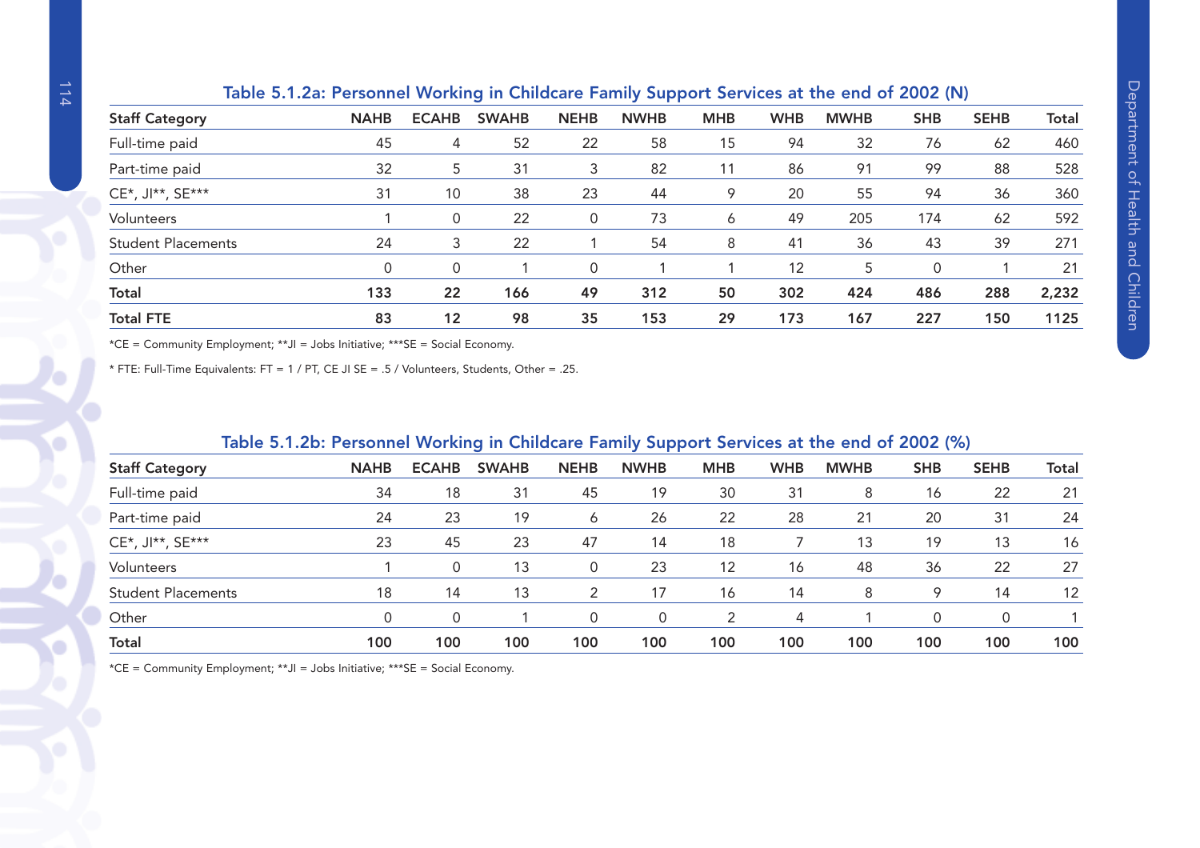### Table 5.1.2a: Personnel Working in Childcare Family Support Services at the end of 2002 (N)

| Staff Category | NAHB | ECAHB | SWAHB | NEHB | NWHB | MHB | WHB | MWHB | SHB | SEHB | Total |
|---|---|---|---|---|---|---|---|---|---|---|---|
| Full-time paid | 45 | 4 | 52 | 22 | 58 | 15 | 94 | 32 | 76 | 62 | 460 |
| Part-time paid | 32 | 5 | 31 | 3 | 82 | 11 | 86 | 91 | 99 | 88 | 528 |
| CE*, JI**, SE*** | 31 | 10 | 38 | 23 | 44 | 9 | 20 | 55 | 94 | 36 | 360 |
| Volunteers | 1 | 0 | 22 | 0 | 73 | 6 | 49 | 205 | 174 | 62 | 592 |
| Student Placements | 24 | 3 | 22 | 1 | 54 | 8 | 41 | 36 | 43 | 39 | 271 |
| Other | 0 | 0 | 1 | 0 | 1 | 1 | 12 | 5 | 0 | 1 | 21 |
| **Total** | **133** | **22** | **166** | **49** | **312** | **50** | **302** | **424** | **486** | **288** | **2,232** |
| **Total FTE** | **83** | **12** | **98** | **35** | **153** | **29** | **173** | **167** | **227** | **150** | **1125** |

*CE = Community Employment; **JI = Jobs Initiative; ***SE = Social Economy.

* FTE: Full-Time Equivalents: FT = 1 / PT, CE JI SE = .5 / Volunteers, Students, Other = .25.

### Table 5.1.2b: Personnel Working in Childcare Family Support Services at the end of 2002 (%)

| Staff Category | NAHB | ECAHB | SWAHB | NEHB | NWHB | MHB | WHB | MWHB | SHB | SEHB | Total |
|---|---|---|---|---|---|---|---|---|---|---|---|
| Full-time paid | 34 | 18 | 31 | 45 | 19 | 30 | 31 | 8 | 16 | 22 | 21 |
| Part-time paid | 24 | 23 | 19 | 6 | 26 | 22 | 28 | 21 | 20 | 31 | 24 |
| CE*, JI**, SE*** | 23 | 45 | 23 | 47 | 14 | 18 | 7 | 13 | 19 | 13 | 16 |
| Volunteers | 1 | 0 | 13 | 0 | 23 | 12 | 16 | 48 | 36 | 22 | 27 |
| Student Placements | 18 | 14 | 13 | 2 | 17 | 16 | 14 | 8 | 9 | 14 | 12 |
| Other | 0 | 0 | 1 | 0 | 0 | 2 | 4 | 1 | 0 | 0 | 1 |
| **Total** | **100** | **100** | **100** | **100** | **100** | **100** | **100** | **100** | **100** | **100** | **100** |

*CE = Community Employment; **JI = Jobs Initiative; ***SE = Social Economy.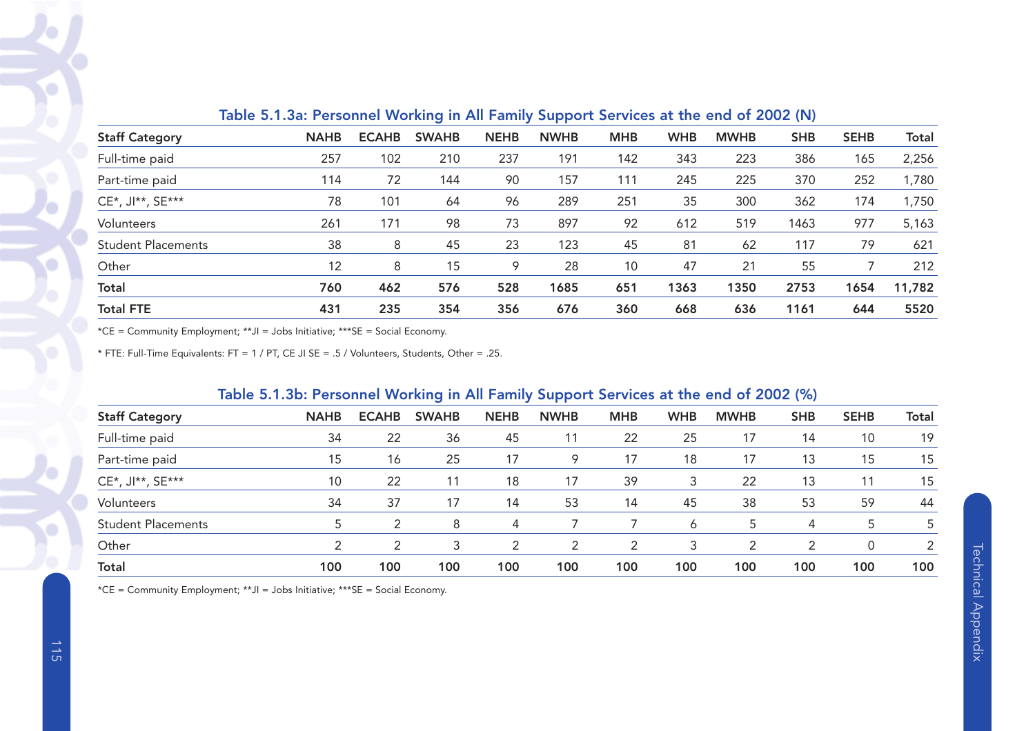### Table 5.1.3a: Personnel Working in All Family Support Services at the end of 2002 (N)

| Staff Category | NAHB | ECAHB | SWAHB | NEHB | NWHB | MHB | WHB | MWHB | SHB | SEHB | Total |
|---|---|---|---|---|---|---|---|---|---|---|---|
| Full-time paid | 257 | 102 | 210 | 237 | 191 | 142 | 343 | 223 | 386 | 165 | 2,256 |
| Part-time paid | 114 | 72 | 144 | 90 | 157 | 111 | 245 | 225 | 370 | 252 | 1,780 |
| CE*, JI**, SE*** | 78 | 101 | 64 | 96 | 289 | 251 | 35 | 300 | 362 | 174 | 1,750 |
| Volunteers | 261 | 171 | 98 | 73 | 897 | 92 | 612 | 519 | 1463 | 977 | 5,163 |
| Student Placements | 38 | 8 | 45 | 23 | 123 | 45 | 81 | 62 | 117 | 79 | 621 |
| Other | 12 | 8 | 15 | 9 | 28 | 10 | 47 | 21 | 55 | 7 | 212 |
| **Total** | **760** | **462** | **576** | **528** | **1685** | **651** | **1363** | **1350** | **2753** | **1654** | **11,782** |
| **Total FTE** | **431** | **235** | **354** | **356** | **676** | **360** | **668** | **636** | **1161** | **644** | **5520** |

*CE = Community Employment; **JI = Jobs Initiative; ***SE = Social Economy.

* FTE: Full-Time Equivalents: FT = 1 / PT, CE JI SE = .5 / Volunteers, Students, Other = .25.

### Table 5.1.3b: Personnel Working in All Family Support Services at the end of 2002 (%)

| Staff Category | NAHB | ECAHB | SWAHB | NEHB | NWHB | MHB | WHB | MWHB | SHB | SEHB | Total |
|---|---|---|---|---|---|---|---|---|---|---|---|
| Full-time paid | 34 | 22 | 36 | 45 | 11 | 22 | 25 | 17 | 14 | 10 | 19 |
| Part-time paid | 15 | 16 | 25 | 17 | 9 | 17 | 18 | 17 | 13 | 15 | 15 |
| CE*, JI**, SE*** | 10 | 22 | 11 | 18 | 17 | 39 | 3 | 22 | 13 | 11 | 15 |
| Volunteers | 34 | 37 | 17 | 14 | 53 | 14 | 45 | 38 | 53 | 59 | 44 |
| Student Placements | 5 | 2 | 8 | 4 | 7 | 7 | 6 | 5 | 4 | 5 | 5 |
| Other | 2 | 2 | 3 | 2 | 2 | 2 | 3 | 2 | 2 | 0 | 2 |
| **Total** | **100** | **100** | **100** | **100** | **100** | **100** | **100** | **100** | **100** | **100** | **100** |

*CE = Community Employment; **JI = Jobs Initiative; ***SE = Social Economy.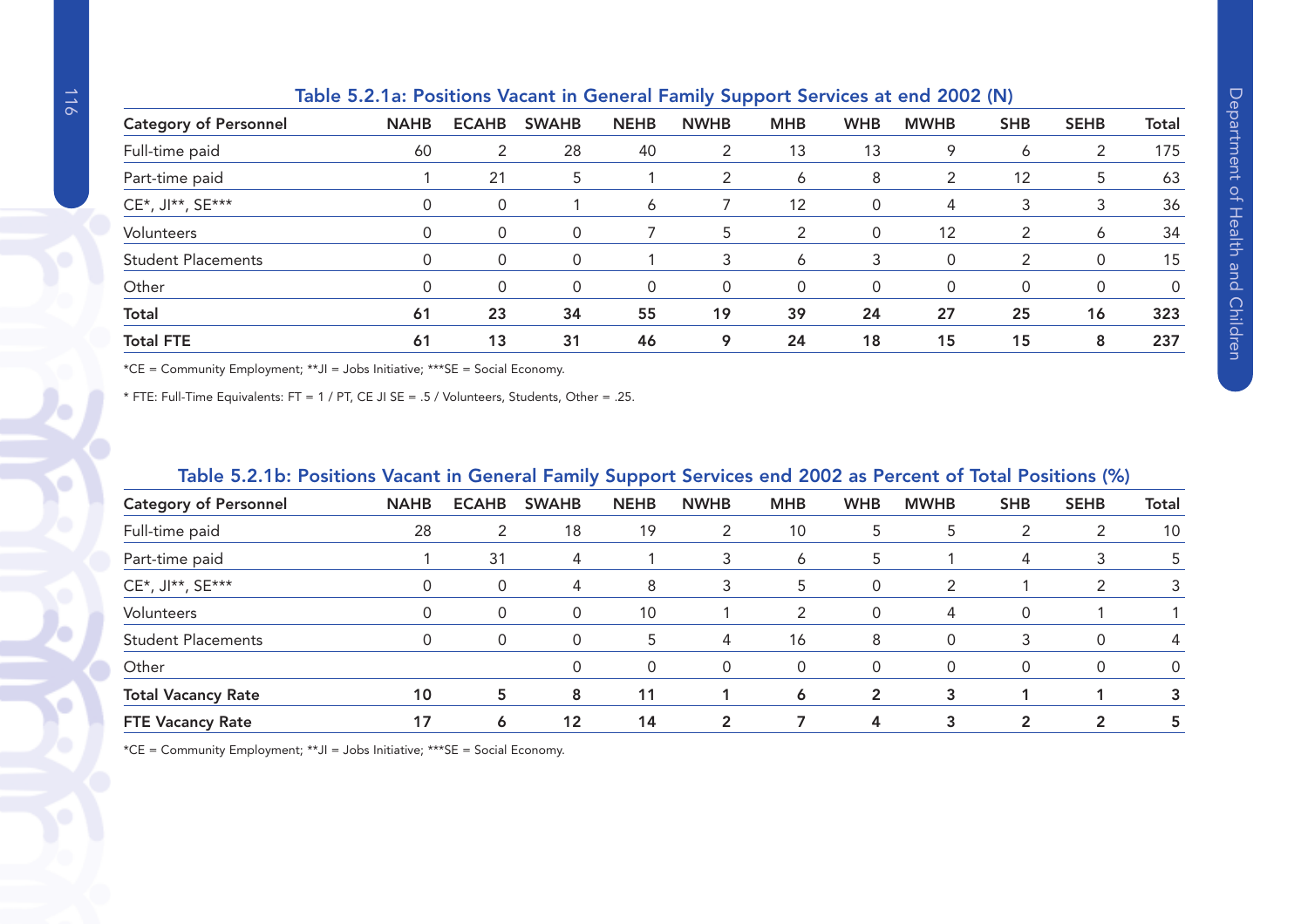### Table 5.2.1a: Positions Vacant in General Family Support Services at end 2002 (N)

| Category of Personnel | NAHB | ECAHB | SWAHB | NEHB | NWHB | MHB | WHB | MWHB | SHB | SEHB | Total |
|---|---|---|---|---|---|---|---|---|---|---|---|
| Full-time paid | 60 | 2 | 28 | 40 | 2 | 13 | 13 | 9 | 6 | 2 | 175 |
| Part-time paid | 1 | 21 | 5 | 1 | 2 | 6 | 8 | 2 | 12 | 5 | 63 |
| CE*, JI**, SE*** | 0 | 0 | 1 | 6 | 7 | 12 | 0 | 4 | 3 | 3 | 36 |
| Volunteers | 0 | 0 | 0 | 7 | 5 | 2 | 0 | 12 | 2 | 6 | 34 |
| Student Placements | 0 | 0 | 0 | 1 | 3 | 6 | 3 | 0 | 2 | 0 | 15 |
| Other | 0 | 0 | 0 | 0 | 0 | 0 | 0 | 0 | 0 | 0 | 0 |
| **Total** | **61** | **23** | **34** | **55** | **19** | **39** | **24** | **27** | **25** | **16** | **323** |
| **Total FTE** | **61** | **13** | **31** | **46** | **9** | **24** | **18** | **15** | **15** | **8** | **237** |

*CE = Community Employment; **JI = Jobs Initiative; ***SE = Social Economy.

* FTE: Full-Time Equivalents: FT = 1 / PT, CE JI SE = .5 / Volunteers, Students, Other = .25.

### Table 5.2.1b: Positions Vacant in General Family Support Services end 2002 as Percent of Total Positions (%)

| Category of Personnel | NAHB | ECAHB | SWAHB | NEHB | NWHB | MHB | WHB | MWHB | SHB | SEHB | Total |
|---|---|---|---|---|---|---|---|---|---|---|---|
| Full-time paid | 28 | 2 | 18 | 19 | 2 | 10 | 5 | 5 | 2 | 2 | 10 |
| Part-time paid | 1 | 31 | 4 | 1 | 3 | 6 | 5 | 1 | 4 | 3 | 5 |
| CE*, JI**, SE*** | 0 | 0 | 4 | 8 | 3 | 5 | 0 | 2 | 1 | 2 | 3 |
| Volunteers | 0 | 0 | 0 | 10 | 1 | 2 | 0 | 4 | 0 | 1 | 1 |
| Student Placements | 0 | 0 | 0 | 5 | 4 | 16 | 8 | 0 | 3 | 0 | 4 |
| Other | | | 0 | 0 | 0 | 0 | 0 | 0 | 0 | 0 | 0 |
| **Total Vacancy Rate** | **10** | **5** | **8** | **11** | **1** | **6** | **2** | **3** | **1** | **1** | **3** |
| **FTE Vacancy Rate** | **17** | **6** | **12** | **14** | **2** | **7** | **4** | **3** | **2** | **2** | **5** |

*CE = Community Employment; **JI = Jobs Initiative; ***SE = Social Economy.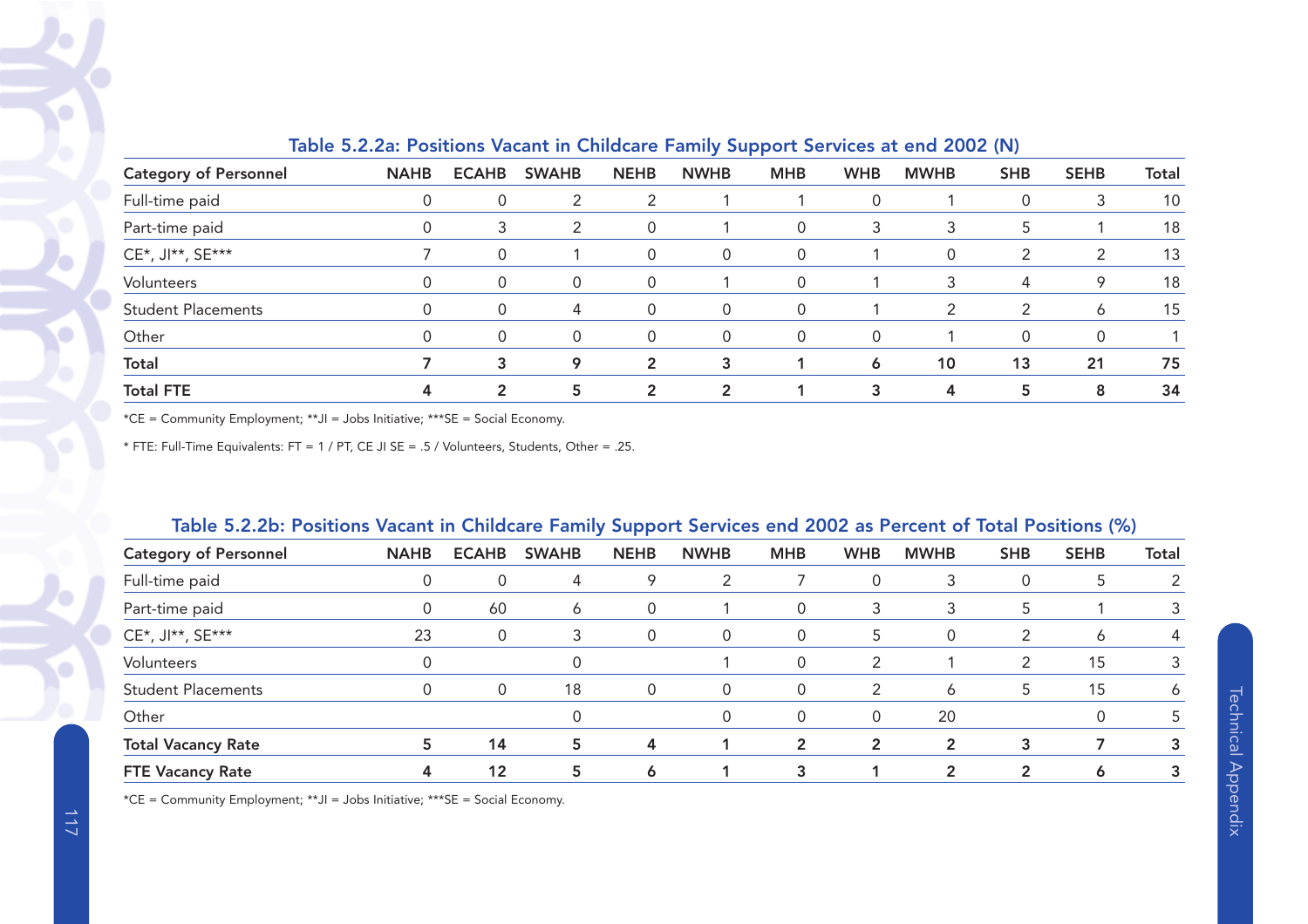### Table 5.2.2a: Positions Vacant in Childcare Family Support Services at end 2002 (N)

| Category of Personnel | NAHB | ECAHB | SWAHB | NEHB | NWHB | MHB | WHB | MWHB | SHB | SEHB | Total |
|---|---|---|---|---|---|---|---|---|---|---|---|
| Full-time paid | 0 | 0 | 2 | 2 | 1 | 1 | 0 | 1 | 0 | 3 | 10 |
| Part-time paid | 0 | 3 | 2 | 0 | 1 | 0 | 3 | 3 | 5 | 1 | 18 |
| CE*, JI**, SE*** | 7 | 0 | 1 | 0 | 0 | 0 | 1 | 0 | 2 | 2 | 13 |
| Volunteers | 0 | 0 | 0 | 0 | 1 | 0 | 1 | 3 | 4 | 9 | 18 |
| Student Placements | 0 | 0 | 4 | 0 | 0 | 0 | 1 | 2 | 2 | 6 | 15 |
| Other | 0 | 0 | 0 | 0 | 0 | 0 | 0 | 1 | 0 | 0 | 1 |
| **Total** | **7** | **3** | **9** | **2** | **3** | **1** | **6** | **10** | **13** | **21** | **75** |
| **Total FTE** | **4** | **2** | **5** | **2** | **2** | **1** | **3** | **4** | **5** | **8** | **34** |

*CE = Community Employment; **JI = Jobs Initiative; ***SE = Social Economy.

* FTE: Full-Time Equivalents: FT = 1 / PT, CE JI SE = .5 / Volunteers, Students, Other = .25.

### Table 5.2.2b: Positions Vacant in Childcare Family Support Services end 2002 as Percent of Total Positions (%)

| Category of Personnel | NAHB | ECAHB | SWAHB | NEHB | NWHB | MHB | WHB | MWHB | SHB | SEHB | Total |
|---|---|---|---|---|---|---|---|---|---|---|---|
| Full-time paid | 0 | 0 | 4 | 9 | 2 | 7 | 0 | 3 | 0 | 5 | 2 |
| Part-time paid | 0 | 60 | 6 | 0 | 1 | 0 | 3 | 3 | 5 | 1 | 3 |
| CE*, JI**, SE*** | 23 | 0 | 3 | 0 | 0 | 0 | 5 | 0 | 2 | 6 | 4 |
| Volunteers | 0 | | 0 | | 1 | 0 | 2 | 1 | 2 | 15 | 3 |
| Student Placements | 0 | 0 | 18 | 0 | 0 | 0 | 2 | 6 | 5 | 15 | 6 |
| Other | | | 0 | | 0 | 0 | 0 | 20 | | 0 | 5 |
| **Total Vacancy Rate** | **5** | **14** | **5** | **4** | **1** | **2** | **2** | **2** | **3** | **7** | **3** |
| **FTE Vacancy Rate** | **4** | **12** | **5** | **6** | **1** | **3** | **1** | **2** | **2** | **6** | **3** |

*CE = Community Employment; **JI = Jobs Initiative; ***SE = Social Economy.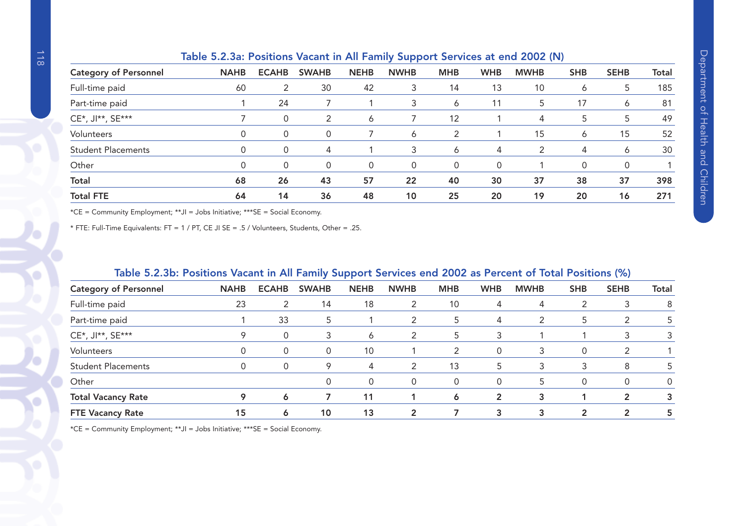### Table 5.2.3a: Positions Vacant in All Family Support Services at end 2002 (N)

| Category of Personnel | NAHB | ECAHB | SWAHB | NEHB | NWHB | MHB | WHB | MWHB | SHB | SEHB | Total |
|---|---|---|---|---|---|---|---|---|---|---|---|
| Full-time paid | 60 | 2 | 30 | 42 | 3 | 14 | 13 | 10 | 6 | 5 | 185 |
| Part-time paid | 1 | 24 | 7 | 1 | 3 | 6 | 11 | 5 | 17 | 6 | 81 |
| CE*, JI**, SE*** | 7 | 0 | 2 | 6 | 7 | 12 | 1 | 4 | 5 | 5 | 49 |
| Volunteers | 0 | 0 | 0 | 7 | 6 | 2 | 1 | 15 | 6 | 15 | 52 |
| Student Placements | 0 | 0 | 4 | 1 | 3 | 6 | 4 | 2 | 4 | 6 | 30 |
| Other | 0 | 0 | 0 | 0 | 0 | 0 | 0 | 1 | 0 | 0 | 1 |
| **Total** | **68** | **26** | **43** | **57** | **22** | **40** | **30** | **37** | **38** | **37** | **398** |
| **Total FTE** | **64** | **14** | **36** | **48** | **10** | **25** | **20** | **19** | **20** | **16** | **271** |

*CE = Community Employment; **JI = Jobs Initiative; ***SE = Social Economy.

* FTE: Full-Time Equivalents: FT = 1 / PT, CE JI SE = .5 / Volunteers, Students, Other = .25.

### Table 5.2.3b: Positions Vacant in All Family Support Services end 2002 as Percent of Total Positions (%)

| Category of Personnel | NAHB | ECAHB | SWAHB | NEHB | NWHB | MHB | WHB | MWHB | SHB | SEHB | Total |
|---|---|---|---|---|---|---|---|---|---|---|---|
| Full-time paid | 23 | 2 | 14 | 18 | 2 | 10 | 4 | 4 | 2 | 3 | 8 |
| Part-time paid | 1 | 33 | 5 | 1 | 2 | 5 | 4 | 2 | 5 | 2 | 5 |
| CE*, JI**, SE*** | 9 | 0 | 3 | 6 | 2 | 5 | 3 | 1 | 1 | 3 | 3 |
| Volunteers | 0 | 0 | 0 | 10 | 1 | 2 | 0 | 3 | 0 | 2 | 1 |
| Student Placements | 0 | 0 | 9 | 4 | 2 | 13 | 5 | 3 | 3 | 8 | 5 |
| Other | | | 0 | 0 | 0 | 0 | 0 | 5 | 0 | 0 | 0 |
| **Total Vacancy Rate** | **9** | **6** | **7** | **11** | **1** | **6** | **2** | **3** | **1** | **2** | **3** |
| **FTE Vacancy Rate** | **15** | **6** | **10** | **13** | **2** | **7** | **3** | **3** | **2** | **2** | **5** |

*CE = Community Employment; **JI = Jobs Initiative; ***SE = Social Economy.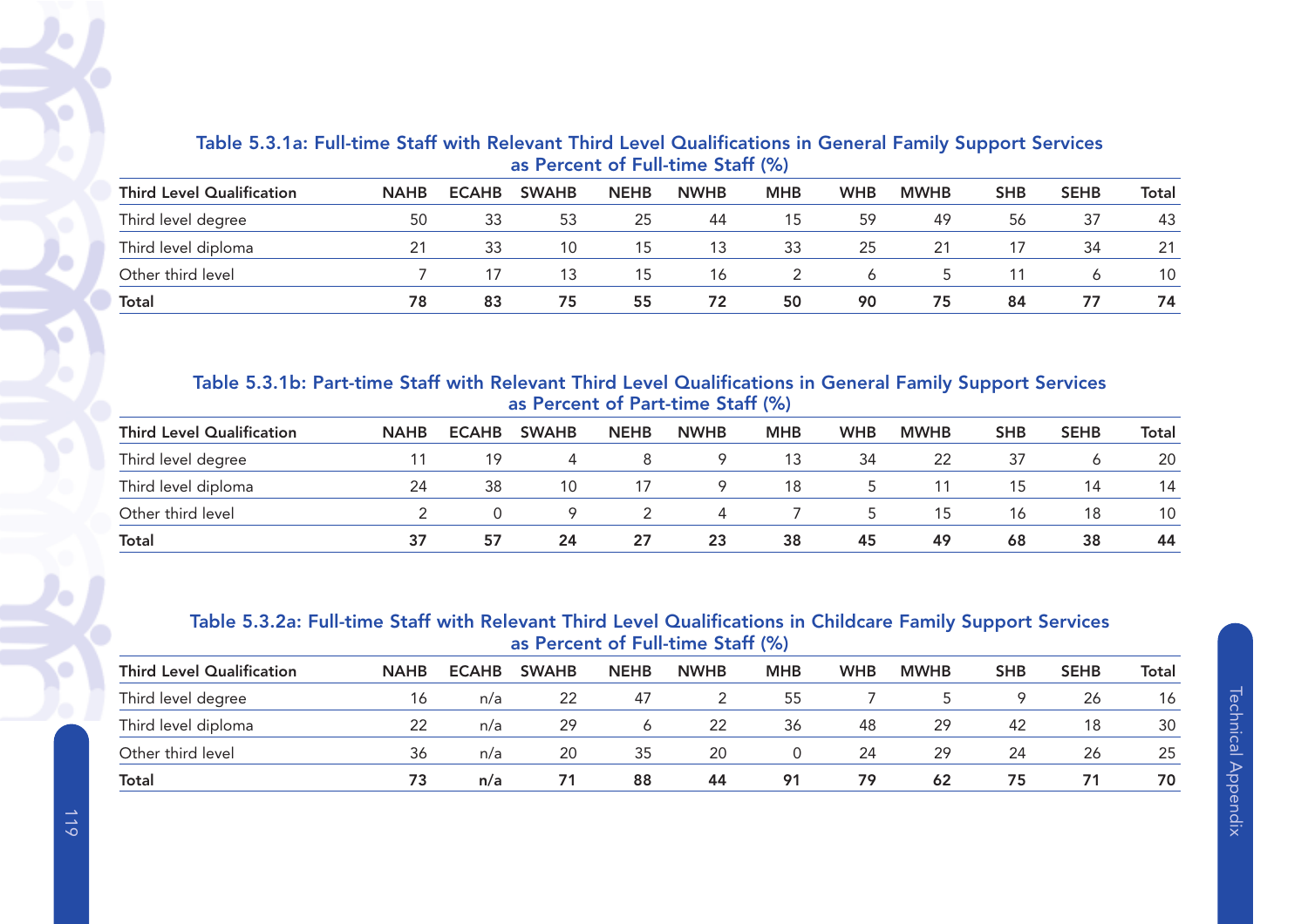### Table 5.3.1a: Full-time Staff with Relevant Third Level Qualifications in General Family Support Services as Percent of Full-time Staff (%)

| Third Level Qualification | NAHB | ECAHB | SWAHB | NEHB | NWHB | MHB | WHB | MWHB | SHB | SEHB | Total |
|---|---|---|---|---|---|---|---|---|---|---|---|
| Third level degree | 50 | 33 | 53 | 25 | 44 | 15 | 59 | 49 | 56 | 37 | 43 |
| Third level diploma | 21 | 33 | 10 | 15 | 13 | 33 | 25 | 21 | 17 | 34 | 21 |
| Other third level | 7 | 17 | 13 | 15 | 16 | 2 | 6 | 5 | 11 | 6 | 10 |
| **Total** | **78** | **83** | **75** | **55** | **72** | **50** | **90** | **75** | **84** | **77** | **74** |

### Table 5.3.1b: Part-time Staff with Relevant Third Level Qualifications in General Family Support Services as Percent of Part-time Staff (%)

| Third Level Qualification | NAHB | ECAHB | SWAHB | NEHB | NWHB | MHB | WHB | MWHB | SHB | SEHB | Total |
|---|---|---|---|---|---|---|---|---|---|---|---|
| Third level degree | 11 | 19 | 4 | 8 | 9 | 13 | 34 | 22 | 37 | 6 | 20 |
| Third level diploma | 24 | 38 | 10 | 17 | 9 | 18 | 5 | 11 | 15 | 14 | 14 |
| Other third level | 2 | 0 | 9 | 2 | 4 | 7 | 5 | 15 | 16 | 18 | 10 |
| **Total** | **37** | **57** | **24** | **27** | **23** | **38** | **45** | **49** | **68** | **38** | **44** |

### Table 5.3.2a: Full-time Staff with Relevant Third Level Qualifications in Childcare Family Support Services as Percent of Full-time Staff (%)

| Third Level Qualification | NAHB | ECAHB | SWAHB | NEHB | NWHB | MHB | WHB | MWHB | SHB | SEHB | Total |
|---|---|---|---|---|---|---|---|---|---|---|---|
| Third level degree | 16 | n/a | 22 | 47 | 2 | 55 | 7 | 5 | 9 | 26 | 16 |
| Third level diploma | 22 | n/a | 29 | 6 | 22 | 36 | 48 | 29 | 42 | 18 | 30 |
| Other third level | 36 | n/a | 20 | 35 | 20 | 0 | 24 | 29 | 24 | 26 | 25 |
| **Total** | **73** | **n/a** | **71** | **88** | **44** | **91** | **79** | **62** | **75** | **71** | **70** |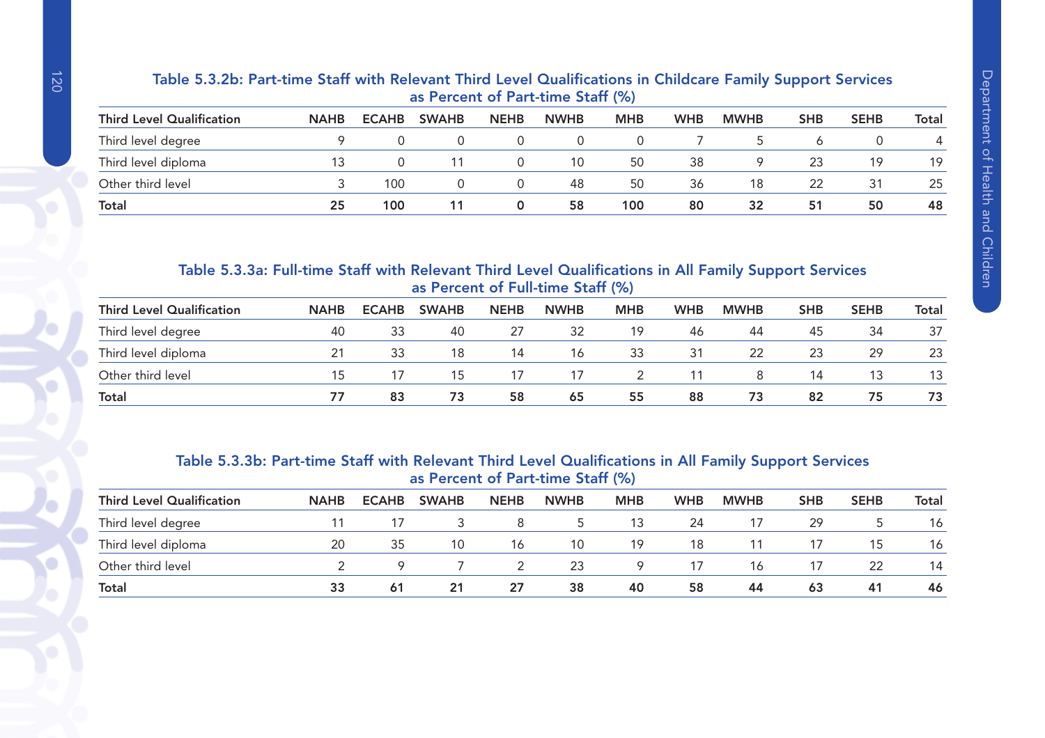### Table 5.3.2b: Part-time Staff with Relevant Third Level Qualifications in Childcare Family Support Services as Percent of Part-time Staff (%)

| Third Level Qualification | NAHB | ECAHB | SWAHB | NEHB | NWHB | MHB | WHB | MWHB | SHB | SEHB | Total |
|---|---|---|---|---|---|---|---|---|---|---|---|
| Third level degree | 9 | 0 | 0 | 0 | 0 | 0 | 7 | 5 | 6 | 0 | 4 |
| Third level diploma | 13 | 0 | 11 | 0 | 10 | 50 | 38 | 9 | 23 | 19 | 19 |
| Other third level | 3 | 100 | 0 | 0 | 48 | 50 | 36 | 18 | 22 | 31 | 25 |
| **Total** | **25** | **100** | **11** | **0** | **58** | **100** | **80** | **32** | **51** | **50** | **48** |

### Table 5.3.3a: Full-time Staff with Relevant Third Level Qualifications in All Family Support Services as Percent of Full-time Staff (%)

| Third Level Qualification | NAHB | ECAHB | SWAHB | NEHB | NWHB | MHB | WHB | MWHB | SHB | SEHB | Total |
|---|---|---|---|---|---|---|---|---|---|---|---|
| Third level degree | 40 | 33 | 40 | 27 | 32 | 19 | 46 | 44 | 45 | 34 | 37 |
| Third level diploma | 21 | 33 | 18 | 14 | 16 | 33 | 31 | 22 | 23 | 29 | 23 |
| Other third level | 15 | 17 | 15 | 17 | 17 | 2 | 11 | 8 | 14 | 13 | 13 |
| **Total** | **77** | **83** | **73** | **58** | **65** | **55** | **88** | **73** | **82** | **75** | **73** |

### Table 5.3.3b: Part-time Staff with Relevant Third Level Qualifications in All Family Support Services as Percent of Part-time Staff (%)

| Third Level Qualification | NAHB | ECAHB | SWAHB | NEHB | NWHB | MHB | WHB | MWHB | SHB | SEHB | Total |
|---|---|---|---|---|---|---|---|---|---|---|---|
| Third level degree | 11 | 17 | 3 | 8 | 5 | 13 | 24 | 17 | 29 | 5 | 16 |
| Third level diploma | 20 | 35 | 10 | 16 | 10 | 19 | 18 | 11 | 17 | 15 | 16 |
| Other third level | 2 | 9 | 7 | 2 | 23 | 9 | 17 | 16 | 17 | 22 | 14 |
| **Total** | **33** | **61** | **21** | **27** | **38** | **40** | **58** | **44** | **63** | **41** | **46** |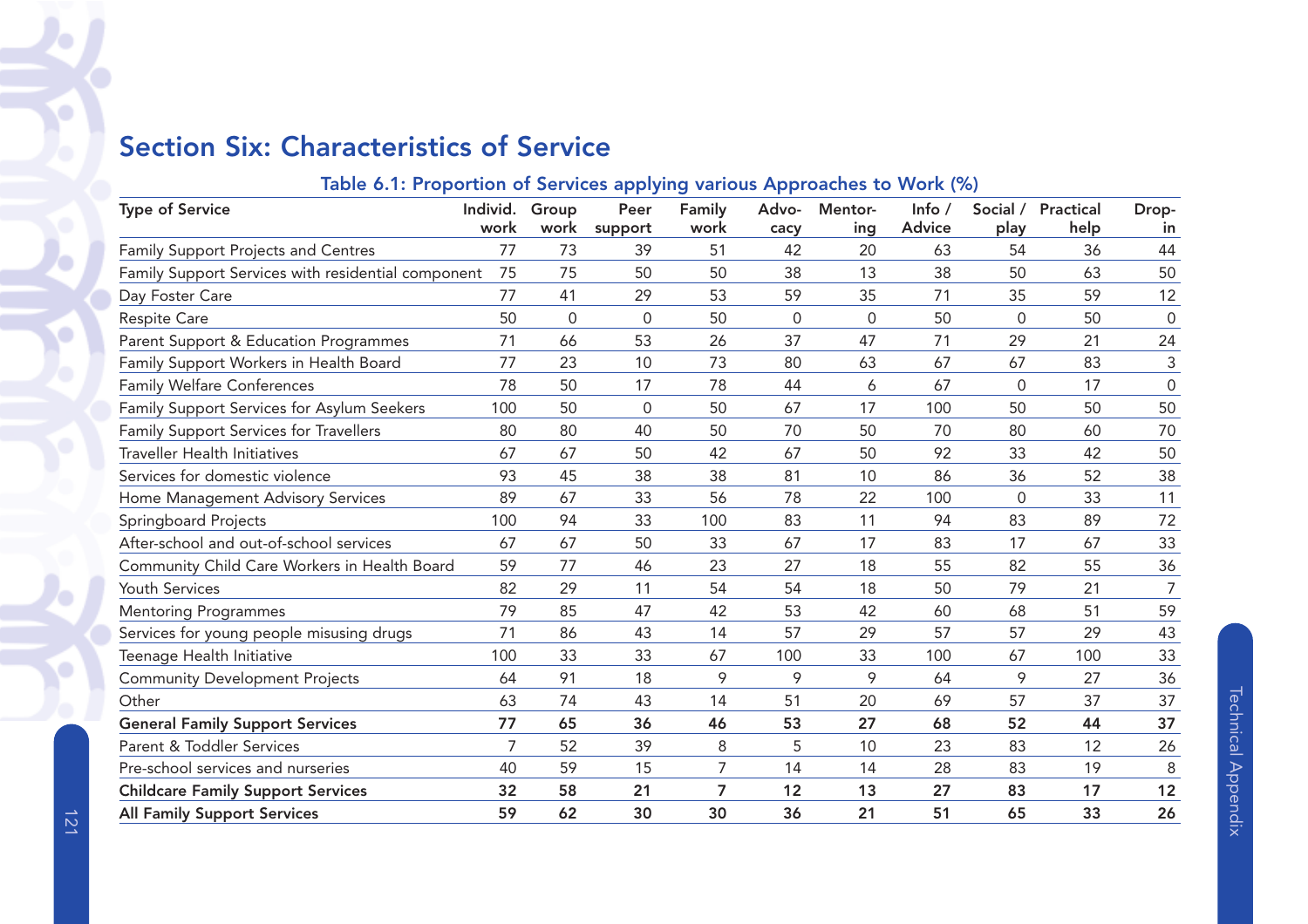## Section Six: Characteristics of Service

**Table 6.1: Proportion of Services applying various Approaches to Work (%)**

| Type of Service | Individ. work | Group work | Peer support | Family work | Advo-cacy | Mentor-ing | Info / Advice | Social / play | Practical help | Drop-in |
|---|---|---|---|---|---|---|---|---|---|---|
| Family Support Projects and Centres | 77 | 73 | 39 | 51 | 42 | 20 | 63 | 54 | 36 | 44 |
| Family Support Services with residential component | 75 | 75 | 50 | 50 | 38 | 13 | 38 | 50 | 63 | 50 |
| Day Foster Care | 77 | 41 | 29 | 53 | 59 | 35 | 71 | 35 | 59 | 12 |
| Respite Care | 50 | 0 | 0 | 50 | 0 | 0 | 50 | 0 | 50 | 0 |
| Parent Support & Education Programmes | 71 | 66 | 53 | 26 | 37 | 47 | 71 | 29 | 21 | 24 |
| Family Support Workers in Health Board | 77 | 23 | 10 | 73 | 80 | 63 | 67 | 67 | 83 | 3 |
| Family Welfare Conferences | 78 | 50 | 17 | 78 | 44 | 6 | 67 | 0 | 17 | 0 |
| Family Support Services for Asylum Seekers | 100 | 50 | 0 | 50 | 67 | 17 | 100 | 50 | 50 | 50 |
| Family Support Services for Travellers | 80 | 80 | 40 | 50 | 70 | 50 | 70 | 80 | 60 | 70 |
| Traveller Health Initiatives | 67 | 67 | 50 | 42 | 67 | 50 | 92 | 33 | 42 | 50 |
| Services for domestic violence | 93 | 45 | 38 | 38 | 81 | 10 | 86 | 36 | 52 | 38 |
| Home Management Advisory Services | 89 | 67 | 33 | 56 | 78 | 22 | 100 | 0 | 33 | 11 |
| Springboard Projects | 100 | 94 | 33 | 100 | 83 | 11 | 94 | 83 | 89 | 72 |
| After-school and out-of-school services | 67 | 67 | 50 | 33 | 67 | 17 | 83 | 17 | 67 | 33 |
| Community Child Care Workers in Health Board | 59 | 77 | 46 | 23 | 27 | 18 | 55 | 82 | 55 | 36 |
| Youth Services | 82 | 29 | 11 | 54 | 54 | 18 | 50 | 79 | 21 | 7 |
| Mentoring Programmes | 79 | 85 | 47 | 42 | 53 | 42 | 60 | 68 | 51 | 59 |
| Services for young people misusing drugs | 71 | 86 | 43 | 14 | 57 | 29 | 57 | 57 | 29 | 43 |
| Teenage Health Initiative | 100 | 33 | 33 | 67 | 100 | 33 | 100 | 67 | 100 | 33 |
| Community Development Projects | 64 | 91 | 18 | 9 | 9 | 9 | 64 | 9 | 27 | 36 |
| Other | 63 | 74 | 43 | 14 | 51 | 20 | 69 | 57 | 37 | 37 |
| **General Family Support Services** | **77** | **65** | **36** | **46** | **53** | **27** | **68** | **52** | **44** | **37** |
| Parent & Toddler Services | 7 | 52 | 39 | 8 | 5 | 10 | 23 | 83 | 12 | 26 |
| Pre-school services and nurseries | 40 | 59 | 15 | 7 | 14 | 14 | 28 | 83 | 19 | 8 |
| **Childcare Family Support Services** | **32** | **58** | **21** | **7** | **12** | **13** | **27** | **83** | **17** | **12** |
| **All Family Support Services** | **59** | **62** | **30** | **30** | **36** | **21** | **51** | **65** | **33** | **26** |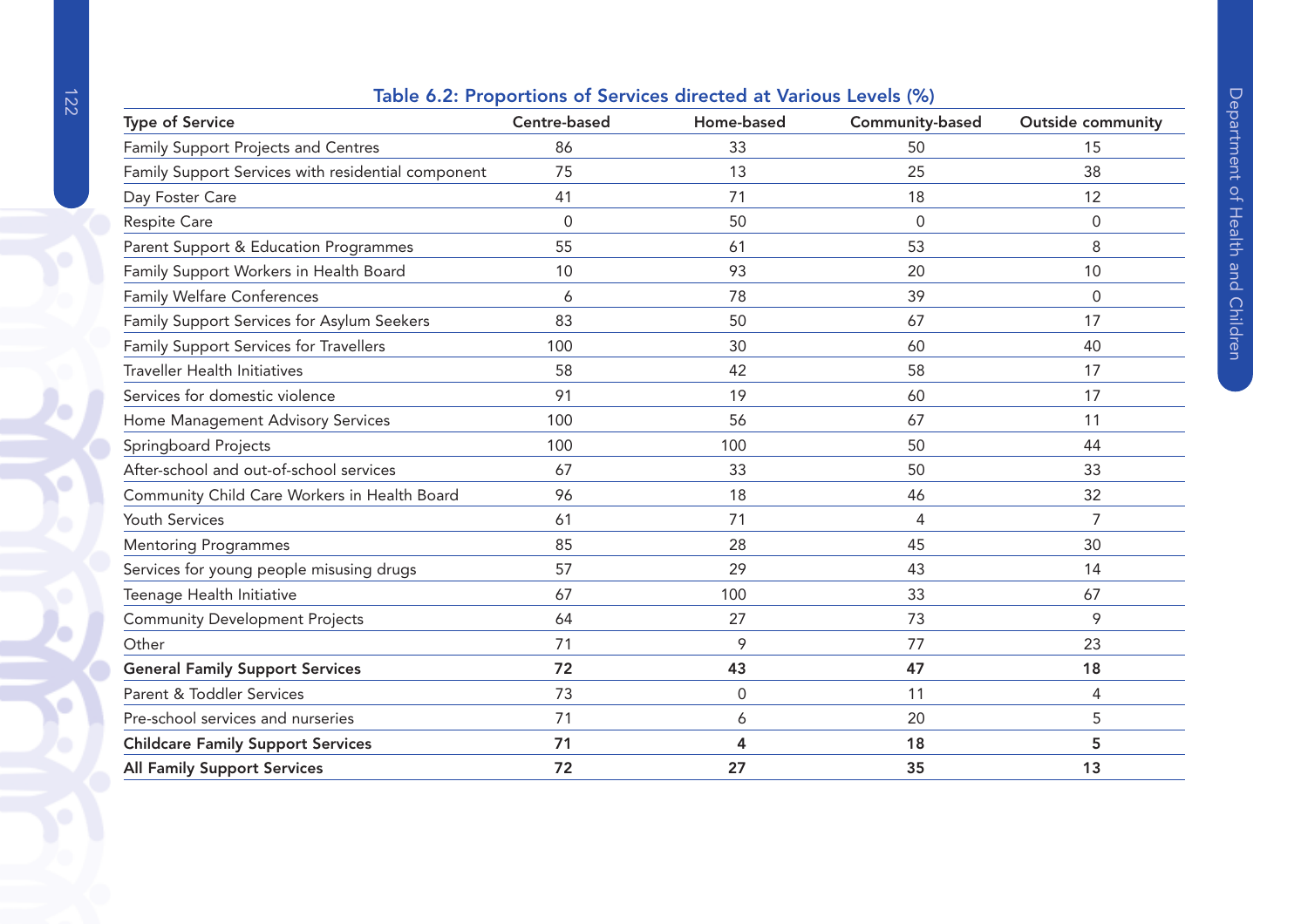**Table 6.2: Proportions of Services directed at Various Levels (%)**

| Type of Service | Centre-based | Home-based | Community-based | Outside community |
|---|---|---|---|---|
| Family Support Projects and Centres | 86 | 33 | 50 | 15 |
| Family Support Services with residential component | 75 | 13 | 25 | 38 |
| Day Foster Care | 41 | 71 | 18 | 12 |
| Respite Care | 0 | 50 | 0 | 0 |
| Parent Support & Education Programmes | 55 | 61 | 53 | 8 |
| Family Support Workers in Health Board | 10 | 93 | 20 | 10 |
| Family Welfare Conferences | 6 | 78 | 39 | 0 |
| Family Support Services for Asylum Seekers | 83 | 50 | 67 | 17 |
| Family Support Services for Travellers | 100 | 30 | 60 | 40 |
| Traveller Health Initiatives | 58 | 42 | 58 | 17 |
| Services for domestic violence | 91 | 19 | 60 | 17 |
| Home Management Advisory Services | 100 | 56 | 67 | 11 |
| Springboard Projects | 100 | 100 | 50 | 44 |
| After-school and out-of-school services | 67 | 33 | 50 | 33 |
| Community Child Care Workers in Health Board | 96 | 18 | 46 | 32 |
| Youth Services | 61 | 71 | 4 | 7 |
| Mentoring Programmes | 85 | 28 | 45 | 30 |
| Services for young people misusing drugs | 57 | 29 | 43 | 14 |
| Teenage Health Initiative | 67 | 100 | 33 | 67 |
| Community Development Projects | 64 | 27 | 73 | 9 |
| Other | 71 | 9 | 77 | 23 |
| **General Family Support Services** | **72** | **43** | **47** | **18** |
| Parent & Toddler Services | 73 | 0 | 11 | 4 |
| Pre-school services and nurseries | 71 | 6 | 20 | 5 |
| **Childcare Family Support Services** | **71** | **4** | **18** | **5** |
| **All Family Support Services** | **72** | **27** | **35** | **13** |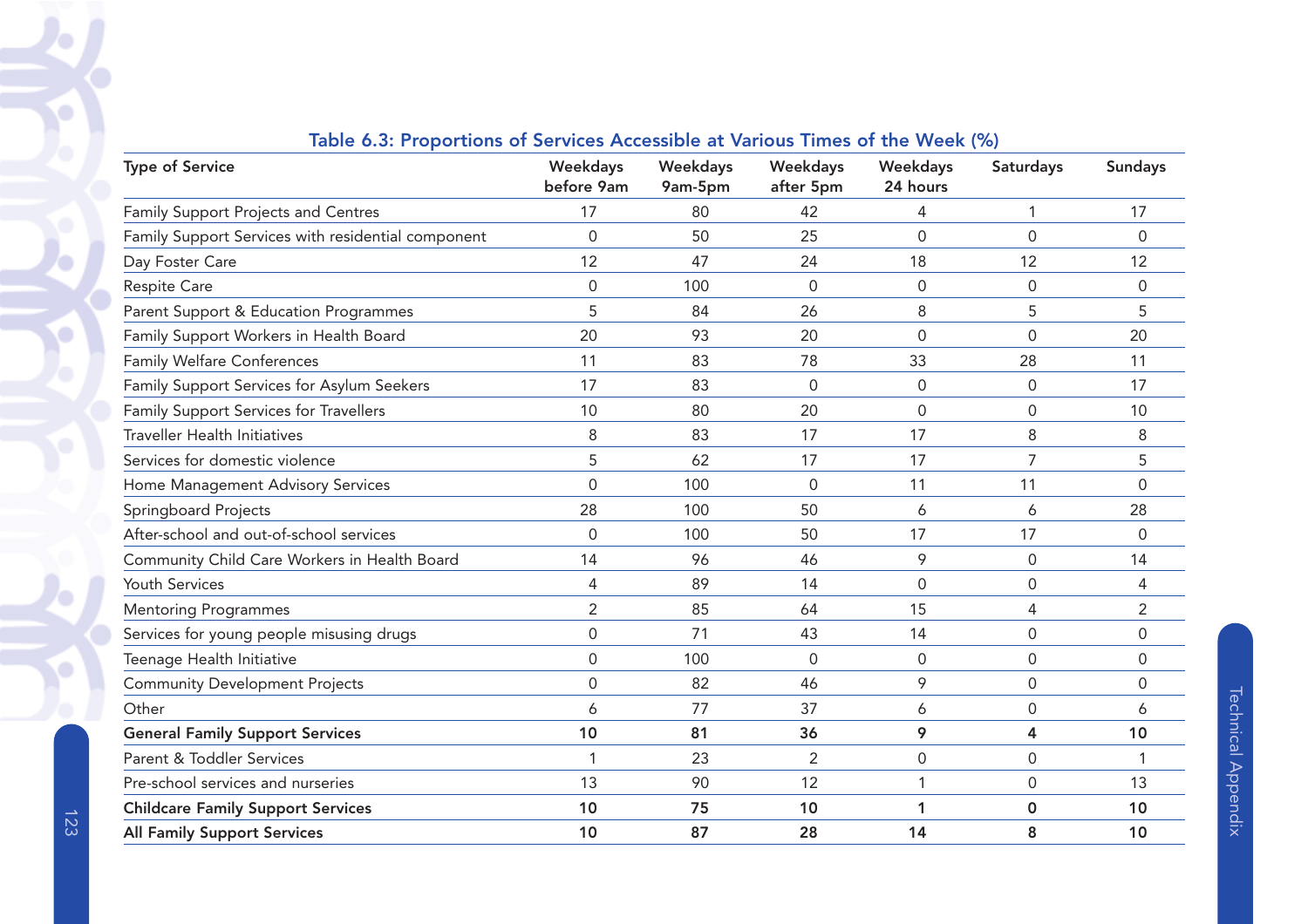## Table 6.3: Proportions of Services Accessible at Various Times of the Week (%)

| Type of Service | Weekdays before 9am | Weekdays 9am-5pm | Weekdays after 5pm | Weekdays 24 hours | Saturdays | Sundays |
|---|---|---|---|---|---|---|
| Family Support Projects and Centres | 17 | 80 | 42 | 4 | 1 | 17 |
| Family Support Services with residential component | 0 | 50 | 25 | 0 | 0 | 0 |
| Day Foster Care | 12 | 47 | 24 | 18 | 12 | 12 |
| Respite Care | 0 | 100 | 0 | 0 | 0 | 0 |
| Parent Support & Education Programmes | 5 | 84 | 26 | 8 | 5 | 5 |
| Family Support Workers in Health Board | 20 | 93 | 20 | 0 | 0 | 20 |
| Family Welfare Conferences | 11 | 83 | 78 | 33 | 28 | 11 |
| Family Support Services for Asylum Seekers | 17 | 83 | 0 | 0 | 0 | 17 |
| Family Support Services for Travellers | 10 | 80 | 20 | 0 | 0 | 10 |
| Traveller Health Initiatives | 8 | 83 | 17 | 17 | 8 | 8 |
| Services for domestic violence | 5 | 62 | 17 | 17 | 7 | 5 |
| Home Management Advisory Services | 0 | 100 | 0 | 11 | 11 | 0 |
| Springboard Projects | 28 | 100 | 50 | 6 | 6 | 28 |
| After-school and out-of-school services | 0 | 100 | 50 | 17 | 17 | 0 |
| Community Child Care Workers in Health Board | 14 | 96 | 46 | 9 | 0 | 14 |
| Youth Services | 4 | 89 | 14 | 0 | 0 | 4 |
| Mentoring Programmes | 2 | 85 | 64 | 15 | 4 | 2 |
| Services for young people misusing drugs | 0 | 71 | 43 | 14 | 0 | 0 |
| Teenage Health Initiative | 0 | 100 | 0 | 0 | 0 | 0 |
| Community Development Projects | 0 | 82 | 46 | 9 | 0 | 0 |
| Other | 6 | 77 | 37 | 6 | 0 | 6 |
| **General Family Support Services** | **10** | **81** | **36** | **9** | **4** | **10** |
| Parent & Toddler Services | 1 | 23 | 2 | 0 | 0 | 1 |
| Pre-school services and nurseries | 13 | 90 | 12 | 1 | 0 | 13 |
| **Childcare Family Support Services** | **10** | **75** | **10** | **1** | **0** | **10** |
| **All Family Support Services** | **10** | **87** | **28** | **14** | **8** | **10** |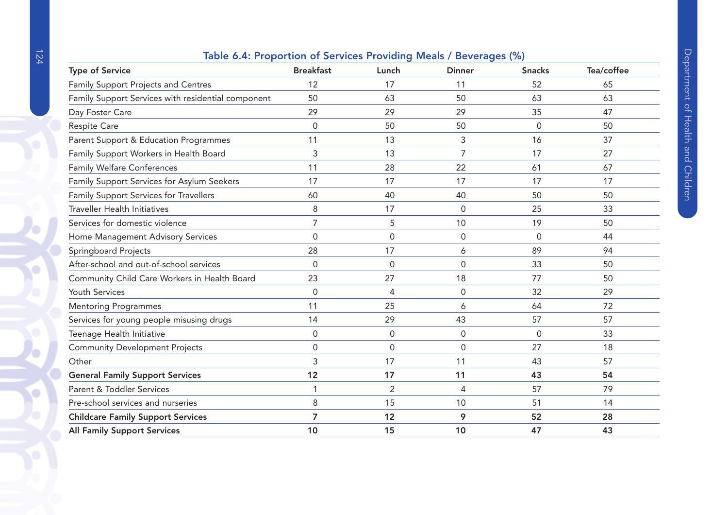### Table 6.4: Proportion of Services Providing Meals / Beverages (%)

| Type of Service | Breakfast | Lunch | Dinner | Snacks | Tea/coffee |
|---|---|---|---|---|---|
| Family Support Projects and Centres | 12 | 17 | 11 | 52 | 65 |
| Family Support Services with residential component | 50 | 63 | 50 | 63 | 63 |
| Day Foster Care | 29 | 29 | 29 | 35 | 47 |
| Respite Care | 0 | 50 | 50 | 0 | 50 |
| Parent Support & Education Programmes | 11 | 13 | 3 | 16 | 37 |
| Family Support Workers in Health Board | 3 | 13 | 7 | 17 | 27 |
| Family Welfare Conferences | 11 | 28 | 22 | 61 | 67 |
| Family Support Services for Asylum Seekers | 17 | 17 | 17 | 17 | 17 |
| Family Support Services for Travellers | 60 | 40 | 40 | 50 | 50 |
| Traveller Health Initiatives | 8 | 17 | 0 | 25 | 33 |
| Services for domestic violence | 7 | 5 | 10 | 19 | 50 |
| Home Management Advisory Services | 0 | 0 | 0 | 0 | 44 |
| Springboard Projects | 28 | 17 | 6 | 89 | 94 |
| After-school and out-of-school services | 0 | 0 | 0 | 33 | 50 |
| Community Child Care Workers in Health Board | 23 | 27 | 18 | 77 | 50 |
| Youth Services | 0 | 4 | 0 | 32 | 29 |
| Mentoring Programmes | 11 | 25 | 6 | 64 | 72 |
| Services for young people misusing drugs | 14 | 29 | 43 | 57 | 57 |
| Teenage Health Initiative | 0 | 0 | 0 | 0 | 33 |
| Community Development Projects | 0 | 0 | 0 | 27 | 18 |
| Other | 3 | 17 | 11 | 43 | 57 |
| **General Family Support Services** | **12** | **17** | **11** | **43** | **54** |
| Parent & Toddler Services | 1 | 2 | 4 | 57 | 79 |
| Pre-school services and nurseries | 8 | 15 | 10 | 51 | 14 |
| **Childcare Family Support Services** | **7** | **12** | **9** | **52** | **28** |
| **All Family Support Services** | **10** | **15** | **10** | **47** | **43** |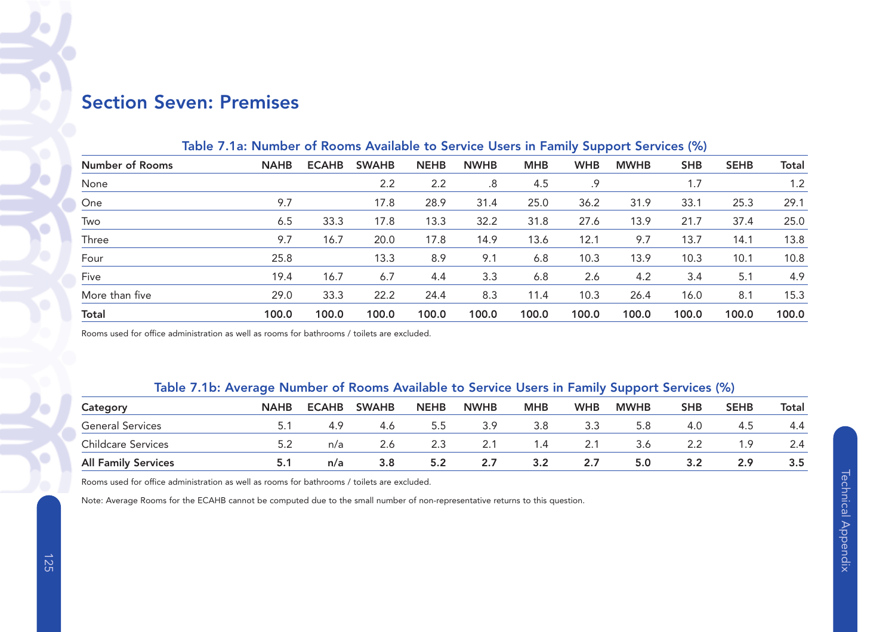## Section Seven: Premises

**Table 7.1a: Number of Rooms Available to Service Users in Family Support Services (%)**

| Number of Rooms | NAHB | ECAHB | SWAHB | NEHB | NWHB | MHB | WHB | MWHB | SHB | SEHB | Total |
|---|---|---|---|---|---|---|---|---|---|---|---|
| None | | | 2.2 | 2.2 | .8 | 4.5 | .9 | | 1.7 | | 1.2 |
| One | 9.7 | | 17.8 | 28.9 | 31.4 | 25.0 | 36.2 | 31.9 | 33.1 | 25.3 | 29.1 |
| Two | 6.5 | 33.3 | 17.8 | 13.3 | 32.2 | 31.8 | 27.6 | 13.9 | 21.7 | 37.4 | 25.0 |
| Three | 9.7 | 16.7 | 20.0 | 17.8 | 14.9 | 13.6 | 12.1 | 9.7 | 13.7 | 14.1 | 13.8 |
| Four | 25.8 | | 13.3 | 8.9 | 9.1 | 6.8 | 10.3 | 13.9 | 10.3 | 10.1 | 10.8 |
| Five | 19.4 | 16.7 | 6.7 | 4.4 | 3.3 | 6.8 | 2.6 | 4.2 | 3.4 | 5.1 | 4.9 |
| More than five | 29.0 | 33.3 | 22.2 | 24.4 | 8.3 | 11.4 | 10.3 | 26.4 | 16.0 | 8.1 | 15.3 |
| **Total** | **100.0** | **100.0** | **100.0** | **100.0** | **100.0** | **100.0** | **100.0** | **100.0** | **100.0** | **100.0** | **100.0** |

Rooms used for office administration as well as rooms for bathrooms / toilets are excluded.

**Table 7.1b: Average Number of Rooms Available to Service Users in Family Support Services (%)**

| Category | NAHB | ECAHB | SWAHB | NEHB | NWHB | MHB | WHB | MWHB | SHB | SEHB | Total |
|---|---|---|---|---|---|---|---|---|---|---|---|
| General Services | 5.1 | 4.9 | 4.6 | 5.5 | 3.9 | 3.8 | 3.3 | 5.8 | 4.0 | 4.5 | 4.4 |
| Childcare Services | 5.2 | n/a | 2.6 | 2.3 | 2.1 | 1.4 | 2.1 | 3.6 | 2.2 | 1.9 | 2.4 |
| **All Family Services** | **5.1** | **n/a** | **3.8** | **5.2** | **2.7** | **3.2** | **2.7** | **5.0** | **3.2** | **2.9** | **3.5** |

Rooms used for office administration as well as rooms for bathrooms / toilets are excluded.

Note: Average Rooms for the ECAHB cannot be computed due to the small number of non-representative returns to this question.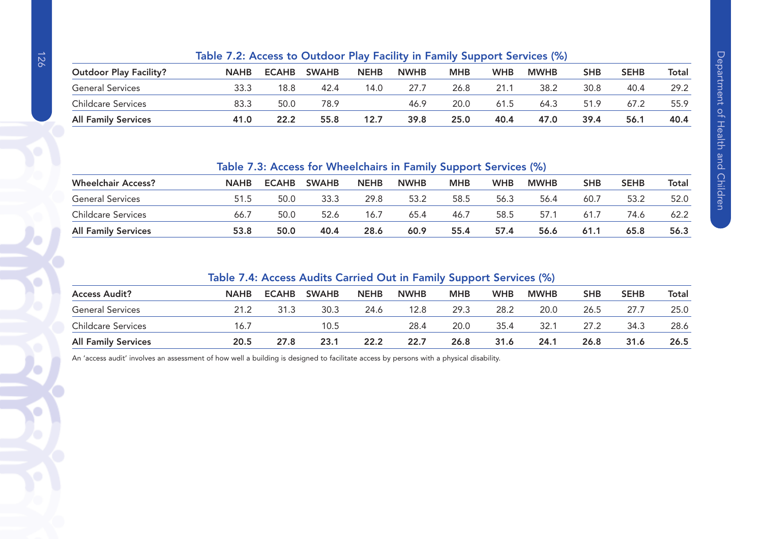### Table 7.2: Access to Outdoor Play Facility in Family Support Services (%)

| Outdoor Play Facility? | NAHB | ECAHB | SWAHB | NEHB | NWHB | MHB | WHB | MWHB | SHB | SEHB | Total |
|---|---|---|---|---|---|---|---|---|---|---|---|
| General Services | 33.3 | 18.8 | 42.4 | 14.0 | 27.7 | 26.8 | 21.1 | 38.2 | 30.8 | 40.4 | 29.2 |
| Childcare Services | 83.3 | 50.0 | 78.9 | | 46.9 | 20.0 | 61.5 | 64.3 | 51.9 | 67.2 | 55.9 |
| **All Family Services** | **41.0** | **22.2** | **55.8** | **12.7** | **39.8** | **25.0** | **40.4** | **47.0** | **39.4** | **56.1** | **40.4** |

### Table 7.3: Access for Wheelchairs in Family Support Services (%)

| Wheelchair Access? | NAHB | ECAHB | SWAHB | NEHB | NWHB | MHB | WHB | MWHB | SHB | SEHB | Total |
|---|---|---|---|---|---|---|---|---|---|---|---|
| General Services | 51.5 | 50.0 | 33.3 | 29.8 | 53.2 | 58.5 | 56.3 | 56.4 | 60.7 | 53.2 | 52.0 |
| Childcare Services | 66.7 | 50.0 | 52.6 | 16.7 | 65.4 | 46.7 | 58.5 | 57.1 | 61.7 | 74.6 | 62.2 |
| **All Family Services** | **53.8** | **50.0** | **40.4** | **28.6** | **60.9** | **55.4** | **57.4** | **56.6** | **61.1** | **65.8** | **56.3** |

### Table 7.4: Access Audits Carried Out in Family Support Services (%)

| Access Audit? | NAHB | ECAHB | SWAHB | NEHB | NWHB | MHB | WHB | MWHB | SHB | SEHB | Total |
|---|---|---|---|---|---|---|---|---|---|---|---|
| General Services | 21.2 | 31.3 | 30.3 | 24.6 | 12.8 | 29.3 | 28.2 | 20.0 | 26.5 | 27.7 | 25.0 |
| Childcare Services | 16.7 | | 10.5 | | 28.4 | 20.0 | 35.4 | 32.1 | 27.2 | 34.3 | 28.6 |
| **All Family Services** | **20.5** | **27.8** | **23.1** | **22.2** | **22.7** | **26.8** | **31.6** | **24.1** | **26.8** | **31.6** | **26.5** |

An 'access audit' involves an assessment of how well a building is designed to facilitate access by persons with a physical disability.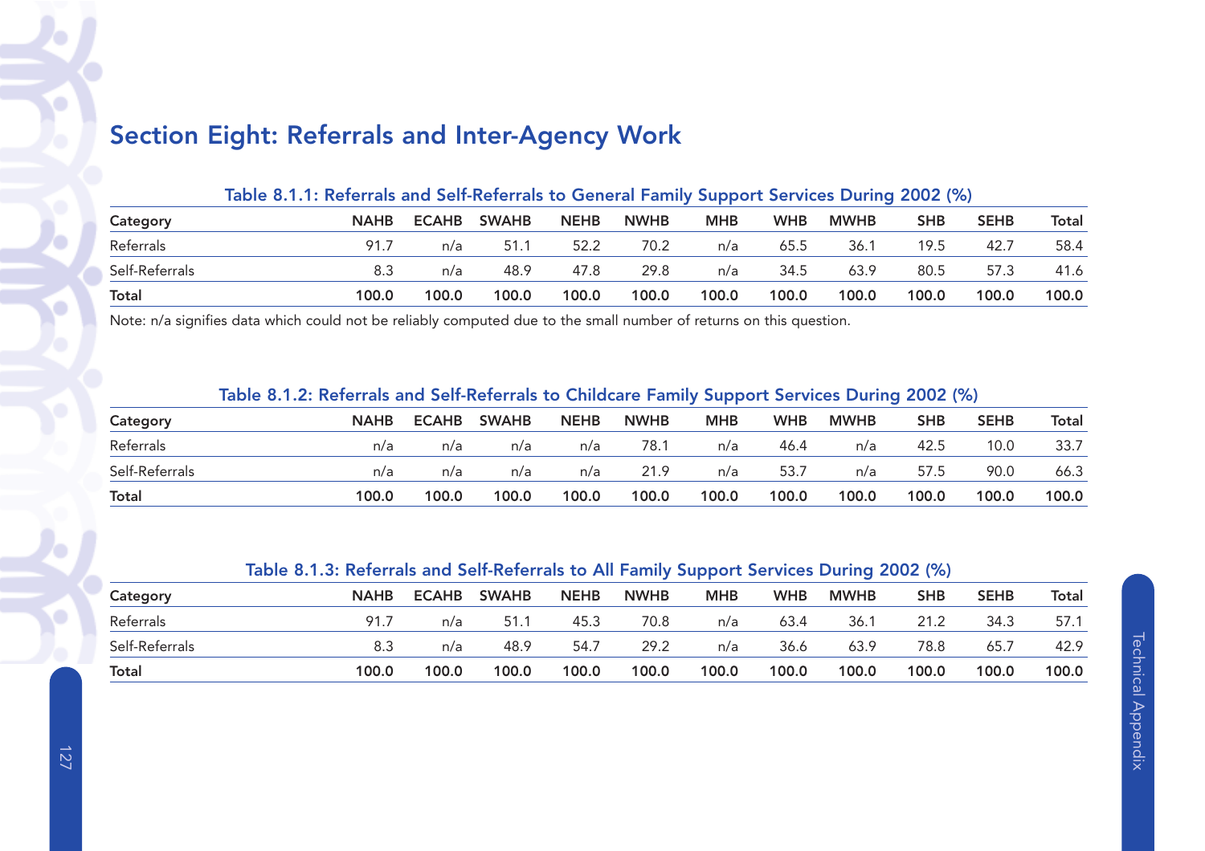## Section Eight: Referrals and Inter-Agency Work

**Table 8.1.1: Referrals and Self-Referrals to General Family Support Services During 2002 (%)**

| Category | NAHB | ECAHB | SWAHB | NEHB | NWHB | MHB | WHB | MWHB | SHB | SEHB | Total |
|---|---|---|---|---|---|---|---|---|---|---|---|
| Referrals | 91.7 | n/a | 51.1 | 52.2 | 70.2 | n/a | 65.5 | 36.1 | 19.5 | 42.7 | 58.4 |
| Self-Referrals | 8.3 | n/a | 48.9 | 47.8 | 29.8 | n/a | 34.5 | 63.9 | 80.5 | 57.3 | 41.6 |
| **Total** | **100.0** | **100.0** | **100.0** | **100.0** | **100.0** | **100.0** | **100.0** | **100.0** | **100.0** | **100.0** | **100.0** |

Note: n/a signifies data which could not be reliably computed due to the small number of returns on this question.

**Table 8.1.2: Referrals and Self-Referrals to Childcare Family Support Services During 2002 (%)**

| Category | NAHB | ECAHB | SWAHB | NEHB | NWHB | MHB | WHB | MWHB | SHB | SEHB | Total |
|---|---|---|---|---|---|---|---|---|---|---|---|
| Referrals | n/a | n/a | n/a | n/a | 78.1 | n/a | 46.4 | n/a | 42.5 | 10.0 | 33.7 |
| Self-Referrals | n/a | n/a | n/a | n/a | 21.9 | n/a | 53.7 | n/a | 57.5 | 90.0 | 66.3 |
| **Total** | **100.0** | **100.0** | **100.0** | **100.0** | **100.0** | **100.0** | **100.0** | **100.0** | **100.0** | **100.0** | **100.0** |

**Table 8.1.3: Referrals and Self-Referrals to All Family Support Services During 2002 (%)**

| Category | NAHB | ECAHB | SWAHB | NEHB | NWHB | MHB | WHB | MWHB | SHB | SEHB | Total |
|---|---|---|---|---|---|---|---|---|---|---|---|
| Referrals | 91.7 | n/a | 51.1 | 45.3 | 70.8 | n/a | 63.4 | 36.1 | 21.2 | 34.3 | 57.1 |
| Self-Referrals | 8.3 | n/a | 48.9 | 54.7 | 29.2 | n/a | 36.6 | 63.9 | 78.8 | 65.7 | 42.9 |
| **Total** | **100.0** | **100.0** | **100.0** | **100.0** | **100.0** | **100.0** | **100.0** | **100.0** | **100.0** | **100.0** | **100.0** |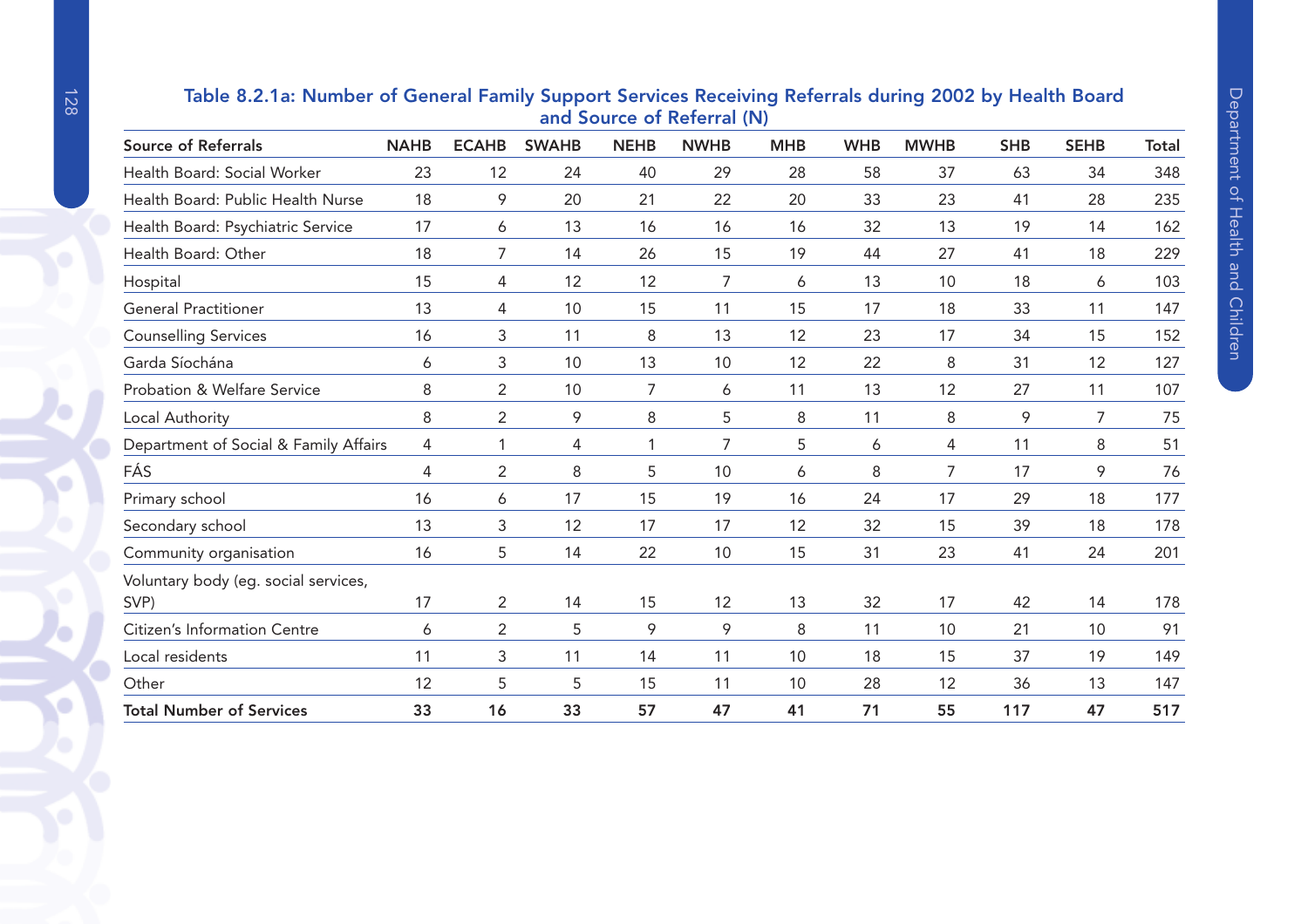## Table 8.2.1a: Number of General Family Support Services Receiving Referrals during 2002 by Health Board and Source of Referral (N)

| Source of Referrals | NAHB | ECAHB | SWAHB | NEHB | NWHB | MHB | WHB | MWHB | SHB | SEHB | Total |
|---|---|---|---|---|---|---|---|---|---|---|---|
| Health Board: Social Worker | 23 | 12 | 24 | 40 | 29 | 28 | 58 | 37 | 63 | 34 | 348 |
| Health Board: Public Health Nurse | 18 | 9 | 20 | 21 | 22 | 20 | 33 | 23 | 41 | 28 | 235 |
| Health Board: Psychiatric Service | 17 | 6 | 13 | 16 | 16 | 16 | 32 | 13 | 19 | 14 | 162 |
| Health Board: Other | 18 | 7 | 14 | 26 | 15 | 19 | 44 | 27 | 41 | 18 | 229 |
| Hospital | 15 | 4 | 12 | 12 | 7 | 6 | 13 | 10 | 18 | 6 | 103 |
| General Practitioner | 13 | 4 | 10 | 15 | 11 | 15 | 17 | 18 | 33 | 11 | 147 |
| Counselling Services | 16 | 3 | 11 | 8 | 13 | 12 | 23 | 17 | 34 | 15 | 152 |
| Garda Síochána | 6 | 3 | 10 | 13 | 10 | 12 | 22 | 8 | 31 | 12 | 127 |
| Probation & Welfare Service | 8 | 2 | 10 | 7 | 6 | 11 | 13 | 12 | 27 | 11 | 107 |
| Local Authority | 8 | 2 | 9 | 8 | 5 | 8 | 11 | 8 | 9 | 7 | 75 |
| Department of Social & Family Affairs | 4 | 1 | 4 | 1 | 7 | 5 | 6 | 4 | 11 | 8 | 51 |
| FÁS | 4 | 2 | 8 | 5 | 10 | 6 | 8 | 7 | 17 | 9 | 76 |
| Primary school | 16 | 6 | 17 | 15 | 19 | 16 | 24 | 17 | 29 | 18 | 177 |
| Secondary school | 13 | 3 | 12 | 17 | 17 | 12 | 32 | 15 | 39 | 18 | 178 |
| Community organisation | 16 | 5 | 14 | 22 | 10 | 15 | 31 | 23 | 41 | 24 | 201 |
| Voluntary body (eg. social services, SVP) | 17 | 2 | 14 | 15 | 12 | 13 | 32 | 17 | 42 | 14 | 178 |
| Citizen's Information Centre | 6 | 2 | 5 | 9 | 9 | 8 | 11 | 10 | 21 | 10 | 91 |
| Local residents | 11 | 3 | 11 | 14 | 11 | 10 | 18 | 15 | 37 | 19 | 149 |
| Other | 12 | 5 | 5 | 15 | 11 | 10 | 28 | 12 | 36 | 13 | 147 |
| **Total Number of Services** | **33** | **16** | **33** | **57** | **47** | **41** | **71** | **55** | **117** | **47** | **517** |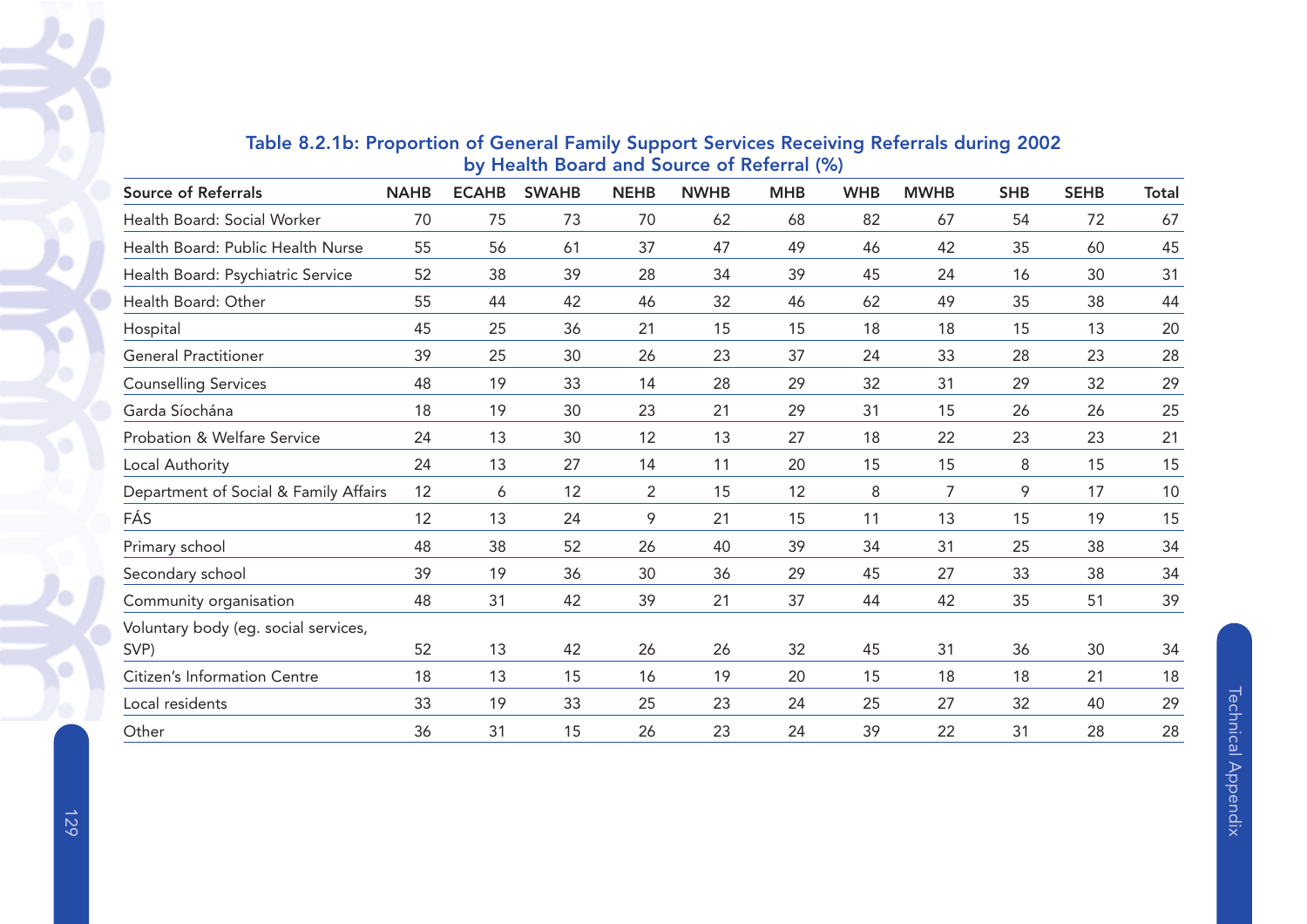### Table 8.2.1b: Proportion of General Family Support Services Receiving Referrals during 2002 by Health Board and Source of Referral (%)

| Source of Referrals | NAHB | ECAHB | SWAHB | NEHB | NWHB | MHB | WHB | MWHB | SHB | SEHB | Total |
|---|---|---|---|---|---|---|---|---|---|---|---|
| Health Board: Social Worker | 70 | 75 | 73 | 70 | 62 | 68 | 82 | 67 | 54 | 72 | 67 |
| Health Board: Public Health Nurse | 55 | 56 | 61 | 37 | 47 | 49 | 46 | 42 | 35 | 60 | 45 |
| Health Board: Psychiatric Service | 52 | 38 | 39 | 28 | 34 | 39 | 45 | 24 | 16 | 30 | 31 |
| Health Board: Other | 55 | 44 | 42 | 46 | 32 | 46 | 62 | 49 | 35 | 38 | 44 |
| Hospital | 45 | 25 | 36 | 21 | 15 | 15 | 18 | 18 | 15 | 13 | 20 |
| General Practitioner | 39 | 25 | 30 | 26 | 23 | 37 | 24 | 33 | 28 | 23 | 28 |
| Counselling Services | 48 | 19 | 33 | 14 | 28 | 29 | 32 | 31 | 29 | 32 | 29 |
| Garda Síochána | 18 | 19 | 30 | 23 | 21 | 29 | 31 | 15 | 26 | 26 | 25 |
| Probation & Welfare Service | 24 | 13 | 30 | 12 | 13 | 27 | 18 | 22 | 23 | 23 | 21 |
| Local Authority | 24 | 13 | 27 | 14 | 11 | 20 | 15 | 15 | 8 | 15 | 15 |
| Department of Social & Family Affairs | 12 | 6 | 12 | 2 | 15 | 12 | 8 | 7 | 9 | 17 | 10 |
| FÁS | 12 | 13 | 24 | 9 | 21 | 15 | 11 | 13 | 15 | 19 | 15 |
| Primary school | 48 | 38 | 52 | 26 | 40 | 39 | 34 | 31 | 25 | 38 | 34 |
| Secondary school | 39 | 19 | 36 | 30 | 36 | 29 | 45 | 27 | 33 | 38 | 34 |
| Community organisation | 48 | 31 | 42 | 39 | 21 | 37 | 44 | 42 | 35 | 51 | 39 |
| Voluntary body (eg. social services, SVP) | 52 | 13 | 42 | 26 | 26 | 32 | 45 | 31 | 36 | 30 | 34 |
| Citizen's Information Centre | 18 | 13 | 15 | 16 | 19 | 20 | 15 | 18 | 18 | 21 | 18 |
| Local residents | 33 | 19 | 33 | 25 | 23 | 24 | 25 | 27 | 32 | 40 | 29 |
| Other | 36 | 31 | 15 | 26 | 23 | 24 | 39 | 22 | 31 | 28 | 28 |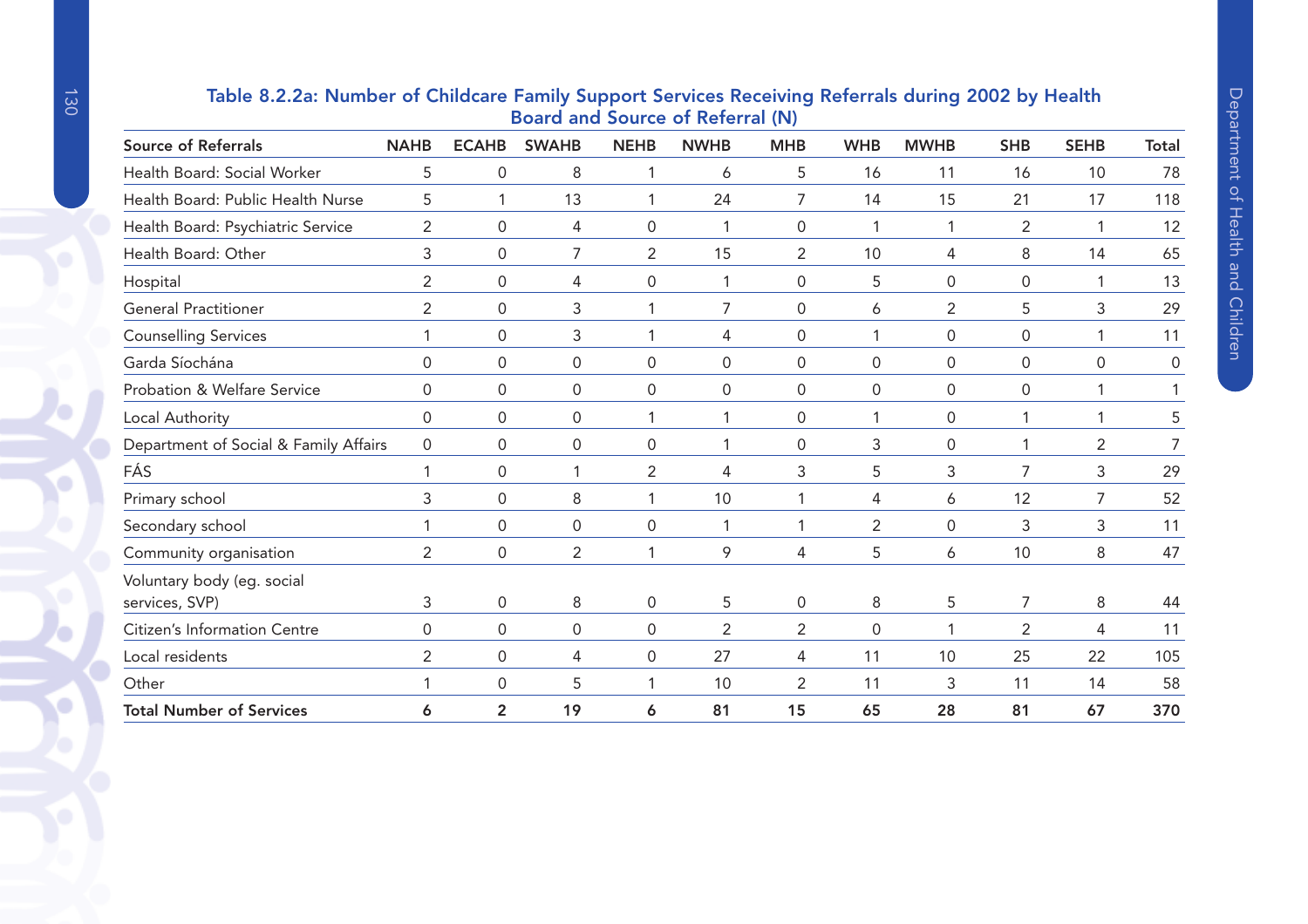### Table 8.2.2a: Number of Childcare Family Support Services Receiving Referrals during 2002 by Health Board and Source of Referral (N)

| Source of Referrals | NAHB | ECAHB | SWAHB | NEHB | NWHB | MHB | WHB | MWHB | SHB | SEHB | Total |
|---|---|---|---|---|---|---|---|---|---|---|---|
| Health Board: Social Worker | 5 | 0 | 8 | 1 | 6 | 5 | 16 | 11 | 16 | 10 | 78 |
| Health Board: Public Health Nurse | 5 | 1 | 13 | 1 | 24 | 7 | 14 | 15 | 21 | 17 | 118 |
| Health Board: Psychiatric Service | 2 | 0 | 4 | 0 | 1 | 0 | 1 | 1 | 2 | 1 | 12 |
| Health Board: Other | 3 | 0 | 7 | 2 | 15 | 2 | 10 | 4 | 8 | 14 | 65 |
| Hospital | 2 | 0 | 4 | 0 | 1 | 0 | 5 | 0 | 0 | 1 | 13 |
| General Practitioner | 2 | 0 | 3 | 1 | 7 | 0 | 6 | 2 | 5 | 3 | 29 |
| Counselling Services | 1 | 0 | 3 | 1 | 4 | 0 | 1 | 0 | 0 | 1 | 11 |
| Garda Síochána | 0 | 0 | 0 | 0 | 0 | 0 | 0 | 0 | 0 | 0 | 0 |
| Probation & Welfare Service | 0 | 0 | 0 | 0 | 0 | 0 | 0 | 0 | 0 | 1 | 1 |
| Local Authority | 0 | 0 | 0 | 1 | 1 | 0 | 1 | 0 | 1 | 1 | 5 |
| Department of Social & Family Affairs | 0 | 0 | 0 | 0 | 1 | 0 | 3 | 0 | 1 | 2 | 7 |
| FÁS | 1 | 0 | 1 | 2 | 4 | 3 | 5 | 3 | 7 | 3 | 29 |
| Primary school | 3 | 0 | 8 | 1 | 10 | 1 | 4 | 6 | 12 | 7 | 52 |
| Secondary school | 1 | 0 | 0 | 0 | 1 | 1 | 2 | 0 | 3 | 3 | 11 |
| Community organisation | 2 | 0 | 2 | 1 | 9 | 4 | 5 | 6 | 10 | 8 | 47 |
| Voluntary body (eg. social services, SVP) | 3 | 0 | 8 | 0 | 5 | 0 | 8 | 5 | 7 | 8 | 44 |
| Citizen's Information Centre | 0 | 0 | 0 | 0 | 2 | 2 | 0 | 1 | 2 | 4 | 11 |
| Local residents | 2 | 0 | 4 | 0 | 27 | 4 | 11 | 10 | 25 | 22 | 105 |
| Other | 1 | 0 | 5 | 1 | 10 | 2 | 11 | 3 | 11 | 14 | 58 |
| **Total Number of Services** | **6** | **2** | **19** | **6** | **81** | **15** | **65** | **28** | **81** | **67** | **370** |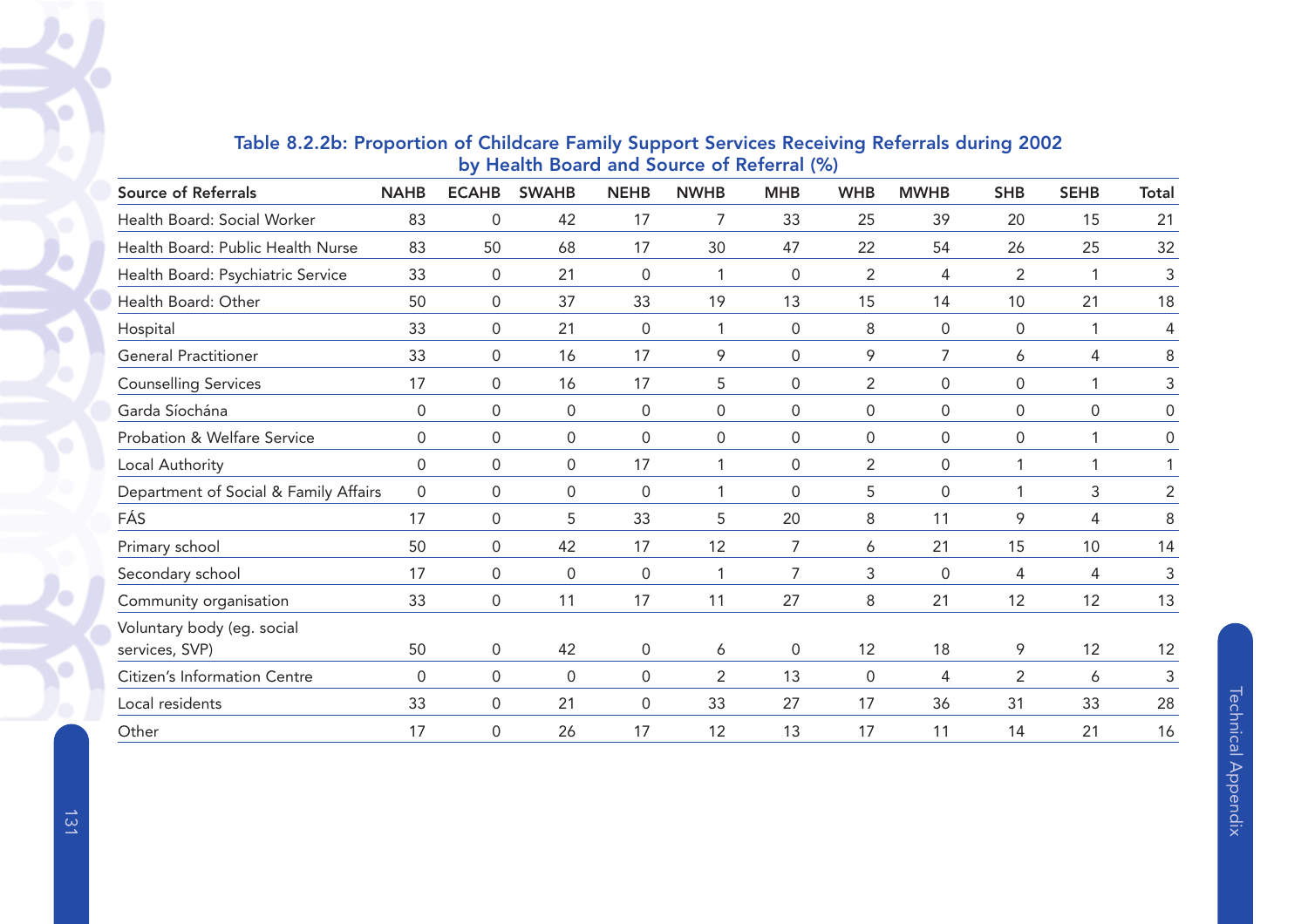**Table 8.2.2b: Proportion of Childcare Family Support Services Receiving Referrals during 2002 by Health Board and Source of Referral (%)**

| Source of Referrals | NAHB | ECAHB | SWAHB | NEHB | NWHB | MHB | WHB | MWHB | SHB | SEHB | Total |
|---|---|---|---|---|---|---|---|---|---|---|---|
| Health Board: Social Worker | 83 | 0 | 42 | 17 | 7 | 33 | 25 | 39 | 20 | 15 | 21 |
| Health Board: Public Health Nurse | 83 | 50 | 68 | 17 | 30 | 47 | 22 | 54 | 26 | 25 | 32 |
| Health Board: Psychiatric Service | 33 | 0 | 21 | 0 | 1 | 0 | 2 | 4 | 2 | 1 | 3 |
| Health Board: Other | 50 | 0 | 37 | 33 | 19 | 13 | 15 | 14 | 10 | 21 | 18 |
| Hospital | 33 | 0 | 21 | 0 | 1 | 0 | 8 | 0 | 0 | 1 | 4 |
| General Practitioner | 33 | 0 | 16 | 17 | 9 | 0 | 9 | 7 | 6 | 4 | 8 |
| Counselling Services | 17 | 0 | 16 | 17 | 5 | 0 | 2 | 0 | 0 | 1 | 3 |
| Garda Síochána | 0 | 0 | 0 | 0 | 0 | 0 | 0 | 0 | 0 | 0 | 0 |
| Probation & Welfare Service | 0 | 0 | 0 | 0 | 0 | 0 | 0 | 0 | 0 | 1 | 0 |
| Local Authority | 0 | 0 | 0 | 17 | 1 | 0 | 2 | 0 | 1 | 1 | 1 |
| Department of Social & Family Affairs | 0 | 0 | 0 | 0 | 1 | 0 | 5 | 0 | 1 | 3 | 2 |
| FÁS | 17 | 0 | 5 | 33 | 5 | 20 | 8 | 11 | 9 | 4 | 8 |
| Primary school | 50 | 0 | 42 | 17 | 12 | 7 | 6 | 21 | 15 | 10 | 14 |
| Secondary school | 17 | 0 | 0 | 0 | 1 | 7 | 3 | 0 | 4 | 4 | 3 |
| Community organisation | 33 | 0 | 11 | 17 | 11 | 27 | 8 | 21 | 12 | 12 | 13 |
| Voluntary body (eg. social services, SVP) | 50 | 0 | 42 | 0 | 6 | 0 | 12 | 18 | 9 | 12 | 12 |
| Citizen's Information Centre | 0 | 0 | 0 | 0 | 2 | 13 | 0 | 4 | 2 | 6 | 3 |
| Local residents | 33 | 0 | 21 | 0 | 33 | 27 | 17 | 36 | 31 | 33 | 28 |
| Other | 17 | 0 | 26 | 17 | 12 | 13 | 17 | 11 | 14 | 21 | 16 |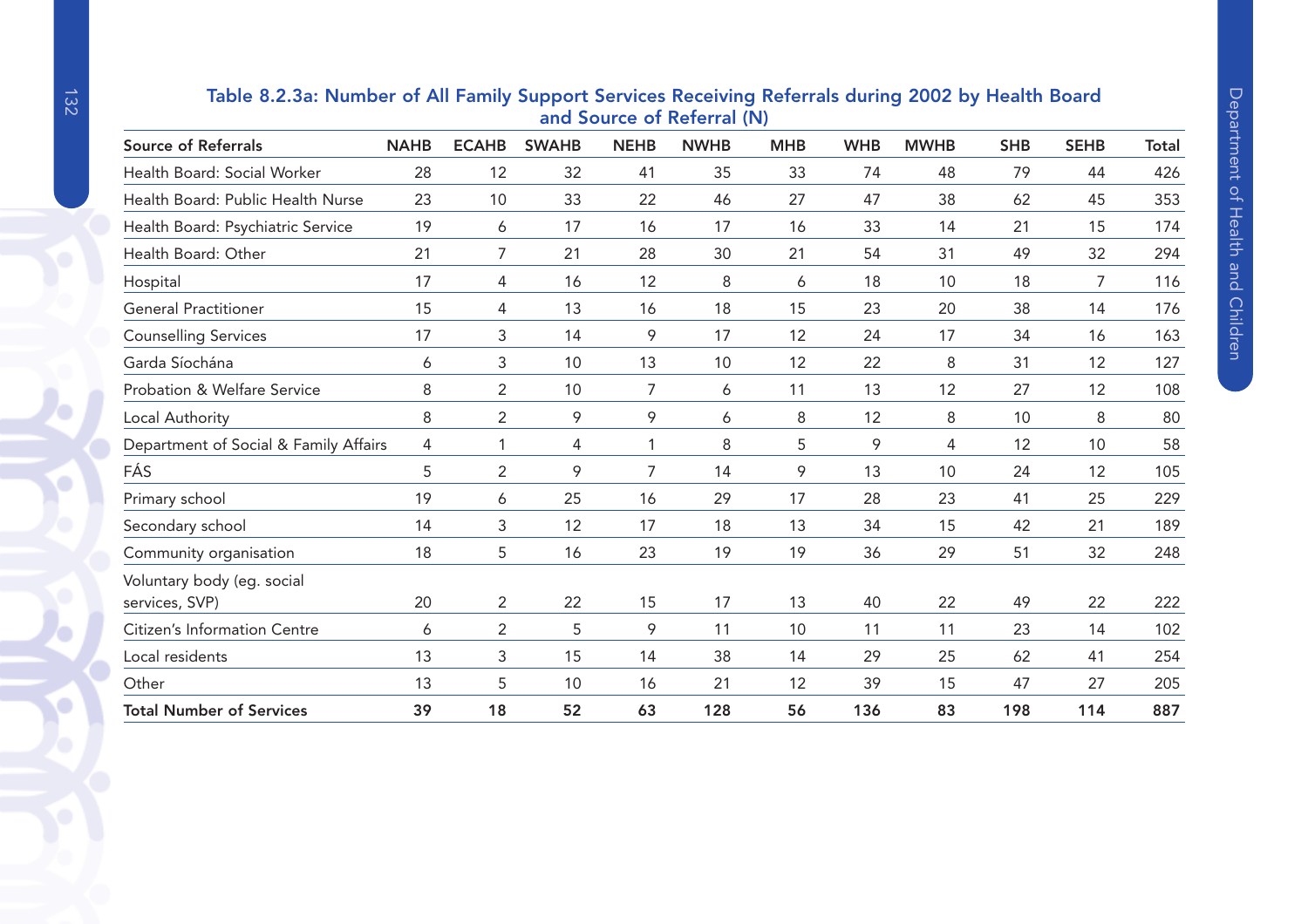## Table 8.2.3a: Number of All Family Support Services Receiving Referrals during 2002 by Health Board and Source of Referral (N)

| Source of Referrals | NAHB | ECAHB | SWAHB | NEHB | NWHB | MHB | WHB | MWHB | SHB | SEHB | Total |
|---|---|---|---|---|---|---|---|---|---|---|---|
| Health Board: Social Worker | 28 | 12 | 32 | 41 | 35 | 33 | 74 | 48 | 79 | 44 | 426 |
| Health Board: Public Health Nurse | 23 | 10 | 33 | 22 | 46 | 27 | 47 | 38 | 62 | 45 | 353 |
| Health Board: Psychiatric Service | 19 | 6 | 17 | 16 | 17 | 16 | 33 | 14 | 21 | 15 | 174 |
| Health Board: Other | 21 | 7 | 21 | 28 | 30 | 21 | 54 | 31 | 49 | 32 | 294 |
| Hospital | 17 | 4 | 16 | 12 | 8 | 6 | 18 | 10 | 18 | 7 | 116 |
| General Practitioner | 15 | 4 | 13 | 16 | 18 | 15 | 23 | 20 | 38 | 14 | 176 |
| Counselling Services | 17 | 3 | 14 | 9 | 17 | 12 | 24 | 17 | 34 | 16 | 163 |
| Garda Síochána | 6 | 3 | 10 | 13 | 10 | 12 | 22 | 8 | 31 | 12 | 127 |
| Probation & Welfare Service | 8 | 2 | 10 | 7 | 6 | 11 | 13 | 12 | 27 | 12 | 108 |
| Local Authority | 8 | 2 | 9 | 9 | 6 | 8 | 12 | 8 | 10 | 8 | 80 |
| Department of Social & Family Affairs | 4 | 1 | 4 | 1 | 8 | 5 | 9 | 4 | 12 | 10 | 58 |
| FÁS | 5 | 2 | 9 | 7 | 14 | 9 | 13 | 10 | 24 | 12 | 105 |
| Primary school | 19 | 6 | 25 | 16 | 29 | 17 | 28 | 23 | 41 | 25 | 229 |
| Secondary school | 14 | 3 | 12 | 17 | 18 | 13 | 34 | 15 | 42 | 21 | 189 |
| Community organisation | 18 | 5 | 16 | 23 | 19 | 19 | 36 | 29 | 51 | 32 | 248 |
| Voluntary body (eg. social services, SVP) | 20 | 2 | 22 | 15 | 17 | 13 | 40 | 22 | 49 | 22 | 222 |
| Citizen's Information Centre | 6 | 2 | 5 | 9 | 11 | 10 | 11 | 11 | 23 | 14 | 102 |
| Local residents | 13 | 3 | 15 | 14 | 38 | 14 | 29 | 25 | 62 | 41 | 254 |
| Other | 13 | 5 | 10 | 16 | 21 | 12 | 39 | 15 | 47 | 27 | 205 |
| **Total Number of Services** | **39** | **18** | **52** | **63** | **128** | **56** | **136** | **83** | **198** | **114** | **887** |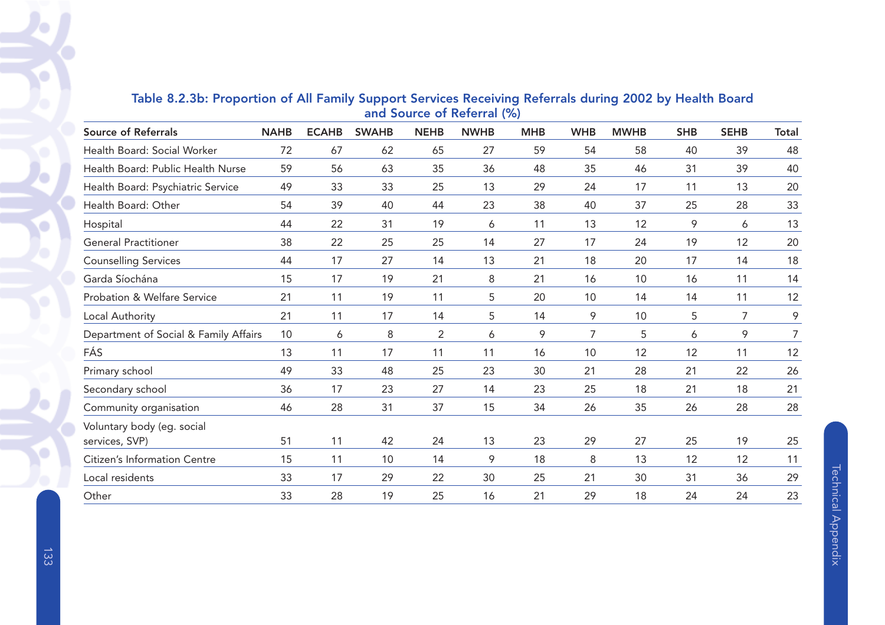### Table 8.2.3b: Proportion of All Family Support Services Receiving Referrals during 2002 by Health Board and Source of Referral (%)

| Source of Referrals | NAHB | ECAHB | SWAHB | NEHB | NWHB | MHB | WHB | MWHB | SHB | SEHB | Total |
|---|---|---|---|---|---|---|---|---|---|---|---|
| Health Board: Social Worker | 72 | 67 | 62 | 65 | 27 | 59 | 54 | 58 | 40 | 39 | 48 |
| Health Board: Public Health Nurse | 59 | 56 | 63 | 35 | 36 | 48 | 35 | 46 | 31 | 39 | 40 |
| Health Board: Psychiatric Service | 49 | 33 | 33 | 25 | 13 | 29 | 24 | 17 | 11 | 13 | 20 |
| Health Board: Other | 54 | 39 | 40 | 44 | 23 | 38 | 40 | 37 | 25 | 28 | 33 |
| Hospital | 44 | 22 | 31 | 19 | 6 | 11 | 13 | 12 | 9 | 6 | 13 |
| General Practitioner | 38 | 22 | 25 | 25 | 14 | 27 | 17 | 24 | 19 | 12 | 20 |
| Counselling Services | 44 | 17 | 27 | 14 | 13 | 21 | 18 | 20 | 17 | 14 | 18 |
| Garda Síochána | 15 | 17 | 19 | 21 | 8 | 21 | 16 | 10 | 16 | 11 | 14 |
| Probation & Welfare Service | 21 | 11 | 19 | 11 | 5 | 20 | 10 | 14 | 14 | 11 | 12 |
| Local Authority | 21 | 11 | 17 | 14 | 5 | 14 | 9 | 10 | 5 | 7 | 9 |
| Department of Social & Family Affairs | 10 | 6 | 8 | 2 | 6 | 9 | 7 | 5 | 6 | 9 | 7 |
| FÁS | 13 | 11 | 17 | 11 | 11 | 16 | 10 | 12 | 12 | 11 | 12 |
| Primary school | 49 | 33 | 48 | 25 | 23 | 30 | 21 | 28 | 21 | 22 | 26 |
| Secondary school | 36 | 17 | 23 | 27 | 14 | 23 | 25 | 18 | 21 | 18 | 21 |
| Community organisation | 46 | 28 | 31 | 37 | 15 | 34 | 26 | 35 | 26 | 28 | 28 |
| Voluntary body (eg. social services, SVP) | 51 | 11 | 42 | 24 | 13 | 23 | 29 | 27 | 25 | 19 | 25 |
| Citizen's Information Centre | 15 | 11 | 10 | 14 | 9 | 18 | 8 | 13 | 12 | 12 | 11 |
| Local residents | 33 | 17 | 29 | 22 | 30 | 25 | 21 | 30 | 31 | 36 | 29 |
| Other | 33 | 28 | 19 | 25 | 16 | 21 | 29 | 18 | 24 | 24 | 23 |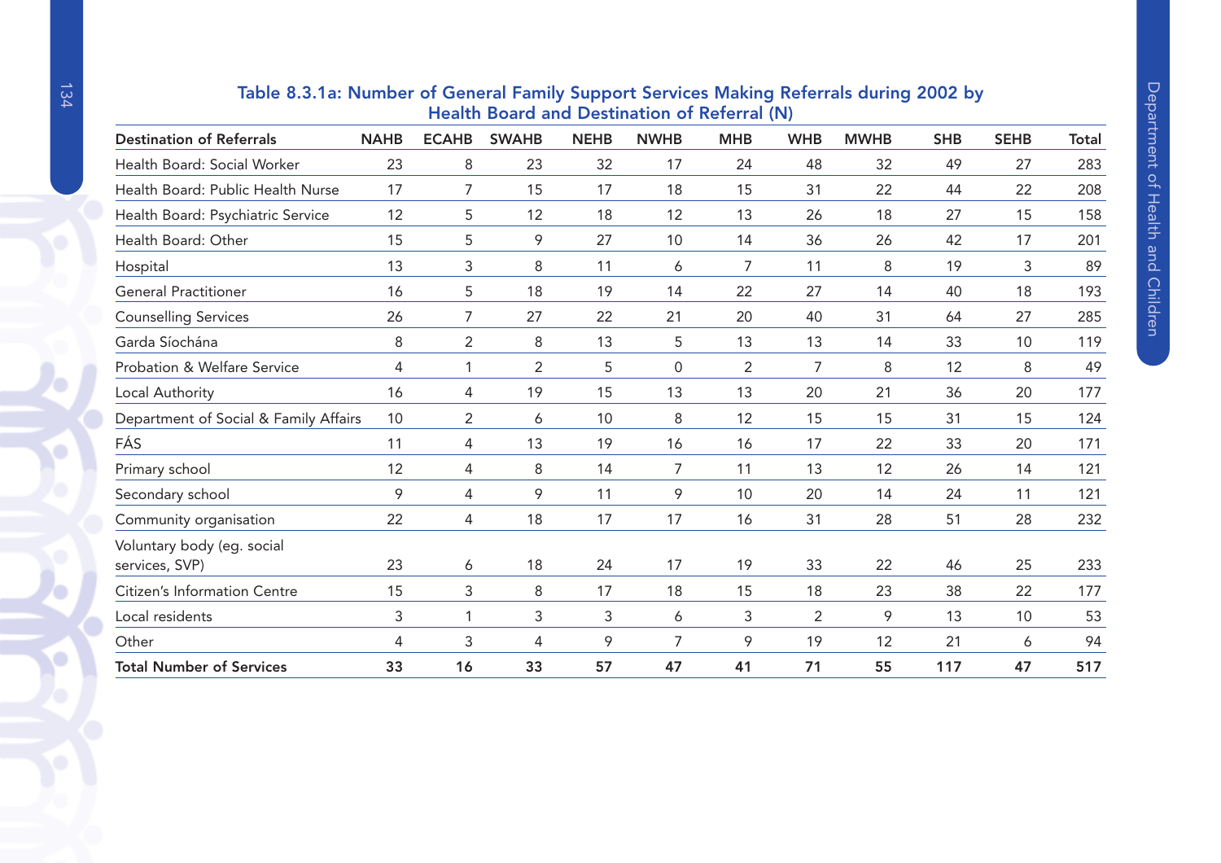## Table 8.3.1a: Number of General Family Support Services Making Referrals during 2002 by Health Board and Destination of Referral (N)

| Destination of Referrals | NAHB | ECAHB | SWAHB | NEHB | NWHB | MHB | WHB | MWHB | SHB | SEHB | Total |
|---|---|---|---|---|---|---|---|---|---|---|---|
| Health Board: Social Worker | 23 | 8 | 23 | 32 | 17 | 24 | 48 | 32 | 49 | 27 | 283 |
| Health Board: Public Health Nurse | 17 | 7 | 15 | 17 | 18 | 15 | 31 | 22 | 44 | 22 | 208 |
| Health Board: Psychiatric Service | 12 | 5 | 12 | 18 | 12 | 13 | 26 | 18 | 27 | 15 | 158 |
| Health Board: Other | 15 | 5 | 9 | 27 | 10 | 14 | 36 | 26 | 42 | 17 | 201 |
| Hospital | 13 | 3 | 8 | 11 | 6 | 7 | 11 | 8 | 19 | 3 | 89 |
| General Practitioner | 16 | 5 | 18 | 19 | 14 | 22 | 27 | 14 | 40 | 18 | 193 |
| Counselling Services | 26 | 7 | 27 | 22 | 21 | 20 | 40 | 31 | 64 | 27 | 285 |
| Garda Síochána | 8 | 2 | 8 | 13 | 5 | 13 | 13 | 14 | 33 | 10 | 119 |
| Probation & Welfare Service | 4 | 1 | 2 | 5 | 0 | 2 | 7 | 8 | 12 | 8 | 49 |
| Local Authority | 16 | 4 | 19 | 15 | 13 | 13 | 20 | 21 | 36 | 20 | 177 |
| Department of Social & Family Affairs | 10 | 2 | 6 | 10 | 8 | 12 | 15 | 15 | 31 | 15 | 124 |
| FÁS | 11 | 4 | 13 | 19 | 16 | 16 | 17 | 22 | 33 | 20 | 171 |
| Primary school | 12 | 4 | 8 | 14 | 7 | 11 | 13 | 12 | 26 | 14 | 121 |
| Secondary school | 9 | 4 | 9 | 11 | 9 | 10 | 20 | 14 | 24 | 11 | 121 |
| Community organisation | 22 | 4 | 18 | 17 | 17 | 16 | 31 | 28 | 51 | 28 | 232 |
| Voluntary body (eg. social services, SVP) | 23 | 6 | 18 | 24 | 17 | 19 | 33 | 22 | 46 | 25 | 233 |
| Citizen's Information Centre | 15 | 3 | 8 | 17 | 18 | 15 | 18 | 23 | 38 | 22 | 177 |
| Local residents | 3 | 1 | 3 | 3 | 6 | 3 | 2 | 9 | 13 | 10 | 53 |
| Other | 4 | 3 | 4 | 9 | 7 | 9 | 19 | 12 | 21 | 6 | 94 |
| **Total Number of Services** | **33** | **16** | **33** | **57** | **47** | **41** | **71** | **55** | **117** | **47** | **517** |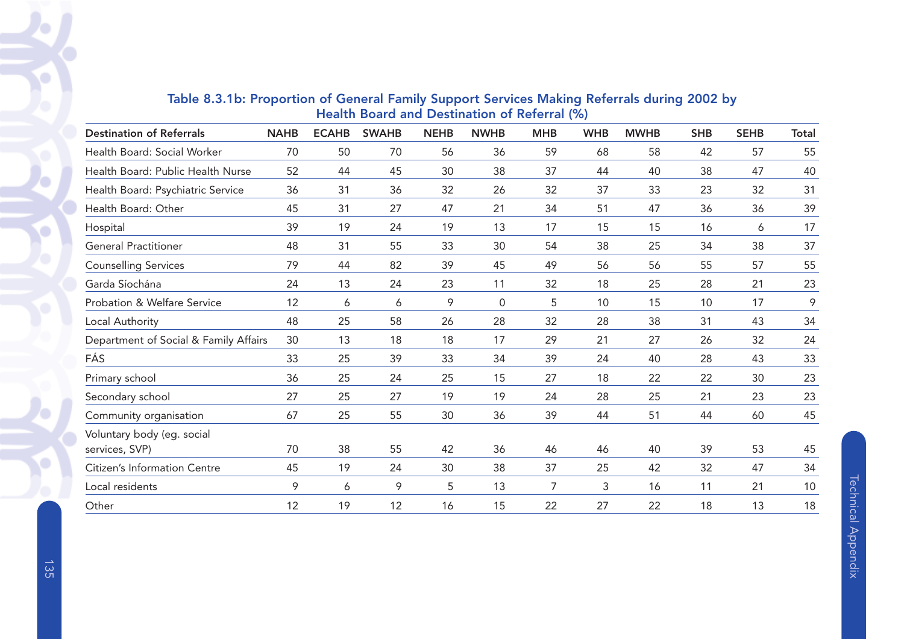### Table 8.3.1b: Proportion of General Family Support Services Making Referrals during 2002 by Health Board and Destination of Referral (%)

| Destination of Referrals | NAHB | ECAHB | SWAHB | NEHB | NWHB | MHB | WHB | MWHB | SHB | SEHB | Total |
|---|---|---|---|---|---|---|---|---|---|---|---|
| Health Board: Social Worker | 70 | 50 | 70 | 56 | 36 | 59 | 68 | 58 | 42 | 57 | 55 |
| Health Board: Public Health Nurse | 52 | 44 | 45 | 30 | 38 | 37 | 44 | 40 | 38 | 47 | 40 |
| Health Board: Psychiatric Service | 36 | 31 | 36 | 32 | 26 | 32 | 37 | 33 | 23 | 32 | 31 |
| Health Board: Other | 45 | 31 | 27 | 47 | 21 | 34 | 51 | 47 | 36 | 36 | 39 |
| Hospital | 39 | 19 | 24 | 19 | 13 | 17 | 15 | 15 | 16 | 6 | 17 |
| General Practitioner | 48 | 31 | 55 | 33 | 30 | 54 | 38 | 25 | 34 | 38 | 37 |
| Counselling Services | 79 | 44 | 82 | 39 | 45 | 49 | 56 | 56 | 55 | 57 | 55 |
| Garda Síochána | 24 | 13 | 24 | 23 | 11 | 32 | 18 | 25 | 28 | 21 | 23 |
| Probation & Welfare Service | 12 | 6 | 6 | 9 | 0 | 5 | 10 | 15 | 10 | 17 | 9 |
| Local Authority | 48 | 25 | 58 | 26 | 28 | 32 | 28 | 38 | 31 | 43 | 34 |
| Department of Social & Family Affairs | 30 | 13 | 18 | 18 | 17 | 29 | 21 | 27 | 26 | 32 | 24 |
| FÁS | 33 | 25 | 39 | 33 | 34 | 39 | 24 | 40 | 28 | 43 | 33 |
| Primary school | 36 | 25 | 24 | 25 | 15 | 27 | 18 | 22 | 22 | 30 | 23 |
| Secondary school | 27 | 25 | 27 | 19 | 19 | 24 | 28 | 25 | 21 | 23 | 23 |
| Community organisation | 67 | 25 | 55 | 30 | 36 | 39 | 44 | 51 | 44 | 60 | 45 |
| Voluntary body (eg. social services, SVP) | 70 | 38 | 55 | 42 | 36 | 46 | 46 | 40 | 39 | 53 | 45 |
| Citizen's Information Centre | 45 | 19 | 24 | 30 | 38 | 37 | 25 | 42 | 32 | 47 | 34 |
| Local residents | 9 | 6 | 9 | 5 | 13 | 7 | 3 | 16 | 11 | 21 | 10 |
| Other | 12 | 19 | 12 | 16 | 15 | 22 | 27 | 22 | 18 | 13 | 18 |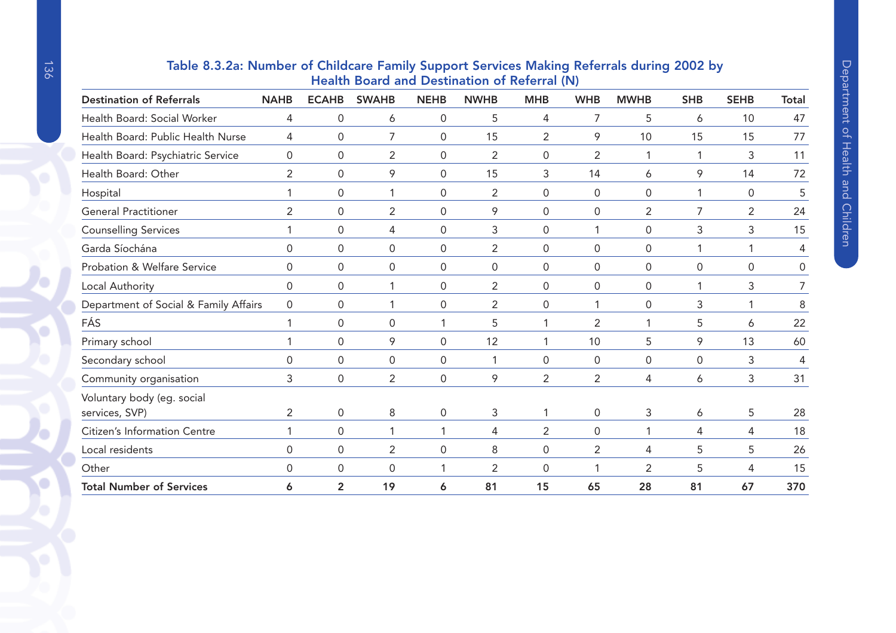### Table 8.3.2a: Number of Childcare Family Support Services Making Referrals during 2002 by Health Board and Destination of Referral (N)

| Destination of Referrals | NAHB | ECAHB | SWAHB | NEHB | NWHB | MHB | WHB | MWHB | SHB | SEHB | Total |
|---|---|---|---|---|---|---|---|---|---|---|---|
| Health Board: Social Worker | 4 | 0 | 6 | 0 | 5 | 4 | 7 | 5 | 6 | 10 | 47 |
| Health Board: Public Health Nurse | 4 | 0 | 7 | 0 | 15 | 2 | 9 | 10 | 15 | 15 | 77 |
| Health Board: Psychiatric Service | 0 | 0 | 2 | 0 | 2 | 0 | 2 | 1 | 1 | 3 | 11 |
| Health Board: Other | 2 | 0 | 9 | 0 | 15 | 3 | 14 | 6 | 9 | 14 | 72 |
| Hospital | 1 | 0 | 1 | 0 | 2 | 0 | 0 | 0 | 1 | 0 | 5 |
| General Practitioner | 2 | 0 | 2 | 0 | 9 | 0 | 0 | 2 | 7 | 2 | 24 |
| Counselling Services | 1 | 0 | 4 | 0 | 3 | 0 | 1 | 0 | 3 | 3 | 15 |
| Garda Síochána | 0 | 0 | 0 | 0 | 2 | 0 | 0 | 0 | 1 | 1 | 4 |
| Probation & Welfare Service | 0 | 0 | 0 | 0 | 0 | 0 | 0 | 0 | 0 | 0 | 0 |
| Local Authority | 0 | 0 | 1 | 0 | 2 | 0 | 0 | 0 | 1 | 3 | 7 |
| Department of Social & Family Affairs | 0 | 0 | 1 | 0 | 2 | 0 | 1 | 0 | 3 | 1 | 8 |
| FÁS | 1 | 0 | 0 | 1 | 5 | 1 | 2 | 1 | 5 | 6 | 22 |
| Primary school | 1 | 0 | 9 | 0 | 12 | 1 | 10 | 5 | 9 | 13 | 60 |
| Secondary school | 0 | 0 | 0 | 0 | 1 | 0 | 0 | 0 | 0 | 3 | 4 |
| Community organisation | 3 | 0 | 2 | 0 | 9 | 2 | 2 | 4 | 6 | 3 | 31 |
| Voluntary body (eg. social services, SVP) | 2 | 0 | 8 | 0 | 3 | 1 | 0 | 3 | 6 | 5 | 28 |
| Citizen's Information Centre | 1 | 0 | 1 | 1 | 4 | 2 | 0 | 1 | 4 | 4 | 18 |
| Local residents | 0 | 0 | 2 | 0 | 8 | 0 | 2 | 4 | 5 | 5 | 26 |
| Other | 0 | 0 | 0 | 1 | 2 | 0 | 1 | 2 | 5 | 4 | 15 |
| **Total Number of Services** | **6** | **2** | **19** | **6** | **81** | **15** | **65** | **28** | **81** | **67** | **370** |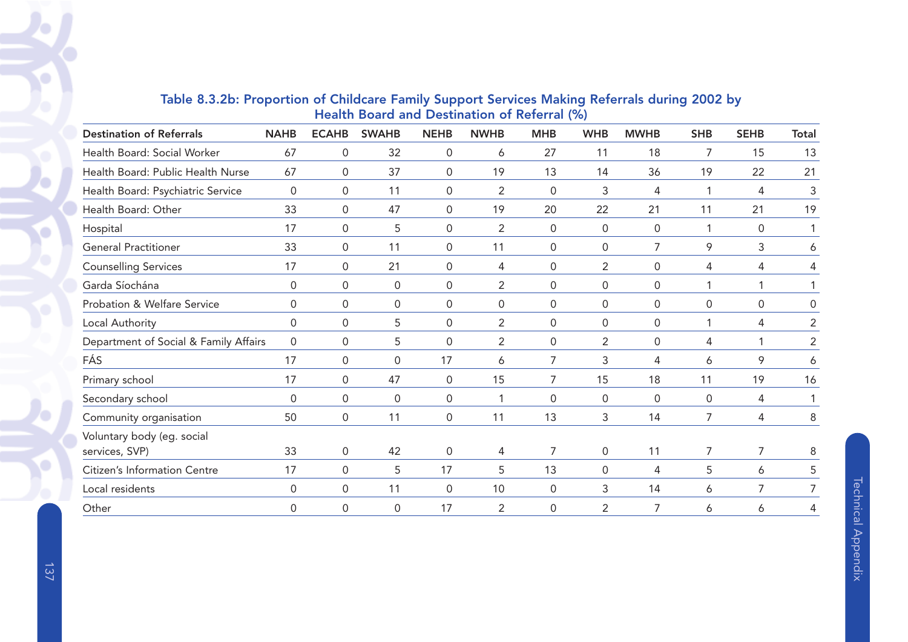**Table 8.3.2b: Proportion of Childcare Family Support Services Making Referrals during 2002 by Health Board and Destination of Referral (%)**

| Destination of Referrals | NAHB | ECAHB | SWAHB | NEHB | NWHB | MHB | WHB | MWHB | SHB | SEHB | Total |
|---|---|---|---|---|---|---|---|---|---|---|---|
| Health Board: Social Worker | 67 | 0 | 32 | 0 | 6 | 27 | 11 | 18 | 7 | 15 | 13 |
| Health Board: Public Health Nurse | 67 | 0 | 37 | 0 | 19 | 13 | 14 | 36 | 19 | 22 | 21 |
| Health Board: Psychiatric Service | 0 | 0 | 11 | 0 | 2 | 0 | 3 | 4 | 1 | 4 | 3 |
| Health Board: Other | 33 | 0 | 47 | 0 | 19 | 20 | 22 | 21 | 11 | 21 | 19 |
| Hospital | 17 | 0 | 5 | 0 | 2 | 0 | 0 | 0 | 1 | 0 | 1 |
| General Practitioner | 33 | 0 | 11 | 0 | 11 | 0 | 0 | 7 | 9 | 3 | 6 |
| Counselling Services | 17 | 0 | 21 | 0 | 4 | 0 | 2 | 0 | 4 | 4 | 4 |
| Garda Síochána | 0 | 0 | 0 | 0 | 2 | 0 | 0 | 0 | 1 | 1 | 1 |
| Probation & Welfare Service | 0 | 0 | 0 | 0 | 0 | 0 | 0 | 0 | 0 | 0 | 0 |
| Local Authority | 0 | 0 | 5 | 0 | 2 | 0 | 0 | 0 | 1 | 4 | 2 |
| Department of Social & Family Affairs | 0 | 0 | 5 | 0 | 2 | 0 | 2 | 0 | 4 | 1 | 2 |
| FÁS | 17 | 0 | 0 | 17 | 6 | 7 | 3 | 4 | 6 | 9 | 6 |
| Primary school | 17 | 0 | 47 | 0 | 15 | 7 | 15 | 18 | 11 | 19 | 16 |
| Secondary school | 0 | 0 | 0 | 0 | 1 | 0 | 0 | 0 | 0 | 4 | 1 |
| Community organisation | 50 | 0 | 11 | 0 | 11 | 13 | 3 | 14 | 7 | 4 | 8 |
| Voluntary body (eg. social services, SVP) | 33 | 0 | 42 | 0 | 4 | 7 | 0 | 11 | 7 | 7 | 8 |
| Citizen's Information Centre | 17 | 0 | 5 | 17 | 5 | 13 | 0 | 4 | 5 | 6 | 5 |
| Local residents | 0 | 0 | 11 | 0 | 10 | 0 | 3 | 14 | 6 | 7 | 7 |
| Other | 0 | 0 | 0 | 17 | 2 | 0 | 2 | 7 | 6 | 6 | 4 |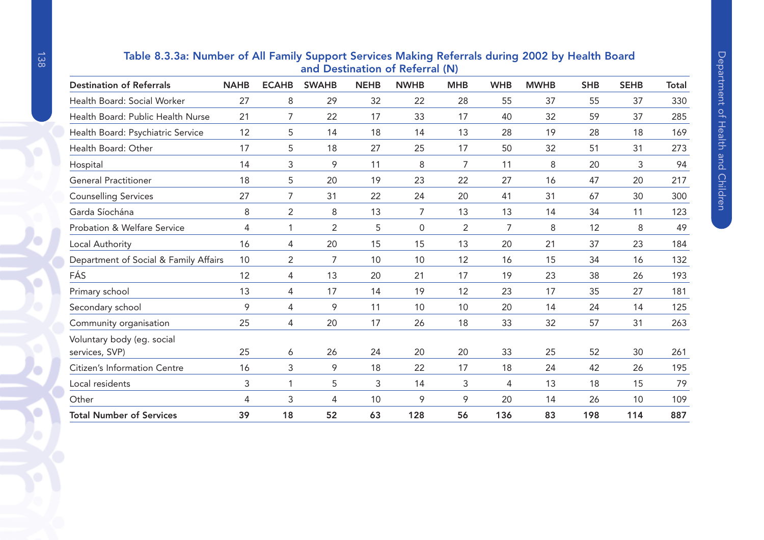**Table 8.3.3a: Number of All Family Support Services Making Referrals during 2002 by Health Board and Destination of Referral (N)**

| Destination of Referrals | NAHB | ECAHB | SWAHB | NEHB | NWHB | MHB | WHB | MWHB | SHB | SEHB | Total |
|---|---|---|---|---|---|---|---|---|---|---|---|
| Health Board: Social Worker | 27 | 8 | 29 | 32 | 22 | 28 | 55 | 37 | 55 | 37 | 330 |
| Health Board: Public Health Nurse | 21 | 7 | 22 | 17 | 33 | 17 | 40 | 32 | 59 | 37 | 285 |
| Health Board: Psychiatric Service | 12 | 5 | 14 | 18 | 14 | 13 | 28 | 19 | 28 | 18 | 169 |
| Health Board: Other | 17 | 5 | 18 | 27 | 25 | 17 | 50 | 32 | 51 | 31 | 273 |
| Hospital | 14 | 3 | 9 | 11 | 8 | 7 | 11 | 8 | 20 | 3 | 94 |
| General Practitioner | 18 | 5 | 20 | 19 | 23 | 22 | 27 | 16 | 47 | 20 | 217 |
| Counselling Services | 27 | 7 | 31 | 22 | 24 | 20 | 41 | 31 | 67 | 30 | 300 |
| Garda Síochána | 8 | 2 | 8 | 13 | 7 | 13 | 13 | 14 | 34 | 11 | 123 |
| Probation & Welfare Service | 4 | 1 | 2 | 5 | 0 | 2 | 7 | 8 | 12 | 8 | 49 |
| Local Authority | 16 | 4 | 20 | 15 | 15 | 13 | 20 | 21 | 37 | 23 | 184 |
| Department of Social & Family Affairs | 10 | 2 | 7 | 10 | 10 | 12 | 16 | 15 | 34 | 16 | 132 |
| FÁS | 12 | 4 | 13 | 20 | 21 | 17 | 19 | 23 | 38 | 26 | 193 |
| Primary school | 13 | 4 | 17 | 14 | 19 | 12 | 23 | 17 | 35 | 27 | 181 |
| Secondary school | 9 | 4 | 9 | 11 | 10 | 10 | 20 | 14 | 24 | 14 | 125 |
| Community organisation | 25 | 4 | 20 | 17 | 26 | 18 | 33 | 32 | 57 | 31 | 263 |
| Voluntary body (eg. social services, SVP) | 25 | 6 | 26 | 24 | 20 | 20 | 33 | 25 | 52 | 30 | 261 |
| Citizen's Information Centre | 16 | 3 | 9 | 18 | 22 | 17 | 18 | 24 | 42 | 26 | 195 |
| Local residents | 3 | 1 | 5 | 3 | 14 | 3 | 4 | 13 | 18 | 15 | 79 |
| Other | 4 | 3 | 4 | 10 | 9 | 9 | 20 | 14 | 26 | 10 | 109 |
| **Total Number of Services** | **39** | **18** | **52** | **63** | **128** | **56** | **136** | **83** | **198** | **114** | **887** |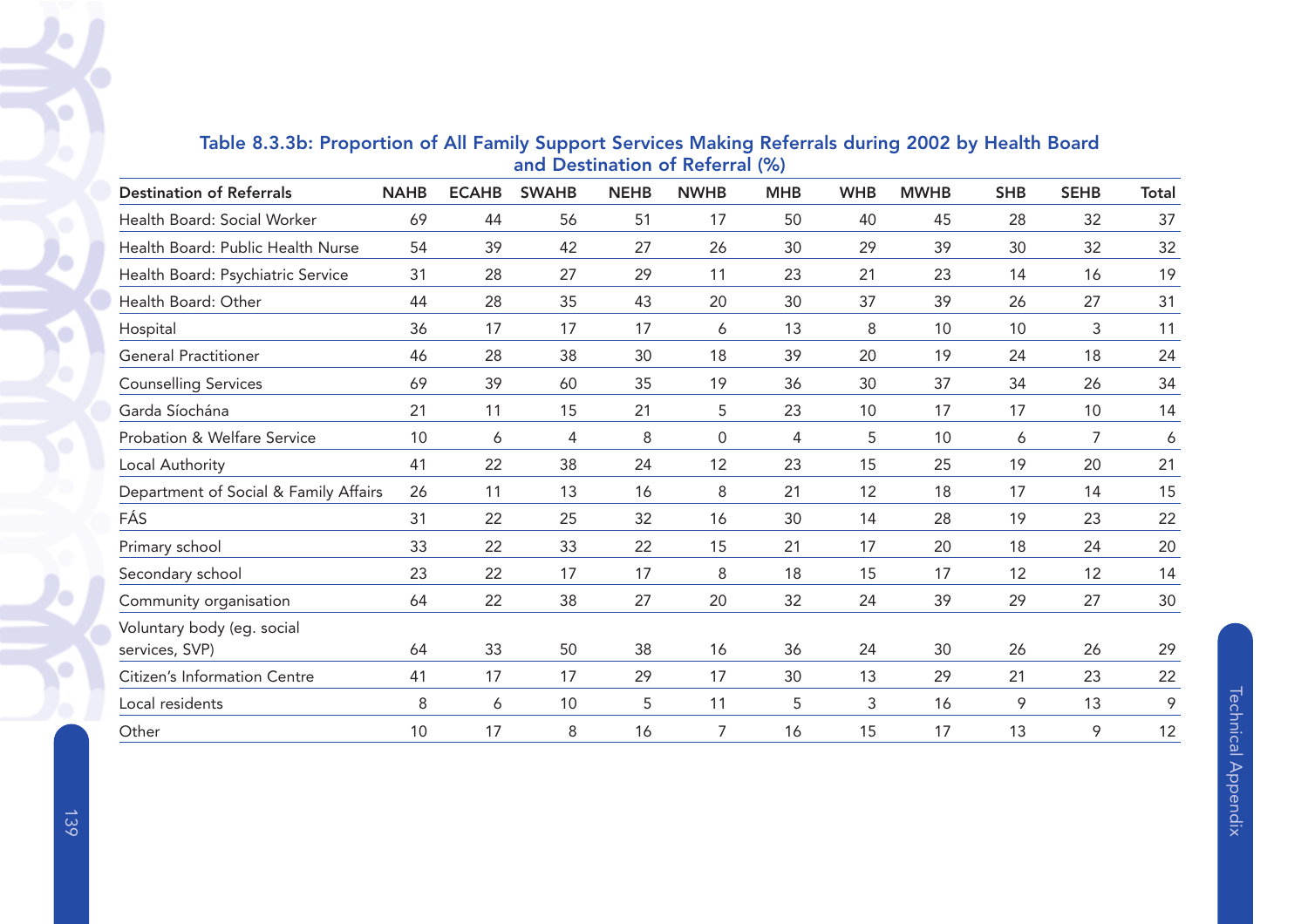**Table 8.3.3b: Proportion of All Family Support Services Making Referrals during 2002 by Health Board and Destination of Referral (%)**

| Destination of Referrals | NAHB | ECAHB | SWAHB | NEHB | NWHB | MHB | WHB | MWHB | SHB | SEHB | Total |
|---|---|---|---|---|---|---|---|---|---|---|---|
| Health Board: Social Worker | 69 | 44 | 56 | 51 | 17 | 50 | 40 | 45 | 28 | 32 | 37 |
| Health Board: Public Health Nurse | 54 | 39 | 42 | 27 | 26 | 30 | 29 | 39 | 30 | 32 | 32 |
| Health Board: Psychiatric Service | 31 | 28 | 27 | 29 | 11 | 23 | 21 | 23 | 14 | 16 | 19 |
| Health Board: Other | 44 | 28 | 35 | 43 | 20 | 30 | 37 | 39 | 26 | 27 | 31 |
| Hospital | 36 | 17 | 17 | 17 | 6 | 13 | 8 | 10 | 10 | 3 | 11 |
| General Practitioner | 46 | 28 | 38 | 30 | 18 | 39 | 20 | 19 | 24 | 18 | 24 |
| Counselling Services | 69 | 39 | 60 | 35 | 19 | 36 | 30 | 37 | 34 | 26 | 34 |
| Garda Síochána | 21 | 11 | 15 | 21 | 5 | 23 | 10 | 17 | 17 | 10 | 14 |
| Probation & Welfare Service | 10 | 6 | 4 | 8 | 0 | 4 | 5 | 10 | 6 | 7 | 6 |
| Local Authority | 41 | 22 | 38 | 24 | 12 | 23 | 15 | 25 | 19 | 20 | 21 |
| Department of Social & Family Affairs | 26 | 11 | 13 | 16 | 8 | 21 | 12 | 18 | 17 | 14 | 15 |
| FÁS | 31 | 22 | 25 | 32 | 16 | 30 | 14 | 28 | 19 | 23 | 22 |
| Primary school | 33 | 22 | 33 | 22 | 15 | 21 | 17 | 20 | 18 | 24 | 20 |
| Secondary school | 23 | 22 | 17 | 17 | 8 | 18 | 15 | 17 | 12 | 12 | 14 |
| Community organisation | 64 | 22 | 38 | 27 | 20 | 32 | 24 | 39 | 29 | 27 | 30 |
| Voluntary body (eg. social services, SVP) | 64 | 33 | 50 | 38 | 16 | 36 | 24 | 30 | 26 | 26 | 29 |
| Citizen's Information Centre | 41 | 17 | 17 | 29 | 17 | 30 | 13 | 29 | 21 | 23 | 22 |
| Local residents | 8 | 6 | 10 | 5 | 11 | 5 | 3 | 16 | 9 | 13 | 9 |
| Other | 10 | 17 | 8 | 16 | 7 | 16 | 15 | 17 | 13 | 9 | 12 |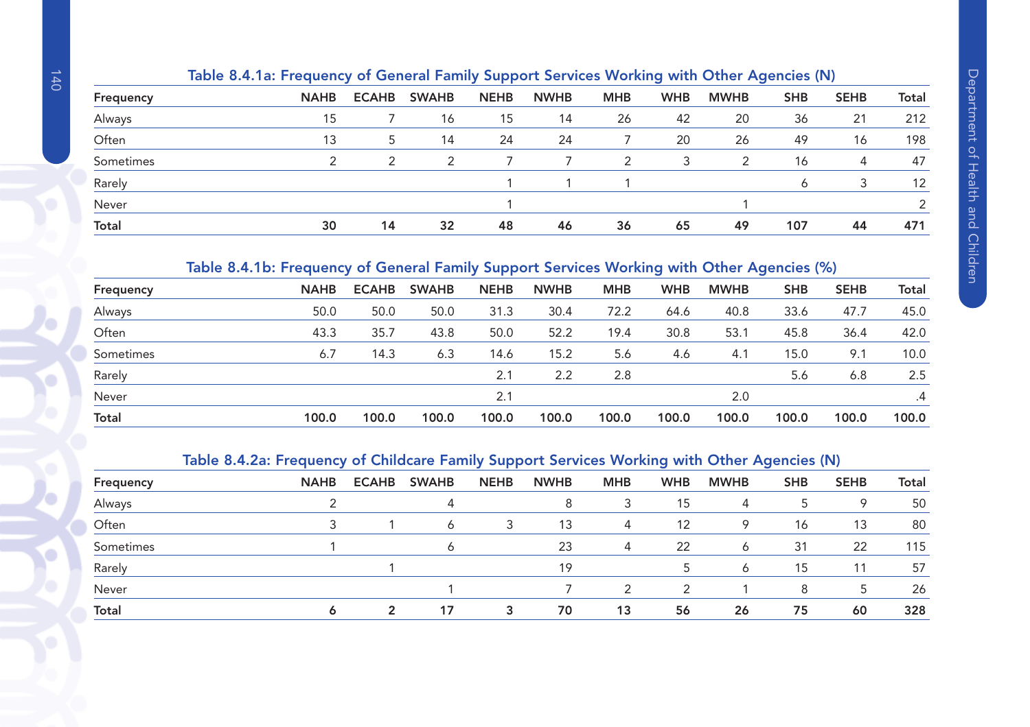### Table 8.4.1a: Frequency of General Family Support Services Working with Other Agencies (N)

| Frequency | NAHB | ECAHB | SWAHB | NEHB | NWHB | MHB | WHB | MWHB | SHB | SEHB | Total |
|---|---|---|---|---|---|---|---|---|---|---|---|
| Always | 15 | 7 | 16 | 15 | 14 | 26 | 42 | 20 | 36 | 21 | 212 |
| Often | 13 | 5 | 14 | 24 | 24 | 7 | 20 | 26 | 49 | 16 | 198 |
| Sometimes | 2 | 2 | 2 | 7 | 7 | 2 | 3 | 2 | 16 | 4 | 47 |
| Rarely | | | | 1 | 1 | 1 | | | 6 | 3 | 12 |
| Never | | | | 1 | | | | 1 | | | 2 |
| **Total** | **30** | **14** | **32** | **48** | **46** | **36** | **65** | **49** | **107** | **44** | **471** |

### Table 8.4.1b: Frequency of General Family Support Services Working with Other Agencies (%)

| Frequency | NAHB | ECAHB | SWAHB | NEHB | NWHB | MHB | WHB | MWHB | SHB | SEHB | Total |
|---|---|---|---|---|---|---|---|---|---|---|---|
| Always | 50.0 | 50.0 | 50.0 | 31.3 | 30.4 | 72.2 | 64.6 | 40.8 | 33.6 | 47.7 | 45.0 |
| Often | 43.3 | 35.7 | 43.8 | 50.0 | 52.2 | 19.4 | 30.8 | 53.1 | 45.8 | 36.4 | 42.0 |
| Sometimes | 6.7 | 14.3 | 6.3 | 14.6 | 15.2 | 5.6 | 4.6 | 4.1 | 15.0 | 9.1 | 10.0 |
| Rarely | | | | 2.1 | 2.2 | 2.8 | | | 5.6 | 6.8 | 2.5 |
| Never | | | | 2.1 | | | | 2.0 | | | .4 |
| **Total** | **100.0** | **100.0** | **100.0** | **100.0** | **100.0** | **100.0** | **100.0** | **100.0** | **100.0** | **100.0** | **100.0** |

### Table 8.4.2a: Frequency of Childcare Family Support Services Working with Other Agencies (N)

| Frequency | NAHB | ECAHB | SWAHB | NEHB | NWHB | MHB | WHB | MWHB | SHB | SEHB | Total |
|---|---|---|---|---|---|---|---|---|---|---|---|
| Always | 2 | | 4 | | 8 | 3 | 15 | 4 | 5 | 9 | 50 |
| Often | 3 | 1 | 6 | 3 | 13 | 4 | 12 | 9 | 16 | 13 | 80 |
| Sometimes | 1 | | 6 | | 23 | 4 | 22 | 6 | 31 | 22 | 115 |
| Rarely | | 1 | | | 19 | | 5 | 6 | 15 | 11 | 57 |
| Never | | | 1 | | 7 | 2 | 2 | 1 | 8 | 5 | 26 |
| **Total** | **6** | **2** | **17** | **3** | **70** | **13** | **56** | **26** | **75** | **60** | **328** |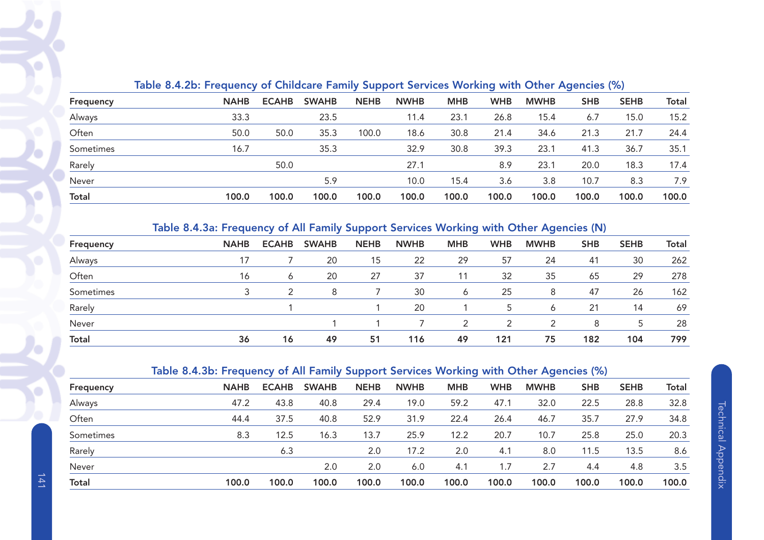### Table 8.4.2b: Frequency of Childcare Family Support Services Working with Other Agencies (%)

| Frequency | NAHB | ECAHB | SWAHB | NEHB | NWHB | MHB | WHB | MWHB | SHB | SEHB | Total |
|---|---|---|---|---|---|---|---|---|---|---|---|
| Always | 33.3 | | 23.5 | | 11.4 | 23.1 | 26.8 | 15.4 | 6.7 | 15.0 | 15.2 |
| Often | 50.0 | 50.0 | 35.3 | 100.0 | 18.6 | 30.8 | 21.4 | 34.6 | 21.3 | 21.7 | 24.4 |
| Sometimes | 16.7 | | 35.3 | | 32.9 | 30.8 | 39.3 | 23.1 | 41.3 | 36.7 | 35.1 |
| Rarely | | 50.0 | | | 27.1 | | 8.9 | 23.1 | 20.0 | 18.3 | 17.4 |
| Never | | | 5.9 | | 10.0 | 15.4 | 3.6 | 3.8 | 10.7 | 8.3 | 7.9 |
| **Total** | **100.0** | **100.0** | **100.0** | **100.0** | **100.0** | **100.0** | **100.0** | **100.0** | **100.0** | **100.0** | **100.0** |

### Table 8.4.3a: Frequency of All Family Support Services Working with Other Agencies (N)

| Frequency | NAHB | ECAHB | SWAHB | NEHB | NWHB | MHB | WHB | MWHB | SHB | SEHB | Total |
|---|---|---|---|---|---|---|---|---|---|---|---|
| Always | 17 | 7 | 20 | 15 | 22 | 29 | 57 | 24 | 41 | 30 | 262 |
| Often | 16 | 6 | 20 | 27 | 37 | 11 | 32 | 35 | 65 | 29 | 278 |
| Sometimes | 3 | 2 | 8 | 7 | 30 | 6 | 25 | 8 | 47 | 26 | 162 |
| Rarely | | 1 | | 1 | 20 | 1 | 5 | 6 | 21 | 14 | 69 |
| Never | | | 1 | 1 | 7 | 2 | 2 | 2 | 8 | 5 | 28 |
| **Total** | **36** | **16** | **49** | **51** | **116** | **49** | **121** | **75** | **182** | **104** | **799** |

### Table 8.4.3b: Frequency of All Family Support Services Working with Other Agencies (%)

| Frequency | NAHB | ECAHB | SWAHB | NEHB | NWHB | MHB | WHB | MWHB | SHB | SEHB | Total |
|---|---|---|---|---|---|---|---|---|---|---|---|
| Always | 47.2 | 43.8 | 40.8 | 29.4 | 19.0 | 59.2 | 47.1 | 32.0 | 22.5 | 28.8 | 32.8 |
| Often | 44.4 | 37.5 | 40.8 | 52.9 | 31.9 | 22.4 | 26.4 | 46.7 | 35.7 | 27.9 | 34.8 |
| Sometimes | 8.3 | 12.5 | 16.3 | 13.7 | 25.9 | 12.2 | 20.7 | 10.7 | 25.8 | 25.0 | 20.3 |
| Rarely | | 6.3 | | 2.0 | 17.2 | 2.0 | 4.1 | 8.0 | 11.5 | 13.5 | 8.6 |
| Never | | | 2.0 | 2.0 | 6.0 | 4.1 | 1.7 | 2.7 | 4.4 | 4.8 | 3.5 |
| **Total** | **100.0** | **100.0** | **100.0** | **100.0** | **100.0** | **100.0** | **100.0** | **100.0** | **100.0** | **100.0** | **100.0** |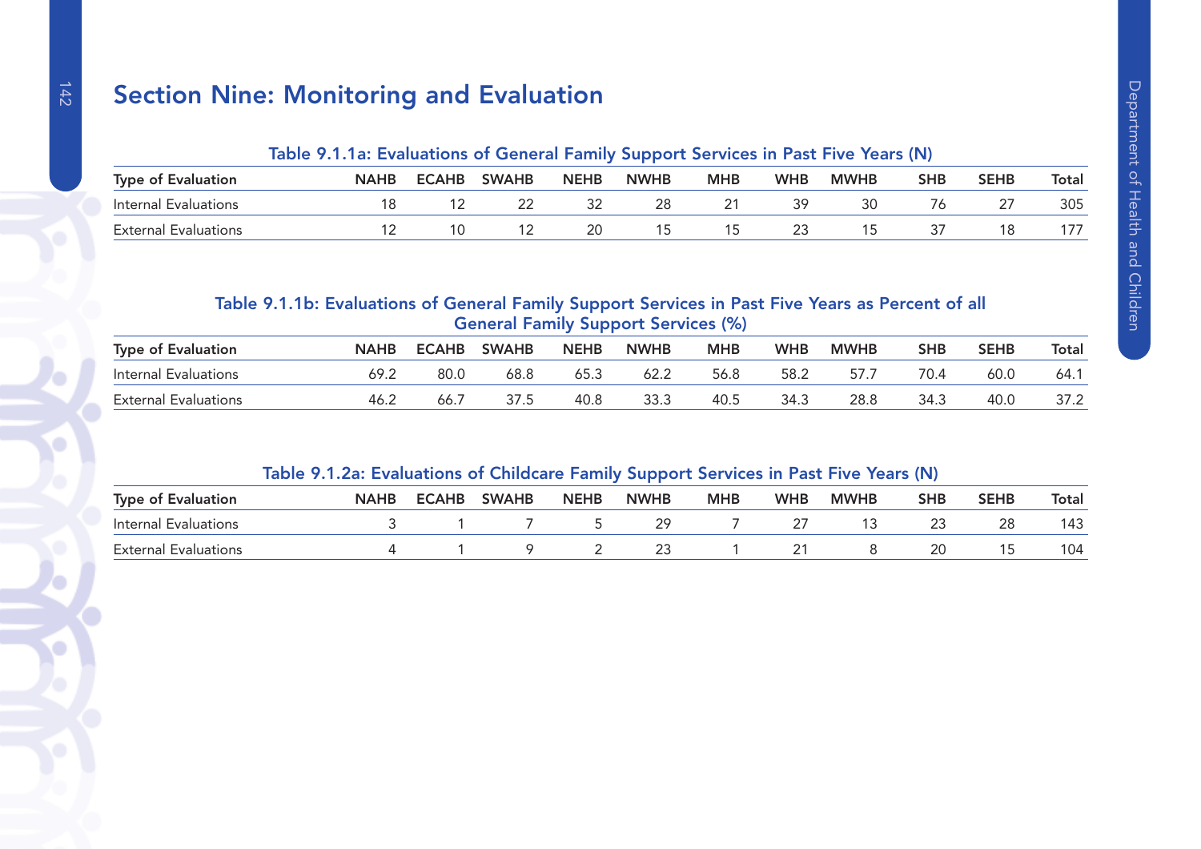# Section Nine: Monitoring and Evaluation

**Table 9.1.1a: Evaluations of General Family Support Services in Past Five Years (N)**

| Type of Evaluation | NAHB | ECAHB | SWAHB | NEHB | NWHB | MHB | WHB | MWHB | SHB | SEHB | Total |
|---|---|---|---|---|---|---|---|---|---|---|---|
| Internal Evaluations | 18 | 12 | 22 | 32 | 28 | 21 | 39 | 30 | 76 | 27 | 305 |
| External Evaluations | 12 | 10 | 12 | 20 | 15 | 15 | 23 | 15 | 37 | 18 | 177 |

**Table 9.1.1b: Evaluations of General Family Support Services in Past Five Years as Percent of all General Family Support Services (%)**

| Type of Evaluation | NAHB | ECAHB | SWAHB | NEHB | NWHB | MHB | WHB | MWHB | SHB | SEHB | Total |
|---|---|---|---|---|---|---|---|---|---|---|---|
| Internal Evaluations | 69.2 | 80.0 | 68.8 | 65.3 | 62.2 | 56.8 | 58.2 | 57.7 | 70.4 | 60.0 | 64.1 |
| External Evaluations | 46.2 | 66.7 | 37.5 | 40.8 | 33.3 | 40.5 | 34.3 | 28.8 | 34.3 | 40.0 | 37.2 |

**Table 9.1.2a: Evaluations of Childcare Family Support Services in Past Five Years (N)**

| Type of Evaluation | NAHB | ECAHB | SWAHB | NEHB | NWHB | MHB | WHB | MWHB | SHB | SEHB | Total |
|---|---|---|---|---|---|---|---|---|---|---|---|
| Internal Evaluations | 3 | 1 | 7 | 5 | 29 | 7 | 27 | 13 | 23 | 28 | 143 |
| External Evaluations | 4 | 1 | 9 | 2 | 23 | 1 | 21 | 8 | 20 | 15 | 104 |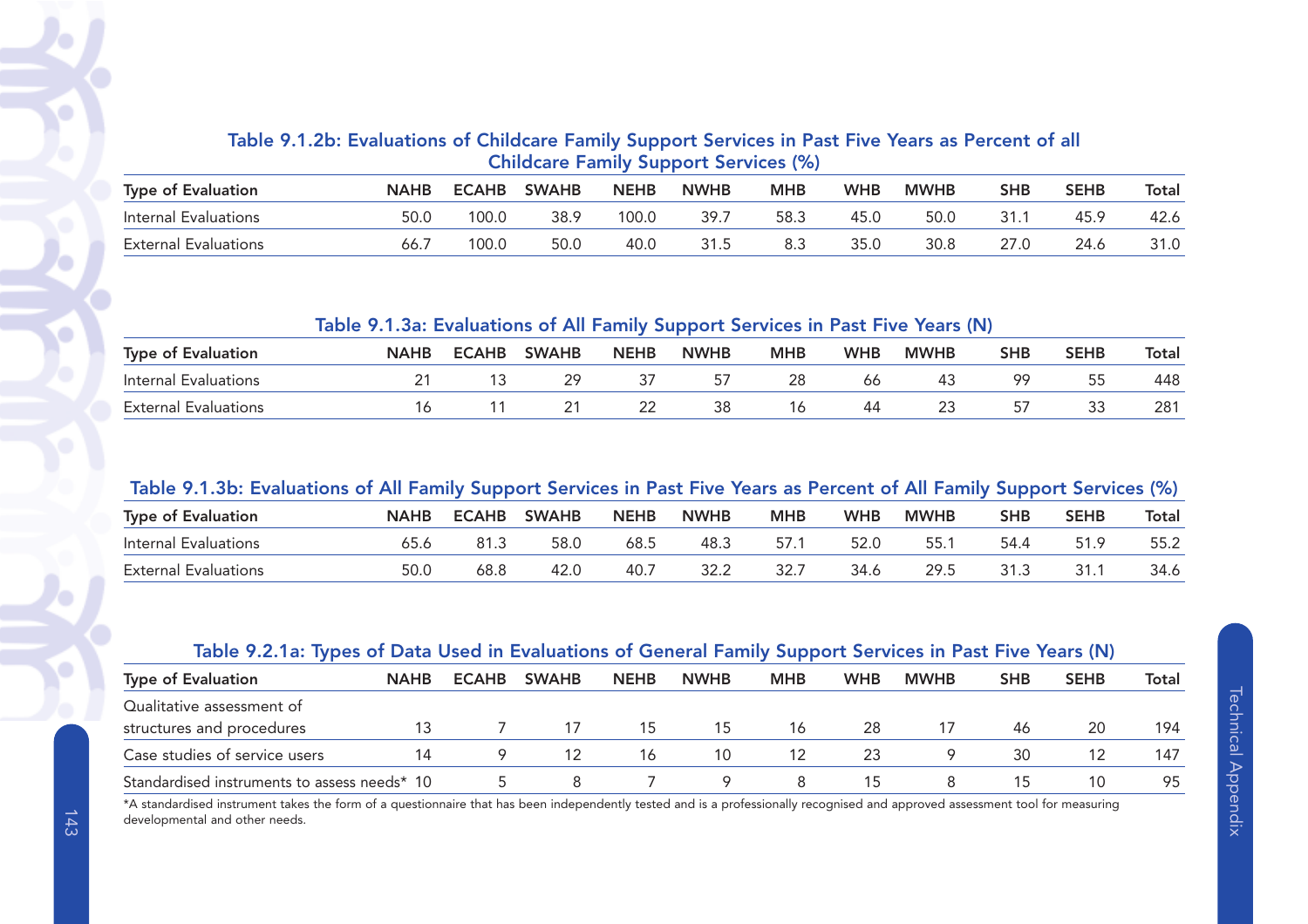### Table 9.1.2b: Evaluations of Childcare Family Support Services in Past Five Years as Percent of all Childcare Family Support Services (%)

| Type of Evaluation | NAHB | ECAHB | SWAHB | NEHB | NWHB | MHB | WHB | MWHB | SHB | SEHB | Total |
|---|---|---|---|---|---|---|---|---|---|---|---|
| Internal Evaluations | 50.0 | 100.0 | 38.9 | 100.0 | 39.7 | 58.3 | 45.0 | 50.0 | 31.1 | 45.9 | 42.6 |
| External Evaluations | 66.7 | 100.0 | 50.0 | 40.0 | 31.5 | 8.3 | 35.0 | 30.8 | 27.0 | 24.6 | 31.0 |

### Table 9.1.3a: Evaluations of All Family Support Services in Past Five Years (N)

| Type of Evaluation | NAHB | ECAHB | SWAHB | NEHB | NWHB | MHB | WHB | MWHB | SHB | SEHB | Total |
|---|---|---|---|---|---|---|---|---|---|---|---|
| Internal Evaluations | 21 | 13 | 29 | 37 | 57 | 28 | 66 | 43 | 99 | 55 | 448 |
| External Evaluations | 16 | 11 | 21 | 22 | 38 | 16 | 44 | 23 | 57 | 33 | 281 |

### Table 9.1.3b: Evaluations of All Family Support Services in Past Five Years as Percent of All Family Support Services (%)

| Type of Evaluation | NAHB | ECAHB | SWAHB | NEHB | NWHB | MHB | WHB | MWHB | SHB | SEHB | Total |
|---|---|---|---|---|---|---|---|---|---|---|---|
| Internal Evaluations | 65.6 | 81.3 | 58.0 | 68.5 | 48.3 | 57.1 | 52.0 | 55.1 | 54.4 | 51.9 | 55.2 |
| External Evaluations | 50.0 | 68.8 | 42.0 | 40.7 | 32.2 | 32.7 | 34.6 | 29.5 | 31.3 | 31.1 | 34.6 |

### Table 9.2.1a: Types of Data Used in Evaluations of General Family Support Services in Past Five Years (N)

| Type of Evaluation | NAHB | ECAHB | SWAHB | NEHB | NWHB | MHB | WHB | MWHB | SHB | SEHB | Total |
|---|---|---|---|---|---|---|---|---|---|---|---|
| Qualitative assessment of structures and procedures | 13 | 7 | 17 | 15 | 15 | 16 | 28 | 17 | 46 | 20 | 194 |
| Case studies of service users | 14 | 9 | 12 | 16 | 10 | 12 | 23 | 9 | 30 | 12 | 147 |
| Standardised instruments to assess needs* | 10 | 5 | 8 | 7 | 9 | 8 | 15 | 8 | 15 | 10 | 95 |

*A standardised instrument takes the form of a questionnaire that has been independently tested and is a professionally recognised and approved assessment tool for measuring developmental and other needs.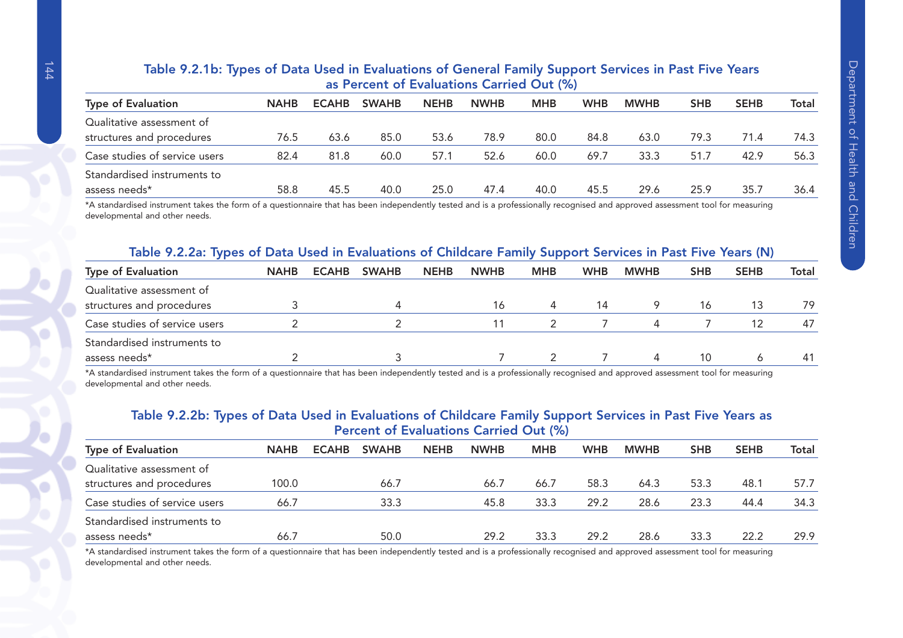### Table 9.2.1b: Types of Data Used in Evaluations of General Family Support Services in Past Five Years as Percent of Evaluations Carried Out (%)

| Type of Evaluation | NAHB | ECAHB | SWAHB | NEHB | NWHB | MHB | WHB | MWHB | SHB | SEHB | Total |
|---|---|---|---|---|---|---|---|---|---|---|---|
| Qualitative assessment of structures and procedures | 76.5 | 63.6 | 85.0 | 53.6 | 78.9 | 80.0 | 84.8 | 63.0 | 79.3 | 71.4 | 74.3 |
| Case studies of service users | 82.4 | 81.8 | 60.0 | 57.1 | 52.6 | 60.0 | 69.7 | 33.3 | 51.7 | 42.9 | 56.3 |
| Standardised instruments to assess needs* | 58.8 | 45.5 | 40.0 | 25.0 | 47.4 | 40.0 | 45.5 | 29.6 | 25.9 | 35.7 | 36.4 |

*A standardised instrument takes the form of a questionnaire that has been independently tested and is a professionally recognised and approved assessment tool for measuring developmental and other needs.

### Table 9.2.2a: Types of Data Used in Evaluations of Childcare Family Support Services in Past Five Years (N)

| Type of Evaluation | NAHB | ECAHB | SWAHB | NEHB | NWHB | MHB | WHB | MWHB | SHB | SEHB | Total |
|---|---|---|---|---|---|---|---|---|---|---|---|
| Qualitative assessment of structures and procedures | 3 | | 4 | | 16 | 4 | 14 | 9 | 16 | 13 | 79 |
| Case studies of service users | 2 | | 2 | | 11 | 2 | 7 | 4 | 7 | 12 | 47 |
| Standardised instruments to assess needs* | 2 | | 3 | | 7 | 2 | 7 | 4 | 10 | 6 | 41 |

*A standardised instrument takes the form of a questionnaire that has been independently tested and is a professionally recognised and approved assessment tool for measuring developmental and other needs.

### Table 9.2.2b: Types of Data Used in Evaluations of Childcare Family Support Services in Past Five Years as Percent of Evaluations Carried Out (%)

| Type of Evaluation | NAHB | ECAHB | SWAHB | NEHB | NWHB | MHB | WHB | MWHB | SHB | SEHB | Total |
|---|---|---|---|---|---|---|---|---|---|---|---|
| Qualitative assessment of structures and procedures | 100.0 | | 66.7 | | 66.7 | 66.7 | 58.3 | 64.3 | 53.3 | 48.1 | 57.7 |
| Case studies of service users | 66.7 | | 33.3 | | 45.8 | 33.3 | 29.2 | 28.6 | 23.3 | 44.4 | 34.3 |
| Standardised instruments to assess needs* | 66.7 | | 50.0 | | 29.2 | 33.3 | 29.2 | 28.6 | 33.3 | 22.2 | 29.9 |

*A standardised instrument takes the form of a questionnaire that has been independently tested and is a professionally recognised and approved assessment tool for measuring developmental and other needs.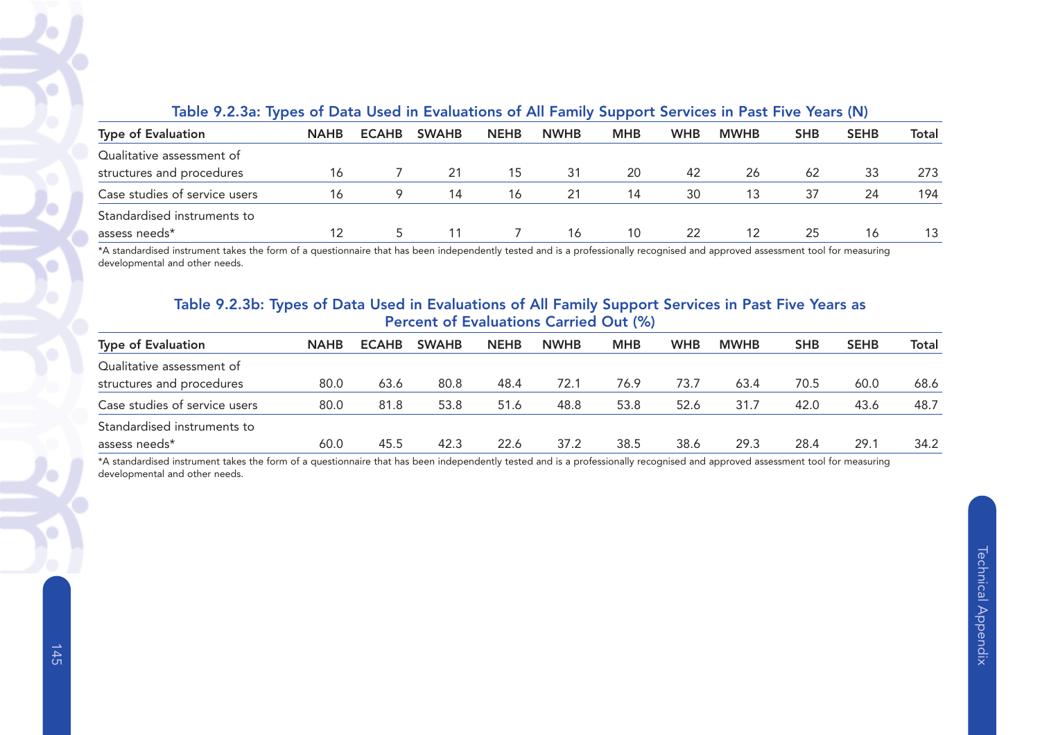### Table 9.2.3a: Types of Data Used in Evaluations of All Family Support Services in Past Five Years (N)

| Type of Evaluation | NAHB | ECAHB | SWAHB | NEHB | NWHB | MHB | WHB | MWHB | SHB | SEHB | Total |
|---|---|---|---|---|---|---|---|---|---|---|---|
| Qualitative assessment of structures and procedures | 16 | 7 | 21 | 15 | 31 | 20 | 42 | 26 | 62 | 33 | 273 |
| Case studies of service users | 16 | 9 | 14 | 16 | 21 | 14 | 30 | 13 | 37 | 24 | 194 |
| Standardised instruments to assess needs* | 12 | 5 | 11 | 7 | 16 | 10 | 22 | 12 | 25 | 16 | 13 |

*A standardised instrument takes the form of a questionnaire that has been independently tested and is a professionally recognised and approved assessment tool for measuring developmental and other needs.

### Table 9.2.3b: Types of Data Used in Evaluations of All Family Support Services in Past Five Years as Percent of Evaluations Carried Out (%)

| Type of Evaluation | NAHB | ECAHB | SWAHB | NEHB | NWHB | MHB | WHB | MWHB | SHB | SEHB | Total |
|---|---|---|---|---|---|---|---|---|---|---|---|
| Qualitative assessment of structures and procedures | 80.0 | 63.6 | 80.8 | 48.4 | 72.1 | 76.9 | 73.7 | 63.4 | 70.5 | 60.0 | 68.6 |
| Case studies of service users | 80.0 | 81.8 | 53.8 | 51.6 | 48.8 | 53.8 | 52.6 | 31.7 | 42.0 | 43.6 | 48.7 |
| Standardised instruments to assess needs* | 60.0 | 45.5 | 42.3 | 22.6 | 37.2 | 38.5 | 38.6 | 29.3 | 28.4 | 29.1 | 34.2 |

*A standardised instrument takes the form of a questionnaire that has been independently tested and is a professionally recognised and approved assessment tool for measuring developmental and other needs.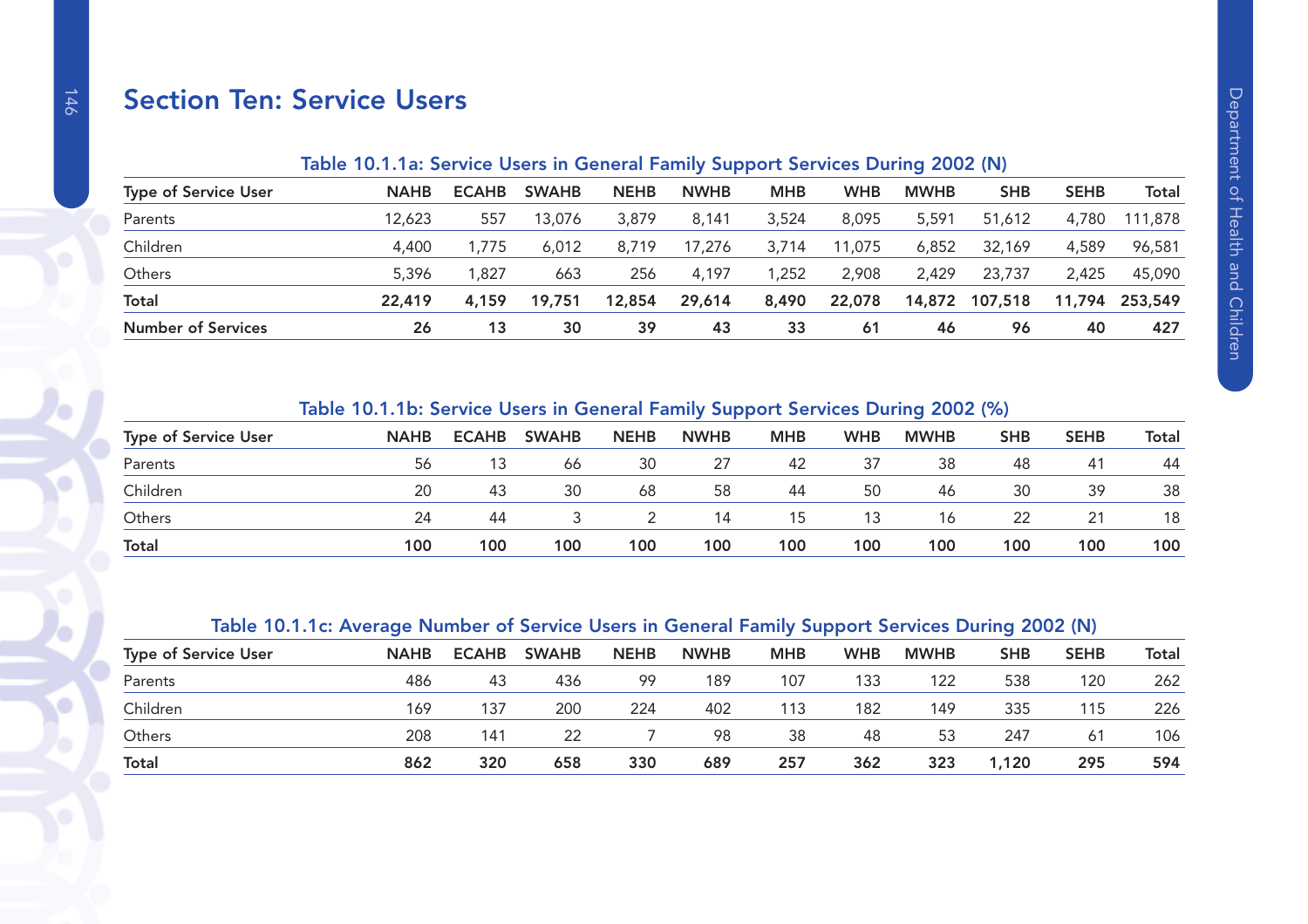# Section Ten: Service Users

**Table 10.1.1a: Service Users in General Family Support Services During 2002 (N)**

| Type of Service User | NAHB | ECAHB | SWAHB | NEHB | NWHB | MHB | WHB | MWHB | SHB | SEHB | Total |
|---|---|---|---|---|---|---|---|---|---|---|---|
| Parents | 12,623 | 557 | 13,076 | 3,879 | 8,141 | 3,524 | 8,095 | 5,591 | 51,612 | 4,780 | 111,878 |
| Children | 4,400 | 1,775 | 6,012 | 8,719 | 17,276 | 3,714 | 11,075 | 6,852 | 32,169 | 4,589 | 96,581 |
| Others | 5,396 | 1,827 | 663 | 256 | 4,197 | 1,252 | 2,908 | 2,429 | 23,737 | 2,425 | 45,090 |
| **Total** | **22,419** | **4,159** | **19,751** | **12,854** | **29,614** | **8,490** | **22,078** | **14,872** | **107,518** | **11,794** | **253,549** |
| **Number of Services** | **26** | **13** | **30** | **39** | **43** | **33** | **61** | **46** | **96** | **40** | **427** |

**Table 10.1.1b: Service Users in General Family Support Services During 2002 (%)**

| Type of Service User | NAHB | ECAHB | SWAHB | NEHB | NWHB | MHB | WHB | MWHB | SHB | SEHB | Total |
|---|---|---|---|---|---|---|---|---|---|---|---|
| Parents | 56 | 13 | 66 | 30 | 27 | 42 | 37 | 38 | 48 | 41 | 44 |
| Children | 20 | 43 | 30 | 68 | 58 | 44 | 50 | 46 | 30 | 39 | 38 |
| Others | 24 | 44 | 3 | 2 | 14 | 15 | 13 | 16 | 22 | 21 | 18 |
| **Total** | **100** | **100** | **100** | **100** | **100** | **100** | **100** | **100** | **100** | **100** | **100** |

**Table 10.1.1c: Average Number of Service Users in General Family Support Services During 2002 (N)**

| Type of Service User | NAHB | ECAHB | SWAHB | NEHB | NWHB | MHB | WHB | MWHB | SHB | SEHB | Total |
|---|---|---|---|---|---|---|---|---|---|---|---|
| Parents | 486 | 43 | 436 | 99 | 189 | 107 | 133 | 122 | 538 | 120 | 262 |
| Children | 169 | 137 | 200 | 224 | 402 | 113 | 182 | 149 | 335 | 115 | 226 |
| Others | 208 | 141 | 22 | 7 | 98 | 38 | 48 | 53 | 247 | 61 | 106 |
| **Total** | **862** | **320** | **658** | **330** | **689** | **257** | **362** | **323** | **1,120** | **295** | **594** |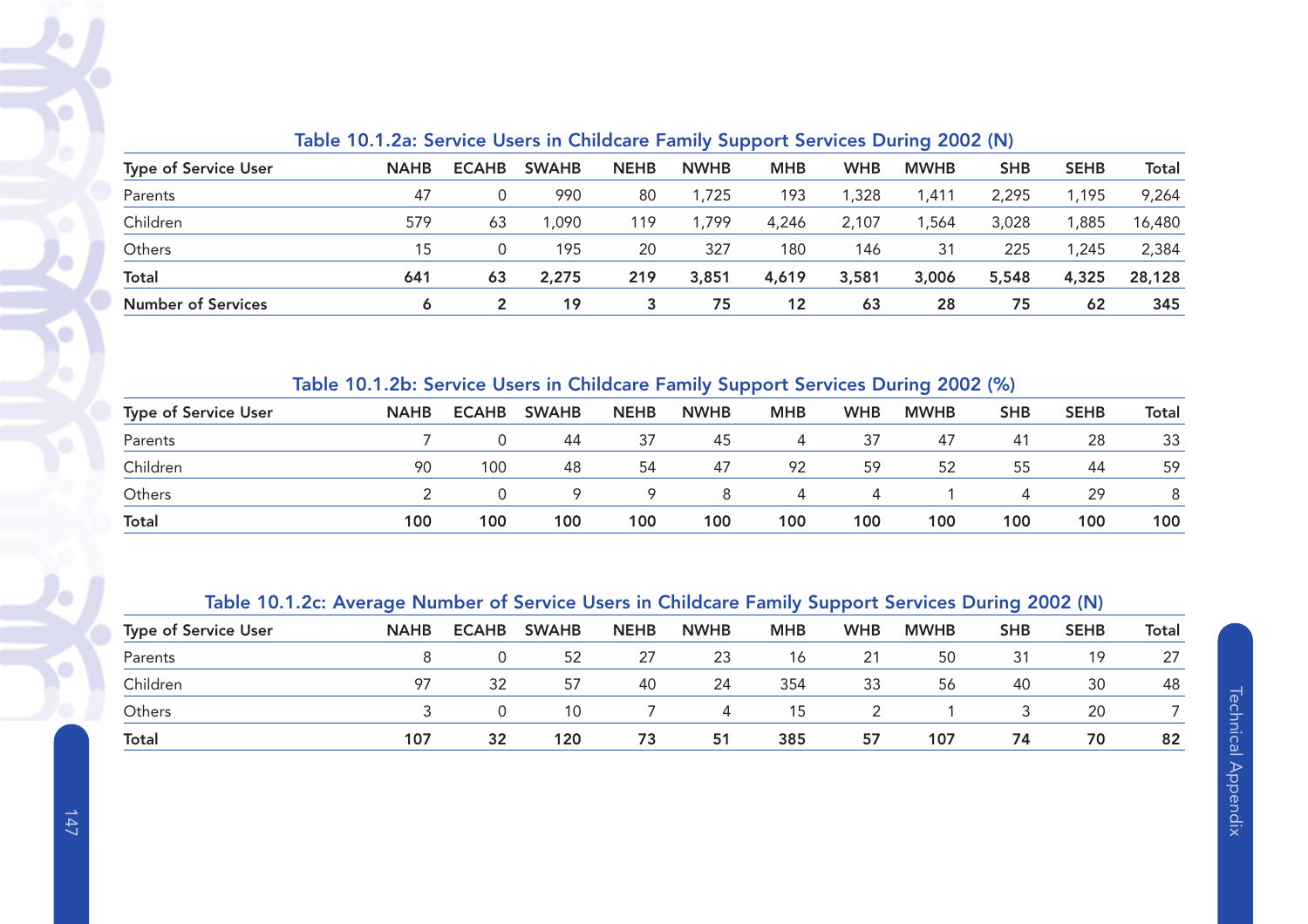### Table 10.1.2a: Service Users in Childcare Family Support Services During 2002 (N)

| Type of Service User | NAHB | ECAHB | SWAHB | NEHB | NWHB | MHB | WHB | MWHB | SHB | SEHB | Total |
|---|---|---|---|---|---|---|---|---|---|---|---|
| Parents | 47 | 0 | 990 | 80 | 1,725 | 193 | 1,328 | 1,411 | 2,295 | 1,195 | 9,264 |
| Children | 579 | 63 | 1,090 | 119 | 1,799 | 4,246 | 2,107 | 1,564 | 3,028 | 1,885 | 16,480 |
| Others | 15 | 0 | 195 | 20 | 327 | 180 | 146 | 31 | 225 | 1,245 | 2,384 |
| **Total** | **641** | **63** | **2,275** | **219** | **3,851** | **4,619** | **3,581** | **3,006** | **5,548** | **4,325** | **28,128** |
| **Number of Services** | **6** | **2** | **19** | **3** | **75** | **12** | **63** | **28** | **75** | **62** | **345** |

### Table 10.1.2b: Service Users in Childcare Family Support Services During 2002 (%)

| Type of Service User | NAHB | ECAHB | SWAHB | NEHB | NWHB | MHB | WHB | MWHB | SHB | SEHB | Total |
|---|---|---|---|---|---|---|---|---|---|---|---|
| Parents | 7 | 0 | 44 | 37 | 45 | 4 | 37 | 47 | 41 | 28 | 33 |
| Children | 90 | 100 | 48 | 54 | 47 | 92 | 59 | 52 | 55 | 44 | 59 |
| Others | 2 | 0 | 9 | 9 | 8 | 4 | 4 | 1 | 4 | 29 | 8 |
| **Total** | **100** | **100** | **100** | **100** | **100** | **100** | **100** | **100** | **100** | **100** | **100** |

### Table 10.1.2c: Average Number of Service Users in Childcare Family Support Services During 2002 (N)

| Type of Service User | NAHB | ECAHB | SWAHB | NEHB | NWHB | MHB | WHB | MWHB | SHB | SEHB | Total |
|---|---|---|---|---|---|---|---|---|---|---|---|
| Parents | 8 | 0 | 52 | 27 | 23 | 16 | 21 | 50 | 31 | 19 | 27 |
| Children | 97 | 32 | 57 | 40 | 24 | 354 | 33 | 56 | 40 | 30 | 48 |
| Others | 3 | 0 | 10 | 7 | 4 | 15 | 2 | 1 | 3 | 20 | 7 |
| **Total** | **107** | **32** | **120** | **73** | **51** | **385** | **57** | **107** | **74** | **70** | **82** |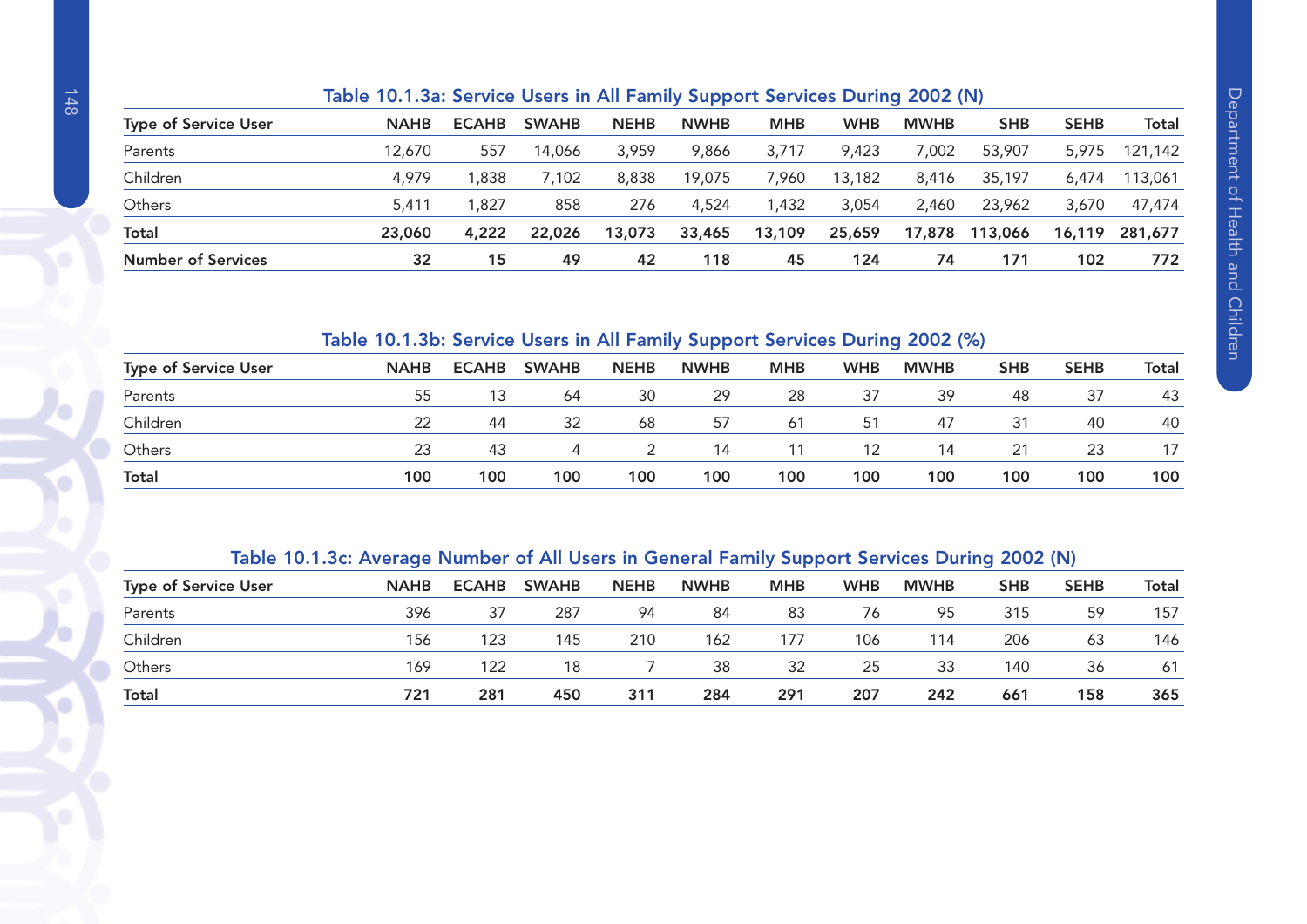### Table 10.1.3a: Service Users in All Family Support Services During 2002 (N)

| Type of Service User | NAHB | ECAHB | SWAHB | NEHB | NWHB | MHB | WHB | MWHB | SHB | SEHB | Total |
|---|---|---|---|---|---|---|---|---|---|---|---|
| Parents | 12,670 | 557 | 14,066 | 3,959 | 9,866 | 3,717 | 9,423 | 7,002 | 53,907 | 5,975 | 121,142 |
| Children | 4,979 | 1,838 | 7,102 | 8,838 | 19,075 | 7,960 | 13,182 | 8,416 | 35,197 | 6,474 | 113,061 |
| Others | 5,411 | 1,827 | 858 | 276 | 4,524 | 1,432 | 3,054 | 2,460 | 23,962 | 3,670 | 47,474 |
| **Total** | **23,060** | **4,222** | **22,026** | **13,073** | **33,465** | **13,109** | **25,659** | **17,878** | **113,066** | **16,119** | **281,677** |
| **Number of Services** | **32** | **15** | **49** | **42** | **118** | **45** | **124** | **74** | **171** | **102** | **772** |

### Table 10.1.3b: Service Users in All Family Support Services During 2002 (%)

| Type of Service User | NAHB | ECAHB | SWAHB | NEHB | NWHB | MHB | WHB | MWHB | SHB | SEHB | Total |
|---|---|---|---|---|---|---|---|---|---|---|---|
| Parents | 55 | 13 | 64 | 30 | 29 | 28 | 37 | 39 | 48 | 37 | 43 |
| Children | 22 | 44 | 32 | 68 | 57 | 61 | 51 | 47 | 31 | 40 | 40 |
| Others | 23 | 43 | 4 | 2 | 14 | 11 | 12 | 14 | 21 | 23 | 17 |
| **Total** | **100** | **100** | **100** | **100** | **100** | **100** | **100** | **100** | **100** | **100** | **100** |

### Table 10.1.3c: Average Number of All Users in General Family Support Services During 2002 (N)

| Type of Service User | NAHB | ECAHB | SWAHB | NEHB | NWHB | MHB | WHB | MWHB | SHB | SEHB | Total |
|---|---|---|---|---|---|---|---|---|---|---|---|
| Parents | 396 | 37 | 287 | 94 | 84 | 83 | 76 | 95 | 315 | 59 | 157 |
| Children | 156 | 123 | 145 | 210 | 162 | 177 | 106 | 114 | 206 | 63 | 146 |
| Others | 169 | 122 | 18 | 7 | 38 | 32 | 25 | 33 | 140 | 36 | 61 |
| **Total** | **721** | **281** | **450** | **311** | **284** | **291** | **207** | **242** | **661** | **158** | **365** |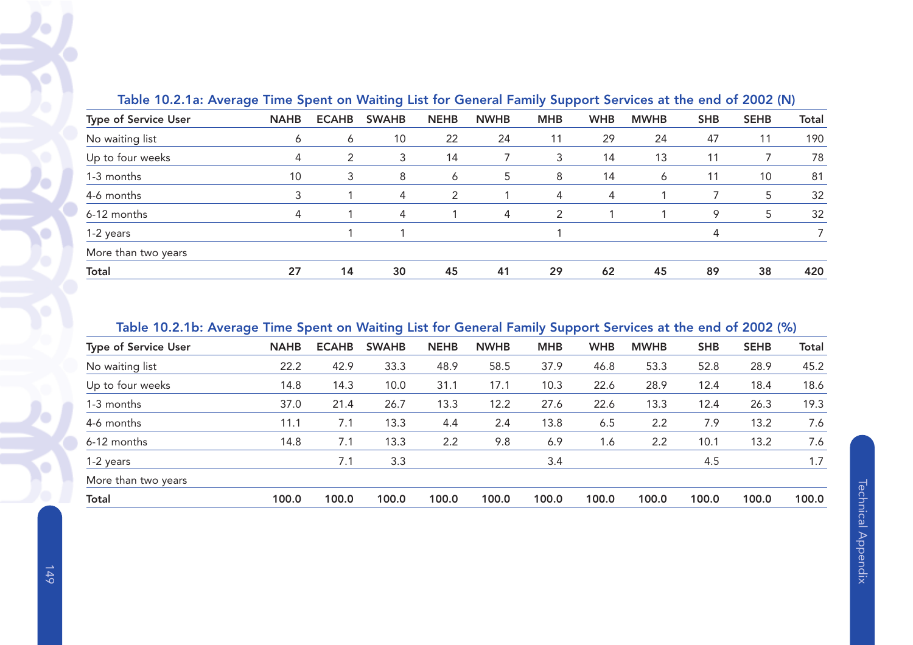### Table 10.2.1a: Average Time Spent on Waiting List for General Family Support Services at the end of 2002 (N)

| Type of Service User | NAHB | ECAHB | SWAHB | NEHB | NWHB | MHB | WHB | MWHB | SHB | SEHB | Total |
|---|---|---|---|---|---|---|---|---|---|---|---|
| No waiting list | 6 | 6 | 10 | 22 | 24 | 11 | 29 | 24 | 47 | 11 | 190 |
| Up to four weeks | 4 | 2 | 3 | 14 | 7 | 3 | 14 | 13 | 11 | 7 | 78 |
| 1-3 months | 10 | 3 | 8 | 6 | 5 | 8 | 14 | 6 | 11 | 10 | 81 |
| 4-6 months | 3 | 1 | 4 | 2 | 1 | 4 | 4 | 1 | 7 | 5 | 32 |
| 6-12 months | 4 | 1 | 4 | 1 | 4 | 2 | 1 | 1 | 9 | 5 | 32 |
| 1-2 years | | 1 | 1 | | | 1 | | | 4 | | 7 |
| More than two years | | | | | | | | | | | |
| **Total** | **27** | **14** | **30** | **45** | **41** | **29** | **62** | **45** | **89** | **38** | **420** |

### Table 10.2.1b: Average Time Spent on Waiting List for General Family Support Services at the end of 2002 (%)

| Type of Service User | NAHB | ECAHB | SWAHB | NEHB | NWHB | MHB | WHB | MWHB | SHB | SEHB | Total |
|---|---|---|---|---|---|---|---|---|---|---|---|
| No waiting list | 22.2 | 42.9 | 33.3 | 48.9 | 58.5 | 37.9 | 46.8 | 53.3 | 52.8 | 28.9 | 45.2 |
| Up to four weeks | 14.8 | 14.3 | 10.0 | 31.1 | 17.1 | 10.3 | 22.6 | 28.9 | 12.4 | 18.4 | 18.6 |
| 1-3 months | 37.0 | 21.4 | 26.7 | 13.3 | 12.2 | 27.6 | 22.6 | 13.3 | 12.4 | 26.3 | 19.3 |
| 4-6 months | 11.1 | 7.1 | 13.3 | 4.4 | 2.4 | 13.8 | 6.5 | 2.2 | 7.9 | 13.2 | 7.6 |
| 6-12 months | 14.8 | 7.1 | 13.3 | 2.2 | 9.8 | 6.9 | 1.6 | 2.2 | 10.1 | 13.2 | 7.6 |
| 1-2 years | | 7.1 | 3.3 | | | 3.4 | | | 4.5 | | 1.7 |
| More than two years | | | | | | | | | | | |
| **Total** | **100.0** | **100.0** | **100.0** | **100.0** | **100.0** | **100.0** | **100.0** | **100.0** | **100.0** | **100.0** | **100.0** |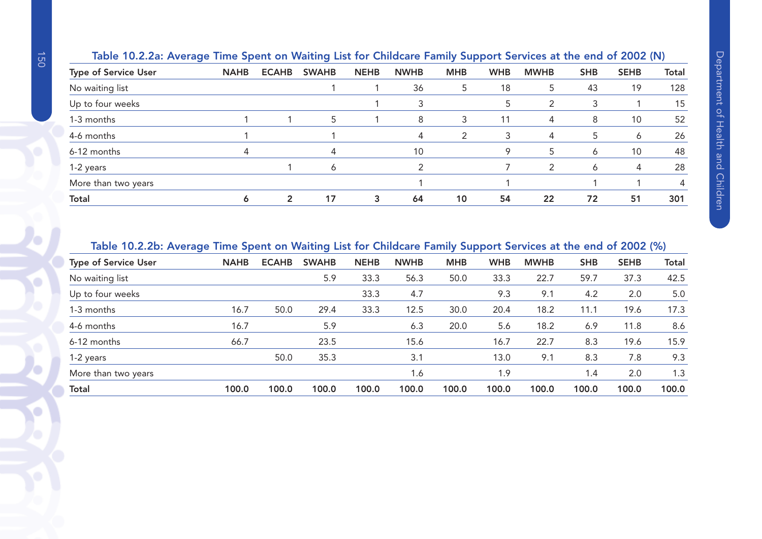### Table 10.2.2a: Average Time Spent on Waiting List for Childcare Family Support Services at the end of 2002 (N)

| Type of Service User | NAHB | ECAHB | SWAHB | NEHB | NWHB | MHB | WHB | MWHB | SHB | SEHB | Total |
|---|---|---|---|---|---|---|---|---|---|---|---|
| No waiting list | | | 1 | 1 | 36 | 5 | 18 | 5 | 43 | 19 | 128 |
| Up to four weeks | | | | 1 | 3 | | 5 | 2 | 3 | 1 | 15 |
| 1-3 months | 1 | 1 | 5 | 1 | 8 | 3 | 11 | 4 | 8 | 10 | 52 |
| 4-6 months | 1 | | 1 | | 4 | 2 | 3 | 4 | 5 | 6 | 26 |
| 6-12 months | 4 | | 4 | | 10 | | 9 | 5 | 6 | 10 | 48 |
| 1-2 years | | 1 | 6 | | 2 | | 7 | 2 | 6 | 4 | 28 |
| More than two years | | | | | 1 | | 1 | | 1 | 1 | 4 |
| **Total** | **6** | **2** | **17** | **3** | **64** | **10** | **54** | **22** | **72** | **51** | **301** |

### Table 10.2.2b: Average Time Spent on Waiting List for Childcare Family Support Services at the end of 2002 (%)

| Type of Service User | NAHB | ECAHB | SWAHB | NEHB | NWHB | MHB | WHB | MWHB | SHB | SEHB | Total |
|---|---|---|---|---|---|---|---|---|---|---|---|
| No waiting list | | | 5.9 | 33.3 | 56.3 | 50.0 | 33.3 | 22.7 | 59.7 | 37.3 | 42.5 |
| Up to four weeks | | | | 33.3 | 4.7 | | 9.3 | 9.1 | 4.2 | 2.0 | 5.0 |
| 1-3 months | 16.7 | 50.0 | 29.4 | 33.3 | 12.5 | 30.0 | 20.4 | 18.2 | 11.1 | 19.6 | 17.3 |
| 4-6 months | 16.7 | | 5.9 | | 6.3 | 20.0 | 5.6 | 18.2 | 6.9 | 11.8 | 8.6 |
| 6-12 months | 66.7 | | 23.5 | | 15.6 | | 16.7 | 22.7 | 8.3 | 19.6 | 15.9 |
| 1-2 years | | 50.0 | 35.3 | | 3.1 | | 13.0 | 9.1 | 8.3 | 7.8 | 9.3 |
| More than two years | | | | | 1.6 | | 1.9 | | 1.4 | 2.0 | 1.3 |
| **Total** | **100.0** | **100.0** | **100.0** | **100.0** | **100.0** | **100.0** | **100.0** | **100.0** | **100.0** | **100.0** | **100.0** |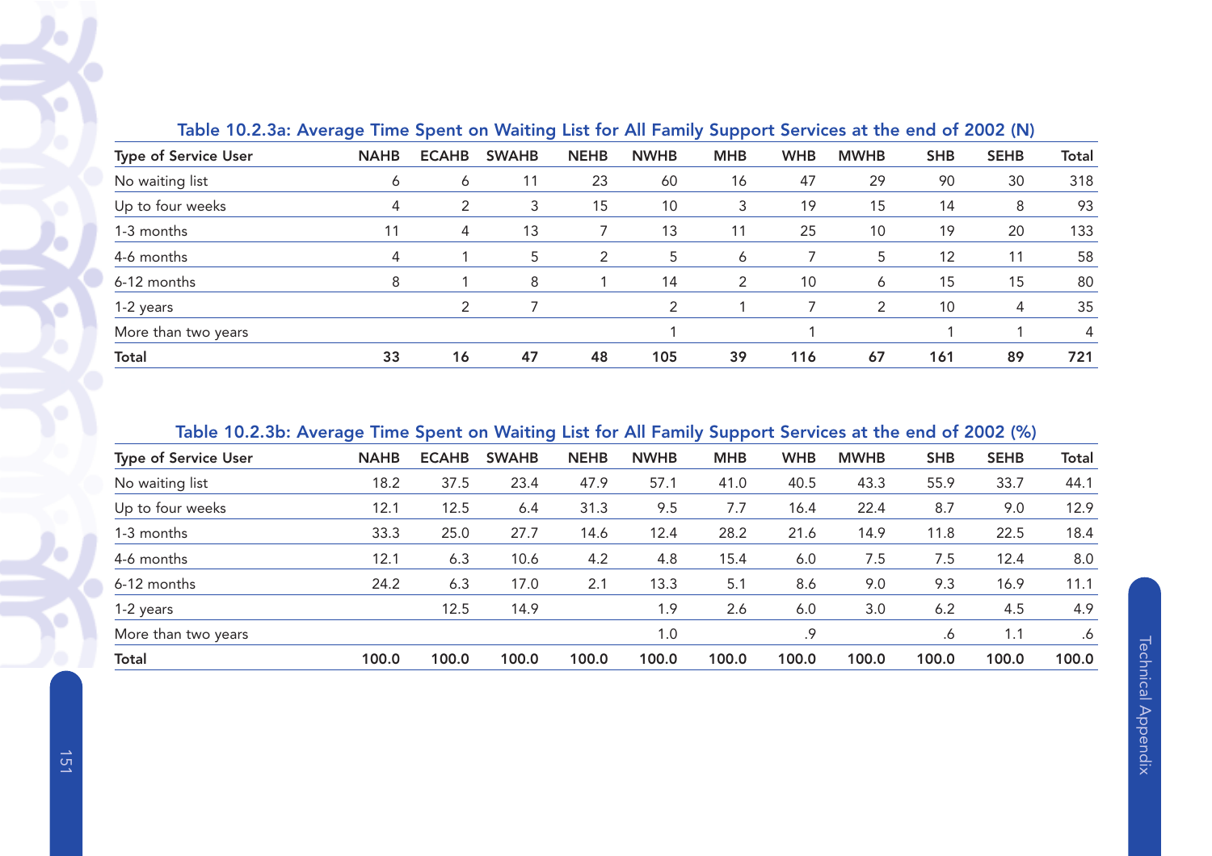### Table 10.2.3a: Average Time Spent on Waiting List for All Family Support Services at the end of 2002 (N)

| Type of Service User | NAHB | ECAHB | SWAHB | NEHB | NWHB | MHB | WHB | MWHB | SHB | SEHB | Total |
|---|---|---|---|---|---|---|---|---|---|---|---|
| No waiting list | 6 | 6 | 11 | 23 | 60 | 16 | 47 | 29 | 90 | 30 | 318 |
| Up to four weeks | 4 | 2 | 3 | 15 | 10 | 3 | 19 | 15 | 14 | 8 | 93 |
| 1-3 months | 11 | 4 | 13 | 7 | 13 | 11 | 25 | 10 | 19 | 20 | 133 |
| 4-6 months | 4 | 1 | 5 | 2 | 5 | 6 | 7 | 5 | 12 | 11 | 58 |
| 6-12 months | 8 | 1 | 8 | 1 | 14 | 2 | 10 | 6 | 15 | 15 | 80 |
| 1-2 years | | 2 | 7 | | 2 | 1 | 7 | 2 | 10 | 4 | 35 |
| More than two years | | | | | 1 | | 1 | | 1 | 1 | 4 |
| **Total** | **33** | **16** | **47** | **48** | **105** | **39** | **116** | **67** | **161** | **89** | **721** |

### Table 10.2.3b: Average Time Spent on Waiting List for All Family Support Services at the end of 2002 (%)

| Type of Service User | NAHB | ECAHB | SWAHB | NEHB | NWHB | MHB | WHB | MWHB | SHB | SEHB | Total |
|---|---|---|---|---|---|---|---|---|---|---|---|
| No waiting list | 18.2 | 37.5 | 23.4 | 47.9 | 57.1 | 41.0 | 40.5 | 43.3 | 55.9 | 33.7 | 44.1 |
| Up to four weeks | 12.1 | 12.5 | 6.4 | 31.3 | 9.5 | 7.7 | 16.4 | 22.4 | 8.7 | 9.0 | 12.9 |
| 1-3 months | 33.3 | 25.0 | 27.7 | 14.6 | 12.4 | 28.2 | 21.6 | 14.9 | 11.8 | 22.5 | 18.4 |
| 4-6 months | 12.1 | 6.3 | 10.6 | 4.2 | 4.8 | 15.4 | 6.0 | 7.5 | 7.5 | 12.4 | 8.0 |
| 6-12 months | 24.2 | 6.3 | 17.0 | 2.1 | 13.3 | 5.1 | 8.6 | 9.0 | 9.3 | 16.9 | 11.1 |
| 1-2 years | | 12.5 | 14.9 | | 1.9 | 2.6 | 6.0 | 3.0 | 6.2 | 4.5 | 4.9 |
| More than two years | | | | | 1.0 | | .9 | | .6 | 1.1 | .6 |
| **Total** | **100.0** | **100.0** | **100.0** | **100.0** | **100.0** | **100.0** | **100.0** | **100.0** | **100.0** | **100.0** | **100.0** |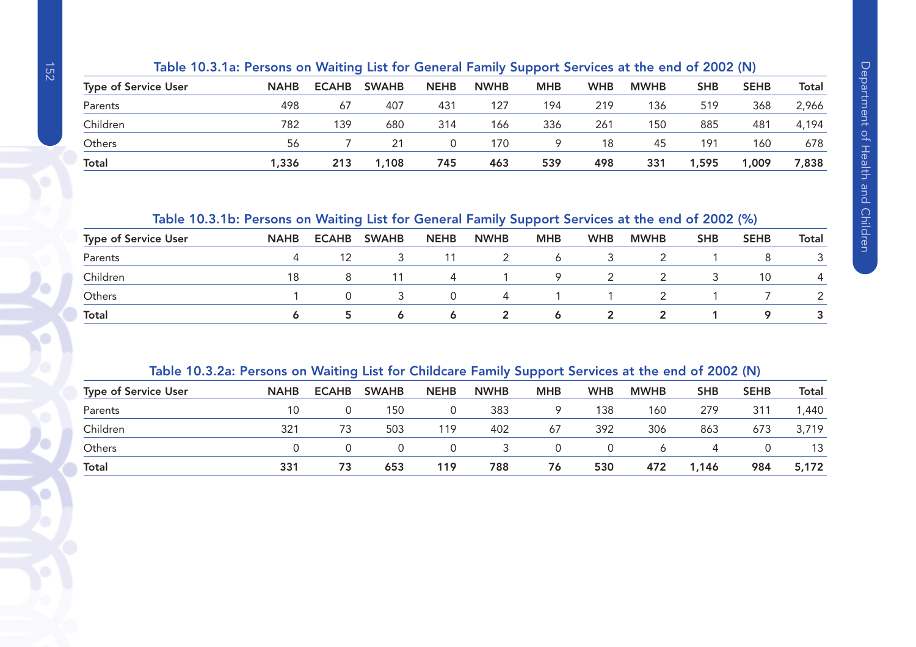### Table 10.3.1a: Persons on Waiting List for General Family Support Services at the end of 2002 (N)

| Type of Service User | NAHB | ECAHB | SWAHB | NEHB | NWHB | MHB | WHB | MWHB | SHB | SEHB | Total |
|---|---|---|---|---|---|---|---|---|---|---|---|
| Parents | 498 | 67 | 407 | 431 | 127 | 194 | 219 | 136 | 519 | 368 | 2,966 |
| Children | 782 | 139 | 680 | 314 | 166 | 336 | 261 | 150 | 885 | 481 | 4,194 |
| Others | 56 | 7 | 21 | 0 | 170 | 9 | 18 | 45 | 191 | 160 | 678 |
| **Total** | **1,336** | **213** | **1,108** | **745** | **463** | **539** | **498** | **331** | **1,595** | **1,009** | **7,838** |

### Table 10.3.1b: Persons on Waiting List for General Family Support Services at the end of 2002 (%)

| Type of Service User | NAHB | ECAHB | SWAHB | NEHB | NWHB | MHB | WHB | MWHB | SHB | SEHB | Total |
|---|---|---|---|---|---|---|---|---|---|---|---|
| Parents | 4 | 12 | 3 | 11 | 2 | 6 | 3 | 2 | 1 | 8 | 3 |
| Children | 18 | 8 | 11 | 4 | 1 | 9 | 2 | 2 | 3 | 10 | 4 |
| Others | 1 | 0 | 3 | 0 | 4 | 1 | 1 | 2 | 1 | 7 | 2 |
| **Total** | **6** | **5** | **6** | **6** | **2** | **6** | **2** | **2** | **1** | **9** | **3** |

### Table 10.3.2a: Persons on Waiting List for Childcare Family Support Services at the end of 2002 (N)

| Type of Service User | NAHB | ECAHB | SWAHB | NEHB | NWHB | MHB | WHB | MWHB | SHB | SEHB | Total |
|---|---|---|---|---|---|---|---|---|---|---|---|
| Parents | 10 | 0 | 150 | 0 | 383 | 9 | 138 | 160 | 279 | 311 | 1,440 |
| Children | 321 | 73 | 503 | 119 | 402 | 67 | 392 | 306 | 863 | 673 | 3,719 |
| Others | 0 | 0 | 0 | 0 | 3 | 0 | 0 | 6 | 4 | 0 | 13 |
| **Total** | **331** | **73** | **653** | **119** | **788** | **76** | **530** | **472** | **1,146** | **984** | **5,172** |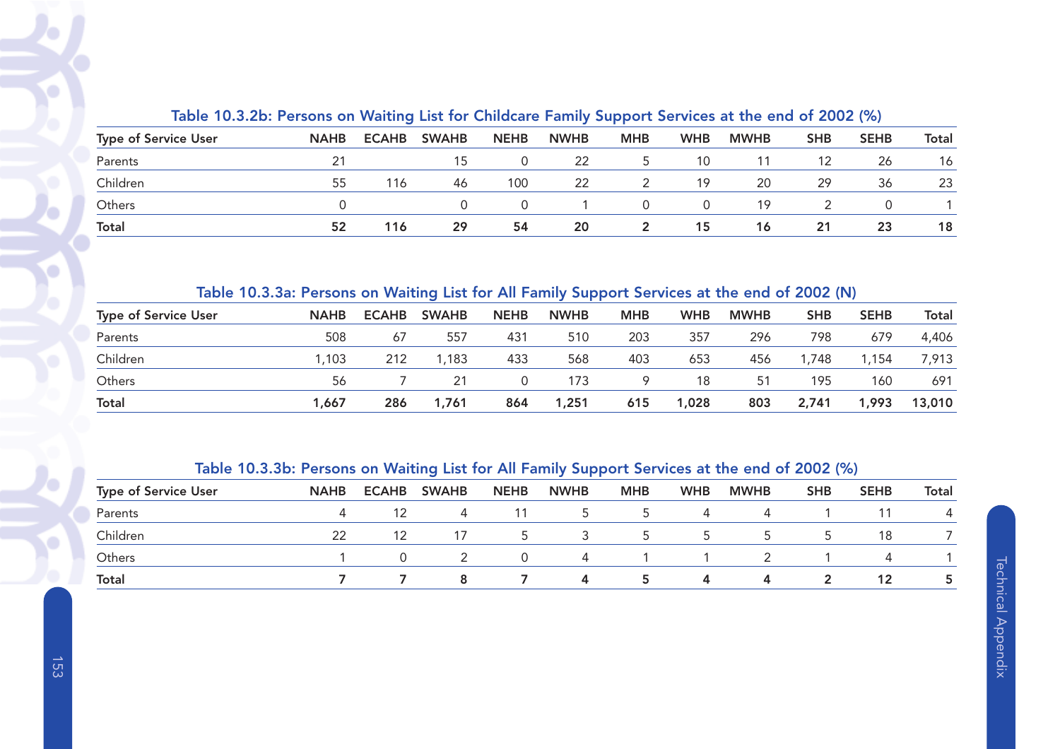### Table 10.3.2b: Persons on Waiting List for Childcare Family Support Services at the end of 2002 (%)

| Type of Service User | NAHB | ECAHB | SWAHB | NEHB | NWHB | MHB | WHB | MWHB | SHB | SEHB | Total |
|---|---|---|---|---|---|---|---|---|---|---|---|
| Parents | 21 | | 15 | 0 | 22 | 5 | 10 | 11 | 12 | 26 | 16 |
| Children | 55 | 116 | 46 | 100 | 22 | 2 | 19 | 20 | 29 | 36 | 23 |
| Others | 0 | | 0 | 0 | 1 | 0 | 0 | 19 | 2 | 0 | 1 |
| **Total** | **52** | **116** | **29** | **54** | **20** | **2** | **15** | **16** | **21** | **23** | **18** |

### Table 10.3.3a: Persons on Waiting List for All Family Support Services at the end of 2002 (N)

| Type of Service User | NAHB | ECAHB | SWAHB | NEHB | NWHB | MHB | WHB | MWHB | SHB | SEHB | Total |
|---|---|---|---|---|---|---|---|---|---|---|---|
| Parents | 508 | 67 | 557 | 431 | 510 | 203 | 357 | 296 | 798 | 679 | 4,406 |
| Children | 1,103 | 212 | 1,183 | 433 | 568 | 403 | 653 | 456 | 1,748 | 1,154 | 7,913 |
| Others | 56 | 7 | 21 | 0 | 173 | 9 | 18 | 51 | 195 | 160 | 691 |
| **Total** | **1,667** | **286** | **1,761** | **864** | **1,251** | **615** | **1,028** | **803** | **2,741** | **1,993** | **13,010** |

### Table 10.3.3b: Persons on Waiting List for All Family Support Services at the end of 2002 (%)

| Type of Service User | NAHB | ECAHB | SWAHB | NEHB | NWHB | MHB | WHB | MWHB | SHB | SEHB | Total |
|---|---|---|---|---|---|---|---|---|---|---|---|
| Parents | 4 | 12 | 4 | 11 | 5 | 5 | 4 | 4 | 1 | 11 | 4 |
| Children | 22 | 12 | 17 | 5 | 3 | 5 | 5 | 5 | 5 | 18 | 7 |
| Others | 1 | 0 | 2 | 0 | 4 | 1 | 1 | 2 | 1 | 4 | 1 |
| **Total** | **7** | **7** | **8** | **7** | **4** | **5** | **4** | **4** | **2** | **12** | **5** |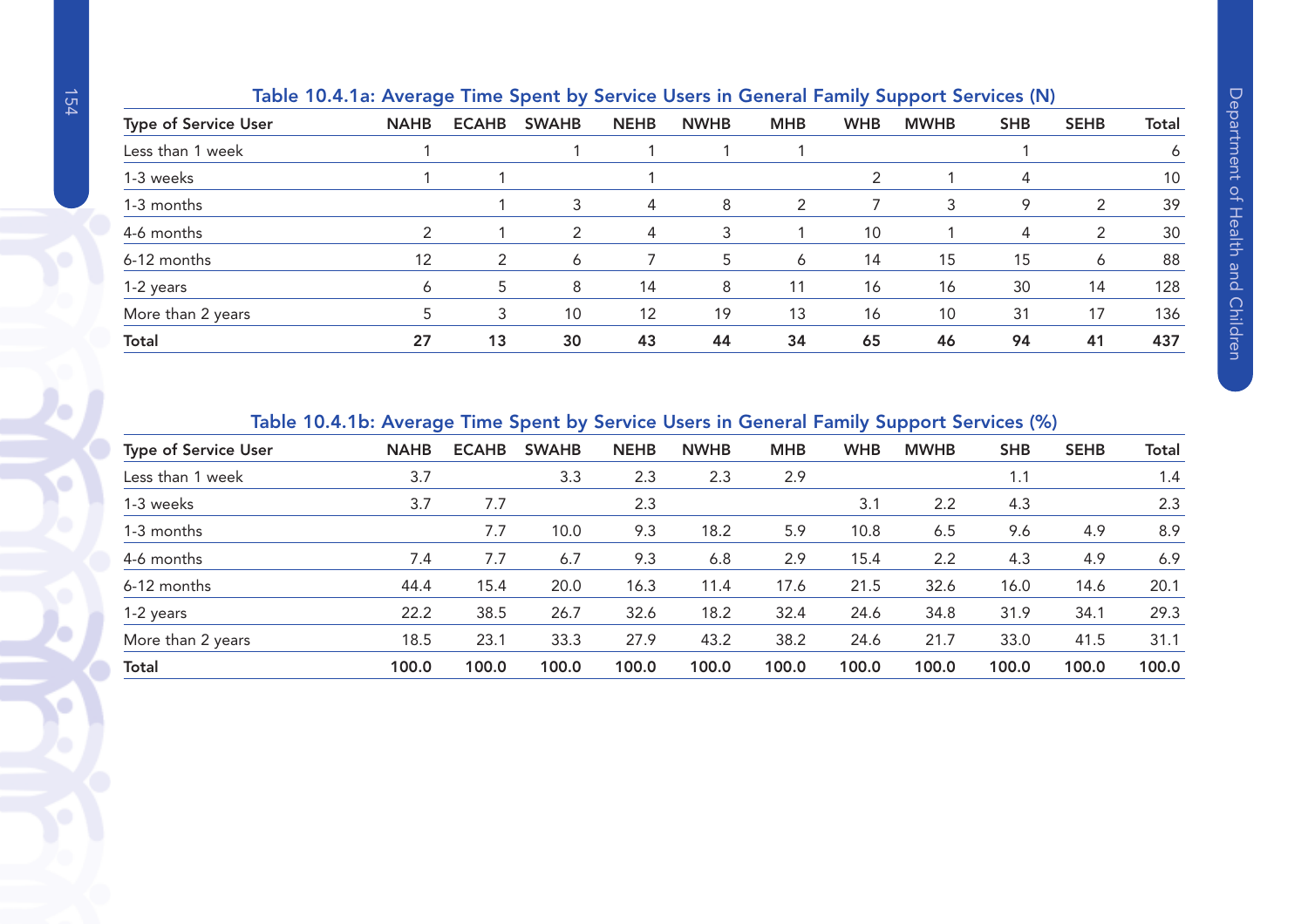### Table 10.4.1a: Average Time Spent by Service Users in General Family Support Services (N)

| Type of Service User | NAHB | ECAHB | SWAHB | NEHB | NWHB | MHB | WHB | MWHB | SHB | SEHB | Total |
|---|---|---|---|---|---|---|---|---|---|---|---|
| Less than 1 week | 1 | | 1 | 1 | 1 | 1 | | | 1 | | 6 |
| 1-3 weeks | 1 | 1 | | 1 | | | 2 | 1 | 4 | | 10 |
| 1-3 months | | 1 | 3 | 4 | 8 | 2 | 7 | 3 | 9 | 2 | 39 |
| 4-6 months | 2 | 1 | 2 | 4 | 3 | 1 | 10 | 1 | 4 | 2 | 30 |
| 6-12 months | 12 | 2 | 6 | 7 | 5 | 6 | 14 | 15 | 15 | 6 | 88 |
| 1-2 years | 6 | 5 | 8 | 14 | 8 | 11 | 16 | 16 | 30 | 14 | 128 |
| More than 2 years | 5 | 3 | 10 | 12 | 19 | 13 | 16 | 10 | 31 | 17 | 136 |
| **Total** | **27** | **13** | **30** | **43** | **44** | **34** | **65** | **46** | **94** | **41** | **437** |

### Table 10.4.1b: Average Time Spent by Service Users in General Family Support Services (%)

| Type of Service User | NAHB | ECAHB | SWAHB | NEHB | NWHB | MHB | WHB | MWHB | SHB | SEHB | Total |
|---|---|---|---|---|---|---|---|---|---|---|---|
| Less than 1 week | 3.7 | | 3.3 | 2.3 | 2.3 | 2.9 | | | 1.1 | | 1.4 |
| 1-3 weeks | 3.7 | 7.7 | | 2.3 | | | 3.1 | 2.2 | 4.3 | | 2.3 |
| 1-3 months | | 7.7 | 10.0 | 9.3 | 18.2 | 5.9 | 10.8 | 6.5 | 9.6 | 4.9 | 8.9 |
| 4-6 months | 7.4 | 7.7 | 6.7 | 9.3 | 6.8 | 2.9 | 15.4 | 2.2 | 4.3 | 4.9 | 6.9 |
| 6-12 months | 44.4 | 15.4 | 20.0 | 16.3 | 11.4 | 17.6 | 21.5 | 32.6 | 16.0 | 14.6 | 20.1 |
| 1-2 years | 22.2 | 38.5 | 26.7 | 32.6 | 18.2 | 32.4 | 24.6 | 34.8 | 31.9 | 34.1 | 29.3 |
| More than 2 years | 18.5 | 23.1 | 33.3 | 27.9 | 43.2 | 38.2 | 24.6 | 21.7 | 33.0 | 41.5 | 31.1 |
| **Total** | **100.0** | **100.0** | **100.0** | **100.0** | **100.0** | **100.0** | **100.0** | **100.0** | **100.0** | **100.0** | **100.0** |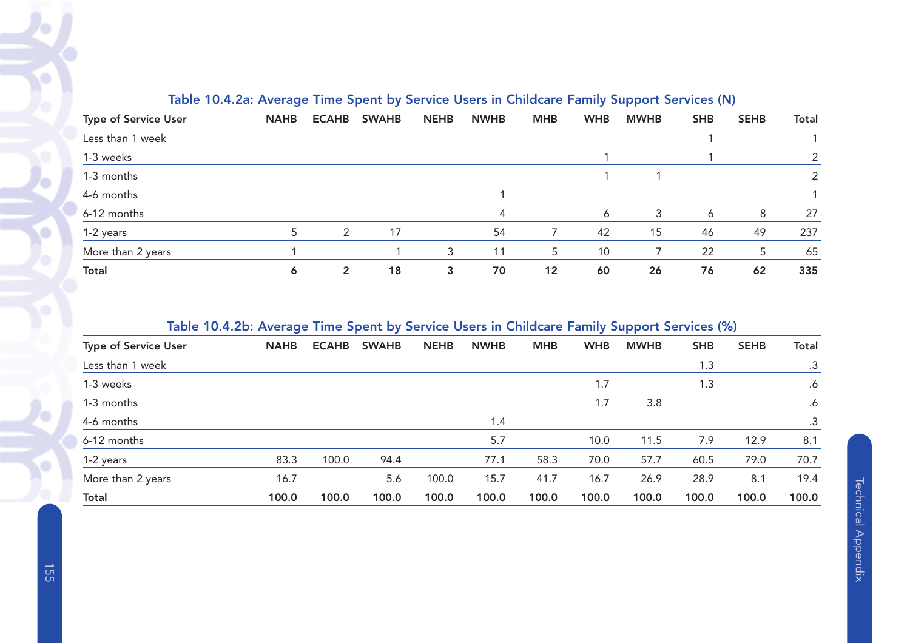### Table 10.4.2a: Average Time Spent by Service Users in Childcare Family Support Services (N)

| Type of Service User | NAHB | ECAHB | SWAHB | NEHB | NWHB | MHB | WHB | MWHB | SHB | SEHB | Total |
|---|---|---|---|---|---|---|---|---|---|---|---|
| Less than 1 week | | | | | | | | | 1 | | 1 |
| 1-3 weeks | | | | | | | 1 | | 1 | | 2 |
| 1-3 months | | | | | | | 1 | 1 | | | 2 |
| 4-6 months | | | | | 1 | | | | | | 1 |
| 6-12 months | | | | | 4 | | 6 | 3 | 6 | 8 | 27 |
| 1-2 years | 5 | 2 | 17 | | 54 | 7 | 42 | 15 | 46 | 49 | 237 |
| More than 2 years | 1 | | 1 | 3 | 11 | 5 | 10 | 7 | 22 | 5 | 65 |
| **Total** | **6** | **2** | **18** | **3** | **70** | **12** | **60** | **26** | **76** | **62** | **335** |

### Table 10.4.2b: Average Time Spent by Service Users in Childcare Family Support Services (%)

| Type of Service User | NAHB | ECAHB | SWAHB | NEHB | NWHB | MHB | WHB | MWHB | SHB | SEHB | Total |
|---|---|---|---|---|---|---|---|---|---|---|---|
| Less than 1 week | | | | | | | | | 1.3 | | .3 |
| 1-3 weeks | | | | | | | 1.7 | | 1.3 | | .6 |
| 1-3 months | | | | | | | 1.7 | 3.8 | | | .6 |
| 4-6 months | | | | | 1.4 | | | | | | .3 |
| 6-12 months | | | | | 5.7 | | 10.0 | 11.5 | 7.9 | 12.9 | 8.1 |
| 1-2 years | 83.3 | 100.0 | 94.4 | | 77.1 | 58.3 | 70.0 | 57.7 | 60.5 | 79.0 | 70.7 |
| More than 2 years | 16.7 | | 5.6 | 100.0 | 15.7 | 41.7 | 16.7 | 26.9 | 28.9 | 8.1 | 19.4 |
| **Total** | **100.0** | **100.0** | **100.0** | **100.0** | **100.0** | **100.0** | **100.0** | **100.0** | **100.0** | **100.0** | **100.0** |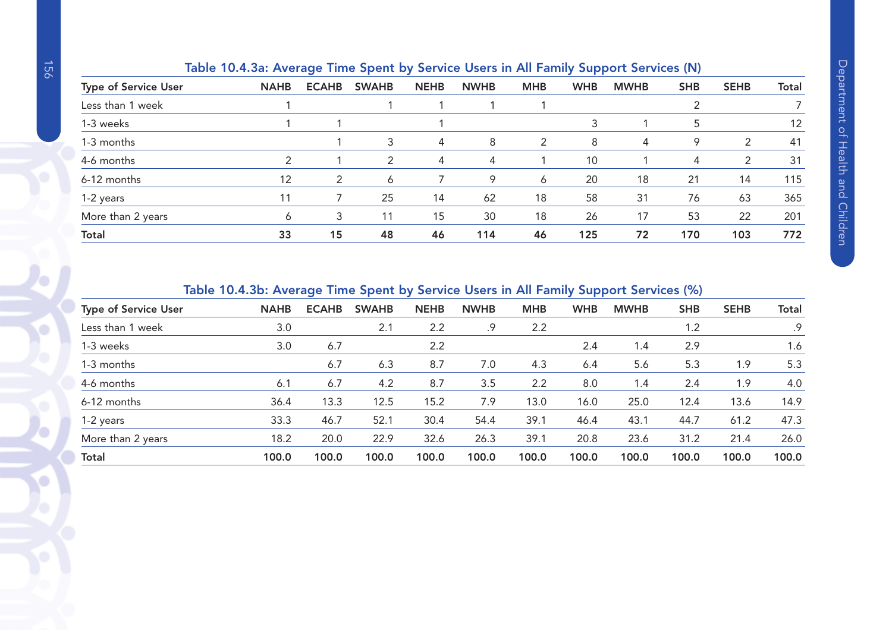### Table 10.4.3a: Average Time Spent by Service Users in All Family Support Services (N)

| Type of Service User | NAHB | ECAHB | SWAHB | NEHB | NWHB | MHB | WHB | MWHB | SHB | SEHB | Total |
|---|---|---|---|---|---|---|---|---|---|---|---|
| Less than 1 week | 1 | | 1 | 1 | 1 | 1 | | | 2 | | 7 |
| 1-3 weeks | 1 | 1 | | 1 | | | 3 | 1 | 5 | | 12 |
| 1-3 months | | 1 | 3 | 4 | 8 | 2 | 8 | 4 | 9 | 2 | 41 |
| 4-6 months | 2 | 1 | 2 | 4 | 4 | 1 | 10 | 1 | 4 | 2 | 31 |
| 6-12 months | 12 | 2 | 6 | 7 | 9 | 6 | 20 | 18 | 21 | 14 | 115 |
| 1-2 years | 11 | 7 | 25 | 14 | 62 | 18 | 58 | 31 | 76 | 63 | 365 |
| More than 2 years | 6 | 3 | 11 | 15 | 30 | 18 | 26 | 17 | 53 | 22 | 201 |
| **Total** | **33** | **15** | **48** | **46** | **114** | **46** | **125** | **72** | **170** | **103** | **772** |

### Table 10.4.3b: Average Time Spent by Service Users in All Family Support Services (%)

| Type of Service User | NAHB | ECAHB | SWAHB | NEHB | NWHB | MHB | WHB | MWHB | SHB | SEHB | Total |
|---|---|---|---|---|---|---|---|---|---|---|---|
| Less than 1 week | 3.0 | | 2.1 | 2.2 | .9 | 2.2 | | | 1.2 | | .9 |
| 1-3 weeks | 3.0 | 6.7 | | 2.2 | | | 2.4 | 1.4 | 2.9 | | 1.6 |
| 1-3 months | | 6.7 | 6.3 | 8.7 | 7.0 | 4.3 | 6.4 | 5.6 | 5.3 | 1.9 | 5.3 |
| 4-6 months | 6.1 | 6.7 | 4.2 | 8.7 | 3.5 | 2.2 | 8.0 | 1.4 | 2.4 | 1.9 | 4.0 |
| 6-12 months | 36.4 | 13.3 | 12.5 | 15.2 | 7.9 | 13.0 | 16.0 | 25.0 | 12.4 | 13.6 | 14.9 |
| 1-2 years | 33.3 | 46.7 | 52.1 | 30.4 | 54.4 | 39.1 | 46.4 | 43.1 | 44.7 | 61.2 | 47.3 |
| More than 2 years | 18.2 | 20.0 | 22.9 | 32.6 | 26.3 | 39.1 | 20.8 | 23.6 | 31.2 | 21.4 | 26.0 |
| **Total** | **100.0** | **100.0** | **100.0** | **100.0** | **100.0** | **100.0** | **100.0** | **100.0** | **100.0** | **100.0** | **100.0** |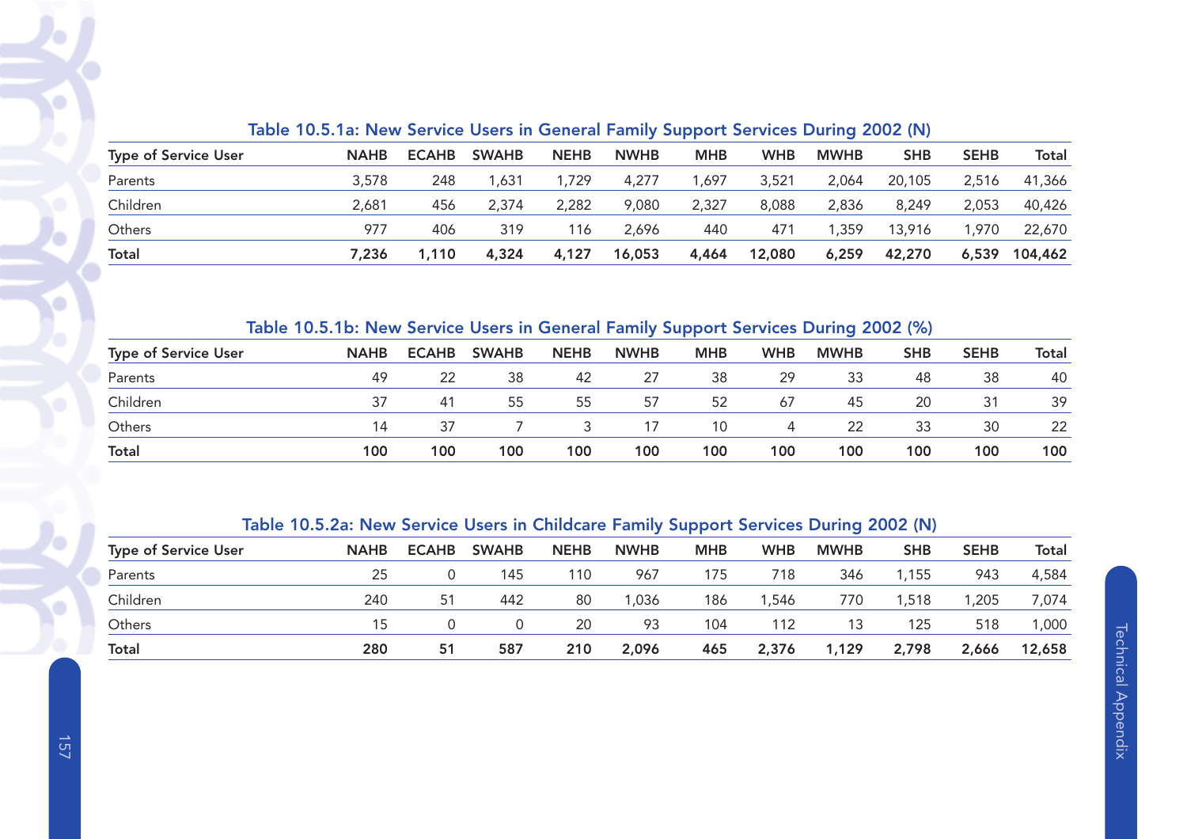### Table 10.5.1a: New Service Users in General Family Support Services During 2002 (N)

| Type of Service User | NAHB | ECAHB | SWAHB | NEHB | NWHB | MHB | WHB | MWHB | SHB | SEHB | Total |
|---|---|---|---|---|---|---|---|---|---|---|---|
| Parents | 3,578 | 248 | 1,631 | 1,729 | 4,277 | 1,697 | 3,521 | 2,064 | 20,105 | 2,516 | 41,366 |
| Children | 2,681 | 456 | 2,374 | 2,282 | 9,080 | 2,327 | 8,088 | 2,836 | 8,249 | 2,053 | 40,426 |
| Others | 977 | 406 | 319 | 116 | 2,696 | 440 | 471 | 1,359 | 13,916 | 1,970 | 22,670 |
| **Total** | **7,236** | **1,110** | **4,324** | **4,127** | **16,053** | **4,464** | **12,080** | **6,259** | **42,270** | **6,539** | **104,462** |

### Table 10.5.1b: New Service Users in General Family Support Services During 2002 (%)

| Type of Service User | NAHB | ECAHB | SWAHB | NEHB | NWHB | MHB | WHB | MWHB | SHB | SEHB | Total |
|---|---|---|---|---|---|---|---|---|---|---|---|
| Parents | 49 | 22 | 38 | 42 | 27 | 38 | 29 | 33 | 48 | 38 | 40 |
| Children | 37 | 41 | 55 | 55 | 57 | 52 | 67 | 45 | 20 | 31 | 39 |
| Others | 14 | 37 | 7 | 3 | 17 | 10 | 4 | 22 | 33 | 30 | 22 |
| **Total** | **100** | **100** | **100** | **100** | **100** | **100** | **100** | **100** | **100** | **100** | **100** |

### Table 10.5.2a: New Service Users in Childcare Family Support Services During 2002 (N)

| Type of Service User | NAHB | ECAHB | SWAHB | NEHB | NWHB | MHB | WHB | MWHB | SHB | SEHB | Total |
|---|---|---|---|---|---|---|---|---|---|---|---|
| Parents | 25 | 0 | 145 | 110 | 967 | 175 | 718 | 346 | 1,155 | 943 | 4,584 |
| Children | 240 | 51 | 442 | 80 | 1,036 | 186 | 1,546 | 770 | 1,518 | 1,205 | 7,074 |
| Others | 15 | 0 | 0 | 20 | 93 | 104 | 112 | 13 | 125 | 518 | 1,000 |
| **Total** | **280** | **51** | **587** | **210** | **2,096** | **465** | **2,376** | **1,129** | **2,798** | **2,666** | **12,658** |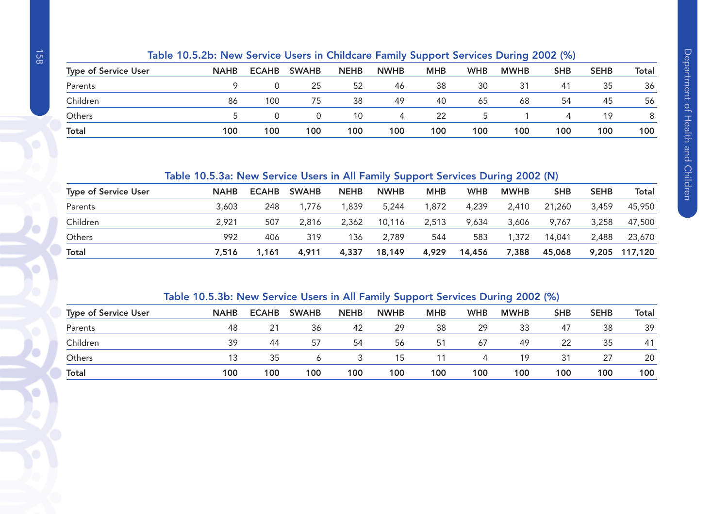### Table 10.5.2b: New Service Users in Childcare Family Support Services During 2002 (%)

| Type of Service User | NAHB | ECAHB | SWAHB | NEHB | NWHB | MHB | WHB | MWHB | SHB | SEHB | Total |
|---|---|---|---|---|---|---|---|---|---|---|---|
| Parents | 9 | 0 | 25 | 52 | 46 | 38 | 30 | 31 | 41 | 35 | 36 |
| Children | 86 | 100 | 75 | 38 | 49 | 40 | 65 | 68 | 54 | 45 | 56 |
| Others | 5 | 0 | 0 | 10 | 4 | 22 | 5 | 1 | 4 | 19 | 8 |
| **Total** | **100** | **100** | **100** | **100** | **100** | **100** | **100** | **100** | **100** | **100** | **100** |

### Table 10.5.3a: New Service Users in All Family Support Services During 2002 (N)

| Type of Service User | NAHB | ECAHB | SWAHB | NEHB | NWHB | MHB | WHB | MWHB | SHB | SEHB | Total |
|---|---|---|---|---|---|---|---|---|---|---|---|
| Parents | 3,603 | 248 | 1,776 | 1,839 | 5,244 | 1,872 | 4,239 | 2,410 | 21,260 | 3,459 | 45,950 |
| Children | 2,921 | 507 | 2,816 | 2,362 | 10,116 | 2,513 | 9,634 | 3,606 | 9,767 | 3,258 | 47,500 |
| Others | 992 | 406 | 319 | 136 | 2,789 | 544 | 583 | 1,372 | 14,041 | 2,488 | 23,670 |
| **Total** | **7,516** | **1,161** | **4,911** | **4,337** | **18,149** | **4,929** | **14,456** | **7,388** | **45,068** | **9,205** | **117,120** |

### Table 10.5.3b: New Service Users in All Family Support Services During 2002 (%)

| Type of Service User | NAHB | ECAHB | SWAHB | NEHB | NWHB | MHB | WHB | MWHB | SHB | SEHB | Total |
|---|---|---|---|---|---|---|---|---|---|---|---|
| Parents | 48 | 21 | 36 | 42 | 29 | 38 | 29 | 33 | 47 | 38 | 39 |
| Children | 39 | 44 | 57 | 54 | 56 | 51 | 67 | 49 | 22 | 35 | 41 |
| Others | 13 | 35 | 6 | 3 | 15 | 11 | 4 | 19 | 31 | 27 | 20 |
| **Total** | **100** | **100** | **100** | **100** | **100** | **100** | **100** | **100** | **100** | **100** | **100** |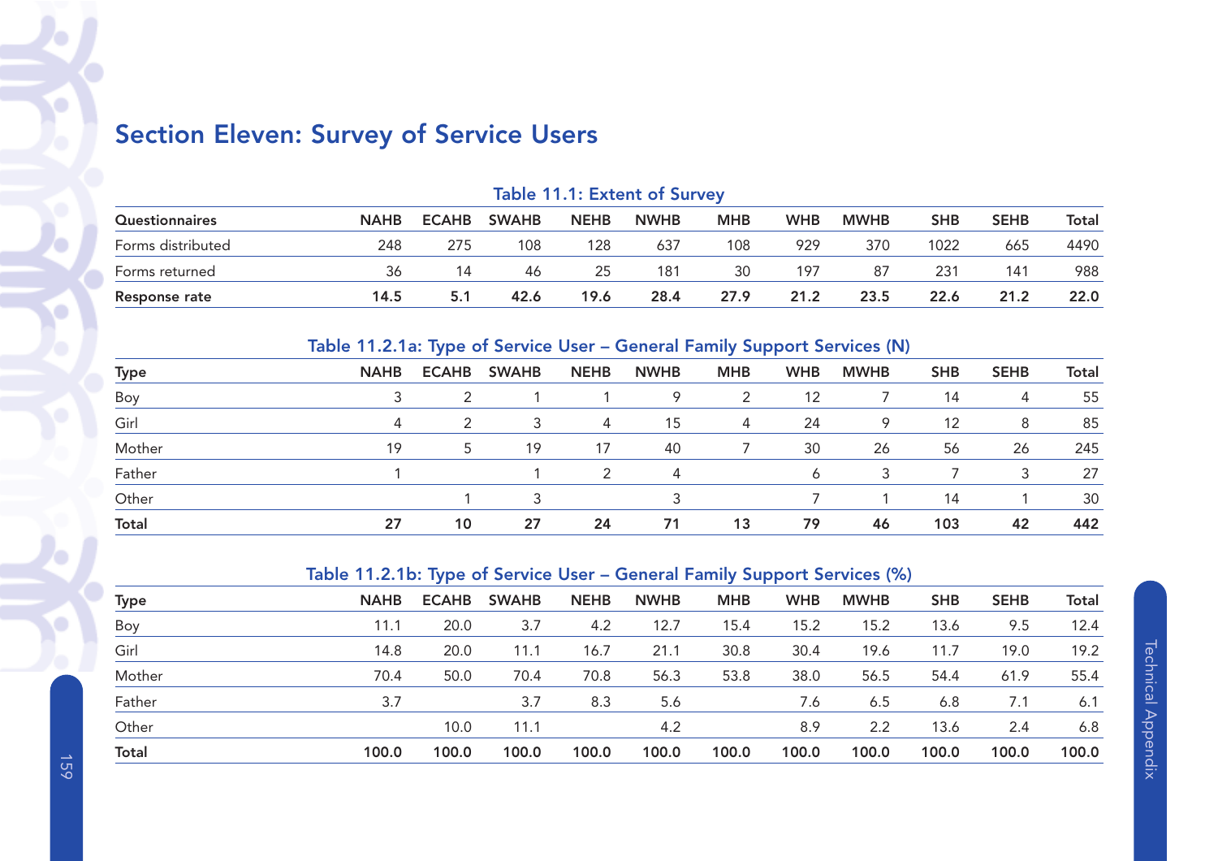# Section Eleven: Survey of Service Users

**Table 11.1: Extent of Survey**

| Questionnaires | NAHB | ECAHB | SWAHB | NEHB | NWHB | MHB | WHB | MWHB | SHB | SEHB | Total |
|---|---|---|---|---|---|---|---|---|---|---|---|
| Forms distributed | 248 | 275 | 108 | 128 | 637 | 108 | 929 | 370 | 1022 | 665 | 4490 |
| Forms returned | 36 | 14 | 46 | 25 | 181 | 30 | 197 | 87 | 231 | 141 | 988 |
| **Response rate** | **14.5** | **5.1** | **42.6** | **19.6** | **28.4** | **27.9** | **21.2** | **23.5** | **22.6** | **21.2** | **22.0** |

**Table 11.2.1a: Type of Service User – General Family Support Services (N)**

| Type | NAHB | ECAHB | SWAHB | NEHB | NWHB | MHB | WHB | MWHB | SHB | SEHB | Total |
|---|---|---|---|---|---|---|---|---|---|---|---|
| Boy | 3 | 2 | 1 | 1 | 9 | 2 | 12 | 7 | 14 | 4 | 55 |
| Girl | 4 | 2 | 3 | 4 | 15 | 4 | 24 | 9 | 12 | 8 | 85 |
| Mother | 19 | 5 | 19 | 17 | 40 | 7 | 30 | 26 | 56 | 26 | 245 |
| Father | 1 | | 1 | 2 | 4 | | 6 | 3 | 7 | 3 | 27 |
| Other | | 1 | 3 | | 3 | | 7 | 1 | 14 | 1 | 30 |
| **Total** | **27** | **10** | **27** | **24** | **71** | **13** | **79** | **46** | **103** | **42** | **442** |

**Table 11.2.1b: Type of Service User – General Family Support Services (%)**

| Type | NAHB | ECAHB | SWAHB | NEHB | NWHB | MHB | WHB | MWHB | SHB | SEHB | Total |
|---|---|---|---|---|---|---|---|---|---|---|---|
| Boy | 11.1 | 20.0 | 3.7 | 4.2 | 12.7 | 15.4 | 15.2 | 15.2 | 13.6 | 9.5 | 12.4 |
| Girl | 14.8 | 20.0 | 11.1 | 16.7 | 21.1 | 30.8 | 30.4 | 19.6 | 11.7 | 19.0 | 19.2 |
| Mother | 70.4 | 50.0 | 70.4 | 70.8 | 56.3 | 53.8 | 38.0 | 56.5 | 54.4 | 61.9 | 55.4 |
| Father | 3.7 | | 3.7 | 8.3 | 5.6 | | 7.6 | 6.5 | 6.8 | 7.1 | 6.1 |
| Other | | 10.0 | 11.1 | | 4.2 | | 8.9 | 2.2 | 13.6 | 2.4 | 6.8 |
| **Total** | **100.0** | **100.0** | **100.0** | **100.0** | **100.0** | **100.0** | **100.0** | **100.0** | **100.0** | **100.0** | **100.0** |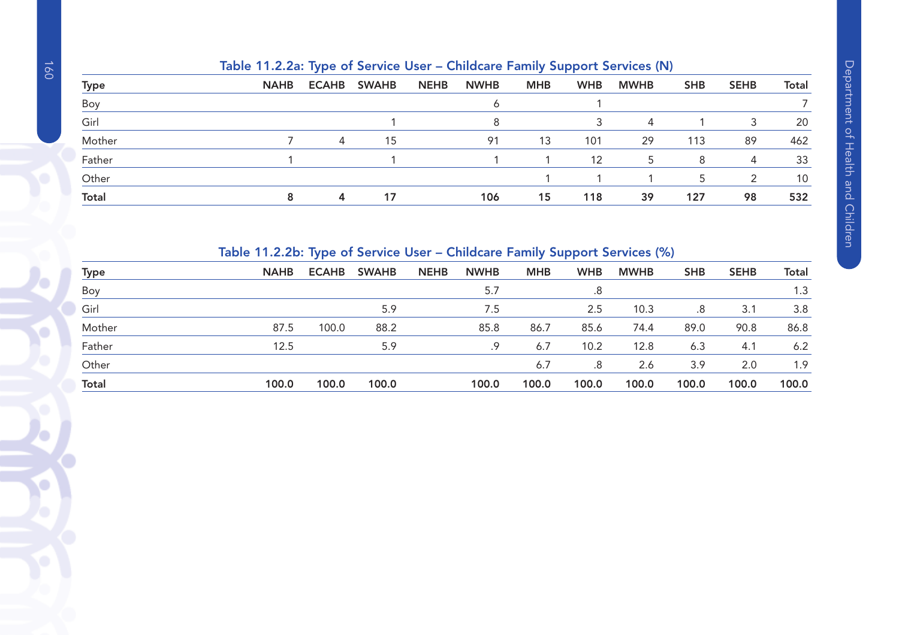### Table 11.2.2a: Type of Service User – Childcare Family Support Services (N)

| Type | NAHB | ECAHB | SWAHB | NEHB | NWHB | MHB | WHB | MWHB | SHB | SEHB | Total |
|---|---|---|---|---|---|---|---|---|---|---|---|
| Boy | | | | | 6 | | 1 | | | | 7 |
| Girl | | | 1 | | 8 | | 3 | 4 | 1 | 3 | 20 |
| Mother | 7 | 4 | 15 | | 91 | 13 | 101 | 29 | 113 | 89 | 462 |
| Father | 1 | | 1 | | 1 | 1 | 12 | 5 | 8 | 4 | 33 |
| Other | | | | | | 1 | 1 | 1 | 5 | 2 | 10 |
| **Total** | **8** | **4** | **17** | | **106** | **15** | **118** | **39** | **127** | **98** | **532** |

### Table 11.2.2b: Type of Service User – Childcare Family Support Services (%)

| Type | NAHB | ECAHB | SWAHB | NEHB | NWHB | MHB | WHB | MWHB | SHB | SEHB | Total |
|---|---|---|---|---|---|---|---|---|---|---|---|
| Boy | | | | | 5.7 | | .8 | | | | 1.3 |
| Girl | | | 5.9 | | 7.5 | | 2.5 | 10.3 | .8 | 3.1 | 3.8 |
| Mother | 87.5 | 100.0 | 88.2 | | 85.8 | 86.7 | 85.6 | 74.4 | 89.0 | 90.8 | 86.8 |
| Father | 12.5 | | 5.9 | | .9 | 6.7 | 10.2 | 12.8 | 6.3 | 4.1 | 6.2 |
| Other | | | | | | 6.7 | .8 | 2.6 | 3.9 | 2.0 | 1.9 |
| **Total** | **100.0** | **100.0** | **100.0** | | **100.0** | **100.0** | **100.0** | **100.0** | **100.0** | **100.0** | **100.0** |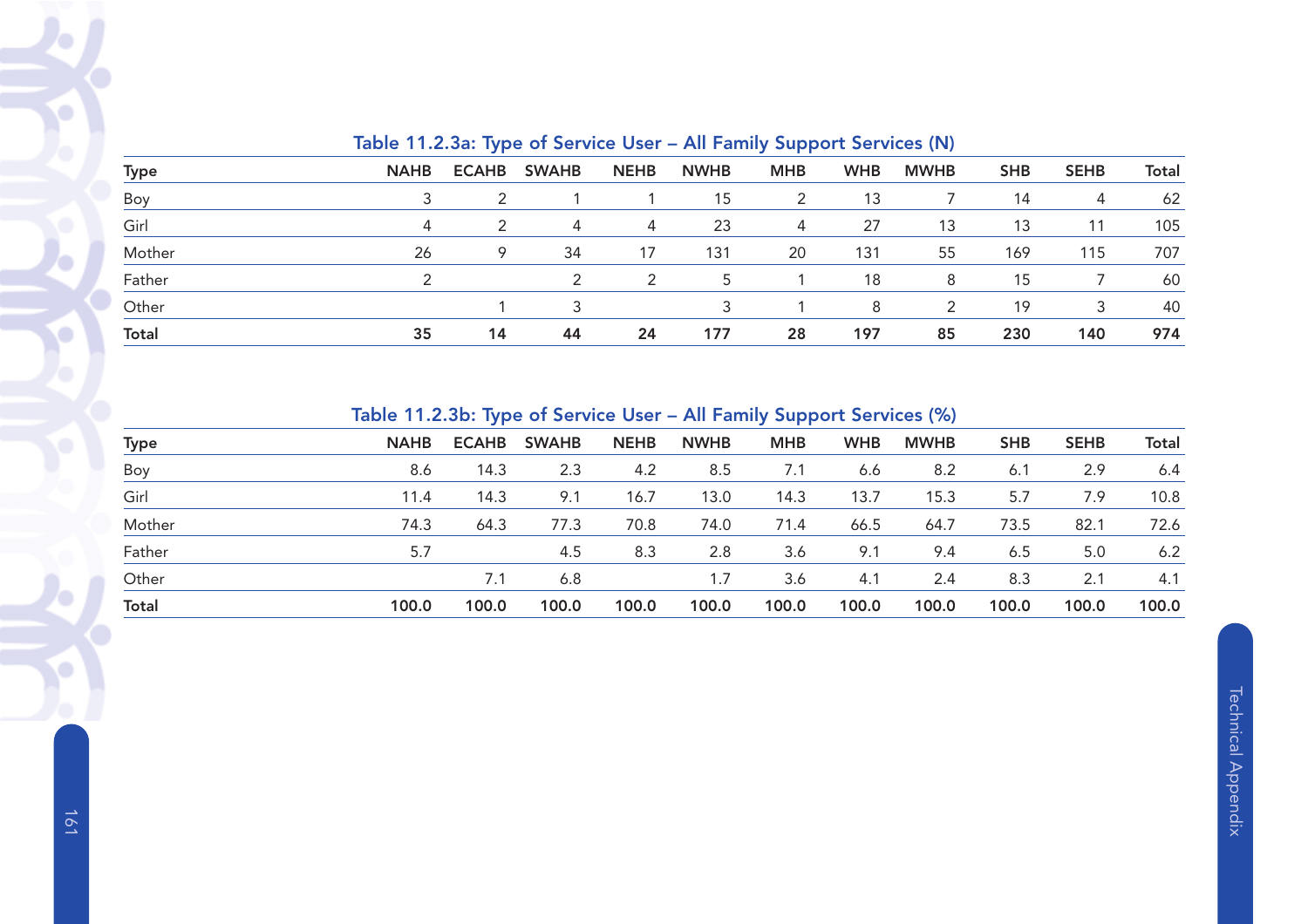### Table 11.2.3a: Type of Service User – All Family Support Services (N)

| Type | NAHB | ECAHB | SWAHB | NEHB | NWHB | MHB | WHB | MWHB | SHB | SEHB | Total |
|---|---|---|---|---|---|---|---|---|---|---|---|
| Boy | 3 | 2 | 1 | 1 | 15 | 2 | 13 | 7 | 14 | 4 | 62 |
| Girl | 4 | 2 | 4 | 4 | 23 | 4 | 27 | 13 | 13 | 11 | 105 |
| Mother | 26 | 9 | 34 | 17 | 131 | 20 | 131 | 55 | 169 | 115 | 707 |
| Father | 2 | | 2 | 2 | 5 | 1 | 18 | 8 | 15 | 7 | 60 |
| Other | | 1 | 3 | | 3 | 1 | 8 | 2 | 19 | 3 | 40 |
| **Total** | **35** | **14** | **44** | **24** | **177** | **28** | **197** | **85** | **230** | **140** | **974** |

### Table 11.2.3b: Type of Service User – All Family Support Services (%)

| Type | NAHB | ECAHB | SWAHB | NEHB | NWHB | MHB | WHB | MWHB | SHB | SEHB | Total |
|---|---|---|---|---|---|---|---|---|---|---|---|
| Boy | 8.6 | 14.3 | 2.3 | 4.2 | 8.5 | 7.1 | 6.6 | 8.2 | 6.1 | 2.9 | 6.4 |
| Girl | 11.4 | 14.3 | 9.1 | 16.7 | 13.0 | 14.3 | 13.7 | 15.3 | 5.7 | 7.9 | 10.8 |
| Mother | 74.3 | 64.3 | 77.3 | 70.8 | 74.0 | 71.4 | 66.5 | 64.7 | 73.5 | 82.1 | 72.6 |
| Father | 5.7 | | 4.5 | 8.3 | 2.8 | 3.6 | 9.1 | 9.4 | 6.5 | 5.0 | 6.2 |
| Other | | 7.1 | 6.8 | | 1.7 | 3.6 | 4.1 | 2.4 | 8.3 | 2.1 | 4.1 |
| **Total** | **100.0** | **100.0** | **100.0** | **100.0** | **100.0** | **100.0** | **100.0** | **100.0** | **100.0** | **100.0** | **100.0** |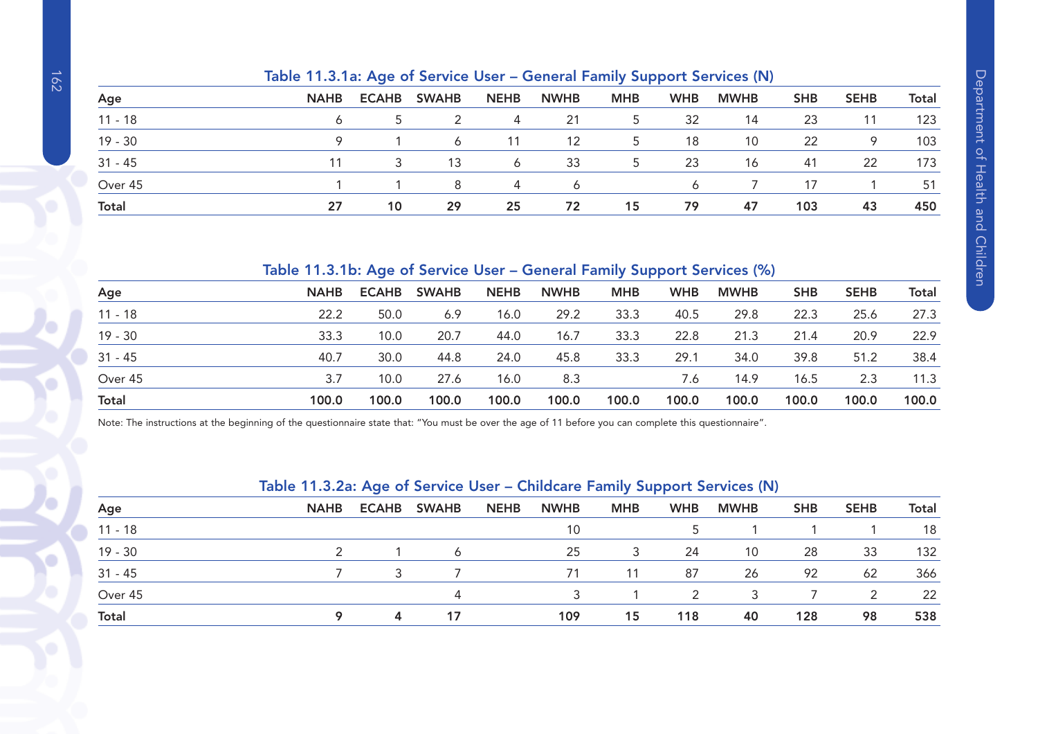### Table 11.3.1a: Age of Service User – General Family Support Services (N)

| Age | NAHB | ECAHB | SWAHB | NEHB | NWHB | MHB | WHB | MWHB | SHB | SEHB | Total |
|---|---|---|---|---|---|---|---|---|---|---|---|
| 11 - 18 | 6 | 5 | 2 | 4 | 21 | 5 | 32 | 14 | 23 | 11 | 123 |
| 19 - 30 | 9 | 1 | 6 | 11 | 12 | 5 | 18 | 10 | 22 | 9 | 103 |
| 31 - 45 | 11 | 3 | 13 | 6 | 33 | 5 | 23 | 16 | 41 | 22 | 173 |
| Over 45 | 1 | 1 | 8 | 4 | 6 | | 6 | 7 | 17 | 1 | 51 |
| **Total** | **27** | **10** | **29** | **25** | **72** | **15** | **79** | **47** | **103** | **43** | **450** |

### Table 11.3.1b: Age of Service User – General Family Support Services (%)

| Age | NAHB | ECAHB | SWAHB | NEHB | NWHB | MHB | WHB | MWHB | SHB | SEHB | Total |
|---|---|---|---|---|---|---|---|---|---|---|---|
| 11 - 18 | 22.2 | 50.0 | 6.9 | 16.0 | 29.2 | 33.3 | 40.5 | 29.8 | 22.3 | 25.6 | 27.3 |
| 19 - 30 | 33.3 | 10.0 | 20.7 | 44.0 | 16.7 | 33.3 | 22.8 | 21.3 | 21.4 | 20.9 | 22.9 |
| 31 - 45 | 40.7 | 30.0 | 44.8 | 24.0 | 45.8 | 33.3 | 29.1 | 34.0 | 39.8 | 51.2 | 38.4 |
| Over 45 | 3.7 | 10.0 | 27.6 | 16.0 | 8.3 | | 7.6 | 14.9 | 16.5 | 2.3 | 11.3 |
| **Total** | **100.0** | **100.0** | **100.0** | **100.0** | **100.0** | **100.0** | **100.0** | **100.0** | **100.0** | **100.0** | **100.0** |

Note: The instructions at the beginning of the questionnaire state that: "You must be over the age of 11 before you can complete this questionnaire".

### Table 11.3.2a: Age of Service User – Childcare Family Support Services (N)

| Age | NAHB | ECAHB | SWAHB | NEHB | NWHB | MHB | WHB | MWHB | SHB | SEHB | Total |
|---|---|---|---|---|---|---|---|---|---|---|---|
| 11 - 18 | | | | | 10 | | 5 | 1 | 1 | 1 | 18 |
| 19 - 30 | 2 | 1 | 6 | | 25 | 3 | 24 | 10 | 28 | 33 | 132 |
| 31 - 45 | 7 | 3 | 7 | | 71 | 11 | 87 | 26 | 92 | 62 | 366 |
| Over 45 | | | 4 | | 3 | 1 | 2 | 3 | 7 | 2 | 22 |
| **Total** | **9** | **4** | **17** | | **109** | **15** | **118** | **40** | **128** | **98** | **538** |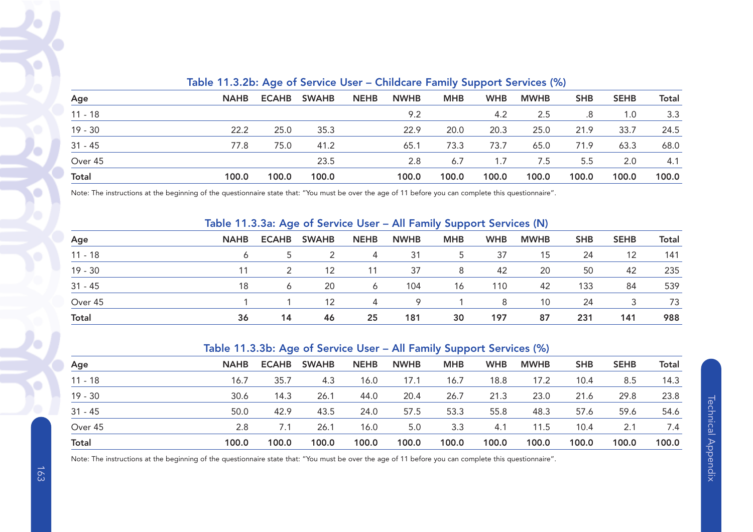### Table 11.3.2b: Age of Service User – Childcare Family Support Services (%)

| Age | NAHB | ECAHB | SWAHB | NEHB | NWHB | MHB | WHB | MWHB | SHB | SEHB | Total |
|---|---|---|---|---|---|---|---|---|---|---|---|
| 11 - 18 | | | | | 9.2 | | 4.2 | 2.5 | .8 | 1.0 | 3.3 |
| 19 - 30 | 22.2 | 25.0 | 35.3 | | 22.9 | 20.0 | 20.3 | 25.0 | 21.9 | 33.7 | 24.5 |
| 31 - 45 | 77.8 | 75.0 | 41.2 | | 65.1 | 73.3 | 73.7 | 65.0 | 71.9 | 63.3 | 68.0 |
| Over 45 | | | 23.5 | | 2.8 | 6.7 | 1.7 | 7.5 | 5.5 | 2.0 | 4.1 |
| **Total** | **100.0** | **100.0** | **100.0** | | **100.0** | **100.0** | **100.0** | **100.0** | **100.0** | **100.0** | **100.0** |

Note: The instructions at the beginning of the questionnaire state that: "You must be over the age of 11 before you can complete this questionnaire".

### Table 11.3.3a: Age of Service User – All Family Support Services (N)

| Age | NAHB | ECAHB | SWAHB | NEHB | NWHB | MHB | WHB | MWHB | SHB | SEHB | Total |
|---|---|---|---|---|---|---|---|---|---|---|---|
| 11 - 18 | 6 | 5 | 2 | 4 | 31 | 5 | 37 | 15 | 24 | 12 | 141 |
| 19 - 30 | 11 | 2 | 12 | 11 | 37 | 8 | 42 | 20 | 50 | 42 | 235 |
| 31 - 45 | 18 | 6 | 20 | 6 | 104 | 16 | 110 | 42 | 133 | 84 | 539 |
| Over 45 | 1 | 1 | 12 | 4 | 9 | 1 | 8 | 10 | 24 | 3 | 73 |
| **Total** | **36** | **14** | **46** | **25** | **181** | **30** | **197** | **87** | **231** | **141** | **988** |

### Table 11.3.3b: Age of Service User – All Family Support Services (%)

| Age | NAHB | ECAHB | SWAHB | NEHB | NWHB | MHB | WHB | MWHB | SHB | SEHB | Total |
|---|---|---|---|---|---|---|---|---|---|---|---|
| 11 - 18 | 16.7 | 35.7 | 4.3 | 16.0 | 17.1 | 16.7 | 18.8 | 17.2 | 10.4 | 8.5 | 14.3 |
| 19 - 30 | 30.6 | 14.3 | 26.1 | 44.0 | 20.4 | 26.7 | 21.3 | 23.0 | 21.6 | 29.8 | 23.8 |
| 31 - 45 | 50.0 | 42.9 | 43.5 | 24.0 | 57.5 | 53.3 | 55.8 | 48.3 | 57.6 | 59.6 | 54.6 |
| Over 45 | 2.8 | 7.1 | 26.1 | 16.0 | 5.0 | 3.3 | 4.1 | 11.5 | 10.4 | 2.1 | 7.4 |
| **Total** | **100.0** | **100.0** | **100.0** | **100.0** | **100.0** | **100.0** | **100.0** | **100.0** | **100.0** | **100.0** | **100.0** |

Note: The instructions at the beginning of the questionnaire state that: "You must be over the age of 11 before you can complete this questionnaire".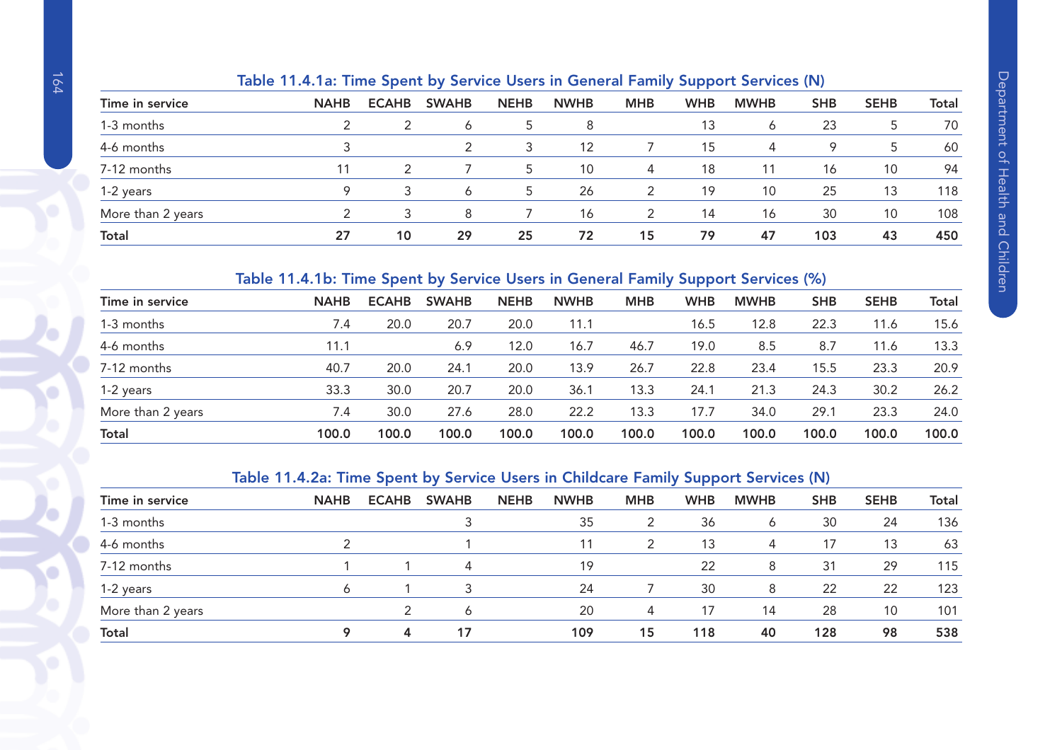### Table 11.4.1a: Time Spent by Service Users in General Family Support Services (N)

| Time in service | NAHB | ECAHB | SWAHB | NEHB | NWHB | MHB | WHB | MWHB | SHB | SEHB | Total |
|---|---|---|---|---|---|---|---|---|---|---|---|
| 1-3 months | 2 | 2 | 6 | 5 | 8 | | 13 | 6 | 23 | 5 | 70 |
| 4-6 months | 3 | | 2 | 3 | 12 | 7 | 15 | 4 | 9 | 5 | 60 |
| 7-12 months | 11 | 2 | 7 | 5 | 10 | 4 | 18 | 11 | 16 | 10 | 94 |
| 1-2 years | 9 | 3 | 6 | 5 | 26 | 2 | 19 | 10 | 25 | 13 | 118 |
| More than 2 years | 2 | 3 | 8 | 7 | 16 | 2 | 14 | 16 | 30 | 10 | 108 |
| **Total** | **27** | **10** | **29** | **25** | **72** | **15** | **79** | **47** | **103** | **43** | **450** |

### Table 11.4.1b: Time Spent by Service Users in General Family Support Services (%)

| Time in service | NAHB | ECAHB | SWAHB | NEHB | NWHB | MHB | WHB | MWHB | SHB | SEHB | Total |
|---|---|---|---|---|---|---|---|---|---|---|---|
| 1-3 months | 7.4 | 20.0 | 20.7 | 20.0 | 11.1 | | 16.5 | 12.8 | 22.3 | 11.6 | 15.6 |
| 4-6 months | 11.1 | | 6.9 | 12.0 | 16.7 | 46.7 | 19.0 | 8.5 | 8.7 | 11.6 | 13.3 |
| 7-12 months | 40.7 | 20.0 | 24.1 | 20.0 | 13.9 | 26.7 | 22.8 | 23.4 | 15.5 | 23.3 | 20.9 |
| 1-2 years | 33.3 | 30.0 | 20.7 | 20.0 | 36.1 | 13.3 | 24.1 | 21.3 | 24.3 | 30.2 | 26.2 |
| More than 2 years | 7.4 | 30.0 | 27.6 | 28.0 | 22.2 | 13.3 | 17.7 | 34.0 | 29.1 | 23.3 | 24.0 |
| **Total** | **100.0** | **100.0** | **100.0** | **100.0** | **100.0** | **100.0** | **100.0** | **100.0** | **100.0** | **100.0** | **100.0** |

### Table 11.4.2a: Time Spent by Service Users in Childcare Family Support Services (N)

| Time in service | NAHB | ECAHB | SWAHB | NEHB | NWHB | MHB | WHB | MWHB | SHB | SEHB | Total |
|---|---|---|---|---|---|---|---|---|---|---|---|
| 1-3 months | | | 3 | | 35 | 2 | 36 | 6 | 30 | 24 | 136 |
| 4-6 months | 2 | | 1 | | 11 | 2 | 13 | 4 | 17 | 13 | 63 |
| 7-12 months | 1 | 1 | 4 | | 19 | | 22 | 8 | 31 | 29 | 115 |
| 1-2 years | 6 | 1 | 3 | | 24 | 7 | 30 | 8 | 22 | 22 | 123 |
| More than 2 years | | 2 | 6 | | 20 | 4 | 17 | 14 | 28 | 10 | 101 |
| **Total** | **9** | **4** | **17** | | **109** | **15** | **118** | **40** | **128** | **98** | **538** |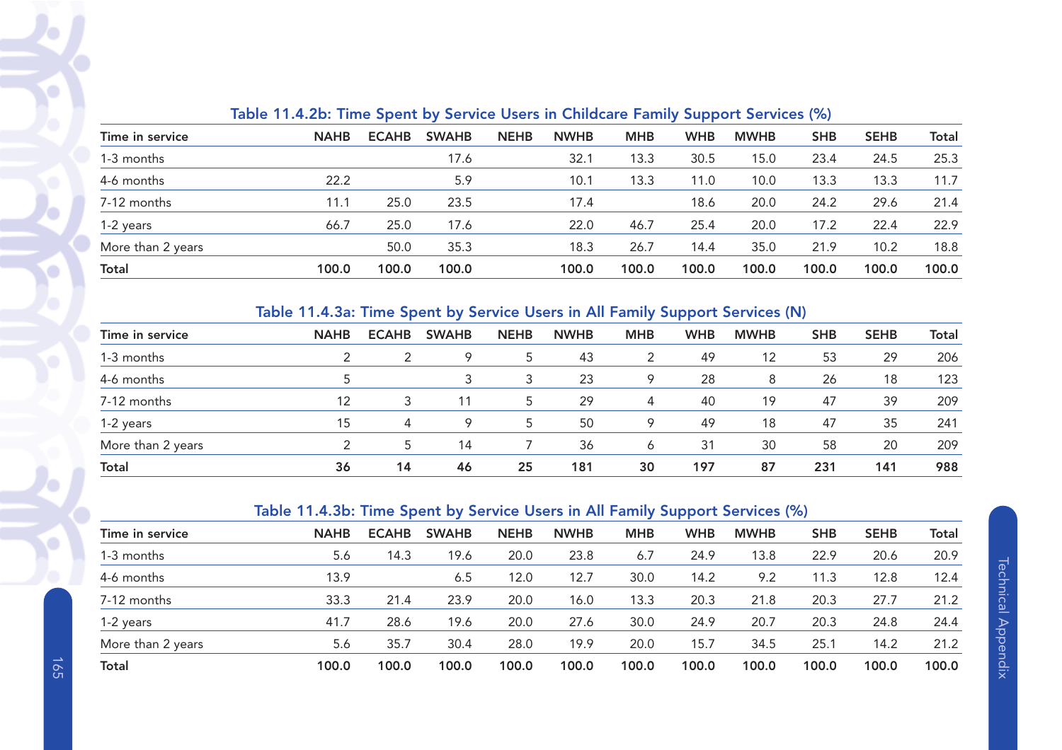### Table 11.4.2b: Time Spent by Service Users in Childcare Family Support Services (%)

| Time in service | NAHB | ECAHB | SWAHB | NEHB | NWHB | MHB | WHB | MWHB | SHB | SEHB | Total |
|---|---|---|---|---|---|---|---|---|---|---|---|
| 1-3 months | | | 17.6 | | 32.1 | 13.3 | 30.5 | 15.0 | 23.4 | 24.5 | 25.3 |
| 4-6 months | 22.2 | | 5.9 | | 10.1 | 13.3 | 11.0 | 10.0 | 13.3 | 13.3 | 11.7 |
| 7-12 months | 11.1 | 25.0 | 23.5 | | 17.4 | | 18.6 | 20.0 | 24.2 | 29.6 | 21.4 |
| 1-2 years | 66.7 | 25.0 | 17.6 | | 22.0 | 46.7 | 25.4 | 20.0 | 17.2 | 22.4 | 22.9 |
| More than 2 years | | 50.0 | 35.3 | | 18.3 | 26.7 | 14.4 | 35.0 | 21.9 | 10.2 | 18.8 |
| **Total** | **100.0** | **100.0** | **100.0** | | **100.0** | **100.0** | **100.0** | **100.0** | **100.0** | **100.0** | **100.0** |

### Table 11.4.3a: Time Spent by Service Users in All Family Support Services (N)

| Time in service | NAHB | ECAHB | SWAHB | NEHB | NWHB | MHB | WHB | MWHB | SHB | SEHB | Total |
|---|---|---|---|---|---|---|---|---|---|---|---|
| 1-3 months | 2 | 2 | 9 | 5 | 43 | 2 | 49 | 12 | 53 | 29 | 206 |
| 4-6 months | 5 | | 3 | 3 | 23 | 9 | 28 | 8 | 26 | 18 | 123 |
| 7-12 months | 12 | 3 | 11 | 5 | 29 | 4 | 40 | 19 | 47 | 39 | 209 |
| 1-2 years | 15 | 4 | 9 | 5 | 50 | 9 | 49 | 18 | 47 | 35 | 241 |
| More than 2 years | 2 | 5 | 14 | 7 | 36 | 6 | 31 | 30 | 58 | 20 | 209 |
| **Total** | **36** | **14** | **46** | **25** | **181** | **30** | **197** | **87** | **231** | **141** | **988** |

### Table 11.4.3b: Time Spent by Service Users in All Family Support Services (%)

| Time in service | NAHB | ECAHB | SWAHB | NEHB | NWHB | MHB | WHB | MWHB | SHB | SEHB | Total |
|---|---|---|---|---|---|---|---|---|---|---|---|
| 1-3 months | 5.6 | 14.3 | 19.6 | 20.0 | 23.8 | 6.7 | 24.9 | 13.8 | 22.9 | 20.6 | 20.9 |
| 4-6 months | 13.9 | | 6.5 | 12.0 | 12.7 | 30.0 | 14.2 | 9.2 | 11.3 | 12.8 | 12.4 |
| 7-12 months | 33.3 | 21.4 | 23.9 | 20.0 | 16.0 | 13.3 | 20.3 | 21.8 | 20.3 | 27.7 | 21.2 |
| 1-2 years | 41.7 | 28.6 | 19.6 | 20.0 | 27.6 | 30.0 | 24.9 | 20.7 | 20.3 | 24.8 | 24.4 |
| More than 2 years | 5.6 | 35.7 | 30.4 | 28.0 | 19.9 | 20.0 | 15.7 | 34.5 | 25.1 | 14.2 | 21.2 |
| **Total** | **100.0** | **100.0** | **100.0** | **100.0** | **100.0** | **100.0** | **100.0** | **100.0** | **100.0** | **100.0** | **100.0** |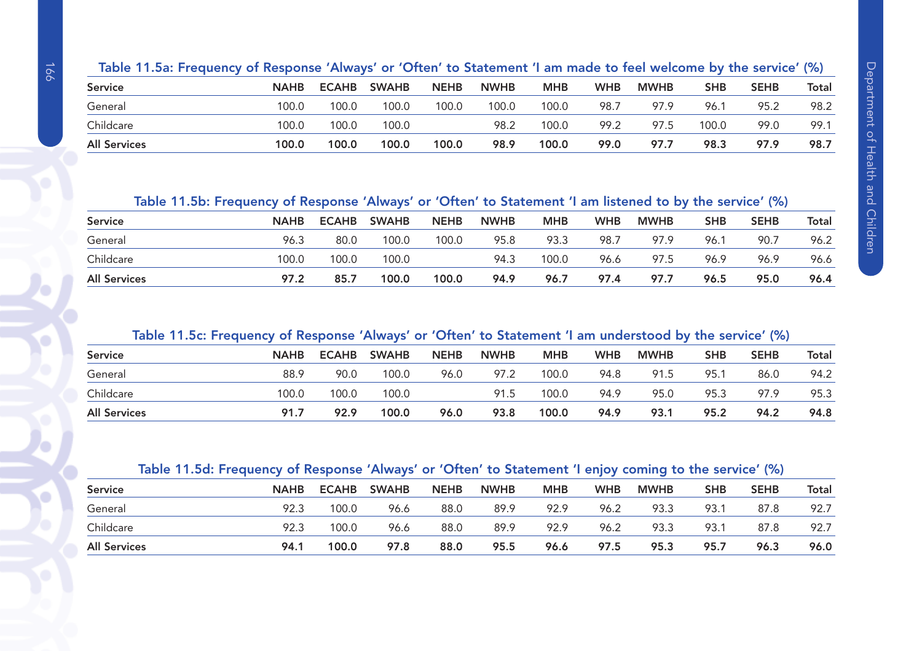### Table 11.5a: Frequency of Response 'Always' or 'Often' to Statement 'I am made to feel welcome by the service' (%)

| Service | NAHB | ECAHB | SWAHB | NEHB | NWHB | MHB | WHB | MWHB | SHB | SEHB | Total |
|---|---|---|---|---|---|---|---|---|---|---|---|
| General | 100.0 | 100.0 | 100.0 | 100.0 | 100.0 | 100.0 | 98.7 | 97.9 | 96.1 | 95.2 | 98.2 |
| Childcare | 100.0 | 100.0 | 100.0 | | 98.2 | 100.0 | 99.2 | 97.5 | 100.0 | 99.0 | 99.1 |
| **All Services** | **100.0** | **100.0** | **100.0** | **100.0** | **98.9** | **100.0** | **99.0** | **97.7** | **98.3** | **97.9** | **98.7** |

### Table 11.5b: Frequency of Response 'Always' or 'Often' to Statement 'I am listened to by the service' (%)

| Service | NAHB | ECAHB | SWAHB | NEHB | NWHB | MHB | WHB | MWHB | SHB | SEHB | Total |
|---|---|---|---|---|---|---|---|---|---|---|---|
| General | 96.3 | 80.0 | 100.0 | 100.0 | 95.8 | 93.3 | 98.7 | 97.9 | 96.1 | 90.7 | 96.2 |
| Childcare | 100.0 | 100.0 | 100.0 | | 94.3 | 100.0 | 96.6 | 97.5 | 96.9 | 96.9 | 96.6 |
| **All Services** | **97.2** | **85.7** | **100.0** | **100.0** | **94.9** | **96.7** | **97.4** | **97.7** | **96.5** | **95.0** | **96.4** |

### Table 11.5c: Frequency of Response 'Always' or 'Often' to Statement 'I am understood by the service' (%)

| Service | NAHB | ECAHB | SWAHB | NEHB | NWHB | MHB | WHB | MWHB | SHB | SEHB | Total |
|---|---|---|---|---|---|---|---|---|---|---|---|
| General | 88.9 | 90.0 | 100.0 | 96.0 | 97.2 | 100.0 | 94.8 | 91.5 | 95.1 | 86.0 | 94.2 |
| Childcare | 100.0 | 100.0 | 100.0 | | 91.5 | 100.0 | 94.9 | 95.0 | 95.3 | 97.9 | 95.3 |
| **All Services** | **91.7** | **92.9** | **100.0** | **96.0** | **93.8** | **100.0** | **94.9** | **93.1** | **95.2** | **94.2** | **94.8** |

### Table 11.5d: Frequency of Response 'Always' or 'Often' to Statement 'I enjoy coming to the service' (%)

| Service | NAHB | ECAHB | SWAHB | NEHB | NWHB | MHB | WHB | MWHB | SHB | SEHB | Total |
|---|---|---|---|---|---|---|---|---|---|---|---|
| General | 92.3 | 100.0 | 96.6 | 88.0 | 89.9 | 92.9 | 96.2 | 93.3 | 93.1 | 87.8 | 92.7 |
| Childcare | 92.3 | 100.0 | 96.6 | 88.0 | 89.9 | 92.9 | 96.2 | 93.3 | 93.1 | 87.8 | 92.7 |
| **All Services** | **94.1** | **100.0** | **97.8** | **88.0** | **95.5** | **96.6** | **97.5** | **95.3** | **95.7** | **96.3** | **96.0** |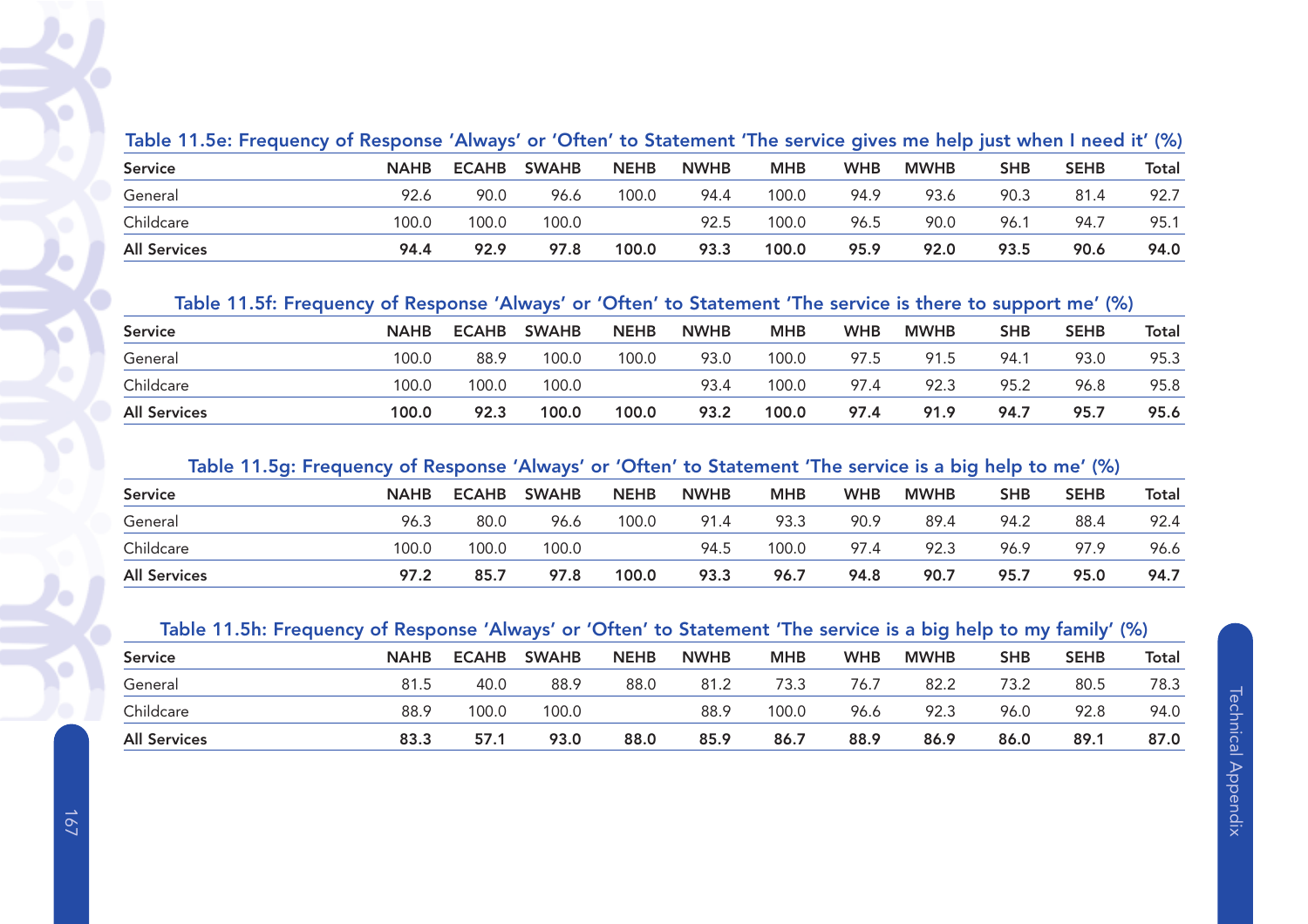### Table 11.5e: Frequency of Response 'Always' or 'Often' to Statement 'The service gives me help just when I need it' (%)

| Service | NAHB | ECAHB | SWAHB | NEHB | NWHB | MHB | WHB | MWHB | SHB | SEHB | Total |
|---|---|---|---|---|---|---|---|---|---|---|---|
| General | 92.6 | 90.0 | 96.6 | 100.0 | 94.4 | 100.0 | 94.9 | 93.6 | 90.3 | 81.4 | 92.7 |
| Childcare | 100.0 | 100.0 | 100.0 | | 92.5 | 100.0 | 96.5 | 90.0 | 96.1 | 94.7 | 95.1 |
| **All Services** | **94.4** | **92.9** | **97.8** | **100.0** | **93.3** | **100.0** | **95.9** | **92.0** | **93.5** | **90.6** | **94.0** |

### Table 11.5f: Frequency of Response 'Always' or 'Often' to Statement 'The service is there to support me' (%)

| Service | NAHB | ECAHB | SWAHB | NEHB | NWHB | MHB | WHB | MWHB | SHB | SEHB | Total |
|---|---|---|---|---|---|---|---|---|---|---|---|
| General | 100.0 | 88.9 | 100.0 | 100.0 | 93.0 | 100.0 | 97.5 | 91.5 | 94.1 | 93.0 | 95.3 |
| Childcare | 100.0 | 100.0 | 100.0 | | 93.4 | 100.0 | 97.4 | 92.3 | 95.2 | 96.8 | 95.8 |
| **All Services** | **100.0** | **92.3** | **100.0** | **100.0** | **93.2** | **100.0** | **97.4** | **91.9** | **94.7** | **95.7** | **95.6** |

### Table 11.5g: Frequency of Response 'Always' or 'Often' to Statement 'The service is a big help to me' (%)

| Service | NAHB | ECAHB | SWAHB | NEHB | NWHB | MHB | WHB | MWHB | SHB | SEHB | Total |
|---|---|---|---|---|---|---|---|---|---|---|---|
| General | 96.3 | 80.0 | 96.6 | 100.0 | 91.4 | 93.3 | 90.9 | 89.4 | 94.2 | 88.4 | 92.4 |
| Childcare | 100.0 | 100.0 | 100.0 | | 94.5 | 100.0 | 97.4 | 92.3 | 96.9 | 97.9 | 96.6 |
| **All Services** | **97.2** | **85.7** | **97.8** | **100.0** | **93.3** | **96.7** | **94.8** | **90.7** | **95.7** | **95.0** | **94.7** |

### Table 11.5h: Frequency of Response 'Always' or 'Often' to Statement 'The service is a big help to my family' (%)

| Service | NAHB | ECAHB | SWAHB | NEHB | NWHB | MHB | WHB | MWHB | SHB | SEHB | Total |
|---|---|---|---|---|---|---|---|---|---|---|---|
| General | 81.5 | 40.0 | 88.9 | 88.0 | 81.2 | 73.3 | 76.7 | 82.2 | 73.2 | 80.5 | 78.3 |
| Childcare | 88.9 | 100.0 | 100.0 | | 88.9 | 100.0 | 96.6 | 92.3 | 96.0 | 92.8 | 94.0 |
| **All Services** | **83.3** | **57.1** | **93.0** | **88.0** | **85.9** | **86.7** | **88.9** | **86.9** | **86.0** | **89.1** | **87.0** |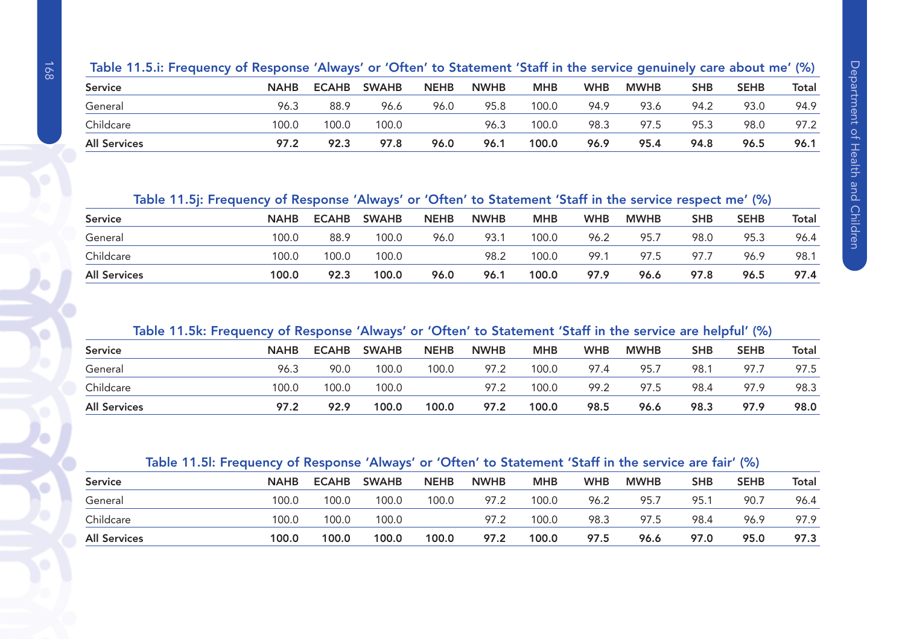### Table 11.5.i: Frequency of Response 'Always' or 'Often' to Statement 'Staff in the service genuinely care about me' (%)

| Service | NAHB | ECAHB | SWAHB | NEHB | NWHB | MHB | WHB | MWHB | SHB | SEHB | Total |
|---|---|---|---|---|---|---|---|---|---|---|---|
| General | 96.3 | 88.9 | 96.6 | 96.0 | 95.8 | 100.0 | 94.9 | 93.6 | 94.2 | 93.0 | 94.9 |
| Childcare | 100.0 | 100.0 | 100.0 | | 96.3 | 100.0 | 98.3 | 97.5 | 95.3 | 98.0 | 97.2 |
| **All Services** | **97.2** | **92.3** | **97.8** | **96.0** | **96.1** | **100.0** | **96.9** | **95.4** | **94.8** | **96.5** | **96.1** |

### Table 11.5j: Frequency of Response 'Always' or 'Often' to Statement 'Staff in the service respect me' (%)

| Service | NAHB | ECAHB | SWAHB | NEHB | NWHB | MHB | WHB | MWHB | SHB | SEHB | Total |
|---|---|---|---|---|---|---|---|---|---|---|---|
| General | 100.0 | 88.9 | 100.0 | 96.0 | 93.1 | 100.0 | 96.2 | 95.7 | 98.0 | 95.3 | 96.4 |
| Childcare | 100.0 | 100.0 | 100.0 | | 98.2 | 100.0 | 99.1 | 97.5 | 97.7 | 96.9 | 98.1 |
| **All Services** | **100.0** | **92.3** | **100.0** | **96.0** | **96.1** | **100.0** | **97.9** | **96.6** | **97.8** | **96.5** | **97.4** |

### Table 11.5k: Frequency of Response 'Always' or 'Often' to Statement 'Staff in the service are helpful' (%)

| Service | NAHB | ECAHB | SWAHB | NEHB | NWHB | MHB | WHB | MWHB | SHB | SEHB | Total |
|---|---|---|---|---|---|---|---|---|---|---|---|
| General | 96.3 | 90.0 | 100.0 | 100.0 | 97.2 | 100.0 | 97.4 | 95.7 | 98.1 | 97.7 | 97.5 |
| Childcare | 100.0 | 100.0 | 100.0 | | 97.2 | 100.0 | 99.2 | 97.5 | 98.4 | 97.9 | 98.3 |
| **All Services** | **97.2** | **92.9** | **100.0** | **100.0** | **97.2** | **100.0** | **98.5** | **96.6** | **98.3** | **97.9** | **98.0** |

### Table 11.5l: Frequency of Response 'Always' or 'Often' to Statement 'Staff in the service are fair' (%)

| Service | NAHB | ECAHB | SWAHB | NEHB | NWHB | MHB | WHB | MWHB | SHB | SEHB | Total |
|---|---|---|---|---|---|---|---|---|---|---|---|
| General | 100.0 | 100.0 | 100.0 | 100.0 | 97.2 | 100.0 | 96.2 | 95.7 | 95.1 | 90.7 | 96.4 |
| Childcare | 100.0 | 100.0 | 100.0 | | 97.2 | 100.0 | 98.3 | 97.5 | 98.4 | 96.9 | 97.9 |
| **All Services** | **100.0** | **100.0** | **100.0** | **100.0** | **97.2** | **100.0** | **97.5** | **96.6** | **97.0** | **95.0** | **97.3** |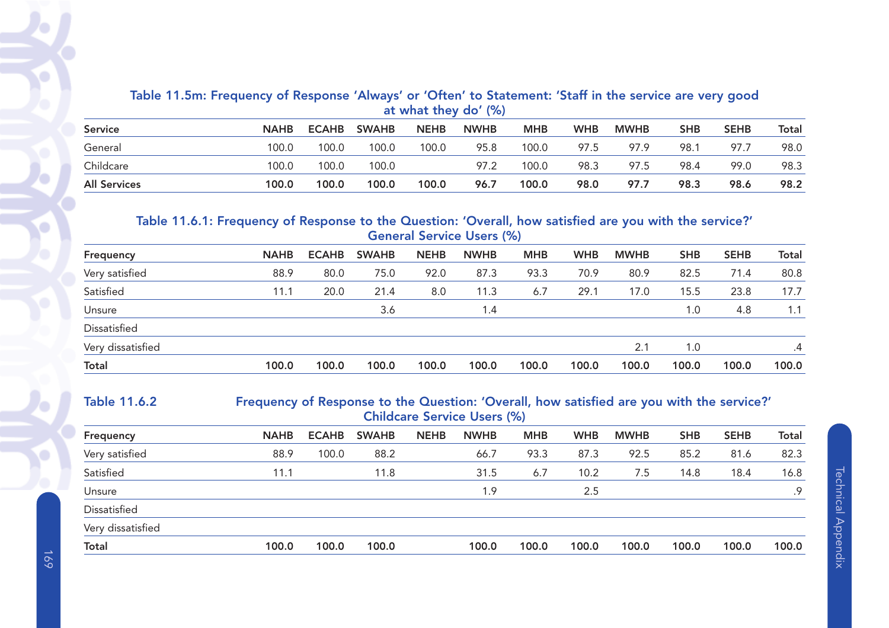### Table 11.5m: Frequency of Response 'Always' or 'Often' to Statement: 'Staff in the service are very good at what they do' (%)

| Service | NAHB | ECAHB | SWAHB | NEHB | NWHB | MHB | WHB | MWHB | SHB | SEHB | Total |
|---|---|---|---|---|---|---|---|---|---|---|---|
| General | 100.0 | 100.0 | 100.0 | 100.0 | 95.8 | 100.0 | 97.5 | 97.9 | 98.1 | 97.7 | 98.0 |
| Childcare | 100.0 | 100.0 | 100.0 | | 97.2 | 100.0 | 98.3 | 97.5 | 98.4 | 99.0 | 98.3 |
| **All Services** | **100.0** | **100.0** | **100.0** | **100.0** | **96.7** | **100.0** | **98.0** | **97.7** | **98.3** | **98.6** | **98.2** |

### Table 11.6.1: Frequency of Response to the Question: 'Overall, how satisfied are you with the service?' General Service Users (%)

| Frequency | NAHB | ECAHB | SWAHB | NEHB | NWHB | MHB | WHB | MWHB | SHB | SEHB | Total |
|---|---|---|---|---|---|---|---|---|---|---|---|
| Very satisfied | 88.9 | 80.0 | 75.0 | 92.0 | 87.3 | 93.3 | 70.9 | 80.9 | 82.5 | 71.4 | 80.8 |
| Satisfied | 11.1 | 20.0 | 21.4 | 8.0 | 11.3 | 6.7 | 29.1 | 17.0 | 15.5 | 23.8 | 17.7 |
| Unsure | | | 3.6 | | 1.4 | | | | 1.0 | 4.8 | 1.1 |
| Dissatisfied | | | | | | | | | | | |
| Very dissatisfied | | | | | | | | 2.1 | 1.0 | | .4 |
| **Total** | **100.0** | **100.0** | **100.0** | **100.0** | **100.0** | **100.0** | **100.0** | **100.0** | **100.0** | **100.0** | **100.0** |

### Table 11.6.2 Frequency of Response to the Question: 'Overall, how satisfied are you with the service?' Childcare Service Users (%)

| Frequency | NAHB | ECAHB | SWAHB | NEHB | NWHB | MHB | WHB | MWHB | SHB | SEHB | Total |
|---|---|---|---|---|---|---|---|---|---|---|---|
| Very satisfied | 88.9 | 100.0 | 88.2 | | 66.7 | 93.3 | 87.3 | 92.5 | 85.2 | 81.6 | 82.3 |
| Satisfied | 11.1 | | 11.8 | | 31.5 | 6.7 | 10.2 | 7.5 | 14.8 | 18.4 | 16.8 |
| Unsure | | | | | 1.9 | | 2.5 | | | | .9 |
| Dissatisfied | | | | | | | | | | | |
| Very dissatisfied | | | | | | | | | | | |
| **Total** | **100.0** | **100.0** | **100.0** | | **100.0** | **100.0** | **100.0** | **100.0** | **100.0** | **100.0** | **100.0** |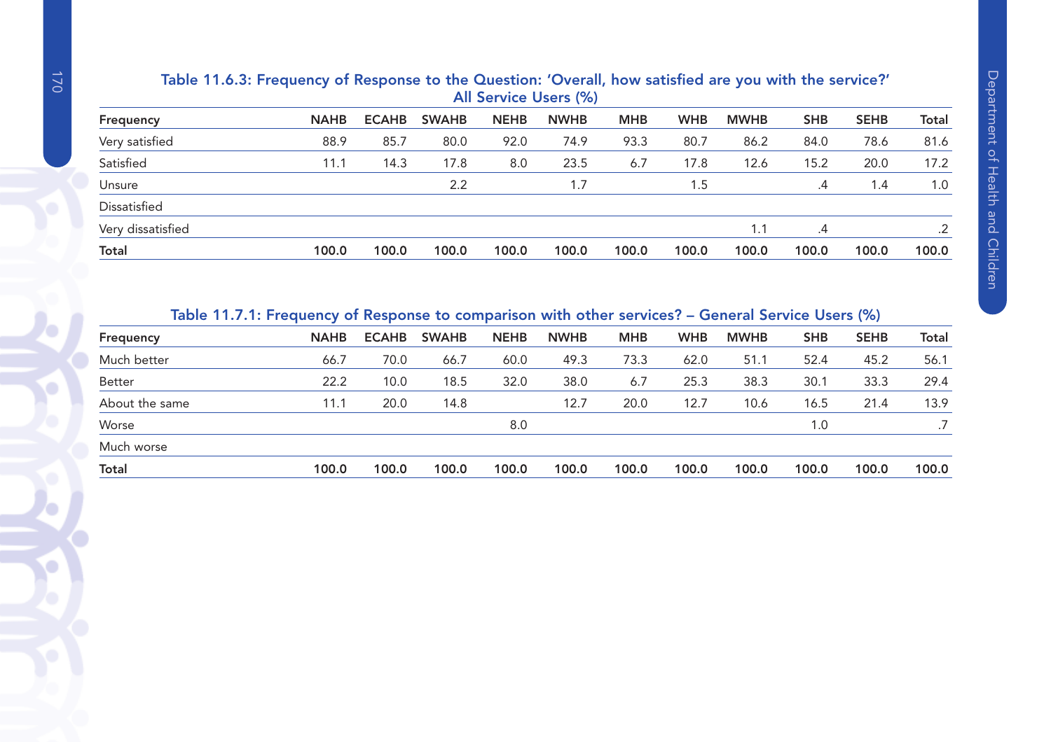### Table 11.6.3: Frequency of Response to the Question: 'Overall, how satisfied are you with the service?' All Service Users (%)

| Frequency | NAHB | ECAHB | SWAHB | NEHB | NWHB | MHB | WHB | MWHB | SHB | SEHB | Total |
|---|---|---|---|---|---|---|---|---|---|---|---|
| Very satisfied | 88.9 | 85.7 | 80.0 | 92.0 | 74.9 | 93.3 | 80.7 | 86.2 | 84.0 | 78.6 | 81.6 |
| Satisfied | 11.1 | 14.3 | 17.8 | 8.0 | 23.5 | 6.7 | 17.8 | 12.6 | 15.2 | 20.0 | 17.2 |
| Unsure | | | 2.2 | | 1.7 | | 1.5 | | .4 | 1.4 | 1.0 |
| Dissatisfied | | | | | | | | | | | |
| Very dissatisfied | | | | | | | | 1.1 | .4 | | .2 |
| **Total** | **100.0** | **100.0** | **100.0** | **100.0** | **100.0** | **100.0** | **100.0** | **100.0** | **100.0** | **100.0** | **100.0** |

### Table 11.7.1: Frequency of Response to comparison with other services? – General Service Users (%)

| Frequency | NAHB | ECAHB | SWAHB | NEHB | NWHB | MHB | WHB | MWHB | SHB | SEHB | Total |
|---|---|---|---|---|---|---|---|---|---|---|---|
| Much better | 66.7 | 70.0 | 66.7 | 60.0 | 49.3 | 73.3 | 62.0 | 51.1 | 52.4 | 45.2 | 56.1 |
| Better | 22.2 | 10.0 | 18.5 | 32.0 | 38.0 | 6.7 | 25.3 | 38.3 | 30.1 | 33.3 | 29.4 |
| About the same | 11.1 | 20.0 | 14.8 | | 12.7 | 20.0 | 12.7 | 10.6 | 16.5 | 21.4 | 13.9 |
| Worse | | | | 8.0 | | | | | 1.0 | | .7 |
| Much worse | | | | | | | | | | | |
| **Total** | **100.0** | **100.0** | **100.0** | **100.0** | **100.0** | **100.0** | **100.0** | **100.0** | **100.0** | **100.0** | **100.0** |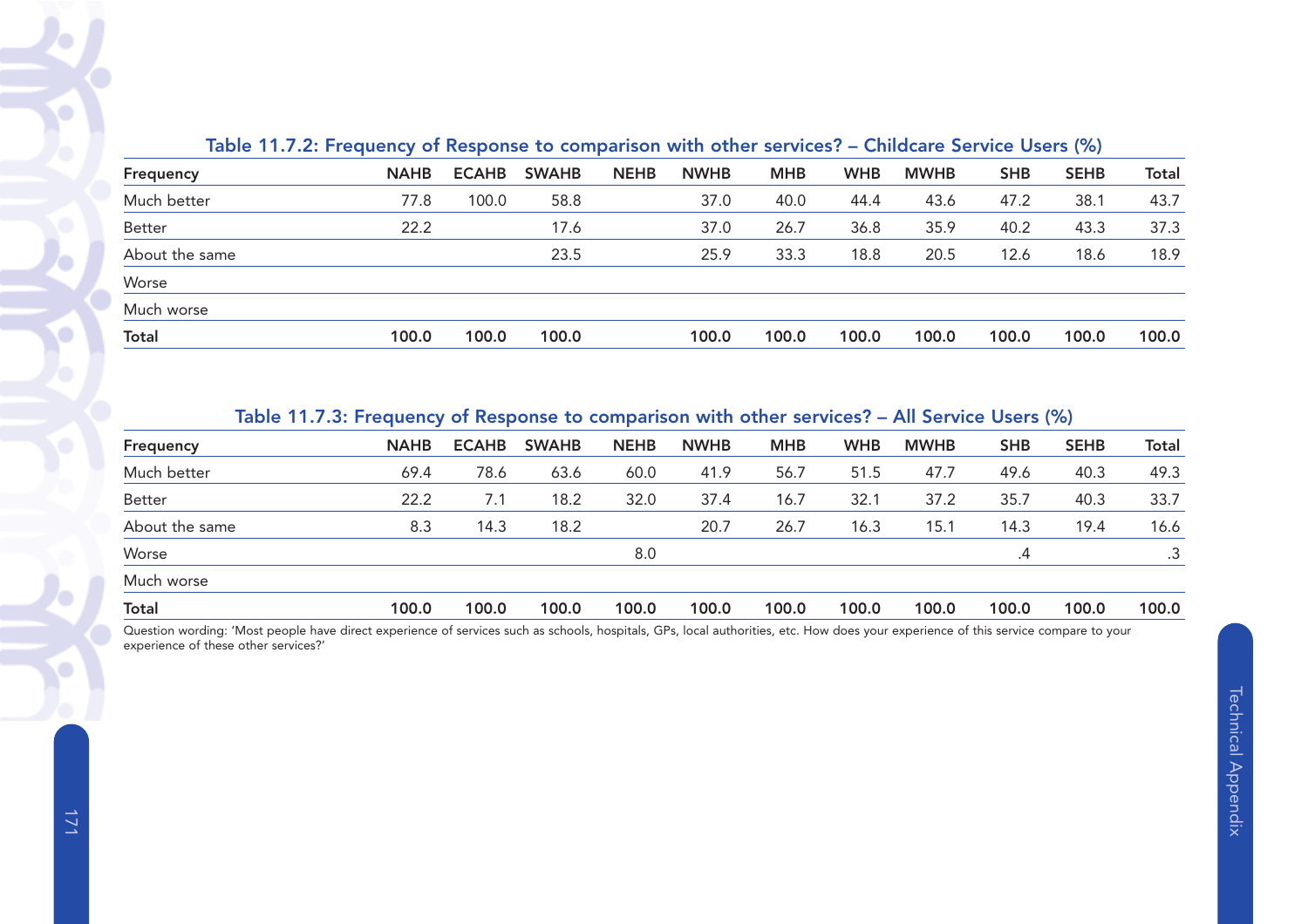### Table 11.7.2: Frequency of Response to comparison with other services? – Childcare Service Users (%)

| Frequency | NAHB | ECAHB | SWAHB | NEHB | NWHB | MHB | WHB | MWHB | SHB | SEHB | Total |
|---|---|---|---|---|---|---|---|---|---|---|---|
| Much better | 77.8 | 100.0 | 58.8 | | 37.0 | 40.0 | 44.4 | 43.6 | 47.2 | 38.1 | 43.7 |
| Better | 22.2 | | 17.6 | | 37.0 | 26.7 | 36.8 | 35.9 | 40.2 | 43.3 | 37.3 |
| About the same | | | 23.5 | | 25.9 | 33.3 | 18.8 | 20.5 | 12.6 | 18.6 | 18.9 |
| Worse | | | | | | | | | | | |
| Much worse | | | | | | | | | | | |
| **Total** | **100.0** | **100.0** | **100.0** | | **100.0** | **100.0** | **100.0** | **100.0** | **100.0** | **100.0** | **100.0** |

### Table 11.7.3: Frequency of Response to comparison with other services? – All Service Users (%)

| Frequency | NAHB | ECAHB | SWAHB | NEHB | NWHB | MHB | WHB | MWHB | SHB | SEHB | Total |
|---|---|---|---|---|---|---|---|---|---|---|---|
| Much better | 69.4 | 78.6 | 63.6 | 60.0 | 41.9 | 56.7 | 51.5 | 47.7 | 49.6 | 40.3 | 49.3 |
| Better | 22.2 | 7.1 | 18.2 | 32.0 | 37.4 | 16.7 | 32.1 | 37.2 | 35.7 | 40.3 | 33.7 |
| About the same | 8.3 | 14.3 | 18.2 | | 20.7 | 26.7 | 16.3 | 15.1 | 14.3 | 19.4 | 16.6 |
| Worse | | | | 8.0 | | | | | .4 | | .3 |
| Much worse | | | | | | | | | | | |
| **Total** | **100.0** | **100.0** | **100.0** | **100.0** | **100.0** | **100.0** | **100.0** | **100.0** | **100.0** | **100.0** | **100.0** |

Question wording: 'Most people have direct experience of services such as schools, hospitals, GPs, local authorities, etc. How does your experience of this service compare to your experience of these other services?'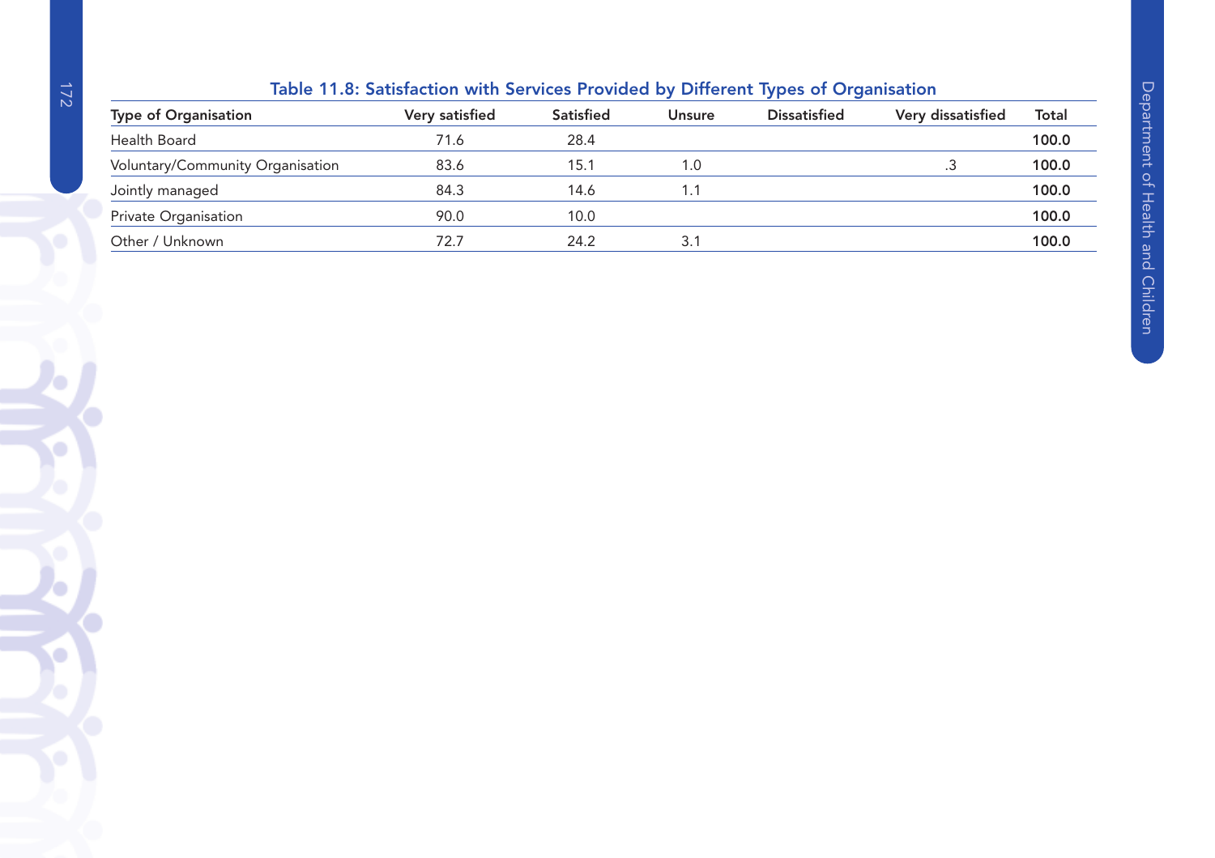## Table 11.8: Satisfaction with Services Provided by Different Types of Organisation

| Type of Organisation | Very satisfied | Satisfied | Unsure | Dissatisfied | Very dissatisfied | Total |
|---|---|---|---|---|---|---|
| Health Board | 71.6 | 28.4 | | | | **100.0** |
| Voluntary/Community Organisation | 83.6 | 15.1 | 1.0 | | .3 | **100.0** |
| Jointly managed | 84.3 | 14.6 | 1.1 | | | **100.0** |
| Private Organisation | 90.0 | 10.0 | | | | **100.0** |
| Other / Unknown | 72.7 | 24.2 | 3.1 | | | **100.0** |